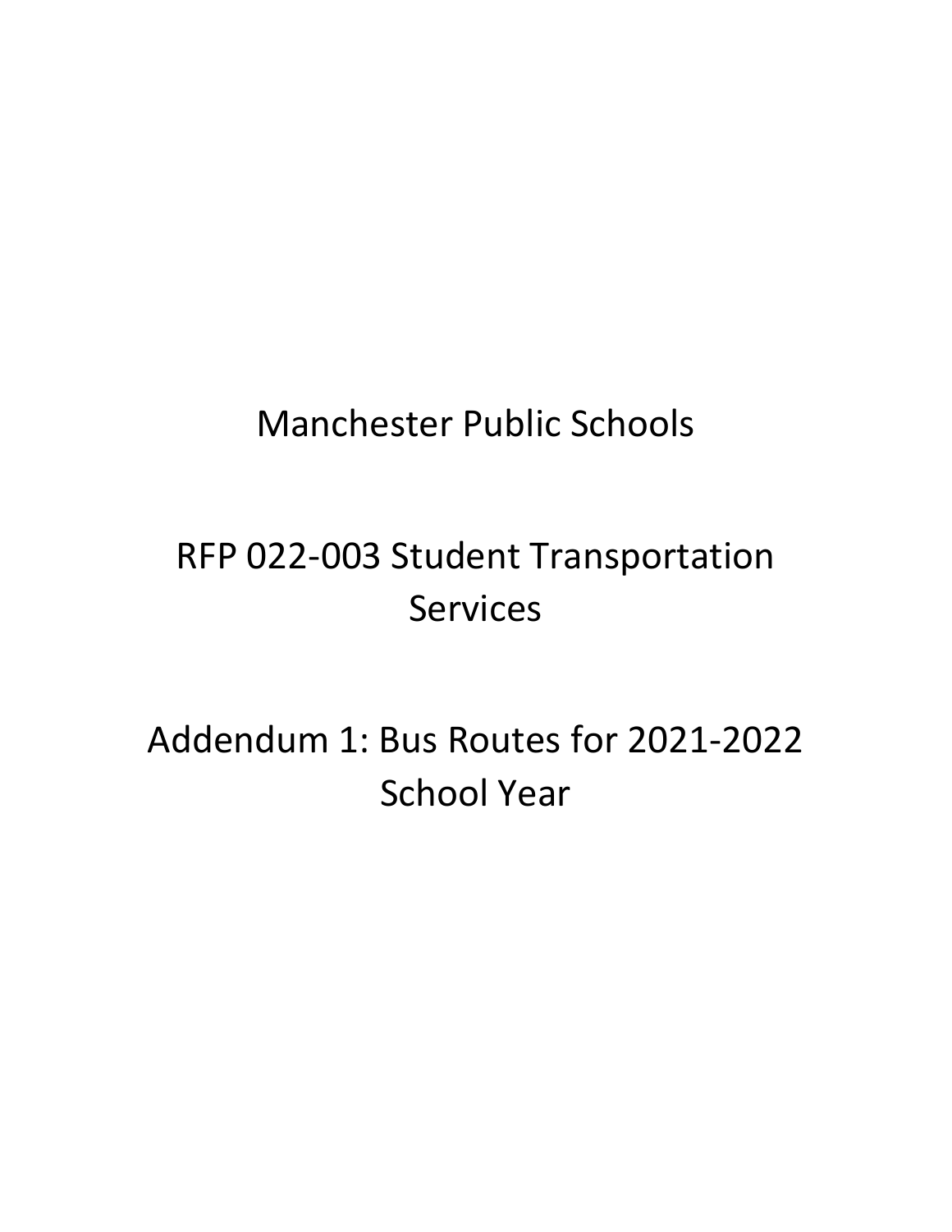# Manchester Public Schools

# RFP 022-003 Student Transportation Services

# Addendum 1: Bus Routes for 2021-2022 School Year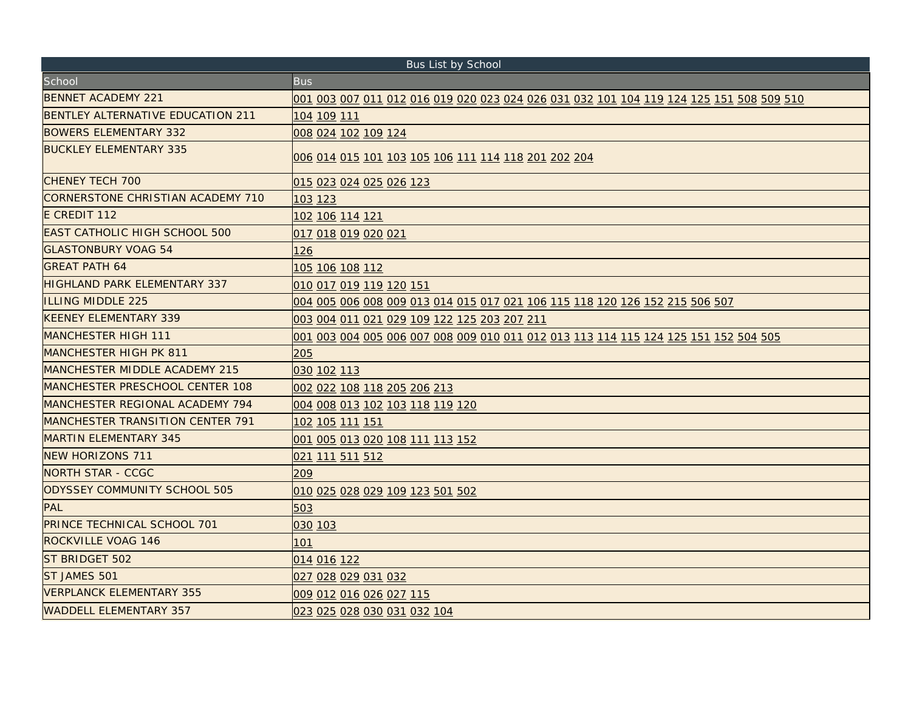| Bus List by School | |
|---|---|
| School | Bus |
| BENNET ACADEMY 221 | 001 003 007 011 012 016 019 020 023 024 026 031 032 101 104 119 124 125 151 508 509 510 |
| BENTLEY ALTERNATIVE EDUCATION 211 | 104 109 111 |
| BOWERS ELEMENTARY 332 | 008 024 102 109 124 |
| BUCKLEY ELEMENTARY 335 | 006 014 015 101 103 105 106 111 114 118 201 202 204 |
| CHENEY TECH 700 | 015 023 024 025 026 123 |
| CORNERSTONE CHRISTIAN ACADEMY 710 | 103 123 |
| E CREDIT 112 | 102 106 114 121 |
| EAST CATHOLIC HIGH SCHOOL 500 | 017 018 019 020 021 |
| GLASTONBURY VOAG 54 | 126 |
| GREAT PATH 64 | 105 106 108 112 |
| HIGHLAND PARK ELEMENTARY 337 | 010 017 019 119 120 151 |
| ILLING MIDDLE 225 | 004 005 006 008 009 013 014 015 017 021 106 115 118 120 126 152 215 506 507 |
| KEENEY ELEMENTARY 339 | 003 004 011 021 029 109 122 125 203 207 211 |
| MANCHESTER HIGH 111 | 001 003 004 005 006 007 008 009 010 011 012 013 113 114 115 124 125 151 152 504 505 |
| MANCHESTER HIGH PK 811 | 205 |
| MANCHESTER MIDDLE ACADEMY 215 | 030 102 113 |
| MANCHESTER PRESCHOOL CENTER 108 | 002 022 108 118 205 206 213 |
| MANCHESTER REGIONAL ACADEMY 794 | 004 008 013 102 103 118 119 120 |
| MANCHESTER TRANSITION CENTER 791 | 102 105 111 151 |
| MARTIN ELEMENTARY 345 | 001 005 013 020 108 111 113 152 |
| NEW HORIZONS 711 | 021 111 511 512 |
| NORTH STAR - CCGC | 209 |
| ODYSSEY COMMUNITY SCHOOL 505 | 010 025 028 029 109 123 501 502 |
| PAL | 503 |
| PRINCE TECHNICAL SCHOOL 701 | 030 103 |
| ROCKVILLE VOAG 146 | 101 |
| ST BRIDGET 502 | 014 016 122 |
| ST JAMES 501 | 027 028 029 031 032 |
| VERPLANCK ELEMENTARY 355 | 009 012 016 026 027 115 |
| WADDELL ELEMENTARY 357 | 023 025 028 030 031 032 104 |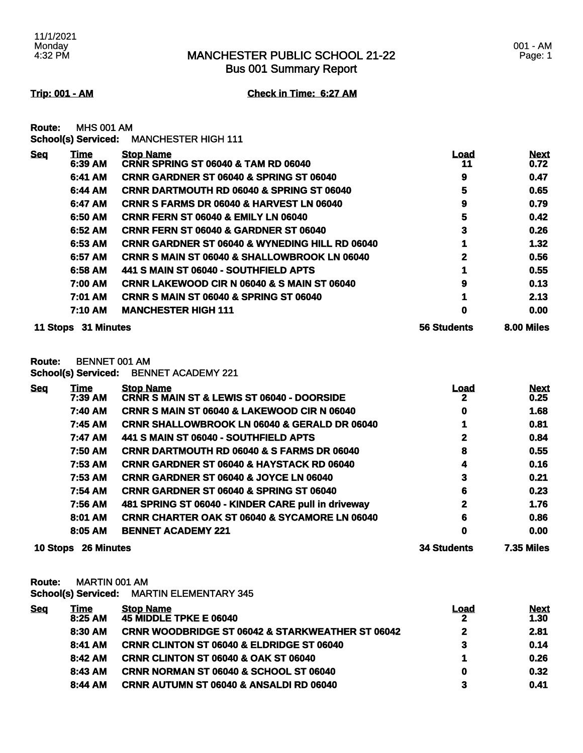# MANCHESTER PUBLIC SCHOOL 21-22
## Bus 001 Summary Report

11/1/2021
Monday
4:32 PM

001 - AM

**Trip: 001 - AM** **Check in Time: 6:27 AM**

**Route:** MHS 001 AM
**School(s) Serviced:** MANCHESTER HIGH 111

| Seq | Time | Stop Name | Load | Next |
|---|---|---|---|---|
| | 6:39 AM | CRNR SPRING ST 06040 & TAM RD 06040 | 11 | 0.72 |
| | 6:41 AM | CRNR GARDNER ST 06040 & SPRING ST 06040 | 9 | 0.47 |
| | 6:44 AM | CRNR DARTMOUTH RD 06040 & SPRING ST 06040 | 5 | 0.65 |
| | 6:47 AM | CRNR S FARMS DR 06040 & HARVEST LN 06040 | 9 | 0.79 |
| | 6:50 AM | CRNR FERN ST 06040 & EMILY LN 06040 | 5 | 0.42 |
| | 6:52 AM | CRNR FERN ST 06040 & GARDNER ST 06040 | 3 | 0.26 |
| | 6:53 AM | CRNR GARDNER ST 06040 & WYNEDING HILL RD 06040 | 1 | 1.32 |
| | 6:57 AM | CRNR S MAIN ST 06040 & SHALLOWBROOK LN 06040 | 2 | 0.56 |
| | 6:58 AM | 441 S MAIN ST 06040 - SOUTHFIELD APTS | 1 | 0.55 |
| | 7:00 AM | CRNR LAKEWOOD CIR N 06040 & S MAIN ST 06040 | 9 | 0.13 |
| | 7:01 AM | CRNR S MAIN ST 06040 & SPRING ST 06040 | 1 | 2.13 |
| | 7:10 AM | MANCHESTER HIGH 111 | 0 | 0.00 |
| **11 Stops** | **31 Minutes** | | **56 Students** | **8.00 Miles** |

**Route:** BENNET 001 AM
**School(s) Serviced:** BENNET ACADEMY 221

| Seq | Time | Stop Name | Load | Next |
|---|---|---|---|---|
| | 7:39 AM | CRNR S MAIN ST & LEWIS ST 06040 - DOORSIDE | 2 | 0.25 |
| | 7:40 AM | CRNR S MAIN ST 06040 & LAKEWOOD CIR N 06040 | 0 | 1.68 |
| | 7:45 AM | CRNR SHALLOWBROOK LN 06040 & GERALD DR 06040 | 1 | 0.81 |
| | 7:47 AM | 441 S MAIN ST 06040 - SOUTHFIELD APTS | 2 | 0.84 |
| | 7:50 AM | CRNR DARTMOUTH RD 06040 & S FARMS DR 06040 | 8 | 0.55 |
| | 7:53 AM | CRNR GARDNER ST 06040 & HAYSTACK RD 06040 | 4 | 0.16 |
| | 7:53 AM | CRNR GARDNER ST 06040 & JOYCE LN 06040 | 3 | 0.21 |
| | 7:54 AM | CRNR GARDNER ST 06040 & SPRING ST 06040 | 6 | 0.23 |
| | 7:56 AM | 481 SPRING ST 06040 - KINDER CARE pull in driveway | 2 | 1.76 |
| | 8:01 AM | CRNR CHARTER OAK ST 06040 & SYCAMORE LN 06040 | 6 | 0.86 |
| | 8:05 AM | BENNET ACADEMY 221 | 0 | 0.00 |
| **10 Stops** | **26 Minutes** | | **34 Students** | **7.35 Miles** |

**Route:** MARTIN 001 AM
**School(s) Serviced:** MARTIN ELEMENTARY 345

| Seq | Time | Stop Name | Load | Next |
|---|---|---|---|---|
| | 8:25 AM | 45 MIDDLE TPKE E 06040 | 2 | 1.30 |
| | 8:30 AM | CRNR WOODBRIDGE ST 06042 & STARKWEATHER ST 06042 | 2 | 2.81 |
| | 8:41 AM | CRNR CLINTON ST 06040 & ELDRIDGE ST 06040 | 3 | 0.14 |
| | 8:42 AM | CRNR CLINTON ST 06040 & OAK ST 06040 | 1 | 0.26 |
| | 8:43 AM | CRNR NORMAN ST 06040 & SCHOOL ST 06040 | 0 | 0.32 |
| | 8:44 AM | CRNR AUTUMN ST 06040 & ANSALDI RD 06040 | 3 | 0.41 |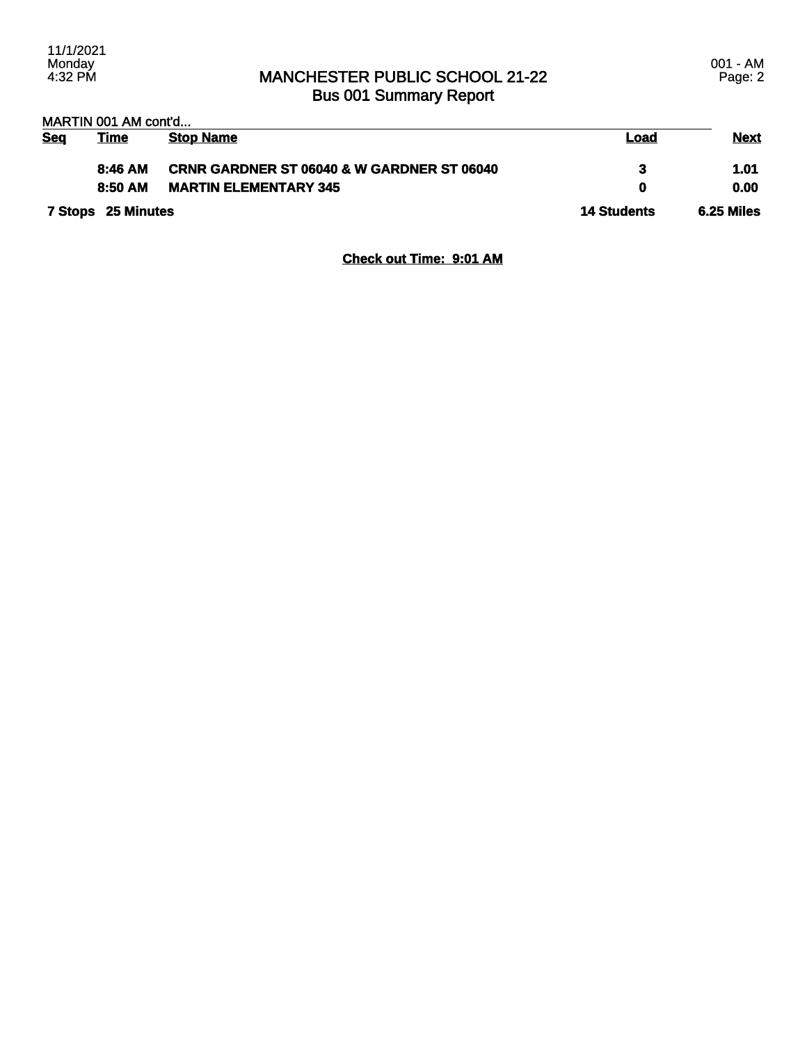# MANCHESTER PUBLIC SCHOOL 21-22
## Bus 001 Summary Report

MARTIN 001 AM cont'd...

| Seq | Time | Stop Name | Load | Next |
|---|---|---|---|---|
| | 8:46 AM | CRNR GARDNER ST 06040 & W GARDNER ST 06040 | 3 | 1.01 |
| | 8:50 AM | MARTIN ELEMENTARY 345 | 0 | 0.00 |
| **7 Stops** | **25 Minutes** | | **14 Students** | **6.25 Miles** |

**Check out Time: 9:01 AM**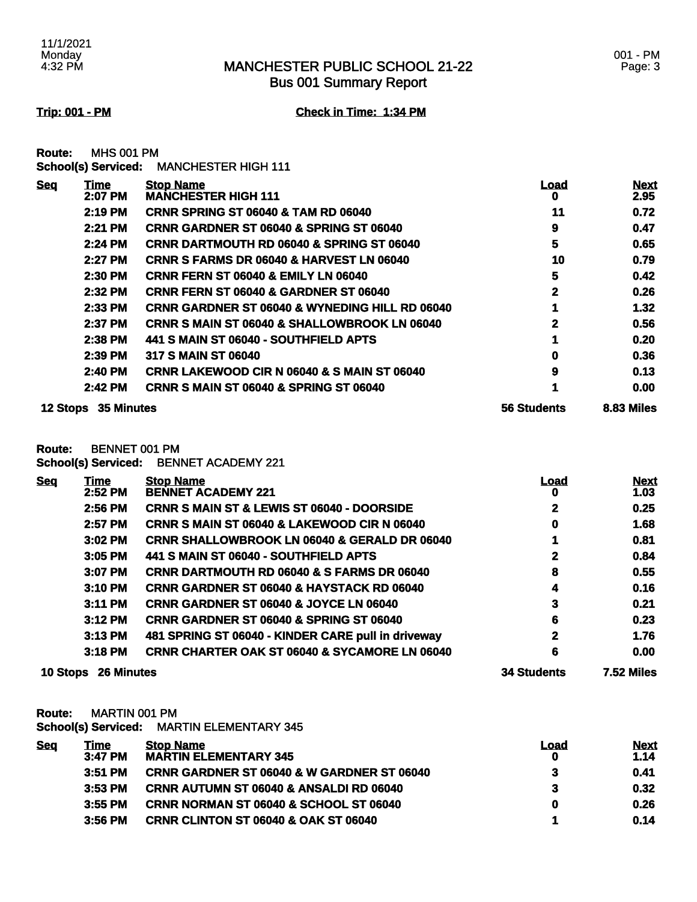# MANCHESTER PUBLIC SCHOOL 21-22
## Bus 001 Summary Report

**Trip: 001 - PM** **Check in Time: 1:34 PM**

**Route:** MHS 001 PM
**School(s) Serviced:** MANCHESTER HIGH 111

| Seq | Time | Stop Name | Load | Next |
|---|---|---|---|---|
| | 2:07 PM | MANCHESTER HIGH 111 | 0 | 2.95 |
| | 2:19 PM | CRNR SPRING ST 06040 & TAM RD 06040 | 11 | 0.72 |
| | 2:21 PM | CRNR GARDNER ST 06040 & SPRING ST 06040 | 9 | 0.47 |
| | 2:24 PM | CRNR DARTMOUTH RD 06040 & SPRING ST 06040 | 5 | 0.65 |
| | 2:27 PM | CRNR S FARMS DR 06040 & HARVEST LN 06040 | 10 | 0.79 |
| | 2:30 PM | CRNR FERN ST 06040 & EMILY LN 06040 | 5 | 0.42 |
| | 2:32 PM | CRNR FERN ST 06040 & GARDNER ST 06040 | 2 | 0.26 |
| | 2:33 PM | CRNR GARDNER ST 06040 & WYNEDING HILL RD 06040 | 1 | 1.32 |
| | 2:37 PM | CRNR S MAIN ST 06040 & SHALLOWBROOK LN 06040 | 2 | 0.56 |
| | 2:38 PM | 441 S MAIN ST 06040 - SOUTHFIELD APTS | 1 | 0.20 |
| | 2:39 PM | 317 S MAIN ST 06040 | 0 | 0.36 |
| | 2:40 PM | CRNR LAKEWOOD CIR N 06040 & S MAIN ST 06040 | 9 | 0.13 |
| | 2:42 PM | CRNR S MAIN ST 06040 & SPRING ST 06040 | 1 | 0.00 |
| **12 Stops** | **35 Minutes** | | **56 Students** | **8.83 Miles** |

**Route:** BENNET 001 PM
**School(s) Serviced:** BENNET ACADEMY 221

| Seq | Time | Stop Name | Load | Next |
|---|---|---|---|---|
| | 2:52 PM | BENNET ACADEMY 221 | 0 | 1.03 |
| | 2:56 PM | CRNR S MAIN ST & LEWIS ST 06040 - DOORSIDE | 2 | 0.25 |
| | 2:57 PM | CRNR S MAIN ST 06040 & LAKEWOOD CIR N 06040 | 0 | 1.68 |
| | 3:02 PM | CRNR SHALLOWBROOK LN 06040 & GERALD DR 06040 | 1 | 0.81 |
| | 3:05 PM | 441 S MAIN ST 06040 - SOUTHFIELD APTS | 2 | 0.84 |
| | 3:07 PM | CRNR DARTMOUTH RD 06040 & S FARMS DR 06040 | 8 | 0.55 |
| | 3:10 PM | CRNR GARDNER ST 06040 & HAYSTACK RD 06040 | 4 | 0.16 |
| | 3:11 PM | CRNR GARDNER ST 06040 & JOYCE LN 06040 | 3 | 0.21 |
| | 3:12 PM | CRNR GARDNER ST 06040 & SPRING ST 06040 | 6 | 0.23 |
| | 3:13 PM | 481 SPRING ST 06040 - KINDER CARE pull in driveway | 2 | 1.76 |
| | 3:18 PM | CRNR CHARTER OAK ST 06040 & SYCAMORE LN 06040 | 6 | 0.00 |
| **10 Stops** | **26 Minutes** | | **34 Students** | **7.52 Miles** |

**Route:** MARTIN 001 PM
**School(s) Serviced:** MARTIN ELEMENTARY 345

| Seq | Time | Stop Name | Load | Next |
|---|---|---|---|---|
| | 3:47 PM | MARTIN ELEMENTARY 345 | 0 | 1.14 |
| | 3:51 PM | CRNR GARDNER ST 06040 & W GARDNER ST 06040 | 3 | 0.41 |
| | 3:53 PM | CRNR AUTUMN ST 06040 & ANSALDI RD 06040 | 3 | 0.32 |
| | 3:55 PM | CRNR NORMAN ST 06040 & SCHOOL ST 06040 | 0 | 0.26 |
| | 3:56 PM | CRNR CLINTON ST 06040 & OAK ST 06040 | 1 | 0.14 |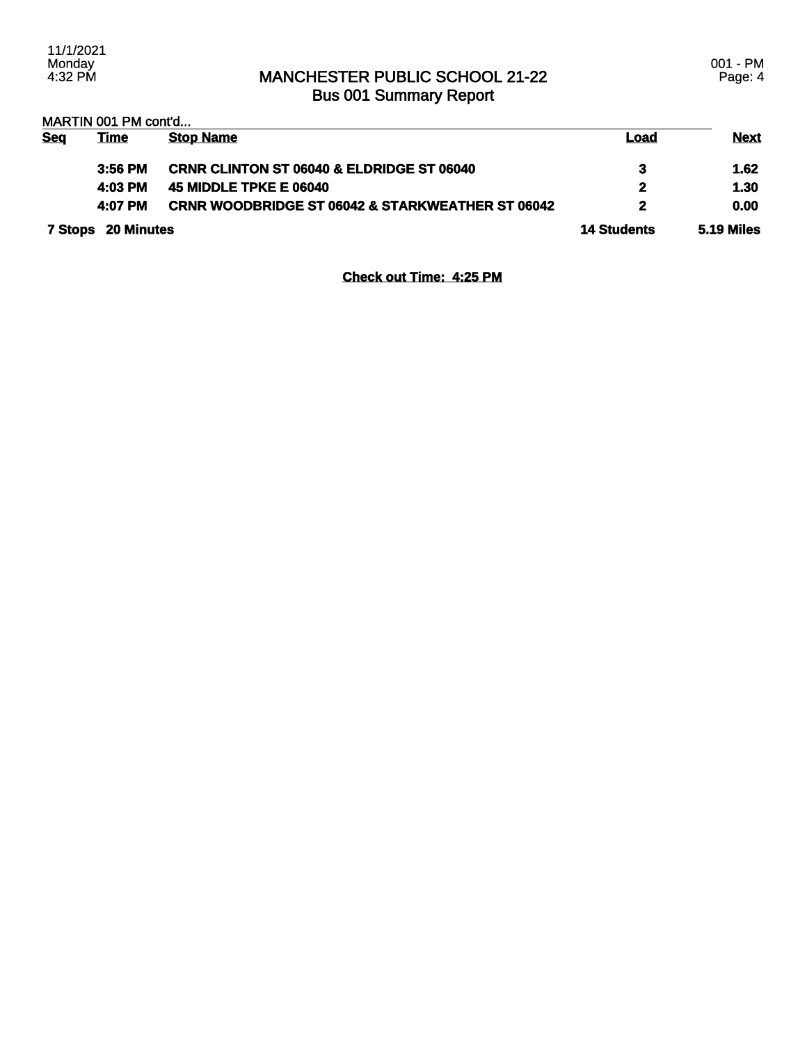# MANCHESTER PUBLIC SCHOOL 21-22
## Bus 001 Summary Report

MARTIN 001 PM cont'd...

| Seq | Time | Stop Name | Load | Next |
|---|---|---|---|---|
| | 3:56 PM | CRNR CLINTON ST 06040 & ELDRIDGE ST 06040 | 3 | 1.62 |
| | 4:03 PM | 45 MIDDLE TPKE E 06040 | 2 | 1.30 |
| | 4:07 PM | CRNR WOODBRIDGE ST 06042 & STARKWEATHER ST 06042 | 2 | 0.00 |
| 7 Stops | 20 Minutes | | 14 Students | 5.19 Miles |

**Check out Time: 4:25 PM**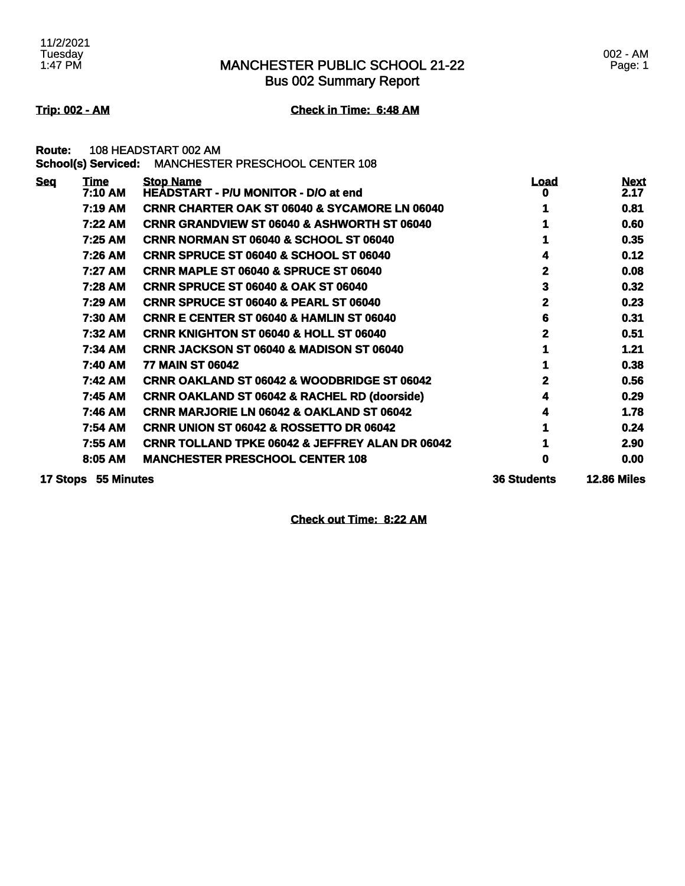# MANCHESTER PUBLIC SCHOOL 21-22
## Bus 002 Summary Report

**Trip: 002 - AM** **Check in Time: 6:48 AM**

**Route:** 108 HEADSTART 002 AM
**School(s) Serviced:** MANCHESTER PRESCHOOL CENTER 108

| Seq | Time | Stop Name | Load | Next |
|---|---|---|---|---|
| | 7:10 AM | HEADSTART - P/U MONITOR - D/O at end | 0 | 2.17 |
| | 7:19 AM | CRNR CHARTER OAK ST 06040 & SYCAMORE LN 06040 | 1 | 0.81 |
| | 7:22 AM | CRNR GRANDVIEW ST 06040 & ASHWORTH ST 06040 | 1 | 0.60 |
| | 7:25 AM | CRNR NORMAN ST 06040 & SCHOOL ST 06040 | 1 | 0.35 |
| | 7:26 AM | CRNR SPRUCE ST 06040 & SCHOOL ST 06040 | 4 | 0.12 |
| | 7:27 AM | CRNR MAPLE ST 06040 & SPRUCE ST 06040 | 2 | 0.08 |
| | 7:28 AM | CRNR SPRUCE ST 06040 & OAK ST 06040 | 3 | 0.32 |
| | 7:29 AM | CRNR SPRUCE ST 06040 & PEARL ST 06040 | 2 | 0.23 |
| | 7:30 AM | CRNR E CENTER ST 06040 & HAMLIN ST 06040 | 6 | 0.31 |
| | 7:32 AM | CRNR KNIGHTON ST 06040 & HOLL ST 06040 | 2 | 0.51 |
| | 7:34 AM | CRNR JACKSON ST 06040 & MADISON ST 06040 | 1 | 1.21 |
| | 7:40 AM | 77 MAIN ST 06042 | 1 | 0.38 |
| | 7:42 AM | CRNR OAKLAND ST 06042 & WOODBRIDGE ST 06042 | 2 | 0.56 |
| | 7:45 AM | CRNR OAKLAND ST 06042 & RACHEL RD (doorside) | 4 | 0.29 |
| | 7:46 AM | CRNR MARJORIE LN 06042 & OAKLAND ST 06042 | 4 | 1.78 |
| | 7:54 AM | CRNR UNION ST 06042 & ROSSETTO DR 06042 | 1 | 0.24 |
| | 7:55 AM | CRNR TOLLAND TPKE 06042 & JEFFREY ALAN DR 06042 | 1 | 2.90 |
| | 8:05 AM | MANCHESTER PRESCHOOL CENTER 108 | 0 | 0.00 |
| **17 Stops** | **55 Minutes** | | **36 Students** | **12.86 Miles** |

**Check out Time: 8:22 AM**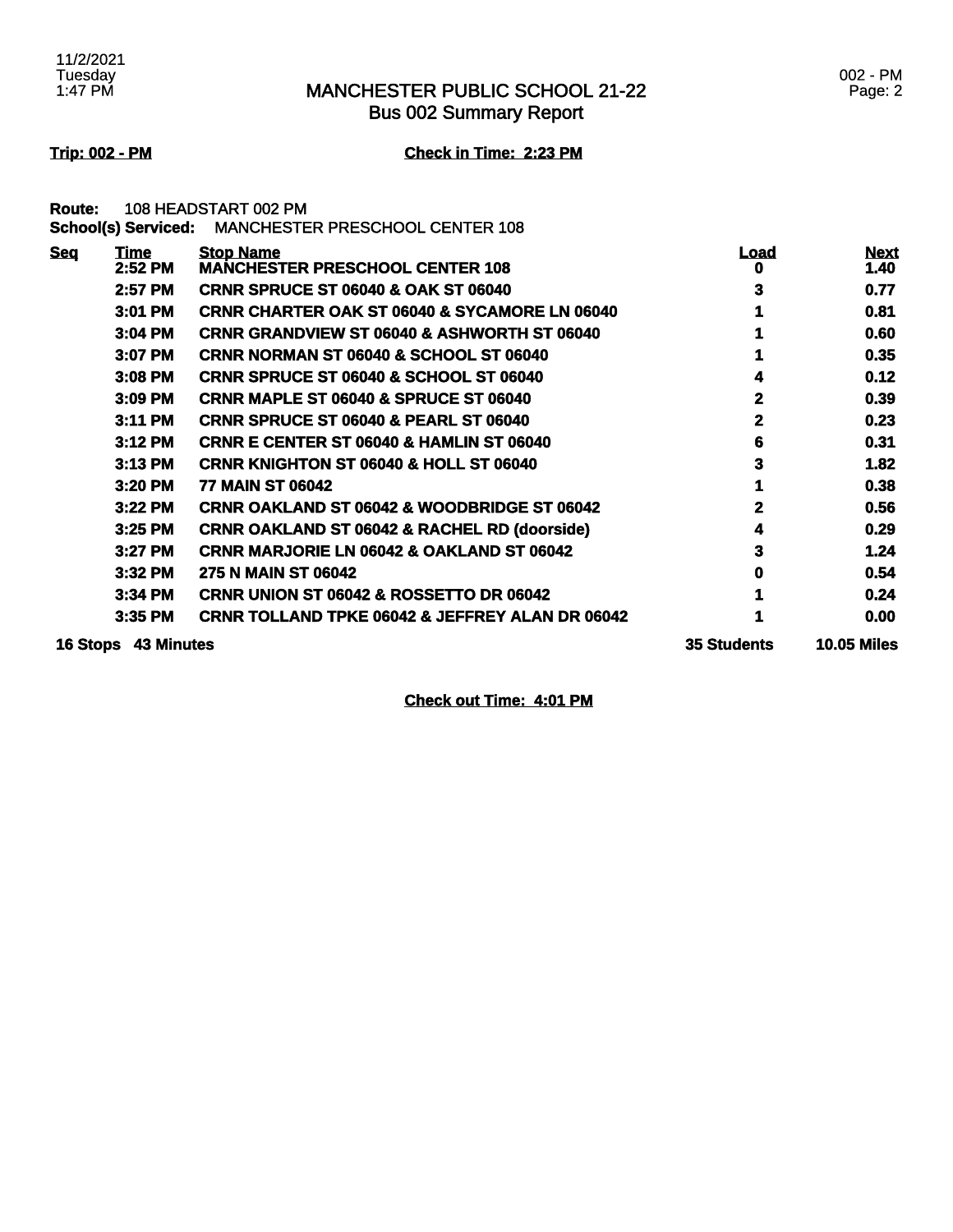# MANCHESTER PUBLIC SCHOOL 21-22
## Bus 002 Summary Report

**Trip: 002 - PM** **Check in Time: 2:23 PM**

**Route:** 108 HEADSTART 002 PM
**School(s) Serviced:** MANCHESTER PRESCHOOL CENTER 108

| Seq | Time | Stop Name | Load | Next |
|---|---|---|---|---|
| | 2:52 PM | MANCHESTER PRESCHOOL CENTER 108 | 0 | 1.40 |
| | 2:57 PM | CRNR SPRUCE ST 06040 & OAK ST 06040 | 3 | 0.77 |
| | 3:01 PM | CRNR CHARTER OAK ST 06040 & SYCAMORE LN 06040 | 1 | 0.81 |
| | 3:04 PM | CRNR GRANDVIEW ST 06040 & ASHWORTH ST 06040 | 1 | 0.60 |
| | 3:07 PM | CRNR NORMAN ST 06040 & SCHOOL ST 06040 | 1 | 0.35 |
| | 3:08 PM | CRNR SPRUCE ST 06040 & SCHOOL ST 06040 | 4 | 0.12 |
| | 3:09 PM | CRNR MAPLE ST 06040 & SPRUCE ST 06040 | 2 | 0.39 |
| | 3:11 PM | CRNR SPRUCE ST 06040 & PEARL ST 06040 | 2 | 0.23 |
| | 3:12 PM | CRNR E CENTER ST 06040 & HAMLIN ST 06040 | 6 | 0.31 |
| | 3:13 PM | CRNR KNIGHTON ST 06040 & HOLL ST 06040 | 3 | 1.82 |
| | 3:20 PM | 77 MAIN ST 06042 | 1 | 0.38 |
| | 3:22 PM | CRNR OAKLAND ST 06042 & WOODBRIDGE ST 06042 | 2 | 0.56 |
| | 3:25 PM | CRNR OAKLAND ST 06042 & RACHEL RD (doorside) | 4 | 0.29 |
| | 3:27 PM | CRNR MARJORIE LN 06042 & OAKLAND ST 06042 | 3 | 1.24 |
| | 3:32 PM | 275 N MAIN ST 06042 | 0 | 0.54 |
| | 3:34 PM | CRNR UNION ST 06042 & ROSSETTO DR 06042 | 1 | 0.24 |
| | 3:35 PM | CRNR TOLLAND TPKE 06042 & JEFFREY ALAN DR 06042 | 1 | 0.00 |
| **16 Stops** | **43 Minutes** | | **35 Students** | **10.05 Miles** |

**Check out Time: 4:01 PM**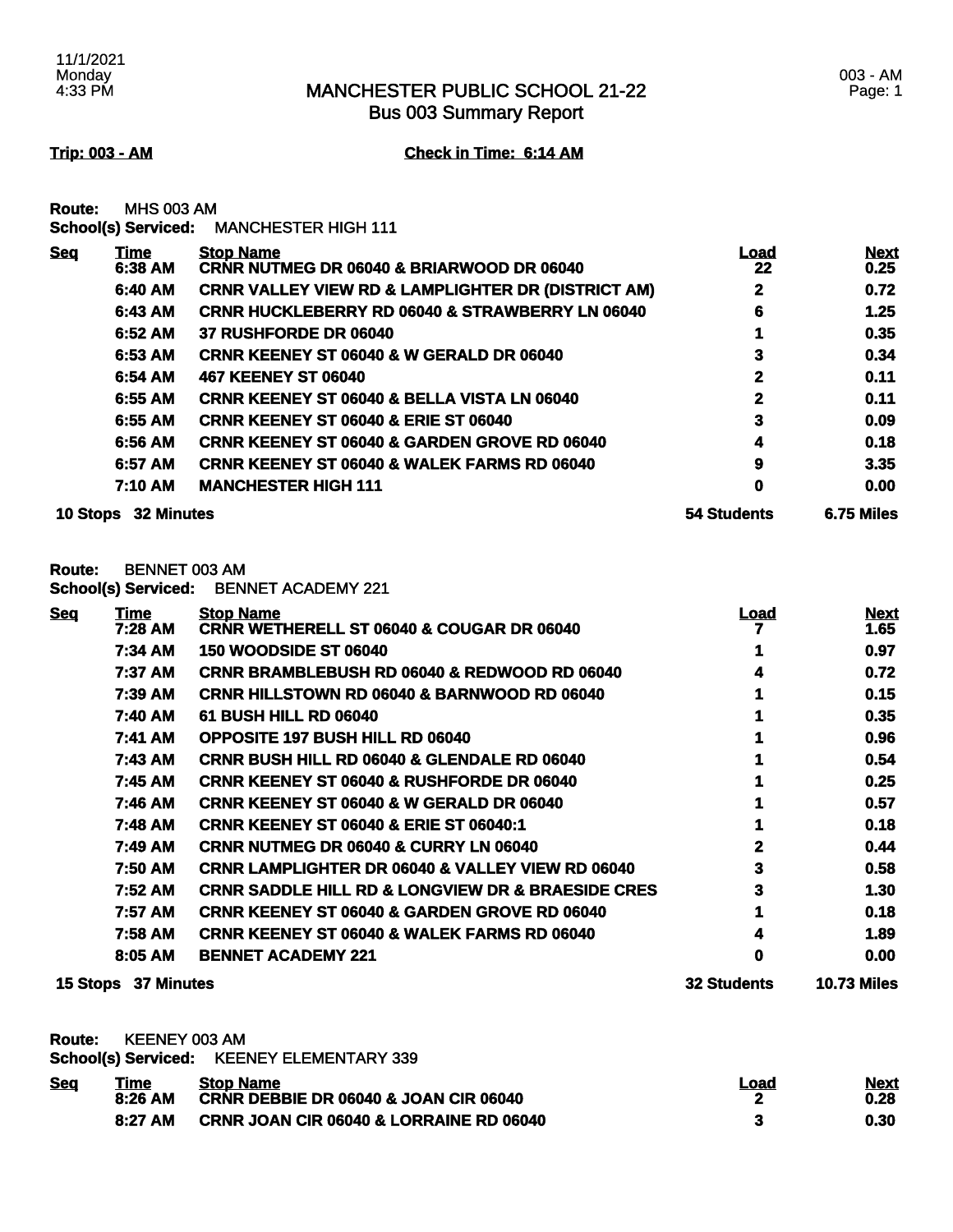# MANCHESTER PUBLIC SCHOOL 21-22
## Bus 003 Summary Report

11/1/2021
Monday
4:33 PM

003 - AM
Page: 1

**Trip: 003 - AM** **Check in Time: 6:14 AM**

**Route:** MHS 003 AM
**School(s) Serviced:** MANCHESTER HIGH 111

| Seq | Time | Stop Name | Load | Next |
|---|---|---|---|---|
| | 6:38 AM | CRNR NUTMEG DR 06040 & BRIARWOOD DR 06040 | 22 | 0.25 |
| | 6:40 AM | CRNR VALLEY VIEW RD & LAMPLIGHTER DR (DISTRICT AM) | 2 | 0.72 |
| | 6:43 AM | CRNR HUCKLEBERRY RD 06040 & STRAWBERRY LN 06040 | 6 | 1.25 |
| | 6:52 AM | 37 RUSHFORDE DR 06040 | 1 | 0.35 |
| | 6:53 AM | CRNR KEENEY ST 06040 & W GERALD DR 06040 | 3 | 0.34 |
| | 6:54 AM | 467 KEENEY ST 06040 | 2 | 0.11 |
| | 6:55 AM | CRNR KEENEY ST 06040 & BELLA VISTA LN 06040 | 2 | 0.11 |
| | 6:55 AM | CRNR KEENEY ST 06040 & ERIE ST 06040 | 3 | 0.09 |
| | 6:56 AM | CRNR KEENEY ST 06040 & GARDEN GROVE RD 06040 | 4 | 0.18 |
| | 6:57 AM | CRNR KEENEY ST 06040 & WALEK FARMS RD 06040 | 9 | 3.35 |
| | 7:10 AM | MANCHESTER HIGH 111 | 0 | 0.00 |
| **10 Stops** | **32 Minutes** | | **54 Students** | **6.75 Miles** |

**Route:** BENNET 003 AM
**School(s) Serviced:** BENNET ACADEMY 221

| Seq | Time | Stop Name | Load | Next |
|---|---|---|---|---|
| | 7:28 AM | CRNR WETHERELL ST 06040 & COUGAR DR 06040 | 7 | 1.65 |
| | 7:34 AM | 150 WOODSIDE ST 06040 | 1 | 0.97 |
| | 7:37 AM | CRNR BRAMBLEBUSH RD 06040 & REDWOOD RD 06040 | 4 | 0.72 |
| | 7:39 AM | CRNR HILLSTOWN RD 06040 & BARNWOOD RD 06040 | 1 | 0.15 |
| | 7:40 AM | 61 BUSH HILL RD 06040 | 1 | 0.35 |
| | 7:41 AM | OPPOSITE 197 BUSH HILL RD 06040 | 1 | 0.96 |
| | 7:43 AM | CRNR BUSH HILL RD 06040 & GLENDALE RD 06040 | 1 | 0.54 |
| | 7:45 AM | CRNR KEENEY ST 06040 & RUSHFORDE DR 06040 | 1 | 0.25 |
| | 7:46 AM | CRNR KEENEY ST 06040 & W GERALD DR 06040 | 1 | 0.57 |
| | 7:48 AM | CRNR KEENEY ST 06040 & ERIE ST 06040:1 | 1 | 0.18 |
| | 7:49 AM | CRNR NUTMEG DR 06040 & CURRY LN 06040 | 2 | 0.44 |
| | 7:50 AM | CRNR LAMPLIGHTER DR 06040 & VALLEY VIEW RD 06040 | 3 | 0.58 |
| | 7:52 AM | CRNR SADDLE HILL RD & LONGVIEW DR & BRAESIDE CRES | 3 | 1.30 |
| | 7:57 AM | CRNR KEENEY ST 06040 & GARDEN GROVE RD 06040 | 1 | 0.18 |
| | 7:58 AM | CRNR KEENEY ST 06040 & WALEK FARMS RD 06040 | 4 | 1.89 |
| | 8:05 AM | BENNET ACADEMY 221 | 0 | 0.00 |
| **15 Stops** | **37 Minutes** | | **32 Students** | **10.73 Miles** |

**Route:** KEENEY 003 AM
**School(s) Serviced:** KEENEY ELEMENTARY 339

| Seq | Time | Stop Name | Load | Next |
|---|---|---|---|---|
| | 8:26 AM | CRNR DEBBIE DR 06040 & JOAN CIR 06040 | 2 | 0.28 |
| | 8:27 AM | CRNR JOAN CIR 06040 & LORRAINE RD 06040 | 3 | 0.30 |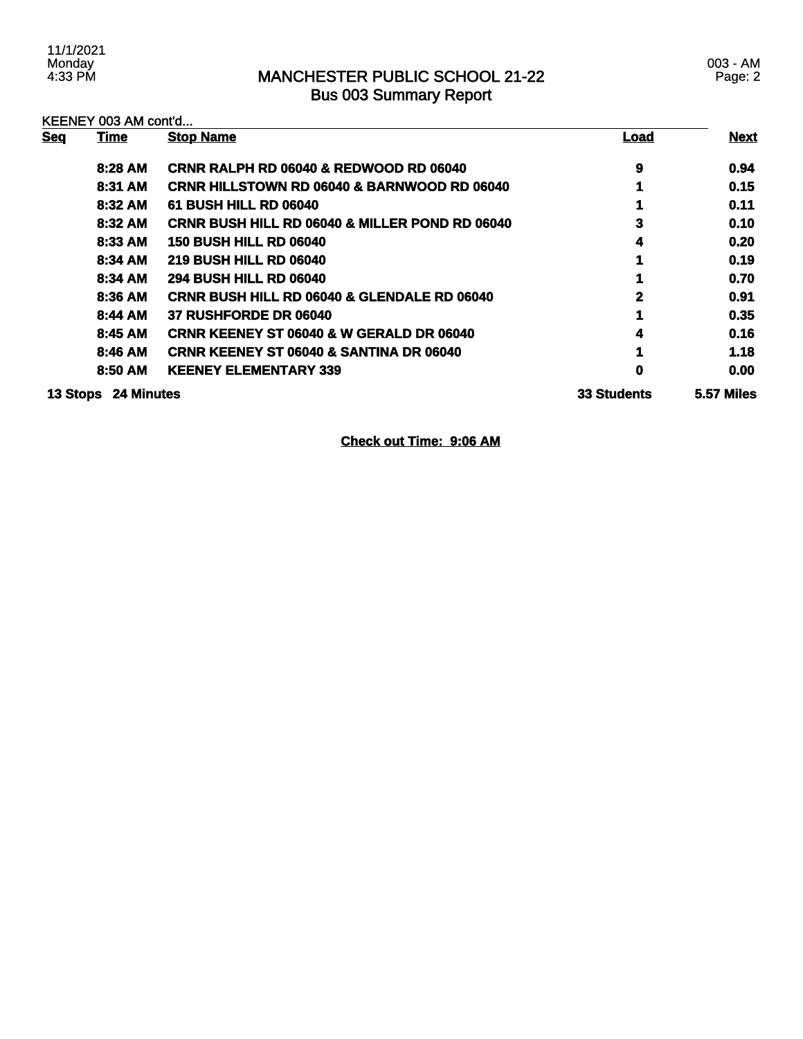# MANCHESTER PUBLIC SCHOOL 21-22
## Bus 003 Summary Report

KEENEY 003 AM cont'd...

| Seq | Time | Stop Name | Load | Next |
|---|---|---|---|---|
| | 8:28 AM | CRNR RALPH RD 06040 & REDWOOD RD 06040 | 9 | 0.94 |
| | 8:31 AM | CRNR HILLSTOWN RD 06040 & BARNWOOD RD 06040 | 1 | 0.15 |
| | 8:32 AM | 61 BUSH HILL RD 06040 | 1 | 0.11 |
| | 8:32 AM | CRNR BUSH HILL RD 06040 & MILLER POND RD 06040 | 3 | 0.10 |
| | 8:33 AM | 150 BUSH HILL RD 06040 | 4 | 0.20 |
| | 8:34 AM | 219 BUSH HILL RD 06040 | 1 | 0.19 |
| | 8:34 AM | 294 BUSH HILL RD 06040 | 1 | 0.70 |
| | 8:36 AM | CRNR BUSH HILL RD 06040 & GLENDALE RD 06040 | 2 | 0.91 |
| | 8:44 AM | 37 RUSHFORDE DR 06040 | 1 | 0.35 |
| | 8:45 AM | CRNR KEENEY ST 06040 & W GERALD DR 06040 | 4 | 0.16 |
| | 8:46 AM | CRNR KEENEY ST 06040 & SANTINA DR 06040 | 1 | 1.18 |
| | 8:50 AM | KEENEY ELEMENTARY 339 | 0 | 0.00 |
| **13 Stops** | **24 Minutes** | | **33 Students** | **5.57 Miles** |

**Check out Time: 9:06 AM**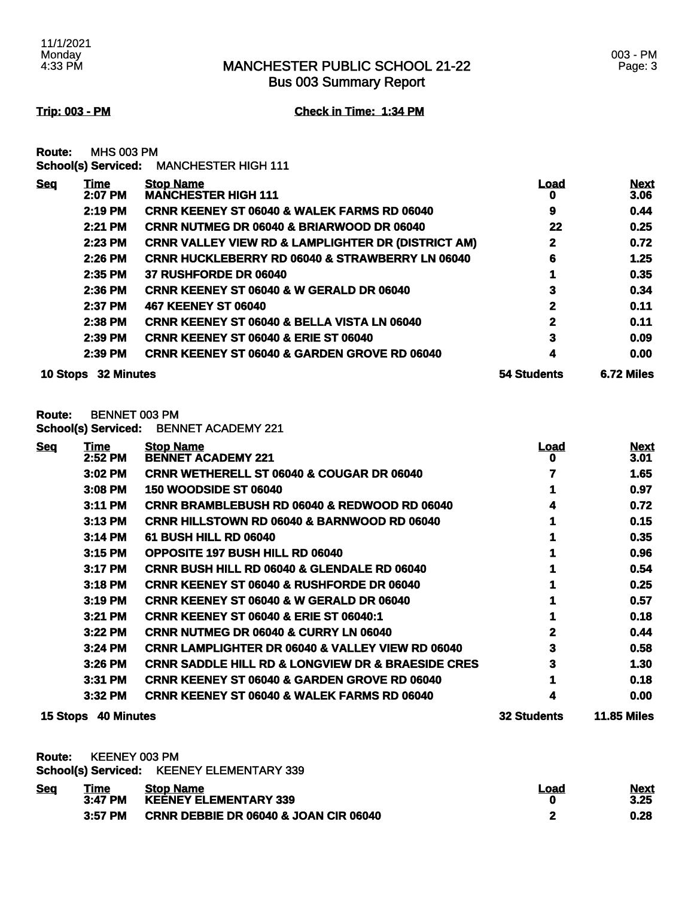# MANCHESTER PUBLIC SCHOOL 21-22
## Bus 003 Summary Report

**Trip: 003 - PM** **Check in Time: 1:34 PM**

**Route:** MHS 003 PM
**School(s) Serviced:** MANCHESTER HIGH 111

| Seq | Time | Stop Name | Load | Next |
|---|---|---|---|---|
| | 2:07 PM | MANCHESTER HIGH 111 | 0 | 3.06 |
| | 2:19 PM | CRNR KEENEY ST 06040 & WALEK FARMS RD 06040 | 9 | 0.44 |
| | 2:21 PM | CRNR NUTMEG DR 06040 & BRIARWOOD DR 06040 | 22 | 0.25 |
| | 2:23 PM | CRNR VALLEY VIEW RD & LAMPLIGHTER DR (DISTRICT AM) | 2 | 0.72 |
| | 2:26 PM | CRNR HUCKLEBERRY RD 06040 & STRAWBERRY LN 06040 | 6 | 1.25 |
| | 2:35 PM | 37 RUSHFORDE DR 06040 | 1 | 0.35 |
| | 2:36 PM | CRNR KEENEY ST 06040 & W GERALD DR 06040 | 3 | 0.34 |
| | 2:37 PM | 467 KEENEY ST 06040 | 2 | 0.11 |
| | 2:38 PM | CRNR KEENEY ST 06040 & BELLA VISTA LN 06040 | 2 | 0.11 |
| | 2:39 PM | CRNR KEENEY ST 06040 & ERIE ST 06040 | 3 | 0.09 |
| | 2:39 PM | CRNR KEENEY ST 06040 & GARDEN GROVE RD 06040 | 4 | 0.00 |
| **10 Stops** | **32 Minutes** | | **54 Students** | **6.72 Miles** |

**Route:** BENNET 003 PM
**School(s) Serviced:** BENNET ACADEMY 221

| Seq | Time | Stop Name | Load | Next |
|---|---|---|---|---|
| | 2:52 PM | BENNET ACADEMY 221 | 0 | 3.01 |
| | 3:02 PM | CRNR WETHERELL ST 06040 & COUGAR DR 06040 | 7 | 1.65 |
| | 3:08 PM | 150 WOODSIDE ST 06040 | 1 | 0.97 |
| | 3:11 PM | CRNR BRAMBLEBUSH RD 06040 & REDWOOD RD 06040 | 4 | 0.72 |
| | 3:13 PM | CRNR HILLSTOWN RD 06040 & BARNWOOD RD 06040 | 1 | 0.15 |
| | 3:14 PM | 61 BUSH HILL RD 06040 | 1 | 0.35 |
| | 3:15 PM | OPPOSITE 197 BUSH HILL RD 06040 | 1 | 0.96 |
| | 3:17 PM | CRNR BUSH HILL RD 06040 & GLENDALE RD 06040 | 1 | 0.54 |
| | 3:18 PM | CRNR KEENEY ST 06040 & RUSHFORDE DR 06040 | 1 | 0.25 |
| | 3:19 PM | CRNR KEENEY ST 06040 & W GERALD DR 06040 | 1 | 0.57 |
| | 3:21 PM | CRNR KEENEY ST 06040 & ERIE ST 06040:1 | 1 | 0.18 |
| | 3:22 PM | CRNR NUTMEG DR 06040 & CURRY LN 06040 | 2 | 0.44 |
| | 3:24 PM | CRNR LAMPLIGHTER DR 06040 & VALLEY VIEW RD 06040 | 3 | 0.58 |
| | 3:26 PM | CRNR SADDLE HILL RD & LONGVIEW DR & BRAESIDE CRES | 3 | 1.30 |
| | 3:31 PM | CRNR KEENEY ST 06040 & GARDEN GROVE RD 06040 | 1 | 0.18 |
| | 3:32 PM | CRNR KEENEY ST 06040 & WALEK FARMS RD 06040 | 4 | 0.00 |
| **15 Stops** | **40 Minutes** | | **32 Students** | **11.85 Miles** |

**Route:** KEENEY 003 PM
**School(s) Serviced:** KEENEY ELEMENTARY 339

| Seq | Time | Stop Name | Load | Next |
|---|---|---|---|---|
| | 3:47 PM | KEENEY ELEMENTARY 339 | 0 | 3.25 |
| | 3:57 PM | CRNR DEBBIE DR 06040 & JOAN CIR 06040 | 2 | 0.28 |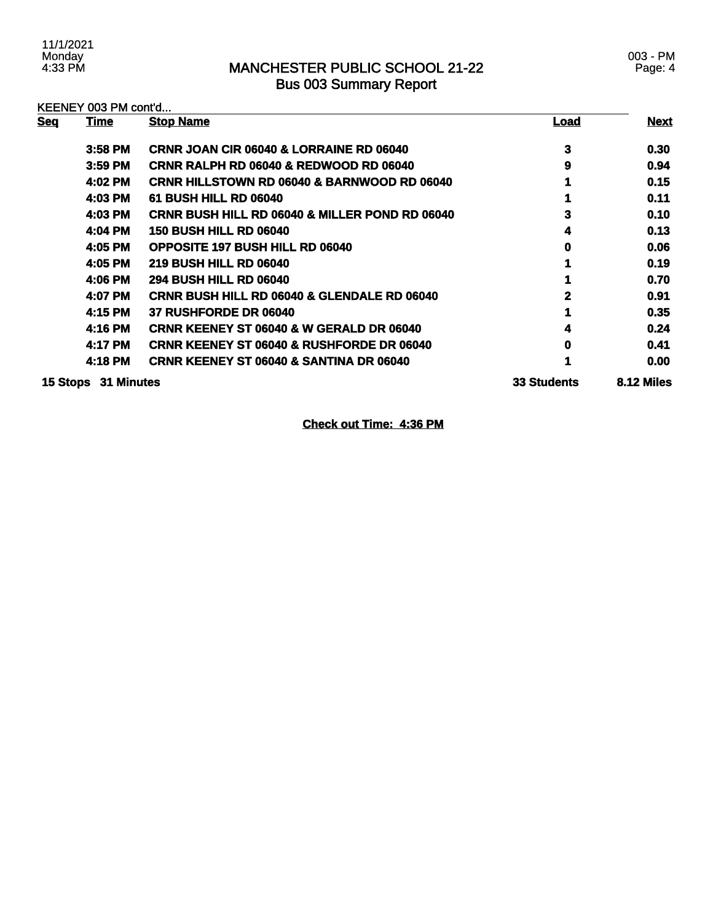# MANCHESTER PUBLIC SCHOOL 21-22
## Bus 003 Summary Report

KEENEY 003 PM cont'd...

| Seq | Time | Stop Name | Load | Next |
|---|---|---|---|---|
| | 3:58 PM | CRNR JOAN CIR 06040 & LORRAINE RD 06040 | 3 | 0.30 |
| | 3:59 PM | CRNR RALPH RD 06040 & REDWOOD RD 06040 | 9 | 0.94 |
| | 4:02 PM | CRNR HILLSTOWN RD 06040 & BARNWOOD RD 06040 | 1 | 0.15 |
| | 4:03 PM | 61 BUSH HILL RD 06040 | 1 | 0.11 |
| | 4:03 PM | CRNR BUSH HILL RD 06040 & MILLER POND RD 06040 | 3 | 0.10 |
| | 4:04 PM | 150 BUSH HILL RD 06040 | 4 | 0.13 |
| | 4:05 PM | OPPOSITE 197 BUSH HILL RD 06040 | 0 | 0.06 |
| | 4:05 PM | 219 BUSH HILL RD 06040 | 1 | 0.19 |
| | 4:06 PM | 294 BUSH HILL RD 06040 | 1 | 0.70 |
| | 4:07 PM | CRNR BUSH HILL RD 06040 & GLENDALE RD 06040 | 2 | 0.91 |
| | 4:15 PM | 37 RUSHFORDE DR 06040 | 1 | 0.35 |
| | 4:16 PM | CRNR KEENEY ST 06040 & W GERALD DR 06040 | 4 | 0.24 |
| | 4:17 PM | CRNR KEENEY ST 06040 & RUSHFORDE DR 06040 | 0 | 0.41 |
| | 4:18 PM | CRNR KEENEY ST 06040 & SANTINA DR 06040 | 1 | 0.00 |
| 15 Stops | 31 Minutes | | 33 Students | 8.12 Miles |

**Check out Time: 4:36 PM**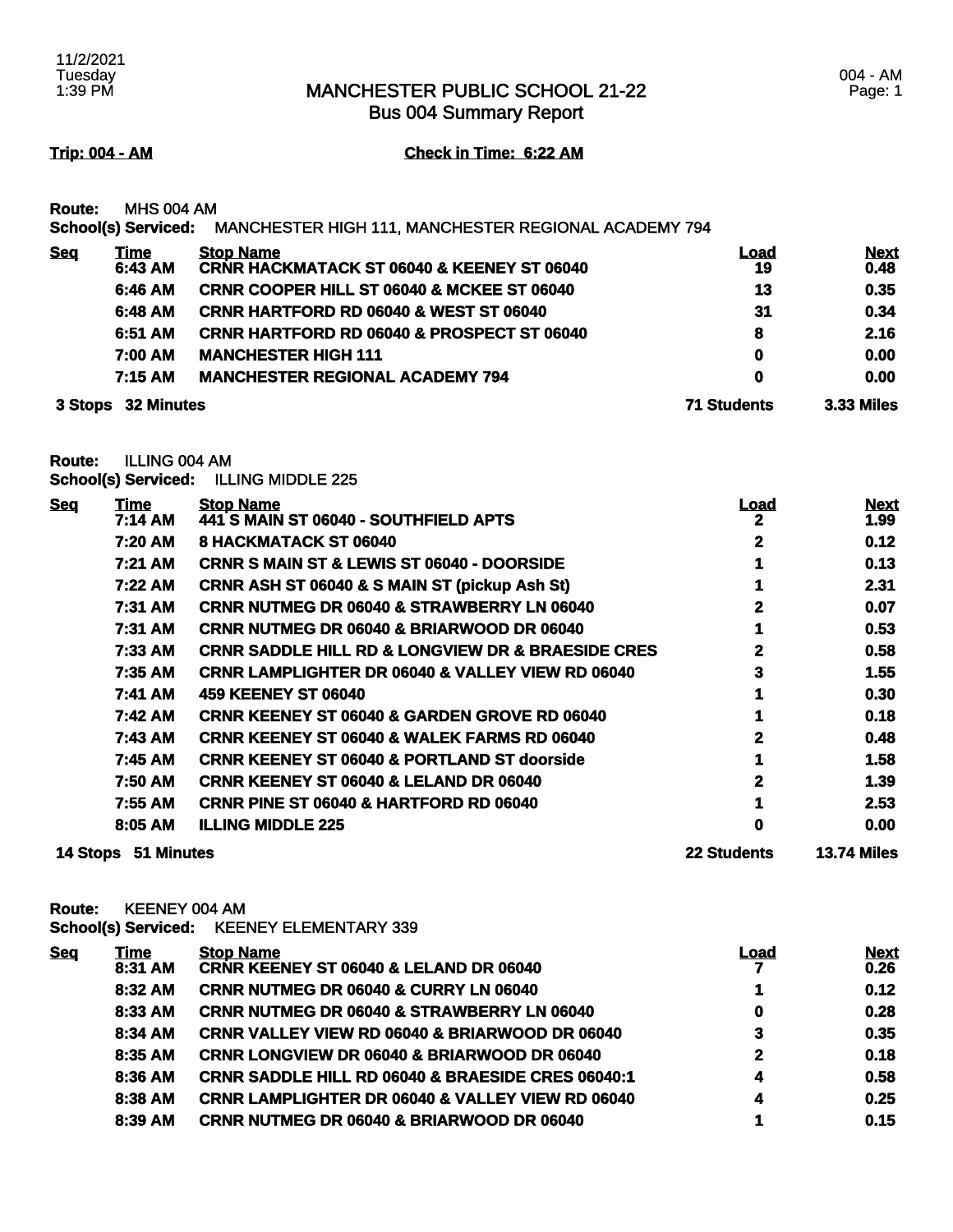# MANCHESTER PUBLIC SCHOOL 21-22
## Bus 004 Summary Report

11/2/2021
Tuesday
1:39 PM

004 - AM

**Trip: 004 - AM** **Check in Time: 6:22 AM**

**Route:** MHS 004 AM
**School(s) Serviced:** MANCHESTER HIGH 111, MANCHESTER REGIONAL ACADEMY 794

| Seq | Time | Stop Name | Load | Next |
|---|---|---|---|---|
| | 6:43 AM | CRNR HACKMATACK ST 06040 & KEENEY ST 06040 | 19 | 0.48 |
| | 6:46 AM | CRNR COOPER HILL ST 06040 & MCKEE ST 06040 | 13 | 0.35 |
| | 6:48 AM | CRNR HARTFORD RD 06040 & WEST ST 06040 | 31 | 0.34 |
| | 6:51 AM | CRNR HARTFORD RD 06040 & PROSPECT ST 06040 | 8 | 2.16 |
| | 7:00 AM | MANCHESTER HIGH 111 | 0 | 0.00 |
| | 7:15 AM | MANCHESTER REGIONAL ACADEMY 794 | 0 | 0.00 |
| 3 Stops | 32 Minutes | | 71 Students | 3.33 Miles |

**Route:** ILLING 004 AM
**School(s) Serviced:** ILLING MIDDLE 225

| Seq | Time | Stop Name | Load | Next |
|---|---|---|---|---|
| | 7:14 AM | 441 S MAIN ST 06040 - SOUTHFIELD APTS | 2 | 1.99 |
| | 7:20 AM | 8 HACKMATACK ST 06040 | 2 | 0.12 |
| | 7:21 AM | CRNR S MAIN ST & LEWIS ST 06040 - DOORSIDE | 1 | 0.13 |
| | 7:22 AM | CRNR ASH ST 06040 & S MAIN ST (pickup Ash St) | 1 | 2.31 |
| | 7:31 AM | CRNR NUTMEG DR 06040 & STRAWBERRY LN 06040 | 2 | 0.07 |
| | 7:31 AM | CRNR NUTMEG DR 06040 & BRIARWOOD DR 06040 | 1 | 0.53 |
| | 7:33 AM | CRNR SADDLE HILL RD & LONGVIEW DR & BRAESIDE CRES | 2 | 0.58 |
| | 7:35 AM | CRNR LAMPLIGHTER DR 06040 & VALLEY VIEW RD 06040 | 3 | 1.55 |
| | 7:41 AM | 459 KEENEY ST 06040 | 1 | 0.30 |
| | 7:42 AM | CRNR KEENEY ST 06040 & GARDEN GROVE RD 06040 | 1 | 0.18 |
| | 7:43 AM | CRNR KEENEY ST 06040 & WALEK FARMS RD 06040 | 2 | 0.48 |
| | 7:45 AM | CRNR KEENEY ST 06040 & PORTLAND ST doorside | 1 | 1.58 |
| | 7:50 AM | CRNR KEENEY ST 06040 & LELAND DR 06040 | 2 | 1.39 |
| | 7:55 AM | CRNR PINE ST 06040 & HARTFORD RD 06040 | 1 | 2.53 |
| | 8:05 AM | ILLING MIDDLE 225 | 0 | 0.00 |
| 14 Stops | 51 Minutes | | 22 Students | 13.74 Miles |

**Route:** KEENEY 004 AM
**School(s) Serviced:** KEENEY ELEMENTARY 339

| Seq | Time | Stop Name | Load | Next |
|---|---|---|---|---|
| | 8:31 AM | CRNR KEENEY ST 06040 & LELAND DR 06040 | 7 | 0.26 |
| | 8:32 AM | CRNR NUTMEG DR 06040 & CURRY LN 06040 | 1 | 0.12 |
| | 8:33 AM | CRNR NUTMEG DR 06040 & STRAWBERRY LN 06040 | 0 | 0.28 |
| | 8:34 AM | CRNR VALLEY VIEW RD 06040 & BRIARWOOD DR 06040 | 3 | 0.35 |
| | 8:35 AM | CRNR LONGVIEW DR 06040 & BRIARWOOD DR 06040 | 2 | 0.18 |
| | 8:36 AM | CRNR SADDLE HILL RD 06040 & BRAESIDE CRES 06040:1 | 4 | 0.58 |
| | 8:38 AM | CRNR LAMPLIGHTER DR 06040 & VALLEY VIEW RD 06040 | 4 | 0.25 |
| | 8:39 AM | CRNR NUTMEG DR 06040 & BRIARWOOD DR 06040 | 1 | 0.15 |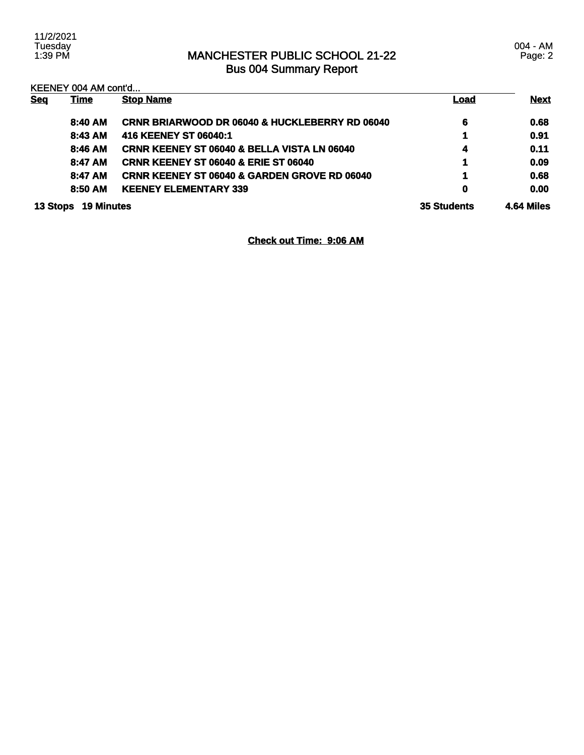# MANCHESTER PUBLIC SCHOOL 21-22
## Bus 004 Summary Report

KEENEY 004 AM cont'd...

| Seq | Time | Stop Name | Load | Next |
|---|---|---|---|---|
| | 8:40 AM | CRNR BRIARWOOD DR 06040 & HUCKLEBERRY RD 06040 | 6 | 0.68 |
| | 8:43 AM | 416 KEENEY ST 06040:1 | 1 | 0.91 |
| | 8:46 AM | CRNR KEENEY ST 06040 & BELLA VISTA LN 06040 | 4 | 0.11 |
| | 8:47 AM | CRNR KEENEY ST 06040 & ERIE ST 06040 | 1 | 0.09 |
| | 8:47 AM | CRNR KEENEY ST 06040 & GARDEN GROVE RD 06040 | 1 | 0.68 |
| | 8:50 AM | KEENEY ELEMENTARY 339 | 0 | 0.00 |
| 13 Stops | 19 Minutes | | 35 Students | 4.64 Miles |

**Check out Time: 9:06 AM**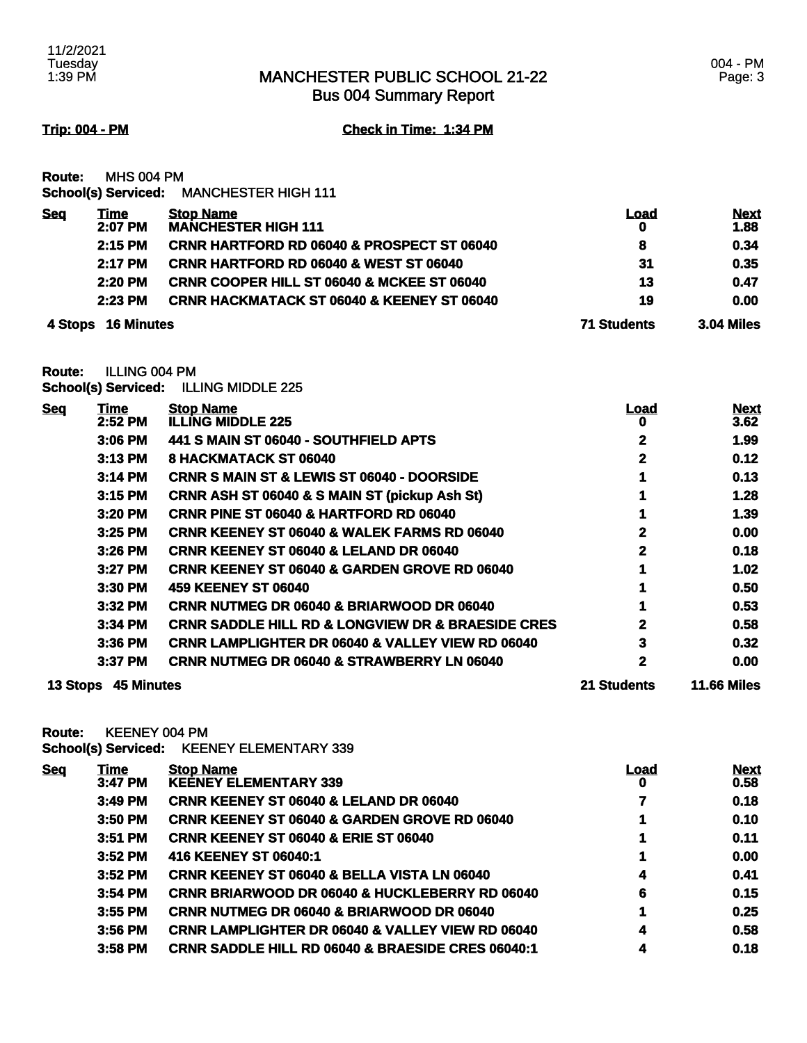# MANCHESTER PUBLIC SCHOOL 21-22
## Bus 004 Summary Report

**Trip: 004 - PM** **Check in Time: 1:34 PM**

**Route:** MHS 004 PM
**School(s) Serviced:** MANCHESTER HIGH 111

| Seq | Time | Stop Name | Load | Next |
|---|---|---|---|---|
| | 2:07 PM | MANCHESTER HIGH 111 | 0 | 1.88 |
| | 2:15 PM | CRNR HARTFORD RD 06040 & PROSPECT ST 06040 | 8 | 0.34 |
| | 2:17 PM | CRNR HARTFORD RD 06040 & WEST ST 06040 | 31 | 0.35 |
| | 2:20 PM | CRNR COOPER HILL ST 06040 & MCKEE ST 06040 | 13 | 0.47 |
| | 2:23 PM | CRNR HACKMATACK ST 06040 & KEENEY ST 06040 | 19 | 0.00 |
| **4 Stops** | **16 Minutes** | | **71 Students** | **3.04 Miles** |

**Route:** ILLING 004 PM
**School(s) Serviced:** ILLING MIDDLE 225

| Seq | Time | Stop Name | Load | Next |
|---|---|---|---|---|
| | 2:52 PM | ILLING MIDDLE 225 | 0 | 3.62 |
| | 3:06 PM | 441 S MAIN ST 06040 - SOUTHFIELD APTS | 2 | 1.99 |
| | 3:13 PM | 8 HACKMATACK ST 06040 | 2 | 0.12 |
| | 3:14 PM | CRNR S MAIN ST & LEWIS ST 06040 - DOORSIDE | 1 | 0.13 |
| | 3:15 PM | CRNR ASH ST 06040 & S MAIN ST (pickup Ash St) | 1 | 1.28 |
| | 3:20 PM | CRNR PINE ST 06040 & HARTFORD RD 06040 | 1 | 1.39 |
| | 3:25 PM | CRNR KEENEY ST 06040 & WALEK FARMS RD 06040 | 2 | 0.00 |
| | 3:26 PM | CRNR KEENEY ST 06040 & LELAND DR 06040 | 2 | 0.18 |
| | 3:27 PM | CRNR KEENEY ST 06040 & GARDEN GROVE RD 06040 | 1 | 1.02 |
| | 3:30 PM | 459 KEENEY ST 06040 | 1 | 0.50 |
| | 3:32 PM | CRNR NUTMEG DR 06040 & BRIARWOOD DR 06040 | 1 | 0.53 |
| | 3:34 PM | CRNR SADDLE HILL RD & LONGVIEW DR & BRAESIDE CRES | 2 | 0.58 |
| | 3:36 PM | CRNR LAMPLIGHTER DR 06040 & VALLEY VIEW RD 06040 | 3 | 0.32 |
| | 3:37 PM | CRNR NUTMEG DR 06040 & STRAWBERRY LN 06040 | 2 | 0.00 |
| **13 Stops** | **45 Minutes** | | **21 Students** | **11.66 Miles** |

**Route:** KEENEY 004 PM
**School(s) Serviced:** KEENEY ELEMENTARY 339

| Seq | Time | Stop Name | Load | Next |
|---|---|---|---|---|
| | 3:47 PM | KEENEY ELEMENTARY 339 | 0 | 0.58 |
| | 3:49 PM | CRNR KEENEY ST 06040 & LELAND DR 06040 | 7 | 0.18 |
| | 3:50 PM | CRNR KEENEY ST 06040 & GARDEN GROVE RD 06040 | 1 | 0.10 |
| | 3:51 PM | CRNR KEENEY ST 06040 & ERIE ST 06040 | 1 | 0.11 |
| | 3:52 PM | 416 KEENEY ST 06040:1 | 1 | 0.00 |
| | 3:52 PM | CRNR KEENEY ST 06040 & BELLA VISTA LN 06040 | 4 | 0.41 |
| | 3:54 PM | CRNR BRIARWOOD DR 06040 & HUCKLEBERRY RD 06040 | 6 | 0.15 |
| | 3:55 PM | CRNR NUTMEG DR 06040 & BRIARWOOD DR 06040 | 1 | 0.25 |
| | 3:56 PM | CRNR LAMPLIGHTER DR 06040 & VALLEY VIEW RD 06040 | 4 | 0.58 |
| | 3:58 PM | CRNR SADDLE HILL RD 06040 & BRAESIDE CRES 06040:1 | 4 | 0.18 |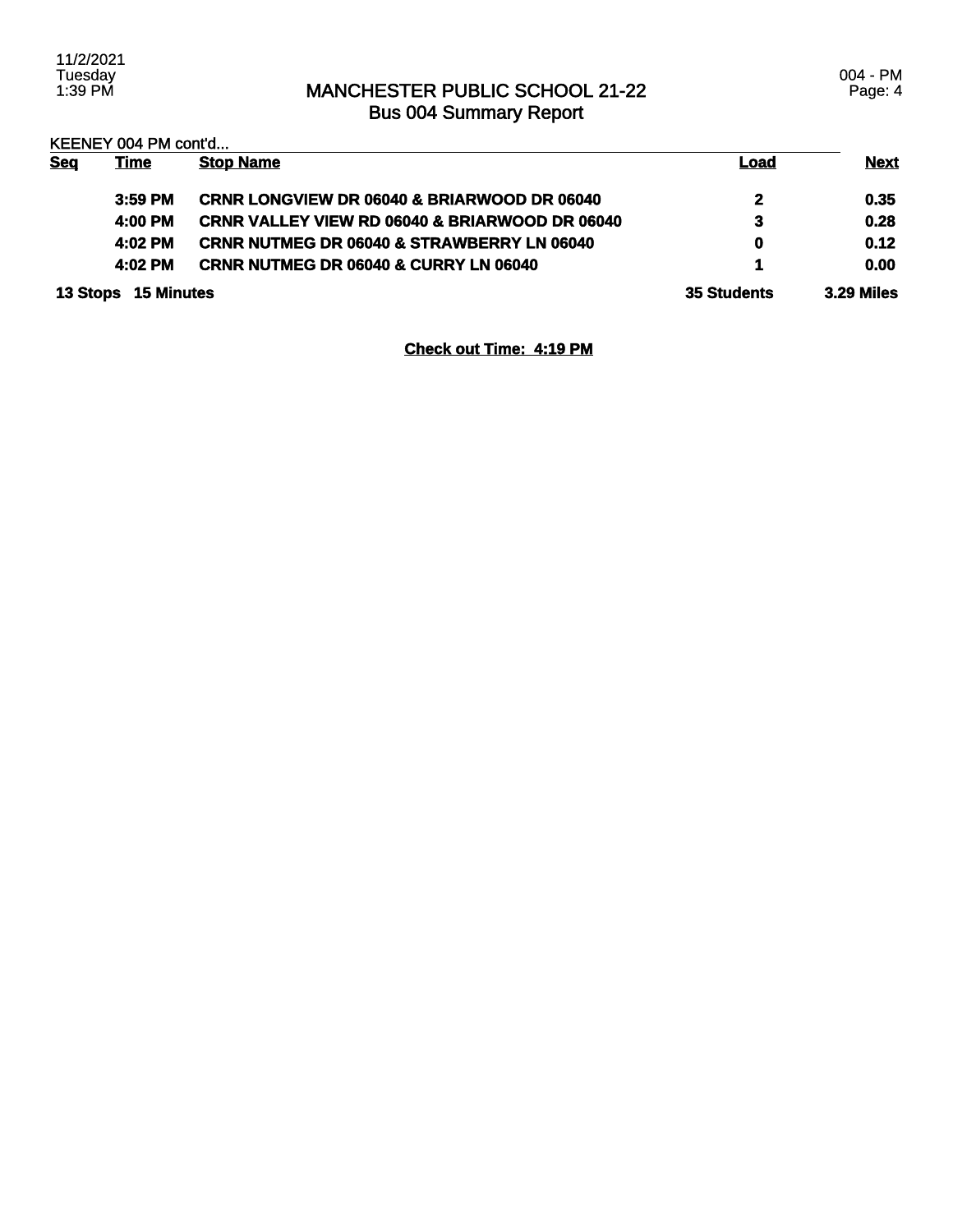# MANCHESTER PUBLIC SCHOOL 21-22
## Bus 004 Summary Report

KEENEY 004 PM cont'd...

| Seq | Time | Stop Name | Load | Next |
|---|---|---|---|---|
| | 3:59 PM | CRNR LONGVIEW DR 06040 & BRIARWOOD DR 06040 | 2 | 0.35 |
| | 4:00 PM | CRNR VALLEY VIEW RD 06040 & BRIARWOOD DR 06040 | 3 | 0.28 |
| | 4:02 PM | CRNR NUTMEG DR 06040 & STRAWBERRY LN 06040 | 0 | 0.12 |
| | 4:02 PM | CRNR NUTMEG DR 06040 & CURRY LN 06040 | 1 | 0.00 |
| **13 Stops** | **15 Minutes** | | **35 Students** | **3.29 Miles** |

**Check out Time: 4:19 PM**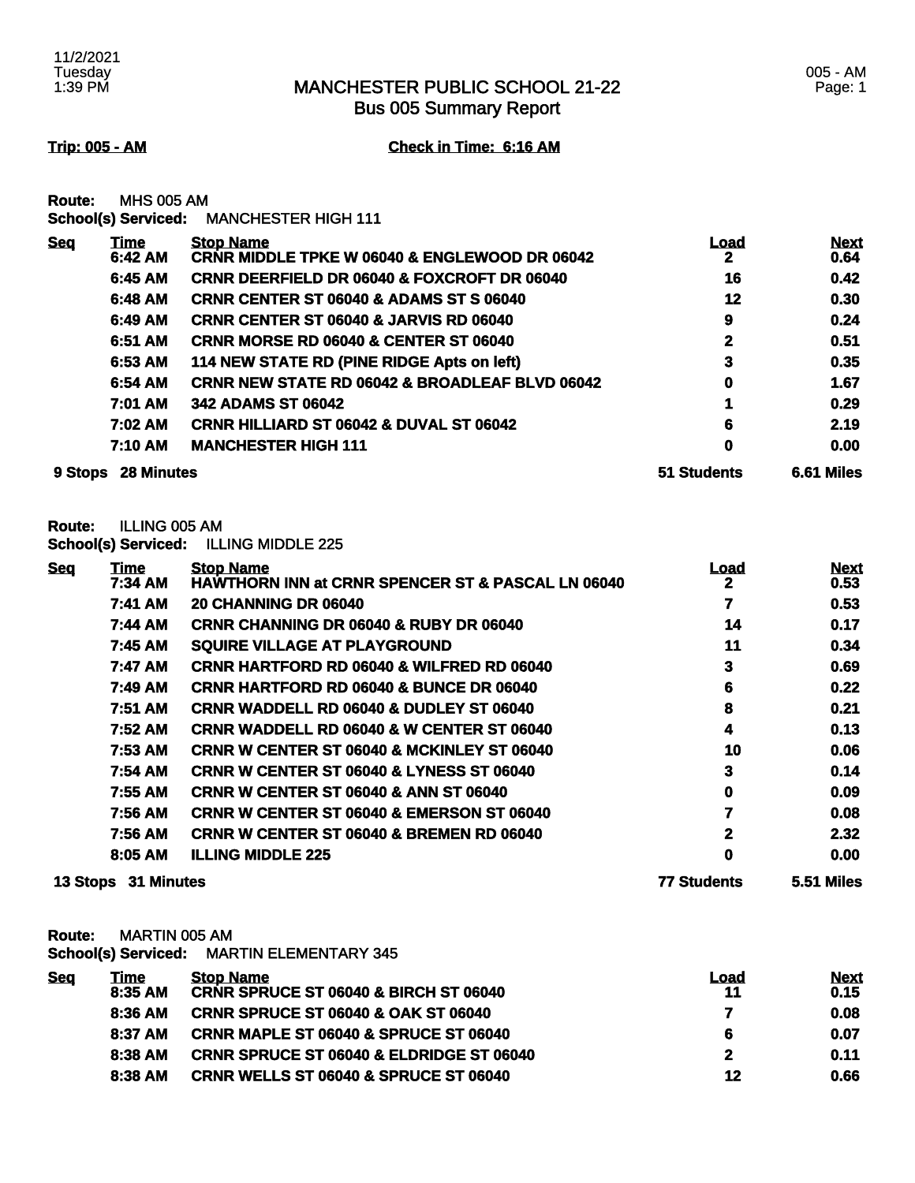11/2/2021
Tuesday
1:39 PM

# MANCHESTER PUBLIC SCHOOL 21-22
## Bus 005 Summary Report

005 - AM
Page: 1

**Trip: 005 - AM** **Check in Time: 6:16 AM**

**Route:** MHS 005 AM
**School(s) Serviced:** MANCHESTER HIGH 111

| Seq | Time | Stop Name | Load | Next |
|---|---|---|---|---|
| | 6:42 AM | CRNR MIDDLE TPKE W 06040 & ENGLEWOOD DR 06042 | 2 | 0.64 |
| | 6:45 AM | CRNR DEERFIELD DR 06040 & FOXCROFT DR 06040 | 16 | 0.42 |
| | 6:48 AM | CRNR CENTER ST 06040 & ADAMS ST S 06040 | 12 | 0.30 |
| | 6:49 AM | CRNR CENTER ST 06040 & JARVIS RD 06040 | 9 | 0.24 |
| | 6:51 AM | CRNR MORSE RD 06040 & CENTER ST 06040 | 2 | 0.51 |
| | 6:53 AM | 114 NEW STATE RD (PINE RIDGE Apts on left) | 3 | 0.35 |
| | 6:54 AM | CRNR NEW STATE RD 06042 & BROADLEAF BLVD 06042 | 0 | 1.67 |
| | 7:01 AM | 342 ADAMS ST 06042 | 1 | 0.29 |
| | 7:02 AM | CRNR HILLIARD ST 06042 & DUVAL ST 06042 | 6 | 2.19 |
| | 7:10 AM | MANCHESTER HIGH 111 | 0 | 0.00 |
| **9 Stops** | **28 Minutes** | | **51 Students** | **6.61 Miles** |

**Route:** ILLING 005 AM
**School(s) Serviced:** ILLING MIDDLE 225

| Seq | Time | Stop Name | Load | Next |
|---|---|---|---|---|
| | 7:34 AM | HAWTHORN INN at CRNR SPENCER ST & PASCAL LN 06040 | 2 | 0.53 |
| | 7:41 AM | 20 CHANNING DR 06040 | 7 | 0.53 |
| | 7:44 AM | CRNR CHANNING DR 06040 & RUBY DR 06040 | 14 | 0.17 |
| | 7:45 AM | SQUIRE VILLAGE AT PLAYGROUND | 11 | 0.34 |
| | 7:47 AM | CRNR HARTFORD RD 06040 & WILFRED RD 06040 | 3 | 0.69 |
| | 7:49 AM | CRNR HARTFORD RD 06040 & BUNCE DR 06040 | 6 | 0.22 |
| | 7:51 AM | CRNR WADDELL RD 06040 & DUDLEY ST 06040 | 8 | 0.21 |
| | 7:52 AM | CRNR WADDELL RD 06040 & W CENTER ST 06040 | 4 | 0.13 |
| | 7:53 AM | CRNR W CENTER ST 06040 & MCKINLEY ST 06040 | 10 | 0.06 |
| | 7:54 AM | CRNR W CENTER ST 06040 & LYNESS ST 06040 | 3 | 0.14 |
| | 7:55 AM | CRNR W CENTER ST 06040 & ANN ST 06040 | 0 | 0.09 |
| | 7:56 AM | CRNR W CENTER ST 06040 & EMERSON ST 06040 | 7 | 0.08 |
| | 7:56 AM | CRNR W CENTER ST 06040 & BREMEN RD 06040 | 2 | 2.32 |
| | 8:05 AM | ILLING MIDDLE 225 | 0 | 0.00 |
| **13 Stops** | **31 Minutes** | | **77 Students** | **5.51 Miles** |

**Route:** MARTIN 005 AM
**School(s) Serviced:** MARTIN ELEMENTARY 345

| Seq | Time | Stop Name | Load | Next |
|---|---|---|---|---|
| | 8:35 AM | CRNR SPRUCE ST 06040 & BIRCH ST 06040 | 11 | 0.15 |
| | 8:36 AM | CRNR SPRUCE ST 06040 & OAK ST 06040 | 7 | 0.08 |
| | 8:37 AM | CRNR MAPLE ST 06040 & SPRUCE ST 06040 | 6 | 0.07 |
| | 8:38 AM | CRNR SPRUCE ST 06040 & ELDRIDGE ST 06040 | 2 | 0.11 |
| | 8:38 AM | CRNR WELLS ST 06040 & SPRUCE ST 06040 | 12 | 0.66 |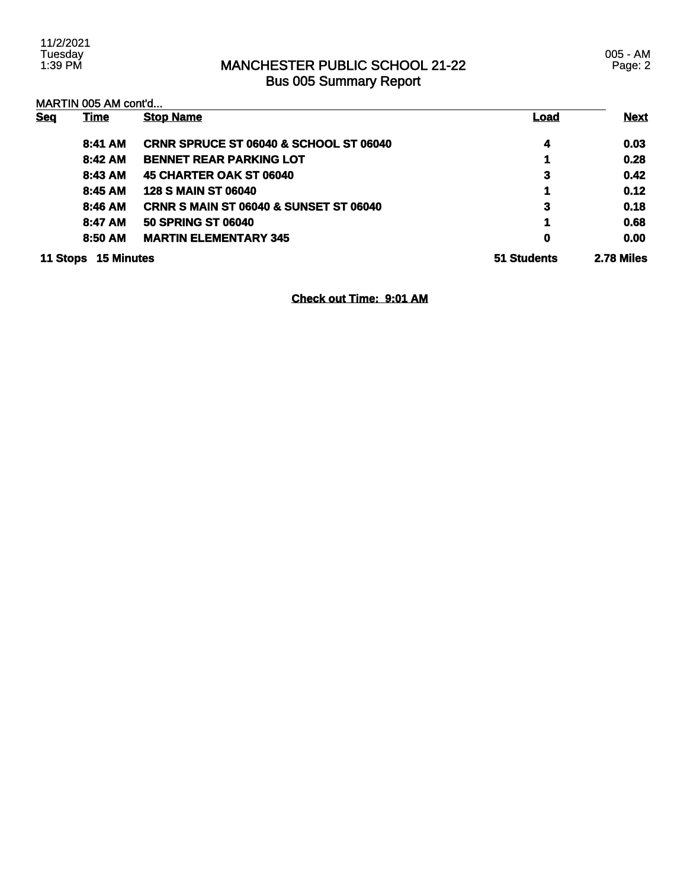# MANCHESTER PUBLIC SCHOOL 21-22
## Bus 005 Summary Report

MARTIN 005 AM cont'd...

| Seq | Time | Stop Name | Load | Next |
|---|---|---|---|---|
| | 8:41 AM | CRNR SPRUCE ST 06040 & SCHOOL ST 06040 | 4 | 0.03 |
| | 8:42 AM | BENNET REAR PARKING LOT | 1 | 0.28 |
| | 8:43 AM | 45 CHARTER OAK ST 06040 | 3 | 0.42 |
| | 8:45 AM | 128 S MAIN ST 06040 | 1 | 0.12 |
| | 8:46 AM | CRNR S MAIN ST 06040 & SUNSET ST 06040 | 3 | 0.18 |
| | 8:47 AM | 50 SPRING ST 06040 | 1 | 0.68 |
| | 8:50 AM | MARTIN ELEMENTARY 345 | 0 | 0.00 |
| 11 Stops | 15 Minutes | | 51 Students | 2.78 Miles |

**Check out Time: 9:01 AM**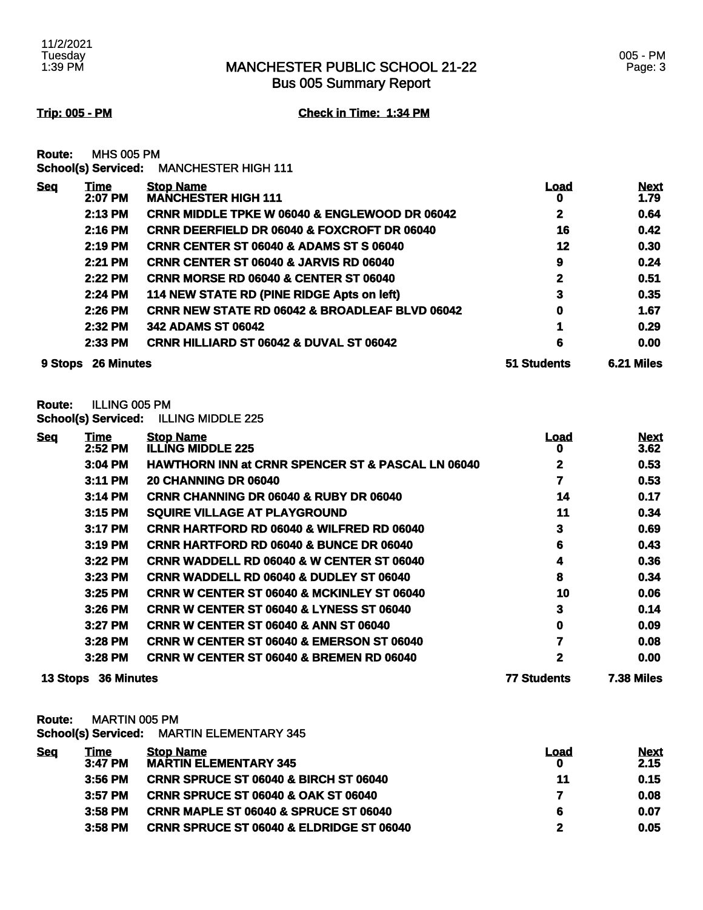# MANCHESTER PUBLIC SCHOOL 21-22

## Bus 005 Summary Report

**Trip: 005 - PM** **Check in Time: 1:34 PM**

**Route:** MHS 005 PM
**School(s) Serviced:** MANCHESTER HIGH 111

| Seq | Time | Stop Name | Load | Next |
|---|---|---|---|---|
| | 2:07 PM | MANCHESTER HIGH 111 | 0 | 1.79 |
| | 2:13 PM | CRNR MIDDLE TPKE W 06040 & ENGLEWOOD DR 06042 | 2 | 0.64 |
| | 2:16 PM | CRNR DEERFIELD DR 06040 & FOXCROFT DR 06040 | 16 | 0.42 |
| | 2:19 PM | CRNR CENTER ST 06040 & ADAMS ST S 06040 | 12 | 0.30 |
| | 2:21 PM | CRNR CENTER ST 06040 & JARVIS RD 06040 | 9 | 0.24 |
| | 2:22 PM | CRNR MORSE RD 06040 & CENTER ST 06040 | 2 | 0.51 |
| | 2:24 PM | 114 NEW STATE RD (PINE RIDGE Apts on left) | 3 | 0.35 |
| | 2:26 PM | CRNR NEW STATE RD 06042 & BROADLEAF BLVD 06042 | 0 | 1.67 |
| | 2:32 PM | 342 ADAMS ST 06042 | 1 | 0.29 |
| | 2:33 PM | CRNR HILLIARD ST 06042 & DUVAL ST 06042 | 6 | 0.00 |
| **9 Stops** | **26 Minutes** | | **51 Students** | **6.21 Miles** |

**Route:** ILLING 005 PM
**School(s) Serviced:** ILLING MIDDLE 225

| Seq | Time | Stop Name | Load | Next |
|---|---|---|---|---|
| | 2:52 PM | ILLING MIDDLE 225 | 0 | 3.62 |
| | 3:04 PM | HAWTHORN INN at CRNR SPENCER ST & PASCAL LN 06040 | 2 | 0.53 |
| | 3:11 PM | 20 CHANNING DR 06040 | 7 | 0.53 |
| | 3:14 PM | CRNR CHANNING DR 06040 & RUBY DR 06040 | 14 | 0.17 |
| | 3:15 PM | SQUIRE VILLAGE AT PLAYGROUND | 11 | 0.34 |
| | 3:17 PM | CRNR HARTFORD RD 06040 & WILFRED RD 06040 | 3 | 0.69 |
| | 3:19 PM | CRNR HARTFORD RD 06040 & BUNCE DR 06040 | 6 | 0.43 |
| | 3:22 PM | CRNR WADDELL RD 06040 & W CENTER ST 06040 | 4 | 0.36 |
| | 3:23 PM | CRNR WADDELL RD 06040 & DUDLEY ST 06040 | 8 | 0.34 |
| | 3:25 PM | CRNR W CENTER ST 06040 & MCKINLEY ST 06040 | 10 | 0.06 |
| | 3:26 PM | CRNR W CENTER ST 06040 & LYNESS ST 06040 | 3 | 0.14 |
| | 3:27 PM | CRNR W CENTER ST 06040 & ANN ST 06040 | 0 | 0.09 |
| | 3:28 PM | CRNR W CENTER ST 06040 & EMERSON ST 06040 | 7 | 0.08 |
| | 3:28 PM | CRNR W CENTER ST 06040 & BREMEN RD 06040 | 2 | 0.00 |
| **13 Stops** | **36 Minutes** | | **77 Students** | **7.38 Miles** |

**Route:** MARTIN 005 PM
**School(s) Serviced:** MARTIN ELEMENTARY 345

| Seq | Time | Stop Name | Load | Next |
|---|---|---|---|---|
| | 3:47 PM | MARTIN ELEMENTARY 345 | 0 | 2.15 |
| | 3:56 PM | CRNR SPRUCE ST 06040 & BIRCH ST 06040 | 11 | 0.15 |
| | 3:57 PM | CRNR SPRUCE ST 06040 & OAK ST 06040 | 7 | 0.08 |
| | 3:58 PM | CRNR MAPLE ST 06040 & SPRUCE ST 06040 | 6 | 0.07 |
| | 3:58 PM | CRNR SPRUCE ST 06040 & ELDRIDGE ST 06040 | 2 | 0.05 |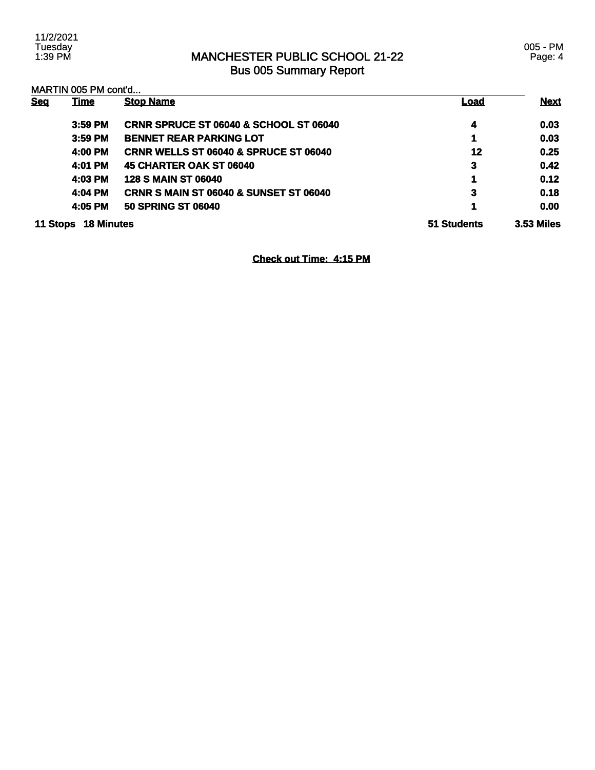# MANCHESTER PUBLIC SCHOOL 21-22

## Bus 005 Summary Report

MARTIN 005 PM cont'd...

| Seq | Time | Stop Name | Load | Next |
|---|---|---|---|---|
| | 3:59 PM | CRNR SPRUCE ST 06040 & SCHOOL ST 06040 | 4 | 0.03 |
| | 3:59 PM | BENNET REAR PARKING LOT | 1 | 0.03 |
| | 4:00 PM | CRNR WELLS ST 06040 & SPRUCE ST 06040 | 12 | 0.25 |
| | 4:01 PM | 45 CHARTER OAK ST 06040 | 3 | 0.42 |
| | 4:03 PM | 128 S MAIN ST 06040 | 1 | 0.12 |
| | 4:04 PM | CRNR S MAIN ST 06040 & SUNSET ST 06040 | 3 | 0.18 |
| | 4:05 PM | 50 SPRING ST 06040 | 1 | 0.00 |
| 11 Stops | 18 Minutes | | 51 Students | 3.53 Miles |

**Check out Time: 4:15 PM**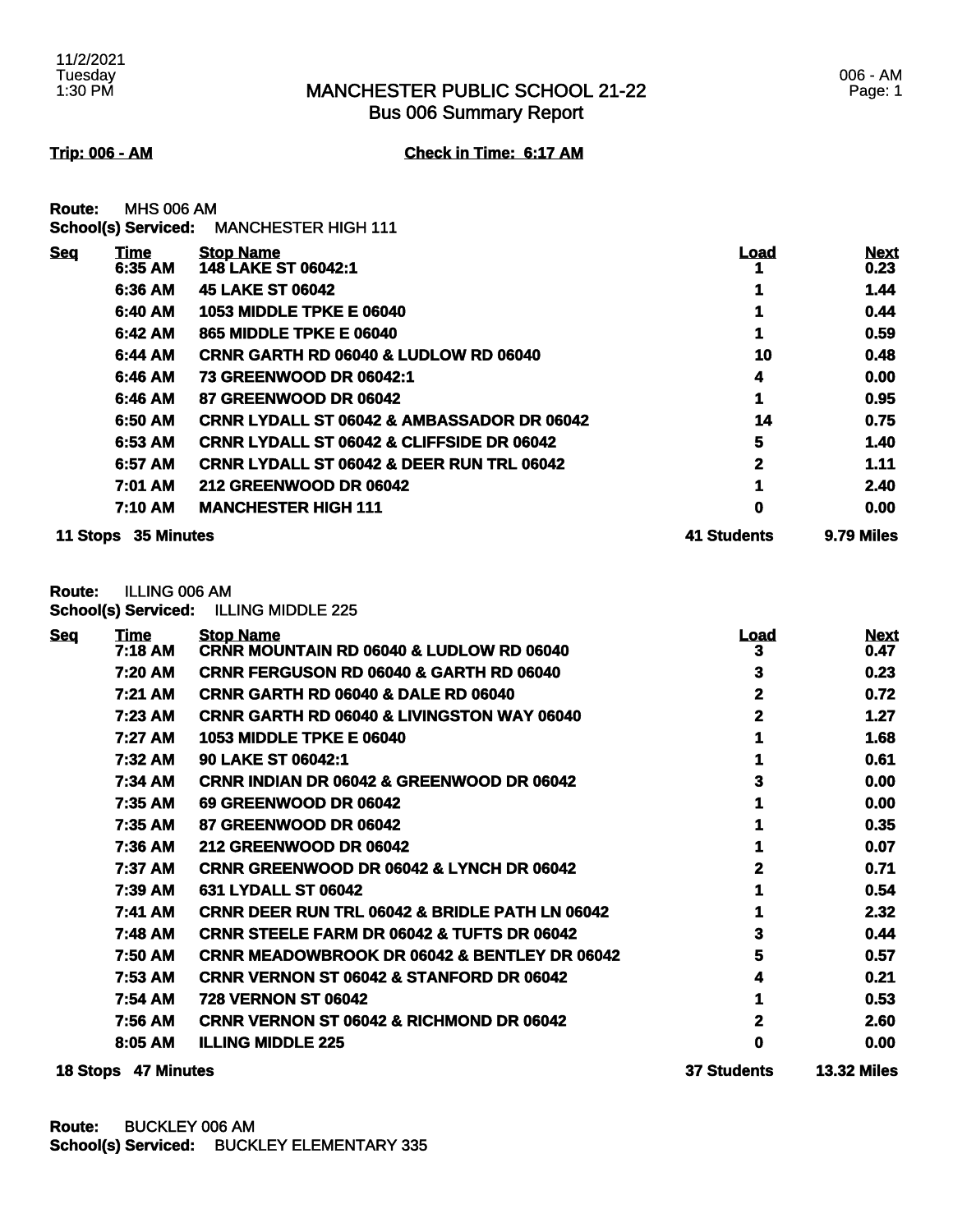# MANCHESTER PUBLIC SCHOOL 21-22
## Bus 006 Summary Report

**Trip: 006 - AM** **Check in Time: 6:17 AM**

**Route:** MHS 006 AM
**School(s) Serviced:** MANCHESTER HIGH 111

| Seq | Time | Stop Name | Load | Next |
|---|---|---|---|---|
| | 6:35 AM | 148 LAKE ST 06042:1 | 1 | 0.23 |
| | 6:36 AM | 45 LAKE ST 06042 | 1 | 1.44 |
| | 6:40 AM | 1053 MIDDLE TPKE E 06040 | 1 | 0.44 |
| | 6:42 AM | 865 MIDDLE TPKE E 06040 | 1 | 0.59 |
| | 6:44 AM | CRNR GARTH RD 06040 & LUDLOW RD 06040 | 10 | 0.48 |
| | 6:46 AM | 73 GREENWOOD DR 06042:1 | 4 | 0.00 |
| | 6:46 AM | 87 GREENWOOD DR 06042 | 1 | 0.95 |
| | 6:50 AM | CRNR LYDALL ST 06042 & AMBASSADOR DR 06042 | 14 | 0.75 |
| | 6:53 AM | CRNR LYDALL ST 06042 & CLIFFSIDE DR 06042 | 5 | 1.40 |
| | 6:57 AM | CRNR LYDALL ST 06042 & DEER RUN TRL 06042 | 2 | 1.11 |
| | 7:01 AM | 212 GREENWOOD DR 06042 | 1 | 2.40 |
| | 7:10 AM | MANCHESTER HIGH 111 | 0 | 0.00 |
| **11 Stops** | **35 Minutes** | | **41 Students** | **9.79 Miles** |

**Route:** ILLING 006 AM
**School(s) Serviced:** ILLING MIDDLE 225

| Seq | Time | Stop Name | Load | Next |
|---|---|---|---|---|
| | 7:18 AM | CRNR MOUNTAIN RD 06040 & LUDLOW RD 06040 | 3 | 0.47 |
| | 7:20 AM | CRNR FERGUSON RD 06040 & GARTH RD 06040 | 3 | 0.23 |
| | 7:21 AM | CRNR GARTH RD 06040 & DALE RD 06040 | 2 | 0.72 |
| | 7:23 AM | CRNR GARTH RD 06040 & LIVINGSTON WAY 06040 | 2 | 1.27 |
| | 7:27 AM | 1053 MIDDLE TPKE E 06040 | 1 | 1.68 |
| | 7:32 AM | 90 LAKE ST 06042:1 | 1 | 0.61 |
| | 7:34 AM | CRNR INDIAN DR 06042 & GREENWOOD DR 06042 | 3 | 0.00 |
| | 7:35 AM | 69 GREENWOOD DR 06042 | 1 | 0.00 |
| | 7:35 AM | 87 GREENWOOD DR 06042 | 1 | 0.35 |
| | 7:36 AM | 212 GREENWOOD DR 06042 | 1 | 0.07 |
| | 7:37 AM | CRNR GREENWOOD DR 06042 & LYNCH DR 06042 | 2 | 0.71 |
| | 7:39 AM | 631 LYDALL ST 06042 | 1 | 0.54 |
| | 7:41 AM | CRNR DEER RUN TRL 06042 & BRIDLE PATH LN 06042 | 1 | 2.32 |
| | 7:48 AM | CRNR STEELE FARM DR 06042 & TUFTS DR 06042 | 3 | 0.44 |
| | 7:50 AM | CRNR MEADOWBROOK DR 06042 & BENTLEY DR 06042 | 5 | 0.57 |
| | 7:53 AM | CRNR VERNON ST 06042 & STANFORD DR 06042 | 4 | 0.21 |
| | 7:54 AM | 728 VERNON ST 06042 | 1 | 0.53 |
| | 7:56 AM | CRNR VERNON ST 06042 & RICHMOND DR 06042 | 2 | 2.60 |
| | 8:05 AM | ILLING MIDDLE 225 | 0 | 0.00 |
| **18 Stops** | **47 Minutes** | | **37 Students** | **13.32 Miles** |

**Route:** BUCKLEY 006 AM
**School(s) Serviced:** BUCKLEY ELEMENTARY 335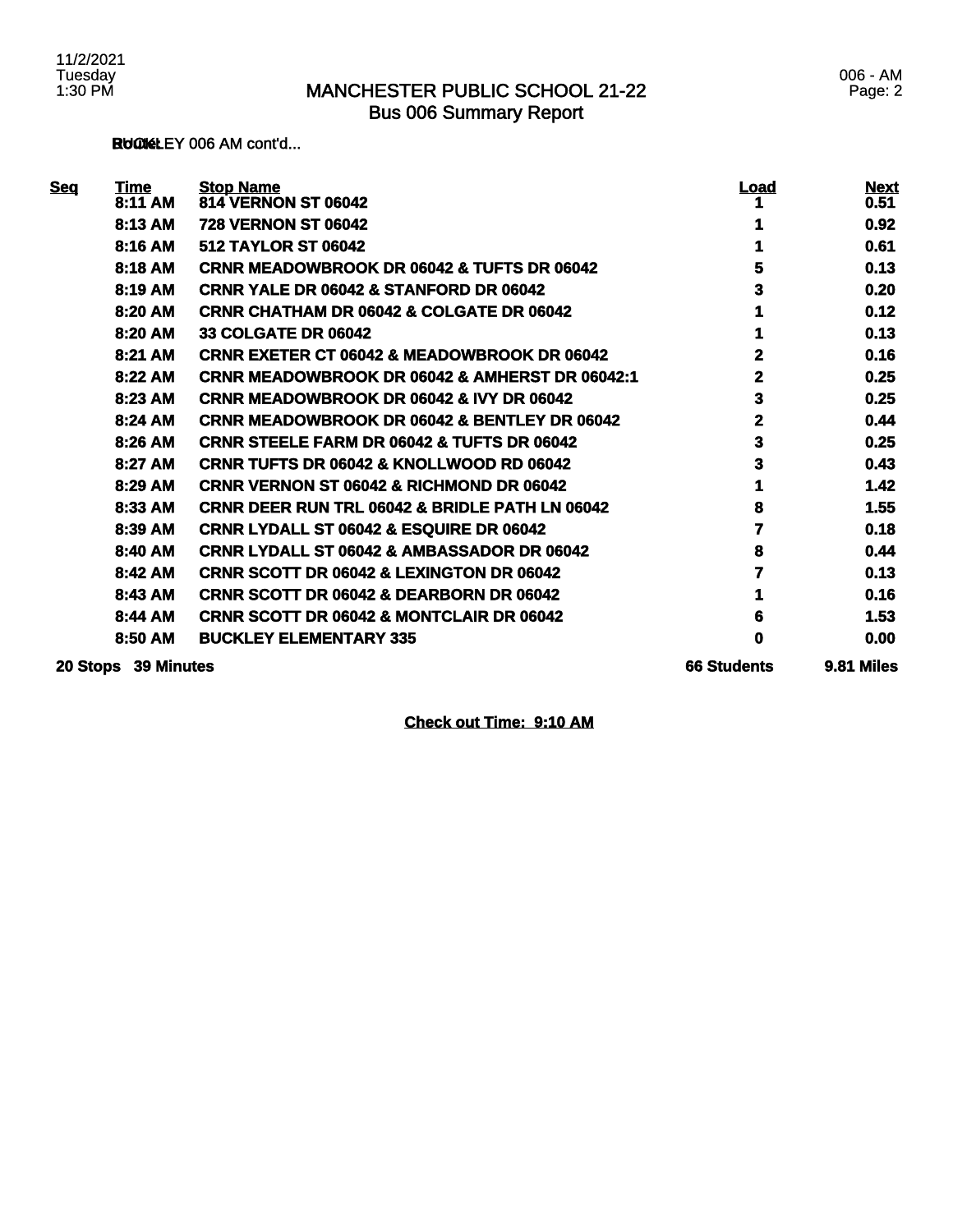# MANCHESTER PUBLIC SCHOOL 21-22
## Bus 006 Summary Report

BUCKLEY 006 AM cont'd...

| Seq | Time | Stop Name | Load | Next |
|---|---|---|---|---|
| | 8:11 AM | 814 VERNON ST 06042 | 1 | 0.51 |
| | 8:13 AM | 728 VERNON ST 06042 | 1 | 0.92 |
| | 8:16 AM | 512 TAYLOR ST 06042 | 1 | 0.61 |
| | 8:18 AM | CRNR MEADOWBROOK DR 06042 & TUFTS DR 06042 | 5 | 0.13 |
| | 8:19 AM | CRNR YALE DR 06042 & STANFORD DR 06042 | 3 | 0.20 |
| | 8:20 AM | CRNR CHATHAM DR 06042 & COLGATE DR 06042 | 1 | 0.12 |
| | 8:20 AM | 33 COLGATE DR 06042 | 1 | 0.13 |
| | 8:21 AM | CRNR EXETER CT 06042 & MEADOWBROOK DR 06042 | 2 | 0.16 |
| | 8:22 AM | CRNR MEADOWBROOK DR 06042 & AMHERST DR 06042:1 | 2 | 0.25 |
| | 8:23 AM | CRNR MEADOWBROOK DR 06042 & IVY DR 06042 | 3 | 0.25 |
| | 8:24 AM | CRNR MEADOWBROOK DR 06042 & BENTLEY DR 06042 | 2 | 0.44 |
| | 8:26 AM | CRNR STEELE FARM DR 06042 & TUFTS DR 06042 | 3 | 0.25 |
| | 8:27 AM | CRNR TUFTS DR 06042 & KNOLLWOOD RD 06042 | 3 | 0.43 |
| | 8:29 AM | CRNR VERNON ST 06042 & RICHMOND DR 06042 | 1 | 1.42 |
| | 8:33 AM | CRNR DEER RUN TRL 06042 & BRIDLE PATH LN 06042 | 8 | 1.55 |
| | 8:39 AM | CRNR LYDALL ST 06042 & ESQUIRE DR 06042 | 7 | 0.18 |
| | 8:40 AM | CRNR LYDALL ST 06042 & AMBASSADOR DR 06042 | 8 | 0.44 |
| | 8:42 AM | CRNR SCOTT DR 06042 & LEXINGTON DR 06042 | 7 | 0.13 |
| | 8:43 AM | CRNR SCOTT DR 06042 & DEARBORN DR 06042 | 1 | 0.16 |
| | 8:44 AM | CRNR SCOTT DR 06042 & MONTCLAIR DR 06042 | 6 | 1.53 |
| | 8:50 AM | BUCKLEY ELEMENTARY 335 | 0 | 0.00 |
| **20 Stops** | **39 Minutes** | | **66 Students** | **9.81 Miles** |

**Check out Time: 9:10 AM**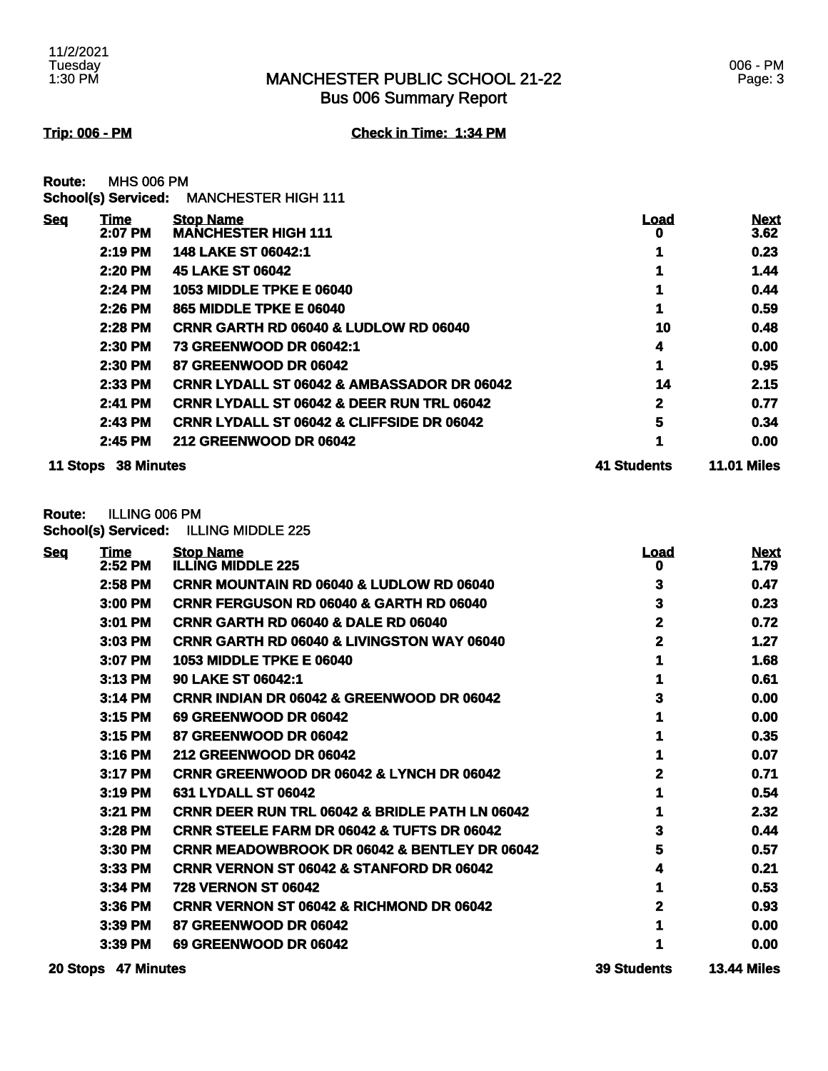# MANCHESTER PUBLIC SCHOOL 21-22
## Bus 006 Summary Report

**Trip: 006 - PM** | **Check in Time: 1:34 PM**

**Route:** MHS 006 PM
**School(s) Serviced:** MANCHESTER HIGH 111

| Seq | Time | Stop Name | Load | Next |
|---|---|---|---|---|
| | 2:07 PM | MANCHESTER HIGH 111 | 0 | 3.62 |
| | 2:19 PM | 148 LAKE ST 06042:1 | 1 | 0.23 |
| | 2:20 PM | 45 LAKE ST 06042 | 1 | 1.44 |
| | 2:24 PM | 1053 MIDDLE TPKE E 06040 | 1 | 0.44 |
| | 2:26 PM | 865 MIDDLE TPKE E 06040 | 1 | 0.59 |
| | 2:28 PM | CRNR GARTH RD 06040 & LUDLOW RD 06040 | 10 | 0.48 |
| | 2:30 PM | 73 GREENWOOD DR 06042:1 | 4 | 0.00 |
| | 2:30 PM | 87 GREENWOOD DR 06042 | 1 | 0.95 |
| | 2:33 PM | CRNR LYDALL ST 06042 & AMBASSADOR DR 06042 | 14 | 2.15 |
| | 2:41 PM | CRNR LYDALL ST 06042 & DEER RUN TRL 06042 | 2 | 0.77 |
| | 2:43 PM | CRNR LYDALL ST 06042 & CLIFFSIDE DR 06042 | 5 | 0.34 |
| | 2:45 PM | 212 GREENWOOD DR 06042 | 1 | 0.00 |
| **11 Stops** | **38 Minutes** | | **41 Students** | **11.01 Miles** |

**Route:** ILLING 006 PM
**School(s) Serviced:** ILLING MIDDLE 225

| Seq | Time | Stop Name | Load | Next |
|---|---|---|---|---|
| | 2:52 PM | ILLING MIDDLE 225 | 0 | 1.79 |
| | 2:58 PM | CRNR MOUNTAIN RD 06040 & LUDLOW RD 06040 | 3 | 0.47 |
| | 3:00 PM | CRNR FERGUSON RD 06040 & GARTH RD 06040 | 3 | 0.23 |
| | 3:01 PM | CRNR GARTH RD 06040 & DALE RD 06040 | 2 | 0.72 |
| | 3:03 PM | CRNR GARTH RD 06040 & LIVINGSTON WAY 06040 | 2 | 1.27 |
| | 3:07 PM | 1053 MIDDLE TPKE E 06040 | 1 | 1.68 |
| | 3:13 PM | 90 LAKE ST 06042:1 | 1 | 0.61 |
| | 3:14 PM | CRNR INDIAN DR 06042 & GREENWOOD DR 06042 | 3 | 0.00 |
| | 3:15 PM | 69 GREENWOOD DR 06042 | 1 | 0.00 |
| | 3:15 PM | 87 GREENWOOD DR 06042 | 1 | 0.35 |
| | 3:16 PM | 212 GREENWOOD DR 06042 | 1 | 0.07 |
| | 3:17 PM | CRNR GREENWOOD DR 06042 & LYNCH DR 06042 | 2 | 0.71 |
| | 3:19 PM | 631 LYDALL ST 06042 | 1 | 0.54 |
| | 3:21 PM | CRNR DEER RUN TRL 06042 & BRIDLE PATH LN 06042 | 1 | 2.32 |
| | 3:28 PM | CRNR STEELE FARM DR 06042 & TUFTS DR 06042 | 3 | 0.44 |
| | 3:30 PM | CRNR MEADOWBROOK DR 06042 & BENTLEY DR 06042 | 5 | 0.57 |
| | 3:33 PM | CRNR VERNON ST 06042 & STANFORD DR 06042 | 4 | 0.21 |
| | 3:34 PM | 728 VERNON ST 06042 | 1 | 0.53 |
| | 3:36 PM | CRNR VERNON ST 06042 & RICHMOND DR 06042 | 2 | 0.93 |
| | 3:39 PM | 87 GREENWOOD DR 06042 | 1 | 0.00 |
| | 3:39 PM | 69 GREENWOOD DR 06042 | 1 | 0.00 |
| **20 Stops** | **47 Minutes** | | **39 Students** | **13.44 Miles** |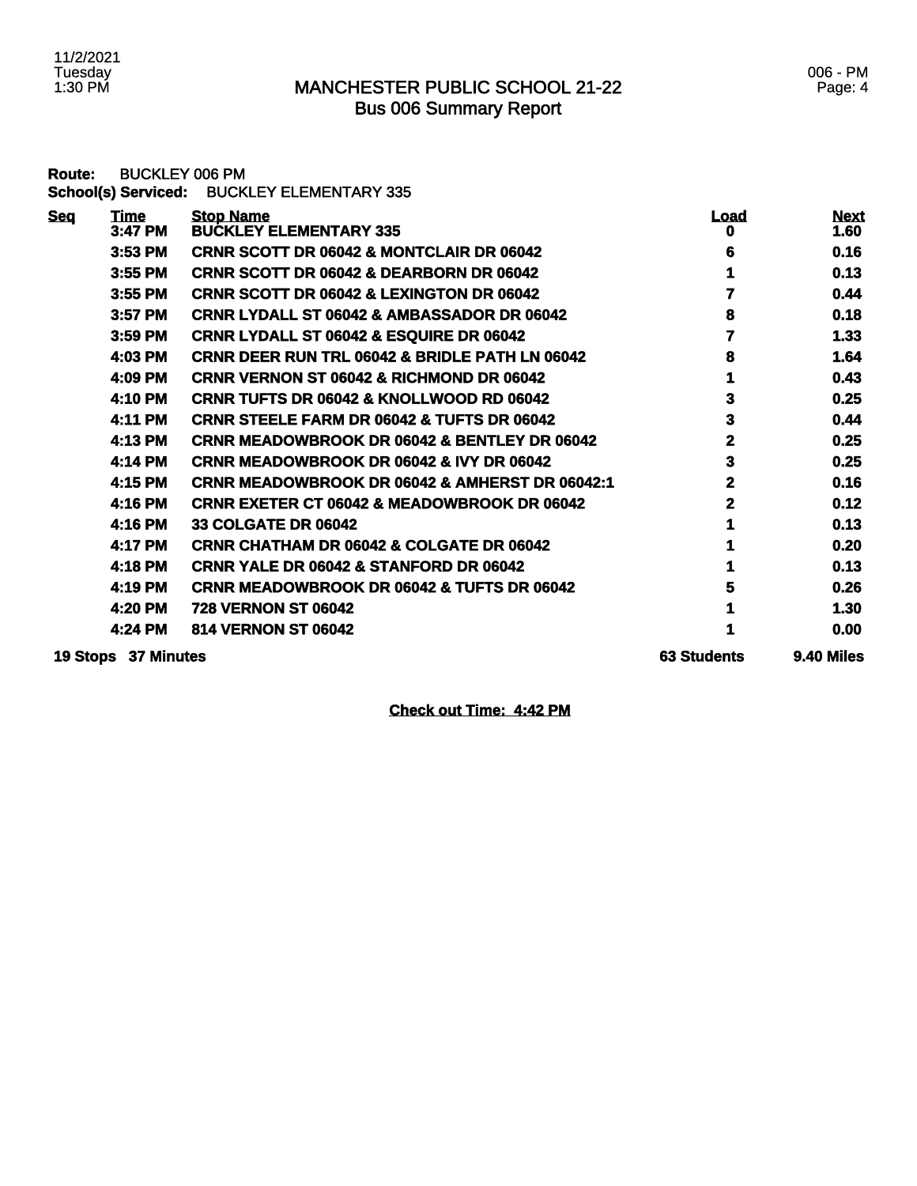# MANCHESTER PUBLIC SCHOOL 21-22
## Bus 006 Summary Report

**Route:** BUCKLEY 006 PM
**School(s) Serviced:** BUCKLEY ELEMENTARY 335

| Seq | Time | Stop Name | Load | Next |
|---|---|---|---|---|
| | 3:47 PM | BUCKLEY ELEMENTARY 335 | 0 | 1.60 |
| | 3:53 PM | CRNR SCOTT DR 06042 & MONTCLAIR DR 06042 | 6 | 0.16 |
| | 3:55 PM | CRNR SCOTT DR 06042 & DEARBORN DR 06042 | 1 | 0.13 |
| | 3:55 PM | CRNR SCOTT DR 06042 & LEXINGTON DR 06042 | 7 | 0.44 |
| | 3:57 PM | CRNR LYDALL ST 06042 & AMBASSADOR DR 06042 | 8 | 0.18 |
| | 3:59 PM | CRNR LYDALL ST 06042 & ESQUIRE DR 06042 | 7 | 1.33 |
| | 4:03 PM | CRNR DEER RUN TRL 06042 & BRIDLE PATH LN 06042 | 8 | 1.64 |
| | 4:09 PM | CRNR VERNON ST 06042 & RICHMOND DR 06042 | 1 | 0.43 |
| | 4:10 PM | CRNR TUFTS DR 06042 & KNOLLWOOD RD 06042 | 3 | 0.25 |
| | 4:11 PM | CRNR STEELE FARM DR 06042 & TUFTS DR 06042 | 3 | 0.44 |
| | 4:13 PM | CRNR MEADOWBROOK DR 06042 & BENTLEY DR 06042 | 2 | 0.25 |
| | 4:14 PM | CRNR MEADOWBROOK DR 06042 & IVY DR 06042 | 3 | 0.25 |
| | 4:15 PM | CRNR MEADOWBROOK DR 06042 & AMHERST DR 06042:1 | 2 | 0.16 |
| | 4:16 PM | CRNR EXETER CT 06042 & MEADOWBROOK DR 06042 | 2 | 0.12 |
| | 4:16 PM | 33 COLGATE DR 06042 | 1 | 0.13 |
| | 4:17 PM | CRNR CHATHAM DR 06042 & COLGATE DR 06042 | 1 | 0.20 |
| | 4:18 PM | CRNR YALE DR 06042 & STANFORD DR 06042 | 1 | 0.13 |
| | 4:19 PM | CRNR MEADOWBROOK DR 06042 & TUFTS DR 06042 | 5 | 0.26 |
| | 4:20 PM | 728 VERNON ST 06042 | 1 | 1.30 |
| | 4:24 PM | 814 VERNON ST 06042 | 1 | 0.00 |
| **19 Stops** | **37 Minutes** | | **63 Students** | **9.40 Miles** |

**Check out Time: 4:42 PM**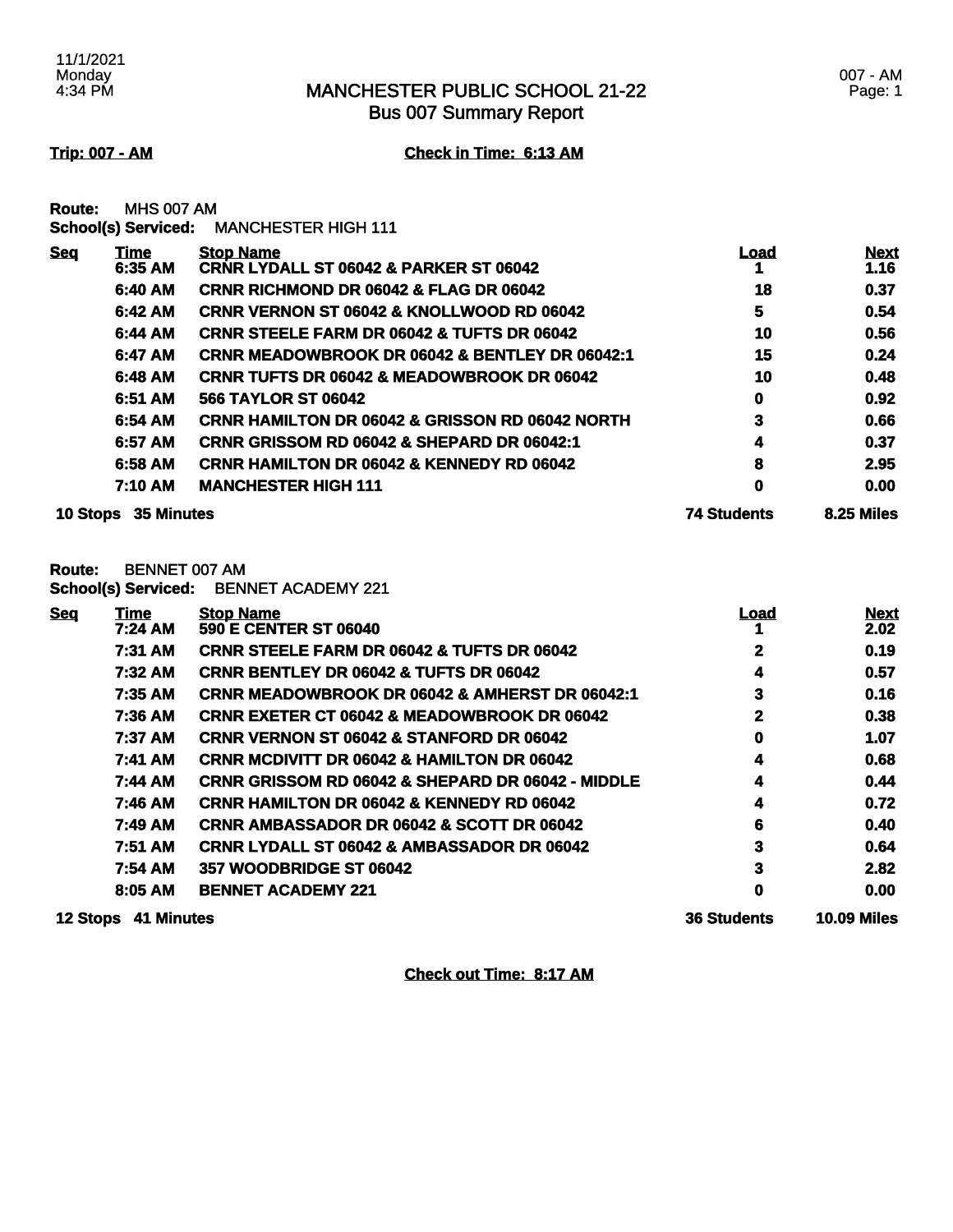# MANCHESTER PUBLIC SCHOOL 21-22
## Bus 007 Summary Report

**Trip: 007 - AM** **Check in Time: 6:13 AM**

**Route:** MHS 007 AM
**School(s) Serviced:** MANCHESTER HIGH 111

| Seq | Time | Stop Name | Load | Next |
|---|---|---|---|---|
| | 6:35 AM | CRNR LYDALL ST 06042 & PARKER ST 06042 | 1 | 1.16 |
| | 6:40 AM | CRNR RICHMOND DR 06042 & FLAG DR 06042 | 18 | 0.37 |
| | 6:42 AM | CRNR VERNON ST 06042 & KNOLLWOOD RD 06042 | 5 | 0.54 |
| | 6:44 AM | CRNR STEELE FARM DR 06042 & TUFTS DR 06042 | 10 | 0.56 |
| | 6:47 AM | CRNR MEADOWBROOK DR 06042 & BENTLEY DR 06042:1 | 15 | 0.24 |
| | 6:48 AM | CRNR TUFTS DR 06042 & MEADOWBROOK DR 06042 | 10 | 0.48 |
| | 6:51 AM | 566 TAYLOR ST 06042 | 0 | 0.92 |
| | 6:54 AM | CRNR HAMILTON DR 06042 & GRISSON RD 06042 NORTH | 3 | 0.66 |
| | 6:57 AM | CRNR GRISSOM RD 06042 & SHEPARD DR 06042:1 | 4 | 0.37 |
| | 6:58 AM | CRNR HAMILTON DR 06042 & KENNEDY RD 06042 | 8 | 2.95 |
| | 7:10 AM | MANCHESTER HIGH 111 | 0 | 0.00 |
| **10 Stops** | **35 Minutes** | | **74 Students** | **8.25 Miles** |

**Route:** BENNET 007 AM
**School(s) Serviced:** BENNET ACADEMY 221

| Seq | Time | Stop Name | Load | Next |
|---|---|---|---|---|
| | 7:24 AM | 590 E CENTER ST 06040 | 1 | 2.02 |
| | 7:31 AM | CRNR STEELE FARM DR 06042 & TUFTS DR 06042 | 2 | 0.19 |
| | 7:32 AM | CRNR BENTLEY DR 06042 & TUFTS DR 06042 | 4 | 0.57 |
| | 7:35 AM | CRNR MEADOWBROOK DR 06042 & AMHERST DR 06042:1 | 3 | 0.16 |
| | 7:36 AM | CRNR EXETER CT 06042 & MEADOWBROOK DR 06042 | 2 | 0.38 |
| | 7:37 AM | CRNR VERNON ST 06042 & STANFORD DR 06042 | 0 | 1.07 |
| | 7:41 AM | CRNR MCDIVITT DR 06042 & HAMILTON DR 06042 | 4 | 0.68 |
| | 7:44 AM | CRNR GRISSOM RD 06042 & SHEPARD DR 06042 - MIDDLE | 4 | 0.44 |
| | 7:46 AM | CRNR HAMILTON DR 06042 & KENNEDY RD 06042 | 4 | 0.72 |
| | 7:49 AM | CRNR AMBASSADOR DR 06042 & SCOTT DR 06042 | 6 | 0.40 |
| | 7:51 AM | CRNR LYDALL ST 06042 & AMBASSADOR DR 06042 | 3 | 0.64 |
| | 7:54 AM | 357 WOODBRIDGE ST 06042 | 3 | 2.82 |
| | 8:05 AM | BENNET ACADEMY 221 | 0 | 0.00 |
| **12 Stops** | **41 Minutes** | | **36 Students** | **10.09 Miles** |

**Check out Time: 8:17 AM**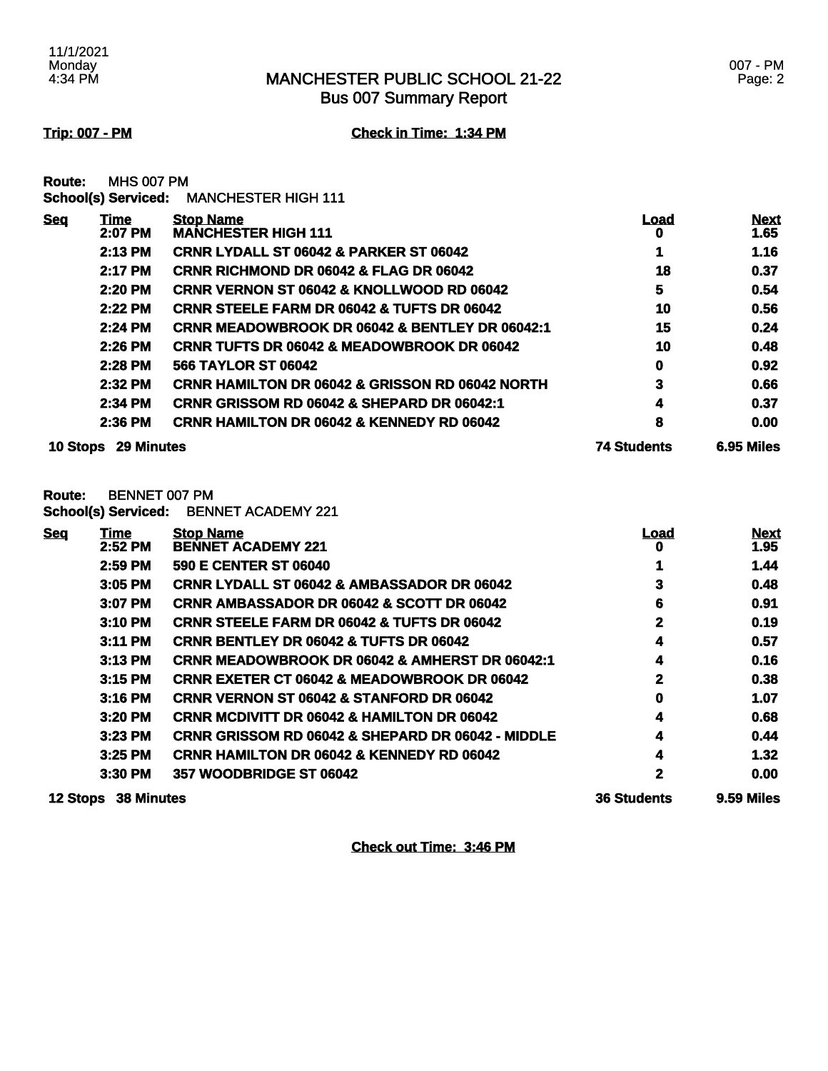# MANCHESTER PUBLIC SCHOOL 21-22
## Bus 007 Summary Report

**Trip: 007 - PM** **Check in Time: 1:34 PM**

**Route:** MHS 007 PM
**School(s) Serviced:** MANCHESTER HIGH 111

| Seq | Time | Stop Name | Load | Next |
|---|---|---|---|---|
| | 2:07 PM | MANCHESTER HIGH 111 | 0 | 1.65 |
| | 2:13 PM | CRNR LYDALL ST 06042 & PARKER ST 06042 | 1 | 1.16 |
| | 2:17 PM | CRNR RICHMOND DR 06042 & FLAG DR 06042 | 18 | 0.37 |
| | 2:20 PM | CRNR VERNON ST 06042 & KNOLLWOOD RD 06042 | 5 | 0.54 |
| | 2:22 PM | CRNR STEELE FARM DR 06042 & TUFTS DR 06042 | 10 | 0.56 |
| | 2:24 PM | CRNR MEADOWBROOK DR 06042 & BENTLEY DR 06042:1 | 15 | 0.24 |
| | 2:26 PM | CRNR TUFTS DR 06042 & MEADOWBROOK DR 06042 | 10 | 0.48 |
| | 2:28 PM | 566 TAYLOR ST 06042 | 0 | 0.92 |
| | 2:32 PM | CRNR HAMILTON DR 06042 & GRISSON RD 06042 NORTH | 3 | 0.66 |
| | 2:34 PM | CRNR GRISSOM RD 06042 & SHEPARD DR 06042:1 | 4 | 0.37 |
| | 2:36 PM | CRNR HAMILTON DR 06042 & KENNEDY RD 06042 | 8 | 0.00 |
| **10 Stops** | **29 Minutes** | | **74 Students** | **6.95 Miles** |

**Route:** BENNET 007 PM
**School(s) Serviced:** BENNET ACADEMY 221

| Seq | Time | Stop Name | Load | Next |
|---|---|---|---|---|
| | 2:52 PM | BENNET ACADEMY 221 | 0 | 1.95 |
| | 2:59 PM | 590 E CENTER ST 06040 | 1 | 1.44 |
| | 3:05 PM | CRNR LYDALL ST 06042 & AMBASSADOR DR 06042 | 3 | 0.48 |
| | 3:07 PM | CRNR AMBASSADOR DR 06042 & SCOTT DR 06042 | 6 | 0.91 |
| | 3:10 PM | CRNR STEELE FARM DR 06042 & TUFTS DR 06042 | 2 | 0.19 |
| | 3:11 PM | CRNR BENTLEY DR 06042 & TUFTS DR 06042 | 4 | 0.57 |
| | 3:13 PM | CRNR MEADOWBROOK DR 06042 & AMHERST DR 06042:1 | 4 | 0.16 |
| | 3:15 PM | CRNR EXETER CT 06042 & MEADOWBROOK DR 06042 | 2 | 0.38 |
| | 3:16 PM | CRNR VERNON ST 06042 & STANFORD DR 06042 | 0 | 1.07 |
| | 3:20 PM | CRNR MCDIVITT DR 06042 & HAMILTON DR 06042 | 4 | 0.68 |
| | 3:23 PM | CRNR GRISSOM RD 06042 & SHEPARD DR 06042 - MIDDLE | 4 | 0.44 |
| | 3:25 PM | CRNR HAMILTON DR 06042 & KENNEDY RD 06042 | 4 | 1.32 |
| | 3:30 PM | 357 WOODBRIDGE ST 06042 | 2 | 0.00 |
| **12 Stops** | **38 Minutes** | | **36 Students** | **9.59 Miles** |

**Check out Time: 3:46 PM**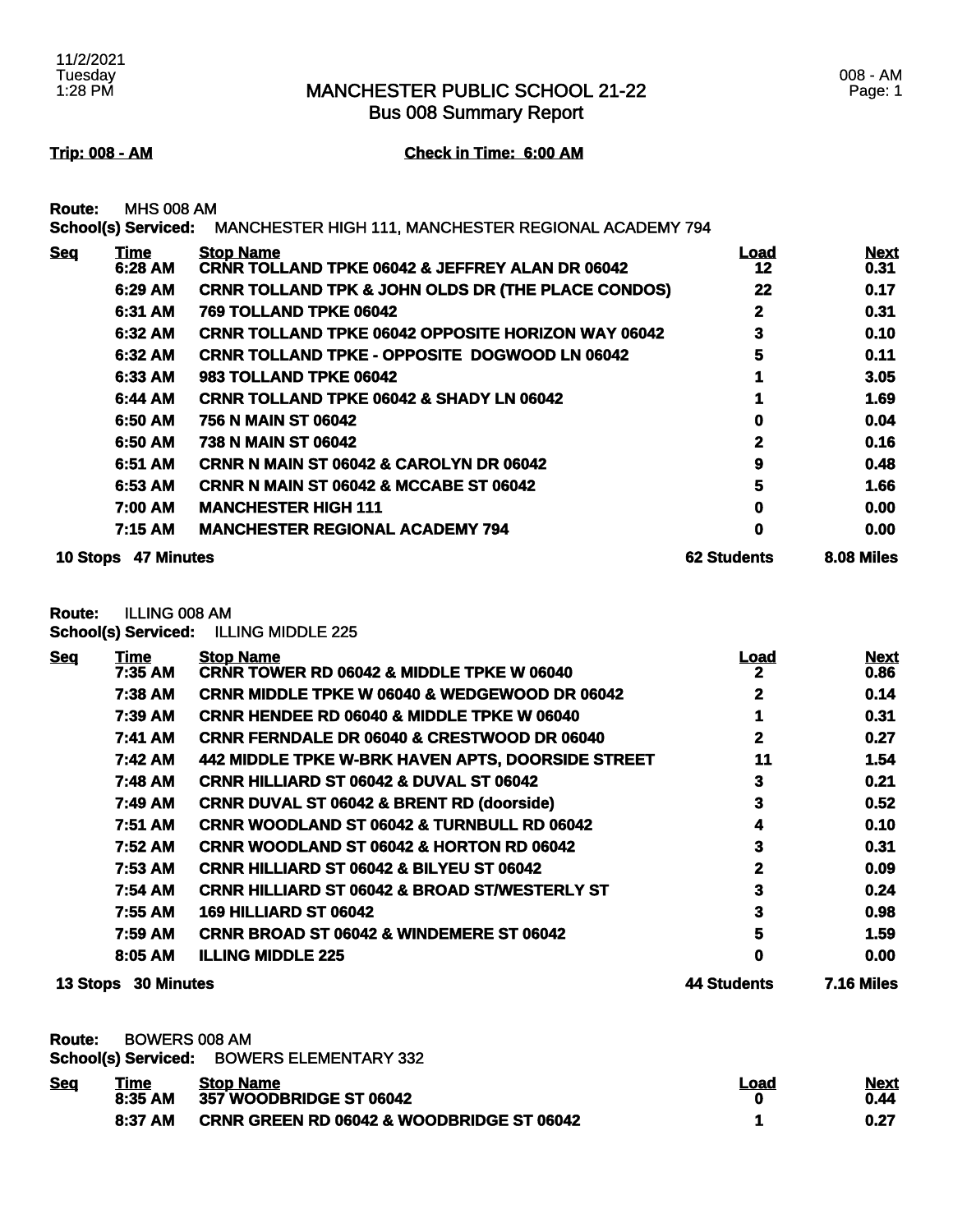# MANCHESTER PUBLIC SCHOOL 21-22
## Bus 008 Summary Report

11/2/2021
Tuesday
1:28 PM

008 - AM

**Trip: 008 - AM** **Check in Time: 6:00 AM**

**Route:** MHS 008 AM
**School(s) Serviced:** MANCHESTER HIGH 111, MANCHESTER REGIONAL ACADEMY 794

| Seq | Time | Stop Name | Load | Next |
|---|---|---|---|---|
| | 6:28 AM | CRNR TOLLAND TPKE 06042 & JEFFREY ALAN DR 06042 | 12 | 0.31 |
| | 6:29 AM | CRNR TOLLAND TPK & JOHN OLDS DR (THE PLACE CONDOS) | 22 | 0.17 |
| | 6:31 AM | 769 TOLLAND TPKE 06042 | 2 | 0.31 |
| | 6:32 AM | CRNR TOLLAND TPKE 06042 OPPOSITE HORIZON WAY 06042 | 3 | 0.10 |
| | 6:32 AM | CRNR TOLLAND TPKE - OPPOSITE DOGWOOD LN 06042 | 5 | 0.11 |
| | 6:33 AM | 983 TOLLAND TPKE 06042 | 1 | 3.05 |
| | 6:44 AM | CRNR TOLLAND TPKE 06042 & SHADY LN 06042 | 1 | 1.69 |
| | 6:50 AM | 756 N MAIN ST 06042 | 0 | 0.04 |
| | 6:50 AM | 738 N MAIN ST 06042 | 2 | 0.16 |
| | 6:51 AM | CRNR N MAIN ST 06042 & CAROLYN DR 06042 | 9 | 0.48 |
| | 6:53 AM | CRNR N MAIN ST 06042 & MCCABE ST 06042 | 5 | 1.66 |
| | 7:00 AM | MANCHESTER HIGH 111 | 0 | 0.00 |
| | 7:15 AM | MANCHESTER REGIONAL ACADEMY 794 | 0 | 0.00 |
| **10 Stops** | **47 Minutes** | | **62 Students** | **8.08 Miles** |

**Route:** ILLING 008 AM
**School(s) Serviced:** ILLING MIDDLE 225

| Seq | Time | Stop Name | Load | Next |
|---|---|---|---|---|
| | 7:35 AM | CRNR TOWER RD 06042 & MIDDLE TPKE W 06040 | 2 | 0.86 |
| | 7:38 AM | CRNR MIDDLE TPKE W 06040 & WEDGEWOOD DR 06042 | 2 | 0.14 |
| | 7:39 AM | CRNR HENDEE RD 06040 & MIDDLE TPKE W 06040 | 1 | 0.31 |
| | 7:41 AM | CRNR FERNDALE DR 06040 & CRESTWOOD DR 06040 | 2 | 0.27 |
| | 7:42 AM | 442 MIDDLE TPKE W-BRK HAVEN APTS, DOORSIDE STREET | 11 | 1.54 |
| | 7:48 AM | CRNR HILLIARD ST 06042 & DUVAL ST 06042 | 3 | 0.21 |
| | 7:49 AM | CRNR DUVAL ST 06042 & BRENT RD (doorside) | 3 | 0.52 |
| | 7:51 AM | CRNR WOODLAND ST 06042 & TURNBULL RD 06042 | 4 | 0.10 |
| | 7:52 AM | CRNR WOODLAND ST 06042 & HORTON RD 06042 | 3 | 0.31 |
| | 7:53 AM | CRNR HILLIARD ST 06042 & BILYEU ST 06042 | 2 | 0.09 |
| | 7:54 AM | CRNR HILLIARD ST 06042 & BROAD ST/WESTERLY ST | 3 | 0.24 |
| | 7:55 AM | 169 HILLIARD ST 06042 | 3 | 0.98 |
| | 7:59 AM | CRNR BROAD ST 06042 & WINDEMERE ST 06042 | 5 | 1.59 |
| | 8:05 AM | ILLING MIDDLE 225 | 0 | 0.00 |
| **13 Stops** | **30 Minutes** | | **44 Students** | **7.16 Miles** |

**Route:** BOWERS 008 AM
**School(s) Serviced:** BOWERS ELEMENTARY 332

| Seq | Time | Stop Name | Load | Next |
|---|---|---|---|---|
| | 8:35 AM | 357 WOODBRIDGE ST 06042 | 0 | 0.44 |
| | 8:37 AM | CRNR GREEN RD 06042 & WOODBRIDGE ST 06042 | 1 | 0.27 |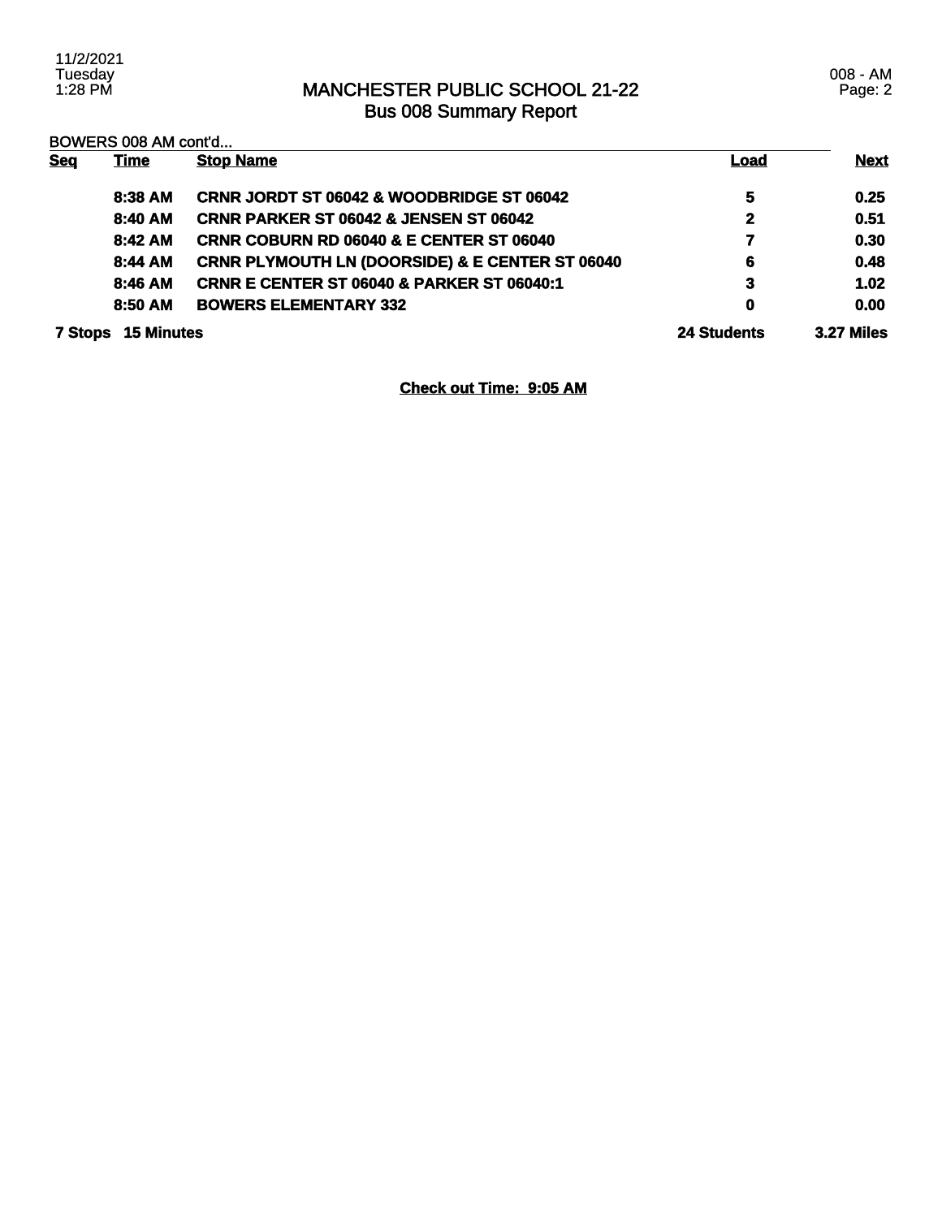# MANCHESTER PUBLIC SCHOOL 21-22
## Bus 008 Summary Report

BOWERS 008 AM cont'd...

| Seq | Time | Stop Name | Load | Next |
|---|---|---|---|---|
| | 8:38 AM | CRNR JORDT ST 06042 & WOODBRIDGE ST 06042 | 5 | 0.25 |
| | 8:40 AM | CRNR PARKER ST 06042 & JENSEN ST 06042 | 2 | 0.51 |
| | 8:42 AM | CRNR COBURN RD 06040 & E CENTER ST 06040 | 7 | 0.30 |
| | 8:44 AM | CRNR PLYMOUTH LN (DOORSIDE) & E CENTER ST 06040 | 6 | 0.48 |
| | 8:46 AM | CRNR E CENTER ST 06040 & PARKER ST 06040:1 | 3 | 1.02 |
| | 8:50 AM | BOWERS ELEMENTARY 332 | 0 | 0.00 |
| 7 Stops | 15 Minutes | | 24 Students | 3.27 Miles |

**Check out Time: 9:05 AM**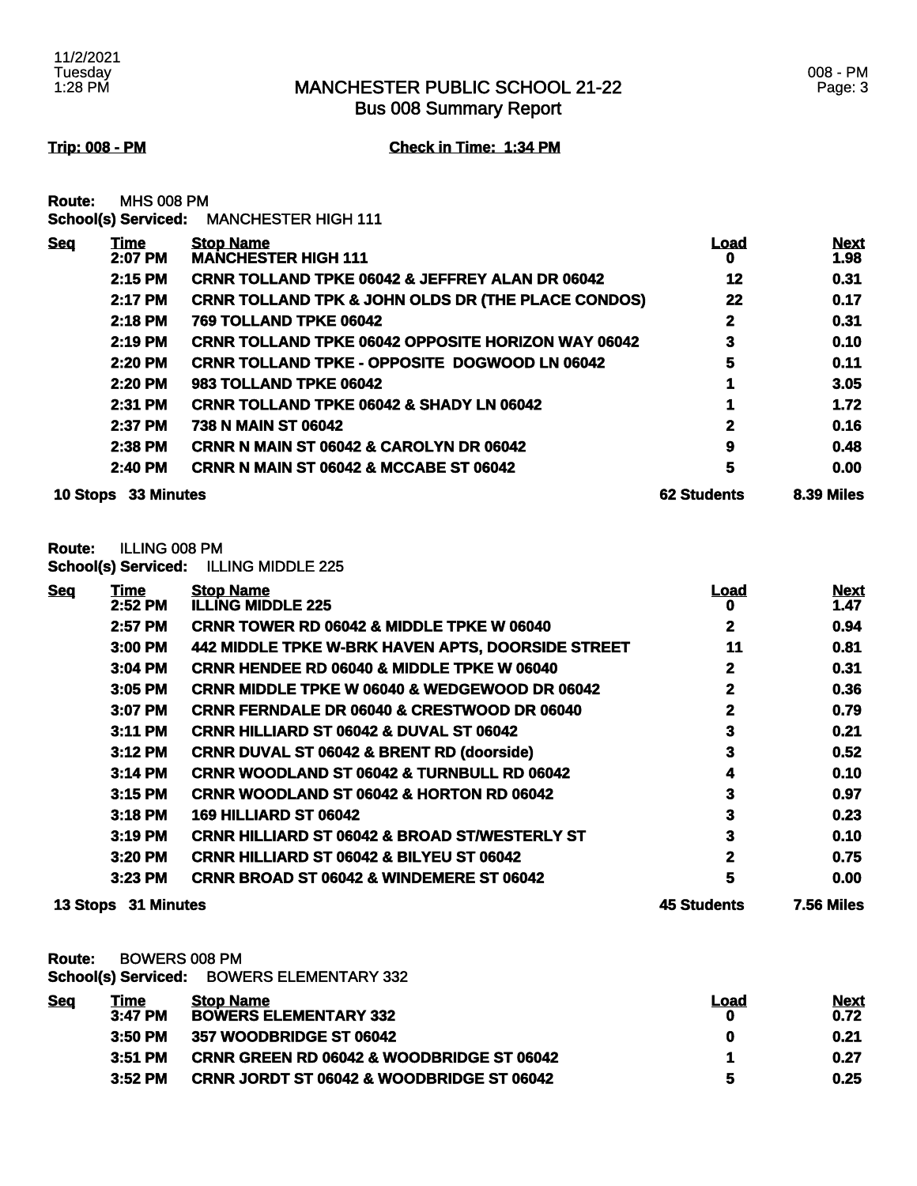# MANCHESTER PUBLIC SCHOOL 21-22
## Bus 008 Summary Report

**Trip: 008 - PM** **Check in Time: 1:34 PM**

**Route:** MHS 008 PM
**School(s) Serviced:** MANCHESTER HIGH 111

| Seq | Time | Stop Name | Load | Next |
|---|---|---|---|---|
| | 2:07 PM | MANCHESTER HIGH 111 | 0 | 1.98 |
| | 2:15 PM | CRNR TOLLAND TPKE 06042 & JEFFREY ALAN DR 06042 | 12 | 0.31 |
| | 2:17 PM | CRNR TOLLAND TPK & JOHN OLDS DR (THE PLACE CONDOS) | 22 | 0.17 |
| | 2:18 PM | 769 TOLLAND TPKE 06042 | 2 | 0.31 |
| | 2:19 PM | CRNR TOLLAND TPKE 06042 OPPOSITE HORIZON WAY 06042 | 3 | 0.10 |
| | 2:20 PM | CRNR TOLLAND TPKE - OPPOSITE DOGWOOD LN 06042 | 5 | 0.11 |
| | 2:20 PM | 983 TOLLAND TPKE 06042 | 1 | 3.05 |
| | 2:31 PM | CRNR TOLLAND TPKE 06042 & SHADY LN 06042 | 1 | 1.72 |
| | 2:37 PM | 738 N MAIN ST 06042 | 2 | 0.16 |
| | 2:38 PM | CRNR N MAIN ST 06042 & CAROLYN DR 06042 | 9 | 0.48 |
| | 2:40 PM | CRNR N MAIN ST 06042 & MCCABE ST 06042 | 5 | 0.00 |
| **10 Stops** | **33 Minutes** | | **62 Students** | **8.39 Miles** |

**Route:** ILLING 008 PM
**School(s) Serviced:** ILLING MIDDLE 225

| Seq | Time | Stop Name | Load | Next |
|---|---|---|---|---|
| | 2:52 PM | ILLING MIDDLE 225 | 0 | 1.47 |
| | 2:57 PM | CRNR TOWER RD 06042 & MIDDLE TPKE W 06040 | 2 | 0.94 |
| | 3:00 PM | 442 MIDDLE TPKE W-BRK HAVEN APTS, DOORSIDE STREET | 11 | 0.81 |
| | 3:04 PM | CRNR HENDEE RD 06040 & MIDDLE TPKE W 06040 | 2 | 0.31 |
| | 3:05 PM | CRNR MIDDLE TPKE W 06040 & WEDGEWOOD DR 06042 | 2 | 0.36 |
| | 3:07 PM | CRNR FERNDALE DR 06040 & CRESTWOOD DR 06040 | 2 | 0.79 |
| | 3:11 PM | CRNR HILLIARD ST 06042 & DUVAL ST 06042 | 3 | 0.21 |
| | 3:12 PM | CRNR DUVAL ST 06042 & BRENT RD (doorside) | 3 | 0.52 |
| | 3:14 PM | CRNR WOODLAND ST 06042 & TURNBULL RD 06042 | 4 | 0.10 |
| | 3:15 PM | CRNR WOODLAND ST 06042 & HORTON RD 06042 | 3 | 0.97 |
| | 3:18 PM | 169 HILLIARD ST 06042 | 3 | 0.23 |
| | 3:19 PM | CRNR HILLIARD ST 06042 & BROAD ST/WESTERLY ST | 3 | 0.10 |
| | 3:20 PM | CRNR HILLIARD ST 06042 & BILYEU ST 06042 | 2 | 0.75 |
| | 3:23 PM | CRNR BROAD ST 06042 & WINDEMERE ST 06042 | 5 | 0.00 |
| **13 Stops** | **31 Minutes** | | **45 Students** | **7.56 Miles** |

**Route:** BOWERS 008 PM
**School(s) Serviced:** BOWERS ELEMENTARY 332

| Seq | Time | Stop Name | Load | Next |
|---|---|---|---|---|
| | 3:47 PM | BOWERS ELEMENTARY 332 | 0 | 0.72 |
| | 3:50 PM | 357 WOODBRIDGE ST 06042 | 0 | 0.21 |
| | 3:51 PM | CRNR GREEN RD 06042 & WOODBRIDGE ST 06042 | 1 | 0.27 |
| | 3:52 PM | CRNR JORDT ST 06042 & WOODBRIDGE ST 06042 | 5 | 0.25 |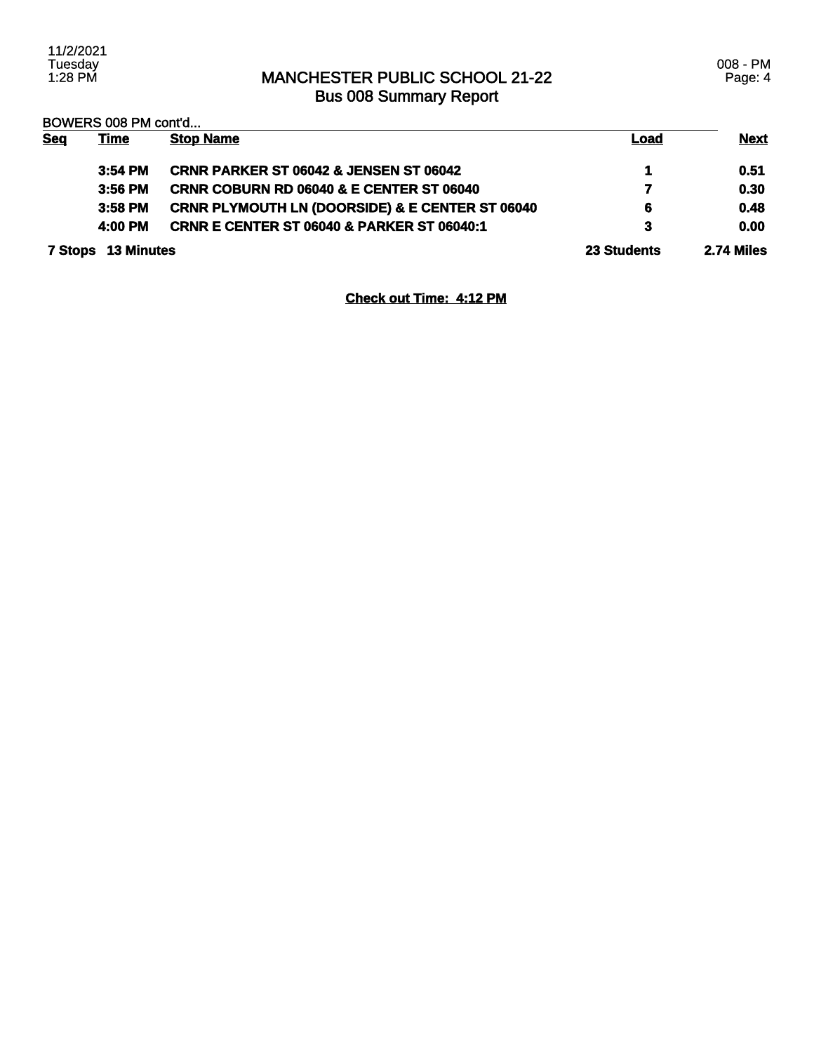BOWERS 008 PM cont'd...

| Seq | Time | Stop Name | Load | Next |
|---|---|---|---|---|
| | 3:54 PM | CRNR PARKER ST 06042 & JENSEN ST 06042 | 1 | 0.51 |
| | 3:56 PM | CRNR COBURN RD 06040 & E CENTER ST 06040 | 7 | 0.30 |
| | 3:58 PM | CRNR PLYMOUTH LN (DOORSIDE) & E CENTER ST 06040 | 6 | 0.48 |
| | 4:00 PM | CRNR E CENTER ST 06040 & PARKER ST 06040:1 | 3 | 0.00 |
| **7 Stops** | **13 Minutes** | | **23 Students** | **2.74 Miles** |

**Check out Time: 4:12 PM**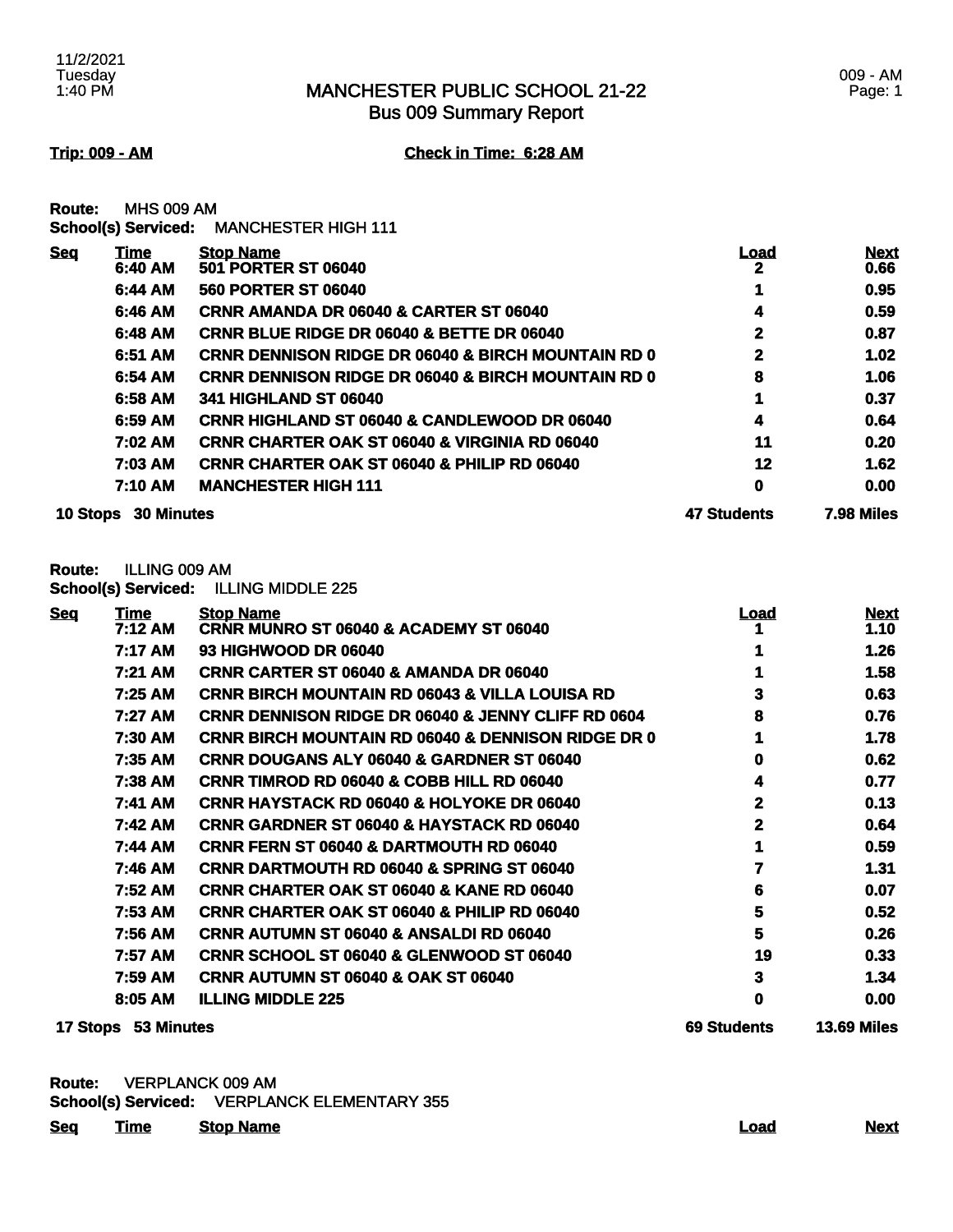# MANCHESTER PUBLIC SCHOOL 21-22

## Bus 009 Summary Report

11/2/2021
Tuesday
1:40 PM

009 - AM

**Trip: 009 - AM** **Check in Time: 6:28 AM**

**Route:** MHS 009 AM
**School(s) Serviced:** MANCHESTER HIGH 111

| Seq | Time | Stop Name | Load | Next |
|---|---|---|---|---|
| | 6:40 AM | 501 PORTER ST 06040 | 2 | 0.66 |
| | 6:44 AM | 560 PORTER ST 06040 | 1 | 0.95 |
| | 6:46 AM | CRNR AMANDA DR 06040 & CARTER ST 06040 | 4 | 0.59 |
| | 6:48 AM | CRNR BLUE RIDGE DR 06040 & BETTE DR 06040 | 2 | 0.87 |
| | 6:51 AM | CRNR DENNISON RIDGE DR 06040 & BIRCH MOUNTAIN RD 0 | 2 | 1.02 |
| | 6:54 AM | CRNR DENNISON RIDGE DR 06040 & BIRCH MOUNTAIN RD 0 | 8 | 1.06 |
| | 6:58 AM | 341 HIGHLAND ST 06040 | 1 | 0.37 |
| | 6:59 AM | CRNR HIGHLAND ST 06040 & CANDLEWOOD DR 06040 | 4 | 0.64 |
| | 7:02 AM | CRNR CHARTER OAK ST 06040 & VIRGINIA RD 06040 | 11 | 0.20 |
| | 7:03 AM | CRNR CHARTER OAK ST 06040 & PHILIP RD 06040 | 12 | 1.62 |
| | 7:10 AM | MANCHESTER HIGH 111 | 0 | 0.00 |
| **10 Stops** | **30 Minutes** | | **47 Students** | **7.98 Miles** |

**Route:** ILLING 009 AM
**School(s) Serviced:** ILLING MIDDLE 225

| Seq | Time | Stop Name | Load | Next |
|---|---|---|---|---|
| | 7:12 AM | CRNR MUNRO ST 06040 & ACADEMY ST 06040 | 1 | 1.10 |
| | 7:17 AM | 93 HIGHWOOD DR 06040 | 1 | 1.26 |
| | 7:21 AM | CRNR CARTER ST 06040 & AMANDA DR 06040 | 1 | 1.58 |
| | 7:25 AM | CRNR BIRCH MOUNTAIN RD 06043 & VILLA LOUISA RD | 3 | 0.63 |
| | 7:27 AM | CRNR DENNISON RIDGE DR 06040 & JENNY CLIFF RD 0604 | 8 | 0.76 |
| | 7:30 AM | CRNR BIRCH MOUNTAIN RD 06040 & DENNISON RIDGE DR 0 | 1 | 1.78 |
| | 7:35 AM | CRNR DOUGANS ALY 06040 & GARDNER ST 06040 | 0 | 0.62 |
| | 7:38 AM | CRNR TIMROD RD 06040 & COBB HILL RD 06040 | 4 | 0.77 |
| | 7:41 AM | CRNR HAYSTACK RD 06040 & HOLYOKE DR 06040 | 2 | 0.13 |
| | 7:42 AM | CRNR GARDNER ST 06040 & HAYSTACK RD 06040 | 2 | 0.64 |
| | 7:44 AM | CRNR FERN ST 06040 & DARTMOUTH RD 06040 | 1 | 0.59 |
| | 7:46 AM | CRNR DARTMOUTH RD 06040 & SPRING ST 06040 | 7 | 1.31 |
| | 7:52 AM | CRNR CHARTER OAK ST 06040 & KANE RD 06040 | 6 | 0.07 |
| | 7:53 AM | CRNR CHARTER OAK ST 06040 & PHILIP RD 06040 | 5 | 0.52 |
| | 7:56 AM | CRNR AUTUMN ST 06040 & ANSALDI RD 06040 | 5 | 0.26 |
| | 7:57 AM | CRNR SCHOOL ST 06040 & GLENWOOD ST 06040 | 19 | 0.33 |
| | 7:59 AM | CRNR AUTUMN ST 06040 & OAK ST 06040 | 3 | 1.34 |
| | 8:05 AM | ILLING MIDDLE 225 | 0 | 0.00 |
| **17 Stops** | **53 Minutes** | | **69 Students** | **13.69 Miles** |

**Route:** VERPLANCK 009 AM
**School(s) Serviced:** VERPLANCK ELEMENTARY 355

| Seq | Time | Stop Name | Load | Next |
|---|---|---|---|---|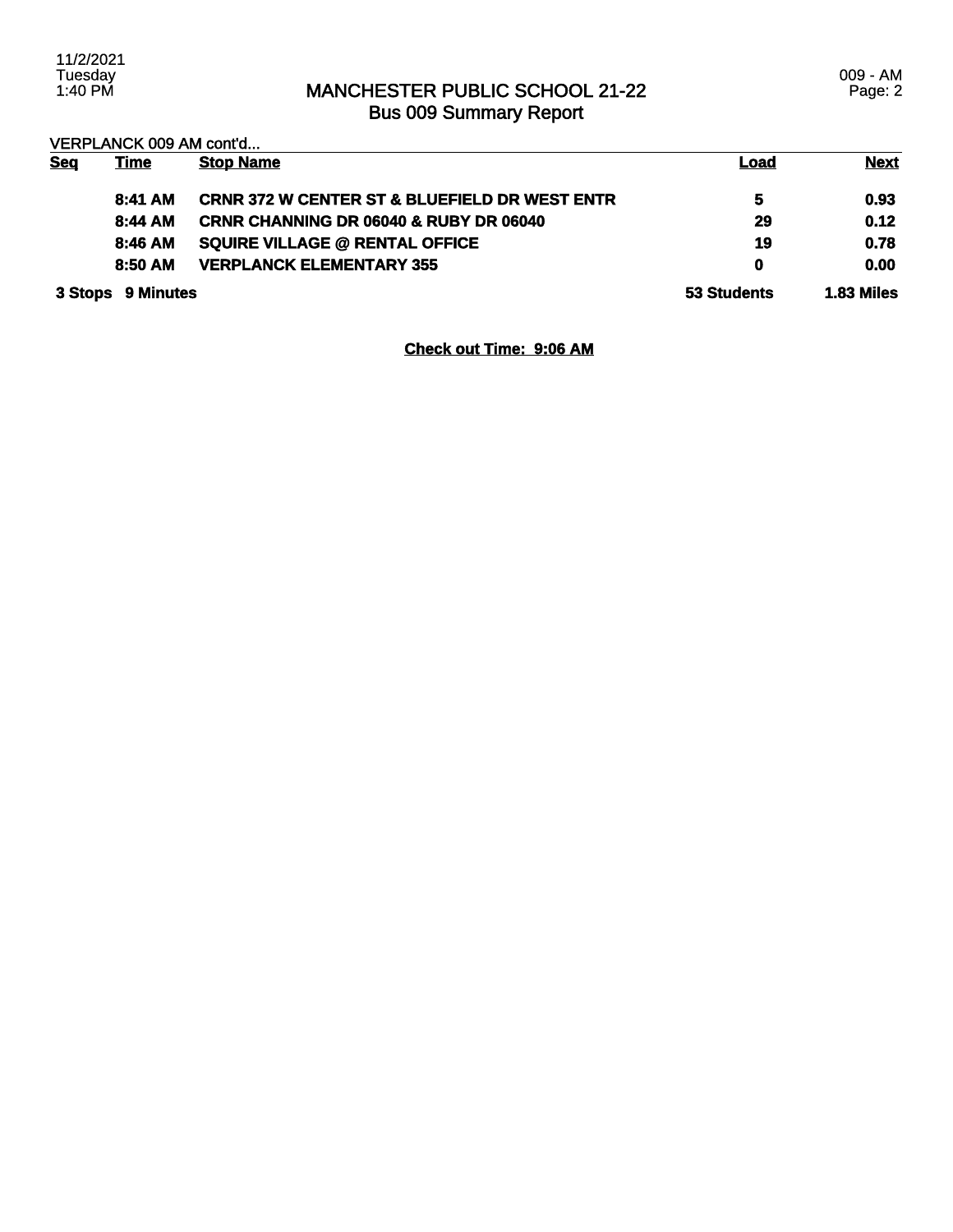# MANCHESTER PUBLIC SCHOOL 21-22
## Bus 009 Summary Report

VERPLANCK 009 AM cont'd...

| Seq | Time | Stop Name | Load | Next |
|---|---|---|---|---|
| | **8:41 AM** | **CRNR 372 W CENTER ST & BLUEFIELD DR WEST ENTR** | **5** | **0.93** |
| | **8:44 AM** | **CRNR CHANNING DR 06040 & RUBY DR 06040** | **29** | **0.12** |
| | **8:46 AM** | **SQUIRE VILLAGE @ RENTAL OFFICE** | **19** | **0.78** |
| | **8:50 AM** | **VERPLANCK ELEMENTARY 355** | **0** | **0.00** |
| **3 Stops** | **9 Minutes** | | **53 Students** | **1.83 Miles** |

**Check out Time: 9:06 AM**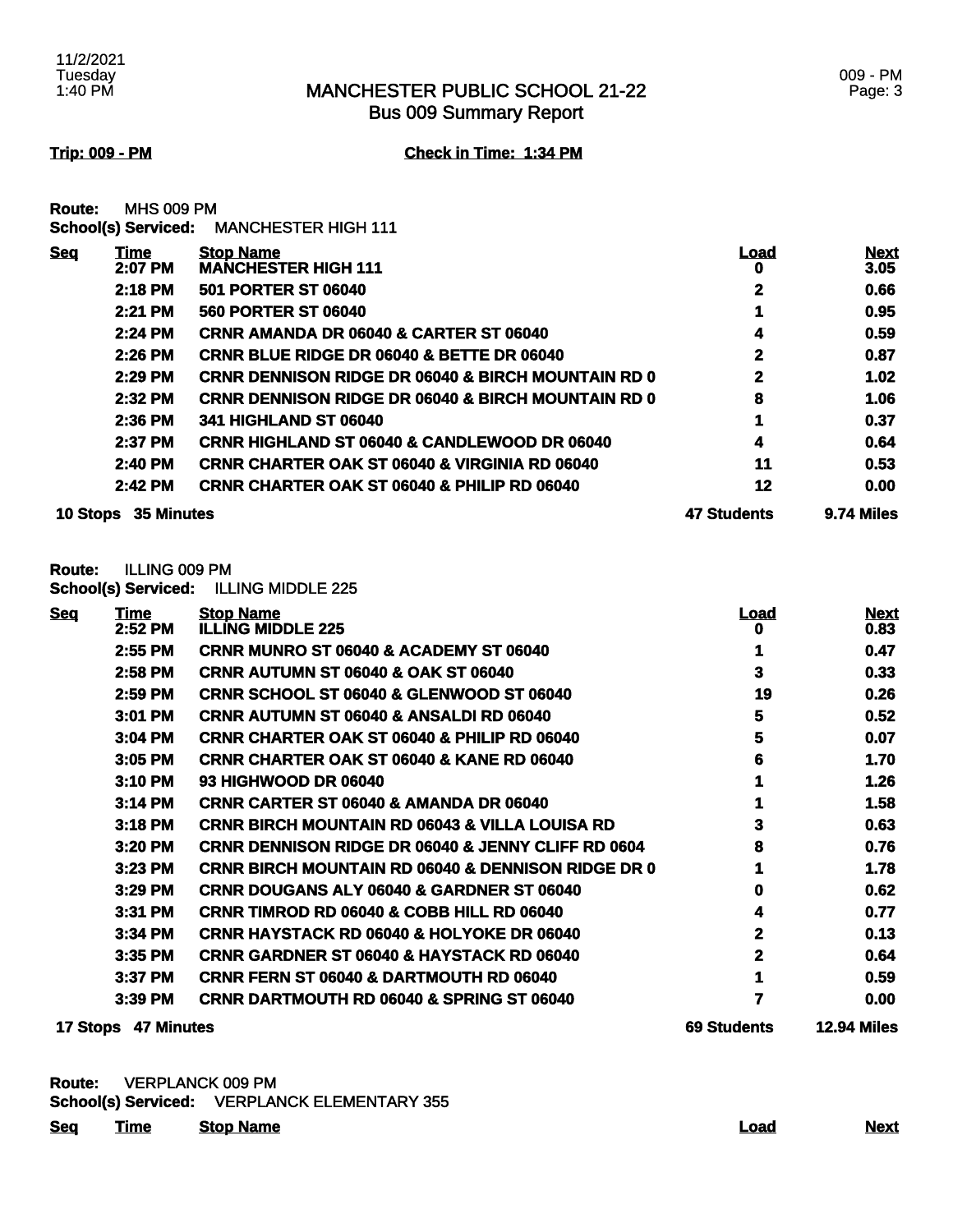# MANCHESTER PUBLIC SCHOOL 21-22
## Bus 009 Summary Report

11/2/2021 Tuesday 1:40 PM

009 - PM

**Trip: 009 - PM** **Check in Time: 1:34 PM**

**Route:** MHS 009 PM
**School(s) Serviced:** MANCHESTER HIGH 111

| Seq | Time | Stop Name | Load | Next |
|---|---|---|---|---|
| | 2:07 PM | MANCHESTER HIGH 111 | 0 | 3.05 |
| | 2:18 PM | 501 PORTER ST 06040 | 2 | 0.66 |
| | 2:21 PM | 560 PORTER ST 06040 | 1 | 0.95 |
| | 2:24 PM | CRNR AMANDA DR 06040 & CARTER ST 06040 | 4 | 0.59 |
| | 2:26 PM | CRNR BLUE RIDGE DR 06040 & BETTE DR 06040 | 2 | 0.87 |
| | 2:29 PM | CRNR DENNISON RIDGE DR 06040 & BIRCH MOUNTAIN RD 0 | 2 | 1.02 |
| | 2:32 PM | CRNR DENNISON RIDGE DR 06040 & BIRCH MOUNTAIN RD 0 | 8 | 1.06 |
| | 2:36 PM | 341 HIGHLAND ST 06040 | 1 | 0.37 |
| | 2:37 PM | CRNR HIGHLAND ST 06040 & CANDLEWOOD DR 06040 | 4 | 0.64 |
| | 2:40 PM | CRNR CHARTER OAK ST 06040 & VIRGINIA RD 06040 | 11 | 0.53 |
| | 2:42 PM | CRNR CHARTER OAK ST 06040 & PHILIP RD 06040 | 12 | 0.00 |
| **10 Stops** | **35 Minutes** | | **47 Students** | **9.74 Miles** |

**Route:** ILLING 009 PM
**School(s) Serviced:** ILLING MIDDLE 225

| Seq | Time | Stop Name | Load | Next |
|---|---|---|---|---|
| | 2:52 PM | ILLING MIDDLE 225 | 0 | 0.83 |
| | 2:55 PM | CRNR MUNRO ST 06040 & ACADEMY ST 06040 | 1 | 0.47 |
| | 2:58 PM | CRNR AUTUMN ST 06040 & OAK ST 06040 | 3 | 0.33 |
| | 2:59 PM | CRNR SCHOOL ST 06040 & GLENWOOD ST 06040 | 19 | 0.26 |
| | 3:01 PM | CRNR AUTUMN ST 06040 & ANSALDI RD 06040 | 5 | 0.52 |
| | 3:04 PM | CRNR CHARTER OAK ST 06040 & PHILIP RD 06040 | 5 | 0.07 |
| | 3:05 PM | CRNR CHARTER OAK ST 06040 & KANE RD 06040 | 6 | 1.70 |
| | 3:10 PM | 93 HIGHWOOD DR 06040 | 1 | 1.26 |
| | 3:14 PM | CRNR CARTER ST 06040 & AMANDA DR 06040 | 1 | 1.58 |
| | 3:18 PM | CRNR BIRCH MOUNTAIN RD 06043 & VILLA LOUISA RD | 3 | 0.63 |
| | 3:20 PM | CRNR DENNISON RIDGE DR 06040 & JENNY CLIFF RD 0604 | 8 | 0.76 |
| | 3:23 PM | CRNR BIRCH MOUNTAIN RD 06040 & DENNISON RIDGE DR 0 | 1 | 1.78 |
| | 3:29 PM | CRNR DOUGANS ALY 06040 & GARDNER ST 06040 | 0 | 0.62 |
| | 3:31 PM | CRNR TIMROD RD 06040 & COBB HILL RD 06040 | 4 | 0.77 |
| | 3:34 PM | CRNR HAYSTACK RD 06040 & HOLYOKE DR 06040 | 2 | 0.13 |
| | 3:35 PM | CRNR GARDNER ST 06040 & HAYSTACK RD 06040 | 2 | 0.64 |
| | 3:37 PM | CRNR FERN ST 06040 & DARTMOUTH RD 06040 | 1 | 0.59 |
| | 3:39 PM | CRNR DARTMOUTH RD 06040 & SPRING ST 06040 | 7 | 0.00 |
| **17 Stops** | **47 Minutes** | | **69 Students** | **12.94 Miles** |

**Route:** VERPLANCK 009 PM
**School(s) Serviced:** VERPLANCK ELEMENTARY 355

| Seq | Time | Stop Name | Load | Next |
|---|---|---|---|---|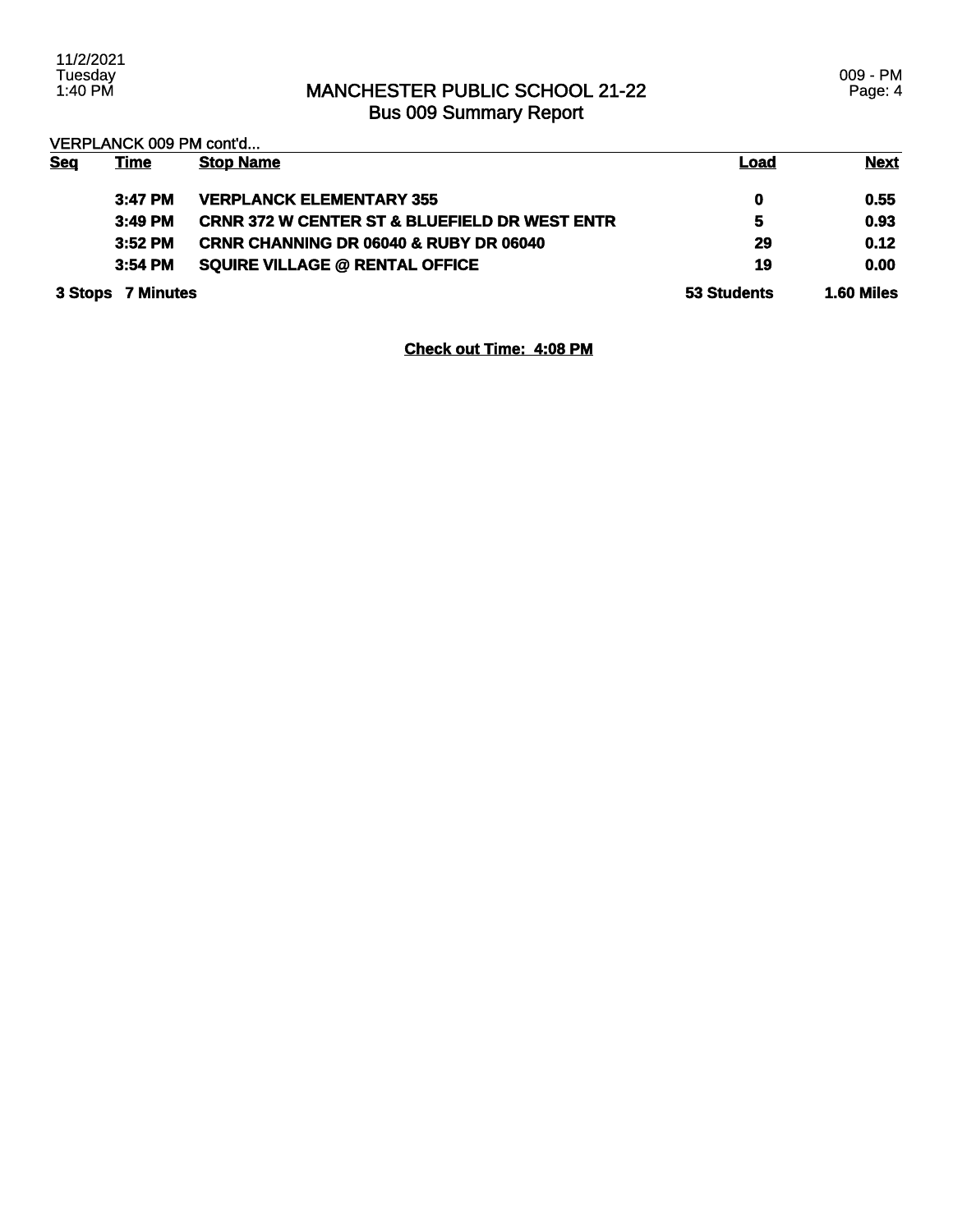# MANCHESTER PUBLIC SCHOOL 21-22
## Bus 009 Summary Report

VERPLANCK 009 PM cont'd...

| Seq | Time | Stop Name | Load | Next |
|---|---|---|---|---|
| | 3:47 PM | VERPLANCK ELEMENTARY 355 | 0 | 0.55 |
| | 3:49 PM | CRNR 372 W CENTER ST & BLUEFIELD DR WEST ENTR | 5 | 0.93 |
| | 3:52 PM | CRNR CHANNING DR 06040 & RUBY DR 06040 | 29 | 0.12 |
| | 3:54 PM | SQUIRE VILLAGE @ RENTAL OFFICE | 19 | 0.00 |
| 3 Stops | 7 Minutes | | 53 Students | 1.60 Miles |

**Check out Time: 4:08 PM**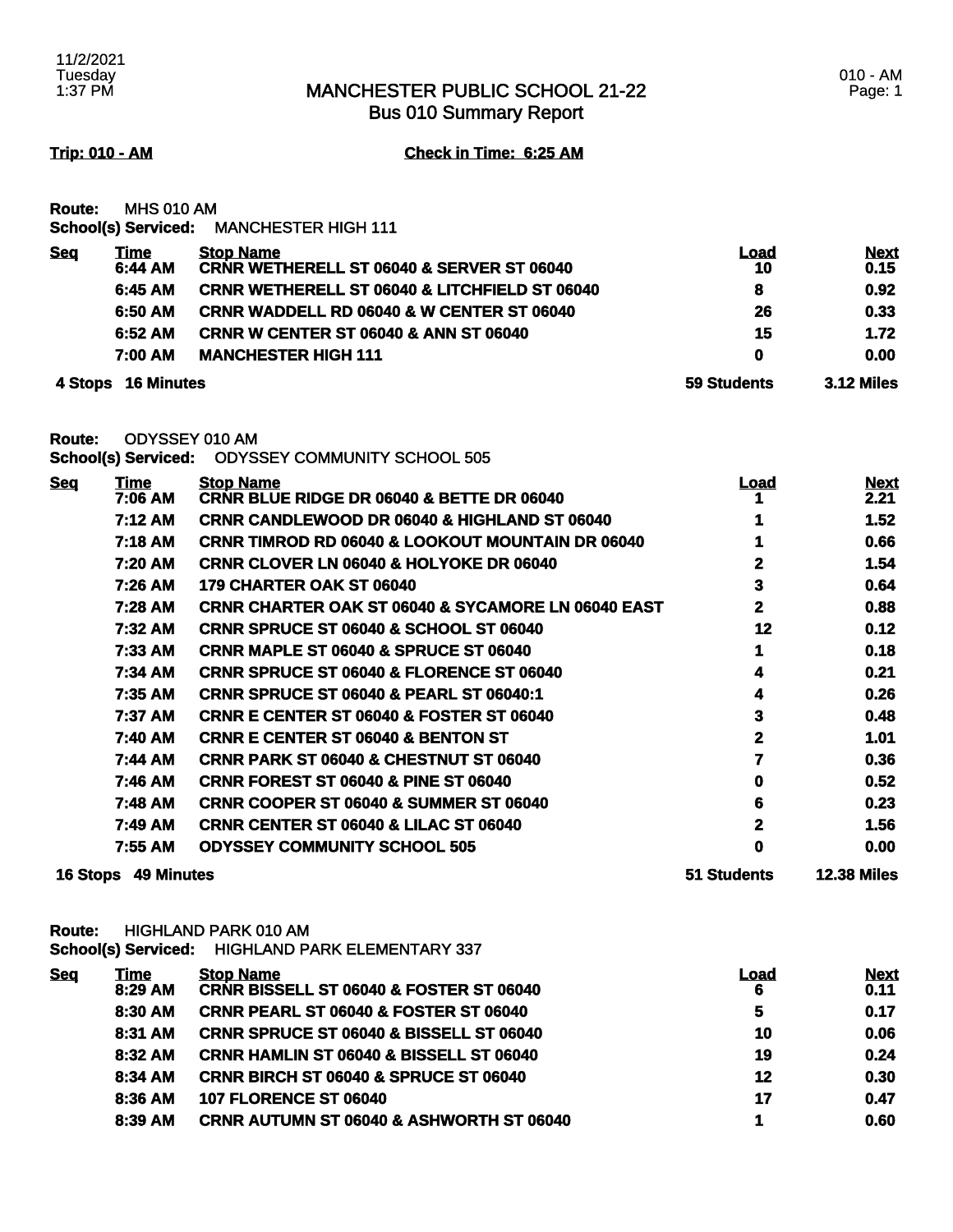# MANCHESTER PUBLIC SCHOOL 21-22
## Bus 010 Summary Report

**Trip: 010 - AM** **Check in Time: 6:25 AM**

**Route:** MHS 010 AM
**School(s) Serviced:** MANCHESTER HIGH 111

| Seq | Time | Stop Name | Load | Next |
|---|---|---|---|---|
| | 6:44 AM | CRNR WETHERELL ST 06040 & SERVER ST 06040 | 10 | 0.15 |
| | 6:45 AM | CRNR WETHERELL ST 06040 & LITCHFIELD ST 06040 | 8 | 0.92 |
| | 6:50 AM | CRNR WADDELL RD 06040 & W CENTER ST 06040 | 26 | 0.33 |
| | 6:52 AM | CRNR W CENTER ST 06040 & ANN ST 06040 | 15 | 1.72 |
| | 7:00 AM | MANCHESTER HIGH 111 | 0 | 0.00 |
| 4 Stops | 16 Minutes | | 59 Students | 3.12 Miles |

**Route:** ODYSSEY 010 AM
**School(s) Serviced:** ODYSSEY COMMUNITY SCHOOL 505

| Seq | Time | Stop Name | Load | Next |
|---|---|---|---|---|
| | 7:06 AM | CRNR BLUE RIDGE DR 06040 & BETTE DR 06040 | 1 | 2.21 |
| | 7:12 AM | CRNR CANDLEWOOD DR 06040 & HIGHLAND ST 06040 | 1 | 1.52 |
| | 7:18 AM | CRNR TIMROD RD 06040 & LOOKOUT MOUNTAIN DR 06040 | 1 | 0.66 |
| | 7:20 AM | CRNR CLOVER LN 06040 & HOLYOKE DR 06040 | 2 | 1.54 |
| | 7:26 AM | 179 CHARTER OAK ST 06040 | 3 | 0.64 |
| | 7:28 AM | CRNR CHARTER OAK ST 06040 & SYCAMORE LN 06040 EAST | 2 | 0.88 |
| | 7:32 AM | CRNR SPRUCE ST 06040 & SCHOOL ST 06040 | 12 | 0.12 |
| | 7:33 AM | CRNR MAPLE ST 06040 & SPRUCE ST 06040 | 1 | 0.18 |
| | 7:34 AM | CRNR SPRUCE ST 06040 & FLORENCE ST 06040 | 4 | 0.21 |
| | 7:35 AM | CRNR SPRUCE ST 06040 & PEARL ST 06040:1 | 4 | 0.26 |
| | 7:37 AM | CRNR E CENTER ST 06040 & FOSTER ST 06040 | 3 | 0.48 |
| | 7:40 AM | CRNR E CENTER ST 06040 & BENTON ST | 2 | 1.01 |
| | 7:44 AM | CRNR PARK ST 06040 & CHESTNUT ST 06040 | 7 | 0.36 |
| | 7:46 AM | CRNR FOREST ST 06040 & PINE ST 06040 | 0 | 0.52 |
| | 7:48 AM | CRNR COOPER ST 06040 & SUMMER ST 06040 | 6 | 0.23 |
| | 7:49 AM | CRNR CENTER ST 06040 & LILAC ST 06040 | 2 | 1.56 |
| | 7:55 AM | ODYSSEY COMMUNITY SCHOOL 505 | 0 | 0.00 |
| 16 Stops | 49 Minutes | | 51 Students | 12.38 Miles |

**Route:** HIGHLAND PARK 010 AM
**School(s) Serviced:** HIGHLAND PARK ELEMENTARY 337

| Seq | Time | Stop Name | Load | Next |
|---|---|---|---|---|
| | 8:29 AM | CRNR BISSELL ST 06040 & FOSTER ST 06040 | 6 | 0.11 |
| | 8:30 AM | CRNR PEARL ST 06040 & FOSTER ST 06040 | 5 | 0.17 |
| | 8:31 AM | CRNR SPRUCE ST 06040 & BISSELL ST 06040 | 10 | 0.06 |
| | 8:32 AM | CRNR HAMLIN ST 06040 & BISSELL ST 06040 | 19 | 0.24 |
| | 8:34 AM | CRNR BIRCH ST 06040 & SPRUCE ST 06040 | 12 | 0.30 |
| | 8:36 AM | 107 FLORENCE ST 06040 | 17 | 0.47 |
| | 8:39 AM | CRNR AUTUMN ST 06040 & ASHWORTH ST 06040 | 1 | 0.60 |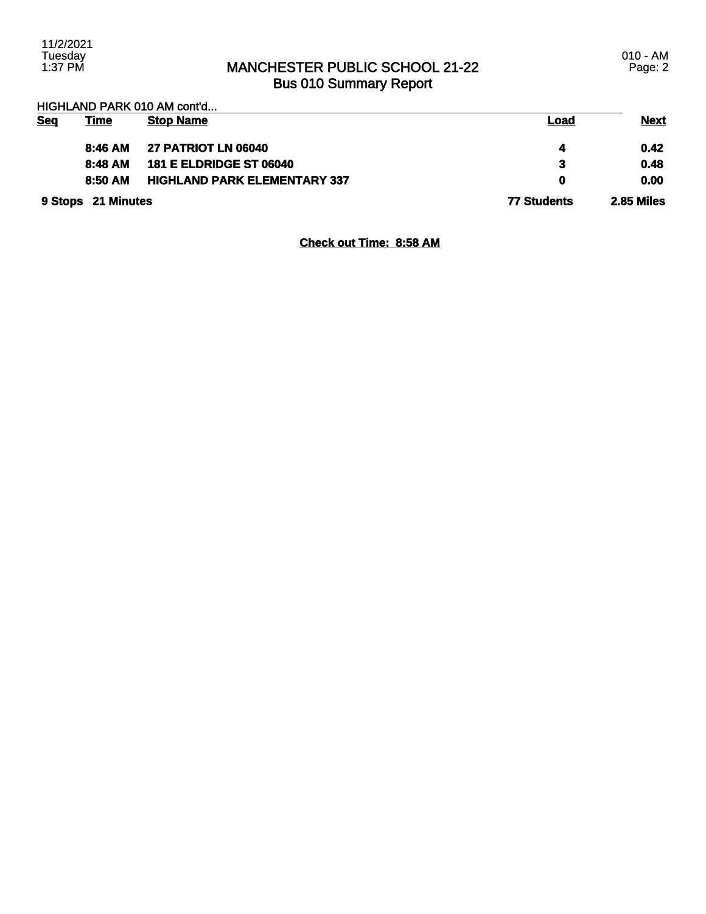# MANCHESTER PUBLIC SCHOOL 21-22
## Bus 010 Summary Report

HIGHLAND PARK 010 AM cont'd...

| Seq | Time | Stop Name | Load | Next |
|---|---|---|---|---|
| | 8:46 AM | 27 PATRIOT LN 06040 | 4 | 0.42 |
| | 8:48 AM | 181 E ELDRIDGE ST 06040 | 3 | 0.48 |
| | 8:50 AM | HIGHLAND PARK ELEMENTARY 337 | 0 | 0.00 |
| 9 Stops | 21 Minutes | | 77 Students | 2.85 Miles |

**Check out Time: 8:58 AM**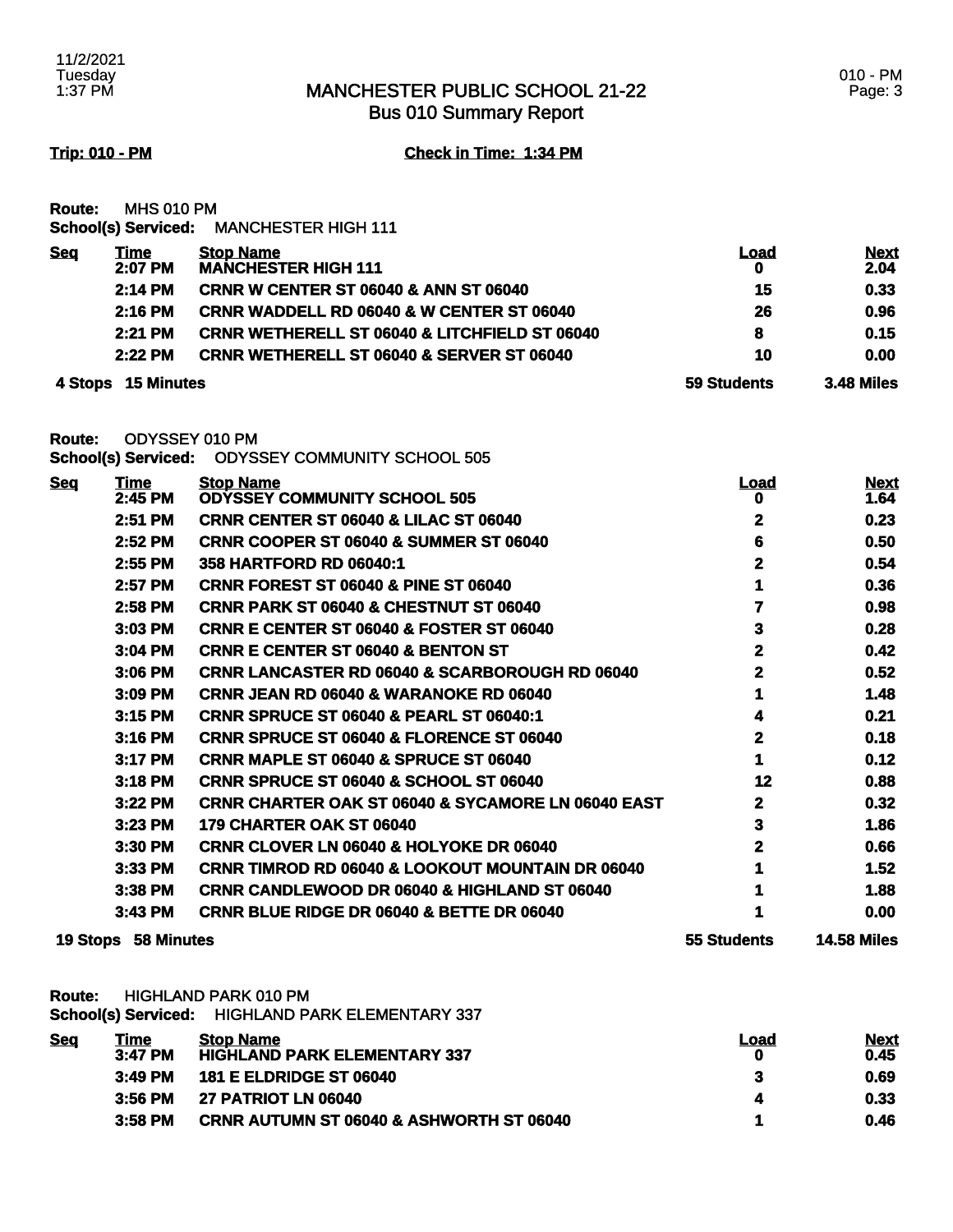# MANCHESTER PUBLIC SCHOOL 21-22
## Bus 010 Summary Report

**Trip: 010 - PM** **Check in Time: 1:34 PM**

**Route:** MHS 010 PM
**School(s) Serviced:** MANCHESTER HIGH 111

| Seq | Time | Stop Name | Load | Next |
|---|---|---|---|---|
| | 2:07 PM | MANCHESTER HIGH 111 | 0 | 2.04 |
| | 2:14 PM | CRNR W CENTER ST 06040 & ANN ST 06040 | 15 | 0.33 |
| | 2:16 PM | CRNR WADDELL RD 06040 & W CENTER ST 06040 | 26 | 0.96 |
| | 2:21 PM | CRNR WETHERELL ST 06040 & LITCHFIELD ST 06040 | 8 | 0.15 |
| | 2:22 PM | CRNR WETHERELL ST 06040 & SERVER ST 06040 | 10 | 0.00 |
| 4 Stops | 15 Minutes | | 59 Students | 3.48 Miles |

**Route:** ODYSSEY 010 PM
**School(s) Serviced:** ODYSSEY COMMUNITY SCHOOL 505

| Seq | Time | Stop Name | Load | Next |
|---|---|---|---|---|
| | 2:45 PM | ODYSSEY COMMUNITY SCHOOL 505 | 0 | 1.64 |
| | 2:51 PM | CRNR CENTER ST 06040 & LILAC ST 06040 | 2 | 0.23 |
| | 2:52 PM | CRNR COOPER ST 06040 & SUMMER ST 06040 | 6 | 0.50 |
| | 2:55 PM | 358 HARTFORD RD 06040:1 | 2 | 0.54 |
| | 2:57 PM | CRNR FOREST ST 06040 & PINE ST 06040 | 1 | 0.36 |
| | 2:58 PM | CRNR PARK ST 06040 & CHESTNUT ST 06040 | 7 | 0.98 |
| | 3:03 PM | CRNR E CENTER ST 06040 & FOSTER ST 06040 | 3 | 0.28 |
| | 3:04 PM | CRNR E CENTER ST 06040 & BENTON ST | 2 | 0.42 |
| | 3:06 PM | CRNR LANCASTER RD 06040 & SCARBOROUGH RD 06040 | 2 | 0.52 |
| | 3:09 PM | CRNR JEAN RD 06040 & WARANOKE RD 06040 | 1 | 1.48 |
| | 3:15 PM | CRNR SPRUCE ST 06040 & PEARL ST 06040:1 | 4 | 0.21 |
| | 3:16 PM | CRNR SPRUCE ST 06040 & FLORENCE ST 06040 | 2 | 0.18 |
| | 3:17 PM | CRNR MAPLE ST 06040 & SPRUCE ST 06040 | 1 | 0.12 |
| | 3:18 PM | CRNR SPRUCE ST 06040 & SCHOOL ST 06040 | 12 | 0.88 |
| | 3:22 PM | CRNR CHARTER OAK ST 06040 & SYCAMORE LN 06040 EAST | 2 | 0.32 |
| | 3:23 PM | 179 CHARTER OAK ST 06040 | 3 | 1.86 |
| | 3:30 PM | CRNR CLOVER LN 06040 & HOLYOKE DR 06040 | 2 | 0.66 |
| | 3:33 PM | CRNR TIMROD RD 06040 & LOOKOUT MOUNTAIN DR 06040 | 1 | 1.52 |
| | 3:38 PM | CRNR CANDLEWOOD DR 06040 & HIGHLAND ST 06040 | 1 | 1.88 |
| | 3:43 PM | CRNR BLUE RIDGE DR 06040 & BETTE DR 06040 | 1 | 0.00 |
| 19 Stops | 58 Minutes | | 55 Students | 14.58 Miles |

**Route:** HIGHLAND PARK 010 PM
**School(s) Serviced:** HIGHLAND PARK ELEMENTARY 337

| Seq | Time | Stop Name | Load | Next |
|---|---|---|---|---|
| | 3:47 PM | HIGHLAND PARK ELEMENTARY 337 | 0 | 0.45 |
| | 3:49 PM | 181 E ELDRIDGE ST 06040 | 3 | 0.69 |
| | 3:56 PM | 27 PATRIOT LN 06040 | 4 | 0.33 |
| | 3:58 PM | CRNR AUTUMN ST 06040 & ASHWORTH ST 06040 | 1 | 0.46 |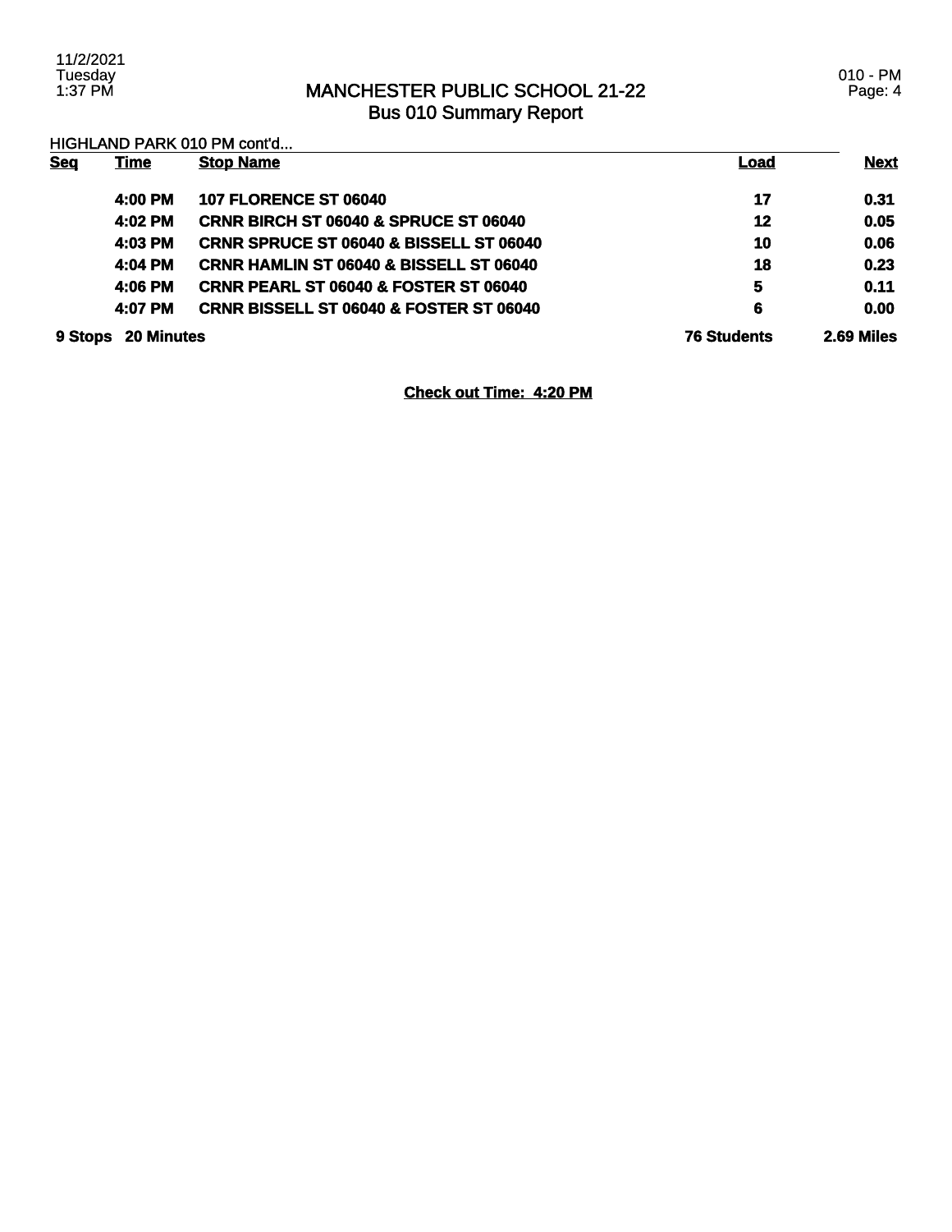# MANCHESTER PUBLIC SCHOOL 21-22
## Bus 010 Summary Report

HIGHLAND PARK 010 PM cont'd...

| Seq | Time | Stop Name | Load | Next |
|---|---|---|---|---|
| | 4:00 PM | 107 FLORENCE ST 06040 | 17 | 0.31 |
| | 4:02 PM | CRNR BIRCH ST 06040 & SPRUCE ST 06040 | 12 | 0.05 |
| | 4:03 PM | CRNR SPRUCE ST 06040 & BISSELL ST 06040 | 10 | 0.06 |
| | 4:04 PM | CRNR HAMLIN ST 06040 & BISSELL ST 06040 | 18 | 0.23 |
| | 4:06 PM | CRNR PEARL ST 06040 & FOSTER ST 06040 | 5 | 0.11 |
| | 4:07 PM | CRNR BISSELL ST 06040 & FOSTER ST 06040 | 6 | 0.00 |
| **9 Stops** | **20 Minutes** | | **76 Students** | **2.69 Miles** |

**Check out Time: 4:20 PM**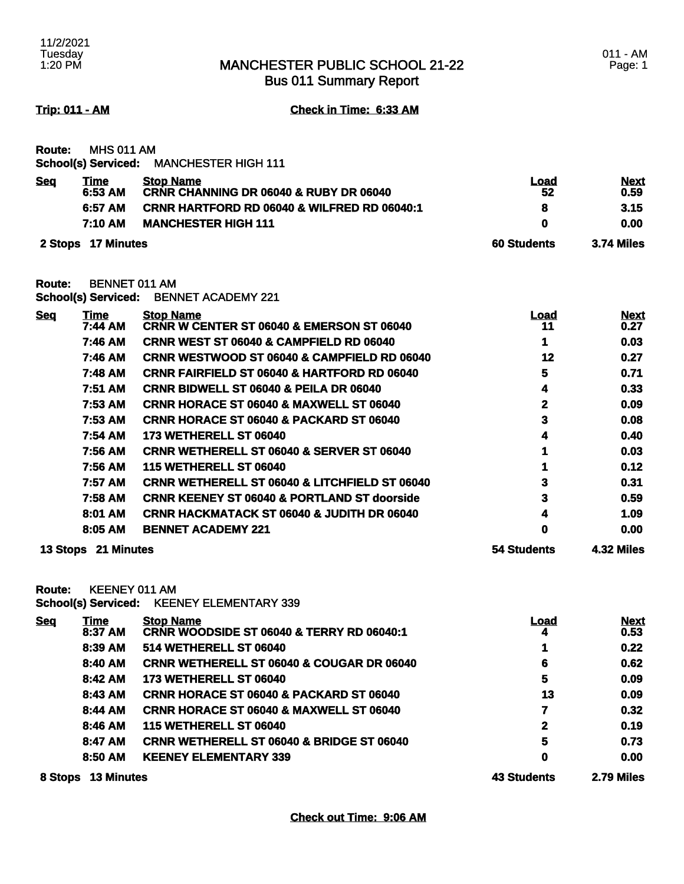# MANCHESTER PUBLIC SCHOOL 21-22
## Bus 011 Summary Report

11/2/2021
Tuesday
1:20 PM

011 - AM

**Trip: 011 - AM** **Check in Time: 6:33 AM**

**Route:** MHS 011 AM
**School(s) Serviced:** MANCHESTER HIGH 111

| Seq | Time | Stop Name | Load | Next |
|---|---|---|---|---|
| | 6:53 AM | CRNR CHANNING DR 06040 & RUBY DR 06040 | 52 | 0.59 |
| | 6:57 AM | CRNR HARTFORD RD 06040 & WILFRED RD 06040:1 | 8 | 3.15 |
| | 7:10 AM | MANCHESTER HIGH 111 | 0 | 0.00 |
| **2 Stops** | **17 Minutes** | | **60 Students** | **3.74 Miles** |

**Route:** BENNET 011 AM
**School(s) Serviced:** BENNET ACADEMY 221

| Seq | Time | Stop Name | Load | Next |
|---|---|---|---|---|
| | 7:44 AM | CRNR W CENTER ST 06040 & EMERSON ST 06040 | 11 | 0.27 |
| | 7:46 AM | CRNR WEST ST 06040 & CAMPFIELD RD 06040 | 1 | 0.03 |
| | 7:46 AM | CRNR WESTWOOD ST 06040 & CAMPFIELD RD 06040 | 12 | 0.27 |
| | 7:48 AM | CRNR FAIRFIELD ST 06040 & HARTFORD RD 06040 | 5 | 0.71 |
| | 7:51 AM | CRNR BIDWELL ST 06040 & PEILA DR 06040 | 4 | 0.33 |
| | 7:53 AM | CRNR HORACE ST 06040 & MAXWELL ST 06040 | 2 | 0.09 |
| | 7:53 AM | CRNR HORACE ST 06040 & PACKARD ST 06040 | 3 | 0.08 |
| | 7:54 AM | 173 WETHERELL ST 06040 | 4 | 0.40 |
| | 7:56 AM | CRNR WETHERELL ST 06040 & SERVER ST 06040 | 1 | 0.03 |
| | 7:56 AM | 115 WETHERELL ST 06040 | 1 | 0.12 |
| | 7:57 AM | CRNR WETHERELL ST 06040 & LITCHFIELD ST 06040 | 3 | 0.31 |
| | 7:58 AM | CRNR KEENEY ST 06040 & PORTLAND ST doorside | 3 | 0.59 |
| | 8:01 AM | CRNR HACKMATACK ST 06040 & JUDITH DR 06040 | 4 | 1.09 |
| | 8:05 AM | BENNET ACADEMY 221 | 0 | 0.00 |
| **13 Stops** | **21 Minutes** | | **54 Students** | **4.32 Miles** |

**Route:** KEENEY 011 AM
**School(s) Serviced:** KEENEY ELEMENTARY 339

| Seq | Time | Stop Name | Load | Next |
|---|---|---|---|---|
| | 8:37 AM | CRNR WOODSIDE ST 06040 & TERRY RD 06040:1 | 4 | 0.53 |
| | 8:39 AM | 514 WETHERELL ST 06040 | 1 | 0.22 |
| | 8:40 AM | CRNR WETHERELL ST 06040 & COUGAR DR 06040 | 6 | 0.62 |
| | 8:42 AM | 173 WETHERELL ST 06040 | 5 | 0.09 |
| | 8:43 AM | CRNR HORACE ST 06040 & PACKARD ST 06040 | 13 | 0.09 |
| | 8:44 AM | CRNR HORACE ST 06040 & MAXWELL ST 06040 | 7 | 0.32 |
| | 8:46 AM | 115 WETHERELL ST 06040 | 2 | 0.19 |
| | 8:47 AM | CRNR WETHERELL ST 06040 & BRIDGE ST 06040 | 5 | 0.73 |
| | 8:50 AM | KEENEY ELEMENTARY 339 | 0 | 0.00 |
| **8 Stops** | **13 Minutes** | | **43 Students** | **2.79 Miles** |

**Check out Time: 9:06 AM**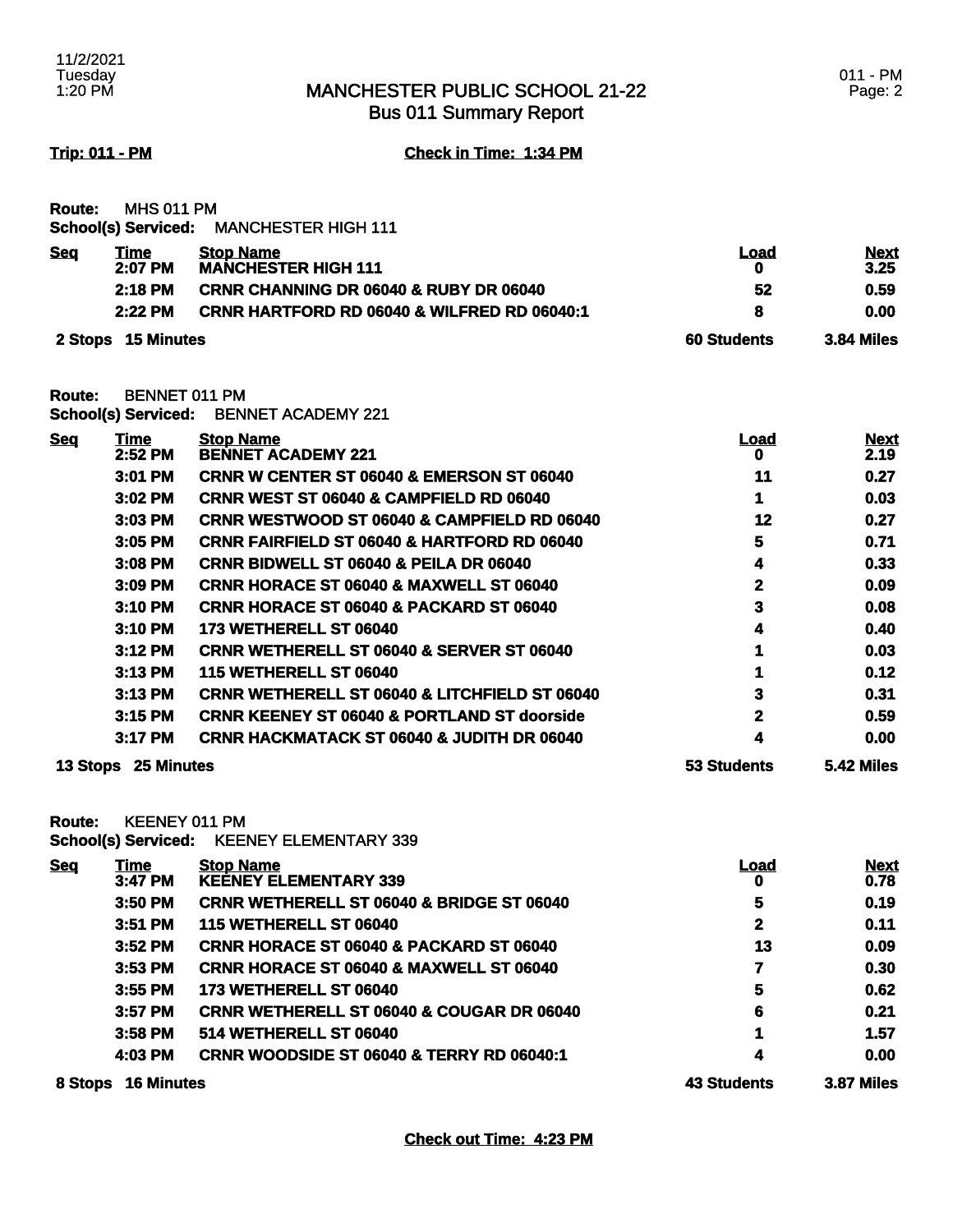# MANCHESTER PUBLIC SCHOOL 21-22
## Bus 011 Summary Report

**Trip: 011 - PM** **Check in Time: 1:34 PM**

**Route:** MHS 011 PM
**School(s) Serviced:** MANCHESTER HIGH 111

| Seq | Time | Stop Name | Load | Next |
|---|---|---|---|---|
| | 2:07 PM | MANCHESTER HIGH 111 | 0 | 3.25 |
| | 2:18 PM | CRNR CHANNING DR 06040 & RUBY DR 06040 | 52 | 0.59 |
| | 2:22 PM | CRNR HARTFORD RD 06040 & WILFRED RD 06040:1 | 8 | 0.00 |
| **2 Stops** | **15 Minutes** | | **60 Students** | **3.84 Miles** |

**Route:** BENNET 011 PM
**School(s) Serviced:** BENNET ACADEMY 221

| Seq | Time | Stop Name | Load | Next |
|---|---|---|---|---|
| | 2:52 PM | BENNET ACADEMY 221 | 0 | 2.19 |
| | 3:01 PM | CRNR W CENTER ST 06040 & EMERSON ST 06040 | 11 | 0.27 |
| | 3:02 PM | CRNR WEST ST 06040 & CAMPFIELD RD 06040 | 1 | 0.03 |
| | 3:03 PM | CRNR WESTWOOD ST 06040 & CAMPFIELD RD 06040 | 12 | 0.27 |
| | 3:05 PM | CRNR FAIRFIELD ST 06040 & HARTFORD RD 06040 | 5 | 0.71 |
| | 3:08 PM | CRNR BIDWELL ST 06040 & PEILA DR 06040 | 4 | 0.33 |
| | 3:09 PM | CRNR HORACE ST 06040 & MAXWELL ST 06040 | 2 | 0.09 |
| | 3:10 PM | CRNR HORACE ST 06040 & PACKARD ST 06040 | 3 | 0.08 |
| | 3:10 PM | 173 WETHERELL ST 06040 | 4 | 0.40 |
| | 3:12 PM | CRNR WETHERELL ST 06040 & SERVER ST 06040 | 1 | 0.03 |
| | 3:13 PM | 115 WETHERELL ST 06040 | 1 | 0.12 |
| | 3:13 PM | CRNR WETHERELL ST 06040 & LITCHFIELD ST 06040 | 3 | 0.31 |
| | 3:15 PM | CRNR KEENEY ST 06040 & PORTLAND ST doorside | 2 | 0.59 |
| | 3:17 PM | CRNR HACKMATACK ST 06040 & JUDITH DR 06040 | 4 | 0.00 |
| **13 Stops** | **25 Minutes** | | **53 Students** | **5.42 Miles** |

**Route:** KEENEY 011 PM
**School(s) Serviced:** KEENEY ELEMENTARY 339

| Seq | Time | Stop Name | Load | Next |
|---|---|---|---|---|
| | 3:47 PM | KEENEY ELEMENTARY 339 | 0 | 0.78 |
| | 3:50 PM | CRNR WETHERELL ST 06040 & BRIDGE ST 06040 | 5 | 0.19 |
| | 3:51 PM | 115 WETHERELL ST 06040 | 2 | 0.11 |
| | 3:52 PM | CRNR HORACE ST 06040 & PACKARD ST 06040 | 13 | 0.09 |
| | 3:53 PM | CRNR HORACE ST 06040 & MAXWELL ST 06040 | 7 | 0.30 |
| | 3:55 PM | 173 WETHERELL ST 06040 | 5 | 0.62 |
| | 3:57 PM | CRNR WETHERELL ST 06040 & COUGAR DR 06040 | 6 | 0.21 |
| | 3:58 PM | 514 WETHERELL ST 06040 | 1 | 1.57 |
| | 4:03 PM | CRNR WOODSIDE ST 06040 & TERRY RD 06040:1 | 4 | 0.00 |
| **8 Stops** | **16 Minutes** | | **43 Students** | **3.87 Miles** |

**Check out Time: 4:23 PM**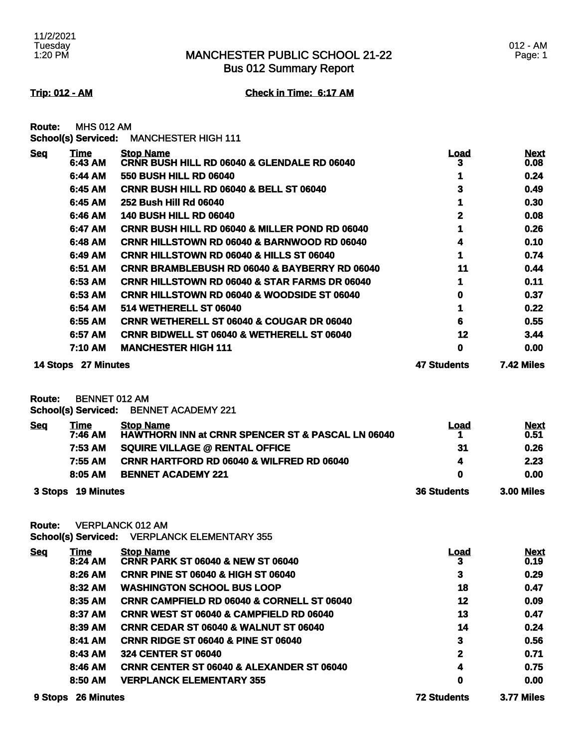# MANCHESTER PUBLIC SCHOOL 21-22
## Bus 012 Summary Report

**Trip: 012 - AM** **Check in Time: 6:17 AM**

**Route:** MHS 012 AM
**School(s) Serviced:** MANCHESTER HIGH 111

| Seq | Time | Stop Name | Load | Next |
|---|---|---|---|---|
| | 6:43 AM | CRNR BUSH HILL RD 06040 & GLENDALE RD 06040 | 3 | 0.08 |
| | 6:44 AM | 550 BUSH HILL RD 06040 | 1 | 0.24 |
| | 6:45 AM | CRNR BUSH HILL RD 06040 & BELL ST 06040 | 3 | 0.49 |
| | 6:45 AM | 252 Bush Hill Rd 06040 | 1 | 0.30 |
| | 6:46 AM | 140 BUSH HILL RD 06040 | 2 | 0.08 |
| | 6:47 AM | CRNR BUSH HILL RD 06040 & MILLER POND RD 06040 | 1 | 0.26 |
| | 6:48 AM | CRNR HILLSTOWN RD 06040 & BARNWOOD RD 06040 | 4 | 0.10 |
| | 6:49 AM | CRNR HILLSTOWN RD 06040 & HILLS ST 06040 | 1 | 0.74 |
| | 6:51 AM | CRNR BRAMBLEBUSH RD 06040 & BAYBERRY RD 06040 | 11 | 0.44 |
| | 6:53 AM | CRNR HILLSTOWN RD 06040 & STAR FARMS DR 06040 | 1 | 0.11 |
| | 6:53 AM | CRNR HILLSTOWN RD 06040 & WOODSIDE ST 06040 | 0 | 0.37 |
| | 6:54 AM | 514 WETHERELL ST 06040 | 1 | 0.22 |
| | 6:55 AM | CRNR WETHERELL ST 06040 & COUGAR DR 06040 | 6 | 0.55 |
| | 6:57 AM | CRNR BIDWELL ST 06040 & WETHERELL ST 06040 | 12 | 3.44 |
| | 7:10 AM | MANCHESTER HIGH 111 | 0 | 0.00 |
| **14 Stops** | **27 Minutes** | | **47 Students** | **7.42 Miles** |

**Route:** BENNET 012 AM
**School(s) Serviced:** BENNET ACADEMY 221

| Seq | Time | Stop Name | Load | Next |
|---|---|---|---|---|
| | 7:46 AM | HAWTHORN INN at CRNR SPENCER ST & PASCAL LN 06040 | 1 | 0.51 |
| | 7:53 AM | SQUIRE VILLAGE @ RENTAL OFFICE | 31 | 0.26 |
| | 7:55 AM | CRNR HARTFORD RD 06040 & WILFRED RD 06040 | 4 | 2.23 |
| | 8:05 AM | BENNET ACADEMY 221 | 0 | 0.00 |
| **3 Stops** | **19 Minutes** | | **36 Students** | **3.00 Miles** |

**Route:** VERPLANCK 012 AM
**School(s) Serviced:** VERPLANCK ELEMENTARY 355

| Seq | Time | Stop Name | Load | Next |
|---|---|---|---|---|
| | 8:24 AM | CRNR PARK ST 06040 & NEW ST 06040 | 3 | 0.19 |
| | 8:26 AM | CRNR PINE ST 06040 & HIGH ST 06040 | 3 | 0.29 |
| | 8:32 AM | WASHINGTON SCHOOL BUS LOOP | 18 | 0.47 |
| | 8:35 AM | CRNR CAMPFIELD RD 06040 & CORNELL ST 06040 | 12 | 0.09 |
| | 8:37 AM | CRNR WEST ST 06040 & CAMPFIELD RD 06040 | 13 | 0.47 |
| | 8:39 AM | CRNR CEDAR ST 06040 & WALNUT ST 06040 | 14 | 0.24 |
| | 8:41 AM | CRNR RIDGE ST 06040 & PINE ST 06040 | 3 | 0.56 |
| | 8:43 AM | 324 CENTER ST 06040 | 2 | 0.71 |
| | 8:46 AM | CRNR CENTER ST 06040 & ALEXANDER ST 06040 | 4 | 0.75 |
| | 8:50 AM | VERPLANCK ELEMENTARY 355 | 0 | 0.00 |
| **9 Stops** | **26 Minutes** | | **72 Students** | **3.77 Miles** |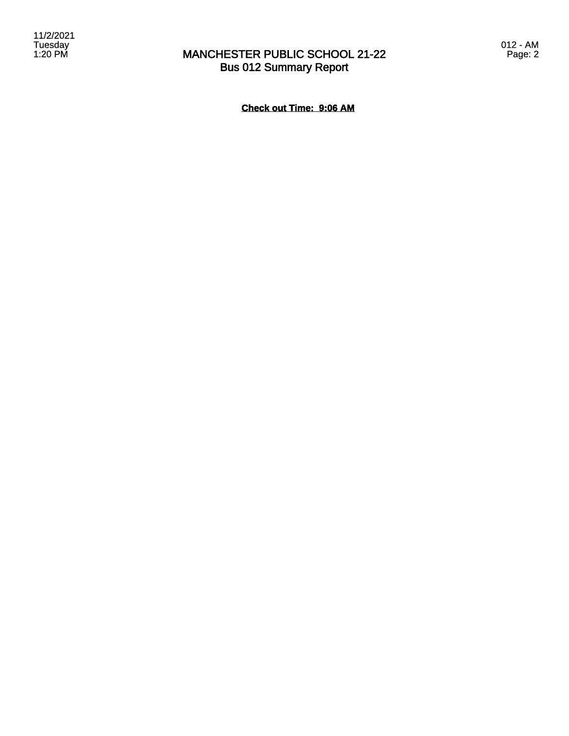# MANCHESTER PUBLIC SCHOOL 21-22
## Bus 012 Summary Report

**Check out Time: 9:06 AM**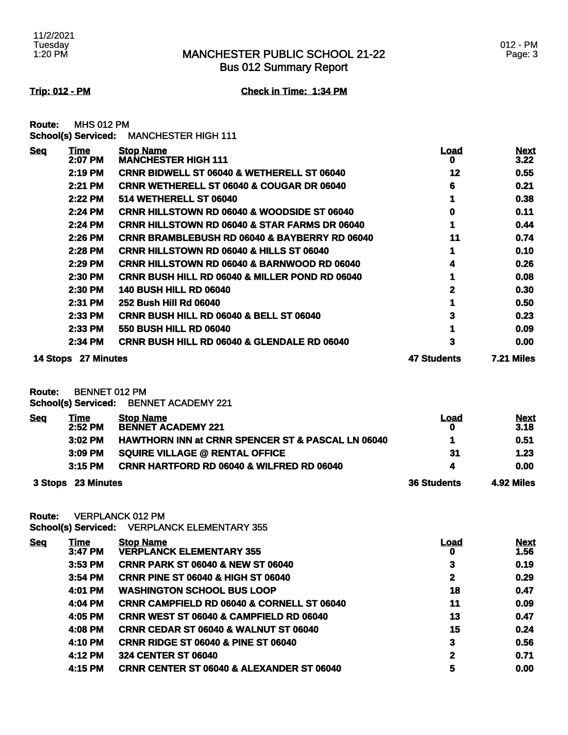# MANCHESTER PUBLIC SCHOOL 21-22
## Bus 012 Summary Report

**Trip: 012 - PM** **Check in Time: 1:34 PM**

**Route:** MHS 012 PM
**School(s) Serviced:** MANCHESTER HIGH 111

| Seq | Time | Stop Name | Load | Next |
|---|---|---|---|---|
| | 2:07 PM | MANCHESTER HIGH 111 | 0 | 3.22 |
| | 2:19 PM | CRNR BIDWELL ST 06040 & WETHERELL ST 06040 | 12 | 0.55 |
| | 2:21 PM | CRNR WETHERELL ST 06040 & COUGAR DR 06040 | 6 | 0.21 |
| | 2:22 PM | 514 WETHERELL ST 06040 | 1 | 0.38 |
| | 2:24 PM | CRNR HILLSTOWN RD 06040 & WOODSIDE ST 06040 | 0 | 0.11 |
| | 2:24 PM | CRNR HILLSTOWN RD 06040 & STAR FARMS DR 06040 | 1 | 0.44 |
| | 2:26 PM | CRNR BRAMBLEBUSH RD 06040 & BAYBERRY RD 06040 | 11 | 0.74 |
| | 2:28 PM | CRNR HILLSTOWN RD 06040 & HILLS ST 06040 | 1 | 0.10 |
| | 2:29 PM | CRNR HILLSTOWN RD 06040 & BARNWOOD RD 06040 | 4 | 0.26 |
| | 2:30 PM | CRNR BUSH HILL RD 06040 & MILLER POND RD 06040 | 1 | 0.08 |
| | 2:30 PM | 140 BUSH HILL RD 06040 | 2 | 0.30 |
| | 2:31 PM | 252 Bush Hill Rd 06040 | 1 | 0.50 |
| | 2:33 PM | CRNR BUSH HILL RD 06040 & BELL ST 06040 | 3 | 0.23 |
| | 2:33 PM | 550 BUSH HILL RD 06040 | 1 | 0.09 |
| | 2:34 PM | CRNR BUSH HILL RD 06040 & GLENDALE RD 06040 | 3 | 0.00 |
| **14 Stops** | **27 Minutes** | | **47 Students** | **7.21 Miles** |

**Route:** BENNET 012 PM
**School(s) Serviced:** BENNET ACADEMY 221

| Seq | Time | Stop Name | Load | Next |
|---|---|---|---|---|
| | 2:52 PM | BENNET ACADEMY 221 | 0 | 3.18 |
| | 3:02 PM | HAWTHORN INN at CRNR SPENCER ST & PASCAL LN 06040 | 1 | 0.51 |
| | 3:09 PM | SQUIRE VILLAGE @ RENTAL OFFICE | 31 | 1.23 |
| | 3:15 PM | CRNR HARTFORD RD 06040 & WILFRED RD 06040 | 4 | 0.00 |
| **3 Stops** | **23 Minutes** | | **36 Students** | **4.92 Miles** |

**Route:** VERPLANCK 012 PM
**School(s) Serviced:** VERPLANCK ELEMENTARY 355

| Seq | Time | Stop Name | Load | Next |
|---|---|---|---|---|
| | 3:47 PM | VERPLANCK ELEMENTARY 355 | 0 | 1.56 |
| | 3:53 PM | CRNR PARK ST 06040 & NEW ST 06040 | 3 | 0.19 |
| | 3:54 PM | CRNR PINE ST 06040 & HIGH ST 06040 | 2 | 0.29 |
| | 4:01 PM | WASHINGTON SCHOOL BUS LOOP | 18 | 0.47 |
| | 4:04 PM | CRNR CAMPFIELD RD 06040 & CORNELL ST 06040 | 11 | 0.09 |
| | 4:05 PM | CRNR WEST ST 06040 & CAMPFIELD RD 06040 | 13 | 0.47 |
| | 4:08 PM | CRNR CEDAR ST 06040 & WALNUT ST 06040 | 15 | 0.24 |
| | 4:10 PM | CRNR RIDGE ST 06040 & PINE ST 06040 | 3 | 0.56 |
| | 4:12 PM | 324 CENTER ST 06040 | 2 | 0.71 |
| | 4:15 PM | CRNR CENTER ST 06040 & ALEXANDER ST 06040 | 5 | 0.00 |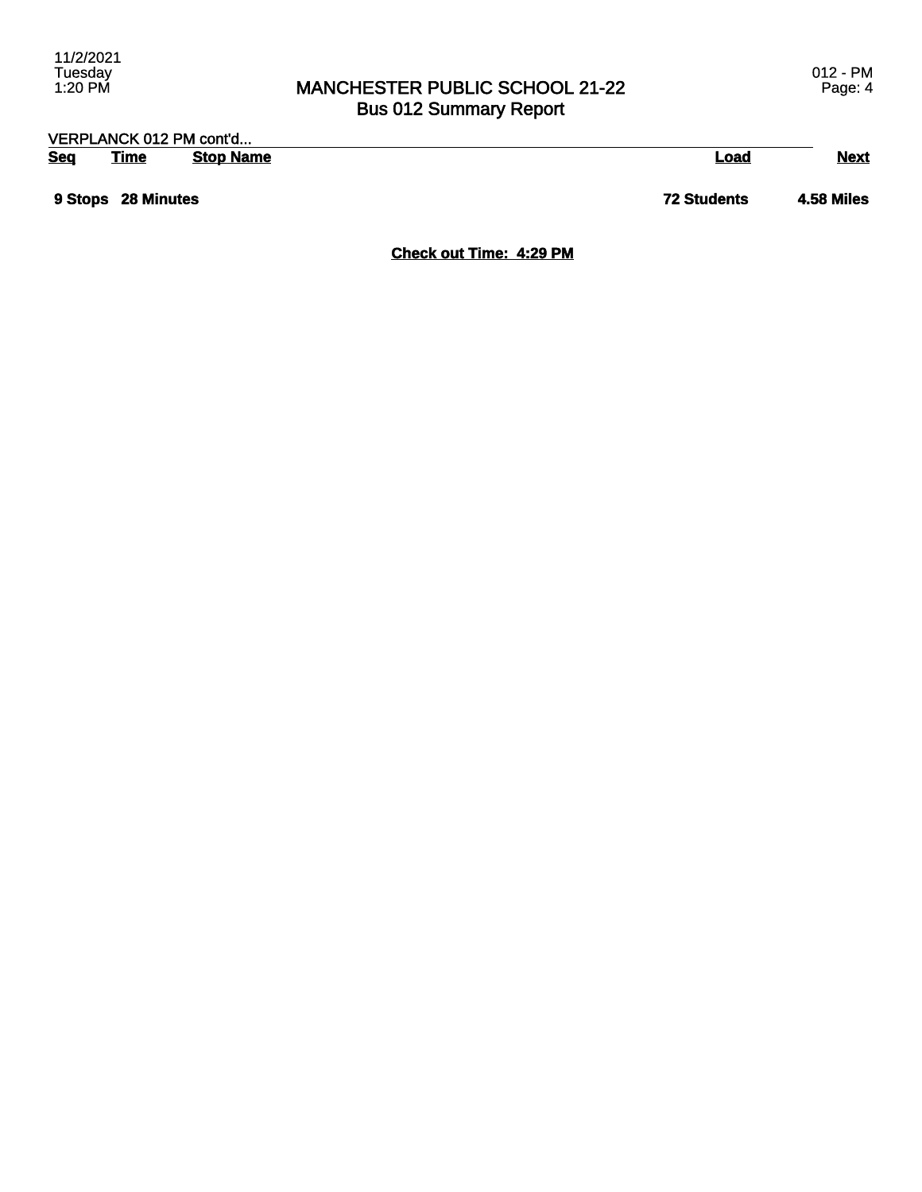VERPLANCK 012 PM cont'd...

| Seq | Time | Stop Name | Load | Next |
| --- | --- | --- | --- | --- |
| **9 Stops** | **28 Minutes** | | **72 Students** | **4.58 Miles** |

**Check out Time: 4:29 PM**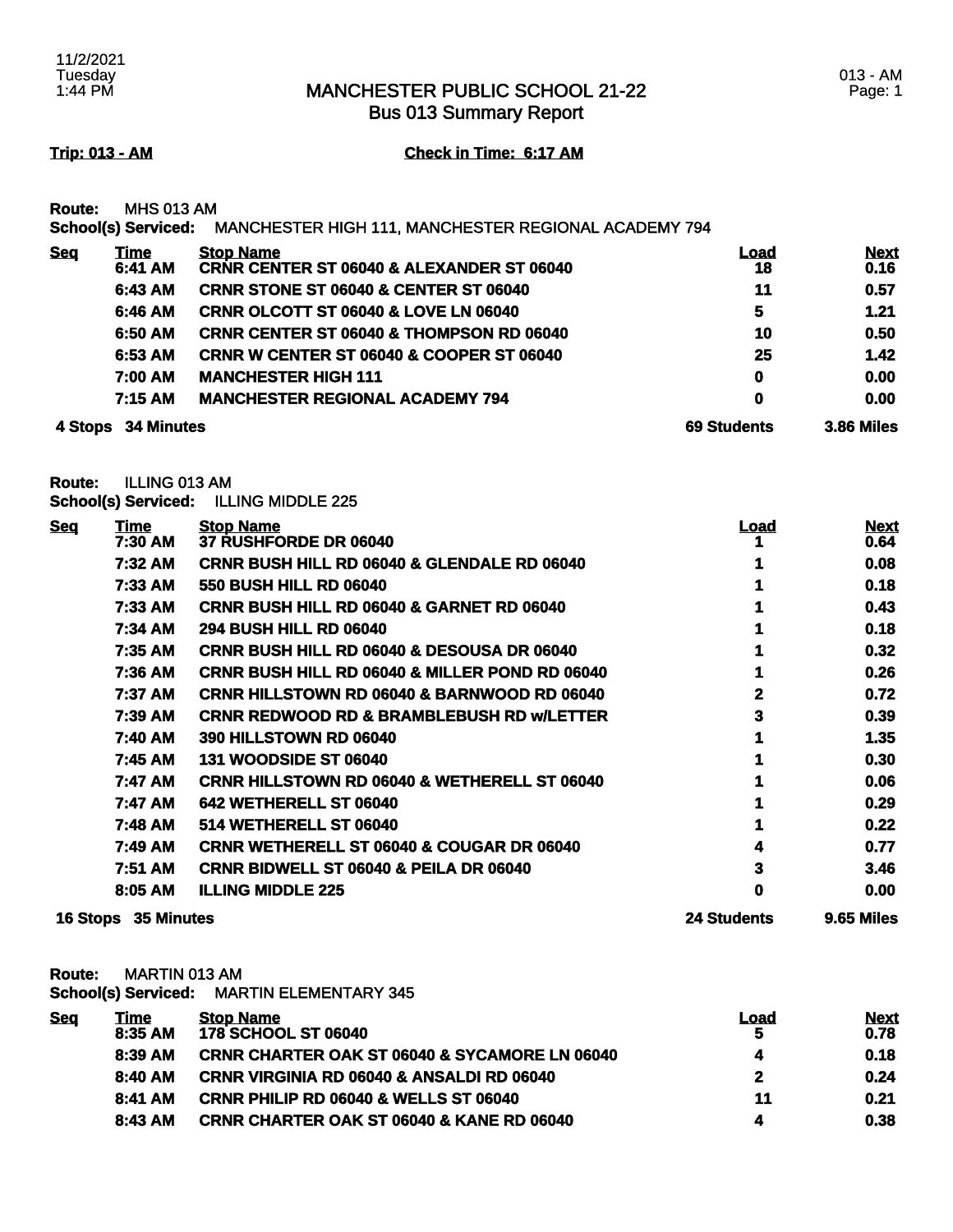# MANCHESTER PUBLIC SCHOOL 21-22
## Bus 013 Summary Report

11/2/2021
Tuesday
1:44 PM

013 - AM

**Trip: 013 - AM** **Check in Time: 6:17 AM**

**Route:** MHS 013 AM
**School(s) Serviced:** MANCHESTER HIGH 111, MANCHESTER REGIONAL ACADEMY 794

| Seq | Time | Stop Name | Load | Next |
|---|---|---|---|---|
| | 6:41 AM | CRNR CENTER ST 06040 & ALEXANDER ST 06040 | 18 | 0.16 |
| | 6:43 AM | CRNR STONE ST 06040 & CENTER ST 06040 | 11 | 0.57 |
| | 6:46 AM | CRNR OLCOTT ST 06040 & LOVE LN 06040 | 5 | 1.21 |
| | 6:50 AM | CRNR CENTER ST 06040 & THOMPSON RD 06040 | 10 | 0.50 |
| | 6:53 AM | CRNR W CENTER ST 06040 & COOPER ST 06040 | 25 | 1.42 |
| | 7:00 AM | MANCHESTER HIGH 111 | 0 | 0.00 |
| | 7:15 AM | MANCHESTER REGIONAL ACADEMY 794 | 0 | 0.00 |
| **4 Stops** | **34 Minutes** | | **69 Students** | **3.86 Miles** |

**Route:** ILLING 013 AM
**School(s) Serviced:** ILLING MIDDLE 225

| Seq | Time | Stop Name | Load | Next |
|---|---|---|---|---|
| | 7:30 AM | 37 RUSHFORDE DR 06040 | 1 | 0.64 |
| | 7:32 AM | CRNR BUSH HILL RD 06040 & GLENDALE RD 06040 | 1 | 0.08 |
| | 7:33 AM | 550 BUSH HILL RD 06040 | 1 | 0.18 |
| | 7:33 AM | CRNR BUSH HILL RD 06040 & GARNET RD 06040 | 1 | 0.43 |
| | 7:34 AM | 294 BUSH HILL RD 06040 | 1 | 0.18 |
| | 7:35 AM | CRNR BUSH HILL RD 06040 & DESOUSA DR 06040 | 1 | 0.32 |
| | 7:36 AM | CRNR BUSH HILL RD 06040 & MILLER POND RD 06040 | 1 | 0.26 |
| | 7:37 AM | CRNR HILLSTOWN RD 06040 & BARNWOOD RD 06040 | 2 | 0.72 |
| | 7:39 AM | CRNR REDWOOD RD & BRAMBLEBUSH RD w/LETTER | 3 | 0.39 |
| | 7:40 AM | 390 HILLSTOWN RD 06040 | 1 | 1.35 |
| | 7:45 AM | 131 WOODSIDE ST 06040 | 1 | 0.30 |
| | 7:47 AM | CRNR HILLSTOWN RD 06040 & WETHERELL ST 06040 | 1 | 0.06 |
| | 7:47 AM | 642 WETHERELL ST 06040 | 1 | 0.29 |
| | 7:48 AM | 514 WETHERELL ST 06040 | 1 | 0.22 |
| | 7:49 AM | CRNR WETHERELL ST 06040 & COUGAR DR 06040 | 4 | 0.77 |
| | 7:51 AM | CRNR BIDWELL ST 06040 & PEILA DR 06040 | 3 | 3.46 |
| | 8:05 AM | ILLING MIDDLE 225 | 0 | 0.00 |
| **16 Stops** | **35 Minutes** | | **24 Students** | **9.65 Miles** |

**Route:** MARTIN 013 AM
**School(s) Serviced:** MARTIN ELEMENTARY 345

| Seq | Time | Stop Name | Load | Next |
|---|---|---|---|---|
| | 8:35 AM | 178 SCHOOL ST 06040 | 5 | 0.78 |
| | 8:39 AM | CRNR CHARTER OAK ST 06040 & SYCAMORE LN 06040 | 4 | 0.18 |
| | 8:40 AM | CRNR VIRGINIA RD 06040 & ANSALDI RD 06040 | 2 | 0.24 |
| | 8:41 AM | CRNR PHILIP RD 06040 & WELLS ST 06040 | 11 | 0.21 |
| | 8:43 AM | CRNR CHARTER OAK ST 06040 & KANE RD 06040 | 4 | 0.38 |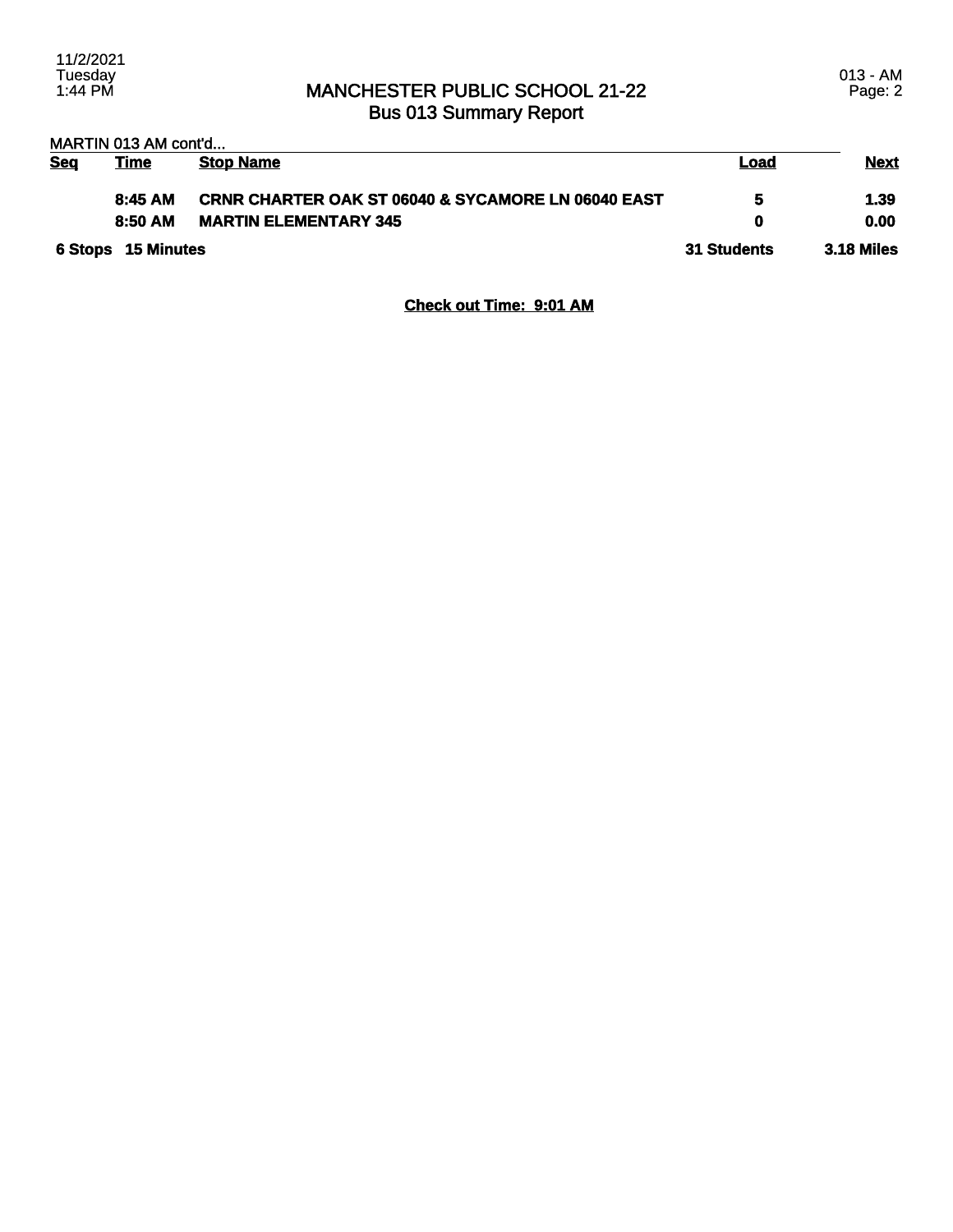# MANCHESTER PUBLIC SCHOOL 21-22
## Bus 013 Summary Report

MARTIN 013 AM cont'd...

| Seq | Time | Stop Name | Load | Next |
|---|---|---|---|---|
| | 8:45 AM | CRNR CHARTER OAK ST 06040 & SYCAMORE LN 06040 EAST | 5 | 1.39 |
| | 8:50 AM | MARTIN ELEMENTARY 345 | 0 | 0.00 |
| 6 Stops | 15 Minutes | | 31 Students | 3.18 Miles |

**Check out Time: 9:01 AM**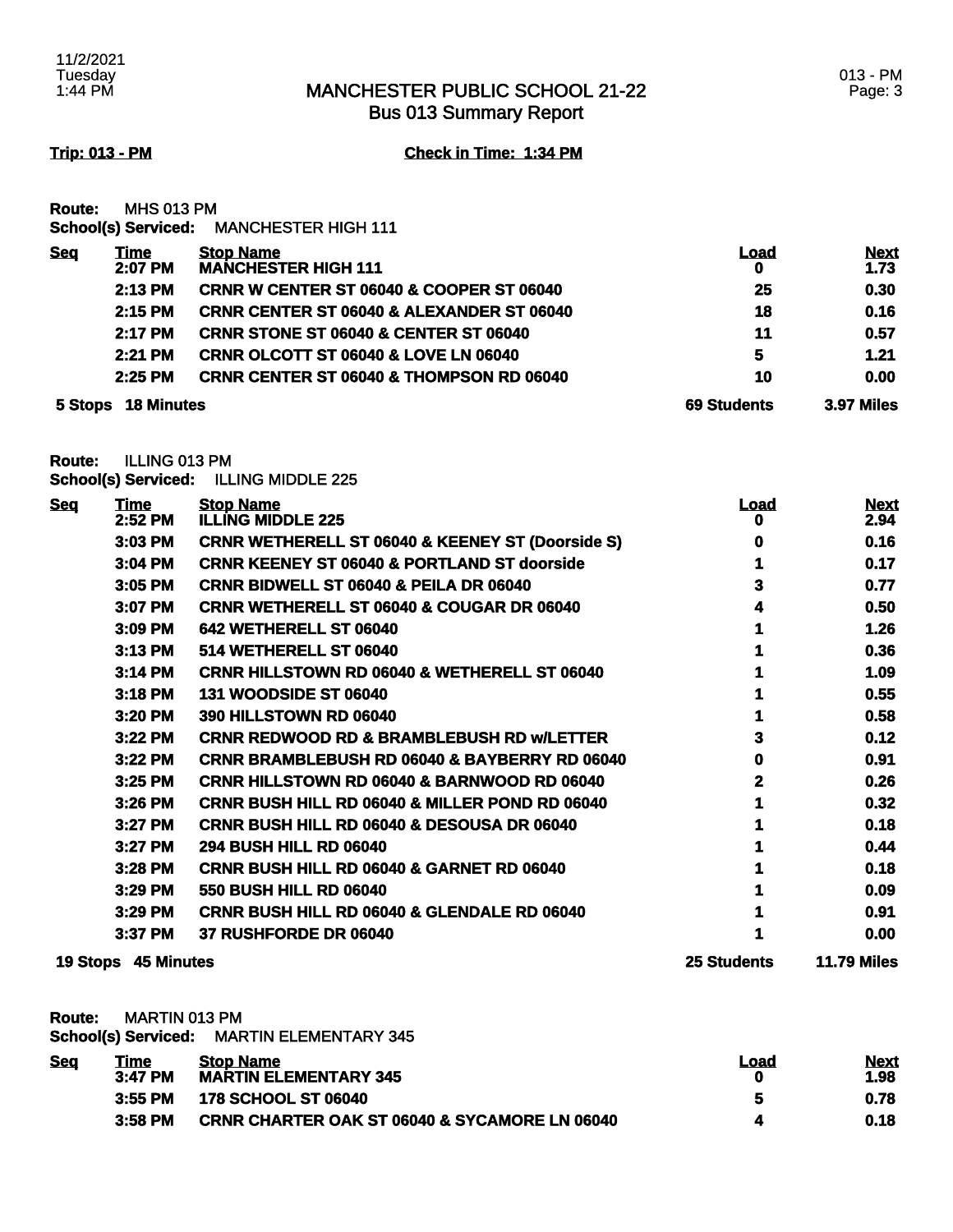# MANCHESTER PUBLIC SCHOOL 21-22
## Bus 013 Summary Report

**Trip: 013 - PM** **Check in Time: 1:34 PM**

**Route:** MHS 013 PM
**School(s) Serviced:** MANCHESTER HIGH 111

| Seq | Time | Stop Name | Load | Next |
|---|---|---|---|---|
| | 2:07 PM | MANCHESTER HIGH 111 | 0 | 1.73 |
| | 2:13 PM | CRNR W CENTER ST 06040 & COOPER ST 06040 | 25 | 0.30 |
| | 2:15 PM | CRNR CENTER ST 06040 & ALEXANDER ST 06040 | 18 | 0.16 |
| | 2:17 PM | CRNR STONE ST 06040 & CENTER ST 06040 | 11 | 0.57 |
| | 2:21 PM | CRNR OLCOTT ST 06040 & LOVE LN 06040 | 5 | 1.21 |
| | 2:25 PM | CRNR CENTER ST 06040 & THOMPSON RD 06040 | 10 | 0.00 |
| 5 Stops | 18 Minutes | | 69 Students | 3.97 Miles |

**Route:** ILLING 013 PM
**School(s) Serviced:** ILLING MIDDLE 225

| Seq | Time | Stop Name | Load | Next |
|---|---|---|---|---|
| | 2:52 PM | ILLING MIDDLE 225 | 0 | 2.94 |
| | 3:03 PM | CRNR WETHERELL ST 06040 & KEENEY ST (Doorside S) | 0 | 0.16 |
| | 3:04 PM | CRNR KEENEY ST 06040 & PORTLAND ST doorside | 1 | 0.17 |
| | 3:05 PM | CRNR BIDWELL ST 06040 & PEILA DR 06040 | 3 | 0.77 |
| | 3:07 PM | CRNR WETHERELL ST 06040 & COUGAR DR 06040 | 4 | 0.50 |
| | 3:09 PM | 642 WETHERELL ST 06040 | 1 | 1.26 |
| | 3:13 PM | 514 WETHERELL ST 06040 | 1 | 0.36 |
| | 3:14 PM | CRNR HILLSTOWN RD 06040 & WETHERELL ST 06040 | 1 | 1.09 |
| | 3:18 PM | 131 WOODSIDE ST 06040 | 1 | 0.55 |
| | 3:20 PM | 390 HILLSTOWN RD 06040 | 1 | 0.58 |
| | 3:22 PM | CRNR REDWOOD RD & BRAMBLEBUSH RD w/LETTER | 3 | 0.12 |
| | 3:22 PM | CRNR BRAMBLEBUSH RD 06040 & BAYBERRY RD 06040 | 0 | 0.91 |
| | 3:25 PM | CRNR HILLSTOWN RD 06040 & BARNWOOD RD 06040 | 2 | 0.26 |
| | 3:26 PM | CRNR BUSH HILL RD 06040 & MILLER POND RD 06040 | 1 | 0.32 |
| | 3:27 PM | CRNR BUSH HILL RD 06040 & DESOUSA DR 06040 | 1 | 0.18 |
| | 3:27 PM | 294 BUSH HILL RD 06040 | 1 | 0.44 |
| | 3:28 PM | CRNR BUSH HILL RD 06040 & GARNET RD 06040 | 1 | 0.18 |
| | 3:29 PM | 550 BUSH HILL RD 06040 | 1 | 0.09 |
| | 3:29 PM | CRNR BUSH HILL RD 06040 & GLENDALE RD 06040 | 1 | 0.91 |
| | 3:37 PM | 37 RUSHFORDE DR 06040 | 1 | 0.00 |
| 19 Stops | 45 Minutes | | 25 Students | 11.79 Miles |

**Route:** MARTIN 013 PM
**School(s) Serviced:** MARTIN ELEMENTARY 345

| Seq | Time | Stop Name | Load | Next |
|---|---|---|---|---|
| | 3:47 PM | MARTIN ELEMENTARY 345 | 0 | 1.98 |
| | 3:55 PM | 178 SCHOOL ST 06040 | 5 | 0.78 |
| | 3:58 PM | CRNR CHARTER OAK ST 06040 & SYCAMORE LN 06040 | 4 | 0.18 |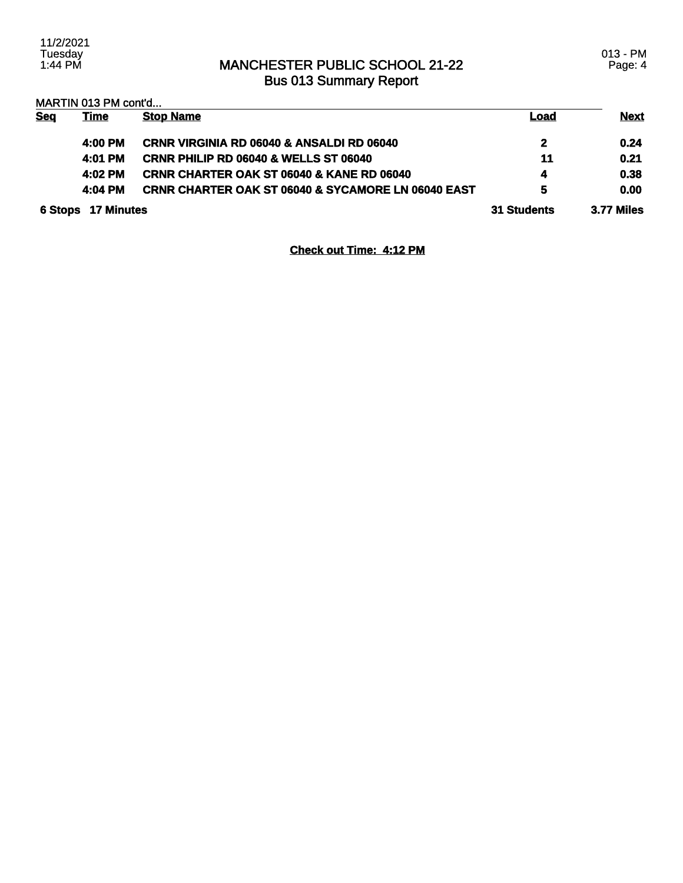# MANCHESTER PUBLIC SCHOOL 21-22
## Bus 013 Summary Report

MARTIN 013 PM cont'd...

| Seq | Time | Stop Name | Load | Next |
|---|---|---|---|---|
| | 4:00 PM | CRNR VIRGINIA RD 06040 & ANSALDI RD 06040 | 2 | 0.24 |
| | 4:01 PM | CRNR PHILIP RD 06040 & WELLS ST 06040 | 11 | 0.21 |
| | 4:02 PM | CRNR CHARTER OAK ST 06040 & KANE RD 06040 | 4 | 0.38 |
| | 4:04 PM | CRNR CHARTER OAK ST 06040 & SYCAMORE LN 06040 EAST | 5 | 0.00 |
| 6 Stops | 17 Minutes | | 31 Students | 3.77 Miles |

**Check out Time: 4:12 PM**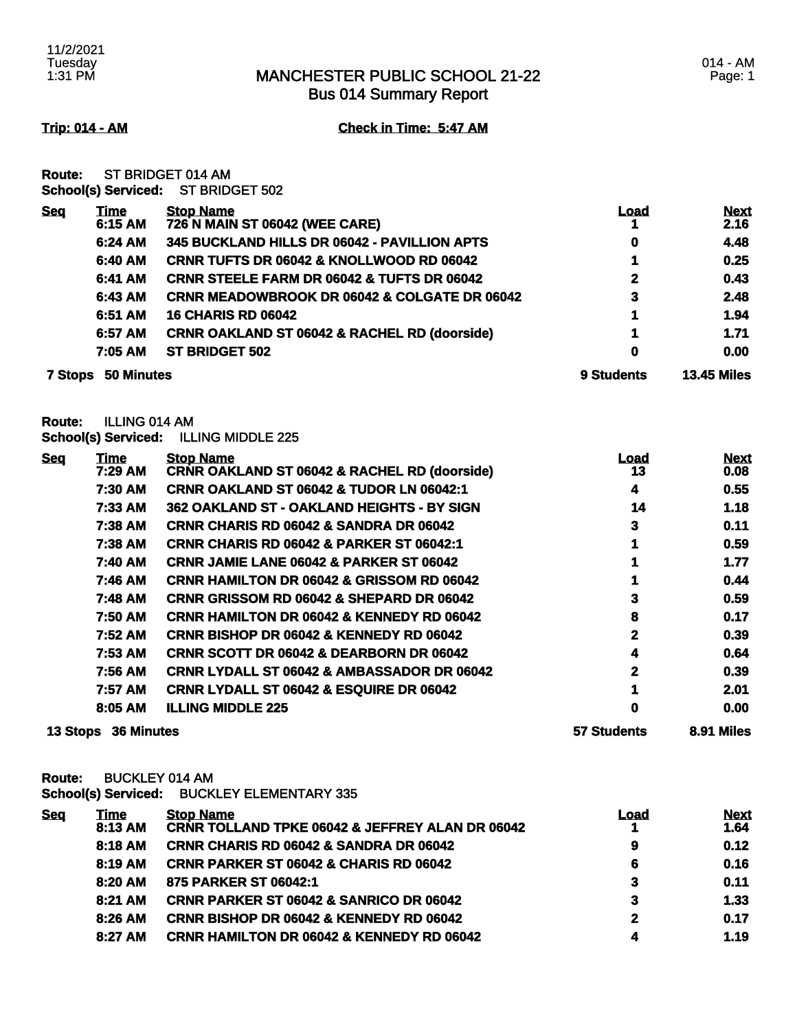# MANCHESTER PUBLIC SCHOOL 21-22
## Bus 014 Summary Report

**Trip: 014 - AM** **Check in Time: 5:47 AM**

**Route:** ST BRIDGET 014 AM
**School(s) Serviced:** ST BRIDGET 502

| Seq | Time | Stop Name | Load | Next |
|---|---|---|---|---|
| | 6:15 AM | 726 N MAIN ST 06042 (WEE CARE) | 1 | 2.16 |
| | 6:24 AM | 345 BUCKLAND HILLS DR 06042 - PAVILLION APTS | 0 | 4.48 |
| | 6:40 AM | CRNR TUFTS DR 06042 & KNOLLWOOD RD 06042 | 1 | 0.25 |
| | 6:41 AM | CRNR STEELE FARM DR 06042 & TUFTS DR 06042 | 2 | 0.43 |
| | 6:43 AM | CRNR MEADOWBROOK DR 06042 & COLGATE DR 06042 | 3 | 2.48 |
| | 6:51 AM | 16 CHARIS RD 06042 | 1 | 1.94 |
| | 6:57 AM | CRNR OAKLAND ST 06042 & RACHEL RD (doorside) | 1 | 1.71 |
| | 7:05 AM | ST BRIDGET 502 | 0 | 0.00 |
| **7 Stops** | **50 Minutes** | | **9 Students** | **13.45 Miles** |

**Route:** ILLING 014 AM
**School(s) Serviced:** ILLING MIDDLE 225

| Seq | Time | Stop Name | Load | Next |
|---|---|---|---|---|
| | 7:29 AM | CRNR OAKLAND ST 06042 & RACHEL RD (doorside) | 13 | 0.08 |
| | 7:30 AM | CRNR OAKLAND ST 06042 & TUDOR LN 06042:1 | 4 | 0.55 |
| | 7:33 AM | 362 OAKLAND ST - OAKLAND HEIGHTS - BY SIGN | 14 | 1.18 |
| | 7:38 AM | CRNR CHARIS RD 06042 & SANDRA DR 06042 | 3 | 0.11 |
| | 7:38 AM | CRNR CHARIS RD 06042 & PARKER ST 06042:1 | 1 | 0.59 |
| | 7:40 AM | CRNR JAMIE LANE 06042 & PARKER ST 06042 | 1 | 1.77 |
| | 7:46 AM | CRNR HAMILTON DR 06042 & GRISSOM RD 06042 | 1 | 0.44 |
| | 7:48 AM | CRNR GRISSOM RD 06042 & SHEPARD DR 06042 | 3 | 0.59 |
| | 7:50 AM | CRNR HAMILTON DR 06042 & KENNEDY RD 06042 | 8 | 0.17 |
| | 7:52 AM | CRNR BISHOP DR 06042 & KENNEDY RD 06042 | 2 | 0.39 |
| | 7:53 AM | CRNR SCOTT DR 06042 & DEARBORN DR 06042 | 4 | 0.64 |
| | 7:56 AM | CRNR LYDALL ST 06042 & AMBASSADOR DR 06042 | 2 | 0.39 |
| | 7:57 AM | CRNR LYDALL ST 06042 & ESQUIRE DR 06042 | 1 | 2.01 |
| | 8:05 AM | ILLING MIDDLE 225 | 0 | 0.00 |
| **13 Stops** | **36 Minutes** | | **57 Students** | **8.91 Miles** |

**Route:** BUCKLEY 014 AM
**School(s) Serviced:** BUCKLEY ELEMENTARY 335

| Seq | Time | Stop Name | Load | Next |
|---|---|---|---|---|
| | 8:13 AM | CRNR TOLLAND TPKE 06042 & JEFFREY ALAN DR 06042 | 1 | 1.64 |
| | 8:18 AM | CRNR CHARIS RD 06042 & SANDRA DR 06042 | 9 | 0.12 |
| | 8:19 AM | CRNR PARKER ST 06042 & CHARIS RD 06042 | 6 | 0.16 |
| | 8:20 AM | 875 PARKER ST 06042:1 | 3 | 0.11 |
| | 8:21 AM | CRNR PARKER ST 06042 & SANRICO DR 06042 | 3 | 1.33 |
| | 8:26 AM | CRNR BISHOP DR 06042 & KENNEDY RD 06042 | 2 | 0.17 |
| | 8:27 AM | CRNR HAMILTON DR 06042 & KENNEDY RD 06042 | 4 | 1.19 |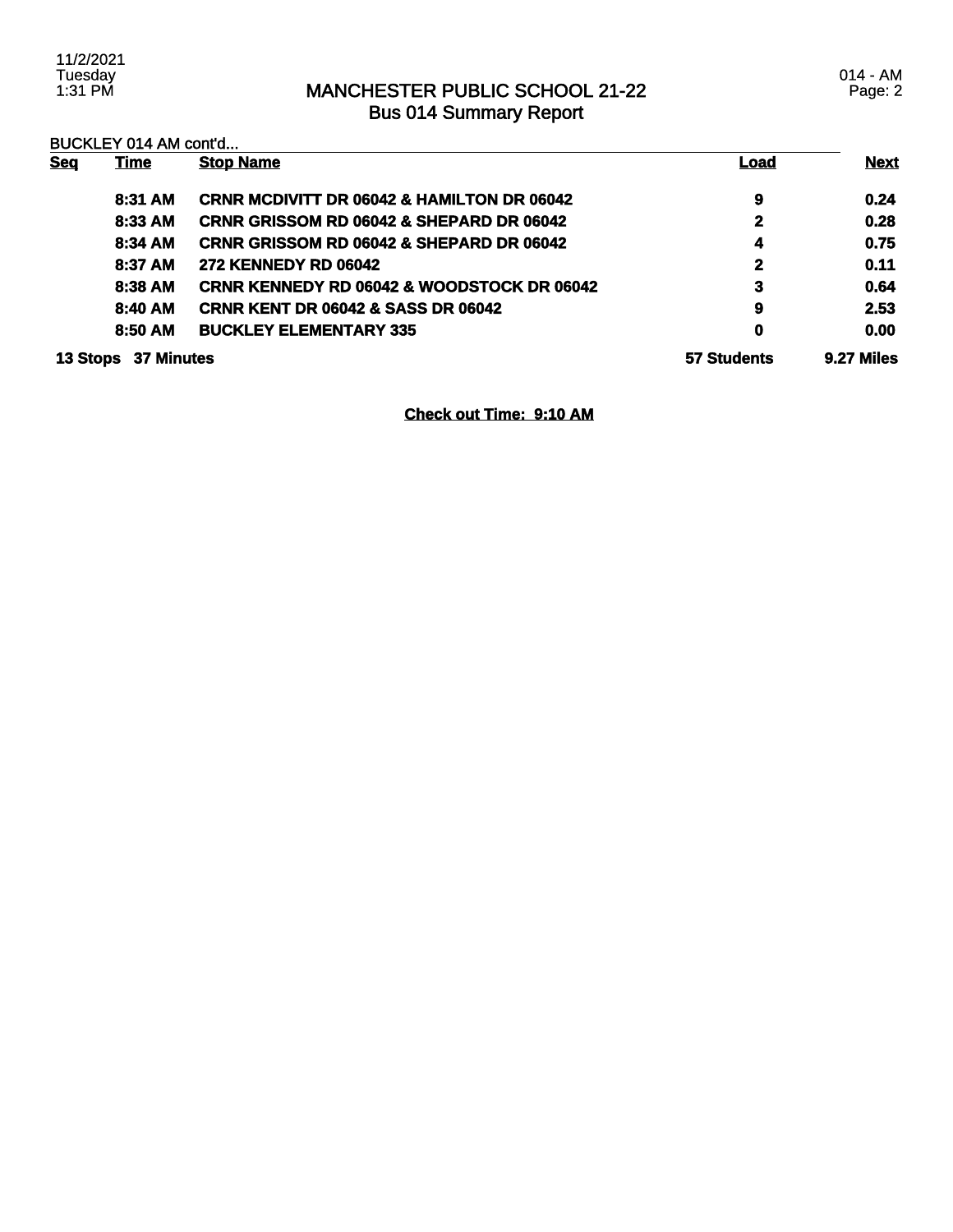# MANCHESTER PUBLIC SCHOOL 21-22
## Bus 014 Summary Report

BUCKLEY 014 AM cont'd...

| Seq | Time | Stop Name | Load | Next |
|---|---|---|---|---|
| | 8:31 AM | CRNR MCDIVITT DR 06042 & HAMILTON DR 06042 | 9 | 0.24 |
| | 8:33 AM | CRNR GRISSOM RD 06042 & SHEPARD DR 06042 | 2 | 0.28 |
| | 8:34 AM | CRNR GRISSOM RD 06042 & SHEPARD DR 06042 | 4 | 0.75 |
| | 8:37 AM | 272 KENNEDY RD 06042 | 2 | 0.11 |
| | 8:38 AM | CRNR KENNEDY RD 06042 & WOODSTOCK DR 06042 | 3 | 0.64 |
| | 8:40 AM | CRNR KENT DR 06042 & SASS DR 06042 | 9 | 2.53 |
| | 8:50 AM | BUCKLEY ELEMENTARY 335 | 0 | 0.00 |
| 13 Stops | 37 Minutes | | 57 Students | 9.27 Miles |

**Check out Time: 9:10 AM**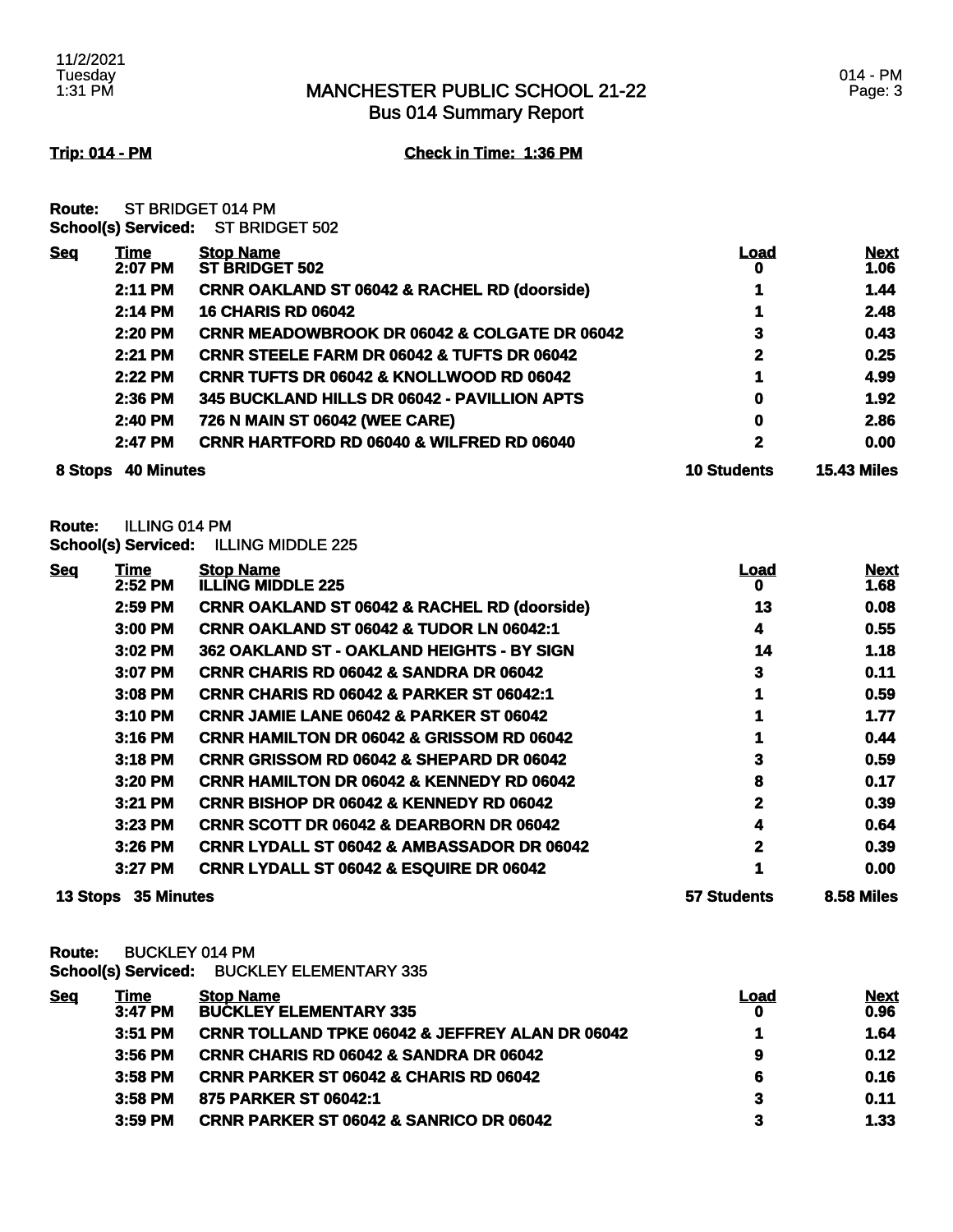## MANCHESTER PUBLIC SCHOOL 21-22
### Bus 014 Summary Report

**Trip: 014 - PM** **Check in Time: 1:36 PM**

**Route:** ST BRIDGET 014 PM
**School(s) Serviced:** ST BRIDGET 502

| Seq | Time | Stop Name | Load | Next |
|---|---|---|---|---|
| | 2:07 PM | ST BRIDGET 502 | 0 | 1.06 |
| | 2:11 PM | CRNR OAKLAND ST 06042 & RACHEL RD (doorside) | 1 | 1.44 |
| | 2:14 PM | 16 CHARIS RD 06042 | 1 | 2.48 |
| | 2:20 PM | CRNR MEADOWBROOK DR 06042 & COLGATE DR 06042 | 3 | 0.43 |
| | 2:21 PM | CRNR STEELE FARM DR 06042 & TUFTS DR 06042 | 2 | 0.25 |
| | 2:22 PM | CRNR TUFTS DR 06042 & KNOLLWOOD RD 06042 | 1 | 4.99 |
| | 2:36 PM | 345 BUCKLAND HILLS DR 06042 - PAVILLION APTS | 0 | 1.92 |
| | 2:40 PM | 726 N MAIN ST 06042 (WEE CARE) | 0 | 2.86 |
| | 2:47 PM | CRNR HARTFORD RD 06040 & WILFRED RD 06040 | 2 | 0.00 |
| **8 Stops** | **40 Minutes** | | **10 Students** | **15.43 Miles** |

**Route:** ILLING 014 PM
**School(s) Serviced:** ILLING MIDDLE 225

| Seq | Time | Stop Name | Load | Next |
|---|---|---|---|---|
| | 2:52 PM | ILLING MIDDLE 225 | 0 | 1.68 |
| | 2:59 PM | CRNR OAKLAND ST 06042 & RACHEL RD (doorside) | 13 | 0.08 |
| | 3:00 PM | CRNR OAKLAND ST 06042 & TUDOR LN 06042:1 | 4 | 0.55 |
| | 3:02 PM | 362 OAKLAND ST - OAKLAND HEIGHTS - BY SIGN | 14 | 1.18 |
| | 3:07 PM | CRNR CHARIS RD 06042 & SANDRA DR 06042 | 3 | 0.11 |
| | 3:08 PM | CRNR CHARIS RD 06042 & PARKER ST 06042:1 | 1 | 0.59 |
| | 3:10 PM | CRNR JAMIE LANE 06042 & PARKER ST 06042 | 1 | 1.77 |
| | 3:16 PM | CRNR HAMILTON DR 06042 & GRISSOM RD 06042 | 1 | 0.44 |
| | 3:18 PM | CRNR GRISSOM RD 06042 & SHEPARD DR 06042 | 3 | 0.59 |
| | 3:20 PM | CRNR HAMILTON DR 06042 & KENNEDY RD 06042 | 8 | 0.17 |
| | 3:21 PM | CRNR BISHOP DR 06042 & KENNEDY RD 06042 | 2 | 0.39 |
| | 3:23 PM | CRNR SCOTT DR 06042 & DEARBORN DR 06042 | 4 | 0.64 |
| | 3:26 PM | CRNR LYDALL ST 06042 & AMBASSADOR DR 06042 | 2 | 0.39 |
| | 3:27 PM | CRNR LYDALL ST 06042 & ESQUIRE DR 06042 | 1 | 0.00 |
| **13 Stops** | **35 Minutes** | | **57 Students** | **8.58 Miles** |

**Route:** BUCKLEY 014 PM
**School(s) Serviced:** BUCKLEY ELEMENTARY 335

| Seq | Time | Stop Name | Load | Next |
|---|---|---|---|---|
| | 3:47 PM | BUCKLEY ELEMENTARY 335 | 0 | 0.96 |
| | 3:51 PM | CRNR TOLLAND TPKE 06042 & JEFFREY ALAN DR 06042 | 1 | 1.64 |
| | 3:56 PM | CRNR CHARIS RD 06042 & SANDRA DR 06042 | 9 | 0.12 |
| | 3:58 PM | CRNR PARKER ST 06042 & CHARIS RD 06042 | 6 | 0.16 |
| | 3:58 PM | 875 PARKER ST 06042:1 | 3 | 0.11 |
| | 3:59 PM | CRNR PARKER ST 06042 & SANRICO DR 06042 | 3 | 1.33 |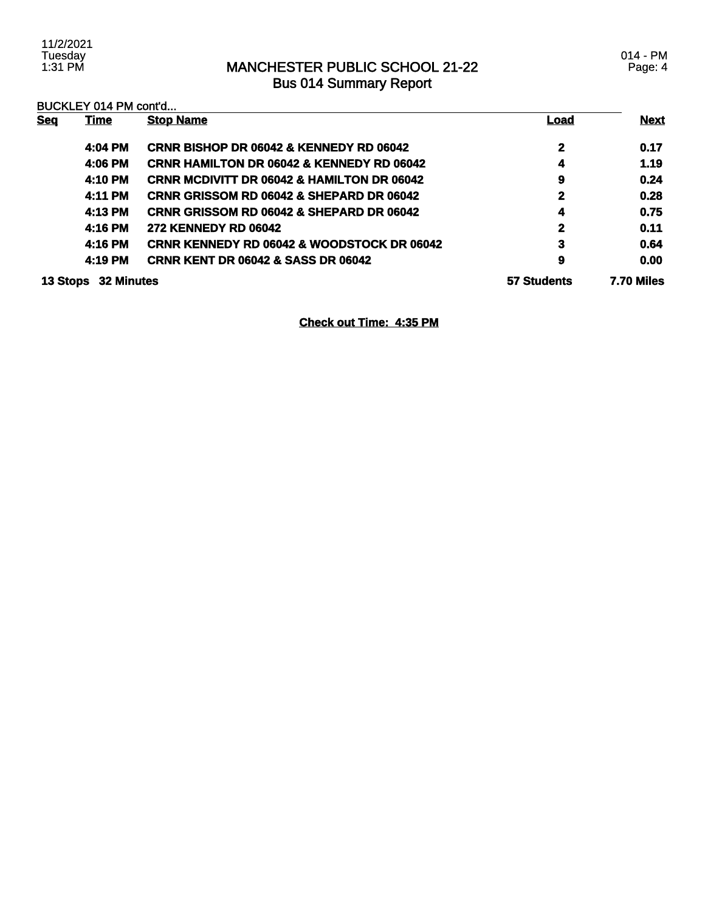# MANCHESTER PUBLIC SCHOOL 21-22
## Bus 014 Summary Report

BUCKLEY 014 PM cont'd...

| Seq | Time | Stop Name | Load | Next |
|---|---|---|---|---|
| | 4:04 PM | CRNR BISHOP DR 06042 & KENNEDY RD 06042 | 2 | 0.17 |
| | 4:06 PM | CRNR HAMILTON DR 06042 & KENNEDY RD 06042 | 4 | 1.19 |
| | 4:10 PM | CRNR MCDIVITT DR 06042 & HAMILTON DR 06042 | 9 | 0.24 |
| | 4:11 PM | CRNR GRISSOM RD 06042 & SHEPARD DR 06042 | 2 | 0.28 |
| | 4:13 PM | CRNR GRISSOM RD 06042 & SHEPARD DR 06042 | 4 | 0.75 |
| | 4:16 PM | 272 KENNEDY RD 06042 | 2 | 0.11 |
| | 4:16 PM | CRNR KENNEDY RD 06042 & WOODSTOCK DR 06042 | 3 | 0.64 |
| | 4:19 PM | CRNR KENT DR 06042 & SASS DR 06042 | 9 | 0.00 |
| **13 Stops** | **32 Minutes** | | **57 Students** | **7.70 Miles** |

**Check out Time: 4:35 PM**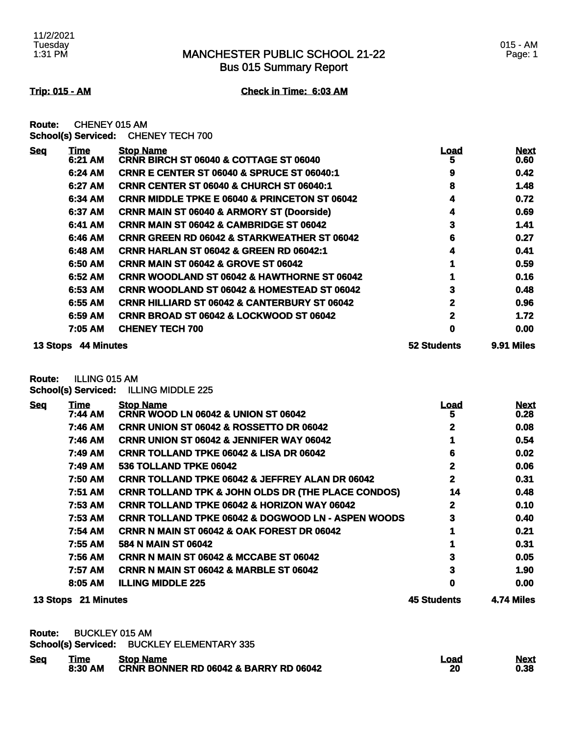# MANCHESTER PUBLIC SCHOOL 21-22
## Bus 015 Summary Report

**Trip: 015 - AM** **Check in Time: 6:03 AM**

**Route:** CHENEY 015 AM
**School(s) Serviced:** CHENEY TECH 700

| Seq | Time | Stop Name | Load | Next |
|---|---|---|---|---|
| | 6:21 AM | CRNR BIRCH ST 06040 & COTTAGE ST 06040 | 5 | 0.60 |
| | 6:24 AM | CRNR E CENTER ST 06040 & SPRUCE ST 06040:1 | 9 | 0.42 |
| | 6:27 AM | CRNR CENTER ST 06040 & CHURCH ST 06040:1 | 8 | 1.48 |
| | 6:34 AM | CRNR MIDDLE TPKE E 06040 & PRINCETON ST 06042 | 4 | 0.72 |
| | 6:37 AM | CRNR MAIN ST 06040 & ARMORY ST (Doorside) | 4 | 0.69 |
| | 6:41 AM | CRNR MAIN ST 06042 & CAMBRIDGE ST 06042 | 3 | 1.41 |
| | 6:46 AM | CRNR GREEN RD 06042 & STARKWEATHER ST 06042 | 6 | 0.27 |
| | 6:48 AM | CRNR HARLAN ST 06042 & GREEN RD 06042:1 | 4 | 0.41 |
| | 6:50 AM | CRNR MAIN ST 06042 & GROVE ST 06042 | 1 | 0.59 |
| | 6:52 AM | CRNR WOODLAND ST 06042 & HAWTHORNE ST 06042 | 1 | 0.16 |
| | 6:53 AM | CRNR WOODLAND ST 06042 & HOMESTEAD ST 06042 | 3 | 0.48 |
| | 6:55 AM | CRNR HILLIARD ST 06042 & CANTERBURY ST 06042 | 2 | 0.96 |
| | 6:59 AM | CRNR BROAD ST 06042 & LOCKWOOD ST 06042 | 2 | 1.72 |
| | 7:05 AM | CHENEY TECH 700 | 0 | 0.00 |
| **13 Stops** | **44 Minutes** | | **52 Students** | **9.91 Miles** |

**Route:** ILLING 015 AM
**School(s) Serviced:** ILLING MIDDLE 225

| Seq | Time | Stop Name | Load | Next |
|---|---|---|---|---|
| | 7:44 AM | CRNR WOOD LN 06042 & UNION ST 06042 | 5 | 0.28 |
| | 7:46 AM | CRNR UNION ST 06042 & ROSSETTO DR 06042 | 2 | 0.08 |
| | 7:46 AM | CRNR UNION ST 06042 & JENNIFER WAY 06042 | 1 | 0.54 |
| | 7:49 AM | CRNR TOLLAND TPKE 06042 & LISA DR 06042 | 6 | 0.02 |
| | 7:49 AM | 536 TOLLAND TPKE 06042 | 2 | 0.06 |
| | 7:50 AM | CRNR TOLLAND TPKE 06042 & JEFFREY ALAN DR 06042 | 2 | 0.31 |
| | 7:51 AM | CRNR TOLLAND TPK & JOHN OLDS DR (THE PLACE CONDOS) | 14 | 0.48 |
| | 7:53 AM | CRNR TOLLAND TPKE 06042 & HORIZON WAY 06042 | 2 | 0.10 |
| | 7:53 AM | CRNR TOLLAND TPKE 06042 & DOGWOOD LN - ASPEN WOODS | 3 | 0.40 |
| | 7:54 AM | CRNR N MAIN ST 06042 & OAK FOREST DR 06042 | 1 | 0.21 |
| | 7:55 AM | 584 N MAIN ST 06042 | 1 | 0.31 |
| | 7:56 AM | CRNR N MAIN ST 06042 & MCCABE ST 06042 | 3 | 0.05 |
| | 7:57 AM | CRNR N MAIN ST 06042 & MARBLE ST 06042 | 3 | 1.90 |
| | 8:05 AM | ILLING MIDDLE 225 | 0 | 0.00 |
| **13 Stops** | **21 Minutes** | | **45 Students** | **4.74 Miles** |

**Route:** BUCKLEY 015 AM
**School(s) Serviced:** BUCKLEY ELEMENTARY 335

| Seq | Time | Stop Name | Load | Next |
|---|---|---|---|---|
| | 8:30 AM | CRNR BONNER RD 06042 & BARRY RD 06042 | 20 | 0.38 |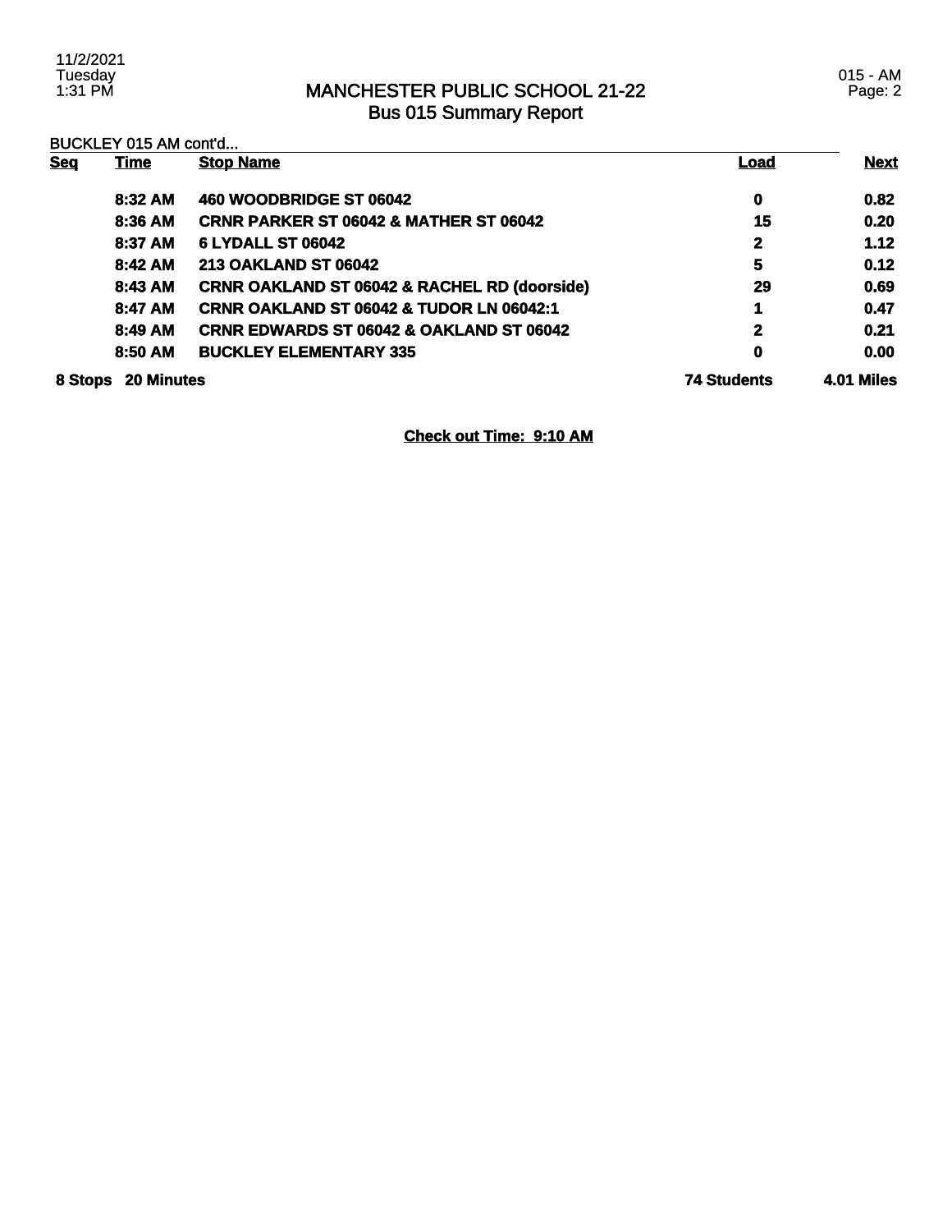# MANCHESTER PUBLIC SCHOOL 21-22
## Bus 015 Summary Report

BUCKLEY 015 AM cont'd...

| Seq | Time | Stop Name | Load | Next |
|---|---|---|---|---|
| | 8:32 AM | 460 WOODBRIDGE ST 06042 | 0 | 0.82 |
| | 8:36 AM | CRNR PARKER ST 06042 & MATHER ST 06042 | 15 | 0.20 |
| | 8:37 AM | 6 LYDALL ST 06042 | 2 | 1.12 |
| | 8:42 AM | 213 OAKLAND ST 06042 | 5 | 0.12 |
| | 8:43 AM | CRNR OAKLAND ST 06042 & RACHEL RD (doorside) | 29 | 0.69 |
| | 8:47 AM | CRNR OAKLAND ST 06042 & TUDOR LN 06042:1 | 1 | 0.47 |
| | 8:49 AM | CRNR EDWARDS ST 06042 & OAKLAND ST 06042 | 2 | 0.21 |
| | 8:50 AM | BUCKLEY ELEMENTARY 335 | 0 | 0.00 |
| 8 Stops | 20 Minutes | | 74 Students | 4.01 Miles |

**Check out Time: 9:10 AM**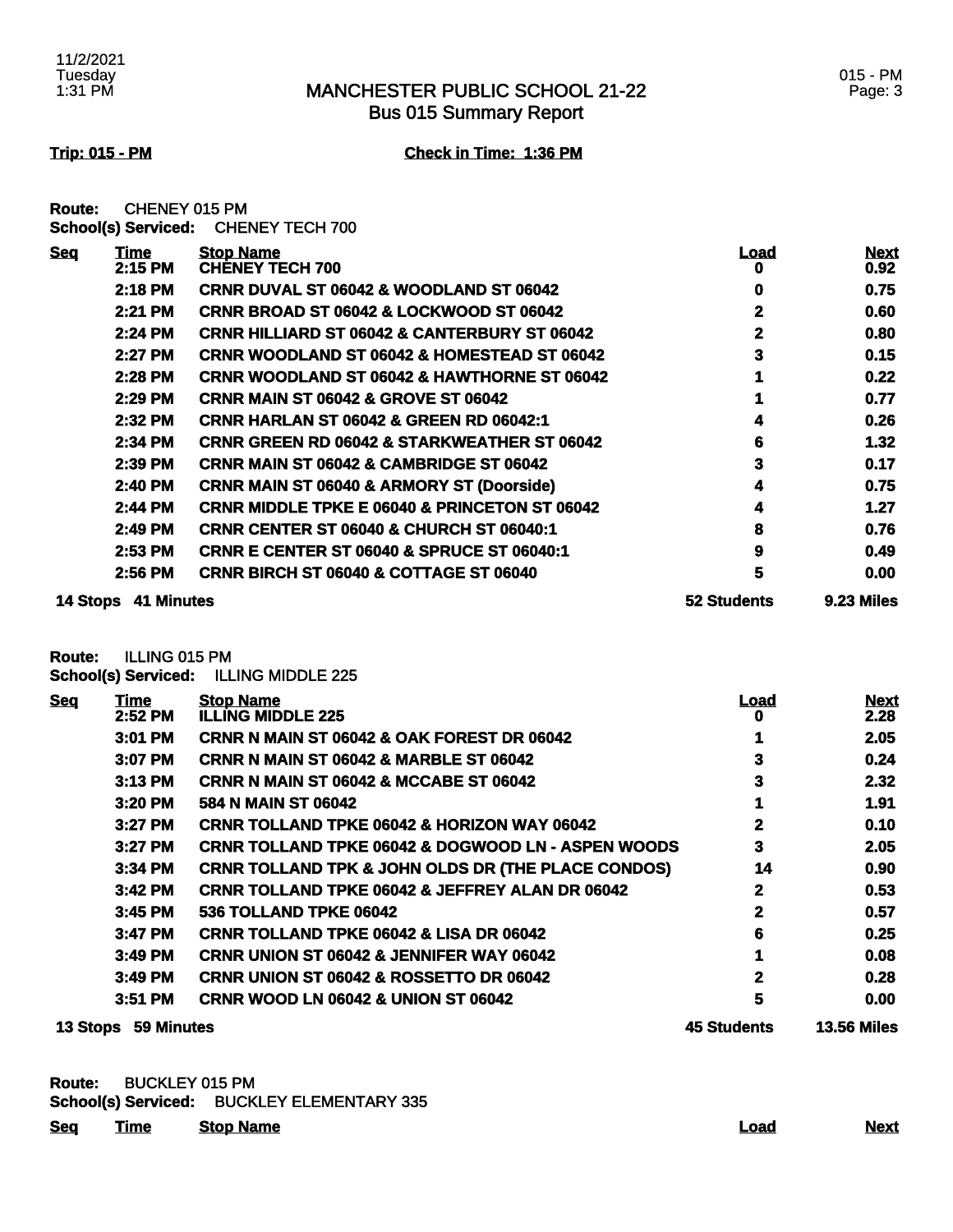## MANCHESTER PUBLIC SCHOOL 21-22
## Bus 015 Summary Report

**Trip: 015 - PM** **Check in Time: 1:36 PM**

**Route:** CHENEY 015 PM
**School(s) Serviced:** CHENEY TECH 700

| Seq | Time | Stop Name | Load | Next |
|---|---|---|---|---|
| | 2:15 PM | CHENEY TECH 700 | 0 | 0.92 |
| | 2:18 PM | CRNR DUVAL ST 06042 & WOODLAND ST 06042 | 0 | 0.75 |
| | 2:21 PM | CRNR BROAD ST 06042 & LOCKWOOD ST 06042 | 2 | 0.60 |
| | 2:24 PM | CRNR HILLIARD ST 06042 & CANTERBURY ST 06042 | 2 | 0.80 |
| | 2:27 PM | CRNR WOODLAND ST 06042 & HOMESTEAD ST 06042 | 3 | 0.15 |
| | 2:28 PM | CRNR WOODLAND ST 06042 & HAWTHORNE ST 06042 | 1 | 0.22 |
| | 2:29 PM | CRNR MAIN ST 06042 & GROVE ST 06042 | 1 | 0.77 |
| | 2:32 PM | CRNR HARLAN ST 06042 & GREEN RD 06042:1 | 4 | 0.26 |
| | 2:34 PM | CRNR GREEN RD 06042 & STARKWEATHER ST 06042 | 6 | 1.32 |
| | 2:39 PM | CRNR MAIN ST 06042 & CAMBRIDGE ST 06042 | 3 | 0.17 |
| | 2:40 PM | CRNR MAIN ST 06040 & ARMORY ST (Doorside) | 4 | 0.75 |
| | 2:44 PM | CRNR MIDDLE TPKE E 06040 & PRINCETON ST 06042 | 4 | 1.27 |
| | 2:49 PM | CRNR CENTER ST 06040 & CHURCH ST 06040:1 | 8 | 0.76 |
| | 2:53 PM | CRNR E CENTER ST 06040 & SPRUCE ST 06040:1 | 9 | 0.49 |
| | 2:56 PM | CRNR BIRCH ST 06040 & COTTAGE ST 06040 | 5 | 0.00 |
| **14 Stops** | **41 Minutes** | | **52 Students** | **9.23 Miles** |

**Route:** ILLING 015 PM
**School(s) Serviced:** ILLING MIDDLE 225

| Seq | Time | Stop Name | Load | Next |
|---|---|---|---|---|
| | 2:52 PM | ILLING MIDDLE 225 | 0 | 2.28 |
| | 3:01 PM | CRNR N MAIN ST 06042 & OAK FOREST DR 06042 | 1 | 2.05 |
| | 3:07 PM | CRNR N MAIN ST 06042 & MARBLE ST 06042 | 3 | 0.24 |
| | 3:13 PM | CRNR N MAIN ST 06042 & MCCABE ST 06042 | 3 | 2.32 |
| | 3:20 PM | 584 N MAIN ST 06042 | 1 | 1.91 |
| | 3:27 PM | CRNR TOLLAND TPKE 06042 & HORIZON WAY 06042 | 2 | 0.10 |
| | 3:27 PM | CRNR TOLLAND TPKE 06042 & DOGWOOD LN - ASPEN WOODS | 3 | 2.05 |
| | 3:34 PM | CRNR TOLLAND TPK & JOHN OLDS DR (THE PLACE CONDOS) | 14 | 0.90 |
| | 3:42 PM | CRNR TOLLAND TPKE 06042 & JEFFREY ALAN DR 06042 | 2 | 0.53 |
| | 3:45 PM | 536 TOLLAND TPKE 06042 | 2 | 0.57 |
| | 3:47 PM | CRNR TOLLAND TPKE 06042 & LISA DR 06042 | 6 | 0.25 |
| | 3:49 PM | CRNR UNION ST 06042 & JENNIFER WAY 06042 | 1 | 0.08 |
| | 3:49 PM | CRNR UNION ST 06042 & ROSSETTO DR 06042 | 2 | 0.28 |
| | 3:51 PM | CRNR WOOD LN 06042 & UNION ST 06042 | 5 | 0.00 |
| **13 Stops** | **59 Minutes** | | **45 Students** | **13.56 Miles** |

**Route:** BUCKLEY 015 PM
**School(s) Serviced:** BUCKLEY ELEMENTARY 335

| Seq | Time | Stop Name | Load | Next |
|---|---|---|---|---|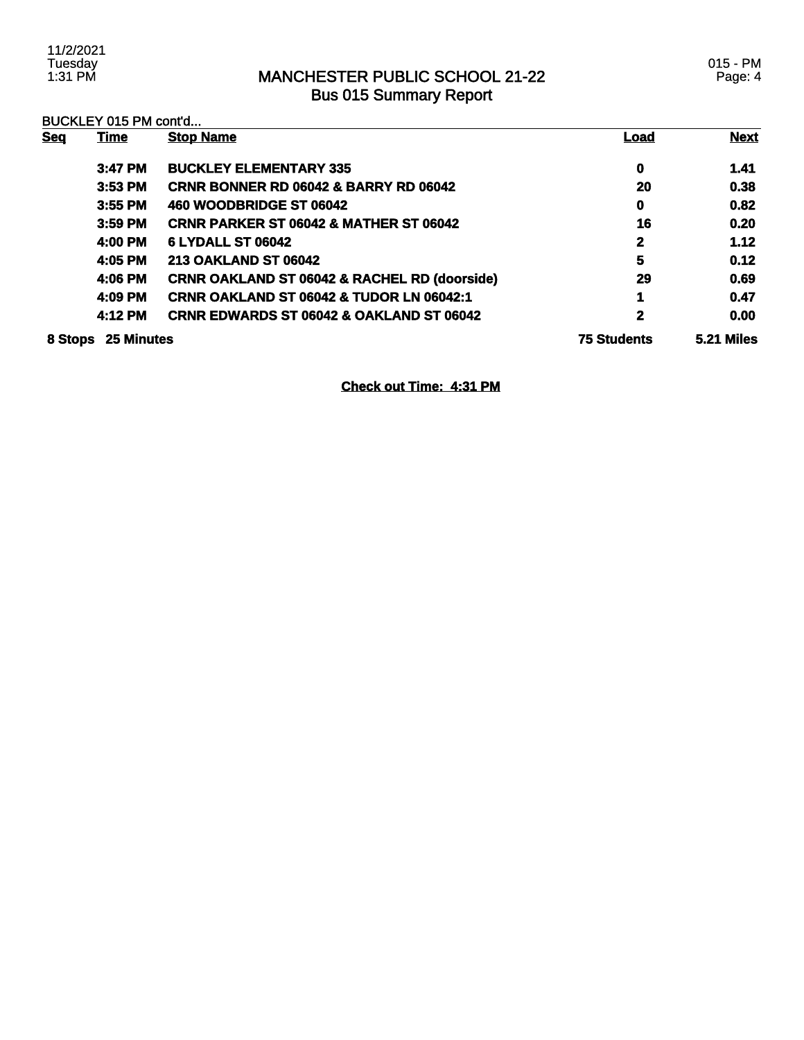# MANCHESTER PUBLIC SCHOOL 21-22
## Bus 015 Summary Report

BUCKLEY 015 PM cont'd...

| Seq | Time | Stop Name | Load | Next |
|---|---|---|---|---|
| | 3:47 PM | BUCKLEY ELEMENTARY 335 | 0 | 1.41 |
| | 3:53 PM | CRNR BONNER RD 06042 & BARRY RD 06042 | 20 | 0.38 |
| | 3:55 PM | 460 WOODBRIDGE ST 06042 | 0 | 0.82 |
| | 3:59 PM | CRNR PARKER ST 06042 & MATHER ST 06042 | 16 | 0.20 |
| | 4:00 PM | 6 LYDALL ST 06042 | 2 | 1.12 |
| | 4:05 PM | 213 OAKLAND ST 06042 | 5 | 0.12 |
| | 4:06 PM | CRNR OAKLAND ST 06042 & RACHEL RD (doorside) | 29 | 0.69 |
| | 4:09 PM | CRNR OAKLAND ST 06042 & TUDOR LN 06042:1 | 1 | 0.47 |
| | 4:12 PM | CRNR EDWARDS ST 06042 & OAKLAND ST 06042 | 2 | 0.00 |
| 8 Stops | 25 Minutes | | 75 Students | 5.21 Miles |

**Check out Time: 4:31 PM**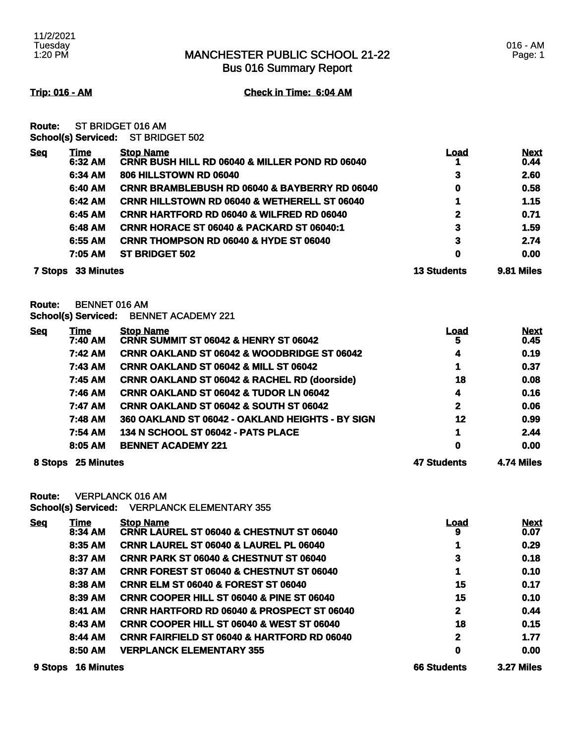# MANCHESTER PUBLIC SCHOOL 21-22
## Bus 016 Summary Report

**Trip: 016 - AM** **Check in Time: 6:04 AM**

**Route:** ST BRIDGET 016 AM
**School(s) Serviced:** ST BRIDGET 502

| Seq | Time | Stop Name | Load | Next |
|---|---|---|---|---|
| | 6:32 AM | CRNR BUSH HILL RD 06040 & MILLER POND RD 06040 | 1 | 0.44 |
| | 6:34 AM | 806 HILLSTOWN RD 06040 | 3 | 2.60 |
| | 6:40 AM | CRNR BRAMBLEBUSH RD 06040 & BAYBERRY RD 06040 | 0 | 0.58 |
| | 6:42 AM | CRNR HILLSTOWN RD 06040 & WETHERELL ST 06040 | 1 | 1.15 |
| | 6:45 AM | CRNR HARTFORD RD 06040 & WILFRED RD 06040 | 2 | 0.71 |
| | 6:48 AM | CRNR HORACE ST 06040 & PACKARD ST 06040:1 | 3 | 1.59 |
| | 6:55 AM | CRNR THOMPSON RD 06040 & HYDE ST 06040 | 3 | 2.74 |
| | 7:05 AM | ST BRIDGET 502 | 0 | 0.00 |
| **7 Stops** | **33 Minutes** | | **13 Students** | **9.81 Miles** |

**Route:** BENNET 016 AM
**School(s) Serviced:** BENNET ACADEMY 221

| Seq | Time | Stop Name | Load | Next |
|---|---|---|---|---|
| | 7:40 AM | CRNR SUMMIT ST 06042 & HENRY ST 06042 | 5 | 0.45 |
| | 7:42 AM | CRNR OAKLAND ST 06042 & WOODBRIDGE ST 06042 | 4 | 0.19 |
| | 7:43 AM | CRNR OAKLAND ST 06042 & MILL ST 06042 | 1 | 0.37 |
| | 7:45 AM | CRNR OAKLAND ST 06042 & RACHEL RD (doorside) | 18 | 0.08 |
| | 7:46 AM | CRNR OAKLAND ST 06042 & TUDOR LN 06042 | 4 | 0.16 |
| | 7:47 AM | CRNR OAKLAND ST 06042 & SOUTH ST 06042 | 2 | 0.06 |
| | 7:48 AM | 360 OAKLAND ST 06042 - OAKLAND HEIGHTS - BY SIGN | 12 | 0.99 |
| | 7:54 AM | 134 N SCHOOL ST 06042 - PATS PLACE | 1 | 2.44 |
| | 8:05 AM | BENNET ACADEMY 221 | 0 | 0.00 |
| **8 Stops** | **25 Minutes** | | **47 Students** | **4.74 Miles** |

**Route:** VERPLANCK 016 AM
**School(s) Serviced:** VERPLANCK ELEMENTARY 355

| Seq | Time | Stop Name | Load | Next |
|---|---|---|---|---|
| | 8:34 AM | CRNR LAUREL ST 06040 & CHESTNUT ST 06040 | 9 | 0.07 |
| | 8:35 AM | CRNR LAUREL ST 06040 & LAUREL PL 06040 | 1 | 0.29 |
| | 8:37 AM | CRNR PARK ST 06040 & CHESTNUT ST 06040 | 3 | 0.18 |
| | 8:37 AM | CRNR FOREST ST 06040 & CHESTNUT ST 06040 | 1 | 0.10 |
| | 8:38 AM | CRNR ELM ST 06040 & FOREST ST 06040 | 15 | 0.17 |
| | 8:39 AM | CRNR COOPER HILL ST 06040 & PINE ST 06040 | 15 | 0.10 |
| | 8:41 AM | CRNR HARTFORD RD 06040 & PROSPECT ST 06040 | 2 | 0.44 |
| | 8:43 AM | CRNR COOPER HILL ST 06040 & WEST ST 06040 | 18 | 0.15 |
| | 8:44 AM | CRNR FAIRFIELD ST 06040 & HARTFORD RD 06040 | 2 | 1.77 |
| | 8:50 AM | VERPLANCK ELEMENTARY 355 | 0 | 0.00 |
| **9 Stops** | **16 Minutes** | | **66 Students** | **3.27 Miles** |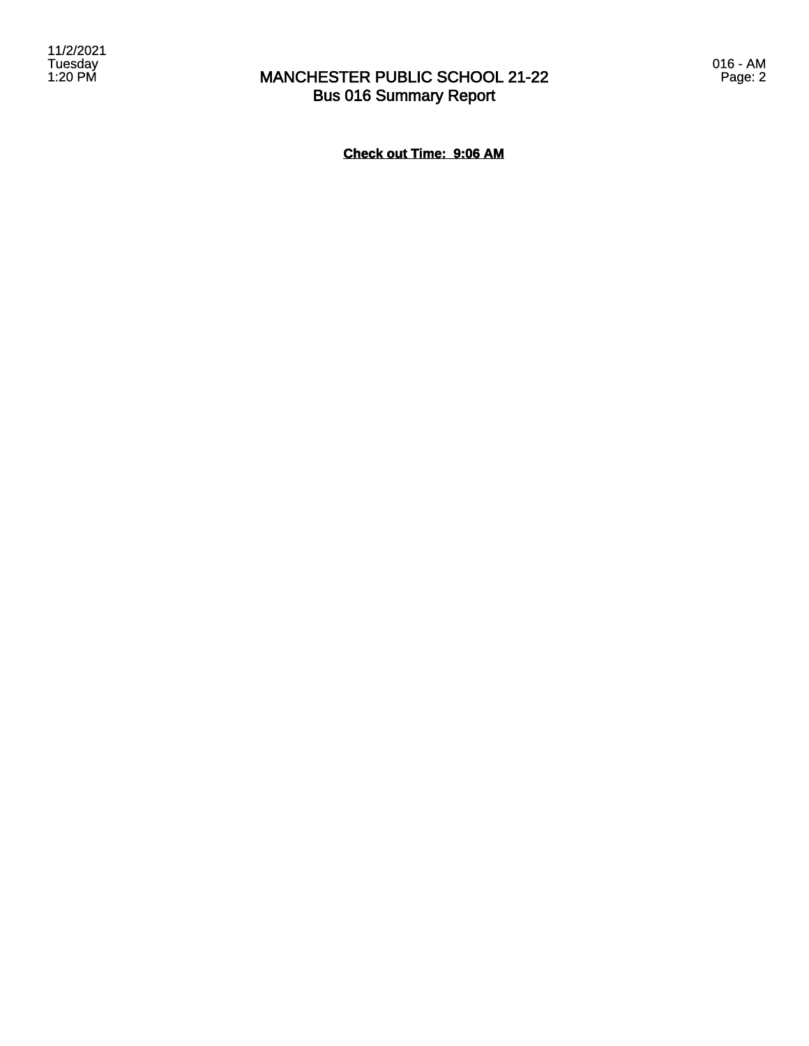# MANCHESTER PUBLIC SCHOOL 21-22
## Bus 016 Summary Report

**Check out Time: 9:06 AM**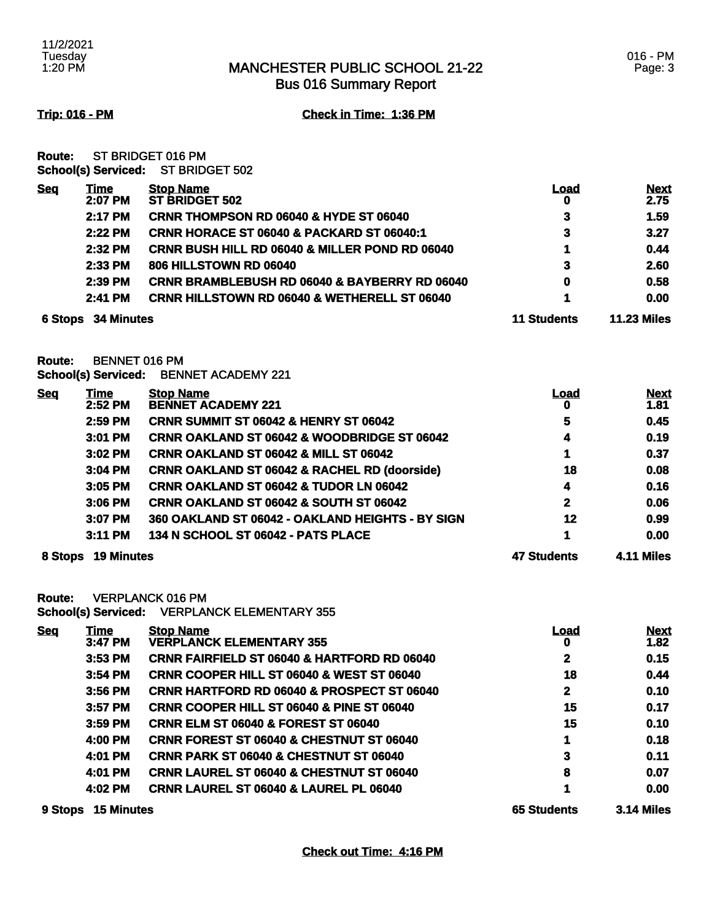# MANCHESTER PUBLIC SCHOOL 21-22
## Bus 016 Summary Report

**Trip: 016 - PM** **Check in Time: 1:36 PM**

**Route:** ST BRIDGET 016 PM
**School(s) Serviced:** ST BRIDGET 502

| Seq | Time | Stop Name | Load | Next |
|---|---|---|---|---|
| | 2:07 PM | ST BRIDGET 502 | 0 | 2.75 |
| | 2:17 PM | CRNR THOMPSON RD 06040 & HYDE ST 06040 | 3 | 1.59 |
| | 2:22 PM | CRNR HORACE ST 06040 & PACKARD ST 06040:1 | 3 | 3.27 |
| | 2:32 PM | CRNR BUSH HILL RD 06040 & MILLER POND RD 06040 | 1 | 0.44 |
| | 2:33 PM | 806 HILLSTOWN RD 06040 | 3 | 2.60 |
| | 2:39 PM | CRNR BRAMBLEBUSH RD 06040 & BAYBERRY RD 06040 | 0 | 0.58 |
| | 2:41 PM | CRNR HILLSTOWN RD 06040 & WETHERELL ST 06040 | 1 | 0.00 |
| 6 Stops | 34 Minutes | | 11 Students | 11.23 Miles |

**Route:** BENNET 016 PM
**School(s) Serviced:** BENNET ACADEMY 221

| Seq | Time | Stop Name | Load | Next |
|---|---|---|---|---|
| | 2:52 PM | BENNET ACADEMY 221 | 0 | 1.81 |
| | 2:59 PM | CRNR SUMMIT ST 06042 & HENRY ST 06042 | 5 | 0.45 |
| | 3:01 PM | CRNR OAKLAND ST 06042 & WOODBRIDGE ST 06042 | 4 | 0.19 |
| | 3:02 PM | CRNR OAKLAND ST 06042 & MILL ST 06042 | 1 | 0.37 |
| | 3:04 PM | CRNR OAKLAND ST 06042 & RACHEL RD (doorside) | 18 | 0.08 |
| | 3:05 PM | CRNR OAKLAND ST 06042 & TUDOR LN 06042 | 4 | 0.16 |
| | 3:06 PM | CRNR OAKLAND ST 06042 & SOUTH ST 06042 | 2 | 0.06 |
| | 3:07 PM | 360 OAKLAND ST 06042 - OAKLAND HEIGHTS - BY SIGN | 12 | 0.99 |
| | 3:11 PM | 134 N SCHOOL ST 06042 - PATS PLACE | 1 | 0.00 |
| 8 Stops | 19 Minutes | | 47 Students | 4.11 Miles |

**Route:** VERPLANCK 016 PM
**School(s) Serviced:** VERPLANCK ELEMENTARY 355

| Seq | Time | Stop Name | Load | Next |
|---|---|---|---|---|
| | 3:47 PM | VERPLANCK ELEMENTARY 355 | 0 | 1.82 |
| | 3:53 PM | CRNR FAIRFIELD ST 06040 & HARTFORD RD 06040 | 2 | 0.15 |
| | 3:54 PM | CRNR COOPER HILL ST 06040 & WEST ST 06040 | 18 | 0.44 |
| | 3:56 PM | CRNR HARTFORD RD 06040 & PROSPECT ST 06040 | 2 | 0.10 |
| | 3:57 PM | CRNR COOPER HILL ST 06040 & PINE ST 06040 | 15 | 0.17 |
| | 3:59 PM | CRNR ELM ST 06040 & FOREST ST 06040 | 15 | 0.10 |
| | 4:00 PM | CRNR FOREST ST 06040 & CHESTNUT ST 06040 | 1 | 0.18 |
| | 4:01 PM | CRNR PARK ST 06040 & CHESTNUT ST 06040 | 3 | 0.11 |
| | 4:01 PM | CRNR LAUREL ST 06040 & CHESTNUT ST 06040 | 8 | 0.07 |
| | 4:02 PM | CRNR LAUREL ST 06040 & LAUREL PL 06040 | 1 | 0.00 |
| 9 Stops | 15 Minutes | | 65 Students | 3.14 Miles |

**Check out Time: 4:16 PM**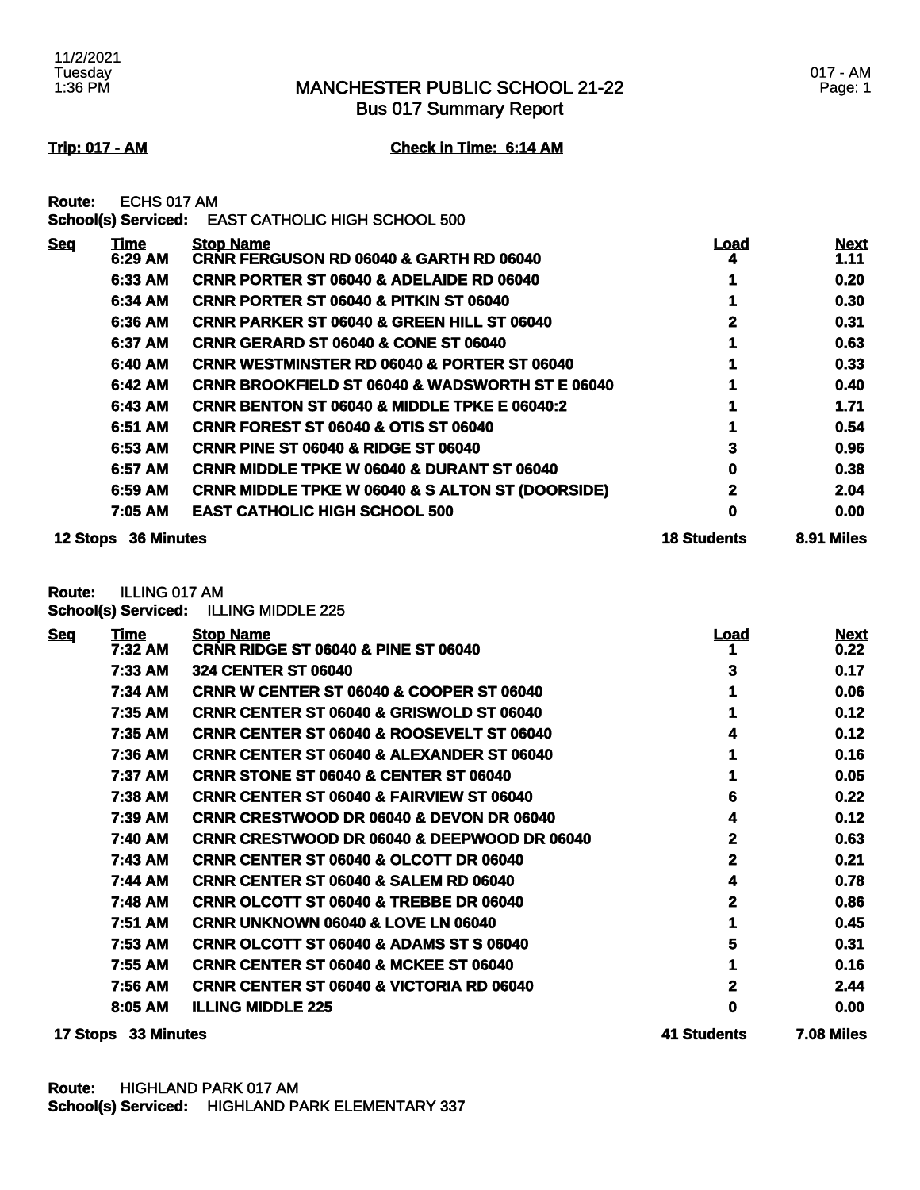# MANCHESTER PUBLIC SCHOOL 21-22
## Bus 017 Summary Report

**Trip: 017 - AM** **Check in Time: 6:14 AM**

**Route:** ECHS 017 AM
**School(s) Serviced:** EAST CATHOLIC HIGH SCHOOL 500

| Seq | Time | Stop Name | Load | Next |
|---|---|---|---|---|
| | 6:29 AM | CRNR FERGUSON RD 06040 & GARTH RD 06040 | 4 | 1.11 |
| | 6:33 AM | CRNR PORTER ST 06040 & ADELAIDE RD 06040 | 1 | 0.20 |
| | 6:34 AM | CRNR PORTER ST 06040 & PITKIN ST 06040 | 1 | 0.30 |
| | 6:36 AM | CRNR PARKER ST 06040 & GREEN HILL ST 06040 | 2 | 0.31 |
| | 6:37 AM | CRNR GERARD ST 06040 & CONE ST 06040 | 1 | 0.63 |
| | 6:40 AM | CRNR WESTMINSTER RD 06040 & PORTER ST 06040 | 1 | 0.33 |
| | 6:42 AM | CRNR BROOKFIELD ST 06040 & WADSWORTH ST E 06040 | 1 | 0.40 |
| | 6:43 AM | CRNR BENTON ST 06040 & MIDDLE TPKE E 06040:2 | 1 | 1.71 |
| | 6:51 AM | CRNR FOREST ST 06040 & OTIS ST 06040 | 1 | 0.54 |
| | 6:53 AM | CRNR PINE ST 06040 & RIDGE ST 06040 | 3 | 0.96 |
| | 6:57 AM | CRNR MIDDLE TPKE W 06040 & DURANT ST 06040 | 0 | 0.38 |
| | 6:59 AM | CRNR MIDDLE TPKE W 06040 & S ALTON ST (DOORSIDE) | 2 | 2.04 |
| | 7:05 AM | EAST CATHOLIC HIGH SCHOOL 500 | 0 | 0.00 |
| **12 Stops** | **36 Minutes** | | **18 Students** | **8.91 Miles** |

**Route:** ILLING 017 AM
**School(s) Serviced:** ILLING MIDDLE 225

| Seq | Time | Stop Name | Load | Next |
|---|---|---|---|---|
| | 7:32 AM | CRNR RIDGE ST 06040 & PINE ST 06040 | 1 | 0.22 |
| | 7:33 AM | 324 CENTER ST 06040 | 3 | 0.17 |
| | 7:34 AM | CRNR W CENTER ST 06040 & COOPER ST 06040 | 1 | 0.06 |
| | 7:35 AM | CRNR CENTER ST 06040 & GRISWOLD ST 06040 | 1 | 0.12 |
| | 7:35 AM | CRNR CENTER ST 06040 & ROOSEVELT ST 06040 | 4 | 0.12 |
| | 7:36 AM | CRNR CENTER ST 06040 & ALEXANDER ST 06040 | 1 | 0.16 |
| | 7:37 AM | CRNR STONE ST 06040 & CENTER ST 06040 | 1 | 0.05 |
| | 7:38 AM | CRNR CENTER ST 06040 & FAIRVIEW ST 06040 | 6 | 0.22 |
| | 7:39 AM | CRNR CRESTWOOD DR 06040 & DEVON DR 06040 | 4 | 0.12 |
| | 7:40 AM | CRNR CRESTWOOD DR 06040 & DEEPWOOD DR 06040 | 2 | 0.63 |
| | 7:43 AM | CRNR CENTER ST 06040 & OLCOTT DR 06040 | 2 | 0.21 |
| | 7:44 AM | CRNR CENTER ST 06040 & SALEM RD 06040 | 4 | 0.78 |
| | 7:48 AM | CRNR OLCOTT ST 06040 & TREBBE DR 06040 | 2 | 0.86 |
| | 7:51 AM | CRNR UNKNOWN 06040 & LOVE LN 06040 | 1 | 0.45 |
| | 7:53 AM | CRNR OLCOTT ST 06040 & ADAMS ST S 06040 | 5 | 0.31 |
| | 7:55 AM | CRNR CENTER ST 06040 & MCKEE ST 06040 | 1 | 0.16 |
| | 7:56 AM | CRNR CENTER ST 06040 & VICTORIA RD 06040 | 2 | 2.44 |
| | 8:05 AM | ILLING MIDDLE 225 | 0 | 0.00 |
| **17 Stops** | **33 Minutes** | | **41 Students** | **7.08 Miles** |

**Route:** HIGHLAND PARK 017 AM
**School(s) Serviced:** HIGHLAND PARK ELEMENTARY 337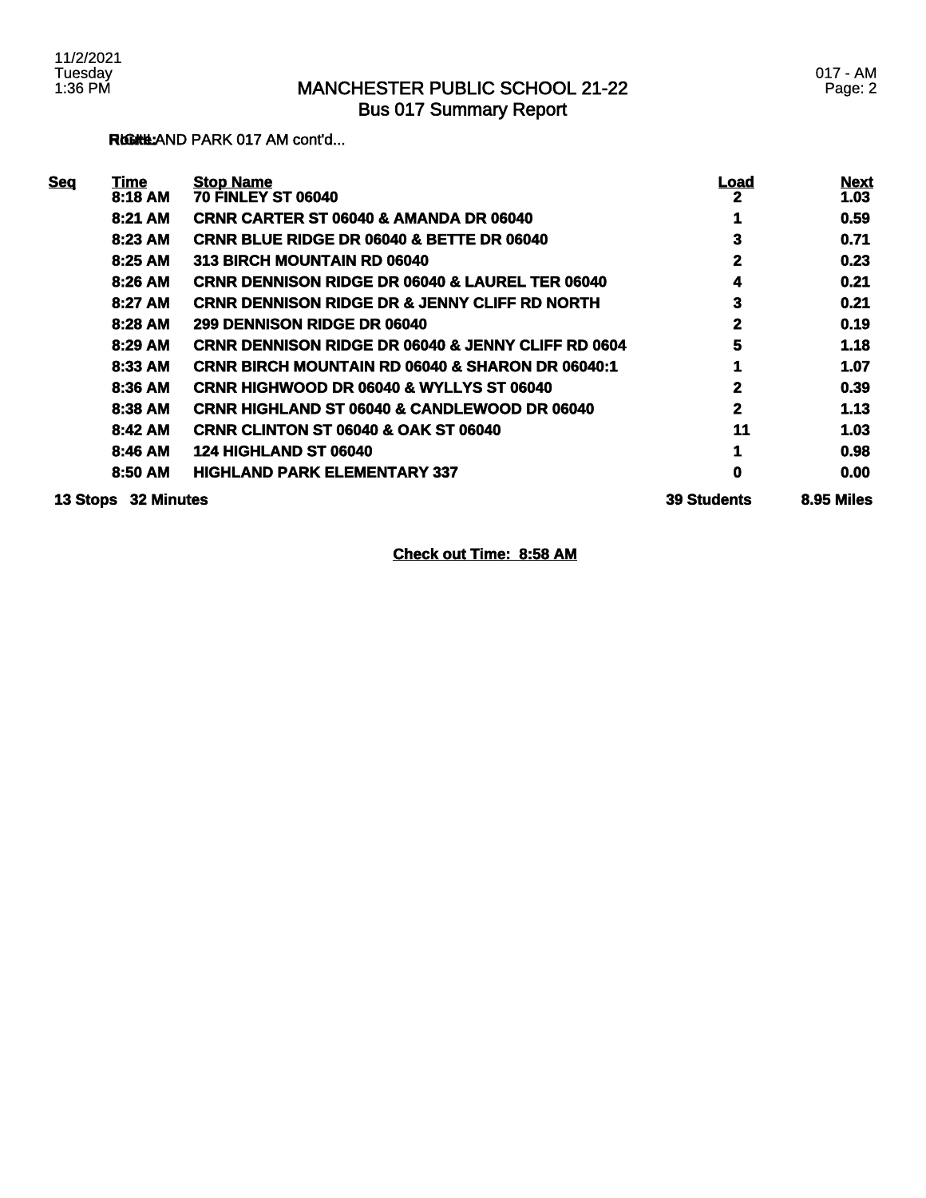# MANCHESTER PUBLIC SCHOOL 21-22
## Bus 017 Summary Report

**Route:** HIGHLAND PARK 017 AM cont'd...

| Seq | Time | Stop Name | Load | Next |
|---|---|---|---|---|
| | 8:18 AM | 70 FINLEY ST 06040 | 2 | 1.03 |
| | 8:21 AM | CRNR CARTER ST 06040 & AMANDA DR 06040 | 1 | 0.59 |
| | 8:23 AM | CRNR BLUE RIDGE DR 06040 & BETTE DR 06040 | 3 | 0.71 |
| | 8:25 AM | 313 BIRCH MOUNTAIN RD 06040 | 2 | 0.23 |
| | 8:26 AM | CRNR DENNISON RIDGE DR 06040 & LAUREL TER 06040 | 4 | 0.21 |
| | 8:27 AM | CRNR DENNISON RIDGE DR & JENNY CLIFF RD NORTH | 3 | 0.21 |
| | 8:28 AM | 299 DENNISON RIDGE DR 06040 | 2 | 0.19 |
| | 8:29 AM | CRNR DENNISON RIDGE DR 06040 & JENNY CLIFF RD 0604 | 5 | 1.18 |
| | 8:33 AM | CRNR BIRCH MOUNTAIN RD 06040 & SHARON DR 06040:1 | 1 | 1.07 |
| | 8:36 AM | CRNR HIGHWOOD DR 06040 & WYLLYS ST 06040 | 2 | 0.39 |
| | 8:38 AM | CRNR HIGHLAND ST 06040 & CANDLEWOOD DR 06040 | 2 | 1.13 |
| | 8:42 AM | CRNR CLINTON ST 06040 & OAK ST 06040 | 11 | 1.03 |
| | 8:46 AM | 124 HIGHLAND ST 06040 | 1 | 0.98 |
| | 8:50 AM | HIGHLAND PARK ELEMENTARY 337 | 0 | 0.00 |
| **13 Stops** | **32 Minutes** | | **39 Students** | **8.95 Miles** |

**Check out Time: 8:58 AM**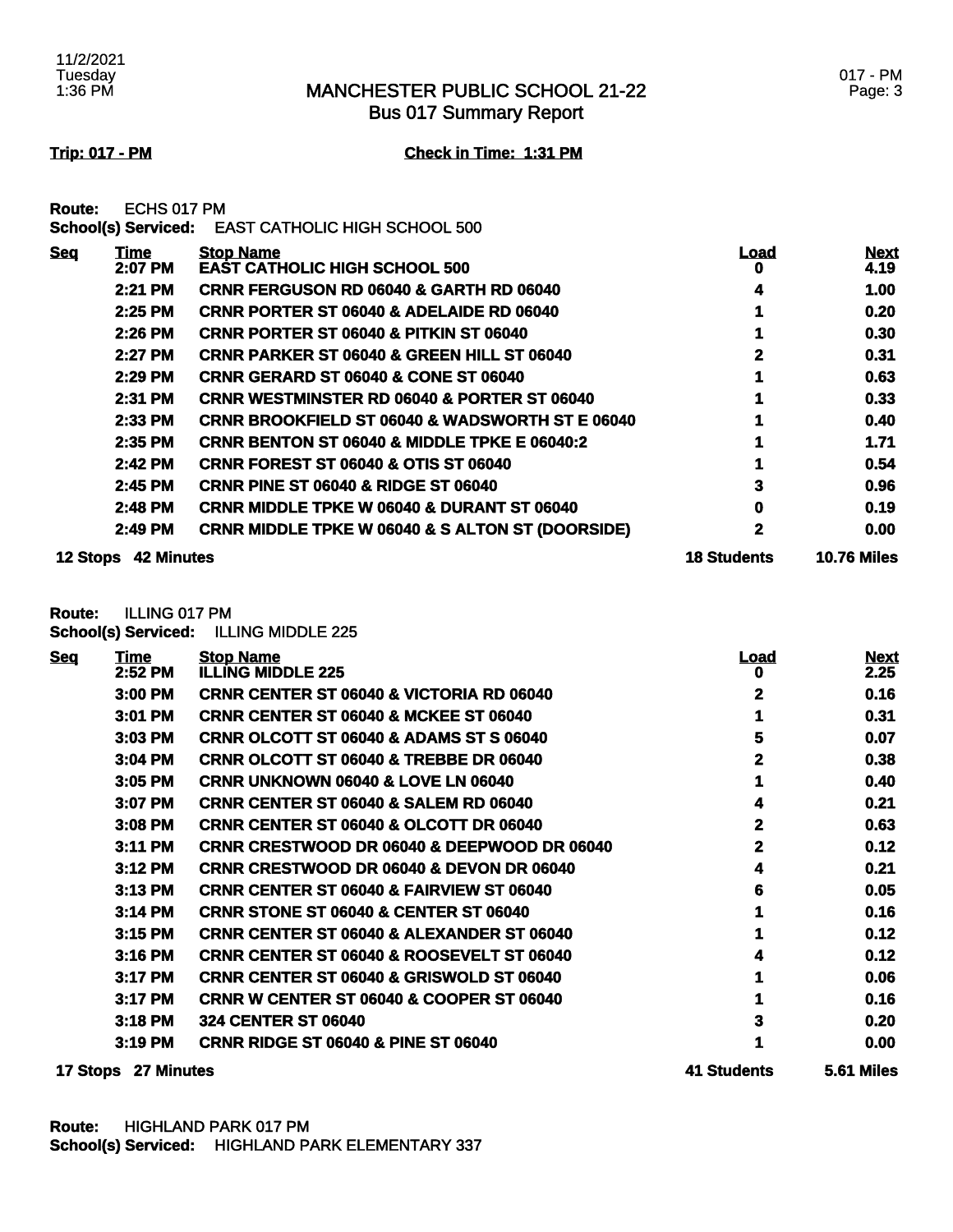# MANCHESTER PUBLIC SCHOOL 21-22
## Bus 017 Summary Report

**Trip: 017 - PM** **Check in Time: 1:31 PM**

**Route:** ECHS 017 PM
**School(s) Serviced:** EAST CATHOLIC HIGH SCHOOL 500

| Seq | Time | Stop Name | Load | Next |
|---|---|---|---|---|
| | 2:07 PM | EAST CATHOLIC HIGH SCHOOL 500 | 0 | 4.19 |
| | 2:21 PM | CRNR FERGUSON RD 06040 & GARTH RD 06040 | 4 | 1.00 |
| | 2:25 PM | CRNR PORTER ST 06040 & ADELAIDE RD 06040 | 1 | 0.20 |
| | 2:26 PM | CRNR PORTER ST 06040 & PITKIN ST 06040 | 1 | 0.30 |
| | 2:27 PM | CRNR PARKER ST 06040 & GREEN HILL ST 06040 | 2 | 0.31 |
| | 2:29 PM | CRNR GERARD ST 06040 & CONE ST 06040 | 1 | 0.63 |
| | 2:31 PM | CRNR WESTMINSTER RD 06040 & PORTER ST 06040 | 1 | 0.33 |
| | 2:33 PM | CRNR BROOKFIELD ST 06040 & WADSWORTH ST E 06040 | 1 | 0.40 |
| | 2:35 PM | CRNR BENTON ST 06040 & MIDDLE TPKE E 06040:2 | 1 | 1.71 |
| | 2:42 PM | CRNR FOREST ST 06040 & OTIS ST 06040 | 1 | 0.54 |
| | 2:45 PM | CRNR PINE ST 06040 & RIDGE ST 06040 | 3 | 0.96 |
| | 2:48 PM | CRNR MIDDLE TPKE W 06040 & DURANT ST 06040 | 0 | 0.19 |
| | 2:49 PM | CRNR MIDDLE TPKE W 06040 & S ALTON ST (DOORSIDE) | 2 | 0.00 |
| **12 Stops** | **42 Minutes** | | **18 Students** | **10.76 Miles** |

**Route:** ILLING 017 PM
**School(s) Serviced:** ILLING MIDDLE 225

| Seq | Time | Stop Name | Load | Next |
|---|---|---|---|---|
| | 2:52 PM | ILLING MIDDLE 225 | 0 | 2.25 |
| | 3:00 PM | CRNR CENTER ST 06040 & VICTORIA RD 06040 | 2 | 0.16 |
| | 3:01 PM | CRNR CENTER ST 06040 & MCKEE ST 06040 | 1 | 0.31 |
| | 3:03 PM | CRNR OLCOTT ST 06040 & ADAMS ST S 06040 | 5 | 0.07 |
| | 3:04 PM | CRNR OLCOTT ST 06040 & TREBBE DR 06040 | 2 | 0.38 |
| | 3:05 PM | CRNR UNKNOWN 06040 & LOVE LN 06040 | 1 | 0.40 |
| | 3:07 PM | CRNR CENTER ST 06040 & SALEM RD 06040 | 4 | 0.21 |
| | 3:08 PM | CRNR CENTER ST 06040 & OLCOTT DR 06040 | 2 | 0.63 |
| | 3:11 PM | CRNR CRESTWOOD DR 06040 & DEEPWOOD DR 06040 | 2 | 0.12 |
| | 3:12 PM | CRNR CRESTWOOD DR 06040 & DEVON DR 06040 | 4 | 0.21 |
| | 3:13 PM | CRNR CENTER ST 06040 & FAIRVIEW ST 06040 | 6 | 0.05 |
| | 3:14 PM | CRNR STONE ST 06040 & CENTER ST 06040 | 1 | 0.16 |
| | 3:15 PM | CRNR CENTER ST 06040 & ALEXANDER ST 06040 | 1 | 0.12 |
| | 3:16 PM | CRNR CENTER ST 06040 & ROOSEVELT ST 06040 | 4 | 0.12 |
| | 3:17 PM | CRNR CENTER ST 06040 & GRISWOLD ST 06040 | 1 | 0.06 |
| | 3:17 PM | CRNR W CENTER ST 06040 & COOPER ST 06040 | 1 | 0.16 |
| | 3:18 PM | 324 CENTER ST 06040 | 3 | 0.20 |
| | 3:19 PM | CRNR RIDGE ST 06040 & PINE ST 06040 | 1 | 0.00 |
| **17 Stops** | **27 Minutes** | | **41 Students** | **5.61 Miles** |

**Route:** HIGHLAND PARK 017 PM
**School(s) Serviced:** HIGHLAND PARK ELEMENTARY 337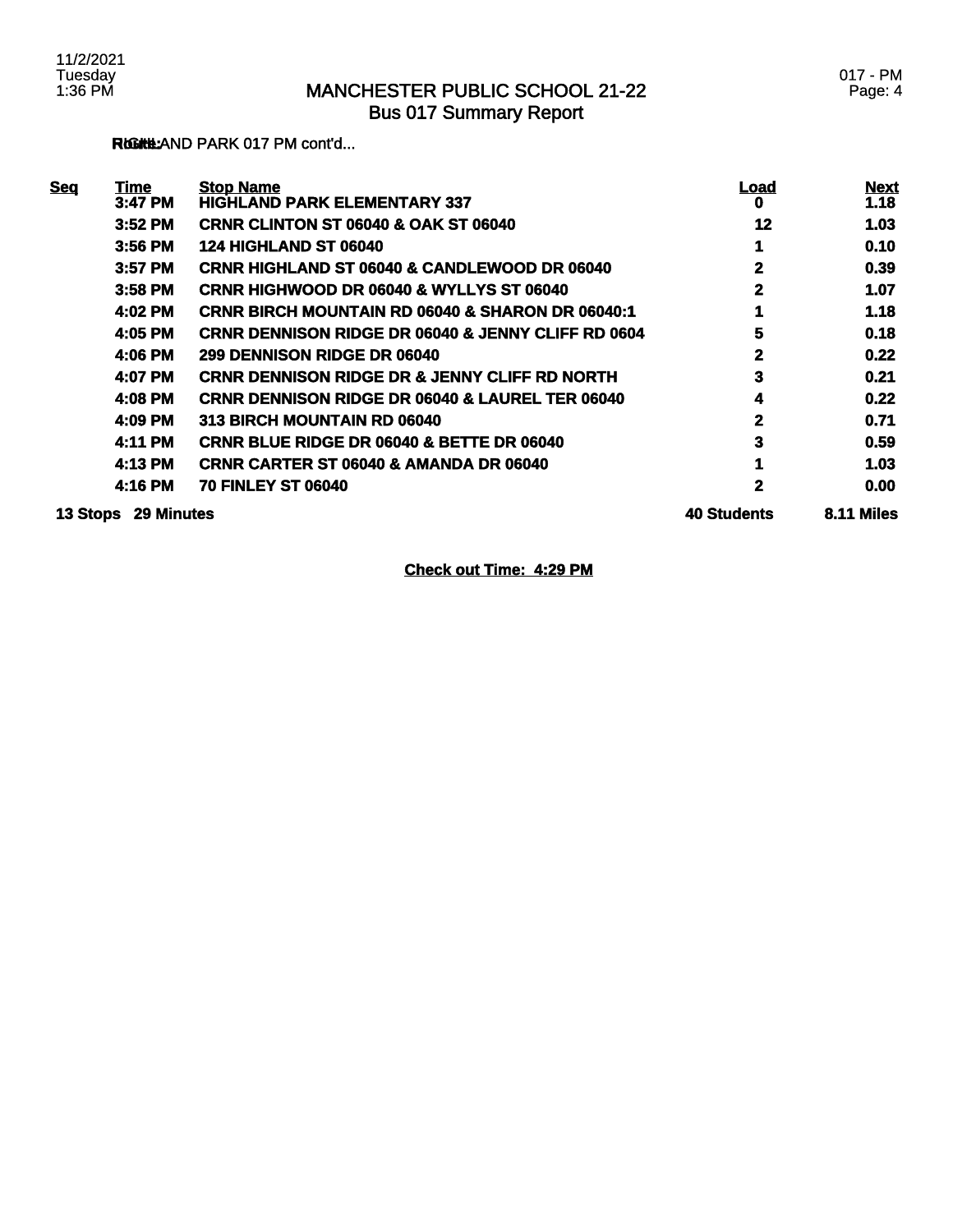# MANCHESTER PUBLIC SCHOOL 21-22
## Bus 017 Summary Report

**Route:** HIGHLAND PARK 017 PM cont'd...

| Seq | Time | Stop Name | Load | Next |
|---|---|---|---|---|
| | 3:47 PM | HIGHLAND PARK ELEMENTARY 337 | 0 | 1.18 |
| | 3:52 PM | CRNR CLINTON ST 06040 & OAK ST 06040 | 12 | 1.03 |
| | 3:56 PM | 124 HIGHLAND ST 06040 | 1 | 0.10 |
| | 3:57 PM | CRNR HIGHLAND ST 06040 & CANDLEWOOD DR 06040 | 2 | 0.39 |
| | 3:58 PM | CRNR HIGHWOOD DR 06040 & WYLLYS ST 06040 | 2 | 1.07 |
| | 4:02 PM | CRNR BIRCH MOUNTAIN RD 06040 & SHARON DR 06040:1 | 1 | 1.18 |
| | 4:05 PM | CRNR DENNISON RIDGE DR 06040 & JENNY CLIFF RD 0604 | 5 | 0.18 |
| | 4:06 PM | 299 DENNISON RIDGE DR 06040 | 2 | 0.22 |
| | 4:07 PM | CRNR DENNISON RIDGE DR & JENNY CLIFF RD NORTH | 3 | 0.21 |
| | 4:08 PM | CRNR DENNISON RIDGE DR 06040 & LAUREL TER 06040 | 4 | 0.22 |
| | 4:09 PM | 313 BIRCH MOUNTAIN RD 06040 | 2 | 0.71 |
| | 4:11 PM | CRNR BLUE RIDGE DR 06040 & BETTE DR 06040 | 3 | 0.59 |
| | 4:13 PM | CRNR CARTER ST 06040 & AMANDA DR 06040 | 1 | 1.03 |
| | 4:16 PM | 70 FINLEY ST 06040 | 2 | 0.00 |
| **13 Stops** | **29 Minutes** | | **40 Students** | **8.11 Miles** |

**Check out Time: 4:29 PM**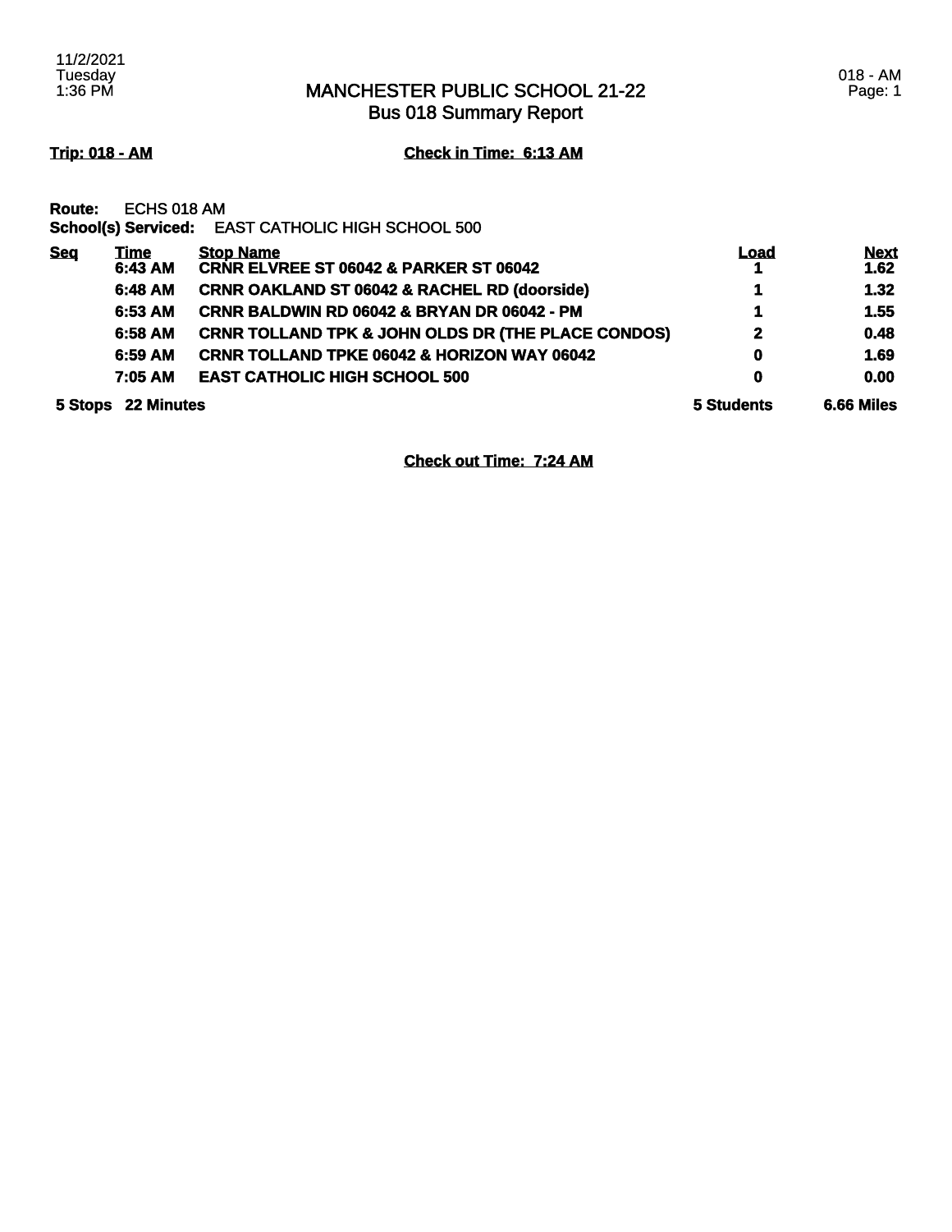# MANCHESTER PUBLIC SCHOOL 21-22
## Bus 018 Summary Report

11/2/2021
Tuesday
1:36 PM

018 - AM
Page: 1

**Trip: 018 - AM** **Check in Time: 6:13 AM**

**Route:** ECHS 018 AM
**School(s) Serviced:** EAST CATHOLIC HIGH SCHOOL 500

| Seq | Time | Stop Name | Load | Next |
|---|---|---|---|---|
| | 6:43 AM | CRNR ELVREE ST 06042 & PARKER ST 06042 | 1 | 1.62 |
| | 6:48 AM | CRNR OAKLAND ST 06042 & RACHEL RD (doorside) | 1 | 1.32 |
| | 6:53 AM | CRNR BALDWIN RD 06042 & BRYAN DR 06042 - PM | 1 | 1.55 |
| | 6:58 AM | CRNR TOLLAND TPK & JOHN OLDS DR (THE PLACE CONDOS) | 2 | 0.48 |
| | 6:59 AM | CRNR TOLLAND TPKE 06042 & HORIZON WAY 06042 | 0 | 1.69 |
| | 7:05 AM | EAST CATHOLIC HIGH SCHOOL 500 | 0 | 0.00 |
| 5 Stops | 22 Minutes | | 5 Students | 6.66 Miles |

**Check out Time: 7:24 AM**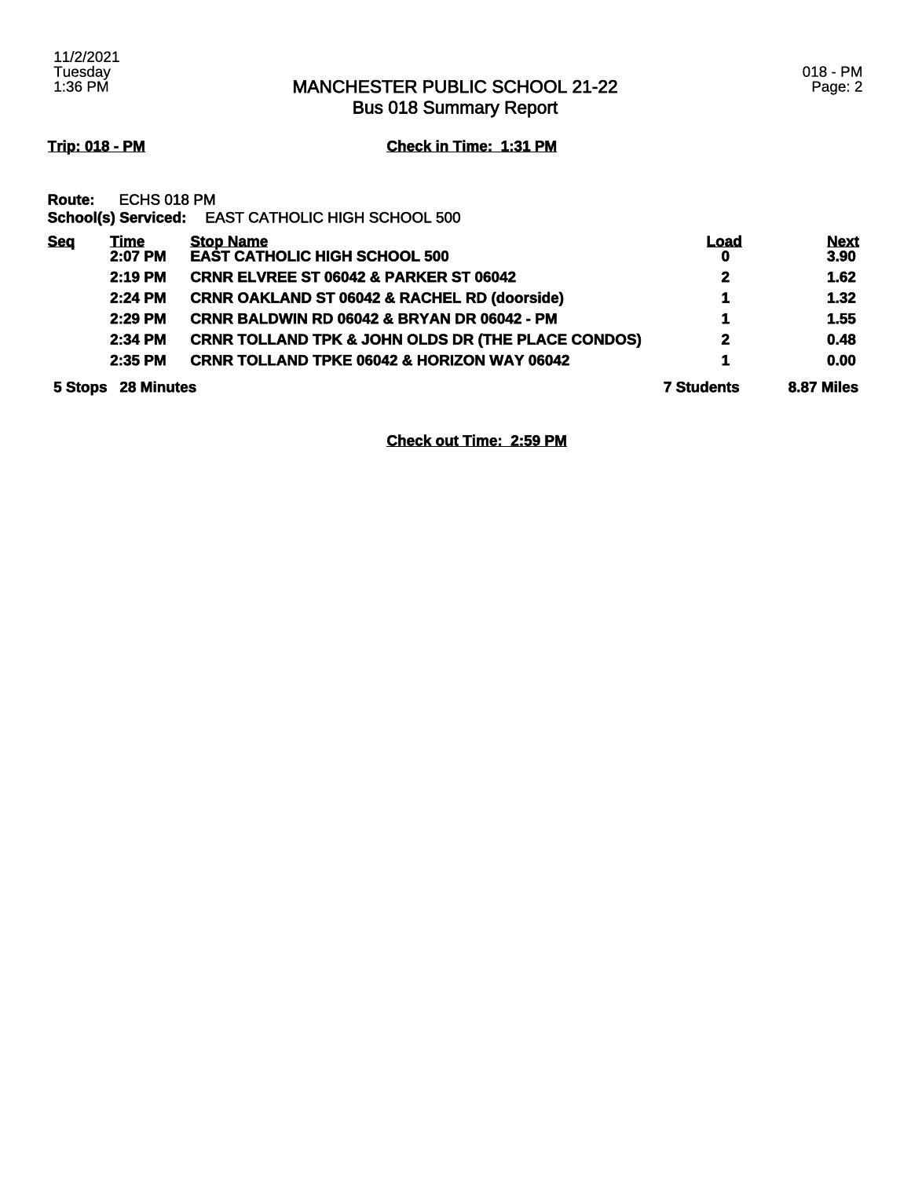# MANCHESTER PUBLIC SCHOOL 21-22
## Bus 018 Summary Report

11/2/2021
Tuesday
1:36 PM

018 - PM

**Trip: 018 - PM** **Check in Time: 1:31 PM**

**Route:** ECHS 018 PM
**School(s) Serviced:** EAST CATHOLIC HIGH SCHOOL 500

| Seq | Time | Stop Name | Load | Next |
|---|---|---|---|---|
| | 2:07 PM | EAST CATHOLIC HIGH SCHOOL 500 | 0 | 3.90 |
| | 2:19 PM | CRNR ELVREE ST 06042 & PARKER ST 06042 | 2 | 1.62 |
| | 2:24 PM | CRNR OAKLAND ST 06042 & RACHEL RD (doorside) | 1 | 1.32 |
| | 2:29 PM | CRNR BALDWIN RD 06042 & BRYAN DR 06042 - PM | 1 | 1.55 |
| | 2:34 PM | CRNR TOLLAND TPK & JOHN OLDS DR (THE PLACE CONDOS) | 2 | 0.48 |
| | 2:35 PM | CRNR TOLLAND TPKE 06042 & HORIZON WAY 06042 | 1 | 0.00 |
| **5 Stops** | **28 Minutes** | | **7 Students** | **8.87 Miles** |

**Check out Time: 2:59 PM**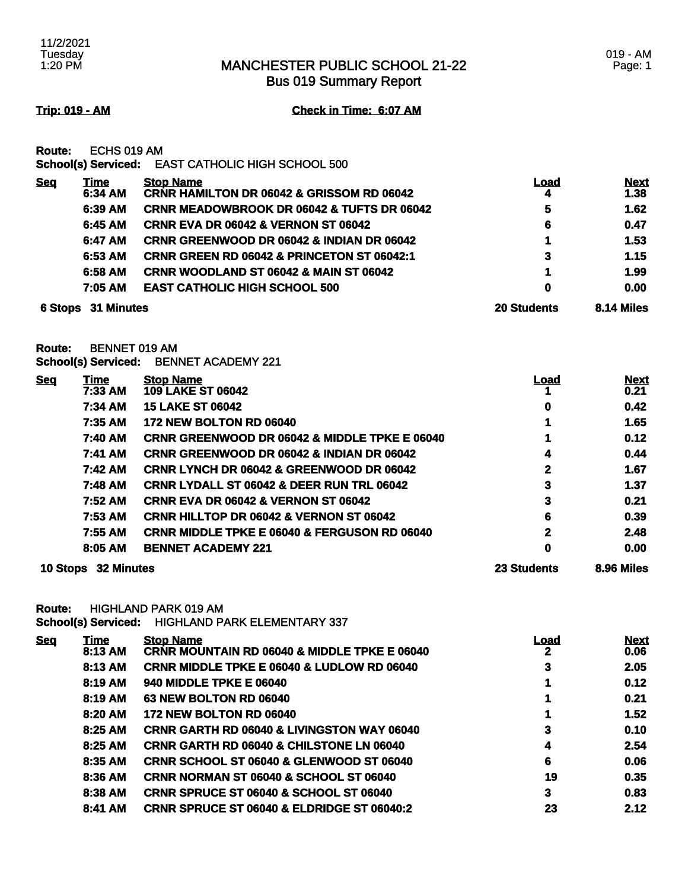# MANCHESTER PUBLIC SCHOOL 21-22
## Bus 019 Summary Report

11/2/2021
Tuesday
1:20 PM

019 - AM

**Trip: 019 - AM** **Check in Time: 6:07 AM**

**Route:** ECHS 019 AM
**School(s) Serviced:** EAST CATHOLIC HIGH SCHOOL 500

| Seq | Time | Stop Name | Load | Next |
|---|---|---|---|---|
| | 6:34 AM | CRNR HAMILTON DR 06042 & GRISSOM RD 06042 | 4 | 1.38 |
| | 6:39 AM | CRNR MEADOWBROOK DR 06042 & TUFTS DR 06042 | 5 | 1.62 |
| | 6:45 AM | CRNR EVA DR 06042 & VERNON ST 06042 | 6 | 0.47 |
| | 6:47 AM | CRNR GREENWOOD DR 06042 & INDIAN DR 06042 | 1 | 1.53 |
| | 6:53 AM | CRNR GREEN RD 06042 & PRINCETON ST 06042:1 | 3 | 1.15 |
| | 6:58 AM | CRNR WOODLAND ST 06042 & MAIN ST 06042 | 1 | 1.99 |
| | 7:05 AM | EAST CATHOLIC HIGH SCHOOL 500 | 0 | 0.00 |
| **6 Stops** | **31 Minutes** | | **20 Students** | **8.14 Miles** |

**Route:** BENNET 019 AM
**School(s) Serviced:** BENNET ACADEMY 221

| Seq | Time | Stop Name | Load | Next |
|---|---|---|---|---|
| | 7:33 AM | 109 LAKE ST 06042 | 1 | 0.21 |
| | 7:34 AM | 15 LAKE ST 06042 | 0 | 0.42 |
| | 7:35 AM | 172 NEW BOLTON RD 06040 | 1 | 1.65 |
| | 7:40 AM | CRNR GREENWOOD DR 06042 & MIDDLE TPKE E 06040 | 1 | 0.12 |
| | 7:41 AM | CRNR GREENWOOD DR 06042 & INDIAN DR 06042 | 4 | 0.44 |
| | 7:42 AM | CRNR LYNCH DR 06042 & GREENWOOD DR 06042 | 2 | 1.67 |
| | 7:48 AM | CRNR LYDALL ST 06042 & DEER RUN TRL 06042 | 3 | 1.37 |
| | 7:52 AM | CRNR EVA DR 06042 & VERNON ST 06042 | 3 | 0.21 |
| | 7:53 AM | CRNR HILLTOP DR 06042 & VERNON ST 06042 | 6 | 0.39 |
| | 7:55 AM | CRNR MIDDLE TPKE E 06040 & FERGUSON RD 06040 | 2 | 2.48 |
| | 8:05 AM | BENNET ACADEMY 221 | 0 | 0.00 |
| **10 Stops** | **32 Minutes** | | **23 Students** | **8.96 Miles** |

**Route:** HIGHLAND PARK 019 AM
**School(s) Serviced:** HIGHLAND PARK ELEMENTARY 337

| Seq | Time | Stop Name | Load | Next |
|---|---|---|---|---|
| | 8:13 AM | CRNR MOUNTAIN RD 06040 & MIDDLE TPKE E 06040 | 2 | 0.06 |
| | 8:13 AM | CRNR MIDDLE TPKE E 06040 & LUDLOW RD 06040 | 3 | 2.05 |
| | 8:19 AM | 940 MIDDLE TPKE E 06040 | 1 | 0.12 |
| | 8:19 AM | 63 NEW BOLTON RD 06040 | 1 | 0.21 |
| | 8:20 AM | 172 NEW BOLTON RD 06040 | 1 | 1.52 |
| | 8:25 AM | CRNR GARTH RD 06040 & LIVINGSTON WAY 06040 | 3 | 0.10 |
| | 8:25 AM | CRNR GARTH RD 06040 & CHILSTONE LN 06040 | 4 | 2.54 |
| | 8:35 AM | CRNR SCHOOL ST 06040 & GLENWOOD ST 06040 | 6 | 0.06 |
| | 8:36 AM | CRNR NORMAN ST 06040 & SCHOOL ST 06040 | 19 | 0.35 |
| | 8:38 AM | CRNR SPRUCE ST 06040 & SCHOOL ST 06040 | 3 | 0.83 |
| | 8:41 AM | CRNR SPRUCE ST 06040 & ELDRIDGE ST 06040:2 | 23 | 2.12 |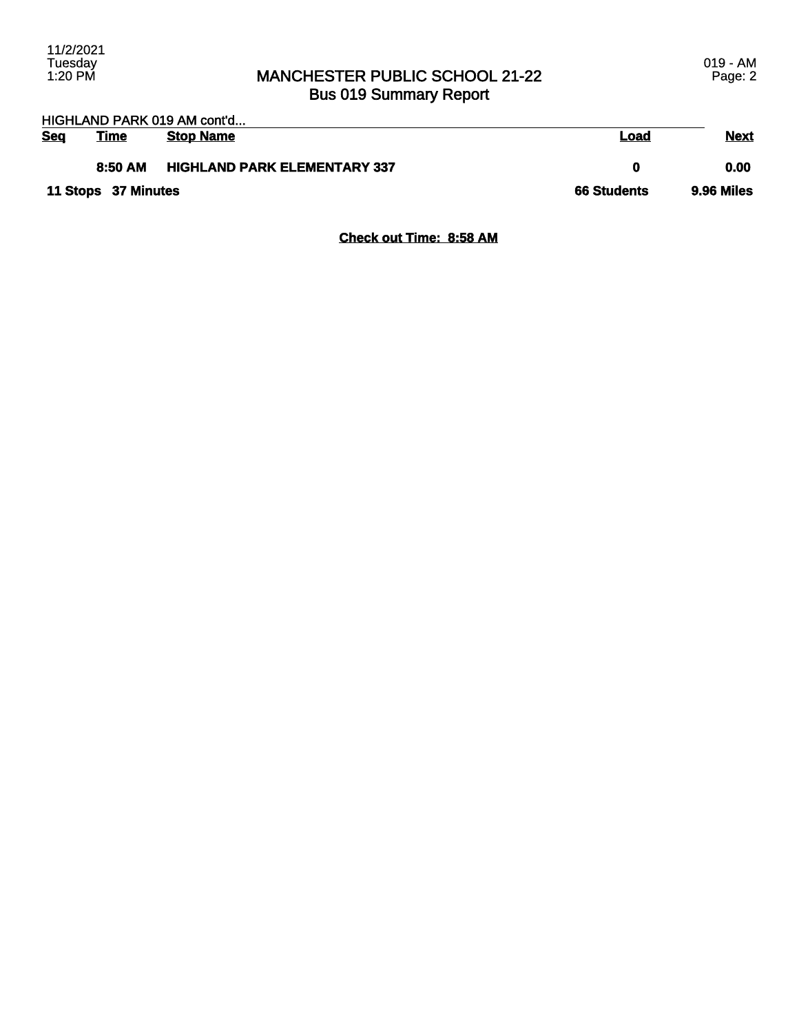HIGHLAND PARK 019 AM cont'd...

| Seq | Time | Stop Name | Load | Next |
|---|---|---|---|---|
| | 8:50 AM | HIGHLAND PARK ELEMENTARY 337 | 0 | 0.00 |
| 11 Stops | 37 Minutes | | 66 Students | 9.96 Miles |

**Check out Time: 8:58 AM**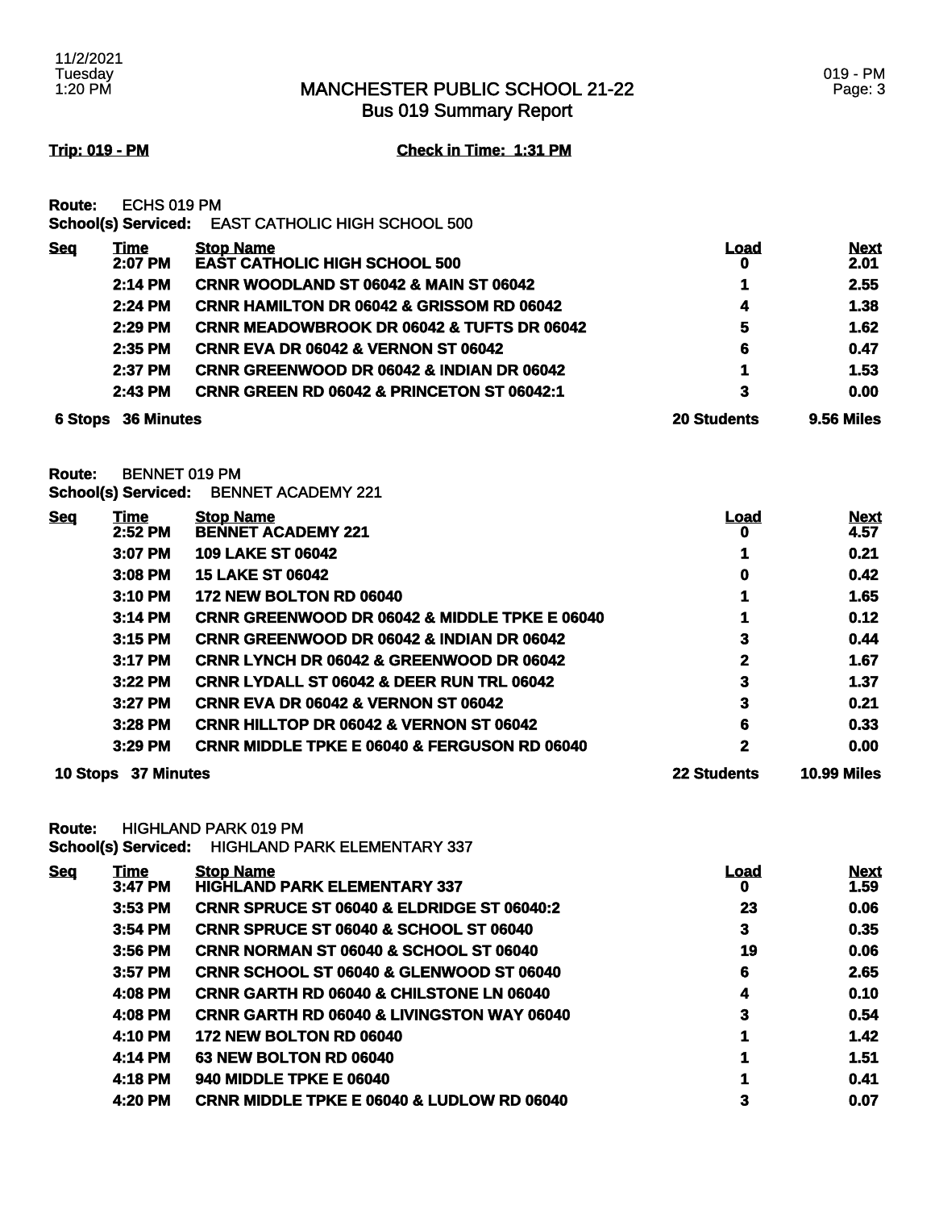# MANCHESTER PUBLIC SCHOOL 21-22
## Bus 019 Summary Report

**Trip: 019 - PM** **Check in Time: 1:31 PM**

**Route:** ECHS 019 PM
**School(s) Serviced:** EAST CATHOLIC HIGH SCHOOL 500

| Seq | Time | Stop Name | Load | Next |
|---|---|---|---|---|
| | 2:07 PM | EAST CATHOLIC HIGH SCHOOL 500 | 0 | 2.01 |
| | 2:14 PM | CRNR WOODLAND ST 06042 & MAIN ST 06042 | 1 | 2.55 |
| | 2:24 PM | CRNR HAMILTON DR 06042 & GRISSOM RD 06042 | 4 | 1.38 |
| | 2:29 PM | CRNR MEADOWBROOK DR 06042 & TUFTS DR 06042 | 5 | 1.62 |
| | 2:35 PM | CRNR EVA DR 06042 & VERNON ST 06042 | 6 | 0.47 |
| | 2:37 PM | CRNR GREENWOOD DR 06042 & INDIAN DR 06042 | 1 | 1.53 |
| | 2:43 PM | CRNR GREEN RD 06042 & PRINCETON ST 06042:1 | 3 | 0.00 |
| 6 Stops | 36 Minutes | | 20 Students | 9.56 Miles |

**Route:** BENNET 019 PM
**School(s) Serviced:** BENNET ACADEMY 221

| Seq | Time | Stop Name | Load | Next |
|---|---|---|---|---|
| | 2:52 PM | BENNET ACADEMY 221 | 0 | 4.57 |
| | 3:07 PM | 109 LAKE ST 06042 | 1 | 0.21 |
| | 3:08 PM | 15 LAKE ST 06042 | 0 | 0.42 |
| | 3:10 PM | 172 NEW BOLTON RD 06040 | 1 | 1.65 |
| | 3:14 PM | CRNR GREENWOOD DR 06042 & MIDDLE TPKE E 06040 | 1 | 0.12 |
| | 3:15 PM | CRNR GREENWOOD DR 06042 & INDIAN DR 06042 | 3 | 0.44 |
| | 3:17 PM | CRNR LYNCH DR 06042 & GREENWOOD DR 06042 | 2 | 1.67 |
| | 3:22 PM | CRNR LYDALL ST 06042 & DEER RUN TRL 06042 | 3 | 1.37 |
| | 3:27 PM | CRNR EVA DR 06042 & VERNON ST 06042 | 3 | 0.21 |
| | 3:28 PM | CRNR HILLTOP DR 06042 & VERNON ST 06042 | 6 | 0.33 |
| | 3:29 PM | CRNR MIDDLE TPKE E 06040 & FERGUSON RD 06040 | 2 | 0.00 |
| 10 Stops | 37 Minutes | | 22 Students | 10.99 Miles |

**Route:** HIGHLAND PARK 019 PM
**School(s) Serviced:** HIGHLAND PARK ELEMENTARY 337

| Seq | Time | Stop Name | Load | Next |
|---|---|---|---|---|
| | 3:47 PM | HIGHLAND PARK ELEMENTARY 337 | 0 | 1.59 |
| | 3:53 PM | CRNR SPRUCE ST 06040 & ELDRIDGE ST 06040:2 | 23 | 0.06 |
| | 3:54 PM | CRNR SPRUCE ST 06040 & SCHOOL ST 06040 | 3 | 0.35 |
| | 3:56 PM | CRNR NORMAN ST 06040 & SCHOOL ST 06040 | 19 | 0.06 |
| | 3:57 PM | CRNR SCHOOL ST 06040 & GLENWOOD ST 06040 | 6 | 2.65 |
| | 4:08 PM | CRNR GARTH RD 06040 & CHILSTONE LN 06040 | 4 | 0.10 |
| | 4:08 PM | CRNR GARTH RD 06040 & LIVINGSTON WAY 06040 | 3 | 0.54 |
| | 4:10 PM | 172 NEW BOLTON RD 06040 | 1 | 1.42 |
| | 4:14 PM | 63 NEW BOLTON RD 06040 | 1 | 1.51 |
| | 4:18 PM | 940 MIDDLE TPKE E 06040 | 1 | 0.41 |
| | 4:20 PM | CRNR MIDDLE TPKE E 06040 & LUDLOW RD 06040 | 3 | 0.07 |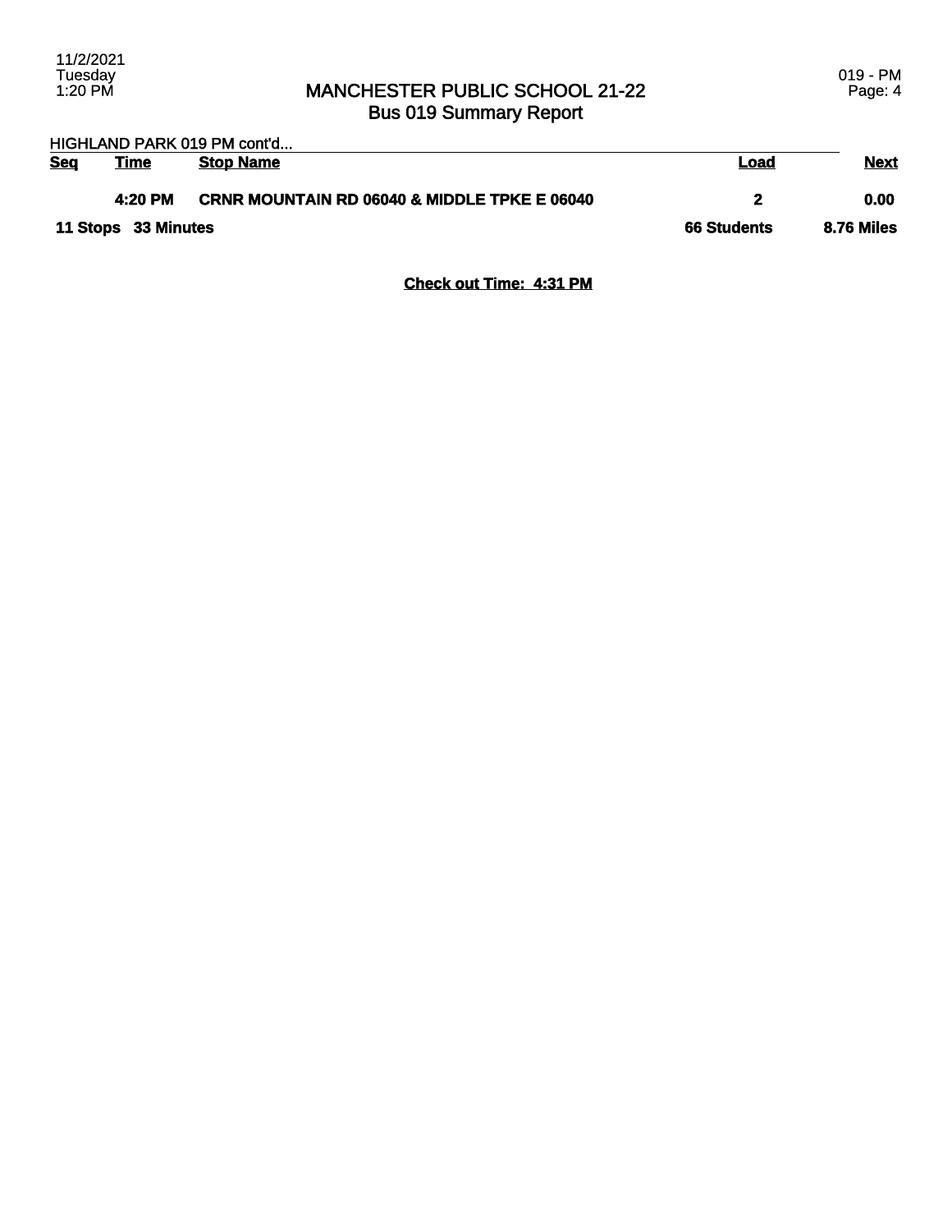# MANCHESTER PUBLIC SCHOOL 21-22
## Bus 019 Summary Report

HIGHLAND PARK 019 PM cont'd...

| Seq | Time | Stop Name | Load | Next |
|---|---|---|---|---|
| | 4:20 PM | CRNR MOUNTAIN RD 06040 & MIDDLE TPKE E 06040 | 2 | 0.00 |
| **11 Stops** | **33 Minutes** | | **66 Students** | **8.76 Miles** |

**Check out Time: 4:31 PM**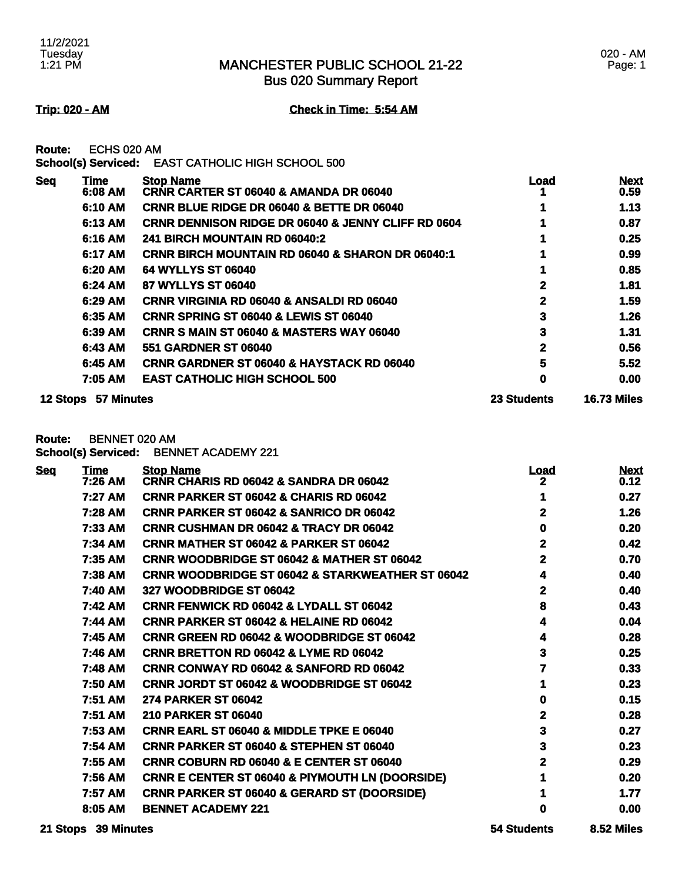11/2/2021
Tuesday
1:21 PM

# MANCHESTER PUBLIC SCHOOL 21-22
## Bus 020 Summary Report

020 - AM

**Trip: 020 - AM** **Check in Time: 5:54 AM**

**Route:** ECHS 020 AM
**School(s) Serviced:** EAST CATHOLIC HIGH SCHOOL 500

| Seq | Time | Stop Name | Load | Next |
|---|---|---|---|---|
| | 6:08 AM | CRNR CARTER ST 06040 & AMANDA DR 06040 | 1 | 0.59 |
| | 6:10 AM | CRNR BLUE RIDGE DR 06040 & BETTE DR 06040 | 1 | 1.13 |
| | 6:13 AM | CRNR DENNISON RIDGE DR 06040 & JENNY CLIFF RD 0604 | 1 | 0.87 |
| | 6:16 AM | 241 BIRCH MOUNTAIN RD 06040:2 | 1 | 0.25 |
| | 6:17 AM | CRNR BIRCH MOUNTAIN RD 06040 & SHARON DR 06040:1 | 1 | 0.99 |
| | 6:20 AM | 64 WYLLYS ST 06040 | 1 | 0.85 |
| | 6:24 AM | 87 WYLLYS ST 06040 | 2 | 1.81 |
| | 6:29 AM | CRNR VIRGINIA RD 06040 & ANSALDI RD 06040 | 2 | 1.59 |
| | 6:35 AM | CRNR SPRING ST 06040 & LEWIS ST 06040 | 3 | 1.26 |
| | 6:39 AM | CRNR S MAIN ST 06040 & MASTERS WAY 06040 | 3 | 1.31 |
| | 6:43 AM | 551 GARDNER ST 06040 | 2 | 0.56 |
| | 6:45 AM | CRNR GARDNER ST 06040 & HAYSTACK RD 06040 | 5 | 5.52 |
| | 7:05 AM | EAST CATHOLIC HIGH SCHOOL 500 | 0 | 0.00 |
| **12 Stops** | **57 Minutes** | | **23 Students** | **16.73 Miles** |

**Route:** BENNET 020 AM
**School(s) Serviced:** BENNET ACADEMY 221

| Seq | Time | Stop Name | Load | Next |
|---|---|---|---|---|
| | 7:26 AM | CRNR CHARIS RD 06042 & SANDRA DR 06042 | 2 | 0.12 |
| | 7:27 AM | CRNR PARKER ST 06042 & CHARIS RD 06042 | 1 | 0.27 |
| | 7:28 AM | CRNR PARKER ST 06042 & SANRICO DR 06042 | 2 | 1.26 |
| | 7:33 AM | CRNR CUSHMAN DR 06042 & TRACY DR 06042 | 0 | 0.20 |
| | 7:34 AM | CRNR MATHER ST 06042 & PARKER ST 06042 | 2 | 0.42 |
| | 7:35 AM | CRNR WOODBRIDGE ST 06042 & MATHER ST 06042 | 2 | 0.70 |
| | 7:38 AM | CRNR WOODBRIDGE ST 06042 & STARKWEATHER ST 06042 | 4 | 0.40 |
| | 7:40 AM | 327 WOODBRIDGE ST 06042 | 2 | 0.40 |
| | 7:42 AM | CRNR FENWICK RD 06042 & LYDALL ST 06042 | 8 | 0.43 |
| | 7:44 AM | CRNR PARKER ST 06042 & HELAINE RD 06042 | 4 | 0.04 |
| | 7:45 AM | CRNR GREEN RD 06042 & WOODBRIDGE ST 06042 | 4 | 0.28 |
| | 7:46 AM | CRNR BRETTON RD 06042 & LYME RD 06042 | 3 | 0.25 |
| | 7:48 AM | CRNR CONWAY RD 06042 & SANFORD RD 06042 | 7 | 0.33 |
| | 7:50 AM | CRNR JORDT ST 06042 & WOODBRIDGE ST 06042 | 1 | 0.23 |
| | 7:51 AM | 274 PARKER ST 06042 | 0 | 0.15 |
| | 7:51 AM | 210 PARKER ST 06040 | 2 | 0.28 |
| | 7:53 AM | CRNR EARL ST 06040 & MIDDLE TPKE E 06040 | 3 | 0.27 |
| | 7:54 AM | CRNR PARKER ST 06040 & STEPHEN ST 06040 | 3 | 0.23 |
| | 7:55 AM | CRNR COBURN RD 06040 & E CENTER ST 06040 | 2 | 0.29 |
| | 7:56 AM | CRNR E CENTER ST 06040 & PIYMOUTH LN (DOORSIDE) | 1 | 0.20 |
| | 7:57 AM | CRNR PARKER ST 06040 & GERARD ST (DOORSIDE) | 1 | 1.77 |
| | 8:05 AM | BENNET ACADEMY 221 | 0 | 0.00 |
| **21 Stops** | **39 Minutes** | | **54 Students** | **8.52 Miles** |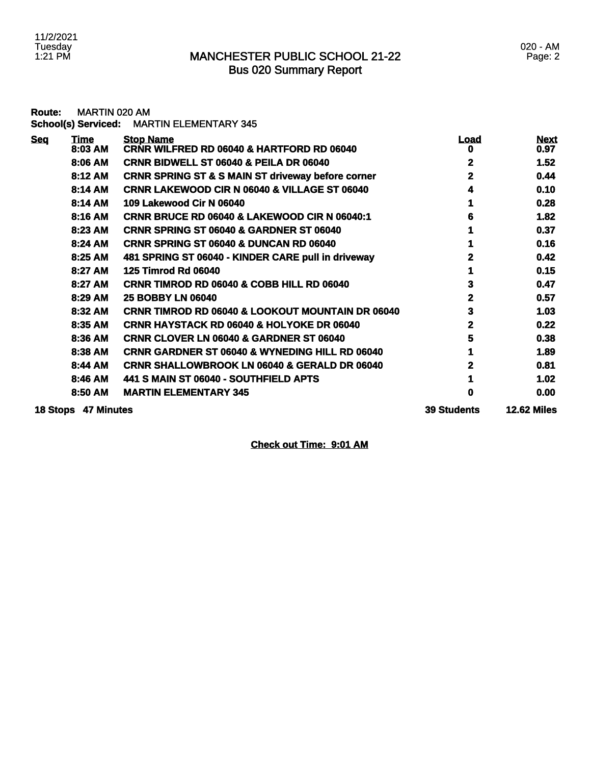# MANCHESTER PUBLIC SCHOOL 21-22
## Bus 020 Summary Report

**Route:** MARTIN 020 AM
**School(s) Serviced:** MARTIN ELEMENTARY 345

| Seq | Time | Stop Name | Load | Next |
|---|---|---|---|---|
| | 8:03 AM | CRNR WILFRED RD 06040 & HARTFORD RD 06040 | 0 | 0.97 |
| | 8:06 AM | CRNR BIDWELL ST 06040 & PEILA DR 06040 | 2 | 1.52 |
| | 8:12 AM | CRNR SPRING ST & S MAIN ST driveway before corner | 2 | 0.44 |
| | 8:14 AM | CRNR LAKEWOOD CIR N 06040 & VILLAGE ST 06040 | 4 | 0.10 |
| | 8:14 AM | 109 Lakewood Cir N 06040 | 1 | 0.28 |
| | 8:16 AM | CRNR BRUCE RD 06040 & LAKEWOOD CIR N 06040:1 | 6 | 1.82 |
| | 8:23 AM | CRNR SPRING ST 06040 & GARDNER ST 06040 | 1 | 0.37 |
| | 8:24 AM | CRNR SPRING ST 06040 & DUNCAN RD 06040 | 1 | 0.16 |
| | 8:25 AM | 481 SPRING ST 06040 - KINDER CARE pull in driveway | 2 | 0.42 |
| | 8:27 AM | 125 Timrod Rd 06040 | 1 | 0.15 |
| | 8:27 AM | CRNR TIMROD RD 06040 & COBB HILL RD 06040 | 3 | 0.47 |
| | 8:29 AM | 25 BOBBY LN 06040 | 2 | 0.57 |
| | 8:32 AM | CRNR TIMROD RD 06040 & LOOKOUT MOUNTAIN DR 06040 | 3 | 1.03 |
| | 8:35 AM | CRNR HAYSTACK RD 06040 & HOLYOKE DR 06040 | 2 | 0.22 |
| | 8:36 AM | CRNR CLOVER LN 06040 & GARDNER ST 06040 | 5 | 0.38 |
| | 8:38 AM | CRNR GARDNER ST 06040 & WYNEDING HILL RD 06040 | 1 | 1.89 |
| | 8:44 AM | CRNR SHALLOWBROOK LN 06040 & GERALD DR 06040 | 2 | 0.81 |
| | 8:46 AM | 441 S MAIN ST 06040 - SOUTHFIELD APTS | 1 | 1.02 |
| | 8:50 AM | MARTIN ELEMENTARY 345 | 0 | 0.00 |
| **18 Stops** | **47 Minutes** | | **39 Students** | **12.62 Miles** |

**Check out Time: 9:01 AM**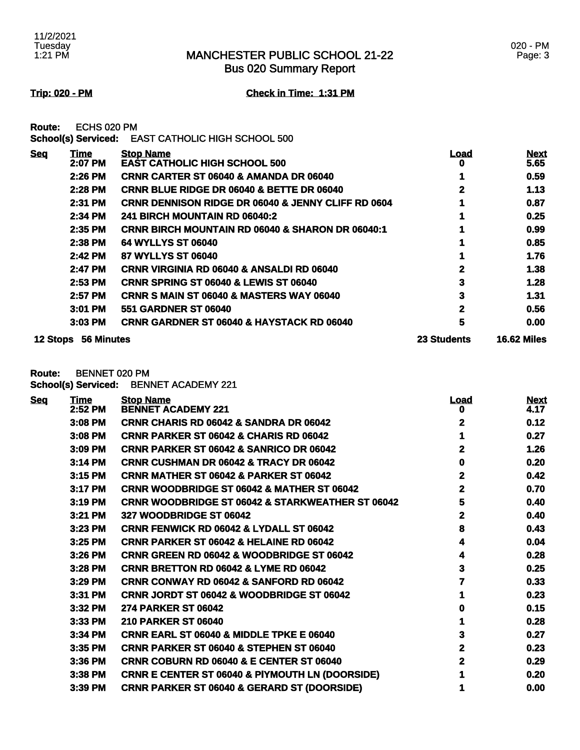# MANCHESTER PUBLIC SCHOOL 21-22
## Bus 020 Summary Report

**Trip: 020 - PM** **Check in Time: 1:31 PM**

**Route:** ECHS 020 PM
**School(s) Serviced:** EAST CATHOLIC HIGH SCHOOL 500

| Seq | Time | Stop Name | Load | Next |
|---|---|---|---|---|
| | 2:07 PM | EAST CATHOLIC HIGH SCHOOL 500 | 0 | 5.65 |
| | 2:26 PM | CRNR CARTER ST 06040 & AMANDA DR 06040 | 1 | 0.59 |
| | 2:28 PM | CRNR BLUE RIDGE DR 06040 & BETTE DR 06040 | 2 | 1.13 |
| | 2:31 PM | CRNR DENNISON RIDGE DR 06040 & JENNY CLIFF RD 0604 | 1 | 0.87 |
| | 2:34 PM | 241 BIRCH MOUNTAIN RD 06040:2 | 1 | 0.25 |
| | 2:35 PM | CRNR BIRCH MOUNTAIN RD 06040 & SHARON DR 06040:1 | 1 | 0.99 |
| | 2:38 PM | 64 WYLLYS ST 06040 | 1 | 0.85 |
| | 2:42 PM | 87 WYLLYS ST 06040 | 1 | 1.76 |
| | 2:47 PM | CRNR VIRGINIA RD 06040 & ANSALDI RD 06040 | 2 | 1.38 |
| | 2:53 PM | CRNR SPRING ST 06040 & LEWIS ST 06040 | 3 | 1.28 |
| | 2:57 PM | CRNR S MAIN ST 06040 & MASTERS WAY 06040 | 3 | 1.31 |
| | 3:01 PM | 551 GARDNER ST 06040 | 2 | 0.56 |
| | 3:03 PM | CRNR GARDNER ST 06040 & HAYSTACK RD 06040 | 5 | 0.00 |
| **12 Stops** | **56 Minutes** | | **23 Students** | **16.62 Miles** |

**Route:** BENNET 020 PM
**School(s) Serviced:** BENNET ACADEMY 221

| Seq | Time | Stop Name | Load | Next |
|---|---|---|---|---|
| | 2:52 PM | BENNET ACADEMY 221 | 0 | 4.17 |
| | 3:08 PM | CRNR CHARIS RD 06042 & SANDRA DR 06042 | 2 | 0.12 |
| | 3:08 PM | CRNR PARKER ST 06042 & CHARIS RD 06042 | 1 | 0.27 |
| | 3:09 PM | CRNR PARKER ST 06042 & SANRICO DR 06042 | 2 | 1.26 |
| | 3:14 PM | CRNR CUSHMAN DR 06042 & TRACY DR 06042 | 0 | 0.20 |
| | 3:15 PM | CRNR MATHER ST 06042 & PARKER ST 06042 | 2 | 0.42 |
| | 3:17 PM | CRNR WOODBRIDGE ST 06042 & MATHER ST 06042 | 2 | 0.70 |
| | 3:19 PM | CRNR WOODBRIDGE ST 06042 & STARKWEATHER ST 06042 | 5 | 0.40 |
| | 3:21 PM | 327 WOODBRIDGE ST 06042 | 2 | 0.40 |
| | 3:23 PM | CRNR FENWICK RD 06042 & LYDALL ST 06042 | 8 | 0.43 |
| | 3:25 PM | CRNR PARKER ST 06042 & HELAINE RD 06042 | 4 | 0.04 |
| | 3:26 PM | CRNR GREEN RD 06042 & WOODBRIDGE ST 06042 | 4 | 0.28 |
| | 3:28 PM | CRNR BRETTON RD 06042 & LYME RD 06042 | 3 | 0.25 |
| | 3:29 PM | CRNR CONWAY RD 06042 & SANFORD RD 06042 | 7 | 0.33 |
| | 3:31 PM | CRNR JORDT ST 06042 & WOODBRIDGE ST 06042 | 1 | 0.23 |
| | 3:32 PM | 274 PARKER ST 06042 | 0 | 0.15 |
| | 3:33 PM | 210 PARKER ST 06040 | 1 | 0.28 |
| | 3:34 PM | CRNR EARL ST 06040 & MIDDLE TPKE E 06040 | 3 | 0.27 |
| | 3:35 PM | CRNR PARKER ST 06040 & STEPHEN ST 06040 | 2 | 0.23 |
| | 3:36 PM | CRNR COBURN RD 06040 & E CENTER ST 06040 | 2 | 0.29 |
| | 3:38 PM | CRNR E CENTER ST 06040 & PlYMOUTH LN (DOORSIDE) | 1 | 0.20 |
| | 3:39 PM | CRNR PARKER ST 06040 & GERARD ST (DOORSIDE) | 1 | 0.00 |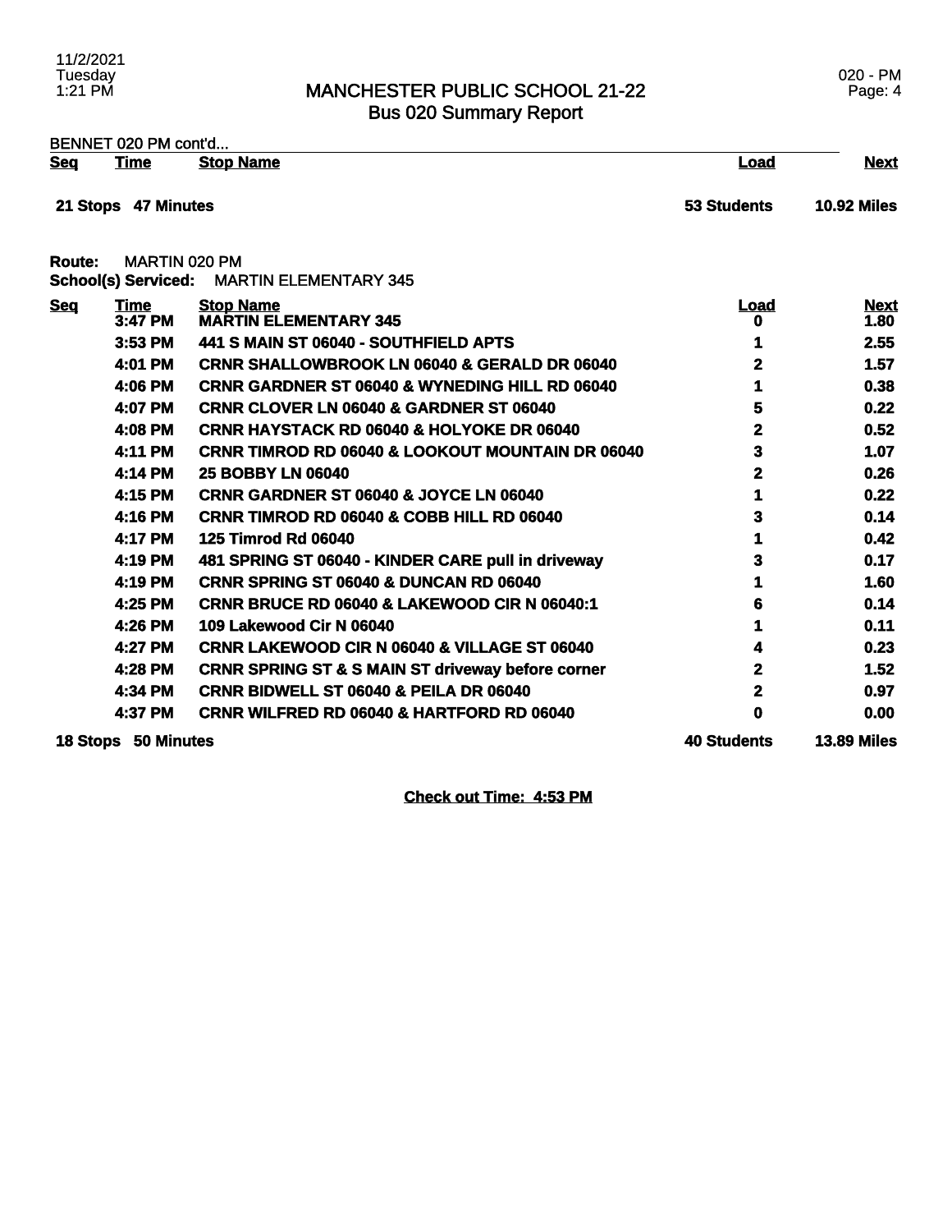# MANCHESTER PUBLIC SCHOOL 21-22
## Bus 020 Summary Report

BENNET 020 PM cont'd...

| Seq | Time | Stop Name | Load | Next |
|---|---|---|---|---|
| **21 Stops** | **47 Minutes** | | **53 Students** | **10.92 Miles** |

**Route:** MARTIN 020 PM
**School(s) Serviced:** MARTIN ELEMENTARY 345

| Seq | Time | Stop Name | Load | Next |
|---|---|---|---|---|
| | 3:47 PM | MARTIN ELEMENTARY 345 | 0 | 1.80 |
| | 3:53 PM | 441 S MAIN ST 06040 - SOUTHFIELD APTS | 1 | 2.55 |
| | 4:01 PM | CRNR SHALLOWBROOK LN 06040 & GERALD DR 06040 | 2 | 1.57 |
| | 4:06 PM | CRNR GARDNER ST 06040 & WYNEDING HILL RD 06040 | 1 | 0.38 |
| | 4:07 PM | CRNR CLOVER LN 06040 & GARDNER ST 06040 | 5 | 0.22 |
| | 4:08 PM | CRNR HAYSTACK RD 06040 & HOLYOKE DR 06040 | 2 | 0.52 |
| | 4:11 PM | CRNR TIMROD RD 06040 & LOOKOUT MOUNTAIN DR 06040 | 3 | 1.07 |
| | 4:14 PM | 25 BOBBY LN 06040 | 2 | 0.26 |
| | 4:15 PM | CRNR GARDNER ST 06040 & JOYCE LN 06040 | 1 | 0.22 |
| | 4:16 PM | CRNR TIMROD RD 06040 & COBB HILL RD 06040 | 3 | 0.14 |
| | 4:17 PM | 125 Timrod Rd 06040 | 1 | 0.42 |
| | 4:19 PM | 481 SPRING ST 06040 - KINDER CARE pull in driveway | 3 | 0.17 |
| | 4:19 PM | CRNR SPRING ST 06040 & DUNCAN RD 06040 | 1 | 1.60 |
| | 4:25 PM | CRNR BRUCE RD 06040 & LAKEWOOD CIR N 06040:1 | 6 | 0.14 |
| | 4:26 PM | 109 Lakewood Cir N 06040 | 1 | 0.11 |
| | 4:27 PM | CRNR LAKEWOOD CIR N 06040 & VILLAGE ST 06040 | 4 | 0.23 |
| | 4:28 PM | CRNR SPRING ST & S MAIN ST driveway before corner | 2 | 1.52 |
| | 4:34 PM | CRNR BIDWELL ST 06040 & PEILA DR 06040 | 2 | 0.97 |
| | 4:37 PM | CRNR WILFRED RD 06040 & HARTFORD RD 06040 | 0 | 0.00 |
| **18 Stops** | **50 Minutes** | | **40 Students** | **13.89 Miles** |

**Check out Time: 4:53 PM**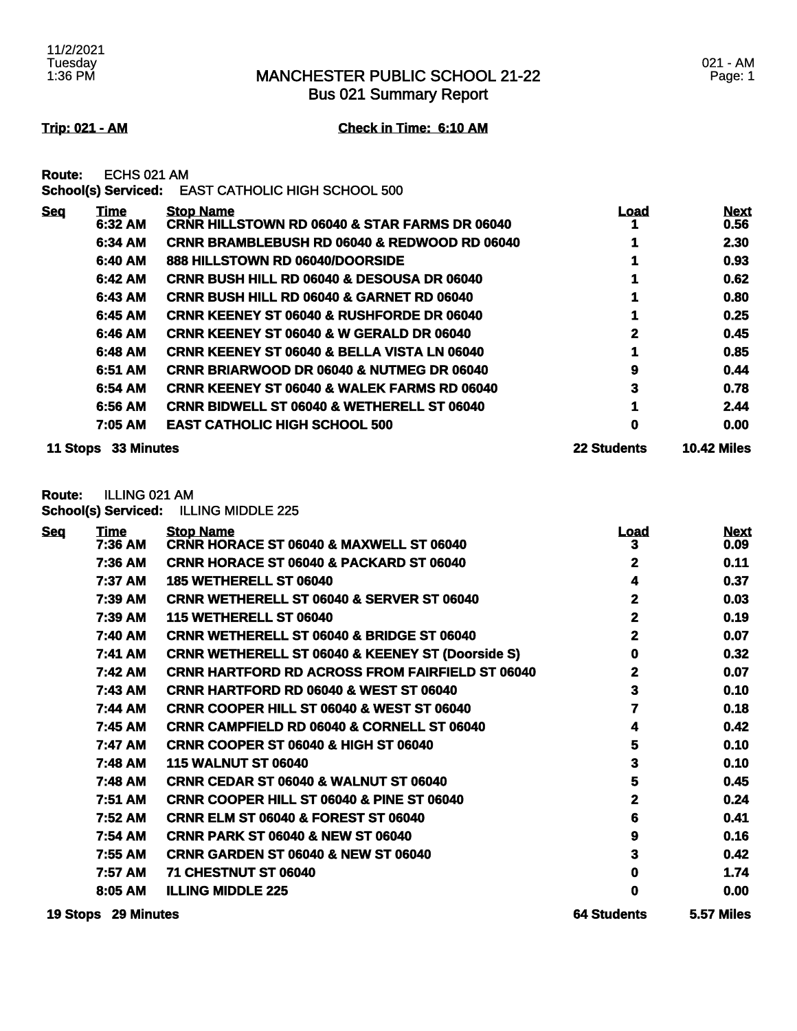# MANCHESTER PUBLIC SCHOOL 21-22
## Bus 021 Summary Report

**Trip: 021 - AM** **Check in Time: 6:10 AM**

**Route:** ECHS 021 AM
**School(s) Serviced:** EAST CATHOLIC HIGH SCHOOL 500

| Seq | Time | Stop Name | Load | Next |
|---|---|---|---|---|
| | 6:32 AM | CRNR HILLSTOWN RD 06040 & STAR FARMS DR 06040 | 1 | 0.56 |
| | 6:34 AM | CRNR BRAMBLEBUSH RD 06040 & REDWOOD RD 06040 | 1 | 2.30 |
| | 6:40 AM | 888 HILLSTOWN RD 06040/DOORSIDE | 1 | 0.93 |
| | 6:42 AM | CRNR BUSH HILL RD 06040 & DESOUSA DR 06040 | 1 | 0.62 |
| | 6:43 AM | CRNR BUSH HILL RD 06040 & GARNET RD 06040 | 1 | 0.80 |
| | 6:45 AM | CRNR KEENEY ST 06040 & RUSHFORDE DR 06040 | 1 | 0.25 |
| | 6:46 AM | CRNR KEENEY ST 06040 & W GERALD DR 06040 | 2 | 0.45 |
| | 6:48 AM | CRNR KEENEY ST 06040 & BELLA VISTA LN 06040 | 1 | 0.85 |
| | 6:51 AM | CRNR BRIARWOOD DR 06040 & NUTMEG DR 06040 | 9 | 0.44 |
| | 6:54 AM | CRNR KEENEY ST 06040 & WALEK FARMS RD 06040 | 3 | 0.78 |
| | 6:56 AM | CRNR BIDWELL ST 06040 & WETHERELL ST 06040 | 1 | 2.44 |
| | 7:05 AM | EAST CATHOLIC HIGH SCHOOL 500 | 0 | 0.00 |
| **11 Stops** | **33 Minutes** | | **22 Students** | **10.42 Miles** |

**Route:** ILLING 021 AM
**School(s) Serviced:** ILLING MIDDLE 225

| Seq | Time | Stop Name | Load | Next |
|---|---|---|---|---|
| | 7:36 AM | CRNR HORACE ST 06040 & MAXWELL ST 06040 | 3 | 0.09 |
| | 7:36 AM | CRNR HORACE ST 06040 & PACKARD ST 06040 | 2 | 0.11 |
| | 7:37 AM | 185 WETHERELL ST 06040 | 4 | 0.37 |
| | 7:39 AM | CRNR WETHERELL ST 06040 & SERVER ST 06040 | 2 | 0.03 |
| | 7:39 AM | 115 WETHERELL ST 06040 | 2 | 0.19 |
| | 7:40 AM | CRNR WETHERELL ST 06040 & BRIDGE ST 06040 | 2 | 0.07 |
| | 7:41 AM | CRNR WETHERELL ST 06040 & KEENEY ST (Doorside S) | 0 | 0.32 |
| | 7:42 AM | CRNR HARTFORD RD ACROSS FROM FAIRFIELD ST 06040 | 2 | 0.07 |
| | 7:43 AM | CRNR HARTFORD RD 06040 & WEST ST 06040 | 3 | 0.10 |
| | 7:44 AM | CRNR COOPER HILL ST 06040 & WEST ST 06040 | 7 | 0.18 |
| | 7:45 AM | CRNR CAMPFIELD RD 06040 & CORNELL ST 06040 | 4 | 0.42 |
| | 7:47 AM | CRNR COOPER ST 06040 & HIGH ST 06040 | 5 | 0.10 |
| | 7:48 AM | 115 WALNUT ST 06040 | 3 | 0.10 |
| | 7:48 AM | CRNR CEDAR ST 06040 & WALNUT ST 06040 | 5 | 0.45 |
| | 7:51 AM | CRNR COOPER HILL ST 06040 & PINE ST 06040 | 2 | 0.24 |
| | 7:52 AM | CRNR ELM ST 06040 & FOREST ST 06040 | 6 | 0.41 |
| | 7:54 AM | CRNR PARK ST 06040 & NEW ST 06040 | 9 | 0.16 |
| | 7:55 AM | CRNR GARDEN ST 06040 & NEW ST 06040 | 3 | 0.42 |
| | 7:57 AM | 71 CHESTNUT ST 06040 | 0 | 1.74 |
| | 8:05 AM | ILLING MIDDLE 225 | 0 | 0.00 |
| **19 Stops** | **29 Minutes** | | **64 Students** | **5.57 Miles** |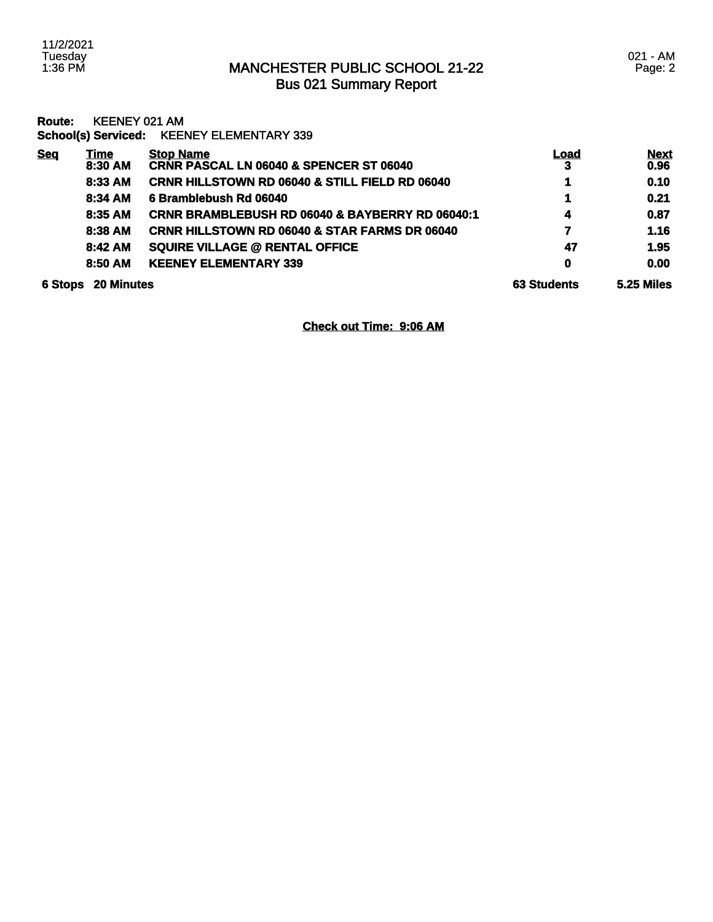# MANCHESTER PUBLIC SCHOOL 21-22
## Bus 021 Summary Report

**Route:** KEENEY 021 AM
**School(s) Serviced:** KEENEY ELEMENTARY 339

| Seq | Time | Stop Name | Load | Next |
|---|---|---|---|---|
| | 8:30 AM | CRNR PASCAL LN 06040 & SPENCER ST 06040 | 3 | 0.96 |
| | 8:33 AM | CRNR HILLSTOWN RD 06040 & STILL FIELD RD 06040 | 1 | 0.10 |
| | 8:34 AM | 6 Bramblebush Rd 06040 | 1 | 0.21 |
| | 8:35 AM | CRNR BRAMBLEBUSH RD 06040 & BAYBERRY RD 06040:1 | 4 | 0.87 |
| | 8:38 AM | CRNR HILLSTOWN RD 06040 & STAR FARMS DR 06040 | 7 | 1.16 |
| | 8:42 AM | SQUIRE VILLAGE @ RENTAL OFFICE | 47 | 1.95 |
| | 8:50 AM | KEENEY ELEMENTARY 339 | 0 | 0.00 |
| 6 Stops | 20 Minutes | | 63 Students | 5.25 Miles |

**Check out Time: 9:06 AM**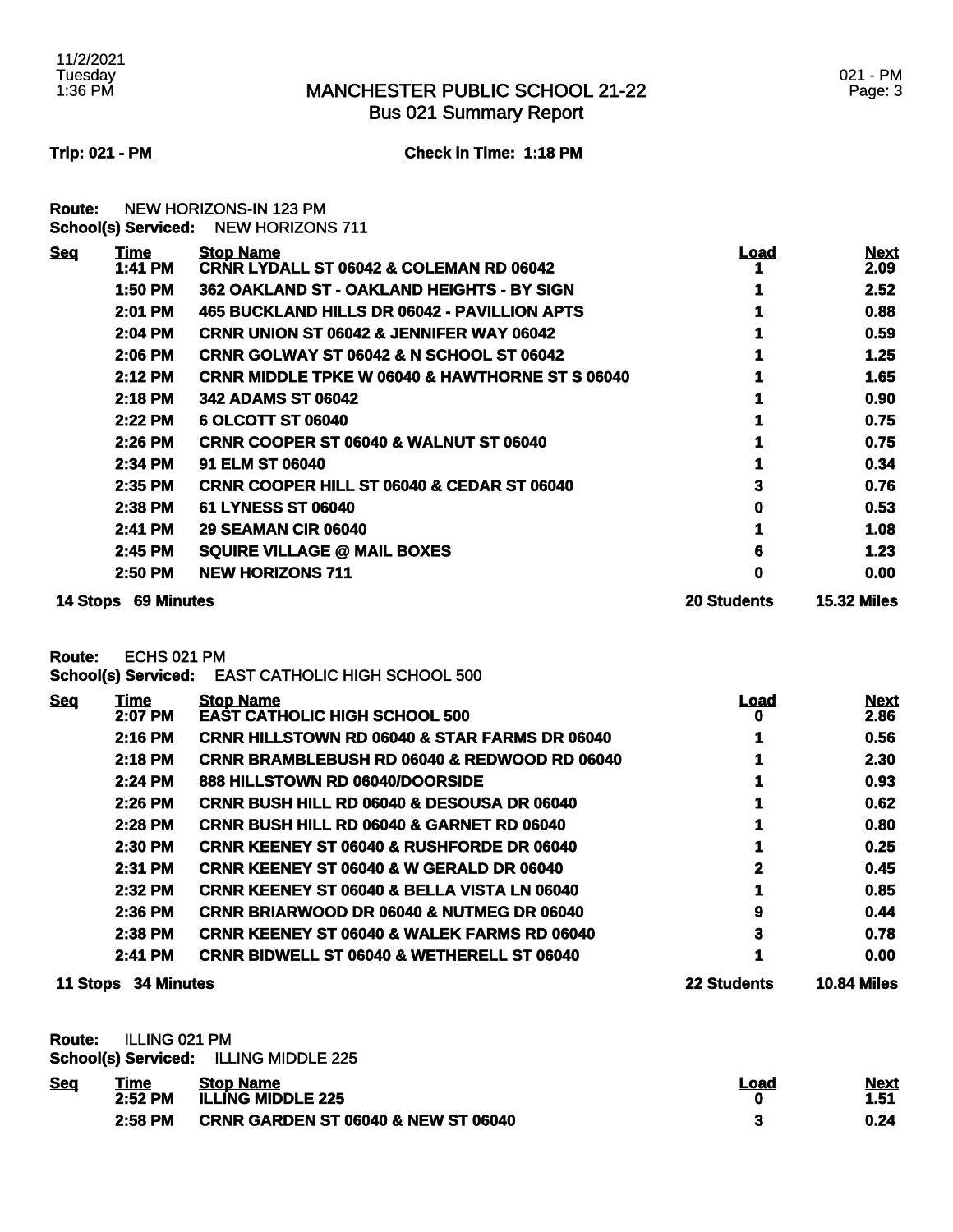# MANCHESTER PUBLIC SCHOOL 21-22
## Bus 021 Summary Report

**Trip: 021 - PM** **Check in Time: 1:18 PM**

**Route:** NEW HORIZONS-IN 123 PM
**School(s) Serviced:** NEW HORIZONS 711

| Seq | Time | Stop Name | Load | Next |
|---|---|---|---|---|
| | 1:41 PM | CRNR LYDALL ST 06042 & COLEMAN RD 06042 | 1 | 2.09 |
| | 1:50 PM | 362 OAKLAND ST - OAKLAND HEIGHTS - BY SIGN | 1 | 2.52 |
| | 2:01 PM | 465 BUCKLAND HILLS DR 06042 - PAVILLION APTS | 1 | 0.88 |
| | 2:04 PM | CRNR UNION ST 06042 & JENNIFER WAY 06042 | 1 | 0.59 |
| | 2:06 PM | CRNR GOLWAY ST 06042 & N SCHOOL ST 06042 | 1 | 1.25 |
| | 2:12 PM | CRNR MIDDLE TPKE W 06040 & HAWTHORNE ST S 06040 | 1 | 1.65 |
| | 2:18 PM | 342 ADAMS ST 06042 | 1 | 0.90 |
| | 2:22 PM | 6 OLCOTT ST 06040 | 1 | 0.75 |
| | 2:26 PM | CRNR COOPER ST 06040 & WALNUT ST 06040 | 1 | 0.75 |
| | 2:34 PM | 91 ELM ST 06040 | 1 | 0.34 |
| | 2:35 PM | CRNR COOPER HILL ST 06040 & CEDAR ST 06040 | 3 | 0.76 |
| | 2:38 PM | 61 LYNESS ST 06040 | 0 | 0.53 |
| | 2:41 PM | 29 SEAMAN CIR 06040 | 1 | 1.08 |
| | 2:45 PM | SQUIRE VILLAGE @ MAIL BOXES | 6 | 1.23 |
| | 2:50 PM | NEW HORIZONS 711 | 0 | 0.00 |
| **14 Stops** | **69 Minutes** | | **20 Students** | **15.32 Miles** |

**Route:** ECHS 021 PM
**School(s) Serviced:** EAST CATHOLIC HIGH SCHOOL 500

| Seq | Time | Stop Name | Load | Next |
|---|---|---|---|---|
| | 2:07 PM | EAST CATHOLIC HIGH SCHOOL 500 | 0 | 2.86 |
| | 2:16 PM | CRNR HILLSTOWN RD 06040 & STAR FARMS DR 06040 | 1 | 0.56 |
| | 2:18 PM | CRNR BRAMBLEBUSH RD 06040 & REDWOOD RD 06040 | 1 | 2.30 |
| | 2:24 PM | 888 HILLSTOWN RD 06040/DOORSIDE | 1 | 0.93 |
| | 2:26 PM | CRNR BUSH HILL RD 06040 & DESOUSA DR 06040 | 1 | 0.62 |
| | 2:28 PM | CRNR BUSH HILL RD 06040 & GARNET RD 06040 | 1 | 0.80 |
| | 2:30 PM | CRNR KEENEY ST 06040 & RUSHFORDE DR 06040 | 1 | 0.25 |
| | 2:31 PM | CRNR KEENEY ST 06040 & W GERALD DR 06040 | 2 | 0.45 |
| | 2:32 PM | CRNR KEENEY ST 06040 & BELLA VISTA LN 06040 | 1 | 0.85 |
| | 2:36 PM | CRNR BRIARWOOD DR 06040 & NUTMEG DR 06040 | 9 | 0.44 |
| | 2:38 PM | CRNR KEENEY ST 06040 & WALEK FARMS RD 06040 | 3 | 0.78 |
| | 2:41 PM | CRNR BIDWELL ST 06040 & WETHERELL ST 06040 | 1 | 0.00 |
| **11 Stops** | **34 Minutes** | | **22 Students** | **10.84 Miles** |

**Route:** ILLING 021 PM
**School(s) Serviced:** ILLING MIDDLE 225

| Seq | Time | Stop Name | Load | Next |
|---|---|---|---|---|
| | 2:52 PM | ILLING MIDDLE 225 | 0 | 1.51 |
| | 2:58 PM | CRNR GARDEN ST 06040 & NEW ST 06040 | 3 | 0.24 |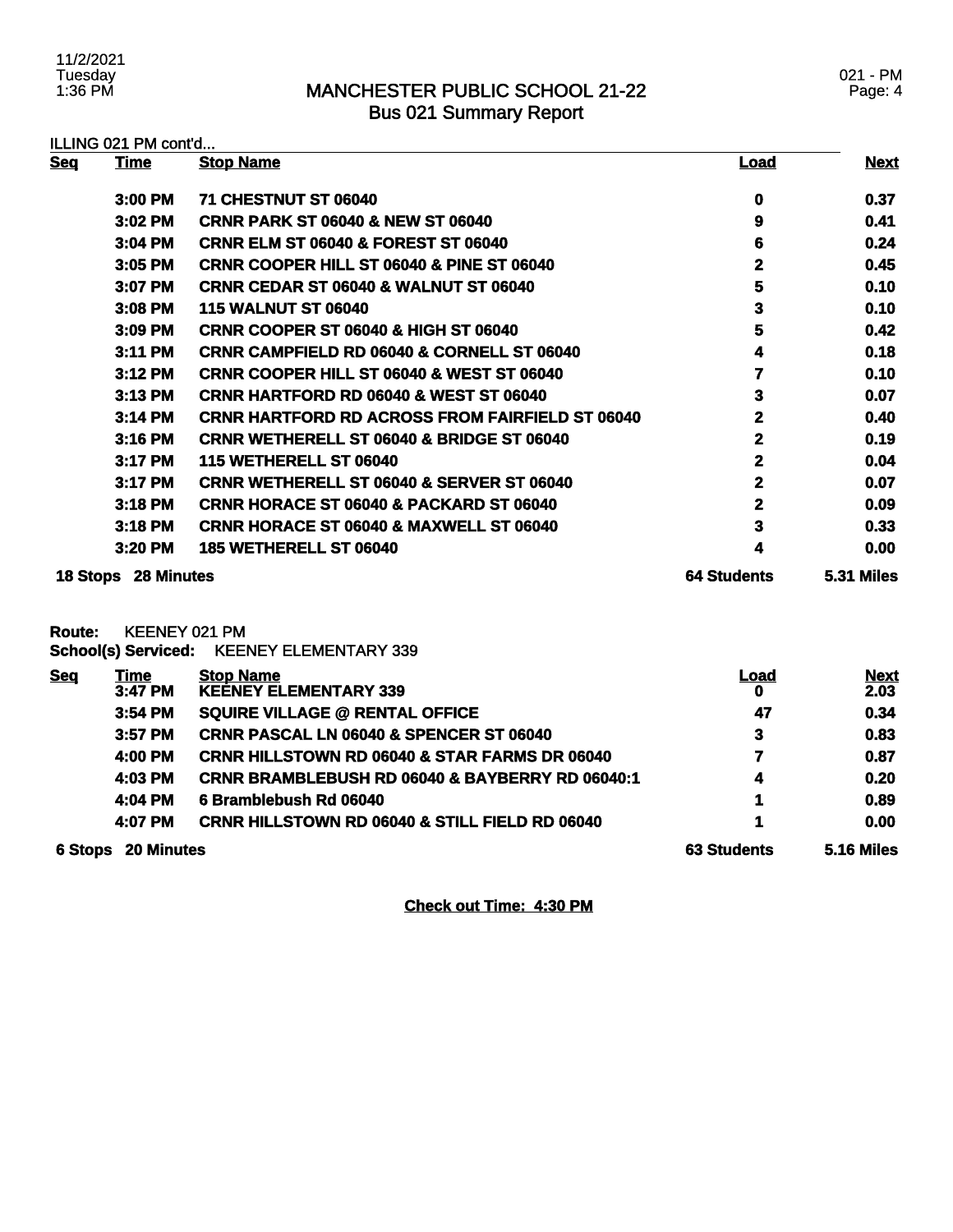# MANCHESTER PUBLIC SCHOOL 21-22
## Bus 021 Summary Report

ILLING 021 PM cont'd...

| Seq | Time | Stop Name | Load | Next |
|---|---|---|---|---|
| | 3:00 PM | 71 CHESTNUT ST 06040 | 0 | 0.37 |
| | 3:02 PM | CRNR PARK ST 06040 & NEW ST 06040 | 9 | 0.41 |
| | 3:04 PM | CRNR ELM ST 06040 & FOREST ST 06040 | 6 | 0.24 |
| | 3:05 PM | CRNR COOPER HILL ST 06040 & PINE ST 06040 | 2 | 0.45 |
| | 3:07 PM | CRNR CEDAR ST 06040 & WALNUT ST 06040 | 5 | 0.10 |
| | 3:08 PM | 115 WALNUT ST 06040 | 3 | 0.10 |
| | 3:09 PM | CRNR COOPER ST 06040 & HIGH ST 06040 | 5 | 0.42 |
| | 3:11 PM | CRNR CAMPFIELD RD 06040 & CORNELL ST 06040 | 4 | 0.18 |
| | 3:12 PM | CRNR COOPER HILL ST 06040 & WEST ST 06040 | 7 | 0.10 |
| | 3:13 PM | CRNR HARTFORD RD 06040 & WEST ST 06040 | 3 | 0.07 |
| | 3:14 PM | CRNR HARTFORD RD ACROSS FROM FAIRFIELD ST 06040 | 2 | 0.40 |
| | 3:16 PM | CRNR WETHERELL ST 06040 & BRIDGE ST 06040 | 2 | 0.19 |
| | 3:17 PM | 115 WETHERELL ST 06040 | 2 | 0.04 |
| | 3:17 PM | CRNR WETHERELL ST 06040 & SERVER ST 06040 | 2 | 0.07 |
| | 3:18 PM | CRNR HORACE ST 06040 & PACKARD ST 06040 | 2 | 0.09 |
| | 3:18 PM | CRNR HORACE ST 06040 & MAXWELL ST 06040 | 3 | 0.33 |
| | 3:20 PM | 185 WETHERELL ST 06040 | 4 | 0.00 |
| **18 Stops** | **28 Minutes** | | **64 Students** | **5.31 Miles** |

**Route:** KEENEY 021 PM
**School(s) Serviced:** KEENEY ELEMENTARY 339

| Seq | Time | Stop Name | Load | Next |
|---|---|---|---|---|
| | 3:47 PM | KEENEY ELEMENTARY 339 | 0 | 2.03 |
| | 3:54 PM | SQUIRE VILLAGE @ RENTAL OFFICE | 47 | 0.34 |
| | 3:57 PM | CRNR PASCAL LN 06040 & SPENCER ST 06040 | 3 | 0.83 |
| | 4:00 PM | CRNR HILLSTOWN RD 06040 & STAR FARMS DR 06040 | 7 | 0.87 |
| | 4:03 PM | CRNR BRAMBLEBUSH RD 06040 & BAYBERRY RD 06040:1 | 4 | 0.20 |
| | 4:04 PM | 6 Bramblebush Rd 06040 | 1 | 0.89 |
| | 4:07 PM | CRNR HILLSTOWN RD 06040 & STILL FIELD RD 06040 | 1 | 0.00 |
| **6 Stops** | **20 Minutes** | | **63 Students** | **5.16 Miles** |

**Check out Time: 4:30 PM**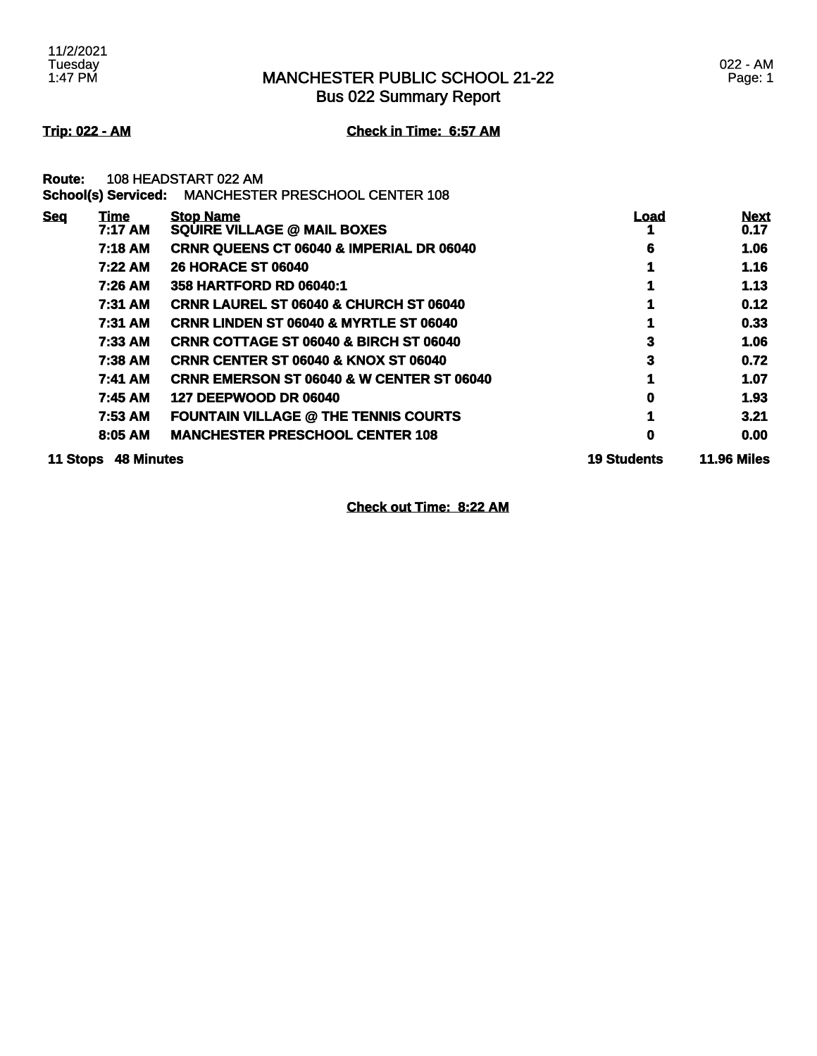# MANCHESTER PUBLIC SCHOOL 21-22
## Bus 022 Summary Report

11/2/2021
Tuesday
1:47 PM

022 - AM
Page: 1

**Trip: 022 - AM** **Check in Time: 6:57 AM**

**Route:** 108 HEADSTART 022 AM
**School(s) Serviced:** MANCHESTER PRESCHOOL CENTER 108

| Seq | Time | Stop Name | Load | Next |
|---|---|---|---|---|
| | 7:17 AM | SQUIRE VILLAGE @ MAIL BOXES | 1 | 0.17 |
| | 7:18 AM | CRNR QUEENS CT 06040 & IMPERIAL DR 06040 | 6 | 1.06 |
| | 7:22 AM | 26 HORACE ST 06040 | 1 | 1.16 |
| | 7:26 AM | 358 HARTFORD RD 06040:1 | 1 | 1.13 |
| | 7:31 AM | CRNR LAUREL ST 06040 & CHURCH ST 06040 | 1 | 0.12 |
| | 7:31 AM | CRNR LINDEN ST 06040 & MYRTLE ST 06040 | 1 | 0.33 |
| | 7:33 AM | CRNR COTTAGE ST 06040 & BIRCH ST 06040 | 3 | 1.06 |
| | 7:38 AM | CRNR CENTER ST 06040 & KNOX ST 06040 | 3 | 0.72 |
| | 7:41 AM | CRNR EMERSON ST 06040 & W CENTER ST 06040 | 1 | 1.07 |
| | 7:45 AM | 127 DEEPWOOD DR 06040 | 0 | 1.93 |
| | 7:53 AM | FOUNTAIN VILLAGE @ THE TENNIS COURTS | 1 | 3.21 |
| | 8:05 AM | MANCHESTER PRESCHOOL CENTER 108 | 0 | 0.00 |
| **11 Stops** | **48 Minutes** | | **19 Students** | **11.96 Miles** |

**Check out Time: 8:22 AM**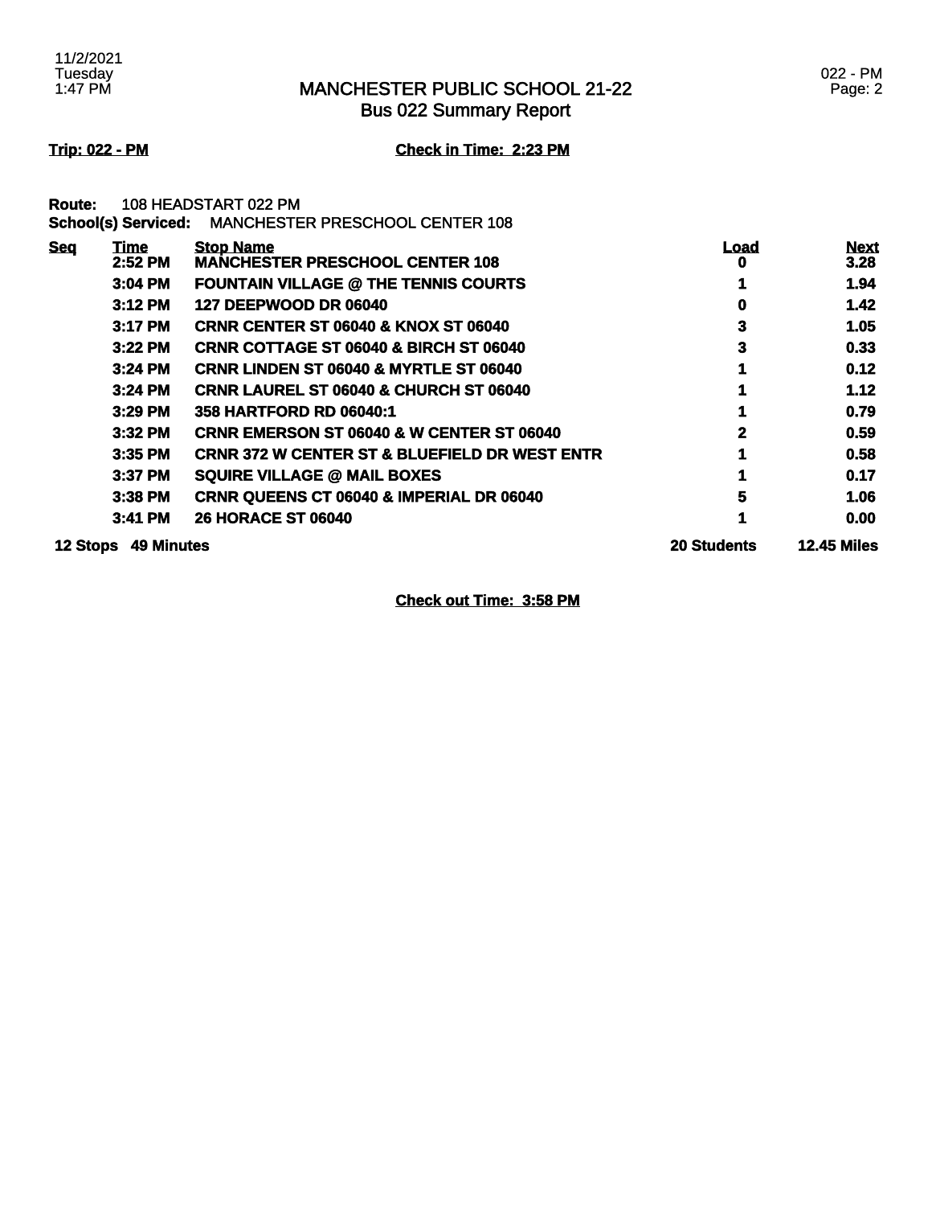# MANCHESTER PUBLIC SCHOOL 21-22
## Bus 022 Summary Report

11/2/2021
Tuesday
1:47 PM

022 - PM

**Trip: 022 - PM** **Check in Time: 2:23 PM**

**Route:** 108 HEADSTART 022 PM
**School(s) Serviced:** MANCHESTER PRESCHOOL CENTER 108

| Seq | Time | Stop Name | Load | Next |
|---|---|---|---|---|
| | 2:52 PM | MANCHESTER PRESCHOOL CENTER 108 | 0 | 3.28 |
| | 3:04 PM | FOUNTAIN VILLAGE @ THE TENNIS COURTS | 1 | 1.94 |
| | 3:12 PM | 127 DEEPWOOD DR 06040 | 0 | 1.42 |
| | 3:17 PM | CRNR CENTER ST 06040 & KNOX ST 06040 | 3 | 1.05 |
| | 3:22 PM | CRNR COTTAGE ST 06040 & BIRCH ST 06040 | 3 | 0.33 |
| | 3:24 PM | CRNR LINDEN ST 06040 & MYRTLE ST 06040 | 1 | 0.12 |
| | 3:24 PM | CRNR LAUREL ST 06040 & CHURCH ST 06040 | 1 | 1.12 |
| | 3:29 PM | 358 HARTFORD RD 06040:1 | 1 | 0.79 |
| | 3:32 PM | CRNR EMERSON ST 06040 & W CENTER ST 06040 | 2 | 0.59 |
| | 3:35 PM | CRNR 372 W CENTER ST & BLUEFIELD DR WEST ENTR | 1 | 0.58 |
| | 3:37 PM | SQUIRE VILLAGE @ MAIL BOXES | 1 | 0.17 |
| | 3:38 PM | CRNR QUEENS CT 06040 & IMPERIAL DR 06040 | 5 | 1.06 |
| | 3:41 PM | 26 HORACE ST 06040 | 1 | 0.00 |
| **12 Stops** | **49 Minutes** | | **20 Students** | **12.45 Miles** |

**Check out Time: 3:58 PM**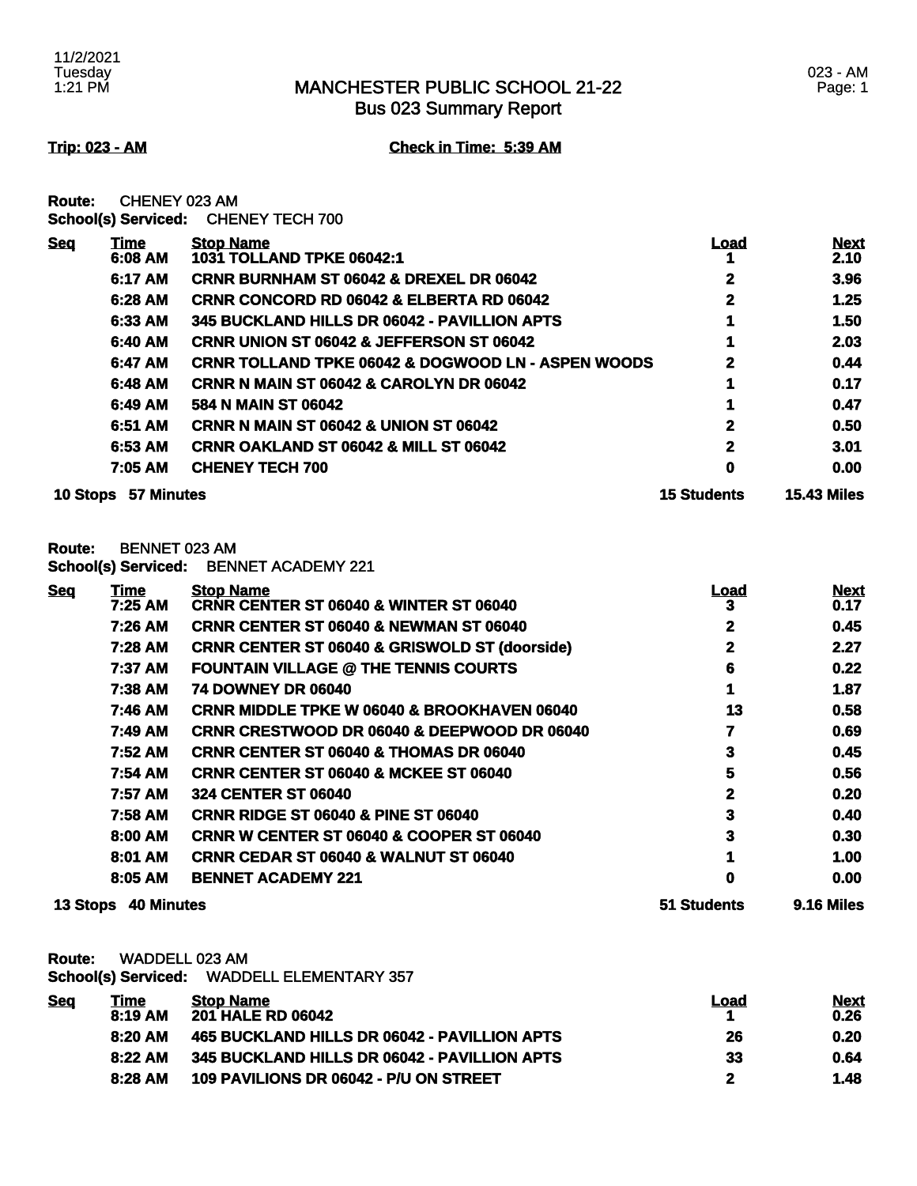# MANCHESTER PUBLIC SCHOOL 21-22
## Bus 023 Summary Report

**Trip: 023 - AM** **Check in Time: 5:39 AM**

**Route:** CHENEY 023 AM
**School(s) Serviced:** CHENEY TECH 700

| Seq | Time | Stop Name | Load | Next |
|---|---|---|---|---|
| | 6:08 AM | 1031 TOLLAND TPKE 06042:1 | 1 | 2.10 |
| | 6:17 AM | CRNR BURNHAM ST 06042 & DREXEL DR 06042 | 2 | 3.96 |
| | 6:28 AM | CRNR CONCORD RD 06042 & ELBERTA RD 06042 | 2 | 1.25 |
| | 6:33 AM | 345 BUCKLAND HILLS DR 06042 - PAVILLION APTS | 1 | 1.50 |
| | 6:40 AM | CRNR UNION ST 06042 & JEFFERSON ST 06042 | 1 | 2.03 |
| | 6:47 AM | CRNR TOLLAND TPKE 06042 & DOGWOOD LN - ASPEN WOODS | 2 | 0.44 |
| | 6:48 AM | CRNR N MAIN ST 06042 & CAROLYN DR 06042 | 1 | 0.17 |
| | 6:49 AM | 584 N MAIN ST 06042 | 1 | 0.47 |
| | 6:51 AM | CRNR N MAIN ST 06042 & UNION ST 06042 | 2 | 0.50 |
| | 6:53 AM | CRNR OAKLAND ST 06042 & MILL ST 06042 | 2 | 3.01 |
| | 7:05 AM | CHENEY TECH 700 | 0 | 0.00 |
| **10 Stops** | **57 Minutes** | | **15 Students** | **15.43 Miles** |

**Route:** BENNET 023 AM
**School(s) Serviced:** BENNET ACADEMY 221

| Seq | Time | Stop Name | Load | Next |
|---|---|---|---|---|
| | 7:25 AM | CRNR CENTER ST 06040 & WINTER ST 06040 | 3 | 0.17 |
| | 7:26 AM | CRNR CENTER ST 06040 & NEWMAN ST 06040 | 2 | 0.45 |
| | 7:28 AM | CRNR CENTER ST 06040 & GRISWOLD ST (doorside) | 2 | 2.27 |
| | 7:37 AM | FOUNTAIN VILLAGE @ THE TENNIS COURTS | 6 | 0.22 |
| | 7:38 AM | 74 DOWNEY DR 06040 | 1 | 1.87 |
| | 7:46 AM | CRNR MIDDLE TPKE W 06040 & BROOKHAVEN 06040 | 13 | 0.58 |
| | 7:49 AM | CRNR CRESTWOOD DR 06040 & DEEPWOOD DR 06040 | 7 | 0.69 |
| | 7:52 AM | CRNR CENTER ST 06040 & THOMAS DR 06040 | 3 | 0.45 |
| | 7:54 AM | CRNR CENTER ST 06040 & MCKEE ST 06040 | 5 | 0.56 |
| | 7:57 AM | 324 CENTER ST 06040 | 2 | 0.20 |
| | 7:58 AM | CRNR RIDGE ST 06040 & PINE ST 06040 | 3 | 0.40 |
| | 8:00 AM | CRNR W CENTER ST 06040 & COOPER ST 06040 | 3 | 0.30 |
| | 8:01 AM | CRNR CEDAR ST 06040 & WALNUT ST 06040 | 1 | 1.00 |
| | 8:05 AM | BENNET ACADEMY 221 | 0 | 0.00 |
| **13 Stops** | **40 Minutes** | | **51 Students** | **9.16 Miles** |

**Route:** WADDELL 023 AM
**School(s) Serviced:** WADDELL ELEMENTARY 357

| Seq | Time | Stop Name | Load | Next |
|---|---|---|---|---|
| | 8:19 AM | 201 HALE RD 06042 | 1 | 0.26 |
| | 8:20 AM | 465 BUCKLAND HILLS DR 06042 - PAVILLION APTS | 26 | 0.20 |
| | 8:22 AM | 345 BUCKLAND HILLS DR 06042 - PAVILLION APTS | 33 | 0.64 |
| | 8:28 AM | 109 PAVILIONS DR 06042 - P/U ON STREET | 2 | 1.48 |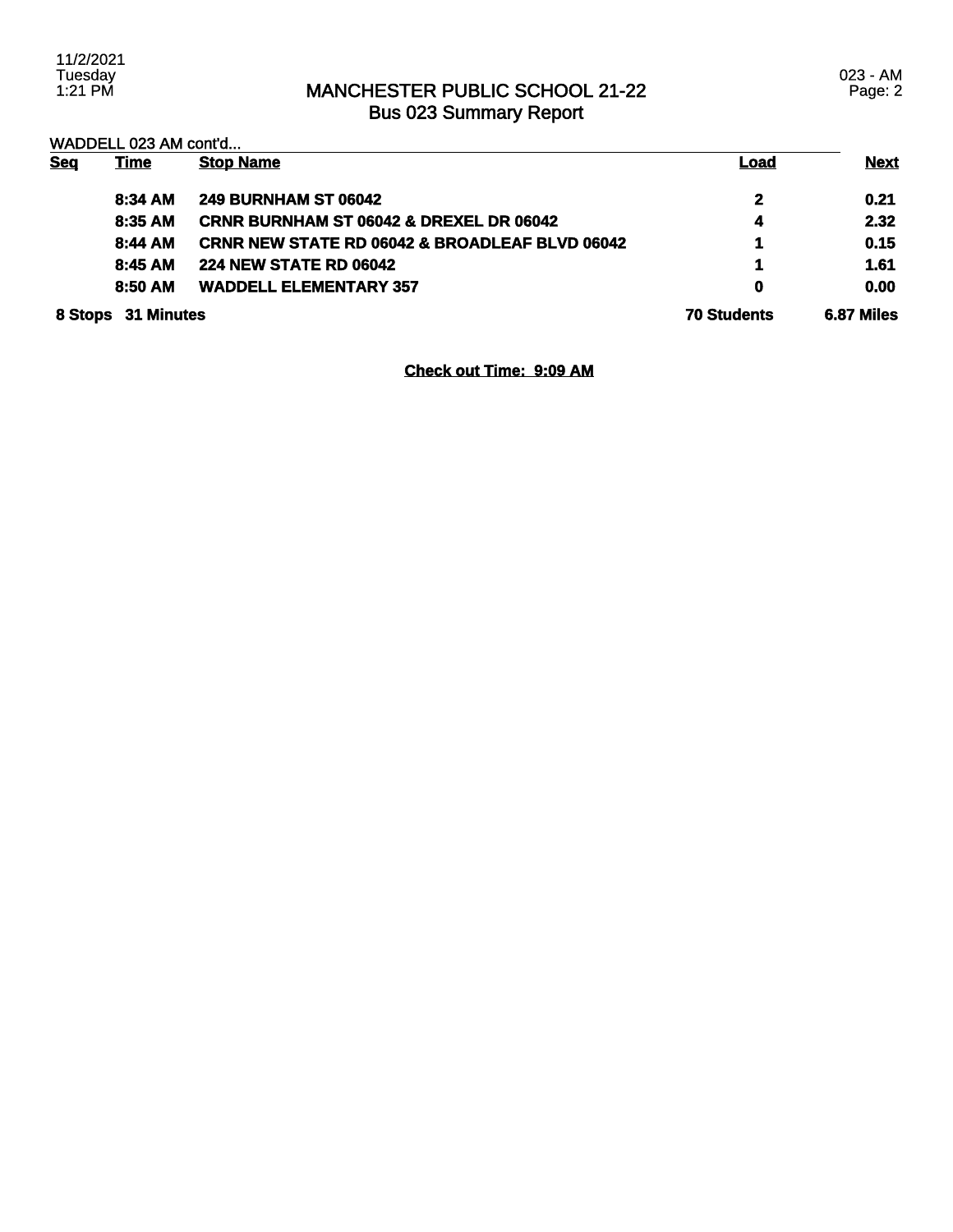# MANCHESTER PUBLIC SCHOOL 21-22
## Bus 023 Summary Report

WADDELL 023 AM cont'd...

| Seq | Time | Stop Name | Load | Next |
|---|---|---|---|---|
| | 8:34 AM | 249 BURNHAM ST 06042 | 2 | 0.21 |
| | 8:35 AM | CRNR BURNHAM ST 06042 & DREXEL DR 06042 | 4 | 2.32 |
| | 8:44 AM | CRNR NEW STATE RD 06042 & BROADLEAF BLVD 06042 | 1 | 0.15 |
| | 8:45 AM | 224 NEW STATE RD 06042 | 1 | 1.61 |
| | 8:50 AM | WADDELL ELEMENTARY 357 | 0 | 0.00 |
| 8 Stops | 31 Minutes | | 70 Students | 6.87 Miles |

**Check out Time: 9:09 AM**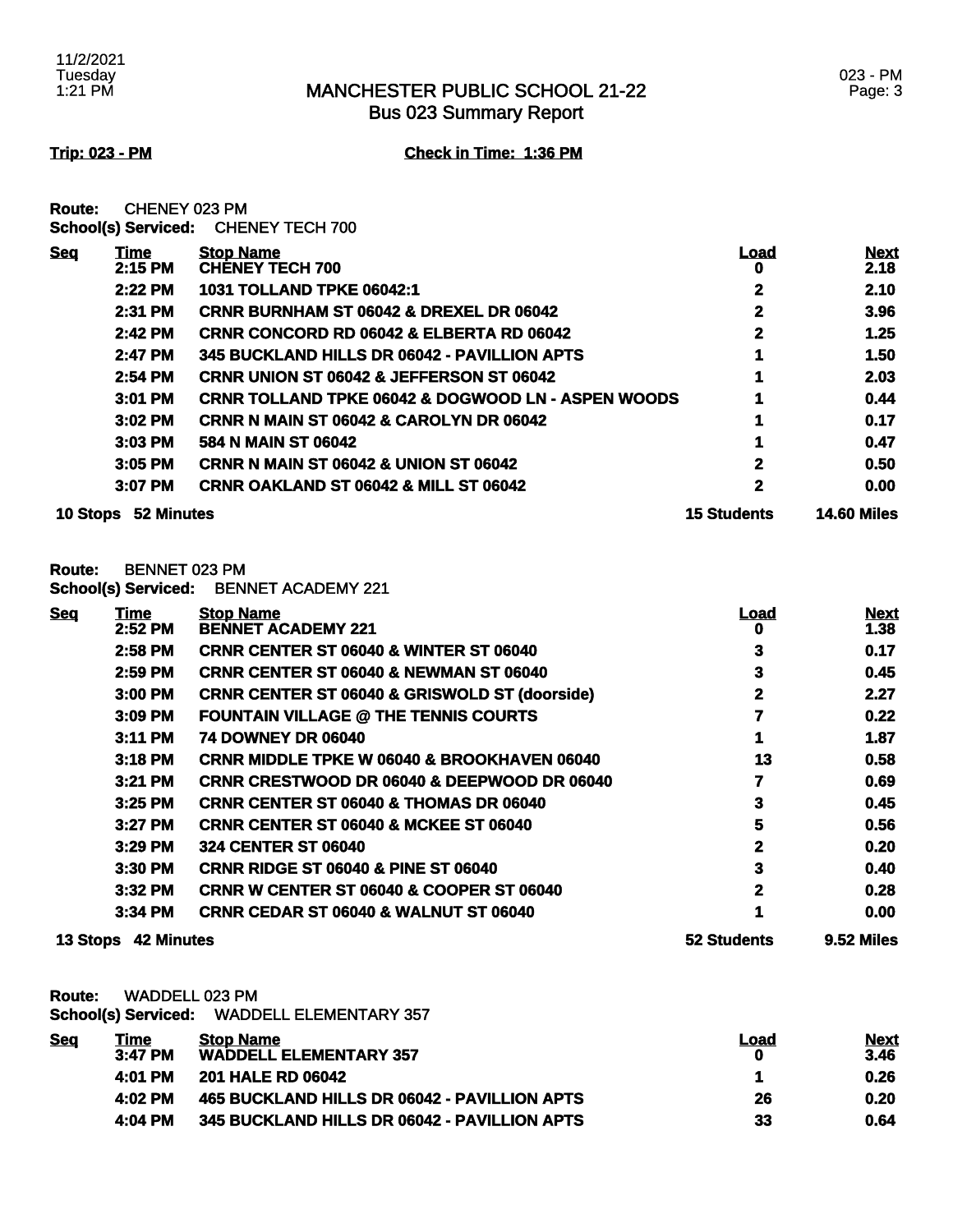# MANCHESTER PUBLIC SCHOOL 21-22
## Bus 023 Summary Report

**Trip: 023 - PM** **Check in Time: 1:36 PM**

**Route:** CHENEY 023 PM
**School(s) Serviced:** CHENEY TECH 700

| Seq | Time | Stop Name | Load | Next |
|---|---|---|---|---|
| | 2:15 PM | CHENEY TECH 700 | 0 | 2.18 |
| | 2:22 PM | 1031 TOLLAND TPKE 06042:1 | 2 | 2.10 |
| | 2:31 PM | CRNR BURNHAM ST 06042 & DREXEL DR 06042 | 2 | 3.96 |
| | 2:42 PM | CRNR CONCORD RD 06042 & ELBERTA RD 06042 | 2 | 1.25 |
| | 2:47 PM | 345 BUCKLAND HILLS DR 06042 - PAVILLION APTS | 1 | 1.50 |
| | 2:54 PM | CRNR UNION ST 06042 & JEFFERSON ST 06042 | 1 | 2.03 |
| | 3:01 PM | CRNR TOLLAND TPKE 06042 & DOGWOOD LN - ASPEN WOODS | 1 | 0.44 |
| | 3:02 PM | CRNR N MAIN ST 06042 & CAROLYN DR 06042 | 1 | 0.17 |
| | 3:03 PM | 584 N MAIN ST 06042 | 1 | 0.47 |
| | 3:05 PM | CRNR N MAIN ST 06042 & UNION ST 06042 | 2 | 0.50 |
| | 3:07 PM | CRNR OAKLAND ST 06042 & MILL ST 06042 | 2 | 0.00 |

**10 Stops 52 Minutes** **15 Students** **14.60 Miles**

**Route:** BENNET 023 PM
**School(s) Serviced:** BENNET ACADEMY 221

| Seq | Time | Stop Name | Load | Next |
|---|---|---|---|---|
| | 2:52 PM | BENNET ACADEMY 221 | 0 | 1.38 |
| | 2:58 PM | CRNR CENTER ST 06040 & WINTER ST 06040 | 3 | 0.17 |
| | 2:59 PM | CRNR CENTER ST 06040 & NEWMAN ST 06040 | 3 | 0.45 |
| | 3:00 PM | CRNR CENTER ST 06040 & GRISWOLD ST (doorside) | 2 | 2.27 |
| | 3:09 PM | FOUNTAIN VILLAGE @ THE TENNIS COURTS | 7 | 0.22 |
| | 3:11 PM | 74 DOWNEY DR 06040 | 1 | 1.87 |
| | 3:18 PM | CRNR MIDDLE TPKE W 06040 & BROOKHAVEN 06040 | 13 | 0.58 |
| | 3:21 PM | CRNR CRESTWOOD DR 06040 & DEEPWOOD DR 06040 | 7 | 0.69 |
| | 3:25 PM | CRNR CENTER ST 06040 & THOMAS DR 06040 | 3 | 0.45 |
| | 3:27 PM | CRNR CENTER ST 06040 & MCKEE ST 06040 | 5 | 0.56 |
| | 3:29 PM | 324 CENTER ST 06040 | 2 | 0.20 |
| | 3:30 PM | CRNR RIDGE ST 06040 & PINE ST 06040 | 3 | 0.40 |
| | 3:32 PM | CRNR W CENTER ST 06040 & COOPER ST 06040 | 2 | 0.28 |
| | 3:34 PM | CRNR CEDAR ST 06040 & WALNUT ST 06040 | 1 | 0.00 |

**13 Stops 42 Minutes** **52 Students** **9.52 Miles**

**Route:** WADDELL 023 PM
**School(s) Serviced:** WADDELL ELEMENTARY 357

| Seq | Time | Stop Name | Load | Next |
|---|---|---|---|---|
| | 3:47 PM | WADDELL ELEMENTARY 357 | 0 | 3.46 |
| | 4:01 PM | 201 HALE RD 06042 | 1 | 0.26 |
| | 4:02 PM | 465 BUCKLAND HILLS DR 06042 - PAVILLION APTS | 26 | 0.20 |
| | 4:04 PM | 345 BUCKLAND HILLS DR 06042 - PAVILLION APTS | 33 | 0.64 |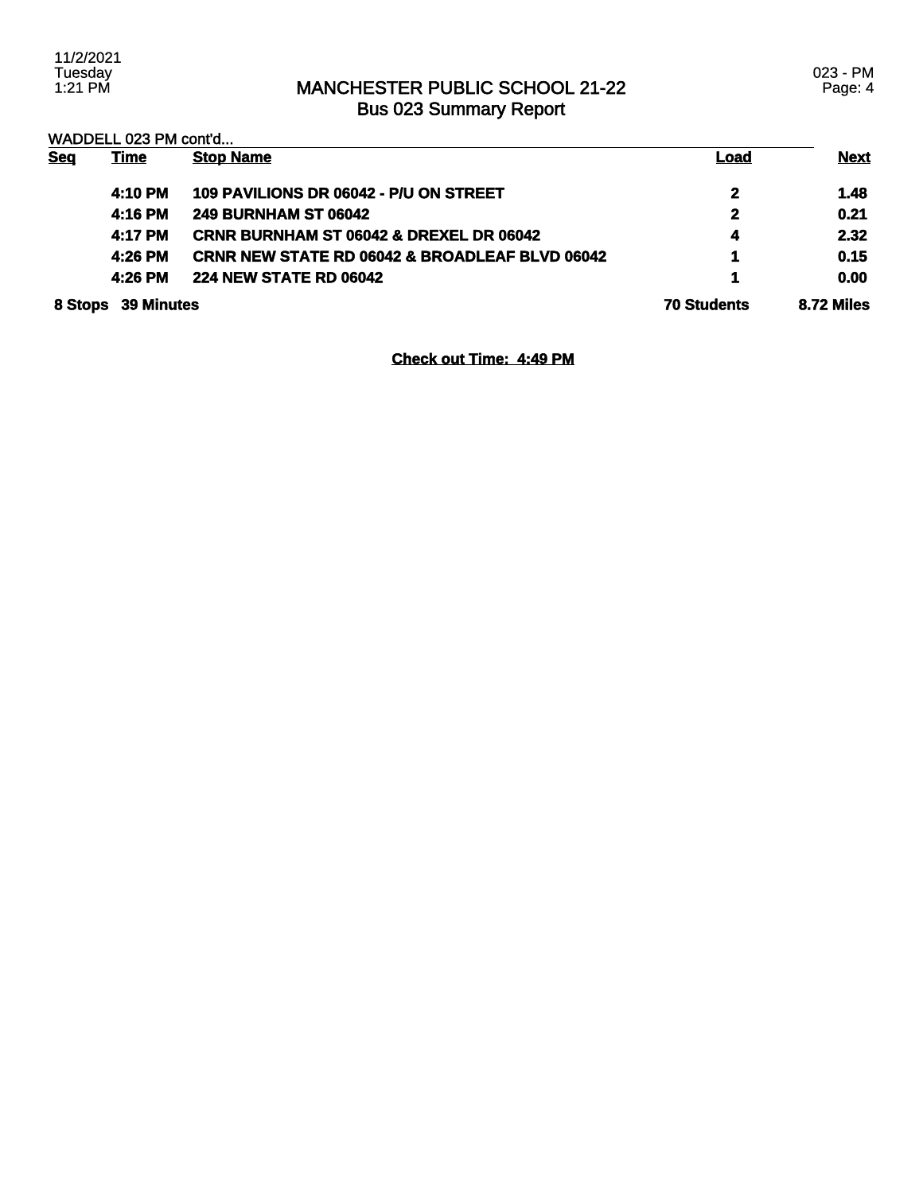# MANCHESTER PUBLIC SCHOOL 21-22
## Bus 023 Summary Report

WADDELL 023 PM cont'd...

| Seq | Time | Stop Name | Load | Next |
|---|---|---|---|---|
| | 4:10 PM | 109 PAVILIONS DR 06042 - P/U ON STREET | 2 | 1.48 |
| | 4:16 PM | 249 BURNHAM ST 06042 | 2 | 0.21 |
| | 4:17 PM | CRNR BURNHAM ST 06042 & DREXEL DR 06042 | 4 | 2.32 |
| | 4:26 PM | CRNR NEW STATE RD 06042 & BROADLEAF BLVD 06042 | 1 | 0.15 |
| | 4:26 PM | 224 NEW STATE RD 06042 | 1 | 0.00 |
| **8 Stops** | **39 Minutes** | | **70 Students** | **8.72 Miles** |

**Check out Time: 4:49 PM**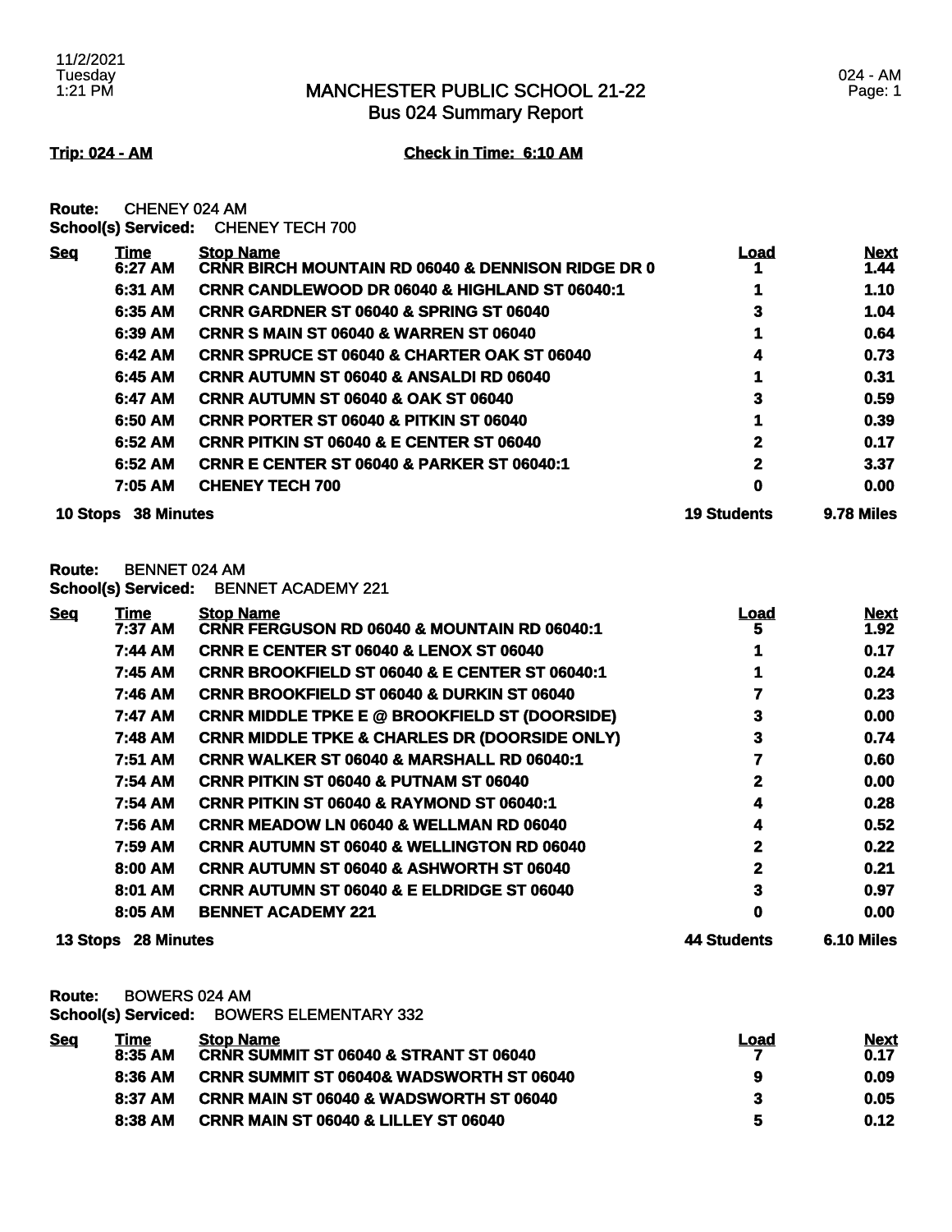# MANCHESTER PUBLIC SCHOOL 21-22
## Bus 024 Summary Report

**Trip: 024 - AM** **Check in Time: 6:10 AM**

**Route:** CHENEY 024 AM
**School(s) Serviced:** CHENEY TECH 700

| Seq | Time | Stop Name | Load | Next |
|---|---|---|---|---|
| | 6:27 AM | CRNR BIRCH MOUNTAIN RD 06040 & DENNISON RIDGE DR 0 | 1 | 1.44 |
| | 6:31 AM | CRNR CANDLEWOOD DR 06040 & HIGHLAND ST 06040:1 | 1 | 1.10 |
| | 6:35 AM | CRNR GARDNER ST 06040 & SPRING ST 06040 | 3 | 1.04 |
| | 6:39 AM | CRNR S MAIN ST 06040 & WARREN ST 06040 | 1 | 0.64 |
| | 6:42 AM | CRNR SPRUCE ST 06040 & CHARTER OAK ST 06040 | 4 | 0.73 |
| | 6:45 AM | CRNR AUTUMN ST 06040 & ANSALDI RD 06040 | 1 | 0.31 |
| | 6:47 AM | CRNR AUTUMN ST 06040 & OAK ST 06040 | 3 | 0.59 |
| | 6:50 AM | CRNR PORTER ST 06040 & PITKIN ST 06040 | 1 | 0.39 |
| | 6:52 AM | CRNR PITKIN ST 06040 & E CENTER ST 06040 | 2 | 0.17 |
| | 6:52 AM | CRNR E CENTER ST 06040 & PARKER ST 06040:1 | 2 | 3.37 |
| | 7:05 AM | CHENEY TECH 700 | 0 | 0.00 |
| **10 Stops** | **38 Minutes** | | **19 Students** | **9.78 Miles** |

**Route:** BENNET 024 AM
**School(s) Serviced:** BENNET ACADEMY 221

| Seq | Time | Stop Name | Load | Next |
|---|---|---|---|---|
| | 7:37 AM | CRNR FERGUSON RD 06040 & MOUNTAIN RD 06040:1 | 5 | 1.92 |
| | 7:44 AM | CRNR E CENTER ST 06040 & LENOX ST 06040 | 1 | 0.17 |
| | 7:45 AM | CRNR BROOKFIELD ST 06040 & E CENTER ST 06040:1 | 1 | 0.24 |
| | 7:46 AM | CRNR BROOKFIELD ST 06040 & DURKIN ST 06040 | 7 | 0.23 |
| | 7:47 AM | CRNR MIDDLE TPKE E @ BROOKFIELD ST (DOORSIDE) | 3 | 0.00 |
| | 7:48 AM | CRNR MIDDLE TPKE & CHARLES DR (DOORSIDE ONLY) | 3 | 0.74 |
| | 7:51 AM | CRNR WALKER ST 06040 & MARSHALL RD 06040:1 | 7 | 0.60 |
| | 7:54 AM | CRNR PITKIN ST 06040 & PUTNAM ST 06040 | 2 | 0.00 |
| | 7:54 AM | CRNR PITKIN ST 06040 & RAYMOND ST 06040:1 | 4 | 0.28 |
| | 7:56 AM | CRNR MEADOW LN 06040 & WELLMAN RD 06040 | 4 | 0.52 |
| | 7:59 AM | CRNR AUTUMN ST 06040 & WELLINGTON RD 06040 | 2 | 0.22 |
| | 8:00 AM | CRNR AUTUMN ST 06040 & ASHWORTH ST 06040 | 2 | 0.21 |
| | 8:01 AM | CRNR AUTUMN ST 06040 & E ELDRIDGE ST 06040 | 3 | 0.97 |
| | 8:05 AM | BENNET ACADEMY 221 | 0 | 0.00 |
| **13 Stops** | **28 Minutes** | | **44 Students** | **6.10 Miles** |

**Route:** BOWERS 024 AM
**School(s) Serviced:** BOWERS ELEMENTARY 332

| Seq | Time | Stop Name | Load | Next |
|---|---|---|---|---|
| | 8:35 AM | CRNR SUMMIT ST 06040 & STRANT ST 06040 | 7 | 0.17 |
| | 8:36 AM | CRNR SUMMIT ST 06040& WADSWORTH ST 06040 | 9 | 0.09 |
| | 8:37 AM | CRNR MAIN ST 06040 & WADSWORTH ST 06040 | 3 | 0.05 |
| | 8:38 AM | CRNR MAIN ST 06040 & LILLEY ST 06040 | 5 | 0.12 |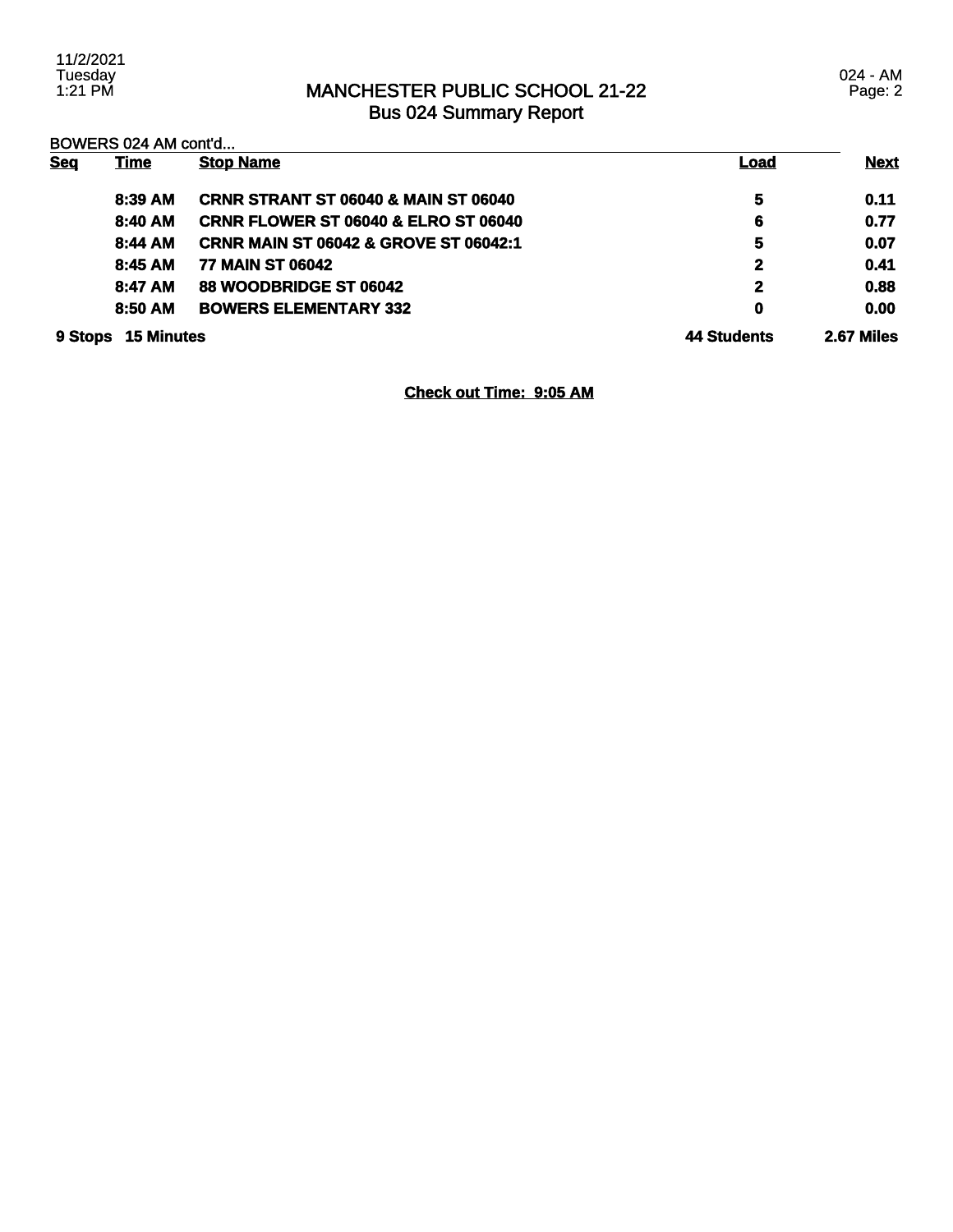# MANCHESTER PUBLIC SCHOOL 21-22
## Bus 024 Summary Report

BOWERS 024 AM cont'd...

| Seq | Time | Stop Name | Load | Next |
|---|---|---|---|---|
| | 8:39 AM | CRNR STRANT ST 06040 & MAIN ST 06040 | 5 | 0.11 |
| | 8:40 AM | CRNR FLOWER ST 06040 & ELRO ST 06040 | 6 | 0.77 |
| | 8:44 AM | CRNR MAIN ST 06042 & GROVE ST 06042:1 | 5 | 0.07 |
| | 8:45 AM | 77 MAIN ST 06042 | 2 | 0.41 |
| | 8:47 AM | 88 WOODBRIDGE ST 06042 | 2 | 0.88 |
| | 8:50 AM | BOWERS ELEMENTARY 332 | 0 | 0.00 |
| **9 Stops** | **15 Minutes** | | **44 Students** | **2.67 Miles** |

**Check out Time: 9:05 AM**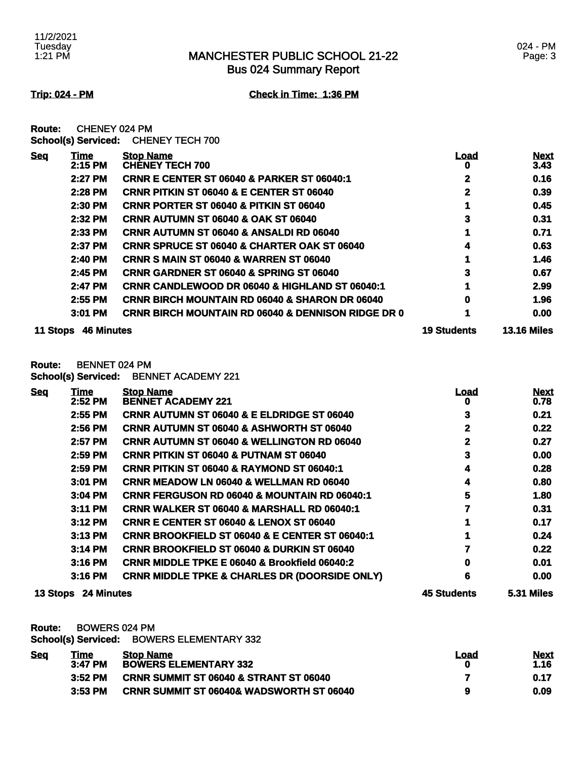# MANCHESTER PUBLIC SCHOOL 21-22
## Bus 024 Summary Report

**Trip: 024 - PM** **Check in Time: 1:36 PM**

**Route:** CHENEY 024 PM
**School(s) Serviced:** CHENEY TECH 700

| Seq | Time | Stop Name | Load | Next |
|---|---|---|---|---|
| | 2:15 PM | CHENEY TECH 700 | 0 | 3.43 |
| | 2:27 PM | CRNR E CENTER ST 06040 & PARKER ST 06040:1 | 2 | 0.16 |
| | 2:28 PM | CRNR PITKIN ST 06040 & E CENTER ST 06040 | 2 | 0.39 |
| | 2:30 PM | CRNR PORTER ST 06040 & PITKIN ST 06040 | 1 | 0.45 |
| | 2:32 PM | CRNR AUTUMN ST 06040 & OAK ST 06040 | 3 | 0.31 |
| | 2:33 PM | CRNR AUTUMN ST 06040 & ANSALDI RD 06040 | 1 | 0.71 |
| | 2:37 PM | CRNR SPRUCE ST 06040 & CHARTER OAK ST 06040 | 4 | 0.63 |
| | 2:40 PM | CRNR S MAIN ST 06040 & WARREN ST 06040 | 1 | 1.46 |
| | 2:45 PM | CRNR GARDNER ST 06040 & SPRING ST 06040 | 3 | 0.67 |
| | 2:47 PM | CRNR CANDLEWOOD DR 06040 & HIGHLAND ST 06040:1 | 1 | 2.99 |
| | 2:55 PM | CRNR BIRCH MOUNTAIN RD 06040 & SHARON DR 06040 | 0 | 1.96 |
| | 3:01 PM | CRNR BIRCH MOUNTAIN RD 06040 & DENNISON RIDGE DR 0 | 1 | 0.00 |
| **11 Stops** | **46 Minutes** | | **19 Students** | **13.16 Miles** |

**Route:** BENNET 024 PM
**School(s) Serviced:** BENNET ACADEMY 221

| Seq | Time | Stop Name | Load | Next |
|---|---|---|---|---|
| | 2:52 PM | BENNET ACADEMY 221 | 0 | 0.78 |
| | 2:55 PM | CRNR AUTUMN ST 06040 & E ELDRIDGE ST 06040 | 3 | 0.21 |
| | 2:56 PM | CRNR AUTUMN ST 06040 & ASHWORTH ST 06040 | 2 | 0.22 |
| | 2:57 PM | CRNR AUTUMN ST 06040 & WELLINGTON RD 06040 | 2 | 0.27 |
| | 2:59 PM | CRNR PITKIN ST 06040 & PUTNAM ST 06040 | 3 | 0.00 |
| | 2:59 PM | CRNR PITKIN ST 06040 & RAYMOND ST 06040:1 | 4 | 0.28 |
| | 3:01 PM | CRNR MEADOW LN 06040 & WELLMAN RD 06040 | 4 | 0.80 |
| | 3:04 PM | CRNR FERGUSON RD 06040 & MOUNTAIN RD 06040:1 | 5 | 1.80 |
| | 3:11 PM | CRNR WALKER ST 06040 & MARSHALL RD 06040:1 | 7 | 0.31 |
| | 3:12 PM | CRNR E CENTER ST 06040 & LENOX ST 06040 | 1 | 0.17 |
| | 3:13 PM | CRNR BROOKFIELD ST 06040 & E CENTER ST 06040:1 | 1 | 0.24 |
| | 3:14 PM | CRNR BROOKFIELD ST 06040 & DURKIN ST 06040 | 7 | 0.22 |
| | 3:16 PM | CRNR MIDDLE TPKE E 06040 & Brookfield 06040:2 | 0 | 0.01 |
| | 3:16 PM | CRNR MIDDLE TPKE & CHARLES DR (DOORSIDE ONLY) | 6 | 0.00 |
| **13 Stops** | **24 Minutes** | | **45 Students** | **5.31 Miles** |

**Route:** BOWERS 024 PM
**School(s) Serviced:** BOWERS ELEMENTARY 332

| Seq | Time | Stop Name | Load | Next |
|---|---|---|---|---|
| | 3:47 PM | BOWERS ELEMENTARY 332 | 0 | 1.16 |
| | 3:52 PM | CRNR SUMMIT ST 06040 & STRANT ST 06040 | 7 | 0.17 |
| | 3:53 PM | CRNR SUMMIT ST 06040& WADSWORTH ST 06040 | 9 | 0.09 |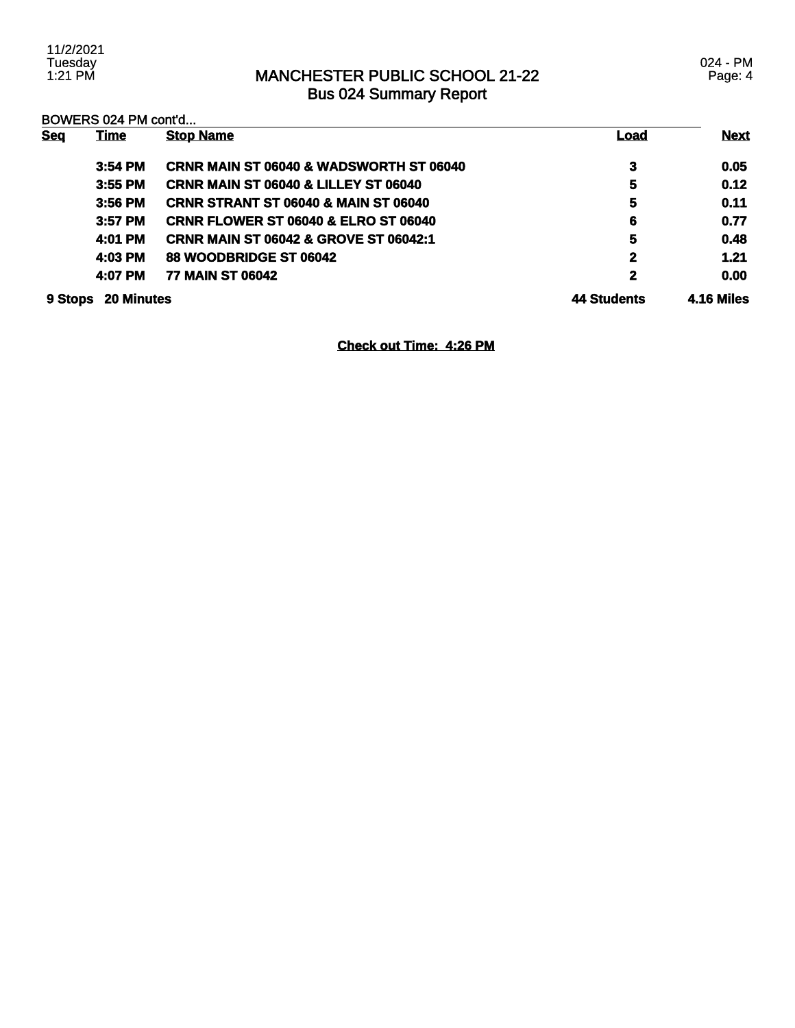# MANCHESTER PUBLIC SCHOOL 21-22
## Bus 024 Summary Report

BOWERS 024 PM cont'd...

| Seq | Time | Stop Name | Load | Next |
|---|---|---|---|---|
| | 3:54 PM | CRNR MAIN ST 06040 & WADSWORTH ST 06040 | 3 | 0.05 |
| | 3:55 PM | CRNR MAIN ST 06040 & LILLEY ST 06040 | 5 | 0.12 |
| | 3:56 PM | CRNR STRANT ST 06040 & MAIN ST 06040 | 5 | 0.11 |
| | 3:57 PM | CRNR FLOWER ST 06040 & ELRO ST 06040 | 6 | 0.77 |
| | 4:01 PM | CRNR MAIN ST 06042 & GROVE ST 06042:1 | 5 | 0.48 |
| | 4:03 PM | 88 WOODBRIDGE ST 06042 | 2 | 1.21 |
| | 4:07 PM | 77 MAIN ST 06042 | 2 | 0.00 |
| **9 Stops** | **20 Minutes** | | **44 Students** | **4.16 Miles** |

**Check out Time: 4:26 PM**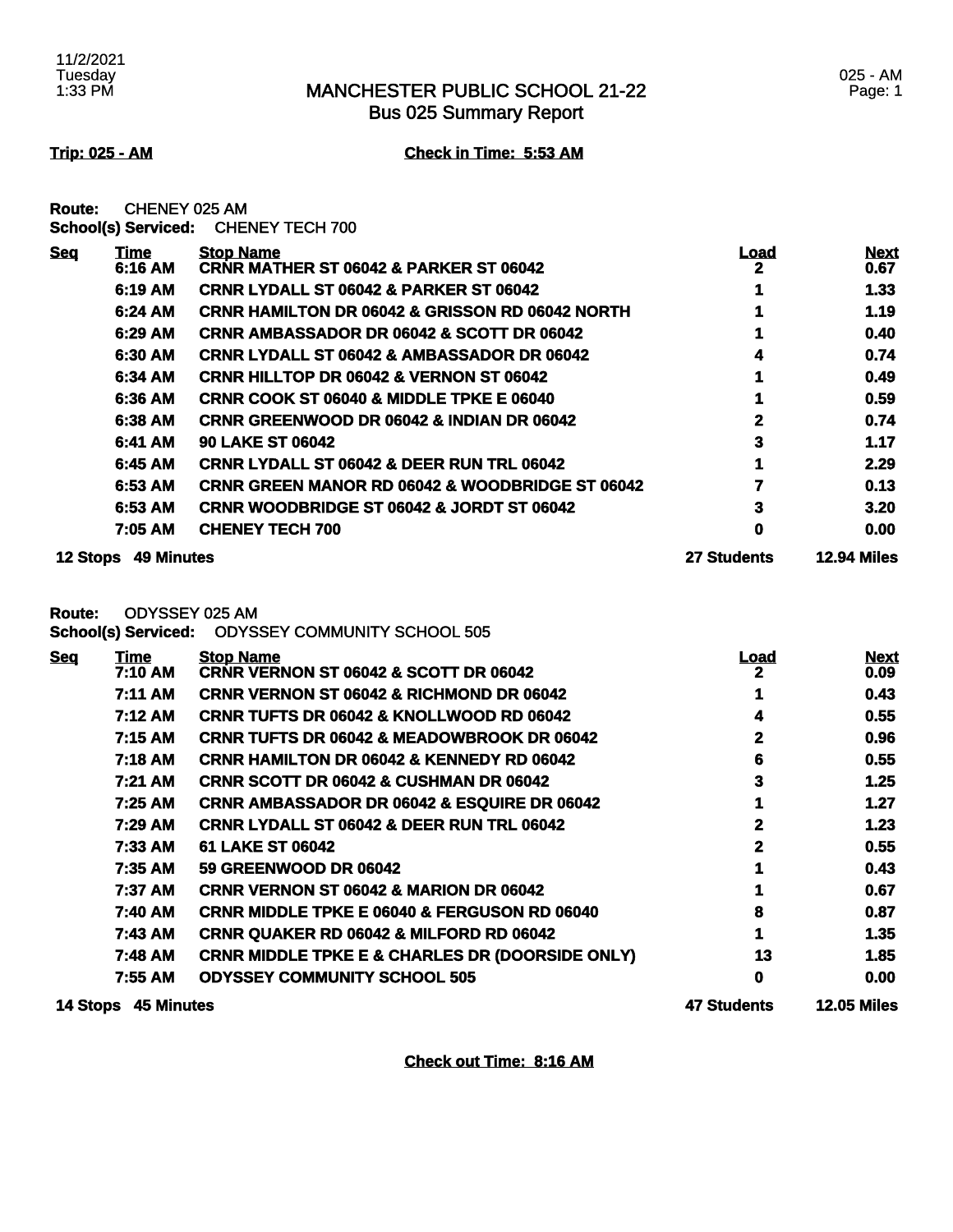# MANCHESTER PUBLIC SCHOOL 21-22
## Bus 025 Summary Report

**Trip: 025 - AM** **Check in Time: 5:53 AM**

**Route:** CHENEY 025 AM
**School(s) Serviced:** CHENEY TECH 700

| Seq | Time | Stop Name | Load | Next |
|---|---|---|---|---|
| | 6:16 AM | CRNR MATHER ST 06042 & PARKER ST 06042 | 2 | 0.67 |
| | 6:19 AM | CRNR LYDALL ST 06042 & PARKER ST 06042 | 1 | 1.33 |
| | 6:24 AM | CRNR HAMILTON DR 06042 & GRISSON RD 06042 NORTH | 1 | 1.19 |
| | 6:29 AM | CRNR AMBASSADOR DR 06042 & SCOTT DR 06042 | 1 | 0.40 |
| | 6:30 AM | CRNR LYDALL ST 06042 & AMBASSADOR DR 06042 | 4 | 0.74 |
| | 6:34 AM | CRNR HILLTOP DR 06042 & VERNON ST 06042 | 1 | 0.49 |
| | 6:36 AM | CRNR COOK ST 06040 & MIDDLE TPKE E 06040 | 1 | 0.59 |
| | 6:38 AM | CRNR GREENWOOD DR 06042 & INDIAN DR 06042 | 2 | 0.74 |
| | 6:41 AM | 90 LAKE ST 06042 | 3 | 1.17 |
| | 6:45 AM | CRNR LYDALL ST 06042 & DEER RUN TRL 06042 | 1 | 2.29 |
| | 6:53 AM | CRNR GREEN MANOR RD 06042 & WOODBRIDGE ST 06042 | 7 | 0.13 |
| | 6:53 AM | CRNR WOODBRIDGE ST 06042 & JORDT ST 06042 | 3 | 3.20 |
| | 7:05 AM | CHENEY TECH 700 | 0 | 0.00 |
| **12 Stops** | **49 Minutes** | | **27 Students** | **12.94 Miles** |

**Route:** ODYSSEY 025 AM
**School(s) Serviced:** ODYSSEY COMMUNITY SCHOOL 505

| Seq | Time | Stop Name | Load | Next |
|---|---|---|---|---|
| | 7:10 AM | CRNR VERNON ST 06042 & SCOTT DR 06042 | 2 | 0.09 |
| | 7:11 AM | CRNR VERNON ST 06042 & RICHMOND DR 06042 | 1 | 0.43 |
| | 7:12 AM | CRNR TUFTS DR 06042 & KNOLLWOOD RD 06042 | 4 | 0.55 |
| | 7:15 AM | CRNR TUFTS DR 06042 & MEADOWBROOK DR 06042 | 2 | 0.96 |
| | 7:18 AM | CRNR HAMILTON DR 06042 & KENNEDY RD 06042 | 6 | 0.55 |
| | 7:21 AM | CRNR SCOTT DR 06042 & CUSHMAN DR 06042 | 3 | 1.25 |
| | 7:25 AM | CRNR AMBASSADOR DR 06042 & ESQUIRE DR 06042 | 1 | 1.27 |
| | 7:29 AM | CRNR LYDALL ST 06042 & DEER RUN TRL 06042 | 2 | 1.23 |
| | 7:33 AM | 61 LAKE ST 06042 | 2 | 0.55 |
| | 7:35 AM | 59 GREENWOOD DR 06042 | 1 | 0.43 |
| | 7:37 AM | CRNR VERNON ST 06042 & MARION DR 06042 | 1 | 0.67 |
| | 7:40 AM | CRNR MIDDLE TPKE E 06040 & FERGUSON RD 06040 | 8 | 0.87 |
| | 7:43 AM | CRNR QUAKER RD 06042 & MILFORD RD 06042 | 1 | 1.35 |
| | 7:48 AM | CRNR MIDDLE TPKE E & CHARLES DR (DOORSIDE ONLY) | 13 | 1.85 |
| | 7:55 AM | ODYSSEY COMMUNITY SCHOOL 505 | 0 | 0.00 |
| **14 Stops** | **45 Minutes** | | **47 Students** | **12.05 Miles** |

**Check out Time: 8:16 AM**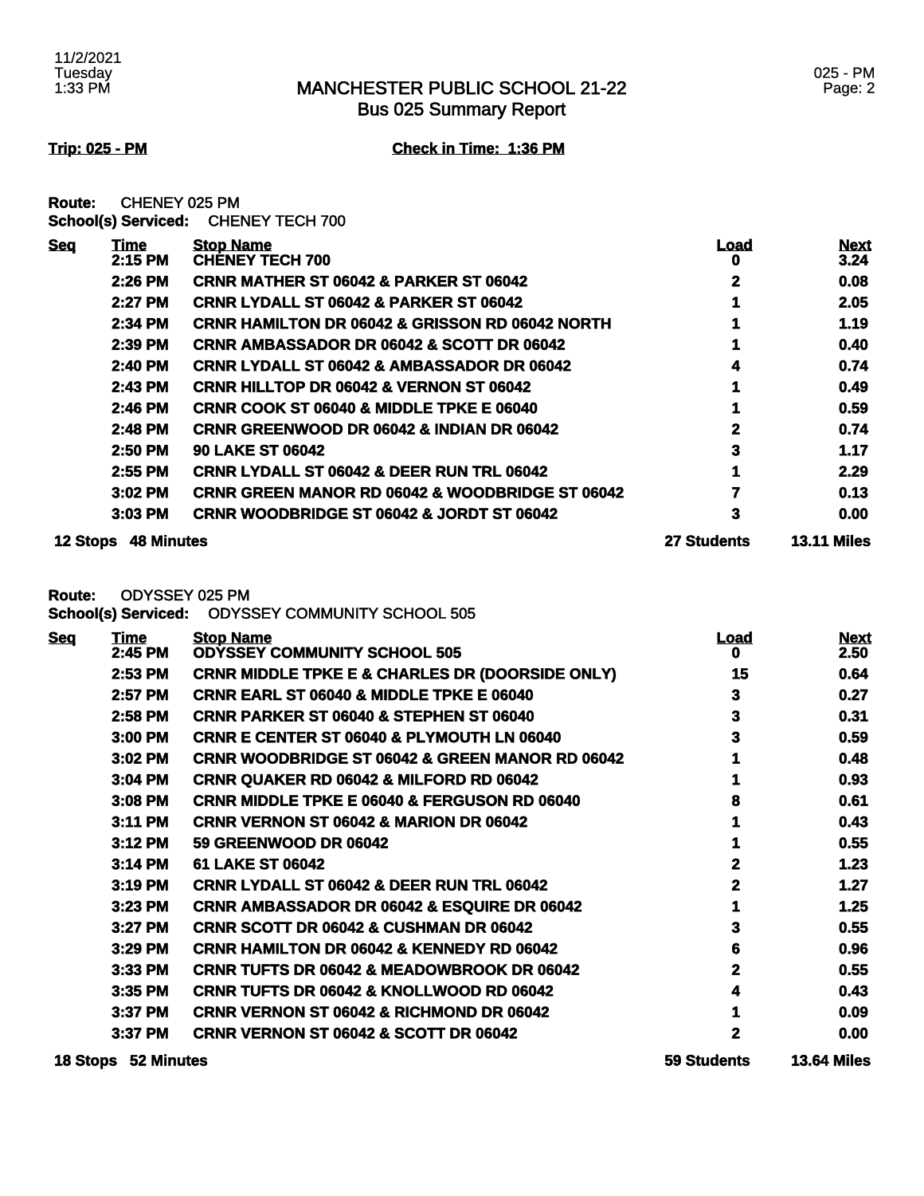# MANCHESTER PUBLIC SCHOOL 21-22
## Bus 025 Summary Report

**Trip: 025 - PM** **Check in Time: 1:36 PM**

**Route:** CHENEY 025 PM
**School(s) Serviced:** CHENEY TECH 700

| Seq | Time | Stop Name | Load | Next |
|---|---|---|---|---|
| | 2:15 PM | CHENEY TECH 700 | 0 | 3.24 |
| | 2:26 PM | CRNR MATHER ST 06042 & PARKER ST 06042 | 2 | 0.08 |
| | 2:27 PM | CRNR LYDALL ST 06042 & PARKER ST 06042 | 1 | 2.05 |
| | 2:34 PM | CRNR HAMILTON DR 06042 & GRISSON RD 06042 NORTH | 1 | 1.19 |
| | 2:39 PM | CRNR AMBASSADOR DR 06042 & SCOTT DR 06042 | 1 | 0.40 |
| | 2:40 PM | CRNR LYDALL ST 06042 & AMBASSADOR DR 06042 | 4 | 0.74 |
| | 2:43 PM | CRNR HILLTOP DR 06042 & VERNON ST 06042 | 1 | 0.49 |
| | 2:46 PM | CRNR COOK ST 06040 & MIDDLE TPKE E 06040 | 1 | 0.59 |
| | 2:48 PM | CRNR GREENWOOD DR 06042 & INDIAN DR 06042 | 2 | 0.74 |
| | 2:50 PM | 90 LAKE ST 06042 | 3 | 1.17 |
| | 2:55 PM | CRNR LYDALL ST 06042 & DEER RUN TRL 06042 | 1 | 2.29 |
| | 3:02 PM | CRNR GREEN MANOR RD 06042 & WOODBRIDGE ST 06042 | 7 | 0.13 |
| | 3:03 PM | CRNR WOODBRIDGE ST 06042 & JORDT ST 06042 | 3 | 0.00 |
| **12 Stops** | **48 Minutes** | | **27 Students** | **13.11 Miles** |

**Route:** ODYSSEY 025 PM
**School(s) Serviced:** ODYSSEY COMMUNITY SCHOOL 505

| Seq | Time | Stop Name | Load | Next |
|---|---|---|---|---|
| | 2:45 PM | ODYSSEY COMMUNITY SCHOOL 505 | 0 | 2.50 |
| | 2:53 PM | CRNR MIDDLE TPKE E & CHARLES DR (DOORSIDE ONLY) | 15 | 0.64 |
| | 2:57 PM | CRNR EARL ST 06040 & MIDDLE TPKE E 06040 | 3 | 0.27 |
| | 2:58 PM | CRNR PARKER ST 06040 & STEPHEN ST 06040 | 3 | 0.31 |
| | 3:00 PM | CRNR E CENTER ST 06040 & PLYMOUTH LN 06040 | 3 | 0.59 |
| | 3:02 PM | CRNR WOODBRIDGE ST 06042 & GREEN MANOR RD 06042 | 1 | 0.48 |
| | 3:04 PM | CRNR QUAKER RD 06042 & MILFORD RD 06042 | 1 | 0.93 |
| | 3:08 PM | CRNR MIDDLE TPKE E 06040 & FERGUSON RD 06040 | 8 | 0.61 |
| | 3:11 PM | CRNR VERNON ST 06042 & MARION DR 06042 | 1 | 0.43 |
| | 3:12 PM | 59 GREENWOOD DR 06042 | 1 | 0.55 |
| | 3:14 PM | 61 LAKE ST 06042 | 2 | 1.23 |
| | 3:19 PM | CRNR LYDALL ST 06042 & DEER RUN TRL 06042 | 2 | 1.27 |
| | 3:23 PM | CRNR AMBASSADOR DR 06042 & ESQUIRE DR 06042 | 1 | 1.25 |
| | 3:27 PM | CRNR SCOTT DR 06042 & CUSHMAN DR 06042 | 3 | 0.55 |
| | 3:29 PM | CRNR HAMILTON DR 06042 & KENNEDY RD 06042 | 6 | 0.96 |
| | 3:33 PM | CRNR TUFTS DR 06042 & MEADOWBROOK DR 06042 | 2 | 0.55 |
| | 3:35 PM | CRNR TUFTS DR 06042 & KNOLLWOOD RD 06042 | 4 | 0.43 |
| | 3:37 PM | CRNR VERNON ST 06042 & RICHMOND DR 06042 | 1 | 0.09 |
| | 3:37 PM | CRNR VERNON ST 06042 & SCOTT DR 06042 | 2 | 0.00 |
| **18 Stops** | **52 Minutes** | | **59 Students** | **13.64 Miles** |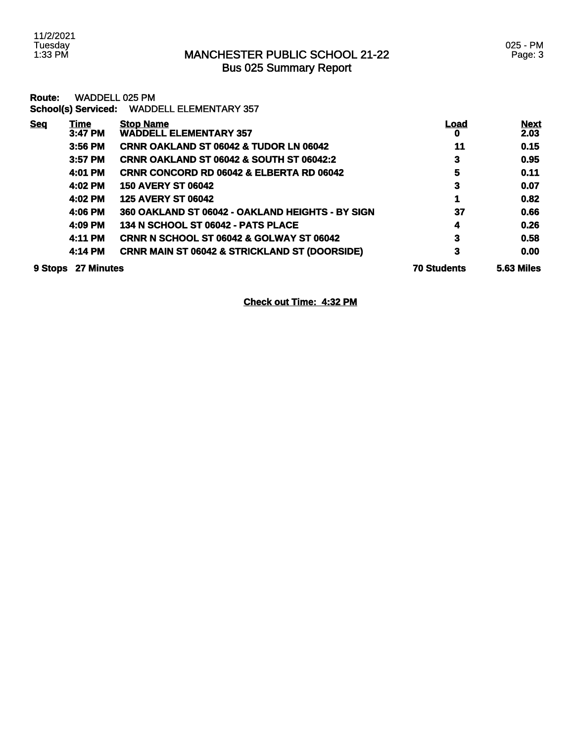# MANCHESTER PUBLIC SCHOOL 21-22
## Bus 025 Summary Report

**Route:** WADDELL 025 PM
**School(s) Serviced:** WADDELL ELEMENTARY 357

| Seq | Time | Stop Name | Load | Next |
|---|---|---|---|---|
| | 3:47 PM | WADDELL ELEMENTARY 357 | 0 | 2.03 |
| | 3:56 PM | CRNR OAKLAND ST 06042 & TUDOR LN 06042 | 11 | 0.15 |
| | 3:57 PM | CRNR OAKLAND ST 06042 & SOUTH ST 06042:2 | 3 | 0.95 |
| | 4:01 PM | CRNR CONCORD RD 06042 & ELBERTA RD 06042 | 5 | 0.11 |
| | 4:02 PM | 150 AVERY ST 06042 | 3 | 0.07 |
| | 4:02 PM | 125 AVERY ST 06042 | 1 | 0.82 |
| | 4:06 PM | 360 OAKLAND ST 06042 - OAKLAND HEIGHTS - BY SIGN | 37 | 0.66 |
| | 4:09 PM | 134 N SCHOOL ST 06042 - PATS PLACE | 4 | 0.26 |
| | 4:11 PM | CRNR N SCHOOL ST 06042 & GOLWAY ST 06042 | 3 | 0.58 |
| | 4:14 PM | CRNR MAIN ST 06042 & STRICKLAND ST (DOORSIDE) | 3 | 0.00 |
| **9 Stops** | **27 Minutes** | | **70 Students** | **5.63 Miles** |

**Check out Time: 4:32 PM**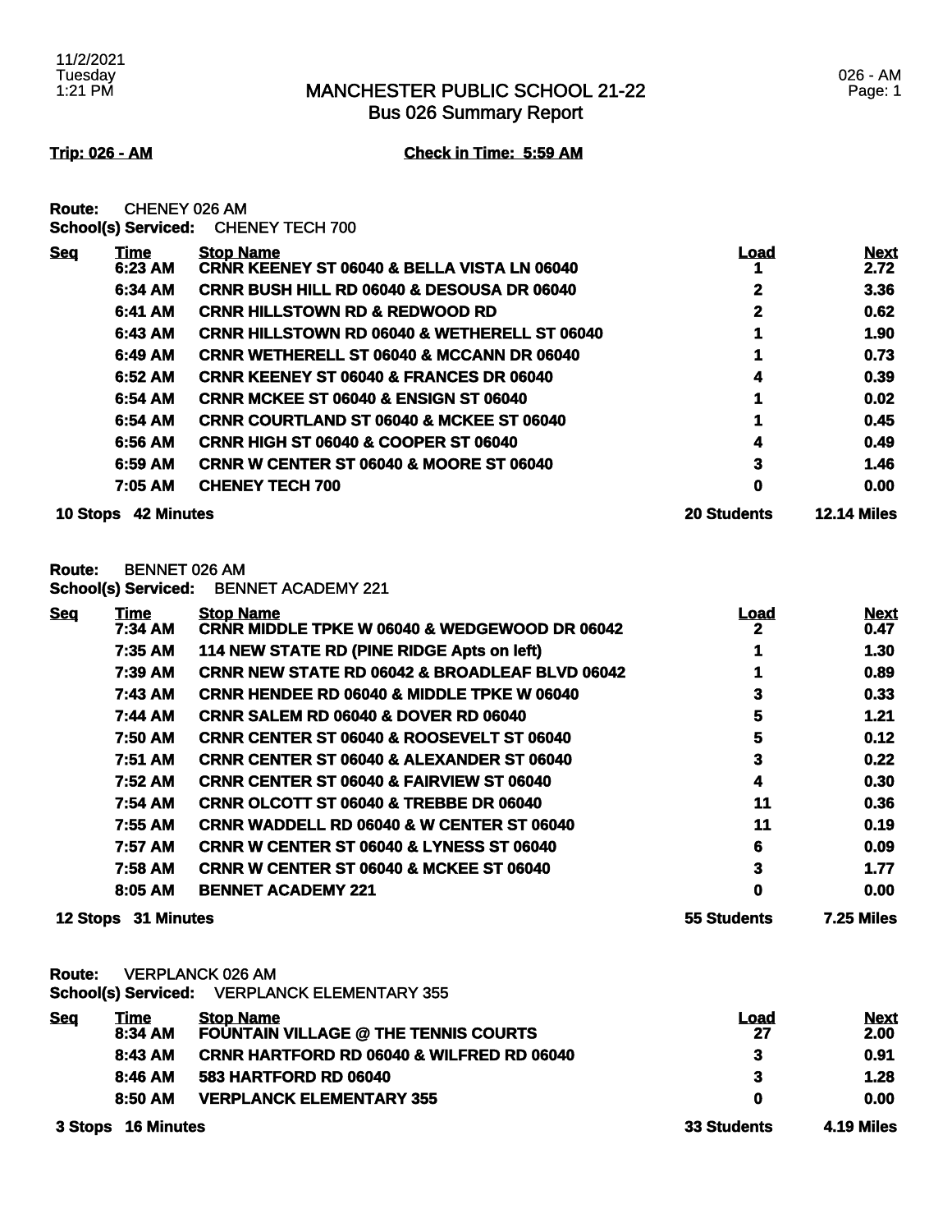# MANCHESTER PUBLIC SCHOOL 21-22
## Bus 026 Summary Report

**Trip: 026 - AM** **Check in Time: 5:59 AM**

**Route:** CHENEY 026 AM
**School(s) Serviced:** CHENEY TECH 700

| Seq | Time | Stop Name | Load | Next |
|---|---|---|---|---|
| | 6:23 AM | CRNR KEENEY ST 06040 & BELLA VISTA LN 06040 | 1 | 2.72 |
| | 6:34 AM | CRNR BUSH HILL RD 06040 & DESOUSA DR 06040 | 2 | 3.36 |
| | 6:41 AM | CRNR HILLSTOWN RD & REDWOOD RD | 2 | 0.62 |
| | 6:43 AM | CRNR HILLSTOWN RD 06040 & WETHERELL ST 06040 | 1 | 1.90 |
| | 6:49 AM | CRNR WETHERELL ST 06040 & MCCANN DR 06040 | 1 | 0.73 |
| | 6:52 AM | CRNR KEENEY ST 06040 & FRANCES DR 06040 | 4 | 0.39 |
| | 6:54 AM | CRNR MCKEE ST 06040 & ENSIGN ST 06040 | 1 | 0.02 |
| | 6:54 AM | CRNR COURTLAND ST 06040 & MCKEE ST 06040 | 1 | 0.45 |
| | 6:56 AM | CRNR HIGH ST 06040 & COOPER ST 06040 | 4 | 0.49 |
| | 6:59 AM | CRNR W CENTER ST 06040 & MOORE ST 06040 | 3 | 1.46 |
| | 7:05 AM | CHENEY TECH 700 | 0 | 0.00 |
| **10 Stops** | **42 Minutes** | | **20 Students** | **12.14 Miles** |

**Route:** BENNET 026 AM
**School(s) Serviced:** BENNET ACADEMY 221

| Seq | Time | Stop Name | Load | Next |
|---|---|---|---|---|
| | 7:34 AM | CRNR MIDDLE TPKE W 06040 & WEDGEWOOD DR 06042 | 2 | 0.47 |
| | 7:35 AM | 114 NEW STATE RD (PINE RIDGE Apts on left) | 1 | 1.30 |
| | 7:39 AM | CRNR NEW STATE RD 06042 & BROADLEAF BLVD 06042 | 1 | 0.89 |
| | 7:43 AM | CRNR HENDEE RD 06040 & MIDDLE TPKE W 06040 | 3 | 0.33 |
| | 7:44 AM | CRNR SALEM RD 06040 & DOVER RD 06040 | 5 | 1.21 |
| | 7:50 AM | CRNR CENTER ST 06040 & ROOSEVELT ST 06040 | 5 | 0.12 |
| | 7:51 AM | CRNR CENTER ST 06040 & ALEXANDER ST 06040 | 3 | 0.22 |
| | 7:52 AM | CRNR CENTER ST 06040 & FAIRVIEW ST 06040 | 4 | 0.30 |
| | 7:54 AM | CRNR OLCOTT ST 06040 & TREBBE DR 06040 | 11 | 0.36 |
| | 7:55 AM | CRNR WADDELL RD 06040 & W CENTER ST 06040 | 11 | 0.19 |
| | 7:57 AM | CRNR W CENTER ST 06040 & LYNESS ST 06040 | 6 | 0.09 |
| | 7:58 AM | CRNR W CENTER ST 06040 & MCKEE ST 06040 | 3 | 1.77 |
| | 8:05 AM | BENNET ACADEMY 221 | 0 | 0.00 |
| **12 Stops** | **31 Minutes** | | **55 Students** | **7.25 Miles** |

**Route:** VERPLANCK 026 AM
**School(s) Serviced:** VERPLANCK ELEMENTARY 355

| Seq | Time | Stop Name | Load | Next |
|---|---|---|---|---|
| | 8:34 AM | FOUNTAIN VILLAGE @ THE TENNIS COURTS | 27 | 2.00 |
| | 8:43 AM | CRNR HARTFORD RD 06040 & WILFRED RD 06040 | 3 | 0.91 |
| | 8:46 AM | 583 HARTFORD RD 06040 | 3 | 1.28 |
| | 8:50 AM | VERPLANCK ELEMENTARY 355 | 0 | 0.00 |
| **3 Stops** | **16 Minutes** | | **33 Students** | **4.19 Miles** |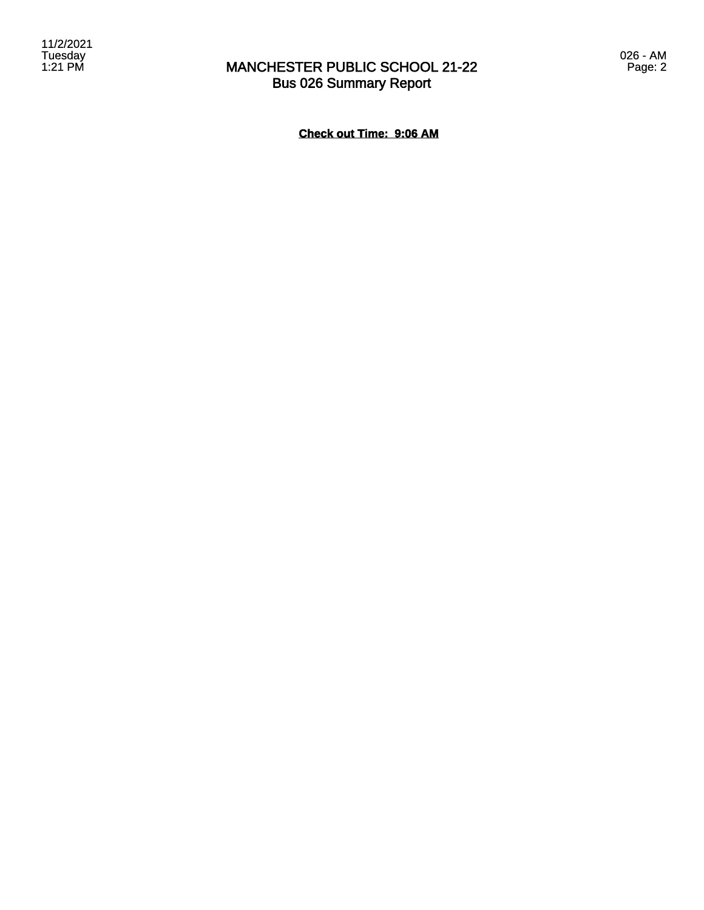**Check out Time: 9:06 AM**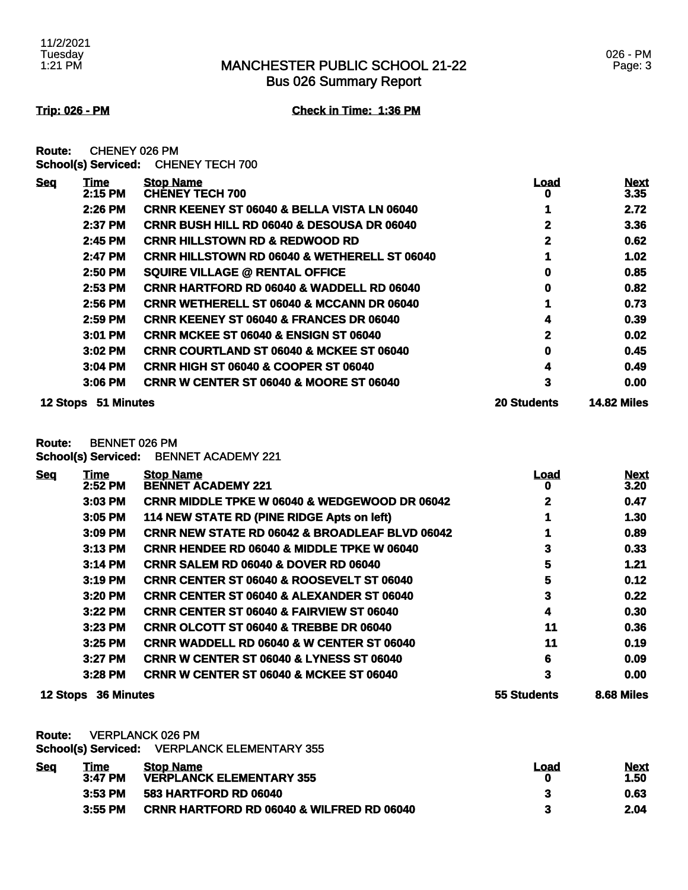## MANCHESTER PUBLIC SCHOOL 21-22
### Bus 026 Summary Report

11/2/2021
Tuesday
1:21 PM

026 - PM

**Trip: 026 - PM** **Check in Time: 1:36 PM**

**Route:** CHENEY 026 PM
**School(s) Serviced:** CHENEY TECH 700

| Seq | Time | Stop Name | Load | Next |
|---|---|---|---|---|
| | 2:15 PM | CHENEY TECH 700 | 0 | 3.35 |
| | 2:26 PM | CRNR KEENEY ST 06040 & BELLA VISTA LN 06040 | 1 | 2.72 |
| | 2:37 PM | CRNR BUSH HILL RD 06040 & DESOUSA DR 06040 | 2 | 3.36 |
| | 2:45 PM | CRNR HILLSTOWN RD & REDWOOD RD | 2 | 0.62 |
| | 2:47 PM | CRNR HILLSTOWN RD 06040 & WETHERELL ST 06040 | 1 | 1.02 |
| | 2:50 PM | SQUIRE VILLAGE @ RENTAL OFFICE | 0 | 0.85 |
| | 2:53 PM | CRNR HARTFORD RD 06040 & WADDELL RD 06040 | 0 | 0.82 |
| | 2:56 PM | CRNR WETHERELL ST 06040 & MCCANN DR 06040 | 1 | 0.73 |
| | 2:59 PM | CRNR KEENEY ST 06040 & FRANCES DR 06040 | 4 | 0.39 |
| | 3:01 PM | CRNR MCKEE ST 06040 & ENSIGN ST 06040 | 2 | 0.02 |
| | 3:02 PM | CRNR COURTLAND ST 06040 & MCKEE ST 06040 | 0 | 0.45 |
| | 3:04 PM | CRNR HIGH ST 06040 & COOPER ST 06040 | 4 | 0.49 |
| | 3:06 PM | CRNR W CENTER ST 06040 & MOORE ST 06040 | 3 | 0.00 |
| **12 Stops** | **51 Minutes** | | **20 Students** | **14.82 Miles** |

**Route:** BENNET 026 PM
**School(s) Serviced:** BENNET ACADEMY 221

| Seq | Time | Stop Name | Load | Next |
|---|---|---|---|---|
| | 2:52 PM | BENNET ACADEMY 221 | 0 | 3.20 |
| | 3:03 PM | CRNR MIDDLE TPKE W 06040 & WEDGEWOOD DR 06042 | 2 | 0.47 |
| | 3:05 PM | 114 NEW STATE RD (PINE RIDGE Apts on left) | 1 | 1.30 |
| | 3:09 PM | CRNR NEW STATE RD 06042 & BROADLEAF BLVD 06042 | 1 | 0.89 |
| | 3:13 PM | CRNR HENDEE RD 06040 & MIDDLE TPKE W 06040 | 3 | 0.33 |
| | 3:14 PM | CRNR SALEM RD 06040 & DOVER RD 06040 | 5 | 1.21 |
| | 3:19 PM | CRNR CENTER ST 06040 & ROOSEVELT ST 06040 | 5 | 0.12 |
| | 3:20 PM | CRNR CENTER ST 06040 & ALEXANDER ST 06040 | 3 | 0.22 |
| | 3:22 PM | CRNR CENTER ST 06040 & FAIRVIEW ST 06040 | 4 | 0.30 |
| | 3:23 PM | CRNR OLCOTT ST 06040 & TREBBE DR 06040 | 11 | 0.36 |
| | 3:25 PM | CRNR WADDELL RD 06040 & W CENTER ST 06040 | 11 | 0.19 |
| | 3:27 PM | CRNR W CENTER ST 06040 & LYNESS ST 06040 | 6 | 0.09 |
| | 3:28 PM | CRNR W CENTER ST 06040 & MCKEE ST 06040 | 3 | 0.00 |
| **12 Stops** | **36 Minutes** | | **55 Students** | **8.68 Miles** |

**Route:** VERPLANCK 026 PM
**School(s) Serviced:** VERPLANCK ELEMENTARY 355

| Seq | Time | Stop Name | Load | Next |
|---|---|---|---|---|
| | 3:47 PM | VERPLANCK ELEMENTARY 355 | 0 | 1.50 |
| | 3:53 PM | 583 HARTFORD RD 06040 | 3 | 0.63 |
| | 3:55 PM | CRNR HARTFORD RD 06040 & WILFRED RD 06040 | 3 | 2.04 |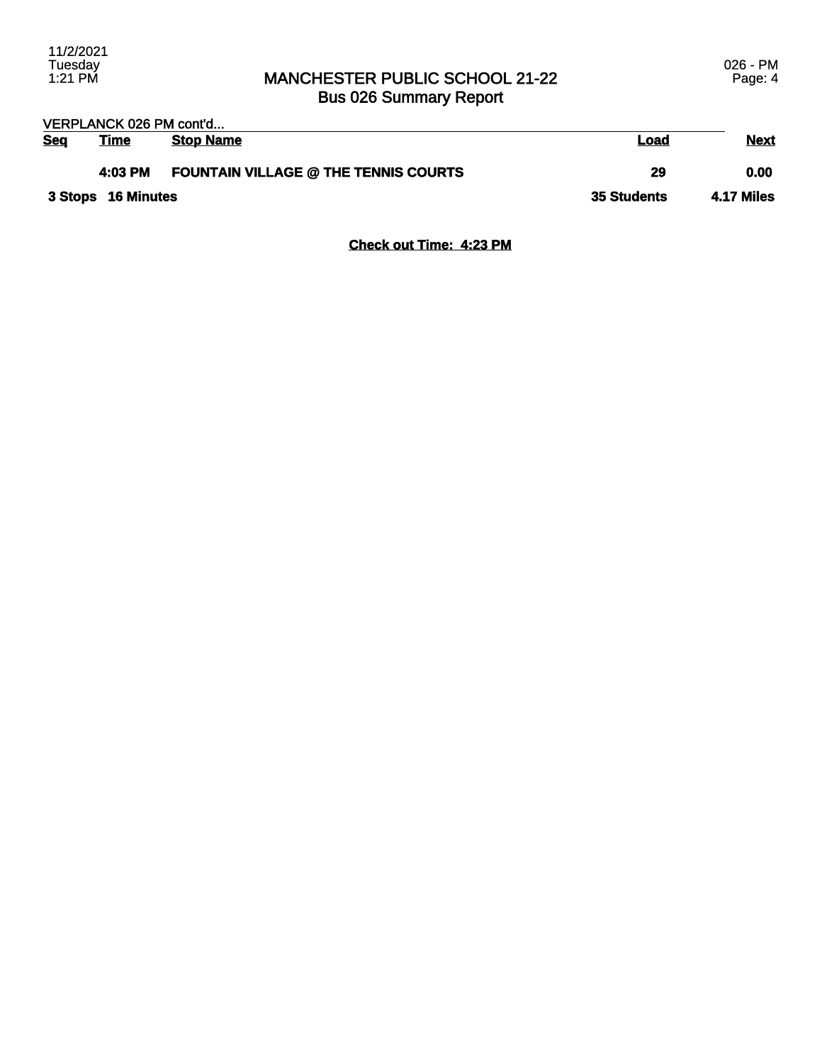# MANCHESTER PUBLIC SCHOOL 21-22
## Bus 026 Summary Report

VERPLANCK 026 PM cont'd...

| Seq | Time | Stop Name | Load | Next |
|---|---|---|---|---|
| | 4:03 PM | **FOUNTAIN VILLAGE @ THE TENNIS COURTS** | 29 | 0.00 |
| **3 Stops** | **16 Minutes** | | **35 Students** | **4.17 Miles** |

**Check out Time: 4:23 PM**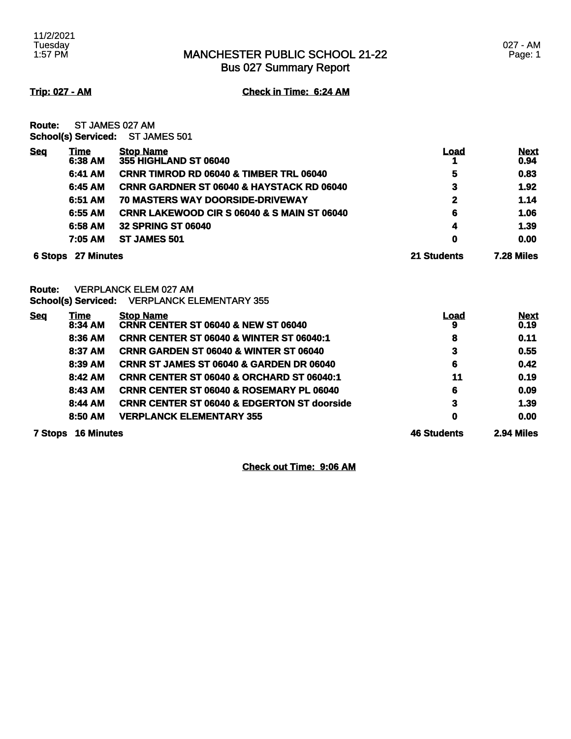# MANCHESTER PUBLIC SCHOOL 21-22
## Bus 027 Summary Report

**Trip: 027 - AM** **Check in Time: 6:24 AM**

**Route:** ST JAMES 027 AM
**School(s) Serviced:** ST JAMES 501

| Seq | Time | Stop Name | Load | Next |
|---|---|---|---|---|
| | 6:38 AM | 355 HIGHLAND ST 06040 | 1 | 0.94 |
| | 6:41 AM | CRNR TIMROD RD 06040 & TIMBER TRL 06040 | 5 | 0.83 |
| | 6:45 AM | CRNR GARDNER ST 06040 & HAYSTACK RD 06040 | 3 | 1.92 |
| | 6:51 AM | 70 MASTERS WAY DOORSIDE-DRIVEWAY | 2 | 1.14 |
| | 6:55 AM | CRNR LAKEWOOD CIR S 06040 & S MAIN ST 06040 | 6 | 1.06 |
| | 6:58 AM | 32 SPRING ST 06040 | 4 | 1.39 |
| | 7:05 AM | ST JAMES 501 | 0 | 0.00 |
| 6 Stops | 27 Minutes | | 21 Students | 7.28 Miles |

**Route:** VERPLANCK ELEM 027 AM
**School(s) Serviced:** VERPLANCK ELEMENTARY 355

| Seq | Time | Stop Name | Load | Next |
|---|---|---|---|---|
| | 8:34 AM | CRNR CENTER ST 06040 & NEW ST 06040 | 9 | 0.19 |
| | 8:36 AM | CRNR CENTER ST 06040 & WINTER ST 06040:1 | 8 | 0.11 |
| | 8:37 AM | CRNR GARDEN ST 06040 & WINTER ST 06040 | 3 | 0.55 |
| | 8:39 AM | CRNR ST JAMES ST 06040 & GARDEN DR 06040 | 6 | 0.42 |
| | 8:42 AM | CRNR CENTER ST 06040 & ORCHARD ST 06040:1 | 11 | 0.19 |
| | 8:43 AM | CRNR CENTER ST 06040 & ROSEMARY PL 06040 | 6 | 0.09 |
| | 8:44 AM | CRNR CENTER ST 06040 & EDGERTON ST doorside | 3 | 1.39 |
| | 8:50 AM | VERPLANCK ELEMENTARY 355 | 0 | 0.00 |
| 7 Stops | 16 Minutes | | 46 Students | 2.94 Miles |

**Check out Time: 9:06 AM**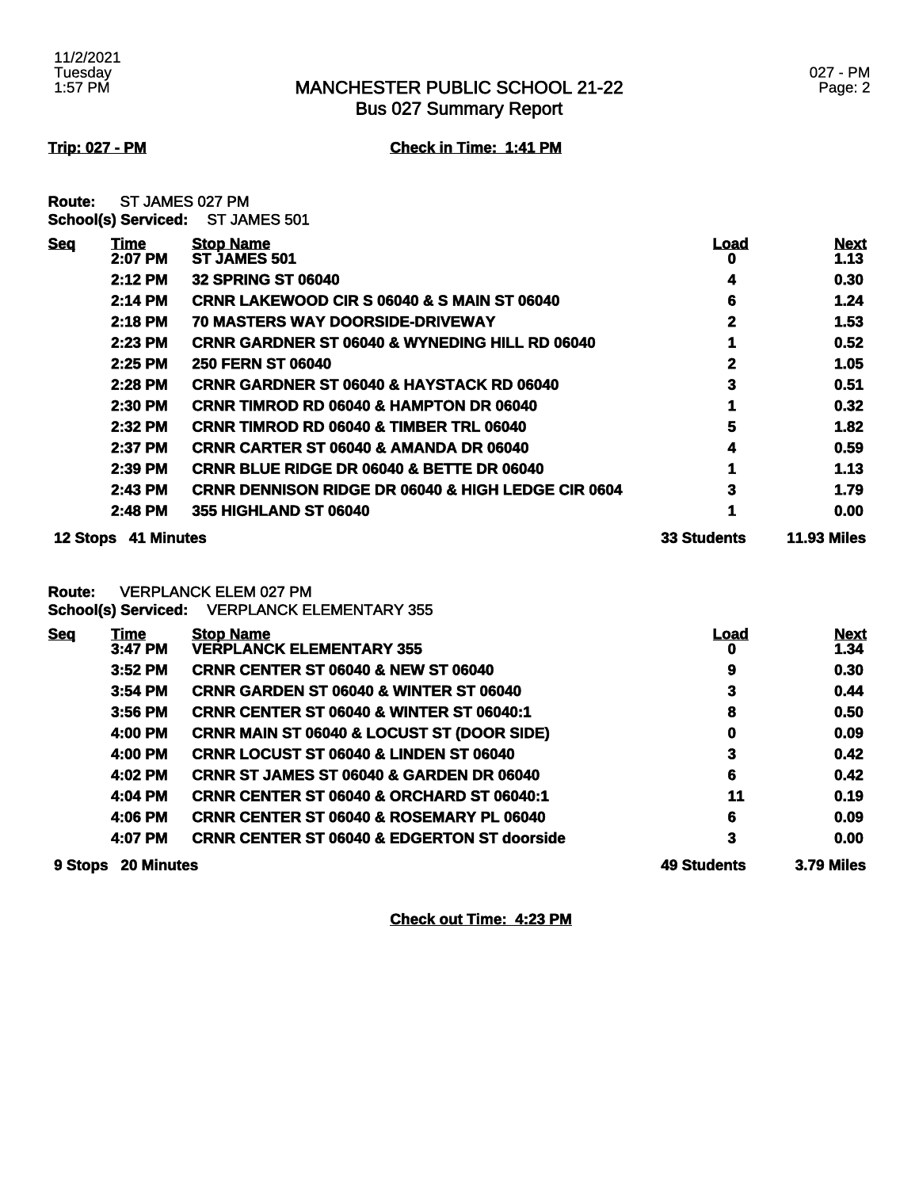# MANCHESTER PUBLIC SCHOOL 21-22
## Bus 027 Summary Report

**Trip: 027 - PM** **Check in Time: 1:41 PM**

**Route:** ST JAMES 027 PM
**School(s) Serviced:** ST JAMES 501

| Seq | Time | Stop Name | Load | Next |
|---|---|---|---|---|
| | 2:07 PM | ST JAMES 501 | 0 | 1.13 |
| | 2:12 PM | 32 SPRING ST 06040 | 4 | 0.30 |
| | 2:14 PM | CRNR LAKEWOOD CIR S 06040 & S MAIN ST 06040 | 6 | 1.24 |
| | 2:18 PM | 70 MASTERS WAY DOORSIDE-DRIVEWAY | 2 | 1.53 |
| | 2:23 PM | CRNR GARDNER ST 06040 & WYNEDING HILL RD 06040 | 1 | 0.52 |
| | 2:25 PM | 250 FERN ST 06040 | 2 | 1.05 |
| | 2:28 PM | CRNR GARDNER ST 06040 & HAYSTACK RD 06040 | 3 | 0.51 |
| | 2:30 PM | CRNR TIMROD RD 06040 & HAMPTON DR 06040 | 1 | 0.32 |
| | 2:32 PM | CRNR TIMROD RD 06040 & TIMBER TRL 06040 | 5 | 1.82 |
| | 2:37 PM | CRNR CARTER ST 06040 & AMANDA DR 06040 | 4 | 0.59 |
| | 2:39 PM | CRNR BLUE RIDGE DR 06040 & BETTE DR 06040 | 1 | 1.13 |
| | 2:43 PM | CRNR DENNISON RIDGE DR 06040 & HIGH LEDGE CIR 0604 | 3 | 1.79 |
| | 2:48 PM | 355 HIGHLAND ST 06040 | 1 | 0.00 |
| **12 Stops** | **41 Minutes** | | **33 Students** | **11.93 Miles** |

**Route:** VERPLANCK ELEM 027 PM
**School(s) Serviced:** VERPLANCK ELEMENTARY 355

| Seq | Time | Stop Name | Load | Next |
|---|---|---|---|---|
| | 3:47 PM | VERPLANCK ELEMENTARY 355 | 0 | 1.34 |
| | 3:52 PM | CRNR CENTER ST 06040 & NEW ST 06040 | 9 | 0.30 |
| | 3:54 PM | CRNR GARDEN ST 06040 & WINTER ST 06040 | 3 | 0.44 |
| | 3:56 PM | CRNR CENTER ST 06040 & WINTER ST 06040:1 | 8 | 0.50 |
| | 4:00 PM | CRNR MAIN ST 06040 & LOCUST ST (DOOR SIDE) | 0 | 0.09 |
| | 4:00 PM | CRNR LOCUST ST 06040 & LINDEN ST 06040 | 3 | 0.42 |
| | 4:02 PM | CRNR ST JAMES ST 06040 & GARDEN DR 06040 | 6 | 0.42 |
| | 4:04 PM | CRNR CENTER ST 06040 & ORCHARD ST 06040:1 | 11 | 0.19 |
| | 4:06 PM | CRNR CENTER ST 06040 & ROSEMARY PL 06040 | 6 | 0.09 |
| | 4:07 PM | CRNR CENTER ST 06040 & EDGERTON ST doorside | 3 | 0.00 |
| **9 Stops** | **20 Minutes** | | **49 Students** | **3.79 Miles** |

**Check out Time: 4:23 PM**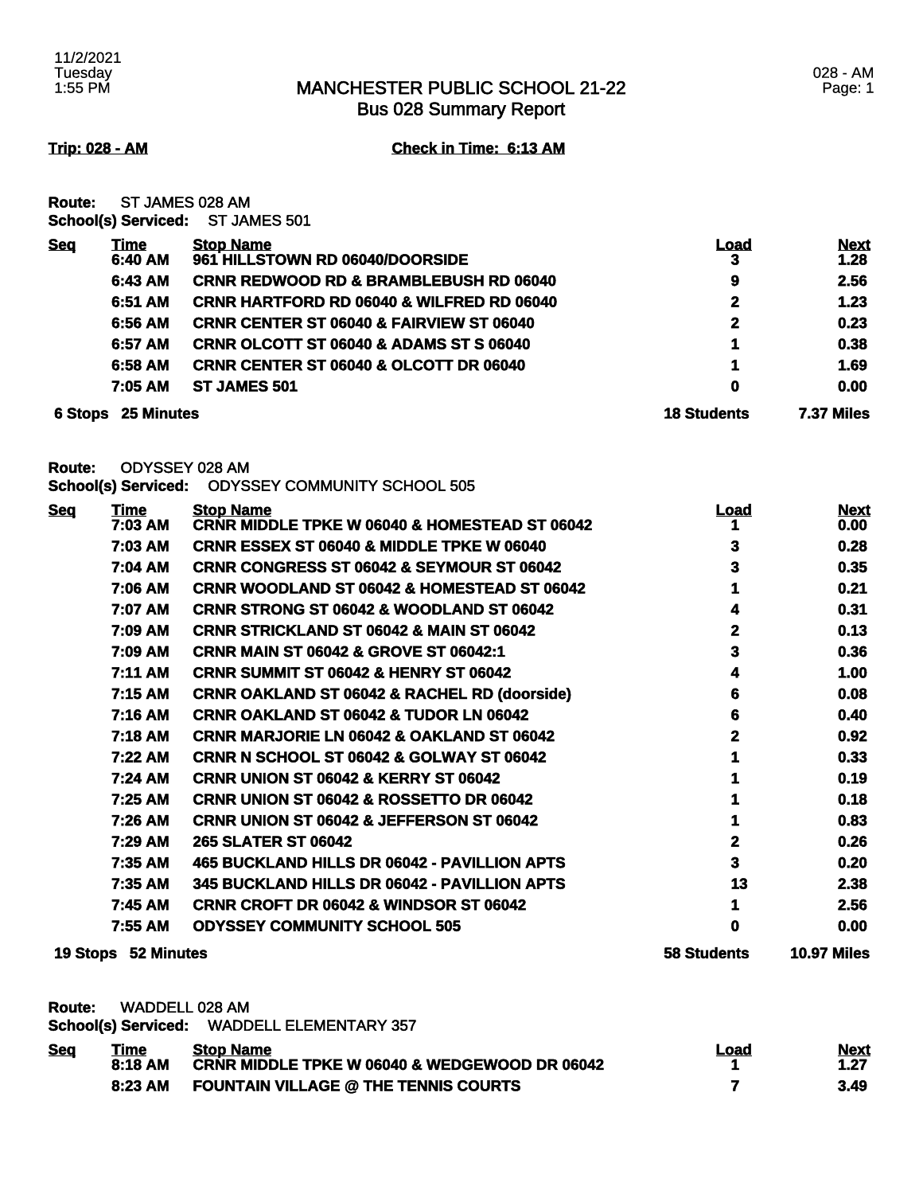# MANCHESTER PUBLIC SCHOOL 21-22
## Bus 028 Summary Report

11/2/2021
Tuesday
1:55 PM

028 - AM
Page: 1

**Trip: 028 - AM** **Check in Time: 6:13 AM**

**Route:** ST JAMES 028 AM
**School(s) Serviced:** ST JAMES 501

| Seq | Time | Stop Name | Load | Next |
|---|---|---|---|---|
| | 6:40 AM | 961 HILLSTOWN RD 06040/DOORSIDE | 3 | 1.28 |
| | 6:43 AM | CRNR REDWOOD RD & BRAMBLEBUSH RD 06040 | 9 | 2.56 |
| | 6:51 AM | CRNR HARTFORD RD 06040 & WILFRED RD 06040 | 2 | 1.23 |
| | 6:56 AM | CRNR CENTER ST 06040 & FAIRVIEW ST 06040 | 2 | 0.23 |
| | 6:57 AM | CRNR OLCOTT ST 06040 & ADAMS ST S 06040 | 1 | 0.38 |
| | 6:58 AM | CRNR CENTER ST 06040 & OLCOTT DR 06040 | 1 | 1.69 |
| | 7:05 AM | ST JAMES 501 | 0 | 0.00 |
| **6 Stops** | **25 Minutes** | | **18 Students** | **7.37 Miles** |

**Route:** ODYSSEY 028 AM
**School(s) Serviced:** ODYSSEY COMMUNITY SCHOOL 505

| Seq | Time | Stop Name | Load | Next |
|---|---|---|---|---|
| | 7:03 AM | CRNR MIDDLE TPKE W 06040 & HOMESTEAD ST 06042 | 1 | 0.00 |
| | 7:03 AM | CRNR ESSEX ST 06040 & MIDDLE TPKE W 06040 | 3 | 0.28 |
| | 7:04 AM | CRNR CONGRESS ST 06042 & SEYMOUR ST 06042 | 3 | 0.35 |
| | 7:06 AM | CRNR WOODLAND ST 06042 & HOMESTEAD ST 06042 | 1 | 0.21 |
| | 7:07 AM | CRNR STRONG ST 06042 & WOODLAND ST 06042 | 4 | 0.31 |
| | 7:09 AM | CRNR STRICKLAND ST 06042 & MAIN ST 06042 | 2 | 0.13 |
| | 7:09 AM | CRNR MAIN ST 06042 & GROVE ST 06042:1 | 3 | 0.36 |
| | 7:11 AM | CRNR SUMMIT ST 06042 & HENRY ST 06042 | 4 | 1.00 |
| | 7:15 AM | CRNR OAKLAND ST 06042 & RACHEL RD (doorside) | 6 | 0.08 |
| | 7:16 AM | CRNR OAKLAND ST 06042 & TUDOR LN 06042 | 6 | 0.40 |
| | 7:18 AM | CRNR MARJORIE LN 06042 & OAKLAND ST 06042 | 2 | 0.92 |
| | 7:22 AM | CRNR N SCHOOL ST 06042 & GOLWAY ST 06042 | 1 | 0.33 |
| | 7:24 AM | CRNR UNION ST 06042 & KERRY ST 06042 | 1 | 0.19 |
| | 7:25 AM | CRNR UNION ST 06042 & ROSSETTO DR 06042 | 1 | 0.18 |
| | 7:26 AM | CRNR UNION ST 06042 & JEFFERSON ST 06042 | 1 | 0.83 |
| | 7:29 AM | 265 SLATER ST 06042 | 2 | 0.26 |
| | 7:35 AM | 465 BUCKLAND HILLS DR 06042 - PAVILLION APTS | 3 | 0.20 |
| | 7:35 AM | 345 BUCKLAND HILLS DR 06042 - PAVILLION APTS | 13 | 2.38 |
| | 7:45 AM | CRNR CROFT DR 06042 & WINDSOR ST 06042 | 1 | 2.56 |
| | 7:55 AM | ODYSSEY COMMUNITY SCHOOL 505 | 0 | 0.00 |
| **19 Stops** | **52 Minutes** | | **58 Students** | **10.97 Miles** |

**Route:** WADDELL 028 AM
**School(s) Serviced:** WADDELL ELEMENTARY 357

| Seq | Time | Stop Name | Load | Next |
|---|---|---|---|---|
| | 8:18 AM | CRNR MIDDLE TPKE W 06040 & WEDGEWOOD DR 06042 | 1 | 1.27 |
| | 8:23 AM | FOUNTAIN VILLAGE @ THE TENNIS COURTS | 7 | 3.49 |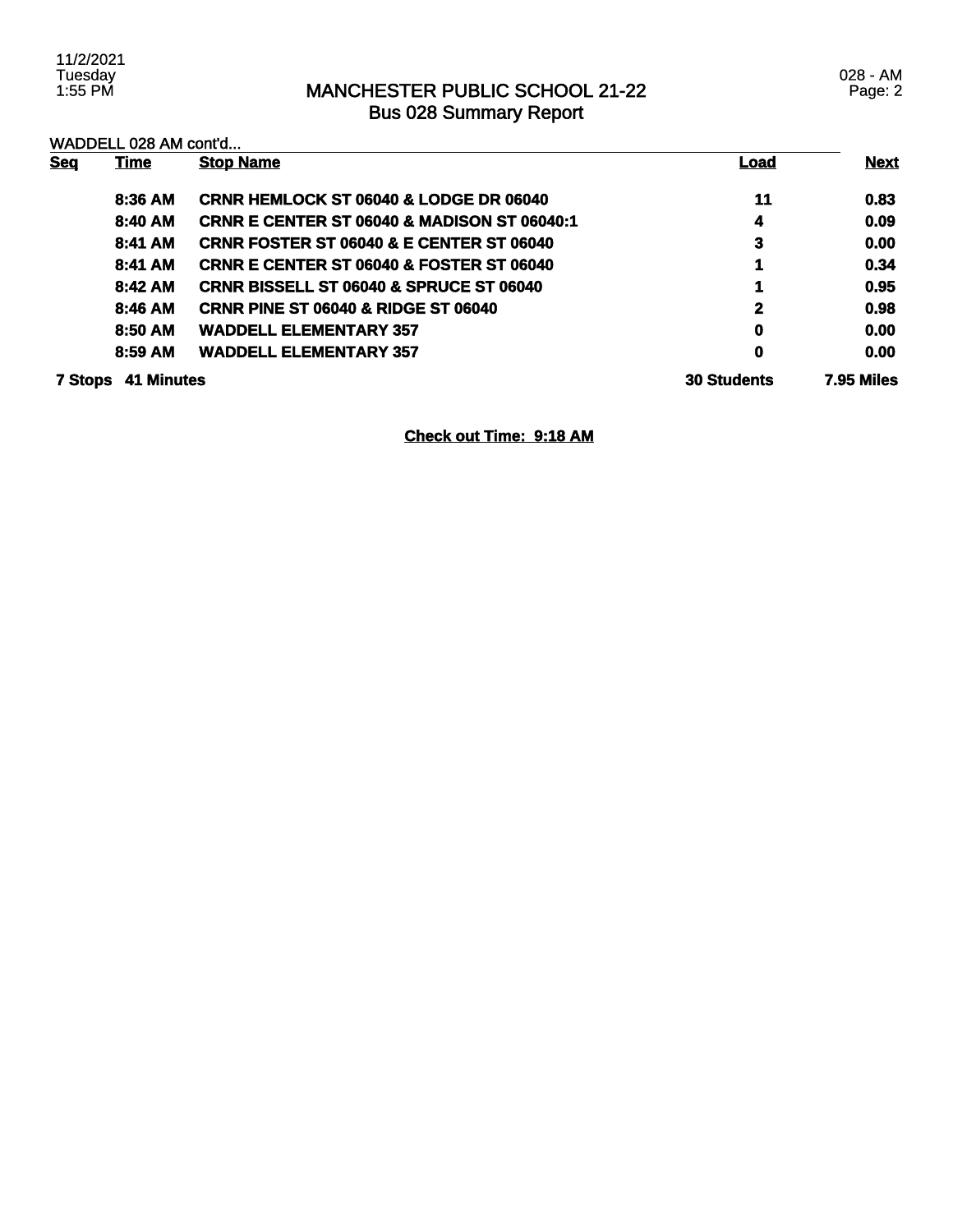# MANCHESTER PUBLIC SCHOOL 21-22
## Bus 028 Summary Report

WADDELL 028 AM cont'd...

| Seq | Time | Stop Name | Load | Next |
|---|---|---|---|---|
| | 8:36 AM | CRNR HEMLOCK ST 06040 & LODGE DR 06040 | 11 | 0.83 |
| | 8:40 AM | CRNR E CENTER ST 06040 & MADISON ST 06040:1 | 4 | 0.09 |
| | 8:41 AM | CRNR FOSTER ST 06040 & E CENTER ST 06040 | 3 | 0.00 |
| | 8:41 AM | CRNR E CENTER ST 06040 & FOSTER ST 06040 | 1 | 0.34 |
| | 8:42 AM | CRNR BISSELL ST 06040 & SPRUCE ST 06040 | 1 | 0.95 |
| | 8:46 AM | CRNR PINE ST 06040 & RIDGE ST 06040 | 2 | 0.98 |
| | 8:50 AM | WADDELL ELEMENTARY 357 | 0 | 0.00 |
| | 8:59 AM | WADDELL ELEMENTARY 357 | 0 | 0.00 |
| **7 Stops** | **41 Minutes** | | **30 Students** | **7.95 Miles** |

**Check out Time: 9:18 AM**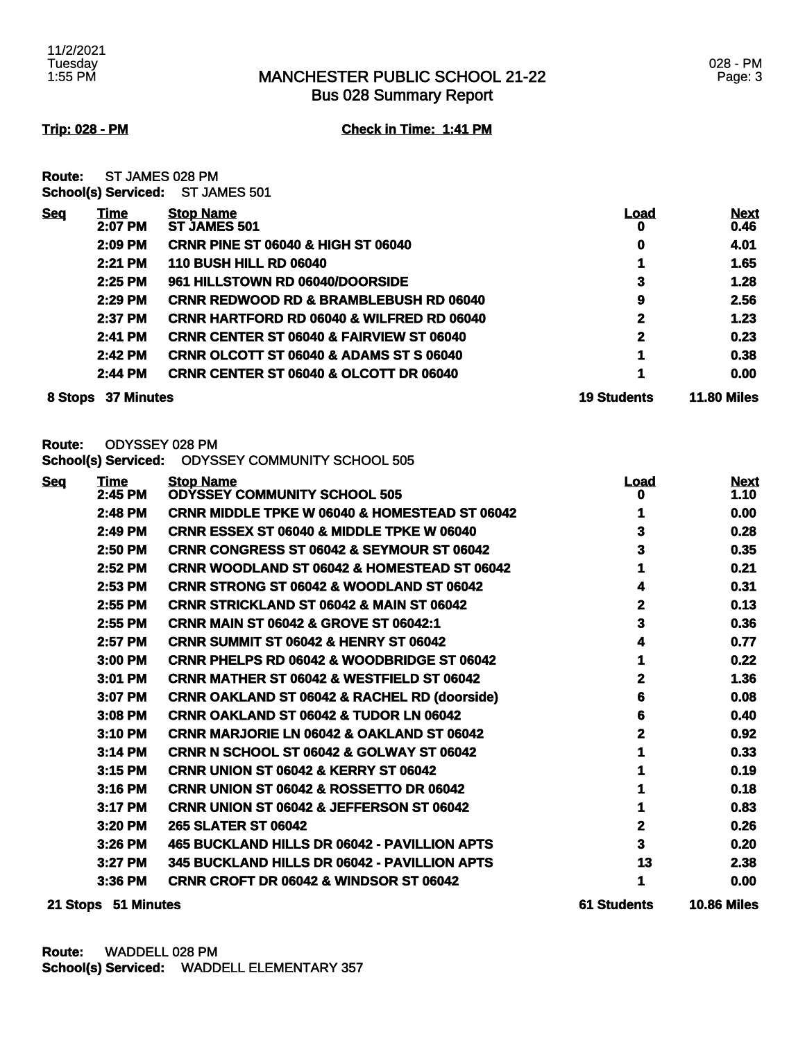## MANCHESTER PUBLIC SCHOOL 21-22
## Bus 028 Summary Report

**Trip: 028 - PM** **Check in Time: 1:41 PM**

**Route:** ST JAMES 028 PM
**School(s) Serviced:** ST JAMES 501

| Seq | Time | Stop Name | Load | Next |
|---|---|---|---|---|
| | 2:07 PM | ST JAMES 501 | 0 | 0.46 |
| | 2:09 PM | CRNR PINE ST 06040 & HIGH ST 06040 | 0 | 4.01 |
| | 2:21 PM | 110 BUSH HILL RD 06040 | 1 | 1.65 |
| | 2:25 PM | 961 HILLSTOWN RD 06040/DOORSIDE | 3 | 1.28 |
| | 2:29 PM | CRNR REDWOOD RD & BRAMBLEBUSH RD 06040 | 9 | 2.56 |
| | 2:37 PM | CRNR HARTFORD RD 06040 & WILFRED RD 06040 | 2 | 1.23 |
| | 2:41 PM | CRNR CENTER ST 06040 & FAIRVIEW ST 06040 | 2 | 0.23 |
| | 2:42 PM | CRNR OLCOTT ST 06040 & ADAMS ST S 06040 | 1 | 0.38 |
| | 2:44 PM | CRNR CENTER ST 06040 & OLCOTT DR 06040 | 1 | 0.00 |
| **8 Stops** | **37 Minutes** | | **19 Students** | **11.80 Miles** |

**Route:** ODYSSEY 028 PM
**School(s) Serviced:** ODYSSEY COMMUNITY SCHOOL 505

| Seq | Time | Stop Name | Load | Next |
|---|---|---|---|---|
| | 2:45 PM | ODYSSEY COMMUNITY SCHOOL 505 | 0 | 1.10 |
| | 2:48 PM | CRNR MIDDLE TPKE W 06040 & HOMESTEAD ST 06042 | 1 | 0.00 |
| | 2:49 PM | CRNR ESSEX ST 06040 & MIDDLE TPKE W 06040 | 3 | 0.28 |
| | 2:50 PM | CRNR CONGRESS ST 06042 & SEYMOUR ST 06042 | 3 | 0.35 |
| | 2:52 PM | CRNR WOODLAND ST 06042 & HOMESTEAD ST 06042 | 1 | 0.21 |
| | 2:53 PM | CRNR STRONG ST 06042 & WOODLAND ST 06042 | 4 | 0.31 |
| | 2:55 PM | CRNR STRICKLAND ST 06042 & MAIN ST 06042 | 2 | 0.13 |
| | 2:55 PM | CRNR MAIN ST 06042 & GROVE ST 06042:1 | 3 | 0.36 |
| | 2:57 PM | CRNR SUMMIT ST 06042 & HENRY ST 06042 | 4 | 0.77 |
| | 3:00 PM | CRNR PHELPS RD 06042 & WOODBRIDGE ST 06042 | 1 | 0.22 |
| | 3:01 PM | CRNR MATHER ST 06042 & WESTFIELD ST 06042 | 2 | 1.36 |
| | 3:07 PM | CRNR OAKLAND ST 06042 & RACHEL RD (doorside) | 6 | 0.08 |
| | 3:08 PM | CRNR OAKLAND ST 06042 & TUDOR LN 06042 | 6 | 0.40 |
| | 3:10 PM | CRNR MARJORIE LN 06042 & OAKLAND ST 06042 | 2 | 0.92 |
| | 3:14 PM | CRNR N SCHOOL ST 06042 & GOLWAY ST 06042 | 1 | 0.33 |
| | 3:15 PM | CRNR UNION ST 06042 & KERRY ST 06042 | 1 | 0.19 |
| | 3:16 PM | CRNR UNION ST 06042 & ROSSETTO DR 06042 | 1 | 0.18 |
| | 3:17 PM | CRNR UNION ST 06042 & JEFFERSON ST 06042 | 1 | 0.83 |
| | 3:20 PM | 265 SLATER ST 06042 | 2 | 0.26 |
| | 3:26 PM | 465 BUCKLAND HILLS DR 06042 - PAVILLION APTS | 3 | 0.20 |
| | 3:27 PM | 345 BUCKLAND HILLS DR 06042 - PAVILLION APTS | 13 | 2.38 |
| | 3:36 PM | CRNR CROFT DR 06042 & WINDSOR ST 06042 | 1 | 0.00 |
| **21 Stops** | **51 Minutes** | | **61 Students** | **10.86 Miles** |

**Route:** WADDELL 028 PM
**School(s) Serviced:** WADDELL ELEMENTARY 357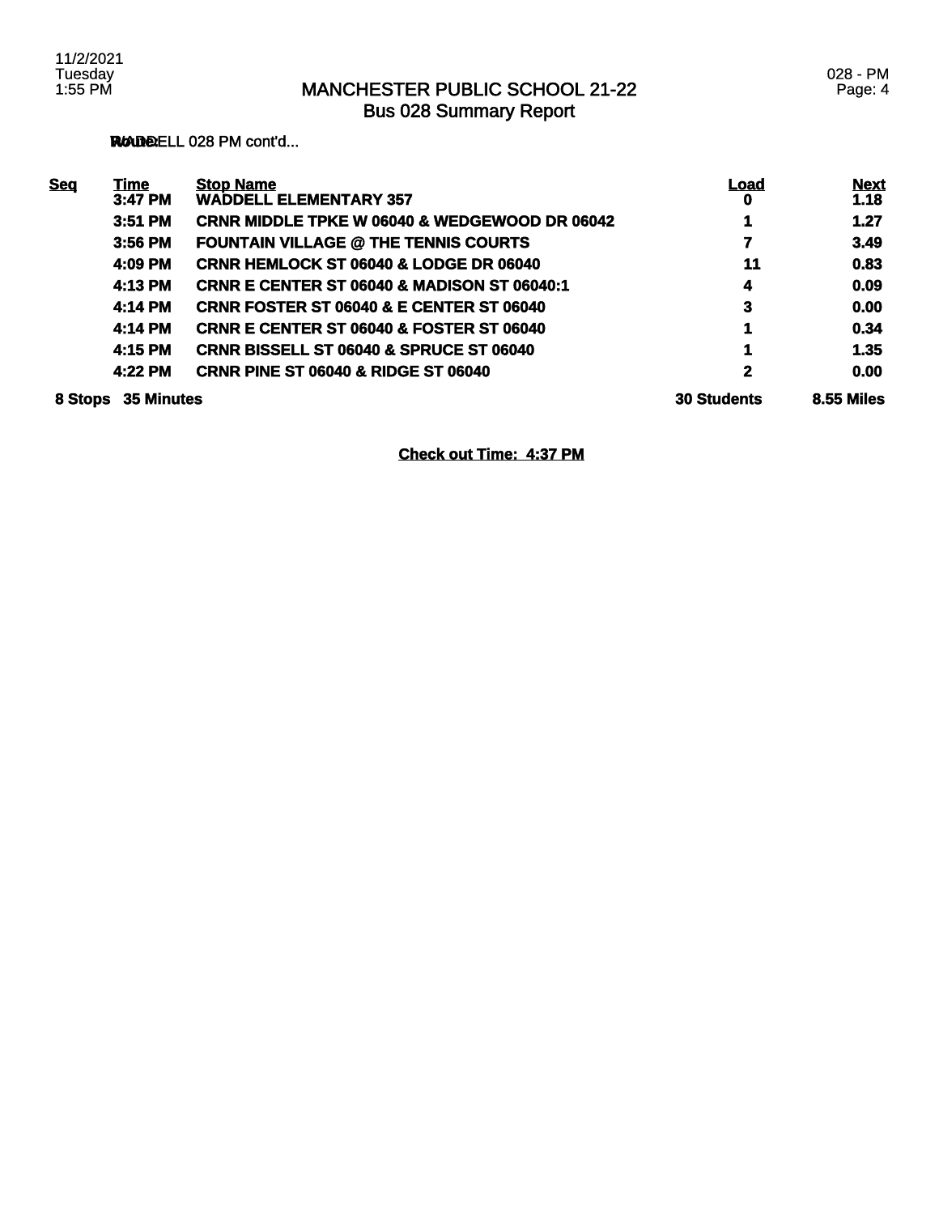# MANCHESTER PUBLIC SCHOOL 21-22
## Bus 028 Summary Report

WADDELL 028 PM cont'd...

| Seq | Time | Stop Name | Load | Next |
|---|---|---|---|---|
| | 3:47 PM | **WADDELL ELEMENTARY 357** | 0 | 1.18 |
| | 3:51 PM | **CRNR MIDDLE TPKE W 06040 & WEDGEWOOD DR 06042** | 1 | 1.27 |
| | 3:56 PM | **FOUNTAIN VILLAGE @ THE TENNIS COURTS** | 7 | 3.49 |
| | 4:09 PM | **CRNR HEMLOCK ST 06040 & LODGE DR 06040** | 11 | 0.83 |
| | 4:13 PM | **CRNR E CENTER ST 06040 & MADISON ST 06040:1** | 4 | 0.09 |
| | 4:14 PM | **CRNR FOSTER ST 06040 & E CENTER ST 06040** | 3 | 0.00 |
| | 4:14 PM | **CRNR E CENTER ST 06040 & FOSTER ST 06040** | 1 | 0.34 |
| | 4:15 PM | **CRNR BISSELL ST 06040 & SPRUCE ST 06040** | 1 | 1.35 |
| | 4:22 PM | **CRNR PINE ST 06040 & RIDGE ST 06040** | 2 | 0.00 |
| **8 Stops** | **35 Minutes** | | **30 Students** | **8.55 Miles** |

**Check out Time: 4:37 PM**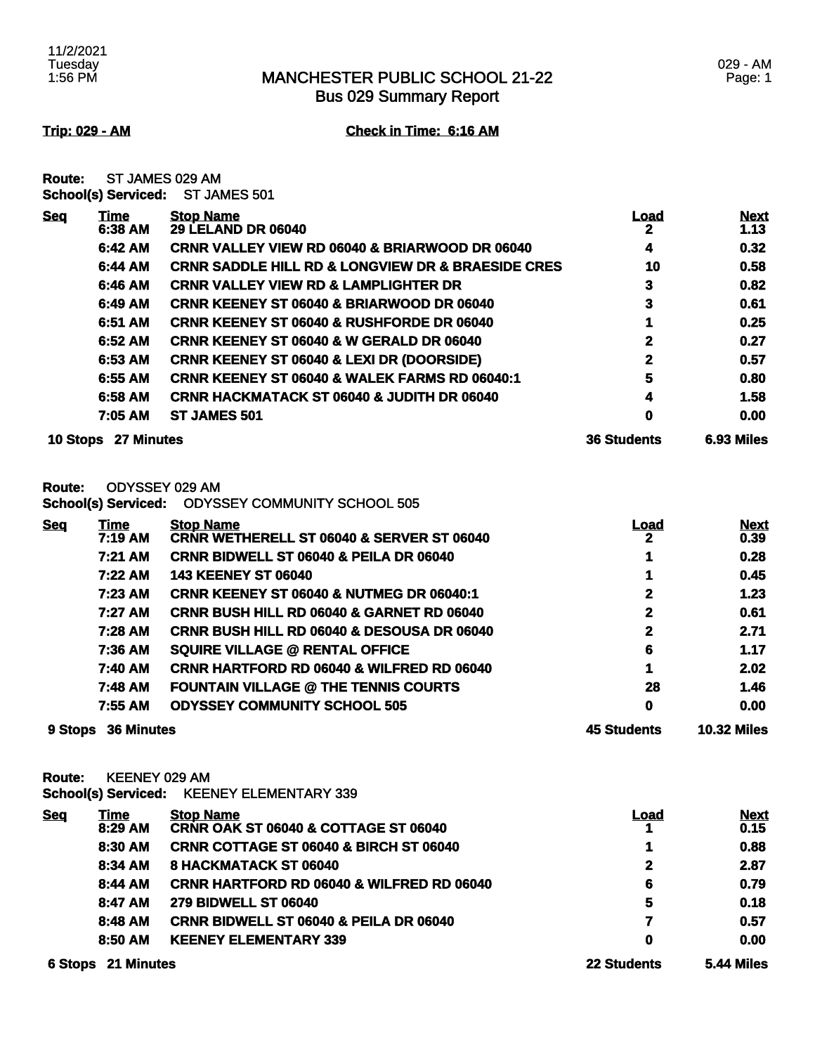# MANCHESTER PUBLIC SCHOOL 21-22
## Bus 029 Summary Report

11/2/2021 Tuesday 1:56 PM

029 - AM

**Trip: 029 - AM** **Check in Time: 6:16 AM**

**Route:** ST JAMES 029 AM
**School(s) Serviced:** ST JAMES 501

| Seq | Time | Stop Name | Load | Next |
|---|---|---|---|---|
| | 6:38 AM | 29 LELAND DR 06040 | 2 | 1.13 |
| | 6:42 AM | CRNR VALLEY VIEW RD 06040 & BRIARWOOD DR 06040 | 4 | 0.32 |
| | 6:44 AM | CRNR SADDLE HILL RD & LONGVIEW DR & BRAESIDE CRES | 10 | 0.58 |
| | 6:46 AM | CRNR VALLEY VIEW RD & LAMPLIGHTER DR | 3 | 0.82 |
| | 6:49 AM | CRNR KEENEY ST 06040 & BRIARWOOD DR 06040 | 3 | 0.61 |
| | 6:51 AM | CRNR KEENEY ST 06040 & RUSHFORDE DR 06040 | 1 | 0.25 |
| | 6:52 AM | CRNR KEENEY ST 06040 & W GERALD DR 06040 | 2 | 0.27 |
| | 6:53 AM | CRNR KEENEY ST 06040 & LEXI DR (DOORSIDE) | 2 | 0.57 |
| | 6:55 AM | CRNR KEENEY ST 06040 & WALEK FARMS RD 06040:1 | 5 | 0.80 |
| | 6:58 AM | CRNR HACKMATACK ST 06040 & JUDITH DR 06040 | 4 | 1.58 |
| | 7:05 AM | ST JAMES 501 | 0 | 0.00 |
| **10 Stops** | **27 Minutes** | | **36 Students** | **6.93 Miles** |

**Route:** ODYSSEY 029 AM
**School(s) Serviced:** ODYSSEY COMMUNITY SCHOOL 505

| Seq | Time | Stop Name | Load | Next |
|---|---|---|---|---|
| | 7:19 AM | CRNR WETHERELL ST 06040 & SERVER ST 06040 | 2 | 0.39 |
| | 7:21 AM | CRNR BIDWELL ST 06040 & PEILA DR 06040 | 1 | 0.28 |
| | 7:22 AM | 143 KEENEY ST 06040 | 1 | 0.45 |
| | 7:23 AM | CRNR KEENEY ST 06040 & NUTMEG DR 06040:1 | 2 | 1.23 |
| | 7:27 AM | CRNR BUSH HILL RD 06040 & GARNET RD 06040 | 2 | 0.61 |
| | 7:28 AM | CRNR BUSH HILL RD 06040 & DESOUSA DR 06040 | 2 | 2.71 |
| | 7:36 AM | SQUIRE VILLAGE @ RENTAL OFFICE | 6 | 1.17 |
| | 7:40 AM | CRNR HARTFORD RD 06040 & WILFRED RD 06040 | 1 | 2.02 |
| | 7:48 AM | FOUNTAIN VILLAGE @ THE TENNIS COURTS | 28 | 1.46 |
| | 7:55 AM | ODYSSEY COMMUNITY SCHOOL 505 | 0 | 0.00 |
| **9 Stops** | **36 Minutes** | | **45 Students** | **10.32 Miles** |

**Route:** KEENEY 029 AM
**School(s) Serviced:** KEENEY ELEMENTARY 339

| Seq | Time | Stop Name | Load | Next |
|---|---|---|---|---|
| | 8:29 AM | CRNR OAK ST 06040 & COTTAGE ST 06040 | 1 | 0.15 |
| | 8:30 AM | CRNR COTTAGE ST 06040 & BIRCH ST 06040 | 1 | 0.88 |
| | 8:34 AM | 8 HACKMATACK ST 06040 | 2 | 2.87 |
| | 8:44 AM | CRNR HARTFORD RD 06040 & WILFRED RD 06040 | 6 | 0.79 |
| | 8:47 AM | 279 BIDWELL ST 06040 | 5 | 0.18 |
| | 8:48 AM | CRNR BIDWELL ST 06040 & PEILA DR 06040 | 7 | 0.57 |
| | 8:50 AM | KEENEY ELEMENTARY 339 | 0 | 0.00 |
| **6 Stops** | **21 Minutes** | | **22 Students** | **5.44 Miles** |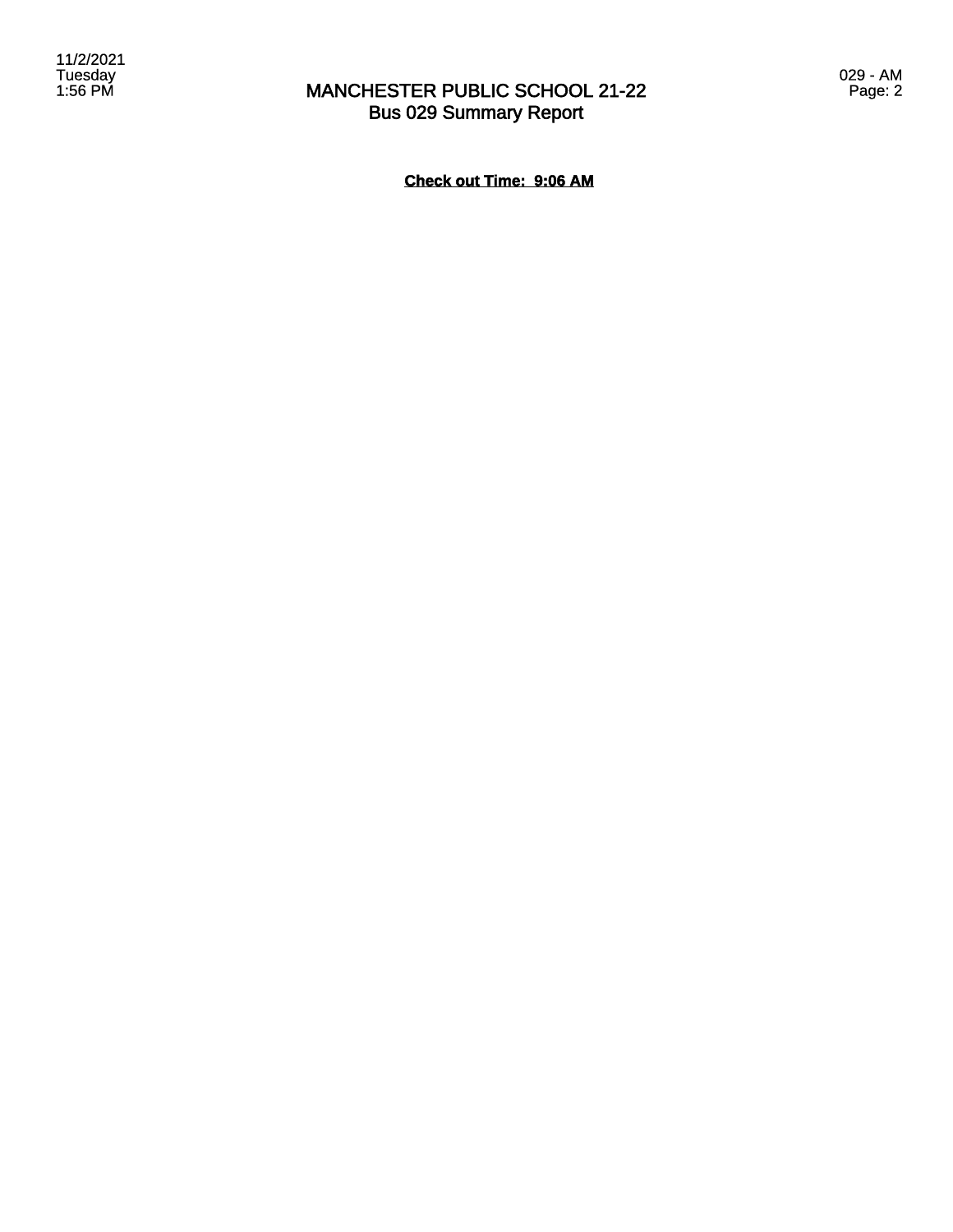**Check out Time: 9:06 AM**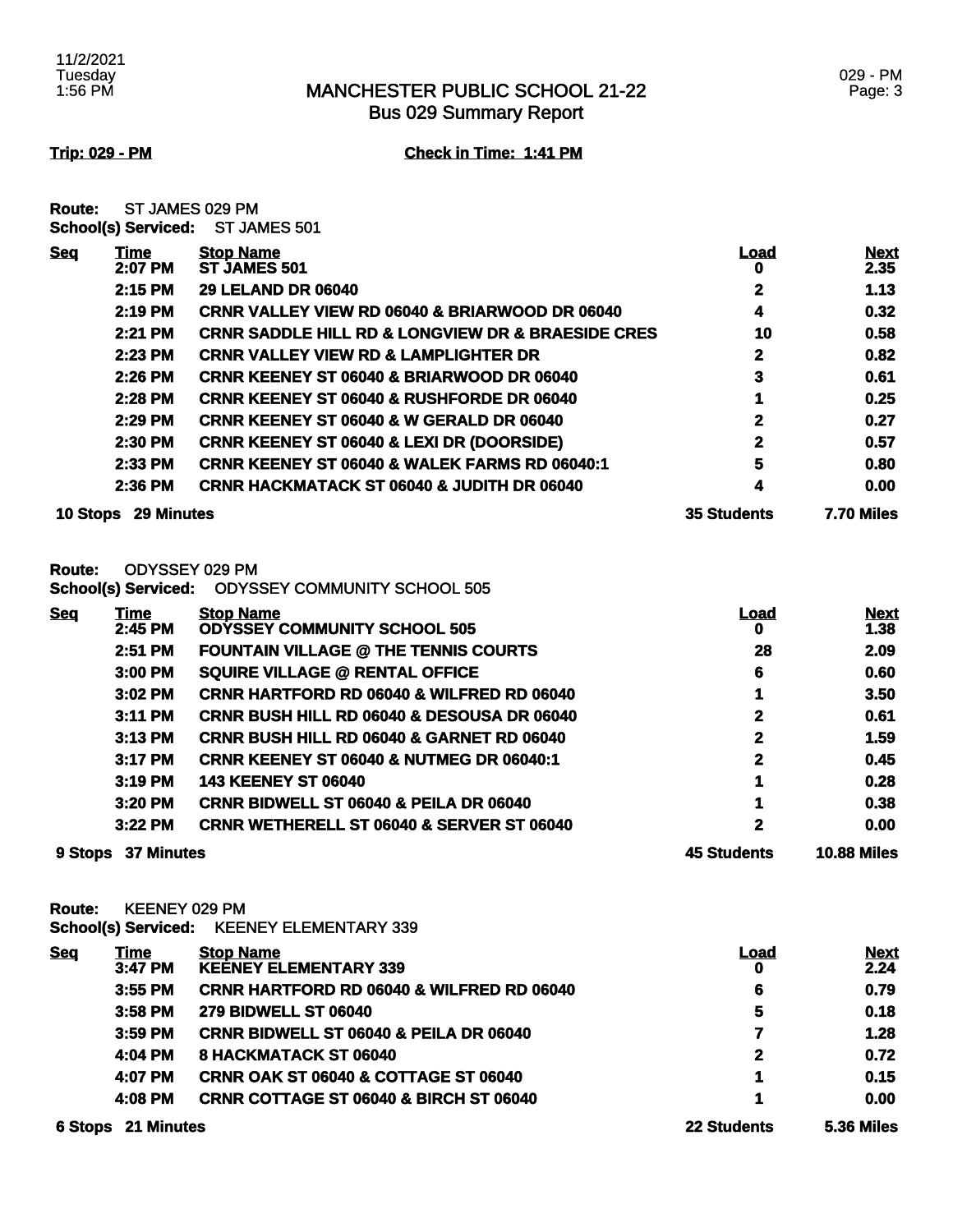# MANCHESTER PUBLIC SCHOOL 21-22
## Bus 029 Summary Report

**Trip: 029 - PM** **Check in Time: 1:41 PM**

**Route:** ST JAMES 029 PM
**School(s) Serviced:** ST JAMES 501

| Seq | Time | Stop Name | Load | Next |
|---|---|---|---|---|
| | 2:07 PM | ST JAMES 501 | 0 | 2.35 |
| | 2:15 PM | 29 LELAND DR 06040 | 2 | 1.13 |
| | 2:19 PM | CRNR VALLEY VIEW RD 06040 & BRIARWOOD DR 06040 | 4 | 0.32 |
| | 2:21 PM | CRNR SADDLE HILL RD & LONGVIEW DR & BRAESIDE CRES | 10 | 0.58 |
| | 2:23 PM | CRNR VALLEY VIEW RD & LAMPLIGHTER DR | 2 | 0.82 |
| | 2:26 PM | CRNR KEENEY ST 06040 & BRIARWOOD DR 06040 | 3 | 0.61 |
| | 2:28 PM | CRNR KEENEY ST 06040 & RUSHFORDE DR 06040 | 1 | 0.25 |
| | 2:29 PM | CRNR KEENEY ST 06040 & W GERALD DR 06040 | 2 | 0.27 |
| | 2:30 PM | CRNR KEENEY ST 06040 & LEXI DR (DOORSIDE) | 2 | 0.57 |
| | 2:33 PM | CRNR KEENEY ST 06040 & WALEK FARMS RD 06040:1 | 5 | 0.80 |
| | 2:36 PM | CRNR HACKMATACK ST 06040 & JUDITH DR 06040 | 4 | 0.00 |
| **10 Stops** | **29 Minutes** | | **35 Students** | **7.70 Miles** |

**Route:** ODYSSEY 029 PM
**School(s) Serviced:** ODYSSEY COMMUNITY SCHOOL 505

| Seq | Time | Stop Name | Load | Next |
|---|---|---|---|---|
| | 2:45 PM | ODYSSEY COMMUNITY SCHOOL 505 | 0 | 1.38 |
| | 2:51 PM | FOUNTAIN VILLAGE @ THE TENNIS COURTS | 28 | 2.09 |
| | 3:00 PM | SQUIRE VILLAGE @ RENTAL OFFICE | 6 | 0.60 |
| | 3:02 PM | CRNR HARTFORD RD 06040 & WILFRED RD 06040 | 1 | 3.50 |
| | 3:11 PM | CRNR BUSH HILL RD 06040 & DESOUSA DR 06040 | 2 | 0.61 |
| | 3:13 PM | CRNR BUSH HILL RD 06040 & GARNET RD 06040 | 2 | 1.59 |
| | 3:17 PM | CRNR KEENEY ST 06040 & NUTMEG DR 06040:1 | 2 | 0.45 |
| | 3:19 PM | 143 KEENEY ST 06040 | 1 | 0.28 |
| | 3:20 PM | CRNR BIDWELL ST 06040 & PEILA DR 06040 | 1 | 0.38 |
| | 3:22 PM | CRNR WETHERELL ST 06040 & SERVER ST 06040 | 2 | 0.00 |
| **9 Stops** | **37 Minutes** | | **45 Students** | **10.88 Miles** |

**Route:** KEENEY 029 PM
**School(s) Serviced:** KEENEY ELEMENTARY 339

| Seq | Time | Stop Name | Load | Next |
|---|---|---|---|---|
| | 3:47 PM | KEENEY ELEMENTARY 339 | 0 | 2.24 |
| | 3:55 PM | CRNR HARTFORD RD 06040 & WILFRED RD 06040 | 6 | 0.79 |
| | 3:58 PM | 279 BIDWELL ST 06040 | 5 | 0.18 |
| | 3:59 PM | CRNR BIDWELL ST 06040 & PEILA DR 06040 | 7 | 1.28 |
| | 4:04 PM | 8 HACKMATACK ST 06040 | 2 | 0.72 |
| | 4:07 PM | CRNR OAK ST 06040 & COTTAGE ST 06040 | 1 | 0.15 |
| | 4:08 PM | CRNR COTTAGE ST 06040 & BIRCH ST 06040 | 1 | 0.00 |
| **6 Stops** | **21 Minutes** | | **22 Students** | **5.36 Miles** |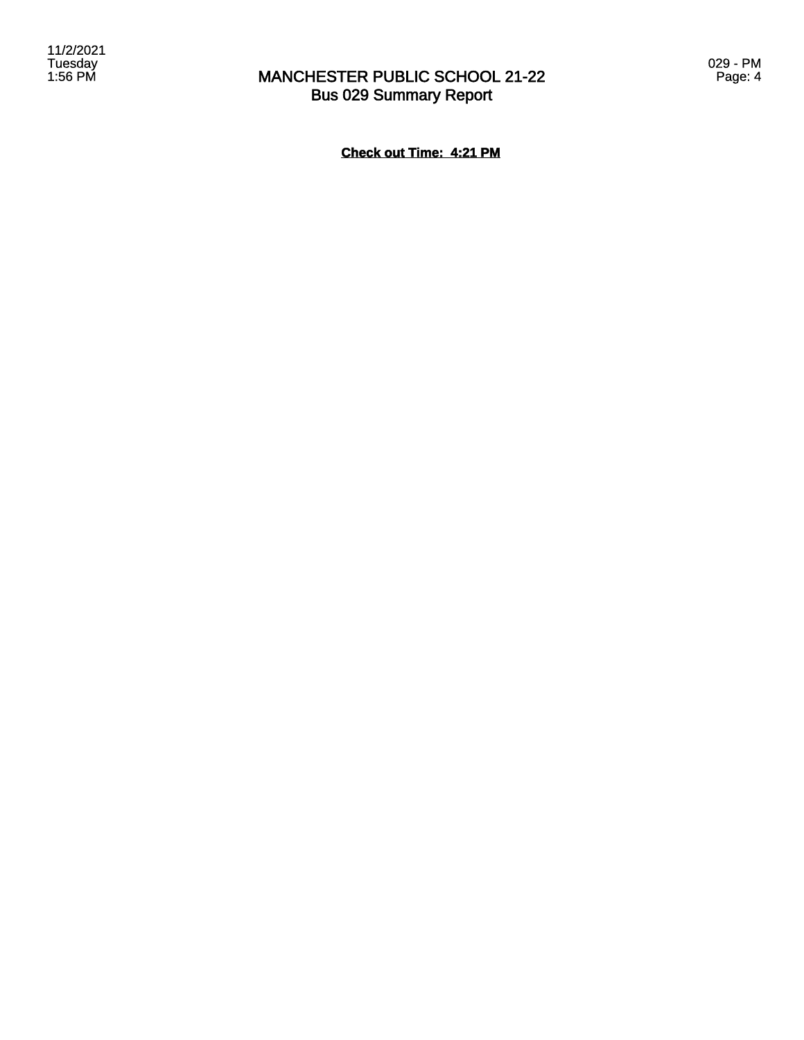**Check out Time: 4:21 PM**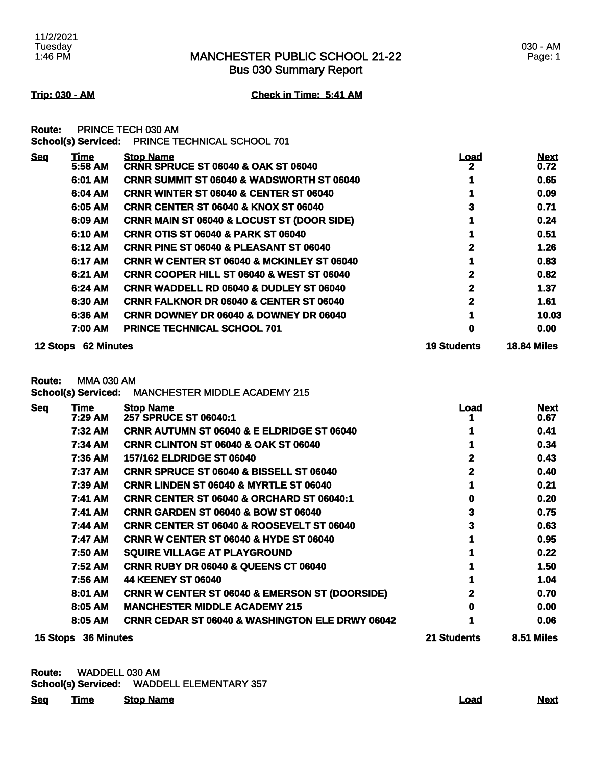# MANCHESTER PUBLIC SCHOOL 21-22
## Bus 030 Summary Report

11/2/2021 Tuesday 1:46 PM

030 - AM

**Trip: 030 - AM** **Check in Time: 5:41 AM**

**Route:** PRINCE TECH 030 AM
**School(s) Serviced:** PRINCE TECHNICAL SCHOOL 701

| Seq | Time | Stop Name | Load | Next |
|---|---|---|---|---|
| | 5:58 AM | CRNR SPRUCE ST 06040 & OAK ST 06040 | 2 | 0.72 |
| | 6:01 AM | CRNR SUMMIT ST 06040 & WADSWORTH ST 06040 | 1 | 0.65 |
| | 6:04 AM | CRNR WINTER ST 06040 & CENTER ST 06040 | 1 | 0.09 |
| | 6:05 AM | CRNR CENTER ST 06040 & KNOX ST 06040 | 3 | 0.71 |
| | 6:09 AM | CRNR MAIN ST 06040 & LOCUST ST (DOOR SIDE) | 1 | 0.24 |
| | 6:10 AM | CRNR OTIS ST 06040 & PARK ST 06040 | 1 | 0.51 |
| | 6:12 AM | CRNR PINE ST 06040 & PLEASANT ST 06040 | 2 | 1.26 |
| | 6:17 AM | CRNR W CENTER ST 06040 & MCKINLEY ST 06040 | 1 | 0.83 |
| | 6:21 AM | CRNR COOPER HILL ST 06040 & WEST ST 06040 | 2 | 0.82 |
| | 6:24 AM | CRNR WADDELL RD 06040 & DUDLEY ST 06040 | 2 | 1.37 |
| | 6:30 AM | CRNR FALKNOR DR 06040 & CENTER ST 06040 | 2 | 1.61 |
| | 6:36 AM | CRNR DOWNEY DR 06040 & DOWNEY DR 06040 | 1 | 10.03 |
| | 7:00 AM | PRINCE TECHNICAL SCHOOL 701 | 0 | 0.00 |
| **12 Stops** | **62 Minutes** | | **19 Students** | **18.84 Miles** |

**Route:** MMA 030 AM
**School(s) Serviced:** MANCHESTER MIDDLE ACADEMY 215

| Seq | Time | Stop Name | Load | Next |
|---|---|---|---|---|
| | 7:29 AM | 257 SPRUCE ST 06040:1 | 1 | 0.67 |
| | 7:32 AM | CRNR AUTUMN ST 06040 & E ELDRIDGE ST 06040 | 1 | 0.41 |
| | 7:34 AM | CRNR CLINTON ST 06040 & OAK ST 06040 | 1 | 0.34 |
| | 7:36 AM | 157/162 ELDRIDGE ST 06040 | 2 | 0.43 |
| | 7:37 AM | CRNR SPRUCE ST 06040 & BISSELL ST 06040 | 2 | 0.40 |
| | 7:39 AM | CRNR LINDEN ST 06040 & MYRTLE ST 06040 | 1 | 0.21 |
| | 7:41 AM | CRNR CENTER ST 06040 & ORCHARD ST 06040:1 | 0 | 0.20 |
| | 7:41 AM | CRNR GARDEN ST 06040 & BOW ST 06040 | 3 | 0.75 |
| | 7:44 AM | CRNR CENTER ST 06040 & ROOSEVELT ST 06040 | 3 | 0.63 |
| | 7:47 AM | CRNR W CENTER ST 06040 & HYDE ST 06040 | 1 | 0.95 |
| | 7:50 AM | SQUIRE VILLAGE AT PLAYGROUND | 1 | 0.22 |
| | 7:52 AM | CRNR RUBY DR 06040 & QUEENS CT 06040 | 1 | 1.50 |
| | 7:56 AM | 44 KEENEY ST 06040 | 1 | 1.04 |
| | 8:01 AM | CRNR W CENTER ST 06040 & EMERSON ST (DOORSIDE) | 2 | 0.70 |
| | 8:05 AM | MANCHESTER MIDDLE ACADEMY 215 | 0 | 0.00 |
| | 8:05 AM | CRNR CEDAR ST 06040 & WASHINGTON ELE DRWY 06042 | 1 | 0.06 |
| **15 Stops** | **36 Minutes** | | **21 Students** | **8.51 Miles** |

**Route:** WADDELL 030 AM
**School(s) Serviced:** WADDELL ELEMENTARY 357

| Seq | Time | Stop Name | Load | Next |
|---|---|---|---|---|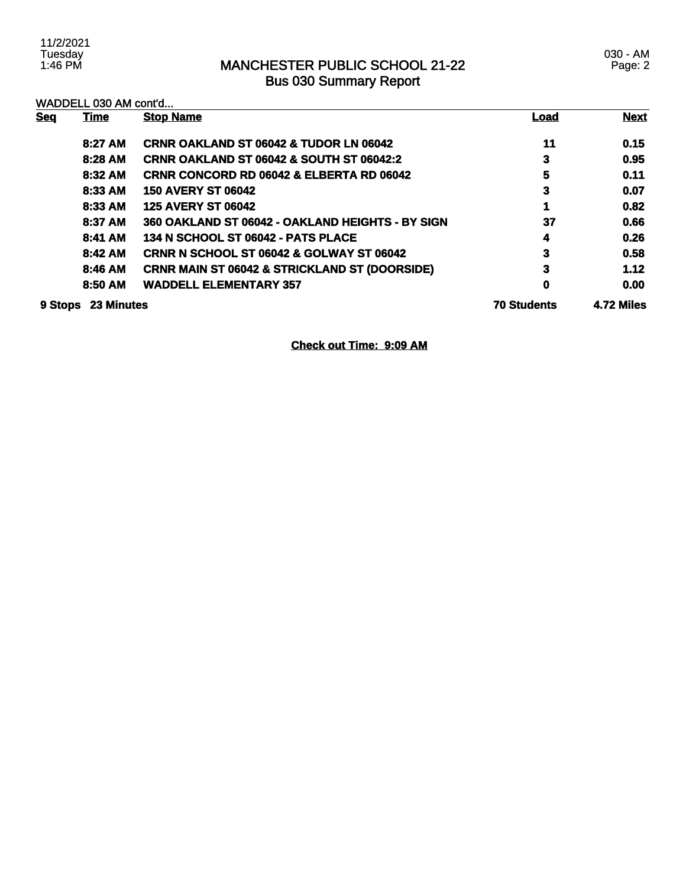# MANCHESTER PUBLIC SCHOOL 21-22
## Bus 030 Summary Report

WADDELL 030 AM cont'd...

| Seq | Time | Stop Name | Load | Next |
|---|---|---|---|---|
| | 8:27 AM | CRNR OAKLAND ST 06042 & TUDOR LN 06042 | 11 | 0.15 |
| | 8:28 AM | CRNR OAKLAND ST 06042 & SOUTH ST 06042:2 | 3 | 0.95 |
| | 8:32 AM | CRNR CONCORD RD 06042 & ELBERTA RD 06042 | 5 | 0.11 |
| | 8:33 AM | 150 AVERY ST 06042 | 3 | 0.07 |
| | 8:33 AM | 125 AVERY ST 06042 | 1 | 0.82 |
| | 8:37 AM | 360 OAKLAND ST 06042 - OAKLAND HEIGHTS - BY SIGN | 37 | 0.66 |
| | 8:41 AM | 134 N SCHOOL ST 06042 - PATS PLACE | 4 | 0.26 |
| | 8:42 AM | CRNR N SCHOOL ST 06042 & GOLWAY ST 06042 | 3 | 0.58 |
| | 8:46 AM | CRNR MAIN ST 06042 & STRICKLAND ST (DOORSIDE) | 3 | 1.12 |
| | 8:50 AM | WADDELL ELEMENTARY 357 | 0 | 0.00 |
| 9 Stops | 23 Minutes | | 70 Students | 4.72 Miles |

**Check out Time: 9:09 AM**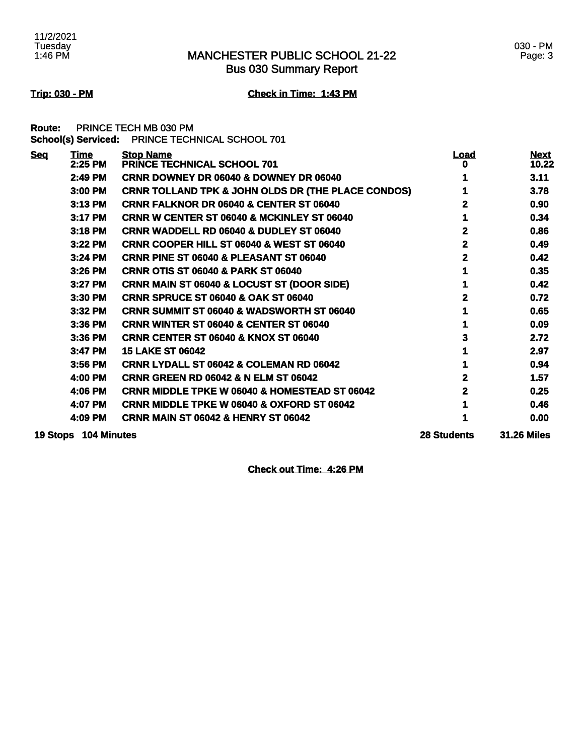# MANCHESTER PUBLIC SCHOOL 21-22
## Bus 030 Summary Report

**Trip: 030 - PM** **Check in Time: 1:43 PM**

**Route:** PRINCE TECH MB 030 PM
**School(s) Serviced:** PRINCE TECHNICAL SCHOOL 701

| Seq | Time | Stop Name | Load | Next |
|---|---|---|---|---|
| | 2:25 PM | PRINCE TECHNICAL SCHOOL 701 | 0 | 10.22 |
| | 2:49 PM | CRNR DOWNEY DR 06040 & DOWNEY DR 06040 | 1 | 3.11 |
| | 3:00 PM | CRNR TOLLAND TPK & JOHN OLDS DR (THE PLACE CONDOS) | 1 | 3.78 |
| | 3:13 PM | CRNR FALKNOR DR 06040 & CENTER ST 06040 | 2 | 0.90 |
| | 3:17 PM | CRNR W CENTER ST 06040 & MCKINLEY ST 06040 | 1 | 0.34 |
| | 3:18 PM | CRNR WADDELL RD 06040 & DUDLEY ST 06040 | 2 | 0.86 |
| | 3:22 PM | CRNR COOPER HILL ST 06040 & WEST ST 06040 | 2 | 0.49 |
| | 3:24 PM | CRNR PINE ST 06040 & PLEASANT ST 06040 | 2 | 0.42 |
| | 3:26 PM | CRNR OTIS ST 06040 & PARK ST 06040 | 1 | 0.35 |
| | 3:27 PM | CRNR MAIN ST 06040 & LOCUST ST (DOOR SIDE) | 1 | 0.42 |
| | 3:30 PM | CRNR SPRUCE ST 06040 & OAK ST 06040 | 2 | 0.72 |
| | 3:32 PM | CRNR SUMMIT ST 06040 & WADSWORTH ST 06040 | 1 | 0.65 |
| | 3:36 PM | CRNR WINTER ST 06040 & CENTER ST 06040 | 1 | 0.09 |
| | 3:36 PM | CRNR CENTER ST 06040 & KNOX ST 06040 | 3 | 2.72 |
| | 3:47 PM | 15 LAKE ST 06042 | 1 | 2.97 |
| | 3:56 PM | CRNR LYDALL ST 06042 & COLEMAN RD 06042 | 1 | 0.94 |
| | 4:00 PM | CRNR GREEN RD 06042 & N ELM ST 06042 | 2 | 1.57 |
| | 4:06 PM | CRNR MIDDLE TPKE W 06040 & HOMESTEAD ST 06042 | 2 | 0.25 |
| | 4:07 PM | CRNR MIDDLE TPKE W 06040 & OXFORD ST 06042 | 1 | 0.46 |
| | 4:09 PM | CRNR MAIN ST 06042 & HENRY ST 06042 | 1 | 0.00 |
| **19 Stops** | **104 Minutes** | | **28 Students** | **31.26 Miles** |

**Check out Time: 4:26 PM**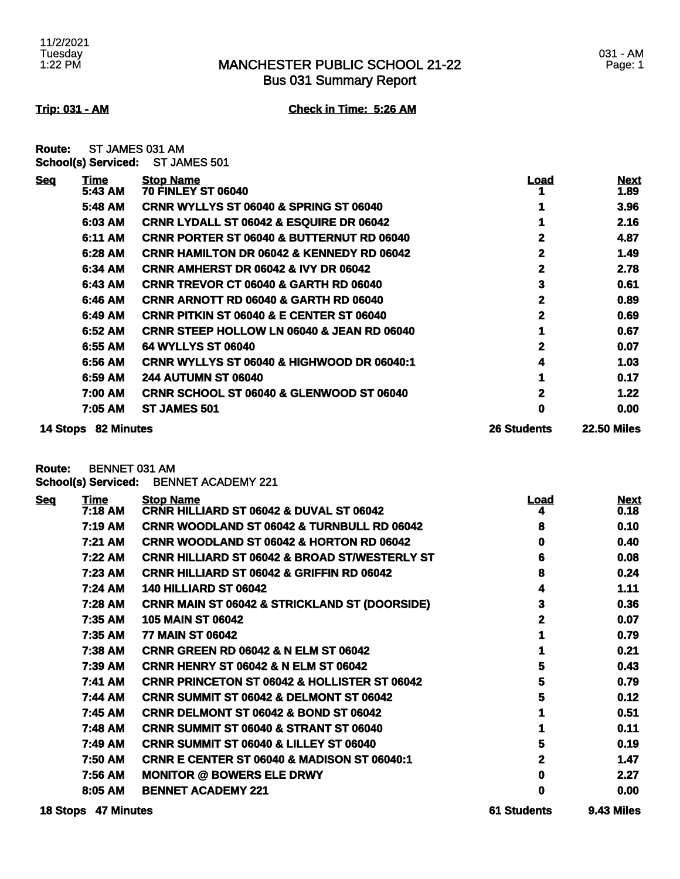# MANCHESTER PUBLIC SCHOOL 21-22
## Bus 031 Summary Report

11/2/2021
Tuesday
1:22 PM

031 - AM

**Trip: 031 - AM** **Check in Time: 5:26 AM**

**Route:** ST JAMES 031 AM
**School(s) Serviced:** ST JAMES 501

| Seq | Time | Stop Name | Load | Next |
|---|---|---|---|---|
| | 5:43 AM | 70 FINLEY ST 06040 | 1 | 1.89 |
| | 5:48 AM | CRNR WYLLYS ST 06040 & SPRING ST 06040 | 1 | 3.96 |
| | 6:03 AM | CRNR LYDALL ST 06042 & ESQUIRE DR 06042 | 1 | 2.16 |
| | 6:11 AM | CRNR PORTER ST 06040 & BUTTERNUT RD 06040 | 2 | 4.87 |
| | 6:28 AM | CRNR HAMILTON DR 06042 & KENNEDY RD 06042 | 2 | 1.49 |
| | 6:34 AM | CRNR AMHERST DR 06042 & IVY DR 06042 | 2 | 2.78 |
| | 6:43 AM | CRNR TREVOR CT 06040 & GARTH RD 06040 | 3 | 0.61 |
| | 6:46 AM | CRNR ARNOTT RD 06040 & GARTH RD 06040 | 2 | 0.89 |
| | 6:49 AM | CRNR PITKIN ST 06040 & E CENTER ST 06040 | 2 | 0.69 |
| | 6:52 AM | CRNR STEEP HOLLOW LN 06040 & JEAN RD 06040 | 1 | 0.67 |
| | 6:55 AM | 64 WYLLYS ST 06040 | 2 | 0.07 |
| | 6:56 AM | CRNR WYLLYS ST 06040 & HIGHWOOD DR 06040:1 | 4 | 1.03 |
| | 6:59 AM | 244 AUTUMN ST 06040 | 1 | 0.17 |
| | 7:00 AM | CRNR SCHOOL ST 06040 & GLENWOOD ST 06040 | 2 | 1.22 |
| | 7:05 AM | ST JAMES 501 | 0 | 0.00 |
| **14 Stops** | **82 Minutes** | | **26 Students** | **22.50 Miles** |

**Route:** BENNET 031 AM
**School(s) Serviced:** BENNET ACADEMY 221

| Seq | Time | Stop Name | Load | Next |
|---|---|---|---|---|
| | 7:18 AM | CRNR HILLIARD ST 06042 & DUVAL ST 06042 | 4 | 0.18 |
| | 7:19 AM | CRNR WOODLAND ST 06042 & TURNBULL RD 06042 | 8 | 0.10 |
| | 7:21 AM | CRNR WOODLAND ST 06042 & HORTON RD 06042 | 0 | 0.40 |
| | 7:22 AM | CRNR HILLIARD ST 06042 & BROAD ST/WESTERLY ST | 6 | 0.08 |
| | 7:23 AM | CRNR HILLIARD ST 06042 & GRIFFIN RD 06042 | 8 | 0.24 |
| | 7:24 AM | 140 HILLIARD ST 06042 | 4 | 1.11 |
| | 7:28 AM | CRNR MAIN ST 06042 & STRICKLAND ST (DOORSIDE) | 3 | 0.36 |
| | 7:35 AM | 105 MAIN ST 06042 | 2 | 0.07 |
| | 7:35 AM | 77 MAIN ST 06042 | 1 | 0.79 |
| | 7:38 AM | CRNR GREEN RD 06042 & N ELM ST 06042 | 1 | 0.21 |
| | 7:39 AM | CRNR HENRY ST 06042 & N ELM ST 06042 | 5 | 0.43 |
| | 7:41 AM | CRNR PRINCETON ST 06042 & HOLLISTER ST 06042 | 5 | 0.79 |
| | 7:44 AM | CRNR SUMMIT ST 06042 & DELMONT ST 06042 | 5 | 0.12 |
| | 7:45 AM | CRNR DELMONT ST 06042 & BOND ST 06042 | 1 | 0.51 |
| | 7:48 AM | CRNR SUMMIT ST 06040 & STRANT ST 06040 | 1 | 0.11 |
| | 7:49 AM | CRNR SUMMIT ST 06040 & LILLEY ST 06040 | 5 | 0.19 |
| | 7:50 AM | CRNR E CENTER ST 06040 & MADISON ST 06040:1 | 2 | 1.47 |
| | 7:56 AM | MONITOR @ BOWERS ELE DRWY | 0 | 2.27 |
| | 8:05 AM | BENNET ACADEMY 221 | 0 | 0.00 |
| **18 Stops** | **47 Minutes** | | **61 Students** | **9.43 Miles** |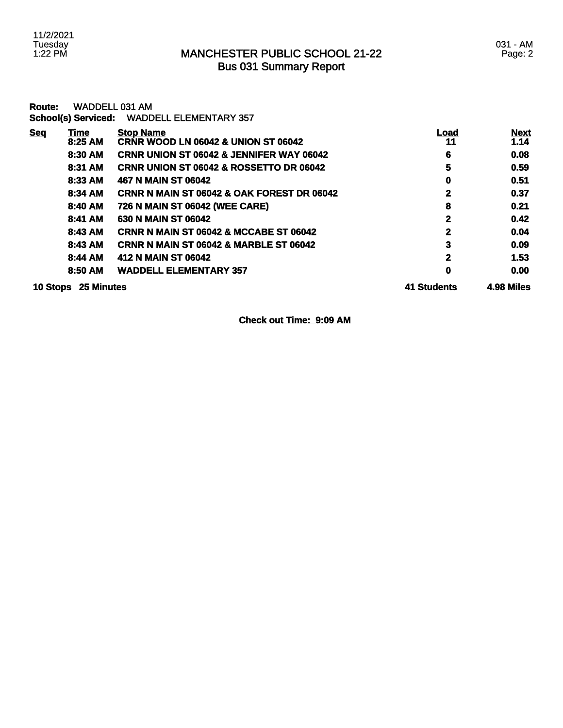# MANCHESTER PUBLIC SCHOOL 21-22
## Bus 031 Summary Report

**Route:** WADDELL 031 AM
**School(s) Serviced:** WADDELL ELEMENTARY 357

| Seq | Time | Stop Name | Load | Next |
|---|---|---|---|---|
| | 8:25 AM | CRNR WOOD LN 06042 & UNION ST 06042 | 11 | 1.14 |
| | 8:30 AM | CRNR UNION ST 06042 & JENNIFER WAY 06042 | 6 | 0.08 |
| | 8:31 AM | CRNR UNION ST 06042 & ROSSETTO DR 06042 | 5 | 0.59 |
| | 8:33 AM | 467 N MAIN ST 06042 | 0 | 0.51 |
| | 8:34 AM | CRNR N MAIN ST 06042 & OAK FOREST DR 06042 | 2 | 0.37 |
| | 8:40 AM | 726 N MAIN ST 06042 (WEE CARE) | 8 | 0.21 |
| | 8:41 AM | 630 N MAIN ST 06042 | 2 | 0.42 |
| | 8:43 AM | CRNR N MAIN ST 06042 & MCCABE ST 06042 | 2 | 0.04 |
| | 8:43 AM | CRNR N MAIN ST 06042 & MARBLE ST 06042 | 3 | 0.09 |
| | 8:44 AM | 412 N MAIN ST 06042 | 2 | 1.53 |
| | 8:50 AM | WADDELL ELEMENTARY 357 | 0 | 0.00 |
| **10 Stops** | **25 Minutes** | | **41 Students** | **4.98 Miles** |

**Check out Time: 9:09 AM**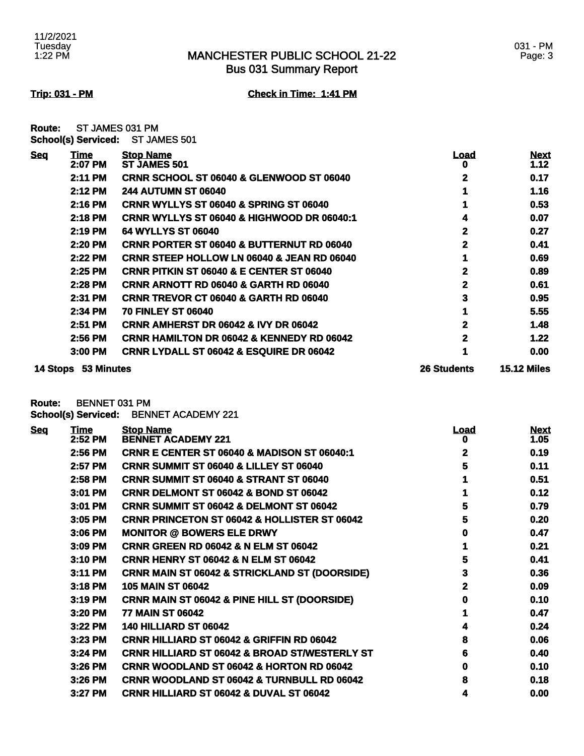# MANCHESTER PUBLIC SCHOOL 21-22
## Bus 031 Summary Report

**Trip: 031 - PM** **Check in Time: 1:41 PM**

**Route:** ST JAMES 031 PM
**School(s) Serviced:** ST JAMES 501

| Seq | Time | Stop Name | Load | Next |
|---|---|---|---|---|
| | 2:07 PM | ST JAMES 501 | 0 | 1.12 |
| | 2:11 PM | CRNR SCHOOL ST 06040 & GLENWOOD ST 06040 | 2 | 0.17 |
| | 2:12 PM | 244 AUTUMN ST 06040 | 1 | 1.16 |
| | 2:16 PM | CRNR WYLLYS ST 06040 & SPRING ST 06040 | 1 | 0.53 |
| | 2:18 PM | CRNR WYLLYS ST 06040 & HIGHWOOD DR 06040:1 | 4 | 0.07 |
| | 2:19 PM | 64 WYLLYS ST 06040 | 2 | 0.27 |
| | 2:20 PM | CRNR PORTER ST 06040 & BUTTERNUT RD 06040 | 2 | 0.41 |
| | 2:22 PM | CRNR STEEP HOLLOW LN 06040 & JEAN RD 06040 | 1 | 0.69 |
| | 2:25 PM | CRNR PITKIN ST 06040 & E CENTER ST 06040 | 2 | 0.89 |
| | 2:28 PM | CRNR ARNOTT RD 06040 & GARTH RD 06040 | 2 | 0.61 |
| | 2:31 PM | CRNR TREVOR CT 06040 & GARTH RD 06040 | 3 | 0.95 |
| | 2:34 PM | 70 FINLEY ST 06040 | 1 | 5.55 |
| | 2:51 PM | CRNR AMHERST DR 06042 & IVY DR 06042 | 2 | 1.48 |
| | 2:56 PM | CRNR HAMILTON DR 06042 & KENNEDY RD 06042 | 2 | 1.22 |
| | 3:00 PM | CRNR LYDALL ST 06042 & ESQUIRE DR 06042 | 1 | 0.00 |
| **14 Stops** | **53 Minutes** | | **26 Students** | **15.12 Miles** |

**Route:** BENNET 031 PM
**School(s) Serviced:** BENNET ACADEMY 221

| Seq | Time | Stop Name | Load | Next |
|---|---|---|---|---|
| | 2:52 PM | BENNET ACADEMY 221 | 0 | 1.05 |
| | 2:56 PM | CRNR E CENTER ST 06040 & MADISON ST 06040:1 | 2 | 0.19 |
| | 2:57 PM | CRNR SUMMIT ST 06040 & LILLEY ST 06040 | 5 | 0.11 |
| | 2:58 PM | CRNR SUMMIT ST 06040 & STRANT ST 06040 | 1 | 0.51 |
| | 3:01 PM | CRNR DELMONT ST 06042 & BOND ST 06042 | 1 | 0.12 |
| | 3:01 PM | CRNR SUMMIT ST 06042 & DELMONT ST 06042 | 5 | 0.79 |
| | 3:05 PM | CRNR PRINCETON ST 06042 & HOLLISTER ST 06042 | 5 | 0.20 |
| | 3:06 PM | MONITOR @ BOWERS ELE DRWY | 0 | 0.47 |
| | 3:09 PM | CRNR GREEN RD 06042 & N ELM ST 06042 | 1 | 0.21 |
| | 3:10 PM | CRNR HENRY ST 06042 & N ELM ST 06042 | 5 | 0.41 |
| | 3:11 PM | CRNR MAIN ST 06042 & STRICKLAND ST (DOORSIDE) | 3 | 0.36 |
| | 3:18 PM | 105 MAIN ST 06042 | 2 | 0.09 |
| | 3:19 PM | CRNR MAIN ST 06042 & PINE HILL ST (DOORSIDE) | 0 | 0.10 |
| | 3:20 PM | 77 MAIN ST 06042 | 1 | 0.47 |
| | 3:22 PM | 140 HILLIARD ST 06042 | 4 | 0.24 |
| | 3:23 PM | CRNR HILLIARD ST 06042 & GRIFFIN RD 06042 | 8 | 0.06 |
| | 3:24 PM | CRNR HILLIARD ST 06042 & BROAD ST/WESTERLY ST | 6 | 0.40 |
| | 3:26 PM | CRNR WOODLAND ST 06042 & HORTON RD 06042 | 0 | 0.10 |
| | 3:26 PM | CRNR WOODLAND ST 06042 & TURNBULL RD 06042 | 8 | 0.18 |
| | 3:27 PM | CRNR HILLIARD ST 06042 & DUVAL ST 06042 | 4 | 0.00 |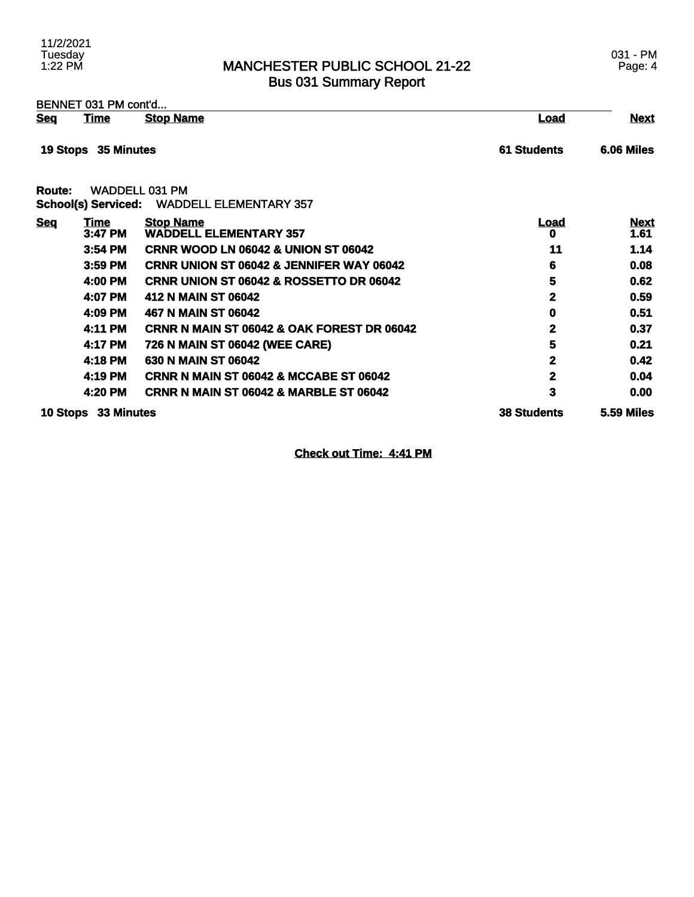# MANCHESTER PUBLIC SCHOOL 21-22
## Bus 031 Summary Report

BENNET 031 PM cont'd...

| Seq | Time | Stop Name | Load | Next |
|---|---|---|---|---|
| **19 Stops** | **35 Minutes** | | **61 Students** | **6.06 Miles** |

**Route:** WADDELL 031 PM
**School(s) Serviced:** WADDELL ELEMENTARY 357

| Seq | Time | Stop Name | Load | Next |
|---|---|---|---|---|
| | 3:47 PM | WADDELL ELEMENTARY 357 | 0 | 1.61 |
| | 3:54 PM | CRNR WOOD LN 06042 & UNION ST 06042 | 11 | 1.14 |
| | 3:59 PM | CRNR UNION ST 06042 & JENNIFER WAY 06042 | 6 | 0.08 |
| | 4:00 PM | CRNR UNION ST 06042 & ROSSETTO DR 06042 | 5 | 0.62 |
| | 4:07 PM | 412 N MAIN ST 06042 | 2 | 0.59 |
| | 4:09 PM | 467 N MAIN ST 06042 | 0 | 0.51 |
| | 4:11 PM | CRNR N MAIN ST 06042 & OAK FOREST DR 06042 | 2 | 0.37 |
| | 4:17 PM | 726 N MAIN ST 06042 (WEE CARE) | 5 | 0.21 |
| | 4:18 PM | 630 N MAIN ST 06042 | 2 | 0.42 |
| | 4:19 PM | CRNR N MAIN ST 06042 & MCCABE ST 06042 | 2 | 0.04 |
| | 4:20 PM | CRNR N MAIN ST 06042 & MARBLE ST 06042 | 3 | 0.00 |
| **10 Stops** | **33 Minutes** | | **38 Students** | **5.59 Miles** |

**Check out Time: 4:41 PM**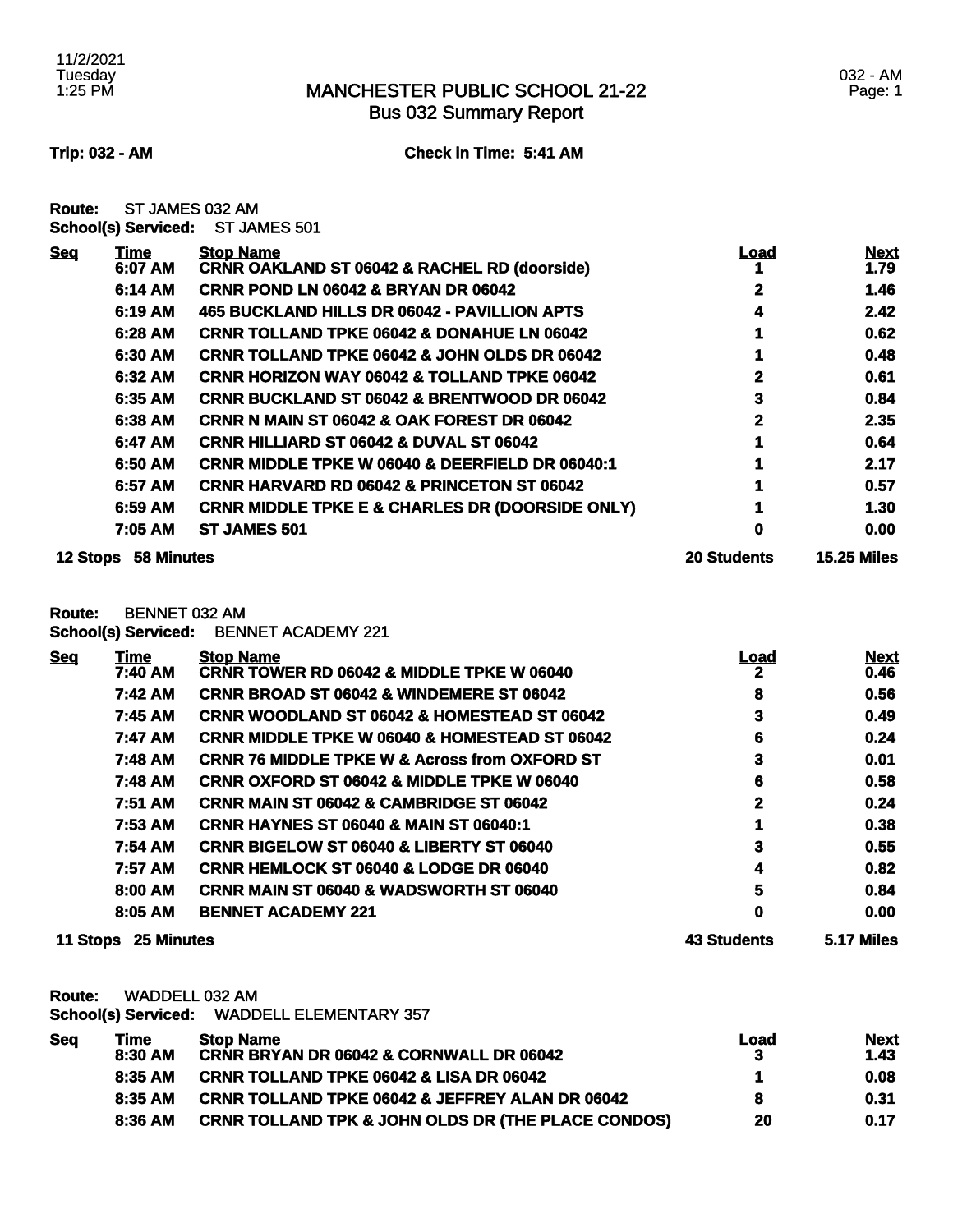# MANCHESTER PUBLIC SCHOOL 21-22
## Bus 032 Summary Report

**Trip: 032 - AM** **Check in Time: 5:41 AM**

**Route:** ST JAMES 032 AM
**School(s) Serviced:** ST JAMES 501

| Seq | Time | Stop Name | Load | Next |
|---|---|---|---|---|
| | 6:07 AM | CRNR OAKLAND ST 06042 & RACHEL RD (doorside) | 1 | 1.79 |
| | 6:14 AM | CRNR POND LN 06042 & BRYAN DR 06042 | 2 | 1.46 |
| | 6:19 AM | 465 BUCKLAND HILLS DR 06042 - PAVILLION APTS | 4 | 2.42 |
| | 6:28 AM | CRNR TOLLAND TPKE 06042 & DONAHUE LN 06042 | 1 | 0.62 |
| | 6:30 AM | CRNR TOLLAND TPKE 06042 & JOHN OLDS DR 06042 | 1 | 0.48 |
| | 6:32 AM | CRNR HORIZON WAY 06042 & TOLLAND TPKE 06042 | 2 | 0.61 |
| | 6:35 AM | CRNR BUCKLAND ST 06042 & BRENTWOOD DR 06042 | 3 | 0.84 |
| | 6:38 AM | CRNR N MAIN ST 06042 & OAK FOREST DR 06042 | 2 | 2.35 |
| | 6:47 AM | CRNR HILLIARD ST 06042 & DUVAL ST 06042 | 1 | 0.64 |
| | 6:50 AM | CRNR MIDDLE TPKE W 06040 & DEERFIELD DR 06040:1 | 1 | 2.17 |
| | 6:57 AM | CRNR HARVARD RD 06042 & PRINCETON ST 06042 | 1 | 0.57 |
| | 6:59 AM | CRNR MIDDLE TPKE E & CHARLES DR (DOORSIDE ONLY) | 1 | 1.30 |
| | 7:05 AM | ST JAMES 501 | 0 | 0.00 |
| **12 Stops** | **58 Minutes** | | **20 Students** | **15.25 Miles** |

**Route:** BENNET 032 AM
**School(s) Serviced:** BENNET ACADEMY 221

| Seq | Time | Stop Name | Load | Next |
|---|---|---|---|---|
| | 7:40 AM | CRNR TOWER RD 06042 & MIDDLE TPKE W 06040 | 2 | 0.46 |
| | 7:42 AM | CRNR BROAD ST 06042 & WINDEMERE ST 06042 | 8 | 0.56 |
| | 7:45 AM | CRNR WOODLAND ST 06042 & HOMESTEAD ST 06042 | 3 | 0.49 |
| | 7:47 AM | CRNR MIDDLE TPKE W 06040 & HOMESTEAD ST 06042 | 6 | 0.24 |
| | 7:48 AM | CRNR 76 MIDDLE TPKE W & Across from OXFORD ST | 3 | 0.01 |
| | 7:48 AM | CRNR OXFORD ST 06042 & MIDDLE TPKE W 06040 | 6 | 0.58 |
| | 7:51 AM | CRNR MAIN ST 06042 & CAMBRIDGE ST 06042 | 2 | 0.24 |
| | 7:53 AM | CRNR HAYNES ST 06040 & MAIN ST 06040:1 | 1 | 0.38 |
| | 7:54 AM | CRNR BIGELOW ST 06040 & LIBERTY ST 06040 | 3 | 0.55 |
| | 7:57 AM | CRNR HEMLOCK ST 06040 & LODGE DR 06040 | 4 | 0.82 |
| | 8:00 AM | CRNR MAIN ST 06040 & WADSWORTH ST 06040 | 5 | 0.84 |
| | 8:05 AM | BENNET ACADEMY 221 | 0 | 0.00 |
| **11 Stops** | **25 Minutes** | | **43 Students** | **5.17 Miles** |

**Route:** WADDELL 032 AM
**School(s) Serviced:** WADDELL ELEMENTARY 357

| Seq | Time | Stop Name | Load | Next |
|---|---|---|---|---|
| | 8:30 AM | CRNR BRYAN DR 06042 & CORNWALL DR 06042 | 3 | 1.43 |
| | 8:35 AM | CRNR TOLLAND TPKE 06042 & LISA DR 06042 | 1 | 0.08 |
| | 8:35 AM | CRNR TOLLAND TPKE 06042 & JEFFREY ALAN DR 06042 | 8 | 0.31 |
| | 8:36 AM | CRNR TOLLAND TPK & JOHN OLDS DR (THE PLACE CONDOS) | 20 | 0.17 |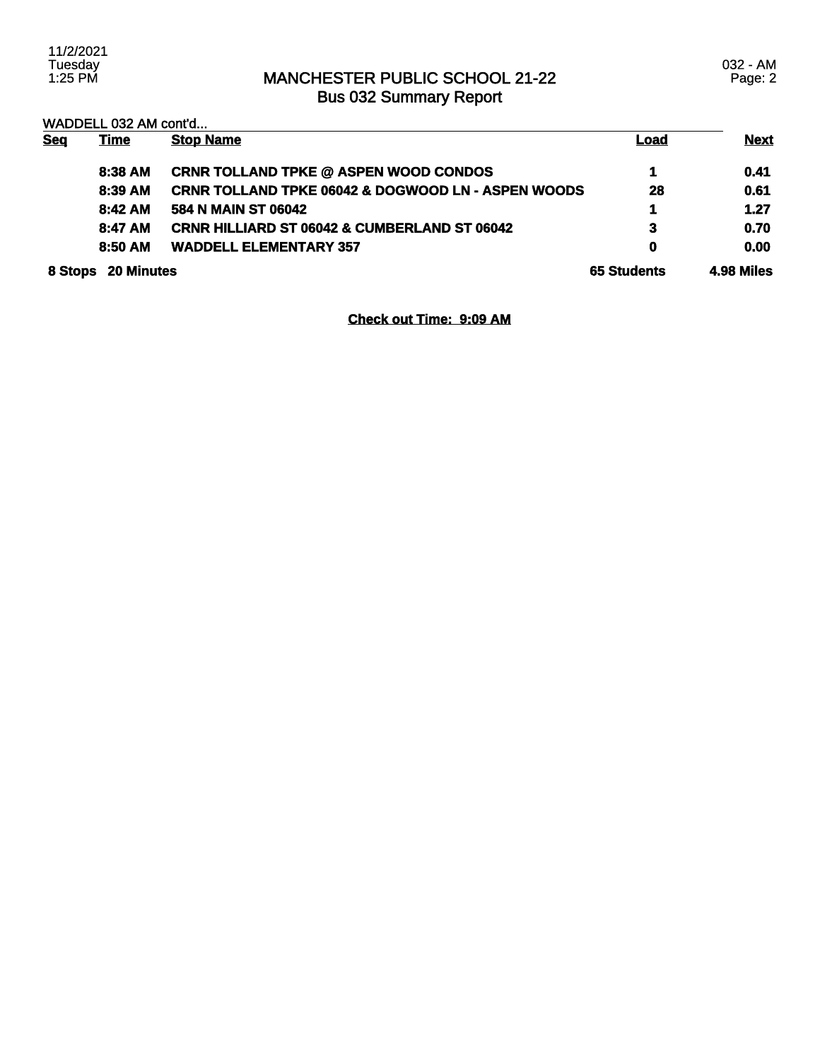# MANCHESTER PUBLIC SCHOOL 21-22
## Bus 032 Summary Report

WADDELL 032 AM cont'd...

| Seq | Time | Stop Name | Load | Next |
|---|---|---|---|---|
| | 8:38 AM | CRNR TOLLAND TPKE @ ASPEN WOOD CONDOS | 1 | 0.41 |
| | 8:39 AM | CRNR TOLLAND TPKE 06042 & DOGWOOD LN - ASPEN WOODS | 28 | 0.61 |
| | 8:42 AM | 584 N MAIN ST 06042 | 1 | 1.27 |
| | 8:47 AM | CRNR HILLIARD ST 06042 & CUMBERLAND ST 06042 | 3 | 0.70 |
| | 8:50 AM | WADDELL ELEMENTARY 357 | 0 | 0.00 |
| 8 Stops | 20 Minutes | | 65 Students | 4.98 Miles |

**Check out Time: 9:09 AM**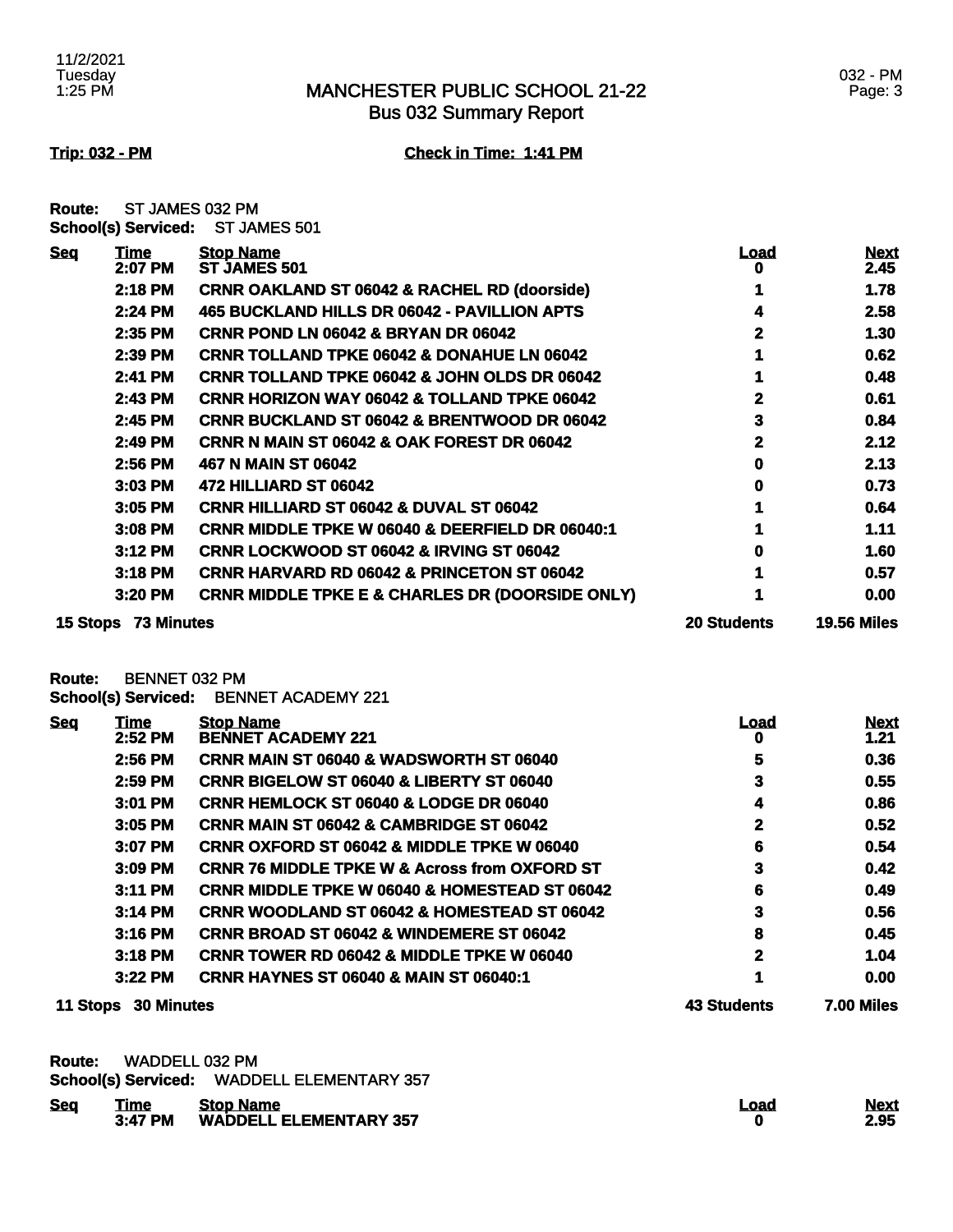# MANCHESTER PUBLIC SCHOOL 21-22
## Bus 032 Summary Report

**Trip: 032 - PM** **Check in Time: 1:41 PM**

**Route:** ST JAMES 032 PM
**School(s) Serviced:** ST JAMES 501

| Seq | Time | Stop Name | Load | Next |
|---|---|---|---|---|
| | 2:07 PM | ST JAMES 501 | 0 | 2.45 |
| | 2:18 PM | CRNR OAKLAND ST 06042 & RACHEL RD (doorside) | 1 | 1.78 |
| | 2:24 PM | 465 BUCKLAND HILLS DR 06042 - PAVILLION APTS | 4 | 2.58 |
| | 2:35 PM | CRNR POND LN 06042 & BRYAN DR 06042 | 2 | 1.30 |
| | 2:39 PM | CRNR TOLLAND TPKE 06042 & DONAHUE LN 06042 | 1 | 0.62 |
| | 2:41 PM | CRNR TOLLAND TPKE 06042 & JOHN OLDS DR 06042 | 1 | 0.48 |
| | 2:43 PM | CRNR HORIZON WAY 06042 & TOLLAND TPKE 06042 | 2 | 0.61 |
| | 2:45 PM | CRNR BUCKLAND ST 06042 & BRENTWOOD DR 06042 | 3 | 0.84 |
| | 2:49 PM | CRNR N MAIN ST 06042 & OAK FOREST DR 06042 | 2 | 2.12 |
| | 2:56 PM | 467 N MAIN ST 06042 | 0 | 2.13 |
| | 3:03 PM | 472 HILLIARD ST 06042 | 0 | 0.73 |
| | 3:05 PM | CRNR HILLIARD ST 06042 & DUVAL ST 06042 | 1 | 0.64 |
| | 3:08 PM | CRNR MIDDLE TPKE W 06040 & DEERFIELD DR 06040:1 | 1 | 1.11 |
| | 3:12 PM | CRNR LOCKWOOD ST 06042 & IRVING ST 06042 | 0 | 1.60 |
| | 3:18 PM | CRNR HARVARD RD 06042 & PRINCETON ST 06042 | 1 | 0.57 |
| | 3:20 PM | CRNR MIDDLE TPKE E & CHARLES DR (DOORSIDE ONLY) | 1 | 0.00 |
| **15 Stops** | **73 Minutes** | | **20 Students** | **19.56 Miles** |

**Route:** BENNET 032 PM
**School(s) Serviced:** BENNET ACADEMY 221

| Seq | Time | Stop Name | Load | Next |
|---|---|---|---|---|
| | 2:52 PM | BENNET ACADEMY 221 | 0 | 1.21 |
| | 2:56 PM | CRNR MAIN ST 06040 & WADSWORTH ST 06040 | 5 | 0.36 |
| | 2:59 PM | CRNR BIGELOW ST 06040 & LIBERTY ST 06040 | 3 | 0.55 |
| | 3:01 PM | CRNR HEMLOCK ST 06040 & LODGE DR 06040 | 4 | 0.86 |
| | 3:05 PM | CRNR MAIN ST 06042 & CAMBRIDGE ST 06042 | 2 | 0.52 |
| | 3:07 PM | CRNR OXFORD ST 06042 & MIDDLE TPKE W 06040 | 6 | 0.54 |
| | 3:09 PM | CRNR 76 MIDDLE TPKE W & Across from OXFORD ST | 3 | 0.42 |
| | 3:11 PM | CRNR MIDDLE TPKE W 06040 & HOMESTEAD ST 06042 | 6 | 0.49 |
| | 3:14 PM | CRNR WOODLAND ST 06042 & HOMESTEAD ST 06042 | 3 | 0.56 |
| | 3:16 PM | CRNR BROAD ST 06042 & WINDEMERE ST 06042 | 8 | 0.45 |
| | 3:18 PM | CRNR TOWER RD 06042 & MIDDLE TPKE W 06040 | 2 | 1.04 |
| | 3:22 PM | CRNR HAYNES ST 06040 & MAIN ST 06040:1 | 1 | 0.00 |
| **11 Stops** | **30 Minutes** | | **43 Students** | **7.00 Miles** |

**Route:** WADDELL 032 PM
**School(s) Serviced:** WADDELL ELEMENTARY 357

| Seq | Time | Stop Name | Load | Next |
|---|---|---|---|---|
| | 3:47 PM | WADDELL ELEMENTARY 357 | 0 | 2.95 |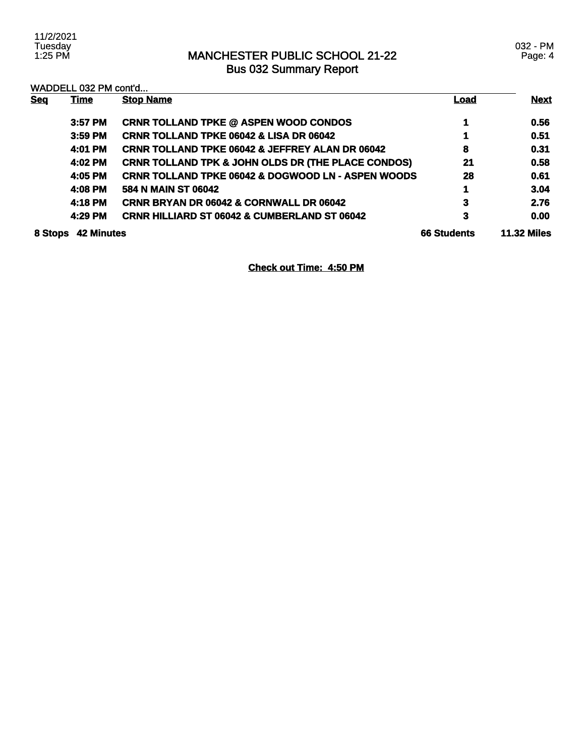# MANCHESTER PUBLIC SCHOOL 21-22
## Bus 032 Summary Report

WADDELL 032 PM cont'd...

| Seq | Time | Stop Name | Load | Next |
|---|---|---|---|---|
| | 3:57 PM | CRNR TOLLAND TPKE @ ASPEN WOOD CONDOS | 1 | 0.56 |
| | 3:59 PM | CRNR TOLLAND TPKE 06042 & LISA DR 06042 | 1 | 0.51 |
| | 4:01 PM | CRNR TOLLAND TPKE 06042 & JEFFREY ALAN DR 06042 | 8 | 0.31 |
| | 4:02 PM | CRNR TOLLAND TPK & JOHN OLDS DR (THE PLACE CONDOS) | 21 | 0.58 |
| | 4:05 PM | CRNR TOLLAND TPKE 06042 & DOGWOOD LN - ASPEN WOODS | 28 | 0.61 |
| | 4:08 PM | 584 N MAIN ST 06042 | 1 | 3.04 |
| | 4:18 PM | CRNR BRYAN DR 06042 & CORNWALL DR 06042 | 3 | 2.76 |
| | 4:29 PM | CRNR HILLIARD ST 06042 & CUMBERLAND ST 06042 | 3 | 0.00 |
| **8 Stops** | **42 Minutes** | | **66 Students** | **11.32 Miles** |

**Check out Time: 4:50 PM**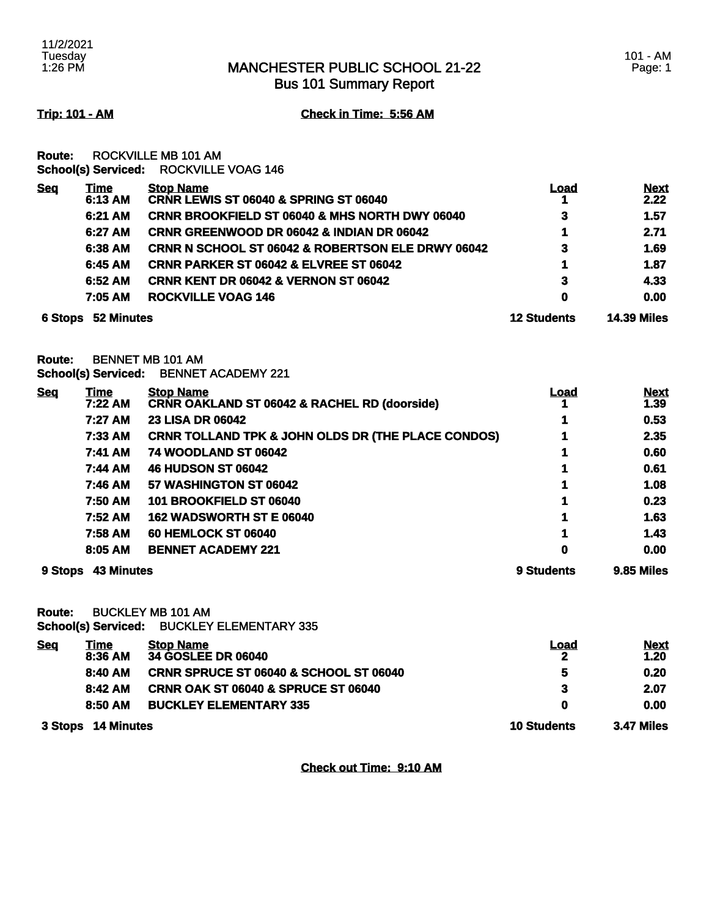# MANCHESTER PUBLIC SCHOOL 21-22
## Bus 101 Summary Report

11/2/2021
Tuesday
1:26 PM

101 - AM

**Trip: 101 - AM** **Check in Time: 5:56 AM**

**Route:** ROCKVILLE MB 101 AM
**School(s) Serviced:** ROCKVILLE VOAG 146

| Seq | Time | Stop Name | Load | Next |
|---|---|---|---|---|
| | 6:13 AM | CRNR LEWIS ST 06040 & SPRING ST 06040 | 1 | 2.22 |
| | 6:21 AM | CRNR BROOKFIELD ST 06040 & MHS NORTH DWY 06040 | 3 | 1.57 |
| | 6:27 AM | CRNR GREENWOOD DR 06042 & INDIAN DR 06042 | 1 | 2.71 |
| | 6:38 AM | CRNR N SCHOOL ST 06042 & ROBERTSON ELE DRWY 06042 | 3 | 1.69 |
| | 6:45 AM | CRNR PARKER ST 06042 & ELVREE ST 06042 | 1 | 1.87 |
| | 6:52 AM | CRNR KENT DR 06042 & VERNON ST 06042 | 3 | 4.33 |
| | 7:05 AM | ROCKVILLE VOAG 146 | 0 | 0.00 |
| **6 Stops** | **52 Minutes** | | **12 Students** | **14.39 Miles** |

**Route:** BENNET MB 101 AM
**School(s) Serviced:** BENNET ACADEMY 221

| Seq | Time | Stop Name | Load | Next |
|---|---|---|---|---|
| | 7:22 AM | CRNR OAKLAND ST 06042 & RACHEL RD (doorside) | 1 | 1.39 |
| | 7:27 AM | 23 LISA DR 06042 | 1 | 0.53 |
| | 7:33 AM | CRNR TOLLAND TPK & JOHN OLDS DR (THE PLACE CONDOS) | 1 | 2.35 |
| | 7:41 AM | 74 WOODLAND ST 06042 | 1 | 0.60 |
| | 7:44 AM | 46 HUDSON ST 06042 | 1 | 0.61 |
| | 7:46 AM | 57 WASHINGTON ST 06042 | 1 | 1.08 |
| | 7:50 AM | 101 BROOKFIELD ST 06040 | 1 | 0.23 |
| | 7:52 AM | 162 WADSWORTH ST E 06040 | 1 | 1.63 |
| | 7:58 AM | 60 HEMLOCK ST 06040 | 1 | 1.43 |
| | 8:05 AM | BENNET ACADEMY 221 | 0 | 0.00 |
| **9 Stops** | **43 Minutes** | | **9 Students** | **9.85 Miles** |

**Route:** BUCKLEY MB 101 AM
**School(s) Serviced:** BUCKLEY ELEMENTARY 335

| Seq | Time | Stop Name | Load | Next |
|---|---|---|---|---|
| | 8:36 AM | 34 GOSLEE DR 06040 | 2 | 1.20 |
| | 8:40 AM | CRNR SPRUCE ST 06040 & SCHOOL ST 06040 | 5 | 0.20 |
| | 8:42 AM | CRNR OAK ST 06040 & SPRUCE ST 06040 | 3 | 2.07 |
| | 8:50 AM | BUCKLEY ELEMENTARY 335 | 0 | 0.00 |
| **3 Stops** | **14 Minutes** | | **10 Students** | **3.47 Miles** |

**Check out Time: 9:10 AM**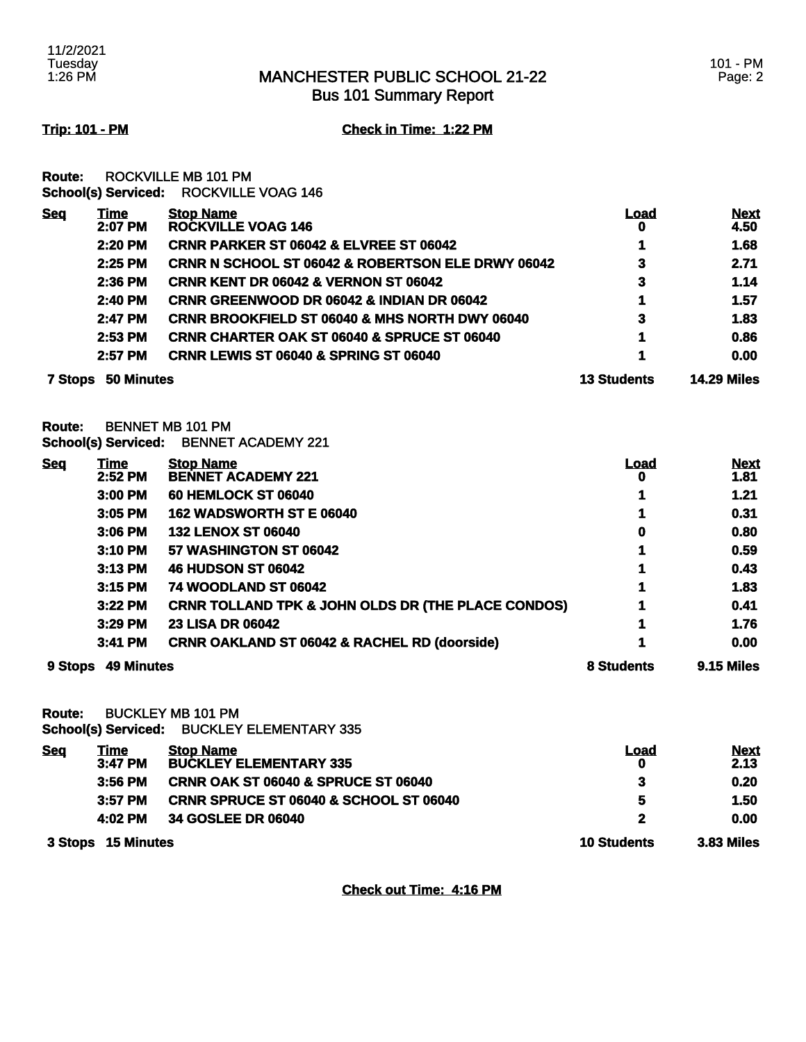# MANCHESTER PUBLIC SCHOOL 21-22
## Bus 101 Summary Report

**Trip: 101 - PM** **Check in Time: 1:22 PM**

**Route:** ROCKVILLE MB 101 PM
**School(s) Serviced:** ROCKVILLE VOAG 146

| Seq | Time | Stop Name | Load | Next |
|---|---|---|---|---|
| | 2:07 PM | ROCKVILLE VOAG 146 | 0 | 4.50 |
| | 2:20 PM | CRNR PARKER ST 06042 & ELVREE ST 06042 | 1 | 1.68 |
| | 2:25 PM | CRNR N SCHOOL ST 06042 & ROBERTSON ELE DRWY 06042 | 3 | 2.71 |
| | 2:36 PM | CRNR KENT DR 06042 & VERNON ST 06042 | 3 | 1.14 |
| | 2:40 PM | CRNR GREENWOOD DR 06042 & INDIAN DR 06042 | 1 | 1.57 |
| | 2:47 PM | CRNR BROOKFIELD ST 06040 & MHS NORTH DWY 06040 | 3 | 1.83 |
| | 2:53 PM | CRNR CHARTER OAK ST 06040 & SPRUCE ST 06040 | 1 | 0.86 |
| | 2:57 PM | CRNR LEWIS ST 06040 & SPRING ST 06040 | 1 | 0.00 |
| **7 Stops** | **50 Minutes** | | **13 Students** | **14.29 Miles** |

**Route:** BENNET MB 101 PM
**School(s) Serviced:** BENNET ACADEMY 221

| Seq | Time | Stop Name | Load | Next |
|---|---|---|---|---|
| | 2:52 PM | BENNET ACADEMY 221 | 0 | 1.81 |
| | 3:00 PM | 60 HEMLOCK ST 06040 | 1 | 1.21 |
| | 3:05 PM | 162 WADSWORTH ST E 06040 | 1 | 0.31 |
| | 3:06 PM | 132 LENOX ST 06040 | 0 | 0.80 |
| | 3:10 PM | 57 WASHINGTON ST 06042 | 1 | 0.59 |
| | 3:13 PM | 46 HUDSON ST 06042 | 1 | 0.43 |
| | 3:15 PM | 74 WOODLAND ST 06042 | 1 | 1.83 |
| | 3:22 PM | CRNR TOLLAND TPK & JOHN OLDS DR (THE PLACE CONDOS) | 1 | 0.41 |
| | 3:29 PM | 23 LISA DR 06042 | 1 | 1.76 |
| | 3:41 PM | CRNR OAKLAND ST 06042 & RACHEL RD (doorside) | 1 | 0.00 |
| **9 Stops** | **49 Minutes** | | **8 Students** | **9.15 Miles** |

**Route:** BUCKLEY MB 101 PM
**School(s) Serviced:** BUCKLEY ELEMENTARY 335

| Seq | Time | Stop Name | Load | Next |
|---|---|---|---|---|
| | 3:47 PM | BUCKLEY ELEMENTARY 335 | 0 | 2.13 |
| | 3:56 PM | CRNR OAK ST 06040 & SPRUCE ST 06040 | 3 | 0.20 |
| | 3:57 PM | CRNR SPRUCE ST 06040 & SCHOOL ST 06040 | 5 | 1.50 |
| | 4:02 PM | 34 GOSLEE DR 06040 | 2 | 0.00 |
| **3 Stops** | **15 Minutes** | | **10 Students** | **3.83 Miles** |

**Check out Time: 4:16 PM**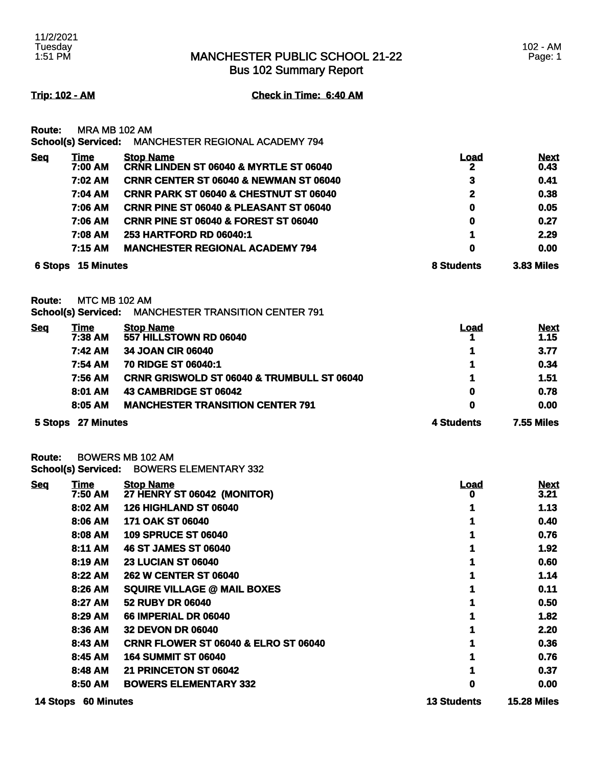# MANCHESTER PUBLIC SCHOOL 21-22
## Bus 102 Summary Report

11/2/2021
Tuesday
1:51 PM

102 - AM

**Trip: 102 - AM** **Check in Time: 6:40 AM**

**Route:** MRA MB 102 AM
**School(s) Serviced:** MANCHESTER REGIONAL ACADEMY 794

| Seq | Time | Stop Name | Load | Next |
|---|---|---|---|---|
| | 7:00 AM | CRNR LINDEN ST 06040 & MYRTLE ST 06040 | 2 | 0.43 |
| | 7:02 AM | CRNR CENTER ST 06040 & NEWMAN ST 06040 | 3 | 0.41 |
| | 7:04 AM | CRNR PARK ST 06040 & CHESTNUT ST 06040 | 2 | 0.38 |
| | 7:06 AM | CRNR PINE ST 06040 & PLEASANT ST 06040 | 0 | 0.05 |
| | 7:06 AM | CRNR PINE ST 06040 & FOREST ST 06040 | 0 | 0.27 |
| | 7:08 AM | 253 HARTFORD RD 06040:1 | 1 | 2.29 |
| | 7:15 AM | MANCHESTER REGIONAL ACADEMY 794 | 0 | 0.00 |
| **6 Stops** | **15 Minutes** | | **8 Students** | **3.83 Miles** |

**Route:** MTC MB 102 AM
**School(s) Serviced:** MANCHESTER TRANSITION CENTER 791

| Seq | Time | Stop Name | Load | Next |
|---|---|---|---|---|
| | 7:38 AM | 557 HILLSTOWN RD 06040 | 1 | 1.15 |
| | 7:42 AM | 34 JOAN CIR 06040 | 1 | 3.77 |
| | 7:54 AM | 70 RIDGE ST 06040:1 | 1 | 0.34 |
| | 7:56 AM | CRNR GRISWOLD ST 06040 & TRUMBULL ST 06040 | 1 | 1.51 |
| | 8:01 AM | 43 CAMBRIDGE ST 06042 | 0 | 0.78 |
| | 8:05 AM | MANCHESTER TRANSITION CENTER 791 | 0 | 0.00 |
| **5 Stops** | **27 Minutes** | | **4 Students** | **7.55 Miles** |

**Route:** BOWERS MB 102 AM
**School(s) Serviced:** BOWERS ELEMENTARY 332

| Seq | Time | Stop Name | Load | Next |
|---|---|---|---|---|
| | 7:50 AM | 27 HENRY ST 06042 (MONITOR) | 0 | 3.21 |
| | 8:02 AM | 126 HIGHLAND ST 06040 | 1 | 1.13 |
| | 8:06 AM | 171 OAK ST 06040 | 1 | 0.40 |
| | 8:08 AM | 109 SPRUCE ST 06040 | 1 | 0.76 |
| | 8:11 AM | 46 ST JAMES ST 06040 | 1 | 1.92 |
| | 8:19 AM | 23 LUCIAN ST 06040 | 1 | 0.60 |
| | 8:22 AM | 262 W CENTER ST 06040 | 1 | 1.14 |
| | 8:26 AM | SQUIRE VILLAGE @ MAIL BOXES | 1 | 0.11 |
| | 8:27 AM | 52 RUBY DR 06040 | 1 | 0.50 |
| | 8:29 AM | 66 IMPERIAL DR 06040 | 1 | 1.82 |
| | 8:36 AM | 32 DEVON DR 06040 | 1 | 2.20 |
| | 8:43 AM | CRNR FLOWER ST 06040 & ELRO ST 06040 | 1 | 0.36 |
| | 8:45 AM | 164 SUMMIT ST 06040 | 1 | 0.76 |
| | 8:48 AM | 21 PRINCETON ST 06042 | 1 | 0.37 |
| | 8:50 AM | BOWERS ELEMENTARY 332 | 0 | 0.00 |
| **14 Stops** | **60 Minutes** | | **13 Students** | **15.28 Miles** |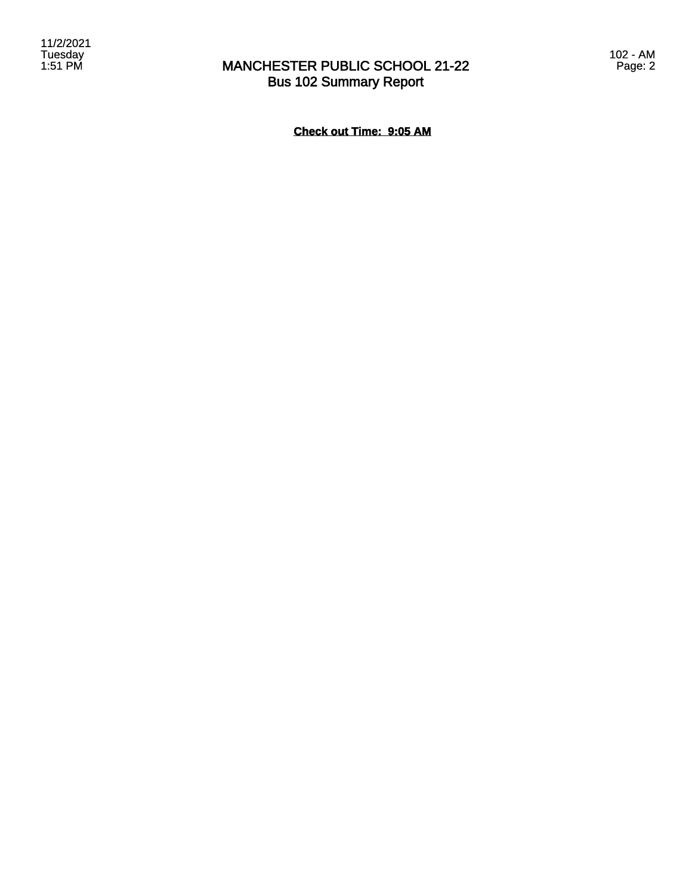# MANCHESTER PUBLIC SCHOOL 21-22
## Bus 102 Summary Report

**Check out Time: 9:05 AM**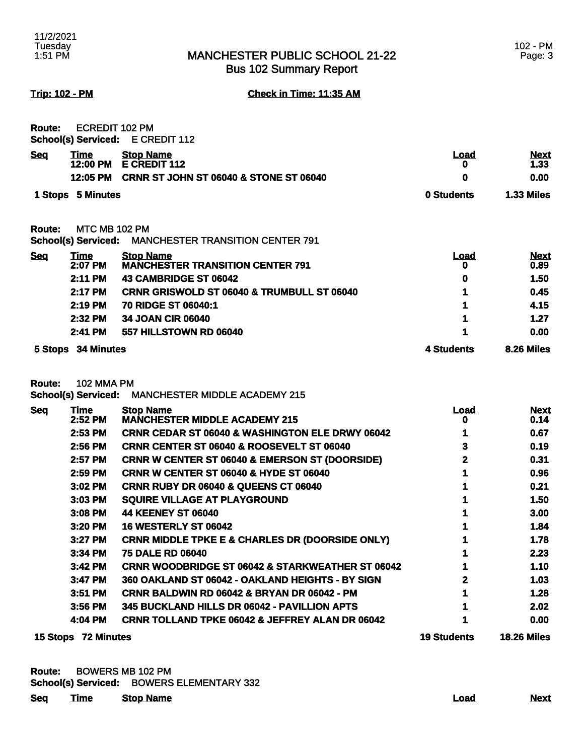# MANCHESTER PUBLIC SCHOOL 21-22
## Bus 102 Summary Report

**Trip: 102 - PM** **Check in Time: 11:35 AM**

**Route:** ECREDIT 102 PM
**School(s) Serviced:** E CREDIT 112

| Seq | Time | Stop Name | Load | Next |
|---|---|---|---|---|
| | 12:00 PM | E CREDIT 112 | 0 | 1.33 |
| | 12:05 PM | CRNR ST JOHN ST 06040 & STONE ST 06040 | 0 | 0.00 |
| **1 Stops** | **5 Minutes** | | **0 Students** | **1.33 Miles** |

**Route:** MTC MB 102 PM
**School(s) Serviced:** MANCHESTER TRANSITION CENTER 791

| Seq | Time | Stop Name | Load | Next |
|---|---|---|---|---|
| | 2:07 PM | MANCHESTER TRANSITION CENTER 791 | 0 | 0.89 |
| | 2:11 PM | 43 CAMBRIDGE ST 06042 | 0 | 1.50 |
| | 2:17 PM | CRNR GRISWOLD ST 06040 & TRUMBULL ST 06040 | 1 | 0.45 |
| | 2:19 PM | 70 RIDGE ST 06040:1 | 1 | 4.15 |
| | 2:32 PM | 34 JOAN CIR 06040 | 1 | 1.27 |
| | 2:41 PM | 557 HILLSTOWN RD 06040 | 1 | 0.00 |
| **5 Stops** | **34 Minutes** | | **4 Students** | **8.26 Miles** |

**Route:** 102 MMA PM
**School(s) Serviced:** MANCHESTER MIDDLE ACADEMY 215

| Seq | Time | Stop Name | Load | Next |
|---|---|---|---|---|
| | 2:52 PM | MANCHESTER MIDDLE ACADEMY 215 | 0 | 0.14 |
| | 2:53 PM | CRNR CEDAR ST 06040 & WASHINGTON ELE DRWY 06042 | 1 | 0.67 |
| | 2:56 PM | CRNR CENTER ST 06040 & ROOSEVELT ST 06040 | 3 | 0.19 |
| | 2:57 PM | CRNR W CENTER ST 06040 & EMERSON ST (DOORSIDE) | 2 | 0.31 |
| | 2:59 PM | CRNR W CENTER ST 06040 & HYDE ST 06040 | 1 | 0.96 |
| | 3:02 PM | CRNR RUBY DR 06040 & QUEENS CT 06040 | 1 | 0.21 |
| | 3:03 PM | SQUIRE VILLAGE AT PLAYGROUND | 1 | 1.50 |
| | 3:08 PM | 44 KEENEY ST 06040 | 1 | 3.00 |
| | 3:20 PM | 16 WESTERLY ST 06042 | 1 | 1.84 |
| | 3:27 PM | CRNR MIDDLE TPKE E & CHARLES DR (DOORSIDE ONLY) | 1 | 1.78 |
| | 3:34 PM | 75 DALE RD 06040 | 1 | 2.23 |
| | 3:42 PM | CRNR WOODBRIDGE ST 06042 & STARKWEATHER ST 06042 | 1 | 1.10 |
| | 3:47 PM | 360 OAKLAND ST 06042 - OAKLAND HEIGHTS - BY SIGN | 2 | 1.03 |
| | 3:51 PM | CRNR BALDWIN RD 06042 & BRYAN DR 06042 - PM | 1 | 1.28 |
| | 3:56 PM | 345 BUCKLAND HILLS DR 06042 - PAVILLION APTS | 1 | 2.02 |
| | 4:04 PM | CRNR TOLLAND TPKE 06042 & JEFFREY ALAN DR 06042 | 1 | 0.00 |
| **15 Stops** | **72 Minutes** | | **19 Students** | **18.26 Miles** |

**Route:** BOWERS MB 102 PM
**School(s) Serviced:** BOWERS ELEMENTARY 332

| Seq | Time | Stop Name | Load | Next |
|---|---|---|---|---|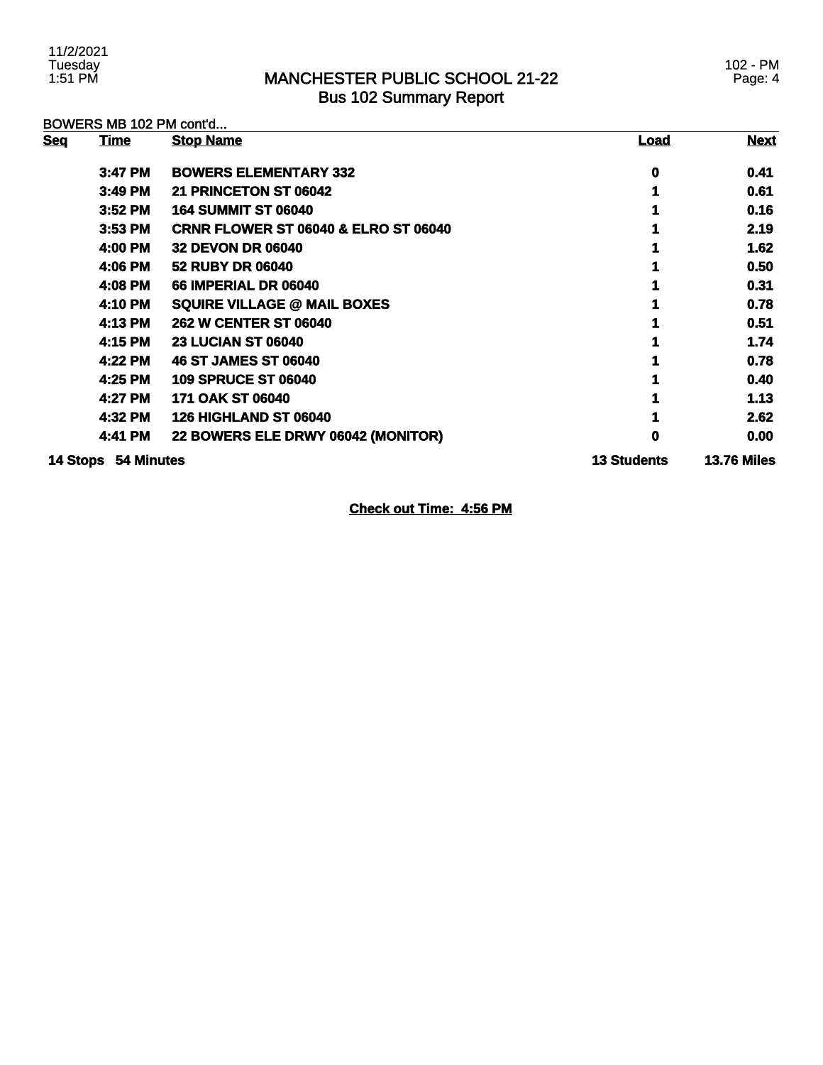# MANCHESTER PUBLIC SCHOOL 21-22
## Bus 102 Summary Report

BOWERS MB 102 PM cont'd...

| Seq | Time | Stop Name | Load | Next |
|---|---|---|---|---|
| | 3:47 PM | BOWERS ELEMENTARY 332 | 0 | 0.41 |
| | 3:49 PM | 21 PRINCETON ST 06042 | 1 | 0.61 |
| | 3:52 PM | 164 SUMMIT ST 06040 | 1 | 0.16 |
| | 3:53 PM | CRNR FLOWER ST 06040 & ELRO ST 06040 | 1 | 2.19 |
| | 4:00 PM | 32 DEVON DR 06040 | 1 | 1.62 |
| | 4:06 PM | 52 RUBY DR 06040 | 1 | 0.50 |
| | 4:08 PM | 66 IMPERIAL DR 06040 | 1 | 0.31 |
| | 4:10 PM | SQUIRE VILLAGE @ MAIL BOXES | 1 | 0.78 |
| | 4:13 PM | 262 W CENTER ST 06040 | 1 | 0.51 |
| | 4:15 PM | 23 LUCIAN ST 06040 | 1 | 1.74 |
| | 4:22 PM | 46 ST JAMES ST 06040 | 1 | 0.78 |
| | 4:25 PM | 109 SPRUCE ST 06040 | 1 | 0.40 |
| | 4:27 PM | 171 OAK ST 06040 | 1 | 1.13 |
| | 4:32 PM | 126 HIGHLAND ST 06040 | 1 | 2.62 |
| | 4:41 PM | 22 BOWERS ELE DRWY 06042 (MONITOR) | 0 | 0.00 |
| 14 Stops | 54 Minutes | | 13 Students | 13.76 Miles |

**Check out Time: 4:56 PM**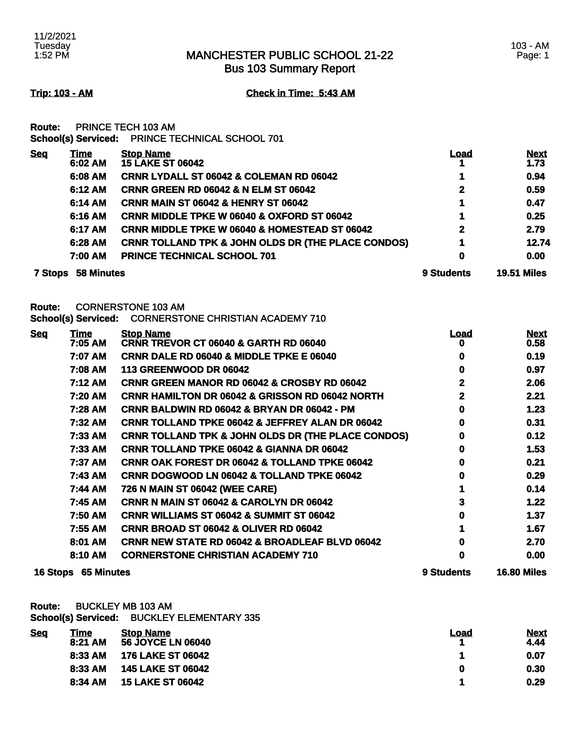# MANCHESTER PUBLIC SCHOOL 21-22
## Bus 103 Summary Report

**Trip: 103 - AM** **Check in Time: 5:43 AM**

**Route:** PRINCE TECH 103 AM
**School(s) Serviced:** PRINCE TECHNICAL SCHOOL 701

| Seq | Time | Stop Name | Load | Next |
|---|---|---|---|---|
| | 6:02 AM | 15 LAKE ST 06042 | 1 | 1.73 |
| | 6:08 AM | CRNR LYDALL ST 06042 & COLEMAN RD 06042 | 1 | 0.94 |
| | 6:12 AM | CRNR GREEN RD 06042 & N ELM ST 06042 | 2 | 0.59 |
| | 6:14 AM | CRNR MAIN ST 06042 & HENRY ST 06042 | 1 | 0.47 |
| | 6:16 AM | CRNR MIDDLE TPKE W 06040 & OXFORD ST 06042 | 1 | 0.25 |
| | 6:17 AM | CRNR MIDDLE TPKE W 06040 & HOMESTEAD ST 06042 | 2 | 2.79 |
| | 6:28 AM | CRNR TOLLAND TPK & JOHN OLDS DR (THE PLACE CONDOS) | 1 | 12.74 |
| | 7:00 AM | PRINCE TECHNICAL SCHOOL 701 | 0 | 0.00 |
| 7 Stops | 58 Minutes | | 9 Students | 19.51 Miles |

**Route:** CORNERSTONE 103 AM
**School(s) Serviced:** CORNERSTONE CHRISTIAN ACADEMY 710

| Seq | Time | Stop Name | Load | Next |
|---|---|---|---|---|
| | 7:05 AM | CRNR TREVOR CT 06040 & GARTH RD 06040 | 0 | 0.58 |
| | 7:07 AM | CRNR DALE RD 06040 & MIDDLE TPKE E 06040 | 0 | 0.19 |
| | 7:08 AM | 113 GREENWOOD DR 06042 | 0 | 0.97 |
| | 7:12 AM | CRNR GREEN MANOR RD 06042 & CROSBY RD 06042 | 2 | 2.06 |
| | 7:20 AM | CRNR HAMILTON DR 06042 & GRISSON RD 06042 NORTH | 2 | 2.21 |
| | 7:28 AM | CRNR BALDWIN RD 06042 & BRYAN DR 06042 - PM | 0 | 1.23 |
| | 7:32 AM | CRNR TOLLAND TPKE 06042 & JEFFREY ALAN DR 06042 | 0 | 0.31 |
| | 7:33 AM | CRNR TOLLAND TPK & JOHN OLDS DR (THE PLACE CONDOS) | 0 | 0.12 |
| | 7:33 AM | CRNR TOLLAND TPKE 06042 & GIANNA DR 06042 | 0 | 1.53 |
| | 7:37 AM | CRNR OAK FOREST DR 06042 & TOLLAND TPKE 06042 | 0 | 0.21 |
| | 7:43 AM | CRNR DOGWOOD LN 06042 & TOLLAND TPKE 06042 | 0 | 0.29 |
| | 7:44 AM | 726 N MAIN ST 06042 (WEE CARE) | 1 | 0.14 |
| | 7:45 AM | CRNR N MAIN ST 06042 & CAROLYN DR 06042 | 3 | 1.22 |
| | 7:50 AM | CRNR WILLIAMS ST 06042 & SUMMIT ST 06042 | 0 | 1.37 |
| | 7:55 AM | CRNR BROAD ST 06042 & OLIVER RD 06042 | 1 | 1.67 |
| | 8:01 AM | CRNR NEW STATE RD 06042 & BROADLEAF BLVD 06042 | 0 | 2.70 |
| | 8:10 AM | CORNERSTONE CHRISTIAN ACADEMY 710 | 0 | 0.00 |
| 16 Stops | 65 Minutes | | 9 Students | 16.80 Miles |

**Route:** BUCKLEY MB 103 AM
**School(s) Serviced:** BUCKLEY ELEMENTARY 335

| Seq | Time | Stop Name | Load | Next |
|---|---|---|---|---|
| | 8:21 AM | 56 JOYCE LN 06040 | 1 | 4.44 |
| | 8:33 AM | 176 LAKE ST 06042 | 1 | 0.07 |
| | 8:33 AM | 145 LAKE ST 06042 | 0 | 0.30 |
| | 8:34 AM | 15 LAKE ST 06042 | 1 | 0.29 |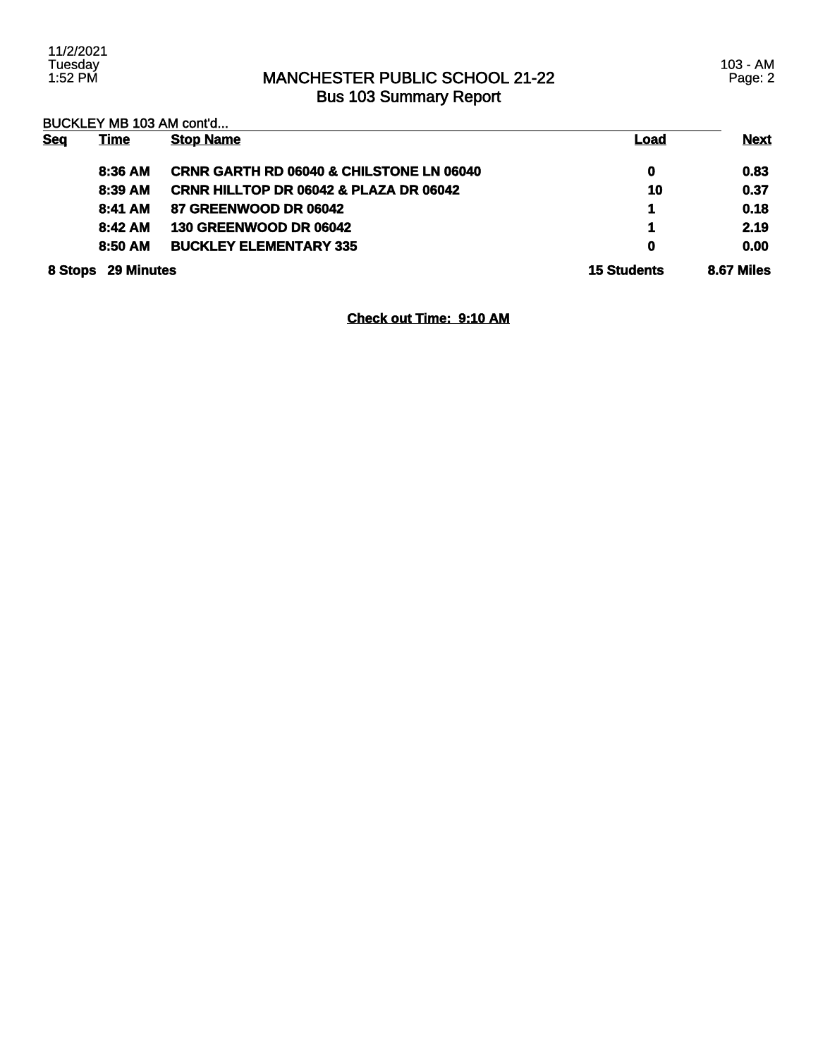# MANCHESTER PUBLIC SCHOOL 21-22
## Bus 103 Summary Report

BUCKLEY MB 103 AM cont'd...

| Seq | Time | Stop Name | Load | Next |
|---|---|---|---|---|
| | 8:36 AM | CRNR GARTH RD 06040 & CHILSTONE LN 06040 | 0 | 0.83 |
| | 8:39 AM | CRNR HILLTOP DR 06042 & PLAZA DR 06042 | 10 | 0.37 |
| | 8:41 AM | 87 GREENWOOD DR 06042 | 1 | 0.18 |
| | 8:42 AM | 130 GREENWOOD DR 06042 | 1 | 2.19 |
| | 8:50 AM | BUCKLEY ELEMENTARY 335 | 0 | 0.00 |
| **8 Stops** | **29 Minutes** | | **15 Students** | **8.67 Miles** |

**Check out Time: 9:10 AM**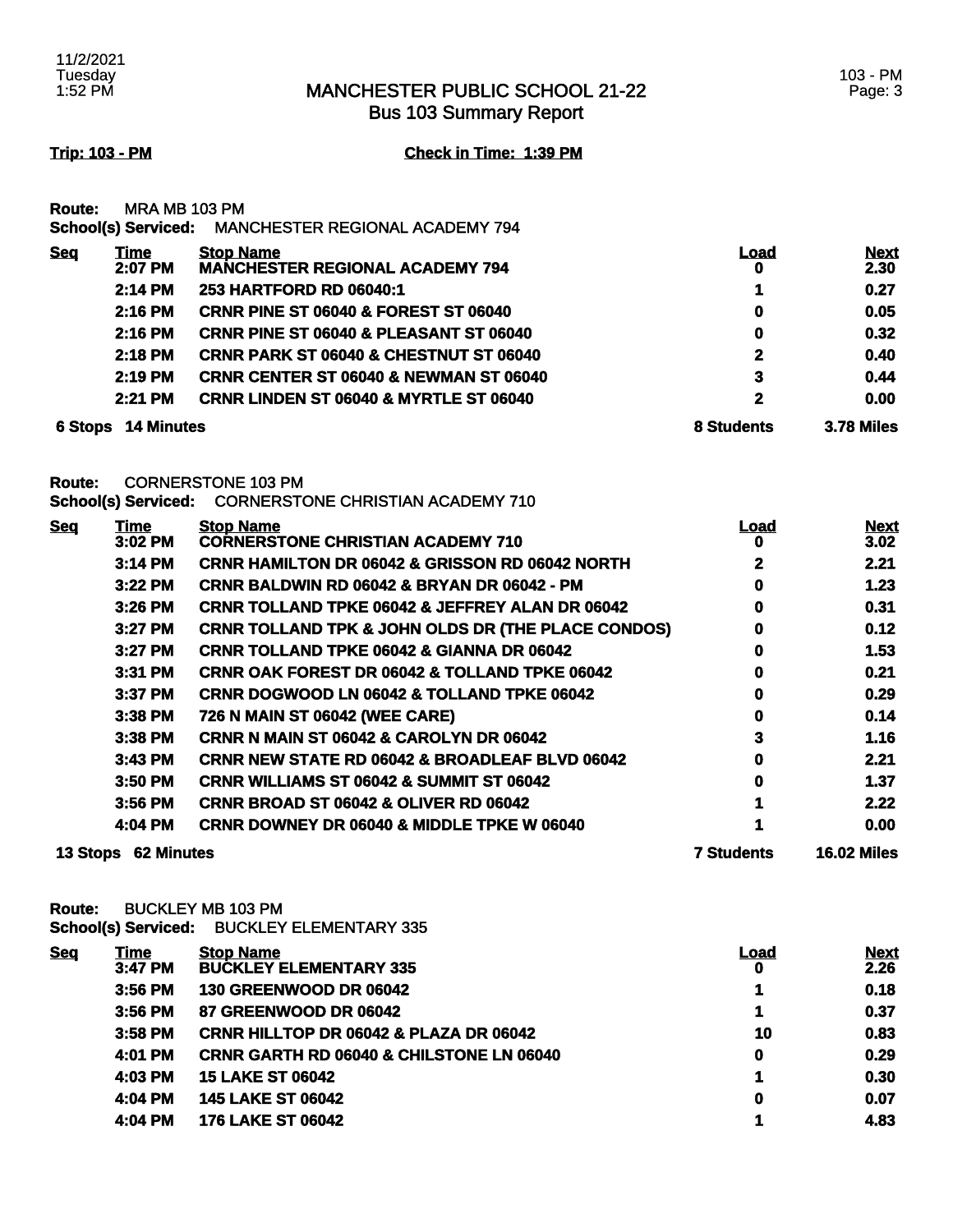# MANCHESTER PUBLIC SCHOOL 21-22
## Bus 103 Summary Report

**Trip: 103 - PM** **Check in Time: 1:39 PM**

**Route:** MRA MB 103 PM
**School(s) Serviced:** MANCHESTER REGIONAL ACADEMY 794

| Seq | Time | Stop Name | Load | Next |
|---|---|---|---|---|
| | 2:07 PM | MANCHESTER REGIONAL ACADEMY 794 | 0 | 2.30 |
| | 2:14 PM | 253 HARTFORD RD 06040:1 | 1 | 0.27 |
| | 2:16 PM | CRNR PINE ST 06040 & FOREST ST 06040 | 0 | 0.05 |
| | 2:16 PM | CRNR PINE ST 06040 & PLEASANT ST 06040 | 0 | 0.32 |
| | 2:18 PM | CRNR PARK ST 06040 & CHESTNUT ST 06040 | 2 | 0.40 |
| | 2:19 PM | CRNR CENTER ST 06040 & NEWMAN ST 06040 | 3 | 0.44 |
| | 2:21 PM | CRNR LINDEN ST 06040 & MYRTLE ST 06040 | 2 | 0.00 |
| 6 Stops | 14 Minutes | | 8 Students | 3.78 Miles |

**Route:** CORNERSTONE 103 PM
**School(s) Serviced:** CORNERSTONE CHRISTIAN ACADEMY 710

| Seq | Time | Stop Name | Load | Next |
|---|---|---|---|---|
| | 3:02 PM | CORNERSTONE CHRISTIAN ACADEMY 710 | 0 | 3.02 |
| | 3:14 PM | CRNR HAMILTON DR 06042 & GRISSON RD 06042 NORTH | 2 | 2.21 |
| | 3:22 PM | CRNR BALDWIN RD 06042 & BRYAN DR 06042 - PM | 0 | 1.23 |
| | 3:26 PM | CRNR TOLLAND TPKE 06042 & JEFFREY ALAN DR 06042 | 0 | 0.31 |
| | 3:27 PM | CRNR TOLLAND TPK & JOHN OLDS DR (THE PLACE CONDOS) | 0 | 0.12 |
| | 3:27 PM | CRNR TOLLAND TPKE 06042 & GIANNA DR 06042 | 0 | 1.53 |
| | 3:31 PM | CRNR OAK FOREST DR 06042 & TOLLAND TPKE 06042 | 0 | 0.21 |
| | 3:37 PM | CRNR DOGWOOD LN 06042 & TOLLAND TPKE 06042 | 0 | 0.29 |
| | 3:38 PM | 726 N MAIN ST 06042 (WEE CARE) | 0 | 0.14 |
| | 3:38 PM | CRNR N MAIN ST 06042 & CAROLYN DR 06042 | 3 | 1.16 |
| | 3:43 PM | CRNR NEW STATE RD 06042 & BROADLEAF BLVD 06042 | 0 | 2.21 |
| | 3:50 PM | CRNR WILLIAMS ST 06042 & SUMMIT ST 06042 | 0 | 1.37 |
| | 3:56 PM | CRNR BROAD ST 06042 & OLIVER RD 06042 | 1 | 2.22 |
| | 4:04 PM | CRNR DOWNEY DR 06040 & MIDDLE TPKE W 06040 | 1 | 0.00 |
| 13 Stops | 62 Minutes | | 7 Students | 16.02 Miles |

**Route:** BUCKLEY MB 103 PM
**School(s) Serviced:** BUCKLEY ELEMENTARY 335

| Seq | Time | Stop Name | Load | Next |
|---|---|---|---|---|
| | 3:47 PM | BUCKLEY ELEMENTARY 335 | 0 | 2.26 |
| | 3:56 PM | 130 GREENWOOD DR 06042 | 1 | 0.18 |
| | 3:56 PM | 87 GREENWOOD DR 06042 | 1 | 0.37 |
| | 3:58 PM | CRNR HILLTOP DR 06042 & PLAZA DR 06042 | 10 | 0.83 |
| | 4:01 PM | CRNR GARTH RD 06040 & CHILSTONE LN 06040 | 0 | 0.29 |
| | 4:03 PM | 15 LAKE ST 06042 | 1 | 0.30 |
| | 4:04 PM | 145 LAKE ST 06042 | 0 | 0.07 |
| | 4:04 PM | 176 LAKE ST 06042 | 1 | 4.83 |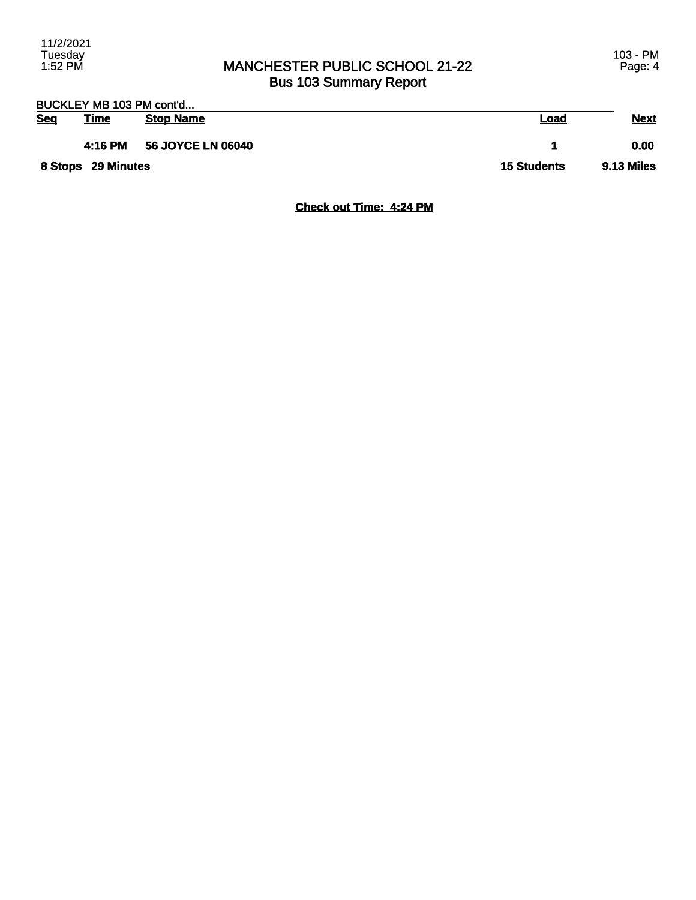# MANCHESTER PUBLIC SCHOOL 21-22
## Bus 103 Summary Report

BUCKLEY MB 103 PM cont'd...

| Seq | Time | Stop Name | Load | Next |
|---|---|---|---|---|
| | **4:16 PM** | **56 JOYCE LN 06040** | **1** | **0.00** |
| **8 Stops** | **29 Minutes** | | **15 Students** | **9.13 Miles** |

**Check out Time: 4:24 PM**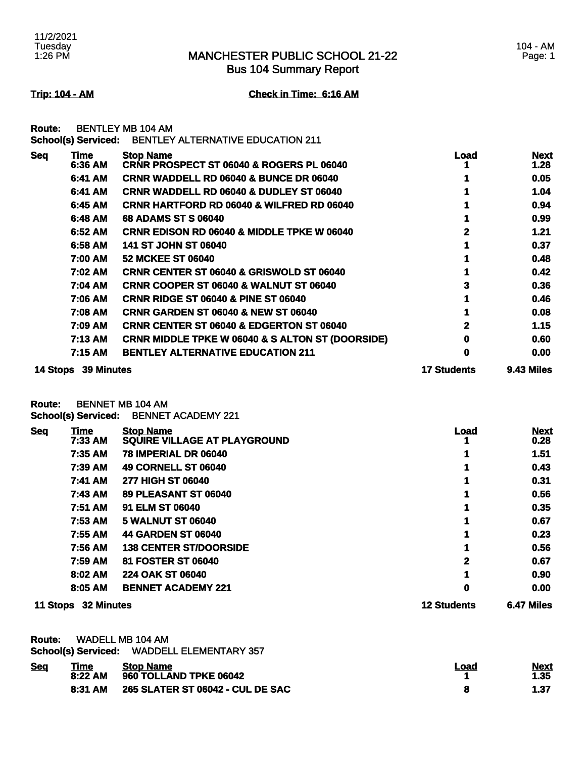# MANCHESTER PUBLIC SCHOOL 21-22
## Bus 104 Summary Report

11/2/2021
Tuesday
1:26 PM

104 - AM

**Trip: 104 - AM** **Check in Time: 6:16 AM**

**Route:** BENTLEY MB 104 AM
**School(s) Serviced:** BENTLEY ALTERNATIVE EDUCATION 211

| Seq | Time | Stop Name | Load | Next |
|---|---|---|---|---|
| | 6:36 AM | CRNR PROSPECT ST 06040 & ROGERS PL 06040 | 1 | 1.28 |
| | 6:41 AM | CRNR WADDELL RD 06040 & BUNCE DR 06040 | 1 | 0.05 |
| | 6:41 AM | CRNR WADDELL RD 06040 & DUDLEY ST 06040 | 1 | 1.04 |
| | 6:45 AM | CRNR HARTFORD RD 06040 & WILFRED RD 06040 | 1 | 0.94 |
| | 6:48 AM | 68 ADAMS ST S 06040 | 1 | 0.99 |
| | 6:52 AM | CRNR EDISON RD 06040 & MIDDLE TPKE W 06040 | 2 | 1.21 |
| | 6:58 AM | 141 ST JOHN ST 06040 | 1 | 0.37 |
| | 7:00 AM | 52 MCKEE ST 06040 | 1 | 0.48 |
| | 7:02 AM | CRNR CENTER ST 06040 & GRISWOLD ST 06040 | 1 | 0.42 |
| | 7:04 AM | CRNR COOPER ST 06040 & WALNUT ST 06040 | 3 | 0.36 |
| | 7:06 AM | CRNR RIDGE ST 06040 & PINE ST 06040 | 1 | 0.46 |
| | 7:08 AM | CRNR GARDEN ST 06040 & NEW ST 06040 | 1 | 0.08 |
| | 7:09 AM | CRNR CENTER ST 06040 & EDGERTON ST 06040 | 2 | 1.15 |
| | 7:13 AM | CRNR MIDDLE TPKE W 06040 & S ALTON ST (DOORSIDE) | 0 | 0.60 |
| | 7:15 AM | BENTLEY ALTERNATIVE EDUCATION 211 | 0 | 0.00 |
| **14 Stops** | **39 Minutes** | | **17 Students** | **9.43 Miles** |

**Route:** BENNET MB 104 AM
**School(s) Serviced:** BENNET ACADEMY 221

| Seq | Time | Stop Name | Load | Next |
|---|---|---|---|---|
| | 7:33 AM | SQUIRE VILLAGE AT PLAYGROUND | 1 | 0.28 |
| | 7:35 AM | 78 IMPERIAL DR 06040 | 1 | 1.51 |
| | 7:39 AM | 49 CORNELL ST 06040 | 1 | 0.43 |
| | 7:41 AM | 277 HIGH ST 06040 | 1 | 0.31 |
| | 7:43 AM | 89 PLEASANT ST 06040 | 1 | 0.56 |
| | 7:51 AM | 91 ELM ST 06040 | 1 | 0.35 |
| | 7:53 AM | 5 WALNUT ST 06040 | 1 | 0.67 |
| | 7:55 AM | 44 GARDEN ST 06040 | 1 | 0.23 |
| | 7:56 AM | 138 CENTER ST/DOORSIDE | 1 | 0.56 |
| | 7:59 AM | 81 FOSTER ST 06040 | 2 | 0.67 |
| | 8:02 AM | 224 OAK ST 06040 | 1 | 0.90 |
| | 8:05 AM | BENNET ACADEMY 221 | 0 | 0.00 |
| **11 Stops** | **32 Minutes** | | **12 Students** | **6.47 Miles** |

**Route:** WADELL MB 104 AM
**School(s) Serviced:** WADDELL ELEMENTARY 357

| Seq | Time | Stop Name | Load | Next |
|---|---|---|---|---|
| | 8:22 AM | 960 TOLLAND TPKE 06042 | 1 | 1.35 |
| | 8:31 AM | 265 SLATER ST 06042 - CUL DE SAC | 8 | 1.37 |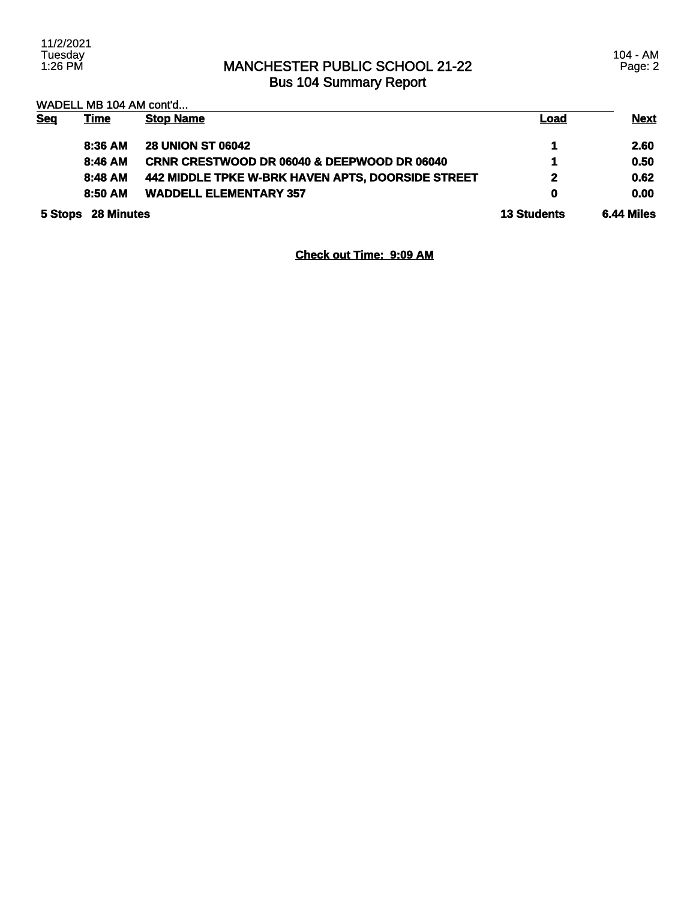# MANCHESTER PUBLIC SCHOOL 21-22
## Bus 104 Summary Report

WADELL MB 104 AM cont'd...

| Seq | Time | Stop Name | Load | Next |
|---|---|---|---|---|
| | 8:36 AM | 28 UNION ST 06042 | 1 | 2.60 |
| | 8:46 AM | CRNR CRESTWOOD DR 06040 & DEEPWOOD DR 06040 | 1 | 0.50 |
| | 8:48 AM | 442 MIDDLE TPKE W-BRK HAVEN APTS, DOORSIDE STREET | 2 | 0.62 |
| | 8:50 AM | WADDELL ELEMENTARY 357 | 0 | 0.00 |
| **5 Stops** | **28 Minutes** | | **13 Students** | **6.44 Miles** |

**Check out Time: 9:09 AM**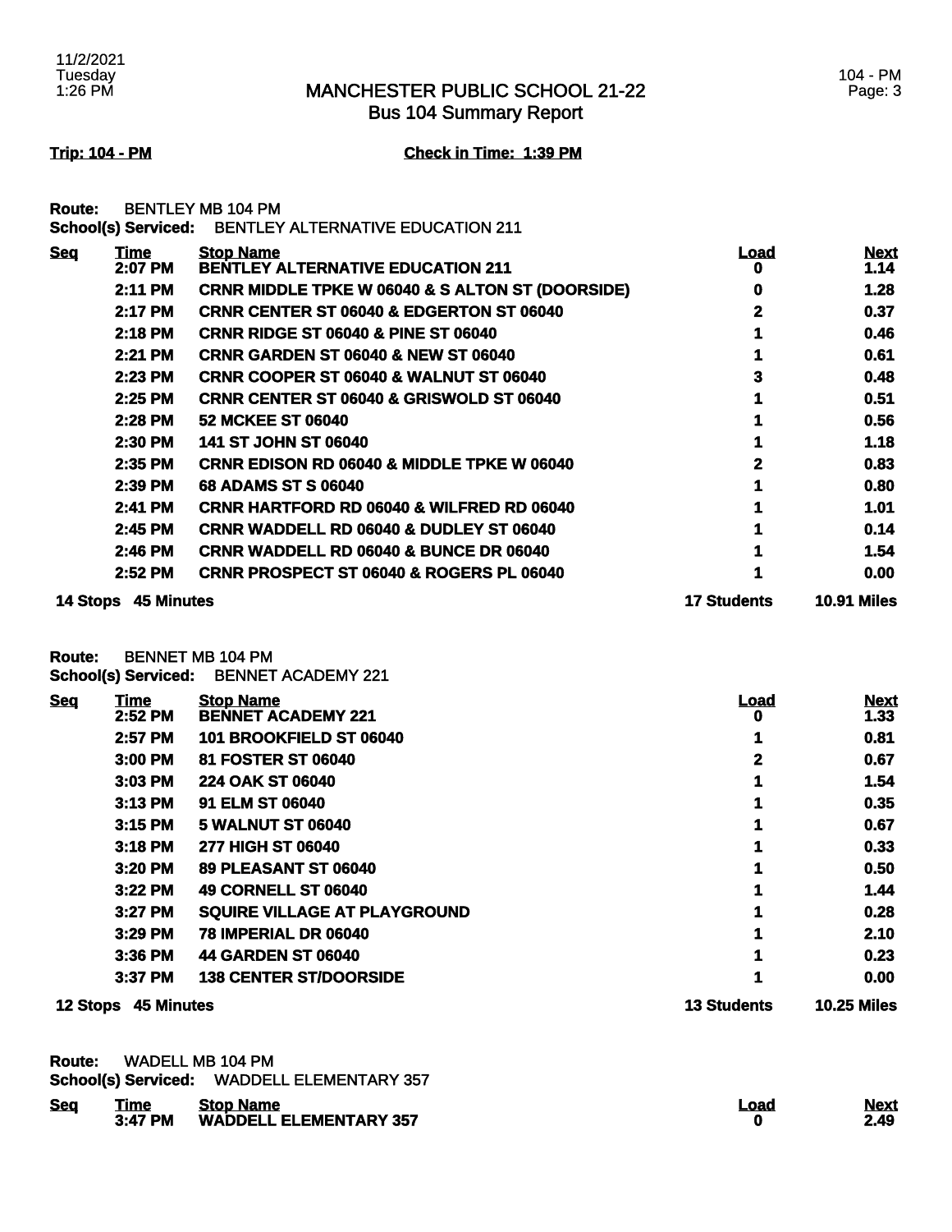# MANCHESTER PUBLIC SCHOOL 21-22
## Bus 104 Summary Report

**Trip: 104 - PM** **Check in Time: 1:39 PM**

**Route:** BENTLEY MB 104 PM
**School(s) Serviced:** BENTLEY ALTERNATIVE EDUCATION 211

| Seq | Time | Stop Name | Load | Next |
|---|---|---|---|---|
| | 2:07 PM | BENTLEY ALTERNATIVE EDUCATION 211 | 0 | 1.14 |
| | 2:11 PM | CRNR MIDDLE TPKE W 06040 & S ALTON ST (DOORSIDE) | 0 | 1.28 |
| | 2:17 PM | CRNR CENTER ST 06040 & EDGERTON ST 06040 | 2 | 0.37 |
| | 2:18 PM | CRNR RIDGE ST 06040 & PINE ST 06040 | 1 | 0.46 |
| | 2:21 PM | CRNR GARDEN ST 06040 & NEW ST 06040 | 1 | 0.61 |
| | 2:23 PM | CRNR COOPER ST 06040 & WALNUT ST 06040 | 3 | 0.48 |
| | 2:25 PM | CRNR CENTER ST 06040 & GRISWOLD ST 06040 | 1 | 0.51 |
| | 2:28 PM | 52 MCKEE ST 06040 | 1 | 0.56 |
| | 2:30 PM | 141 ST JOHN ST 06040 | 1 | 1.18 |
| | 2:35 PM | CRNR EDISON RD 06040 & MIDDLE TPKE W 06040 | 2 | 0.83 |
| | 2:39 PM | 68 ADAMS ST S 06040 | 1 | 0.80 |
| | 2:41 PM | CRNR HARTFORD RD 06040 & WILFRED RD 06040 | 1 | 1.01 |
| | 2:45 PM | CRNR WADDELL RD 06040 & DUDLEY ST 06040 | 1 | 0.14 |
| | 2:46 PM | CRNR WADDELL RD 06040 & BUNCE DR 06040 | 1 | 1.54 |
| | 2:52 PM | CRNR PROSPECT ST 06040 & ROGERS PL 06040 | 1 | 0.00 |
| **14 Stops** | **45 Minutes** | | **17 Students** | **10.91 Miles** |

**Route:** BENNET MB 104 PM
**School(s) Serviced:** BENNET ACADEMY 221

| Seq | Time | Stop Name | Load | Next |
|---|---|---|---|---|
| | 2:52 PM | BENNET ACADEMY 221 | 0 | 1.33 |
| | 2:57 PM | 101 BROOKFIELD ST 06040 | 1 | 0.81 |
| | 3:00 PM | 81 FOSTER ST 06040 | 2 | 0.67 |
| | 3:03 PM | 224 OAK ST 06040 | 1 | 1.54 |
| | 3:13 PM | 91 ELM ST 06040 | 1 | 0.35 |
| | 3:15 PM | 5 WALNUT ST 06040 | 1 | 0.67 |
| | 3:18 PM | 277 HIGH ST 06040 | 1 | 0.33 |
| | 3:20 PM | 89 PLEASANT ST 06040 | 1 | 0.50 |
| | 3:22 PM | 49 CORNELL ST 06040 | 1 | 1.44 |
| | 3:27 PM | SQUIRE VILLAGE AT PLAYGROUND | 1 | 0.28 |
| | 3:29 PM | 78 IMPERIAL DR 06040 | 1 | 2.10 |
| | 3:36 PM | 44 GARDEN ST 06040 | 1 | 0.23 |
| | 3:37 PM | 138 CENTER ST/DOORSIDE | 1 | 0.00 |
| **12 Stops** | **45 Minutes** | | **13 Students** | **10.25 Miles** |

**Route:** WADELL MB 104 PM
**School(s) Serviced:** WADDELL ELEMENTARY 357

| Seq | Time | Stop Name | Load | Next |
|---|---|---|---|---|
| | 3:47 PM | WADDELL ELEMENTARY 357 | 0 | 2.49 |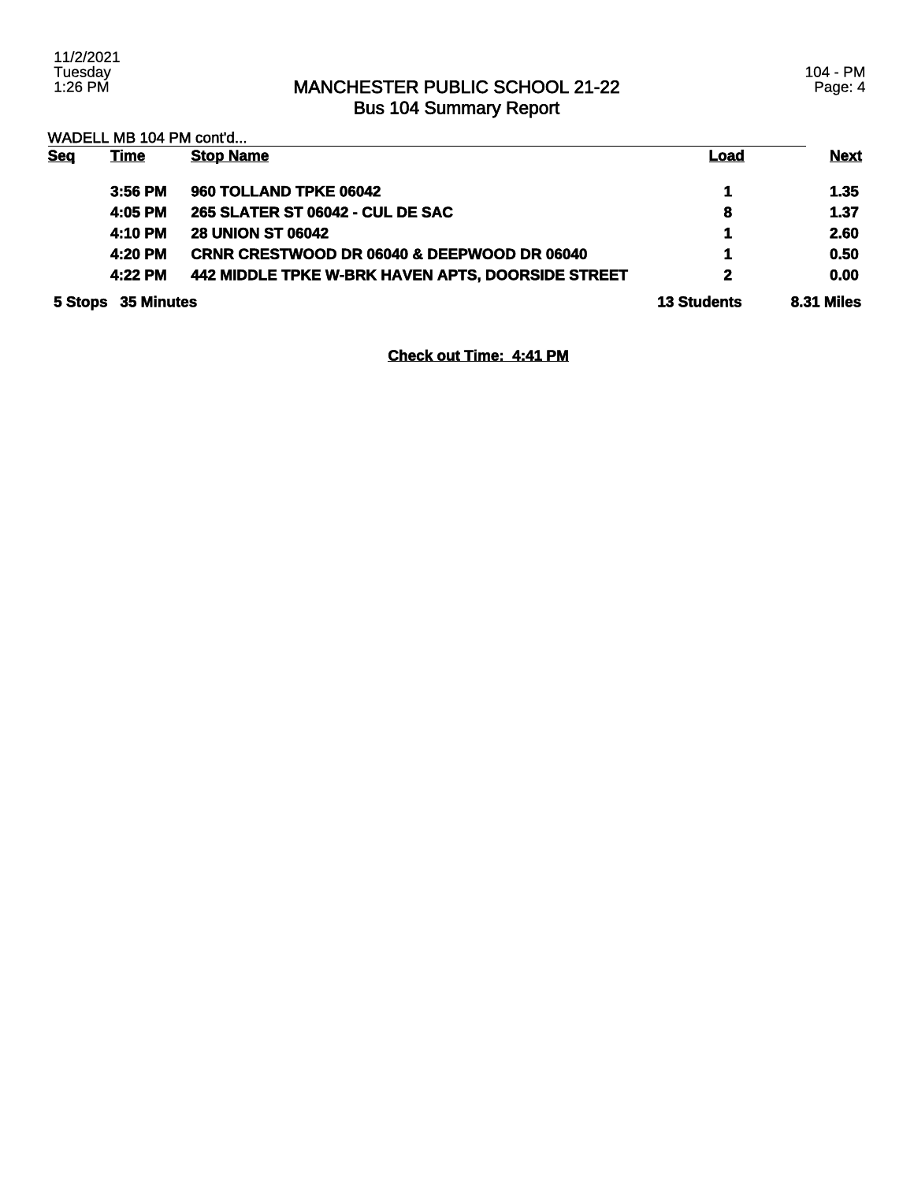# MANCHESTER PUBLIC SCHOOL 21-22
## Bus 104 Summary Report

WADELL MB 104 PM cont'd...

| Seq | Time | Stop Name | Load | Next |
|---|---|---|---|---|
| | 3:56 PM | 960 TOLLAND TPKE 06042 | 1 | 1.35 |
| | 4:05 PM | 265 SLATER ST 06042 - CUL DE SAC | 8 | 1.37 |
| | 4:10 PM | 28 UNION ST 06042 | 1 | 2.60 |
| | 4:20 PM | CRNR CRESTWOOD DR 06040 & DEEPWOOD DR 06040 | 1 | 0.50 |
| | 4:22 PM | 442 MIDDLE TPKE W-BRK HAVEN APTS, DOORSIDE STREET | 2 | 0.00 |
| **5 Stops** | **35 Minutes** | | **13 Students** | **8.31 Miles** |

**Check out Time: 4:41 PM**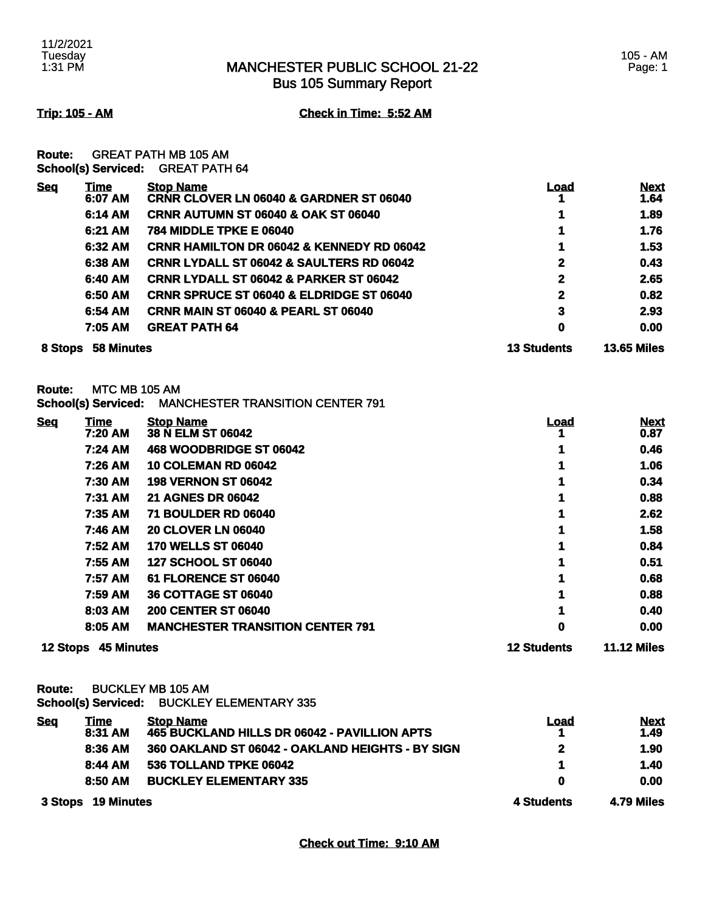11/2/2021
Tuesday
1:31 PM

# MANCHESTER PUBLIC SCHOOL 21-22
## Bus 105 Summary Report

105 - AM

**Trip: 105 - AM** **Check in Time: 5:52 AM**

**Route:** GREAT PATH MB 105 AM
**School(s) Serviced:** GREAT PATH 64

| Seq | Time | Stop Name | Load | Next |
|---|---|---|---|---|
| | 6:07 AM | CRNR CLOVER LN 06040 & GARDNER ST 06040 | 1 | 1.64 |
| | 6:14 AM | CRNR AUTUMN ST 06040 & OAK ST 06040 | 1 | 1.89 |
| | 6:21 AM | 784 MIDDLE TPKE E 06040 | 1 | 1.76 |
| | 6:32 AM | CRNR HAMILTON DR 06042 & KENNEDY RD 06042 | 1 | 1.53 |
| | 6:38 AM | CRNR LYDALL ST 06042 & SAULTERS RD 06042 | 2 | 0.43 |
| | 6:40 AM | CRNR LYDALL ST 06042 & PARKER ST 06042 | 2 | 2.65 |
| | 6:50 AM | CRNR SPRUCE ST 06040 & ELDRIDGE ST 06040 | 2 | 0.82 |
| | 6:54 AM | CRNR MAIN ST 06040 & PEARL ST 06040 | 3 | 2.93 |
| | 7:05 AM | GREAT PATH 64 | 0 | 0.00 |
| **8 Stops** | **58 Minutes** | | **13 Students** | **13.65 Miles** |

**Route:** MTC MB 105 AM
**School(s) Serviced:** MANCHESTER TRANSITION CENTER 791

| Seq | Time | Stop Name | Load | Next |
|---|---|---|---|---|
| | 7:20 AM | 38 N ELM ST 06042 | 1 | 0.87 |
| | 7:24 AM | 468 WOODBRIDGE ST 06042 | 1 | 0.46 |
| | 7:26 AM | 10 COLEMAN RD 06042 | 1 | 1.06 |
| | 7:30 AM | 198 VERNON ST 06042 | 1 | 0.34 |
| | 7:31 AM | 21 AGNES DR 06042 | 1 | 0.88 |
| | 7:35 AM | 71 BOULDER RD 06040 | 1 | 2.62 |
| | 7:46 AM | 20 CLOVER LN 06040 | 1 | 1.58 |
| | 7:52 AM | 170 WELLS ST 06040 | 1 | 0.84 |
| | 7:55 AM | 127 SCHOOL ST 06040 | 1 | 0.51 |
| | 7:57 AM | 61 FLORENCE ST 06040 | 1 | 0.68 |
| | 7:59 AM | 36 COTTAGE ST 06040 | 1 | 0.88 |
| | 8:03 AM | 200 CENTER ST 06040 | 1 | 0.40 |
| | 8:05 AM | MANCHESTER TRANSITION CENTER 791 | 0 | 0.00 |
| **12 Stops** | **45 Minutes** | | **12 Students** | **11.12 Miles** |

**Route:** BUCKLEY MB 105 AM
**School(s) Serviced:** BUCKLEY ELEMENTARY 335

| Seq | Time | Stop Name | Load | Next |
|---|---|---|---|---|
| | 8:31 AM | 465 BUCKLAND HILLS DR 06042 - PAVILLION APTS | 1 | 1.49 |
| | 8:36 AM | 360 OAKLAND ST 06042 - OAKLAND HEIGHTS - BY SIGN | 2 | 1.90 |
| | 8:44 AM | 536 TOLLAND TPKE 06042 | 1 | 1.40 |
| | 8:50 AM | BUCKLEY ELEMENTARY 335 | 0 | 0.00 |
| **3 Stops** | **19 Minutes** | | **4 Students** | **4.79 Miles** |

**Check out Time: 9:10 AM**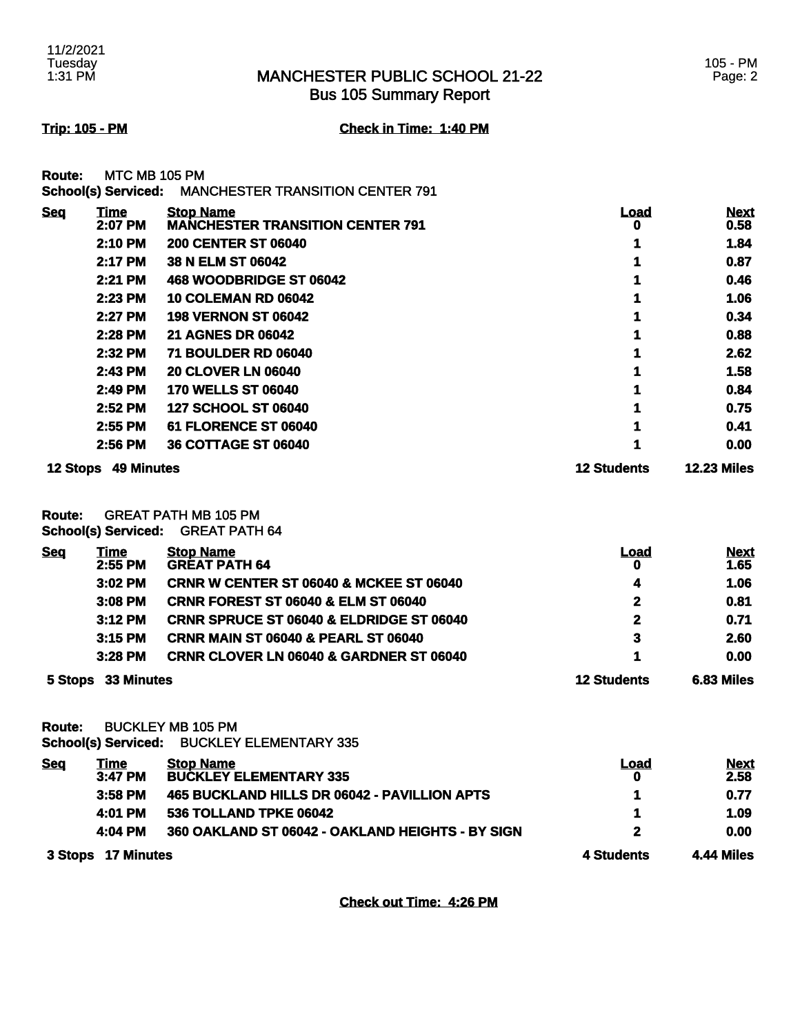# MANCHESTER PUBLIC SCHOOL 21-22
## Bus 105 Summary Report

11/2/2021
Tuesday
1:31 PM

105 - PM

**Trip: 105 - PM** **Check in Time: 1:40 PM**

**Route:** MTC MB 105 PM
**School(s) Serviced:** MANCHESTER TRANSITION CENTER 791

| Seq | Time | Stop Name | Load | Next |
|---|---|---|---|---|
| | 2:07 PM | MANCHESTER TRANSITION CENTER 791 | 0 | 0.58 |
| | 2:10 PM | 200 CENTER ST 06040 | 1 | 1.84 |
| | 2:17 PM | 38 N ELM ST 06042 | 1 | 0.87 |
| | 2:21 PM | 468 WOODBRIDGE ST 06042 | 1 | 0.46 |
| | 2:23 PM | 10 COLEMAN RD 06042 | 1 | 1.06 |
| | 2:27 PM | 198 VERNON ST 06042 | 1 | 0.34 |
| | 2:28 PM | 21 AGNES DR 06042 | 1 | 0.88 |
| | 2:32 PM | 71 BOULDER RD 06040 | 1 | 2.62 |
| | 2:43 PM | 20 CLOVER LN 06040 | 1 | 1.58 |
| | 2:49 PM | 170 WELLS ST 06040 | 1 | 0.84 |
| | 2:52 PM | 127 SCHOOL ST 06040 | 1 | 0.75 |
| | 2:55 PM | 61 FLORENCE ST 06040 | 1 | 0.41 |
| | 2:56 PM | 36 COTTAGE ST 06040 | 1 | 0.00 |
| **12 Stops** | **49 Minutes** | | **12 Students** | **12.23 Miles** |

**Route:** GREAT PATH MB 105 PM
**School(s) Serviced:** GREAT PATH 64

| Seq | Time | Stop Name | Load | Next |
|---|---|---|---|---|
| | 2:55 PM | GREAT PATH 64 | 0 | 1.65 |
| | 3:02 PM | CRNR W CENTER ST 06040 & MCKEE ST 06040 | 4 | 1.06 |
| | 3:08 PM | CRNR FOREST ST 06040 & ELM ST 06040 | 2 | 0.81 |
| | 3:12 PM | CRNR SPRUCE ST 06040 & ELDRIDGE ST 06040 | 2 | 0.71 |
| | 3:15 PM | CRNR MAIN ST 06040 & PEARL ST 06040 | 3 | 2.60 |
| | 3:28 PM | CRNR CLOVER LN 06040 & GARDNER ST 06040 | 1 | 0.00 |
| **5 Stops** | **33 Minutes** | | **12 Students** | **6.83 Miles** |

**Route:** BUCKLEY MB 105 PM
**School(s) Serviced:** BUCKLEY ELEMENTARY 335

| Seq | Time | Stop Name | Load | Next |
|---|---|---|---|---|
| | 3:47 PM | BUCKLEY ELEMENTARY 335 | 0 | 2.58 |
| | 3:58 PM | 465 BUCKLAND HILLS DR 06042 - PAVILLION APTS | 1 | 0.77 |
| | 4:01 PM | 536 TOLLAND TPKE 06042 | 1 | 1.09 |
| | 4:04 PM | 360 OAKLAND ST 06042 - OAKLAND HEIGHTS - BY SIGN | 2 | 0.00 |
| **3 Stops** | **17 Minutes** | | **4 Students** | **4.44 Miles** |

**Check out Time: 4:26 PM**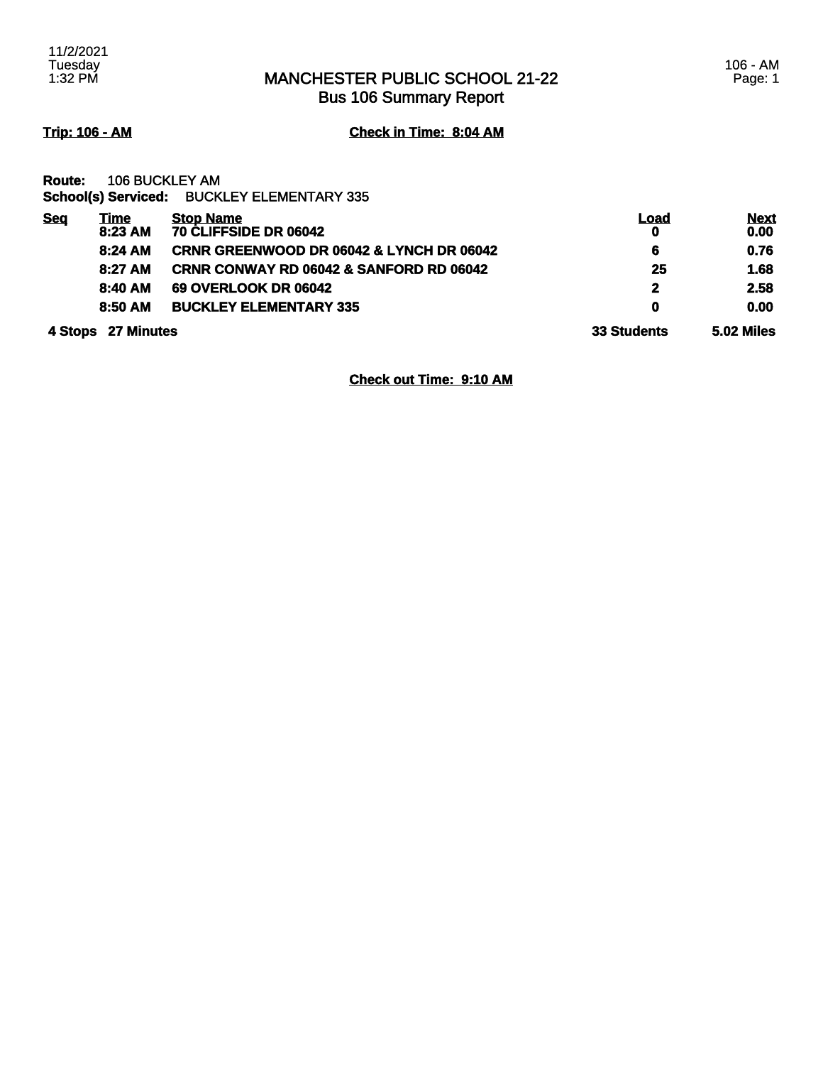# MANCHESTER PUBLIC SCHOOL 21-22
## Bus 106 Summary Report

11/2/2021
Tuesday
1:32 PM

106 - AM

**Trip: 106 - AM** **Check in Time: 8:04 AM**

**Route:** 106 BUCKLEY AM
**School(s) Serviced:** BUCKLEY ELEMENTARY 335

| Seq | Time | Stop Name | Load | Next |
|---|---|---|---|---|
| | 8:23 AM | 70 CLIFFSIDE DR 06042 | 0 | 0.00 |
| | 8:24 AM | CRNR GREENWOOD DR 06042 & LYNCH DR 06042 | 6 | 0.76 |
| | 8:27 AM | CRNR CONWAY RD 06042 & SANFORD RD 06042 | 25 | 1.68 |
| | 8:40 AM | 69 OVERLOOK DR 06042 | 2 | 2.58 |
| | 8:50 AM | BUCKLEY ELEMENTARY 335 | 0 | 0.00 |
| 4 Stops | 27 Minutes | | 33 Students | 5.02 Miles |

**Check out Time: 9:10 AM**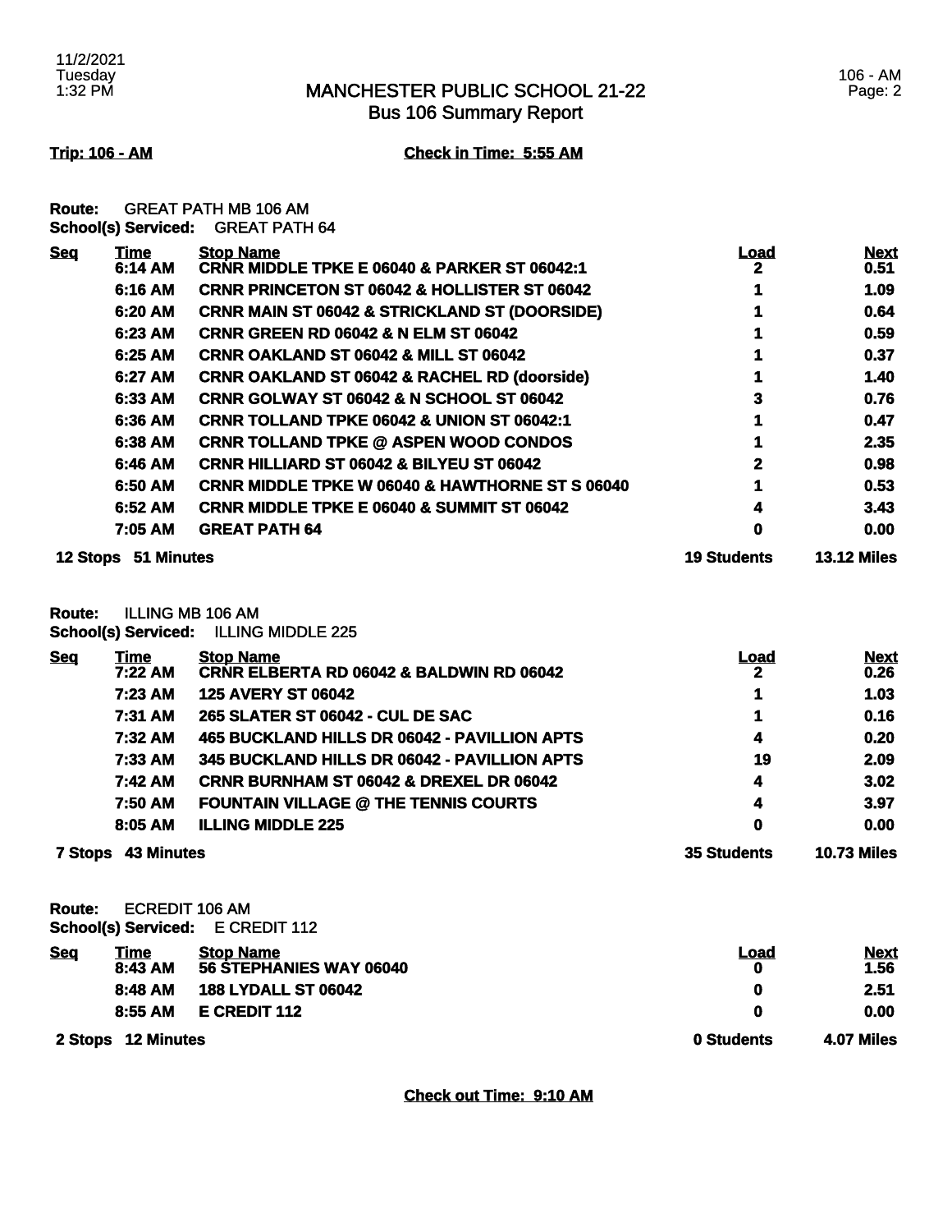# MANCHESTER PUBLIC SCHOOL 21-22
## Bus 106 Summary Report

**Trip: 106 - AM** **Check in Time: 5:55 AM**

**Route:** GREAT PATH MB 106 AM
**School(s) Serviced:** GREAT PATH 64

| Seq | Time | Stop Name | Load | Next |
|---|---|---|---|---|
| | 6:14 AM | CRNR MIDDLE TPKE E 06040 & PARKER ST 06042:1 | 2 | 0.51 |
| | 6:16 AM | CRNR PRINCETON ST 06042 & HOLLISTER ST 06042 | 1 | 1.09 |
| | 6:20 AM | CRNR MAIN ST 06042 & STRICKLAND ST (DOORSIDE) | 1 | 0.64 |
| | 6:23 AM | CRNR GREEN RD 06042 & N ELM ST 06042 | 1 | 0.59 |
| | 6:25 AM | CRNR OAKLAND ST 06042 & MILL ST 06042 | 1 | 0.37 |
| | 6:27 AM | CRNR OAKLAND ST 06042 & RACHEL RD (doorside) | 1 | 1.40 |
| | 6:33 AM | CRNR GOLWAY ST 06042 & N SCHOOL ST 06042 | 3 | 0.76 |
| | 6:36 AM | CRNR TOLLAND TPKE 06042 & UNION ST 06042:1 | 1 | 0.47 |
| | 6:38 AM | CRNR TOLLAND TPKE @ ASPEN WOOD CONDOS | 1 | 2.35 |
| | 6:46 AM | CRNR HILLIARD ST 06042 & BILYEU ST 06042 | 2 | 0.98 |
| | 6:50 AM | CRNR MIDDLE TPKE W 06040 & HAWTHORNE ST S 06040 | 1 | 0.53 |
| | 6:52 AM | CRNR MIDDLE TPKE E 06040 & SUMMIT ST 06042 | 4 | 3.43 |
| | 7:05 AM | GREAT PATH 64 | 0 | 0.00 |
| **12 Stops** | **51 Minutes** | | **19 Students** | **13.12 Miles** |

**Route:** ILLING MB 106 AM
**School(s) Serviced:** ILLING MIDDLE 225

| Seq | Time | Stop Name | Load | Next |
|---|---|---|---|---|
| | 7:22 AM | CRNR ELBERTA RD 06042 & BALDWIN RD 06042 | 2 | 0.26 |
| | 7:23 AM | 125 AVERY ST 06042 | 1 | 1.03 |
| | 7:31 AM | 265 SLATER ST 06042 - CUL DE SAC | 1 | 0.16 |
| | 7:32 AM | 465 BUCKLAND HILLS DR 06042 - PAVILLION APTS | 4 | 0.20 |
| | 7:33 AM | 345 BUCKLAND HILLS DR 06042 - PAVILLION APTS | 19 | 2.09 |
| | 7:42 AM | CRNR BURNHAM ST 06042 & DREXEL DR 06042 | 4 | 3.02 |
| | 7:50 AM | FOUNTAIN VILLAGE @ THE TENNIS COURTS | 4 | 3.97 |
| | 8:05 AM | ILLING MIDDLE 225 | 0 | 0.00 |
| **7 Stops** | **43 Minutes** | | **35 Students** | **10.73 Miles** |

**Route:** ECREDIT 106 AM
**School(s) Serviced:** E CREDIT 112

| Seq | Time | Stop Name | Load | Next |
|---|---|---|---|---|
| | 8:43 AM | 56 STEPHANIES WAY 06040 | 0 | 1.56 |
| | 8:48 AM | 188 LYDALL ST 06042 | 0 | 2.51 |
| | 8:55 AM | E CREDIT 112 | 0 | 0.00 |
| **2 Stops** | **12 Minutes** | | **0 Students** | **4.07 Miles** |

**Check out Time: 9:10 AM**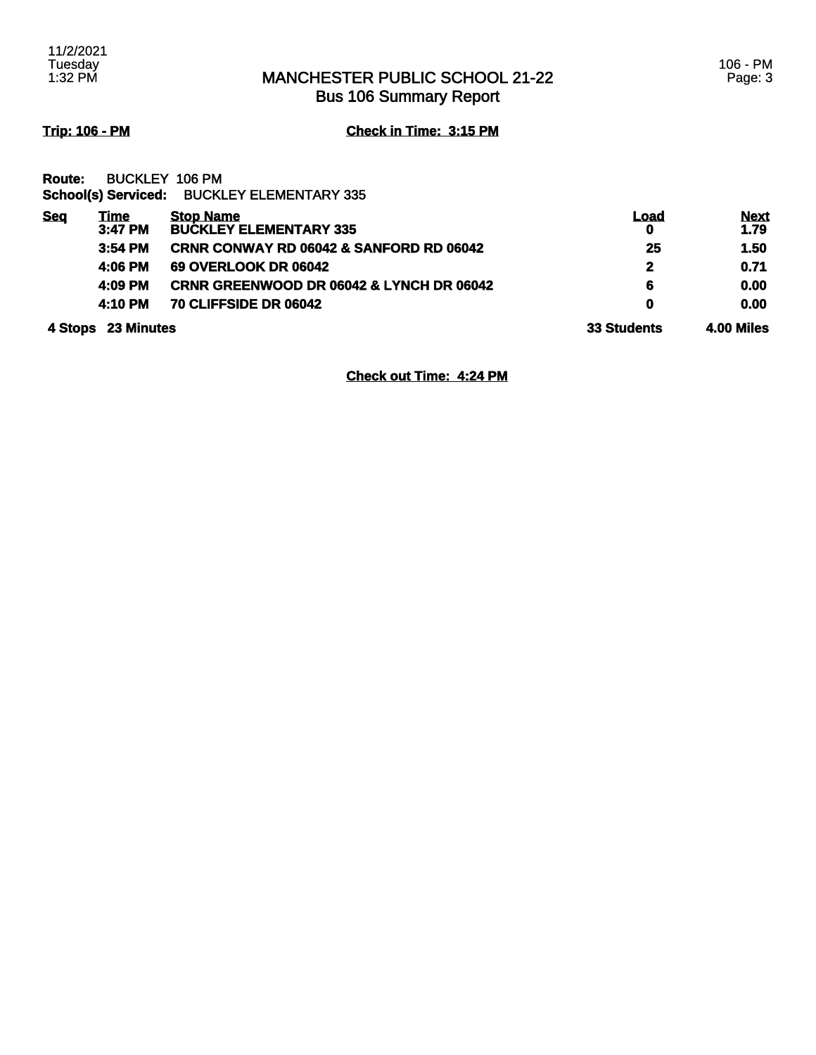# MANCHESTER PUBLIC SCHOOL 21-22
## Bus 106 Summary Report

**Trip: 106 - PM** **Check in Time: 3:15 PM**

**Route:** BUCKLEY 106 PM
**School(s) Serviced:** BUCKLEY ELEMENTARY 335

| Seq | Time | Stop Name | Load | Next |
|---|---|---|---|---|
| | 3:47 PM | BUCKLEY ELEMENTARY 335 | 0 | 1.79 |
| | 3:54 PM | CRNR CONWAY RD 06042 & SANFORD RD 06042 | 25 | 1.50 |
| | 4:06 PM | 69 OVERLOOK DR 06042 | 2 | 0.71 |
| | 4:09 PM | CRNR GREENWOOD DR 06042 & LYNCH DR 06042 | 6 | 0.00 |
| | 4:10 PM | 70 CLIFFSIDE DR 06042 | 0 | 0.00 |
| **4 Stops** | **23 Minutes** | | **33 Students** | **4.00 Miles** |

**Check out Time: 4:24 PM**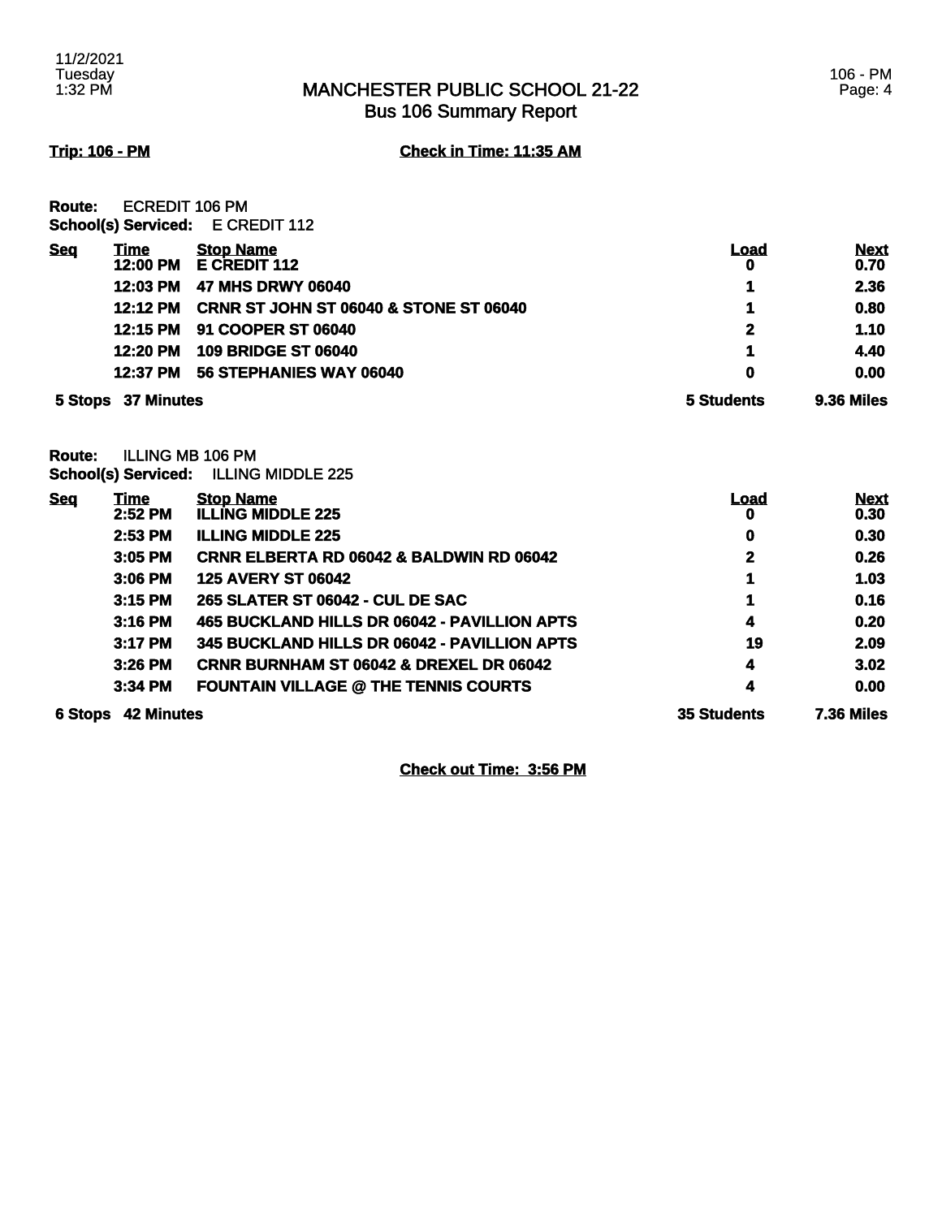# MANCHESTER PUBLIC SCHOOL 21-22
## Bus 106 Summary Report

**Trip: 106 - PM** **Check in Time: 11:35 AM**

**Route:** ECREDIT 106 PM
**School(s) Serviced:** E CREDIT 112

| Seq | Time | Stop Name | Load | Next |
|---|---|---|---|---|
| | 12:00 PM | E CREDIT 112 | 0 | 0.70 |
| | 12:03 PM | 47 MHS DRWY 06040 | 1 | 2.36 |
| | 12:12 PM | CRNR ST JOHN ST 06040 & STONE ST 06040 | 1 | 0.80 |
| | 12:15 PM | 91 COOPER ST 06040 | 2 | 1.10 |
| | 12:20 PM | 109 BRIDGE ST 06040 | 1 | 4.40 |
| | 12:37 PM | 56 STEPHANIES WAY 06040 | 0 | 0.00 |
| 5 Stops | 37 Minutes | | 5 Students | 9.36 Miles |

**Route:** ILLING MB 106 PM
**School(s) Serviced:** ILLING MIDDLE 225

| Seq | Time | Stop Name | Load | Next |
|---|---|---|---|---|
| | 2:52 PM | ILLING MIDDLE 225 | 0 | 0.30 |
| | 2:53 PM | ILLING MIDDLE 225 | 0 | 0.30 |
| | 3:05 PM | CRNR ELBERTA RD 06042 & BALDWIN RD 06042 | 2 | 0.26 |
| | 3:06 PM | 125 AVERY ST 06042 | 1 | 1.03 |
| | 3:15 PM | 265 SLATER ST 06042 - CUL DE SAC | 1 | 0.16 |
| | 3:16 PM | 465 BUCKLAND HILLS DR 06042 - PAVILLION APTS | 4 | 0.20 |
| | 3:17 PM | 345 BUCKLAND HILLS DR 06042 - PAVILLION APTS | 19 | 2.09 |
| | 3:26 PM | CRNR BURNHAM ST 06042 & DREXEL DR 06042 | 4 | 3.02 |
| | 3:34 PM | FOUNTAIN VILLAGE @ THE TENNIS COURTS | 4 | 0.00 |
| 6 Stops | 42 Minutes | | 35 Students | 7.36 Miles |

**Check out Time: 3:56 PM**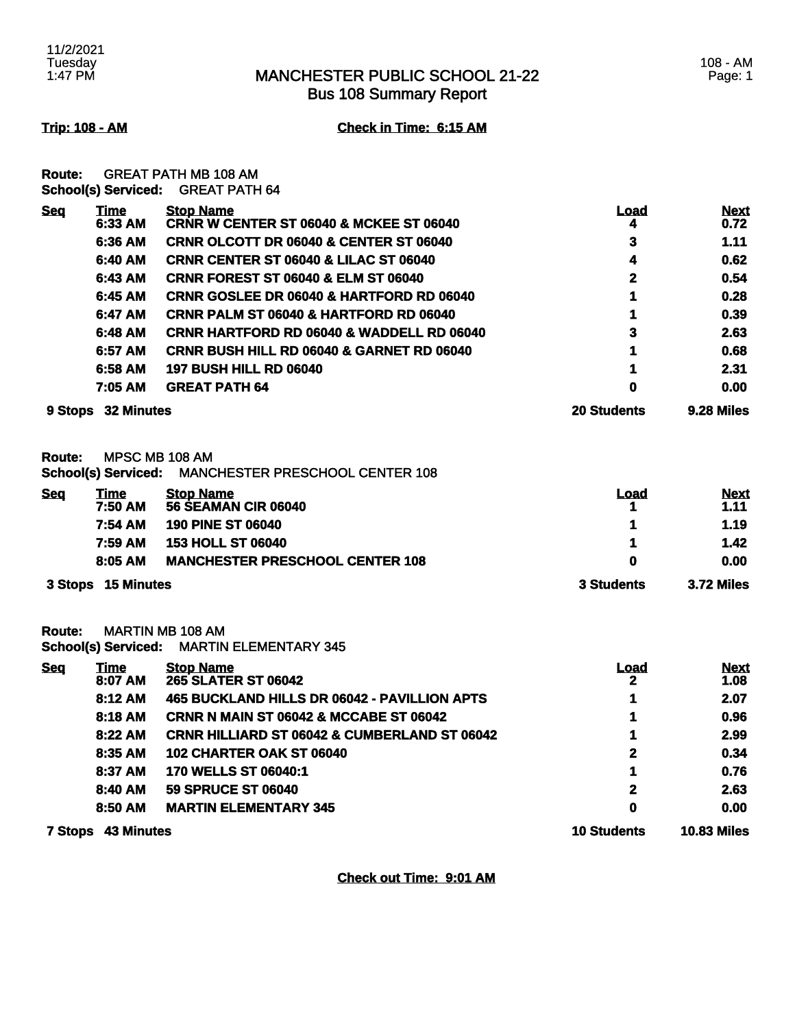11/2/2021
Tuesday
1:47 PM

# MANCHESTER PUBLIC SCHOOL 21-22
## Bus 108 Summary Report

108 - AM

**Trip: 108 - AM** **Check in Time: 6:15 AM**

**Route:** GREAT PATH MB 108 AM
**School(s) Serviced:** GREAT PATH 64

| Seq | Time | Stop Name | Load | Next |
|---|---|---|---|---|
| | 6:33 AM | CRNR W CENTER ST 06040 & MCKEE ST 06040 | 4 | 0.72 |
| | 6:36 AM | CRNR OLCOTT DR 06040 & CENTER ST 06040 | 3 | 1.11 |
| | 6:40 AM | CRNR CENTER ST 06040 & LILAC ST 06040 | 4 | 0.62 |
| | 6:43 AM | CRNR FOREST ST 06040 & ELM ST 06040 | 2 | 0.54 |
| | 6:45 AM | CRNR GOSLEE DR 06040 & HARTFORD RD 06040 | 1 | 0.28 |
| | 6:47 AM | CRNR PALM ST 06040 & HARTFORD RD 06040 | 1 | 0.39 |
| | 6:48 AM | CRNR HARTFORD RD 06040 & WADDELL RD 06040 | 3 | 2.63 |
| | 6:57 AM | CRNR BUSH HILL RD 06040 & GARNET RD 06040 | 1 | 0.68 |
| | 6:58 AM | 197 BUSH HILL RD 06040 | 1 | 2.31 |
| | 7:05 AM | GREAT PATH 64 | 0 | 0.00 |
| **9 Stops** | **32 Minutes** | | **20 Students** | **9.28 Miles** |

**Route:** MPSC MB 108 AM
**School(s) Serviced:** MANCHESTER PRESCHOOL CENTER 108

| Seq | Time | Stop Name | Load | Next |
|---|---|---|---|---|
| | 7:50 AM | 56 SEAMAN CIR 06040 | 1 | 1.11 |
| | 7:54 AM | 190 PINE ST 06040 | 1 | 1.19 |
| | 7:59 AM | 153 HOLL ST 06040 | 1 | 1.42 |
| | 8:05 AM | MANCHESTER PRESCHOOL CENTER 108 | 0 | 0.00 |
| **3 Stops** | **15 Minutes** | | **3 Students** | **3.72 Miles** |

**Route:** MARTIN MB 108 AM
**School(s) Serviced:** MARTIN ELEMENTARY 345

| Seq | Time | Stop Name | Load | Next |
|---|---|---|---|---|
| | 8:07 AM | 265 SLATER ST 06042 | 2 | 1.08 |
| | 8:12 AM | 465 BUCKLAND HILLS DR 06042 - PAVILLION APTS | 1 | 2.07 |
| | 8:18 AM | CRNR N MAIN ST 06042 & MCCABE ST 06042 | 1 | 0.96 |
| | 8:22 AM | CRNR HILLIARD ST 06042 & CUMBERLAND ST 06042 | 1 | 2.99 |
| | 8:35 AM | 102 CHARTER OAK ST 06040 | 2 | 0.34 |
| | 8:37 AM | 170 WELLS ST 06040:1 | 1 | 0.76 |
| | 8:40 AM | 59 SPRUCE ST 06040 | 2 | 2.63 |
| | 8:50 AM | MARTIN ELEMENTARY 345 | 0 | 0.00 |
| **7 Stops** | **43 Minutes** | | **10 Students** | **10.83 Miles** |

**Check out Time: 9:01 AM**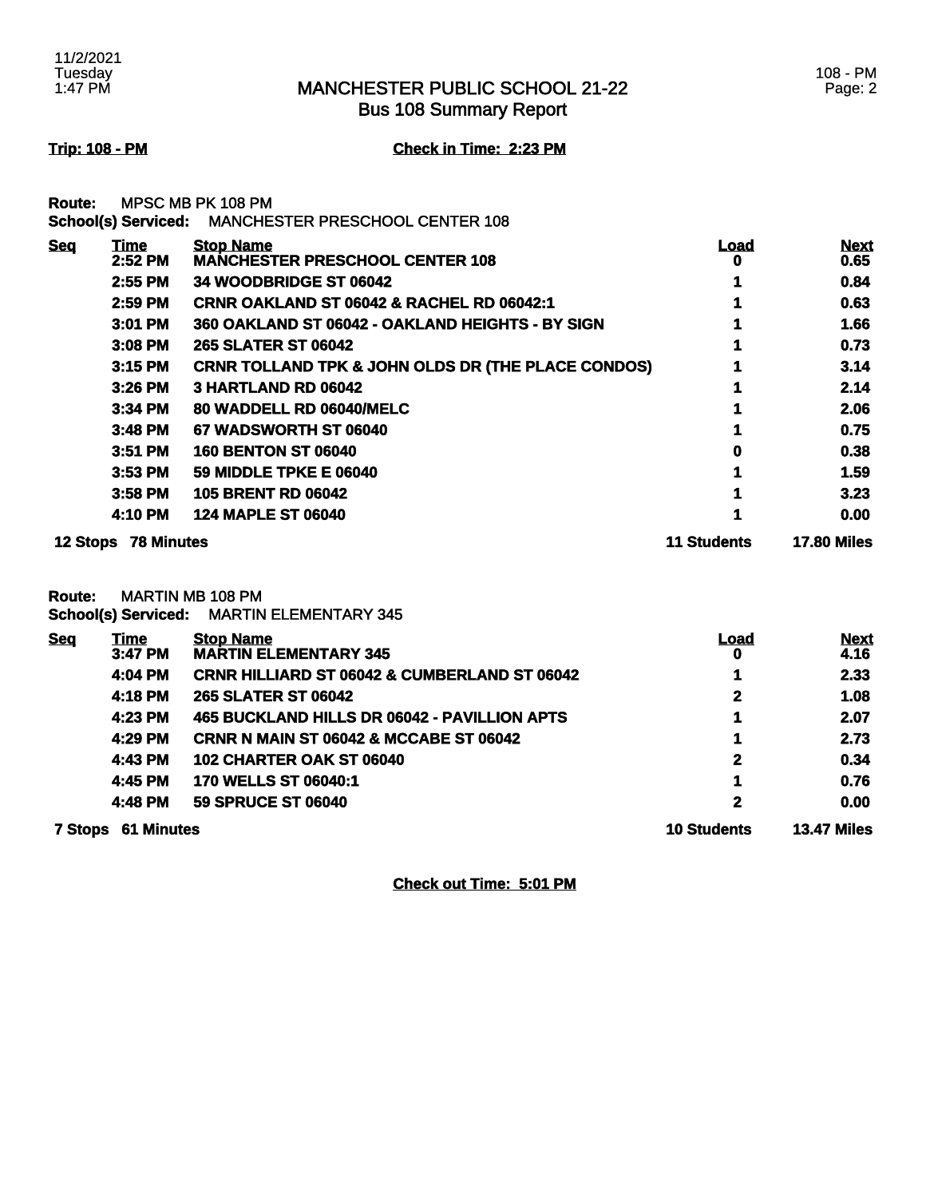# MANCHESTER PUBLIC SCHOOL 21-22
## Bus 108 Summary Report

**Trip: 108 - PM** **Check in Time: 2:23 PM**

**Route:** MPSC MB PK 108 PM
**School(s) Serviced:** MANCHESTER PRESCHOOL CENTER 108

| Seq | Time | Stop Name | Load | Next |
|---|---|---|---|---|
| | 2:52 PM | MANCHESTER PRESCHOOL CENTER 108 | 0 | 0.65 |
| | 2:55 PM | 34 WOODBRIDGE ST 06042 | 1 | 0.84 |
| | 2:59 PM | CRNR OAKLAND ST 06042 & RACHEL RD 06042:1 | 1 | 0.63 |
| | 3:01 PM | 360 OAKLAND ST 06042 - OAKLAND HEIGHTS - BY SIGN | 1 | 1.66 |
| | 3:08 PM | 265 SLATER ST 06042 | 1 | 0.73 |
| | 3:15 PM | CRNR TOLLAND TPK & JOHN OLDS DR (THE PLACE CONDOS) | 1 | 3.14 |
| | 3:26 PM | 3 HARTLAND RD 06042 | 1 | 2.14 |
| | 3:34 PM | 80 WADDELL RD 06040/MELC | 1 | 2.06 |
| | 3:48 PM | 67 WADSWORTH ST 06040 | 1 | 0.75 |
| | 3:51 PM | 160 BENTON ST 06040 | 0 | 0.38 |
| | 3:53 PM | 59 MIDDLE TPKE E 06040 | 1 | 1.59 |
| | 3:58 PM | 105 BRENT RD 06042 | 1 | 3.23 |
| | 4:10 PM | 124 MAPLE ST 06040 | 1 | 0.00 |
| **12 Stops** | **78 Minutes** | | **11 Students** | **17.80 Miles** |

**Route:** MARTIN MB 108 PM
**School(s) Serviced:** MARTIN ELEMENTARY 345

| Seq | Time | Stop Name | Load | Next |
|---|---|---|---|---|
| | 3:47 PM | MARTIN ELEMENTARY 345 | 0 | 4.16 |
| | 4:04 PM | CRNR HILLIARD ST 06042 & CUMBERLAND ST 06042 | 1 | 2.33 |
| | 4:18 PM | 265 SLATER ST 06042 | 2 | 1.08 |
| | 4:23 PM | 465 BUCKLAND HILLS DR 06042 - PAVILLION APTS | 1 | 2.07 |
| | 4:29 PM | CRNR N MAIN ST 06042 & MCCABE ST 06042 | 1 | 2.73 |
| | 4:43 PM | 102 CHARTER OAK ST 06040 | 2 | 0.34 |
| | 4:45 PM | 170 WELLS ST 06040:1 | 1 | 0.76 |
| | 4:48 PM | 59 SPRUCE ST 06040 | 2 | 0.00 |
| **7 Stops** | **61 Minutes** | | **10 Students** | **13.47 Miles** |

**Check out Time: 5:01 PM**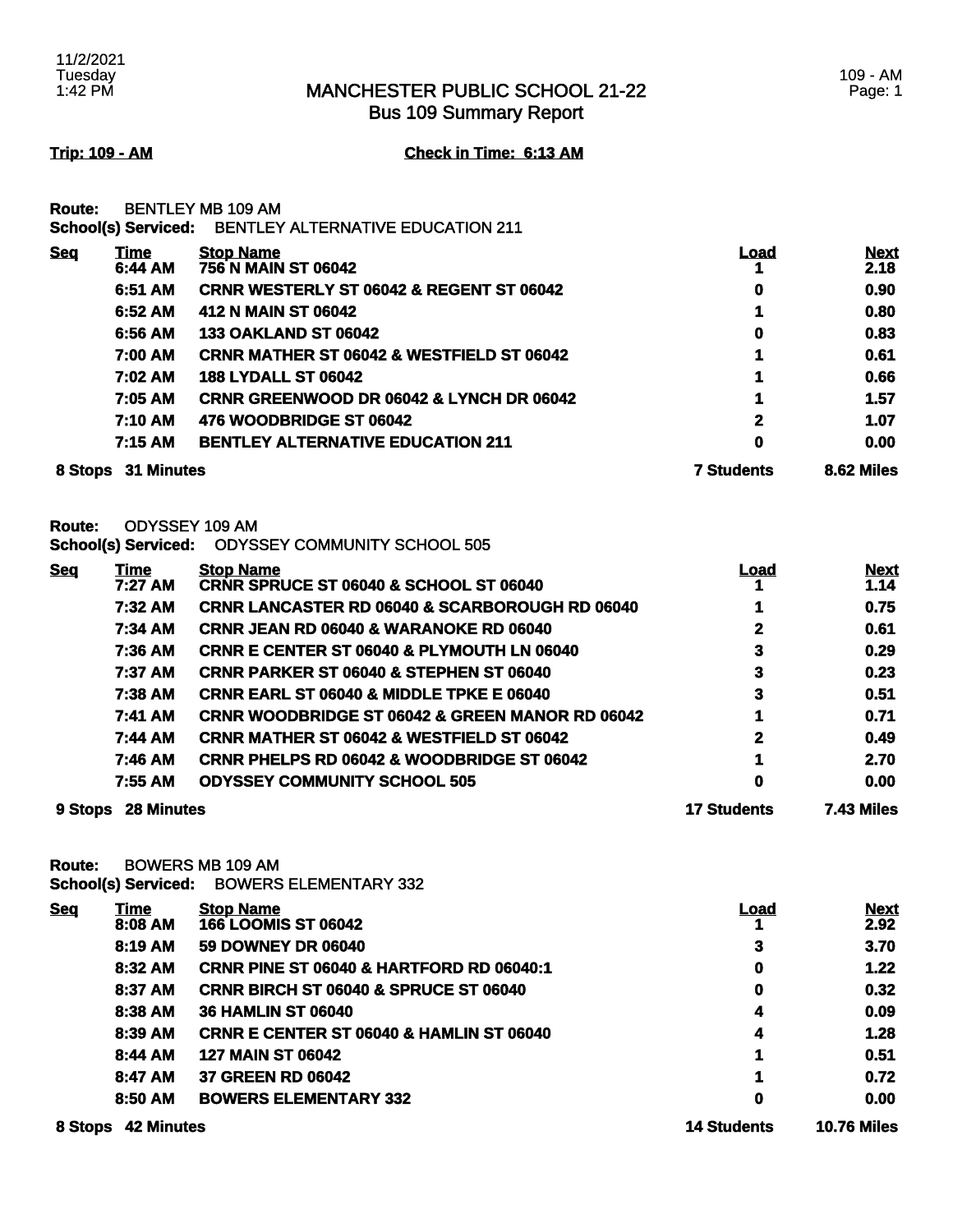11/2/2021
Tuesday
1:42 PM

# MANCHESTER PUBLIC SCHOOL 21-22
## Bus 109 Summary Report

109 - AM

**Trip: 109 - AM** **Check in Time: 6:13 AM**

**Route:** BENTLEY MB 109 AM
**School(s) Serviced:** BENTLEY ALTERNATIVE EDUCATION 211

| Seq | Time | Stop Name | Load | Next |
|---|---|---|---|---|
| | 6:44 AM | 756 N MAIN ST 06042 | 1 | 2.18 |
| | 6:51 AM | CRNR WESTERLY ST 06042 & REGENT ST 06042 | 0 | 0.90 |
| | 6:52 AM | 412 N MAIN ST 06042 | 1 | 0.80 |
| | 6:56 AM | 133 OAKLAND ST 06042 | 0 | 0.83 |
| | 7:00 AM | CRNR MATHER ST 06042 & WESTFIELD ST 06042 | 1 | 0.61 |
| | 7:02 AM | 188 LYDALL ST 06042 | 1 | 0.66 |
| | 7:05 AM | CRNR GREENWOOD DR 06042 & LYNCH DR 06042 | 1 | 1.57 |
| | 7:10 AM | 476 WOODBRIDGE ST 06042 | 2 | 1.07 |
| | 7:15 AM | BENTLEY ALTERNATIVE EDUCATION 211 | 0 | 0.00 |
| **8 Stops** | **31 Minutes** | | **7 Students** | **8.62 Miles** |

**Route:** ODYSSEY 109 AM
**School(s) Serviced:** ODYSSEY COMMUNITY SCHOOL 505

| Seq | Time | Stop Name | Load | Next |
|---|---|---|---|---|
| | 7:27 AM | CRNR SPRUCE ST 06040 & SCHOOL ST 06040 | 1 | 1.14 |
| | 7:32 AM | CRNR LANCASTER RD 06040 & SCARBOROUGH RD 06040 | 1 | 0.75 |
| | 7:34 AM | CRNR JEAN RD 06040 & WARANOKE RD 06040 | 2 | 0.61 |
| | 7:36 AM | CRNR E CENTER ST 06040 & PLYMOUTH LN 06040 | 3 | 0.29 |
| | 7:37 AM | CRNR PARKER ST 06040 & STEPHEN ST 06040 | 3 | 0.23 |
| | 7:38 AM | CRNR EARL ST 06040 & MIDDLE TPKE E 06040 | 3 | 0.51 |
| | 7:41 AM | CRNR WOODBRIDGE ST 06042 & GREEN MANOR RD 06042 | 1 | 0.71 |
| | 7:44 AM | CRNR MATHER ST 06042 & WESTFIELD ST 06042 | 2 | 0.49 |
| | 7:46 AM | CRNR PHELPS RD 06042 & WOODBRIDGE ST 06042 | 1 | 2.70 |
| | 7:55 AM | ODYSSEY COMMUNITY SCHOOL 505 | 0 | 0.00 |
| **9 Stops** | **28 Minutes** | | **17 Students** | **7.43 Miles** |

**Route:** BOWERS MB 109 AM
**School(s) Serviced:** BOWERS ELEMENTARY 332

| Seq | Time | Stop Name | Load | Next |
|---|---|---|---|---|
| | 8:08 AM | 166 LOOMIS ST 06042 | 1 | 2.92 |
| | 8:19 AM | 59 DOWNEY DR 06040 | 3 | 3.70 |
| | 8:32 AM | CRNR PINE ST 06040 & HARTFORD RD 06040:1 | 0 | 1.22 |
| | 8:37 AM | CRNR BIRCH ST 06040 & SPRUCE ST 06040 | 0 | 0.32 |
| | 8:38 AM | 36 HAMLIN ST 06040 | 4 | 0.09 |
| | 8:39 AM | CRNR E CENTER ST 06040 & HAMLIN ST 06040 | 4 | 1.28 |
| | 8:44 AM | 127 MAIN ST 06042 | 1 | 0.51 |
| | 8:47 AM | 37 GREEN RD 06042 | 1 | 0.72 |
| | 8:50 AM | BOWERS ELEMENTARY 332 | 0 | 0.00 |
| **8 Stops** | **42 Minutes** | | **14 Students** | **10.76 Miles** |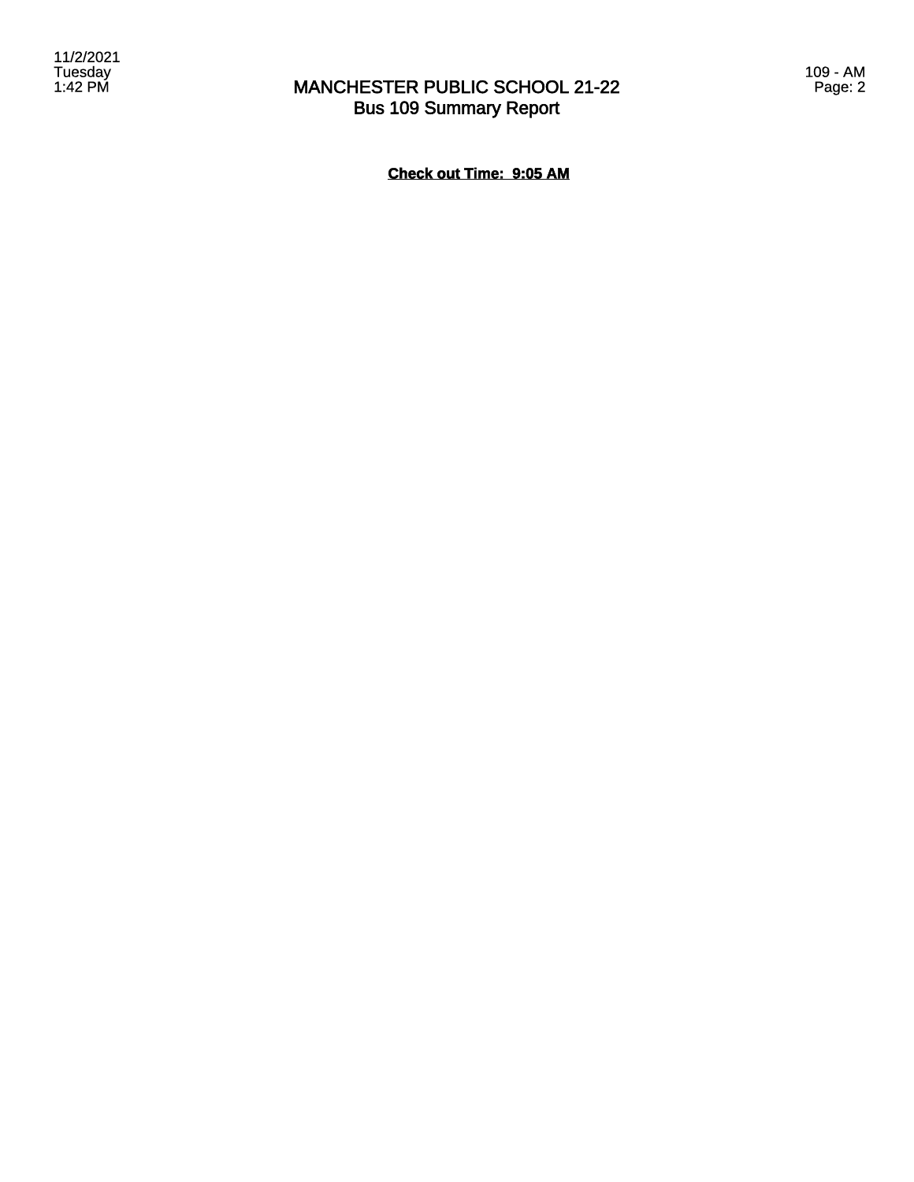**Check out Time: 9:05 AM**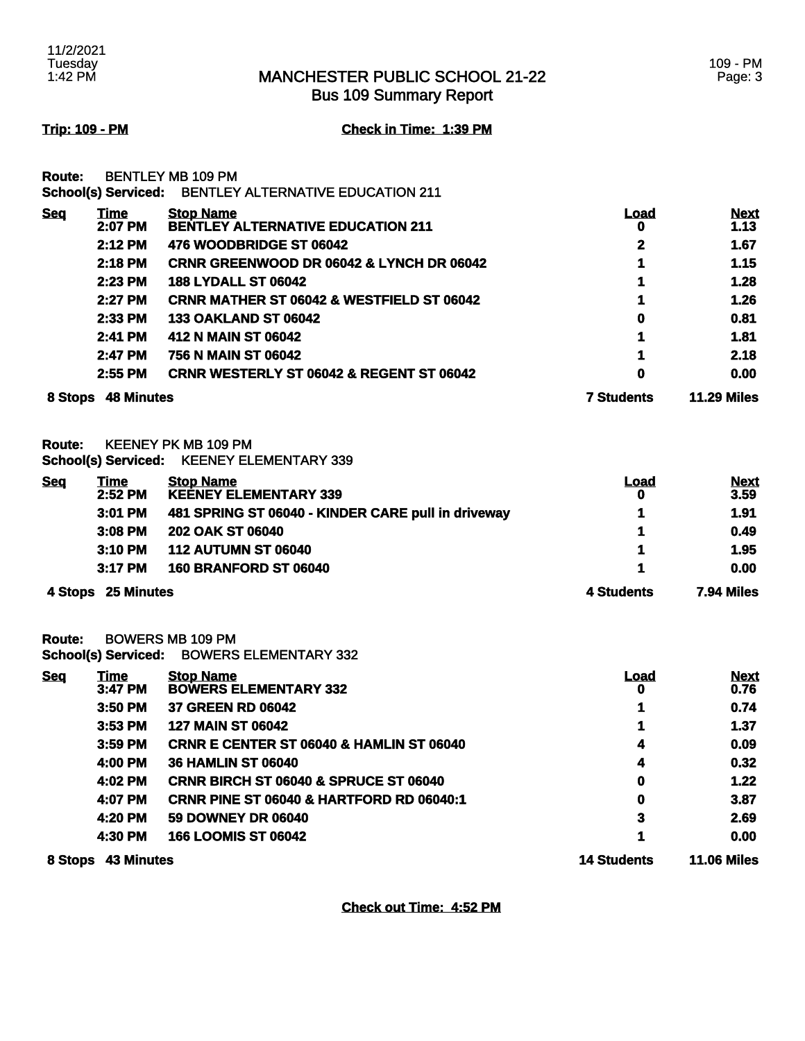# MANCHESTER PUBLIC SCHOOL 21-22
## Bus 109 Summary Report

**Trip: 109 - PM** **Check in Time: 1:39 PM**

**Route:** BENTLEY MB 109 PM
**School(s) Serviced:** BENTLEY ALTERNATIVE EDUCATION 211

| Seq | Time | Stop Name | Load | Next |
|---|---|---|---|---|
| | 2:07 PM | BENTLEY ALTERNATIVE EDUCATION 211 | 0 | 1.13 |
| | 2:12 PM | 476 WOODBRIDGE ST 06042 | 2 | 1.67 |
| | 2:18 PM | CRNR GREENWOOD DR 06042 & LYNCH DR 06042 | 1 | 1.15 |
| | 2:23 PM | 188 LYDALL ST 06042 | 1 | 1.28 |
| | 2:27 PM | CRNR MATHER ST 06042 & WESTFIELD ST 06042 | 1 | 1.26 |
| | 2:33 PM | 133 OAKLAND ST 06042 | 0 | 0.81 |
| | 2:41 PM | 412 N MAIN ST 06042 | 1 | 1.81 |
| | 2:47 PM | 756 N MAIN ST 06042 | 1 | 2.18 |
| | 2:55 PM | CRNR WESTERLY ST 06042 & REGENT ST 06042 | 0 | 0.00 |
| 8 Stops | 48 Minutes | | 7 Students | 11.29 Miles |

**Route:** KEENEY PK MB 109 PM
**School(s) Serviced:** KEENEY ELEMENTARY 339

| Seq | Time | Stop Name | Load | Next |
|---|---|---|---|---|
| | 2:52 PM | KEENEY ELEMENTARY 339 | 0 | 3.59 |
| | 3:01 PM | 481 SPRING ST 06040 - KINDER CARE pull in driveway | 1 | 1.91 |
| | 3:08 PM | 202 OAK ST 06040 | 1 | 0.49 |
| | 3:10 PM | 112 AUTUMN ST 06040 | 1 | 1.95 |
| | 3:17 PM | 160 BRANFORD ST 06040 | 1 | 0.00 |
| 4 Stops | 25 Minutes | | 4 Students | 7.94 Miles |

**Route:** BOWERS MB 109 PM
**School(s) Serviced:** BOWERS ELEMENTARY 332

| Seq | Time | Stop Name | Load | Next |
|---|---|---|---|---|
| | 3:47 PM | BOWERS ELEMENTARY 332 | 0 | 0.76 |
| | 3:50 PM | 37 GREEN RD 06042 | 1 | 0.74 |
| | 3:53 PM | 127 MAIN ST 06042 | 1 | 1.37 |
| | 3:59 PM | CRNR E CENTER ST 06040 & HAMLIN ST 06040 | 4 | 0.09 |
| | 4:00 PM | 36 HAMLIN ST 06040 | 4 | 0.32 |
| | 4:02 PM | CRNR BIRCH ST 06040 & SPRUCE ST 06040 | 0 | 1.22 |
| | 4:07 PM | CRNR PINE ST 06040 & HARTFORD RD 06040:1 | 0 | 3.87 |
| | 4:20 PM | 59 DOWNEY DR 06040 | 3 | 2.69 |
| | 4:30 PM | 166 LOOMIS ST 06042 | 1 | 0.00 |
| 8 Stops | 43 Minutes | | 14 Students | 11.06 Miles |

**Check out Time: 4:52 PM**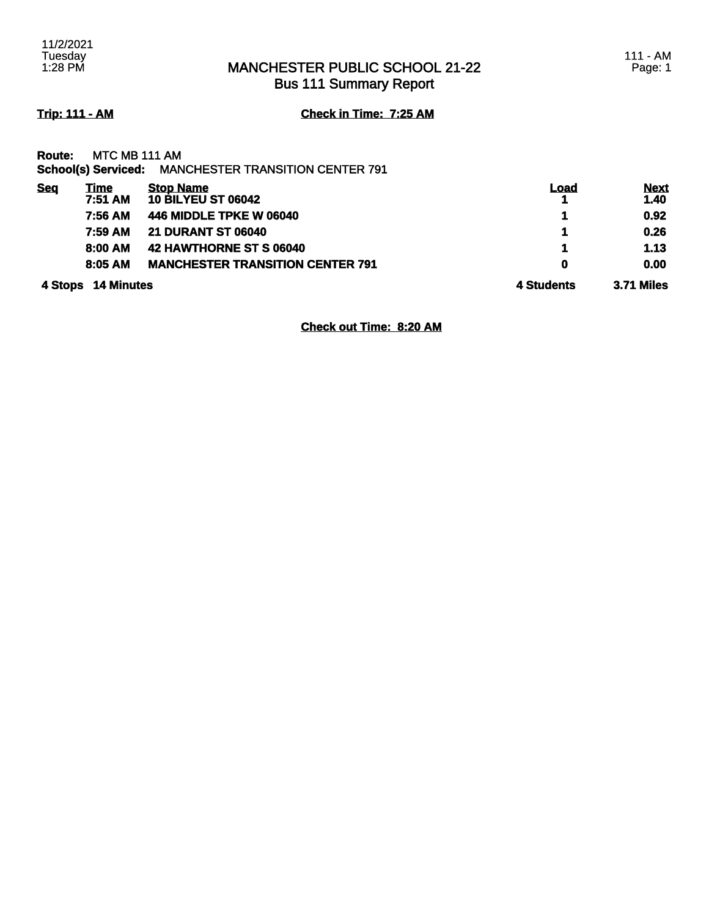# MANCHESTER PUBLIC SCHOOL 21-22
## Bus 111 Summary Report

**Trip: 111 - AM** **Check in Time: 7:25 AM**

**Route:** MTC MB 111 AM
**School(s) Serviced:** MANCHESTER TRANSITION CENTER 791

| Seq | Time | Stop Name | Load | Next |
|---|---|---|---|---|
| | 7:51 AM | 10 BILYEU ST 06042 | 1 | 1.40 |
| | 7:56 AM | 446 MIDDLE TPKE W 06040 | 1 | 0.92 |
| | 7:59 AM | 21 DURANT ST 06040 | 1 | 0.26 |
| | 8:00 AM | 42 HAWTHORNE ST S 06040 | 1 | 1.13 |
| | 8:05 AM | MANCHESTER TRANSITION CENTER 791 | 0 | 0.00 |
| **4 Stops** | **14 Minutes** | | **4 Students** | **3.71 Miles** |

**Check out Time: 8:20 AM**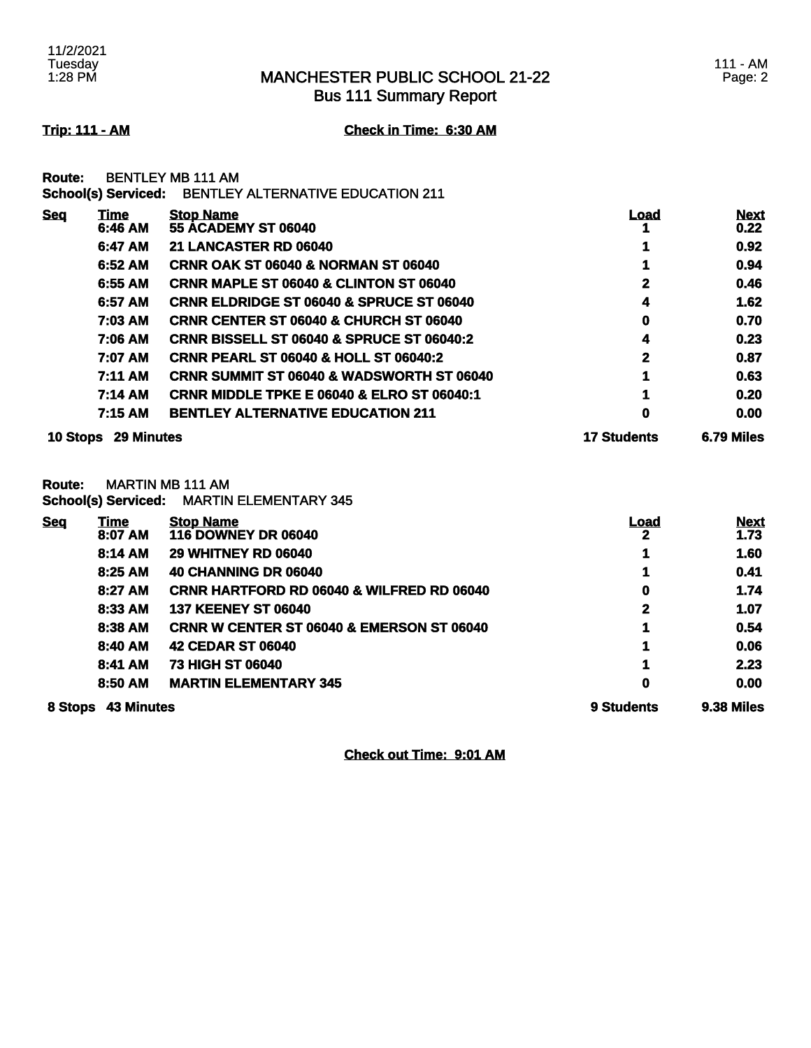# MANCHESTER PUBLIC SCHOOL 21-22
## Bus 111 Summary Report

**Trip: 111 - AM** **Check in Time: 6:30 AM**

**Route:** BENTLEY MB 111 AM
**School(s) Serviced:** BENTLEY ALTERNATIVE EDUCATION 211

| Seq | Time | Stop Name | Load | Next |
|---|---|---|---|---|
| | 6:46 AM | 55 ACADEMY ST 06040 | 1 | 0.22 |
| | 6:47 AM | 21 LANCASTER RD 06040 | 1 | 0.92 |
| | 6:52 AM | CRNR OAK ST 06040 & NORMAN ST 06040 | 1 | 0.94 |
| | 6:55 AM | CRNR MAPLE ST 06040 & CLINTON ST 06040 | 2 | 0.46 |
| | 6:57 AM | CRNR ELDRIDGE ST 06040 & SPRUCE ST 06040 | 4 | 1.62 |
| | 7:03 AM | CRNR CENTER ST 06040 & CHURCH ST 06040 | 0 | 0.70 |
| | 7:06 AM | CRNR BISSELL ST 06040 & SPRUCE ST 06040:2 | 4 | 0.23 |
| | 7:07 AM | CRNR PEARL ST 06040 & HOLL ST 06040:2 | 2 | 0.87 |
| | 7:11 AM | CRNR SUMMIT ST 06040 & WADSWORTH ST 06040 | 1 | 0.63 |
| | 7:14 AM | CRNR MIDDLE TPKE E 06040 & ELRO ST 06040:1 | 1 | 0.20 |
| | 7:15 AM | BENTLEY ALTERNATIVE EDUCATION 211 | 0 | 0.00 |
| **10 Stops** | **29 Minutes** | | **17 Students** | **6.79 Miles** |

**Route:** MARTIN MB 111 AM
**School(s) Serviced:** MARTIN ELEMENTARY 345

| Seq | Time | Stop Name | Load | Next |
|---|---|---|---|---|
| | 8:07 AM | 116 DOWNEY DR 06040 | 2 | 1.73 |
| | 8:14 AM | 29 WHITNEY RD 06040 | 1 | 1.60 |
| | 8:25 AM | 40 CHANNING DR 06040 | 1 | 0.41 |
| | 8:27 AM | CRNR HARTFORD RD 06040 & WILFRED RD 06040 | 0 | 1.74 |
| | 8:33 AM | 137 KEENEY ST 06040 | 2 | 1.07 |
| | 8:38 AM | CRNR W CENTER ST 06040 & EMERSON ST 06040 | 1 | 0.54 |
| | 8:40 AM | 42 CEDAR ST 06040 | 1 | 0.06 |
| | 8:41 AM | 73 HIGH ST 06040 | 1 | 2.23 |
| | 8:50 AM | MARTIN ELEMENTARY 345 | 0 | 0.00 |
| **8 Stops** | **43 Minutes** | | **9 Students** | **9.38 Miles** |

**Check out Time: 9:01 AM**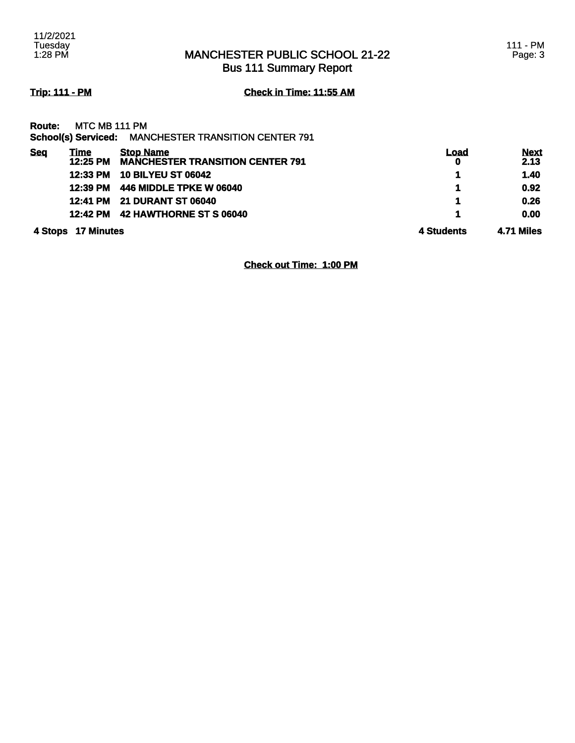# MANCHESTER PUBLIC SCHOOL 21-22
## Bus 111 Summary Report

**Trip: 111 - PM** **Check in Time: 11:55 AM**

**Route:** MTC MB 111 PM
**School(s) Serviced:** MANCHESTER TRANSITION CENTER 791

| Seq | Time | Stop Name | Load | Next |
|---|---|---|---|---|
| | 12:25 PM | MANCHESTER TRANSITION CENTER 791 | 0 | 2.13 |
| | 12:33 PM | 10 BILYEU ST 06042 | 1 | 1.40 |
| | 12:39 PM | 446 MIDDLE TPKE W 06040 | 1 | 0.92 |
| | 12:41 PM | 21 DURANT ST 06040 | 1 | 0.26 |
| | 12:42 PM | 42 HAWTHORNE ST S 06040 | 1 | 0.00 |
| **4 Stops** | **17 Minutes** | | **4 Students** | **4.71 Miles** |

**Check out Time: 1:00 PM**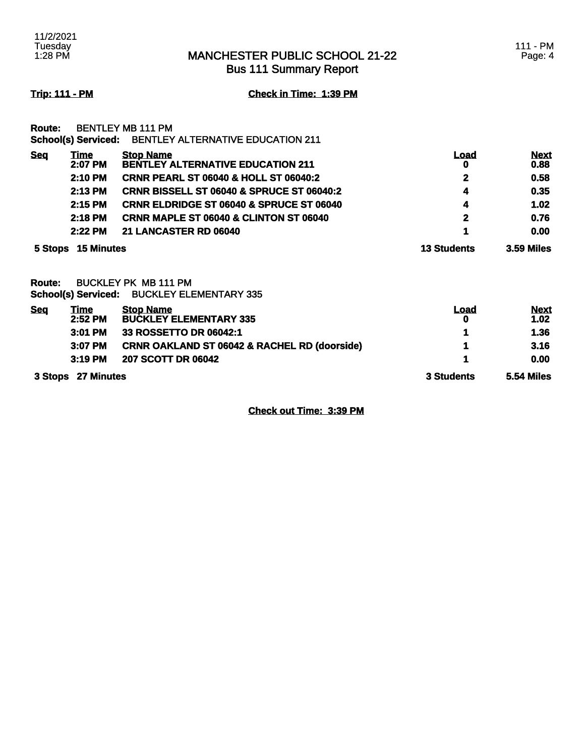## MANCHESTER PUBLIC SCHOOL 21-22
### Bus 111 Summary Report

**Trip: 111 - PM** **Check in Time: 1:39 PM**

**Route:** BENTLEY MB 111 PM
**School(s) Serviced:** BENTLEY ALTERNATIVE EDUCATION 211

| Seq | Time | Stop Name | Load | Next |
|---|---|---|---|---|
| | 2:07 PM | BENTLEY ALTERNATIVE EDUCATION 211 | 0 | 0.88 |
| | 2:10 PM | CRNR PEARL ST 06040 & HOLL ST 06040:2 | 2 | 0.58 |
| | 2:13 PM | CRNR BISSELL ST 06040 & SPRUCE ST 06040:2 | 4 | 0.35 |
| | 2:15 PM | CRNR ELDRIDGE ST 06040 & SPRUCE ST 06040 | 4 | 1.02 |
| | 2:18 PM | CRNR MAPLE ST 06040 & CLINTON ST 06040 | 2 | 0.76 |
| | 2:22 PM | 21 LANCASTER RD 06040 | 1 | 0.00 |
| **5 Stops** | **15 Minutes** | | **13 Students** | **3.59 Miles** |

**Route:** BUCKLEY PK MB 111 PM
**School(s) Serviced:** BUCKLEY ELEMENTARY 335

| Seq | Time | Stop Name | Load | Next |
|---|---|---|---|---|
| | 2:52 PM | BUCKLEY ELEMENTARY 335 | 0 | 1.02 |
| | 3:01 PM | 33 ROSSETTO DR 06042:1 | 1 | 1.36 |
| | 3:07 PM | CRNR OAKLAND ST 06042 & RACHEL RD (doorside) | 1 | 3.16 |
| | 3:19 PM | 207 SCOTT DR 06042 | 1 | 0.00 |
| **3 Stops** | **27 Minutes** | | **3 Students** | **5.54 Miles** |

**Check out Time: 3:39 PM**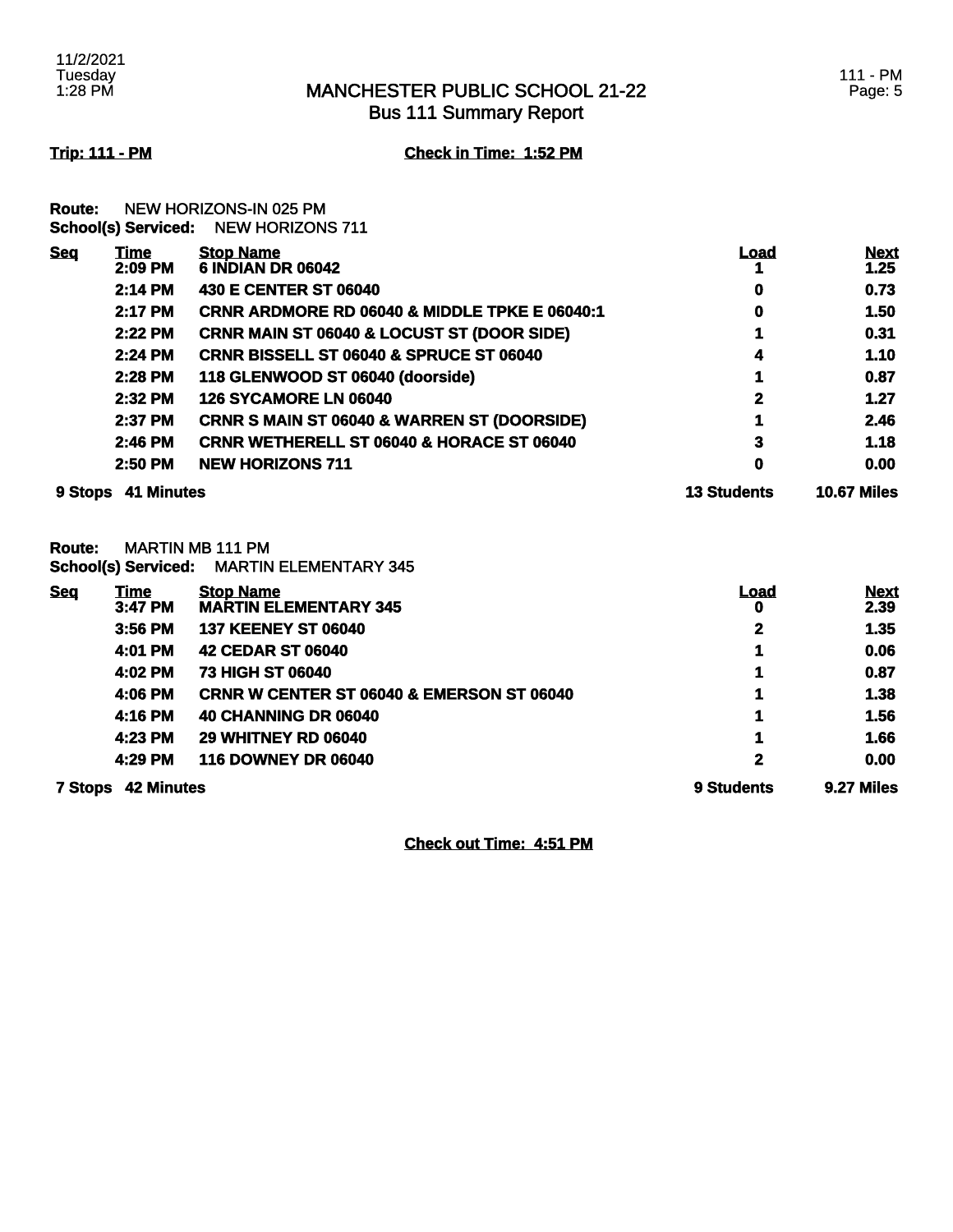# MANCHESTER PUBLIC SCHOOL 21-22
## Bus 111 Summary Report

**Trip: 111 - PM** **Check in Time: 1:52 PM**

**Route:** NEW HORIZONS-IN 025 PM
**School(s) Serviced:** NEW HORIZONS 711

| Seq | Time | Stop Name | Load | Next |
|---|---|---|---|---|
| | 2:09 PM | 6 INDIAN DR 06042 | 1 | 1.25 |
| | 2:14 PM | 430 E CENTER ST 06040 | 0 | 0.73 |
| | 2:17 PM | CRNR ARDMORE RD 06040 & MIDDLE TPKE E 06040:1 | 0 | 1.50 |
| | 2:22 PM | CRNR MAIN ST 06040 & LOCUST ST (DOOR SIDE) | 1 | 0.31 |
| | 2:24 PM | CRNR BISSELL ST 06040 & SPRUCE ST 06040 | 4 | 1.10 |
| | 2:28 PM | 118 GLENWOOD ST 06040 (doorside) | 1 | 0.87 |
| | 2:32 PM | 126 SYCAMORE LN 06040 | 2 | 1.27 |
| | 2:37 PM | CRNR S MAIN ST 06040 & WARREN ST (DOORSIDE) | 1 | 2.46 |
| | 2:46 PM | CRNR WETHERELL ST 06040 & HORACE ST 06040 | 3 | 1.18 |
| | 2:50 PM | NEW HORIZONS 711 | 0 | 0.00 |
| **9 Stops** | **41 Minutes** | | **13 Students** | **10.67 Miles** |

**Route:** MARTIN MB 111 PM
**School(s) Serviced:** MARTIN ELEMENTARY 345

| Seq | Time | Stop Name | Load | Next |
|---|---|---|---|---|
| | 3:47 PM | MARTIN ELEMENTARY 345 | 0 | 2.39 |
| | 3:56 PM | 137 KEENEY ST 06040 | 2 | 1.35 |
| | 4:01 PM | 42 CEDAR ST 06040 | 1 | 0.06 |
| | 4:02 PM | 73 HIGH ST 06040 | 1 | 0.87 |
| | 4:06 PM | CRNR W CENTER ST 06040 & EMERSON ST 06040 | 1 | 1.38 |
| | 4:16 PM | 40 CHANNING DR 06040 | 1 | 1.56 |
| | 4:23 PM | 29 WHITNEY RD 06040 | 1 | 1.66 |
| | 4:29 PM | 116 DOWNEY DR 06040 | 2 | 0.00 |
| **7 Stops** | **42 Minutes** | | **9 Students** | **9.27 Miles** |

**Check out Time: 4:51 PM**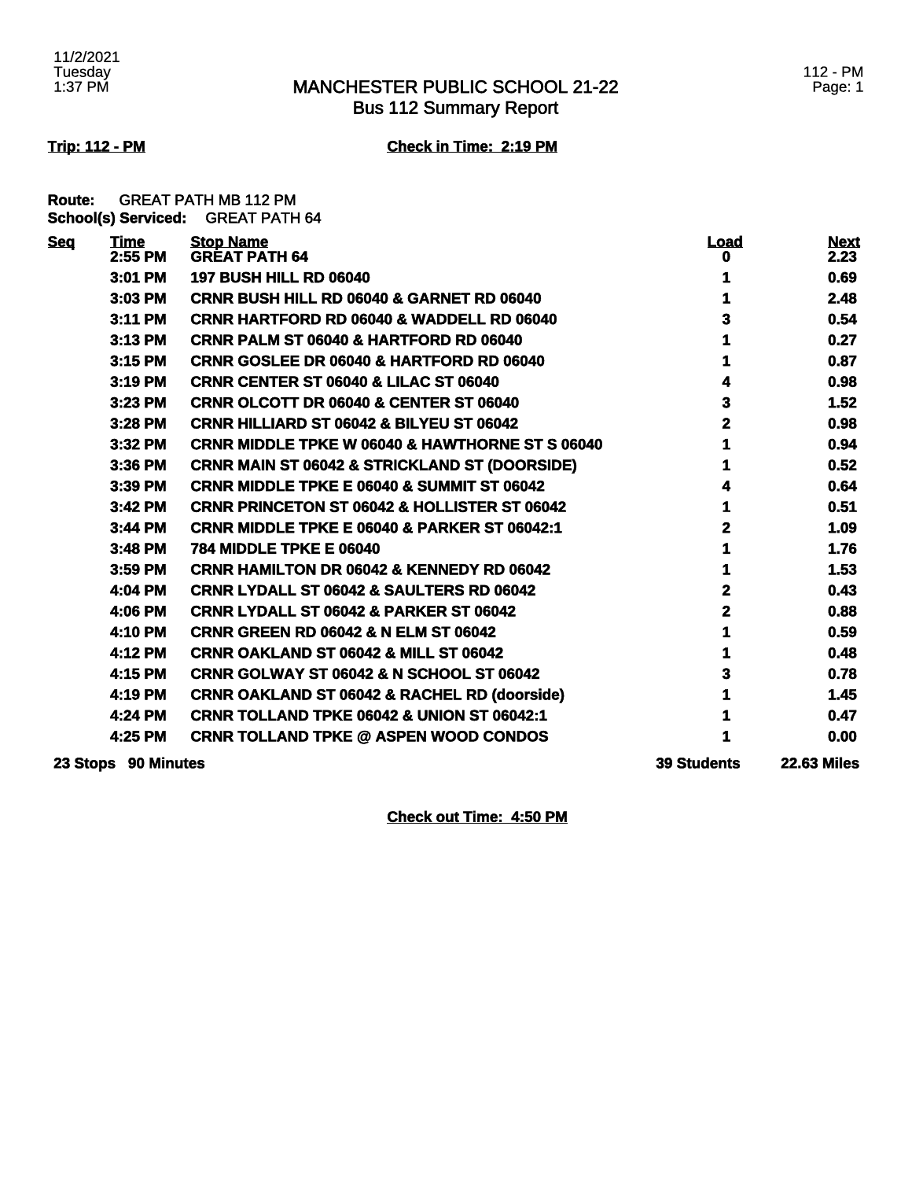# MANCHESTER PUBLIC SCHOOL 21-22
## Bus 112 Summary Report

**Trip: 112 - PM** **Check in Time: 2:19 PM**

**Route:** GREAT PATH MB 112 PM
**School(s) Serviced:** GREAT PATH 64

| Seq | Time | Stop Name | Load | Next |
|---|---|---|---|---|
| | 2:55 PM | GREAT PATH 64 | 0 | 2.23 |
| | 3:01 PM | 197 BUSH HILL RD 06040 | 1 | 0.69 |
| | 3:03 PM | CRNR BUSH HILL RD 06040 & GARNET RD 06040 | 1 | 2.48 |
| | 3:11 PM | CRNR HARTFORD RD 06040 & WADDELL RD 06040 | 3 | 0.54 |
| | 3:13 PM | CRNR PALM ST 06040 & HARTFORD RD 06040 | 1 | 0.27 |
| | 3:15 PM | CRNR GOSLEE DR 06040 & HARTFORD RD 06040 | 1 | 0.87 |
| | 3:19 PM | CRNR CENTER ST 06040 & LILAC ST 06040 | 4 | 0.98 |
| | 3:23 PM | CRNR OLCOTT DR 06040 & CENTER ST 06040 | 3 | 1.52 |
| | 3:28 PM | CRNR HILLIARD ST 06042 & BILYEU ST 06042 | 2 | 0.98 |
| | 3:32 PM | CRNR MIDDLE TPKE W 06040 & HAWTHORNE ST S 06040 | 1 | 0.94 |
| | 3:36 PM | CRNR MAIN ST 06042 & STRICKLAND ST (DOORSIDE) | 1 | 0.52 |
| | 3:39 PM | CRNR MIDDLE TPKE E 06040 & SUMMIT ST 06042 | 4 | 0.64 |
| | 3:42 PM | CRNR PRINCETON ST 06042 & HOLLISTER ST 06042 | 1 | 0.51 |
| | 3:44 PM | CRNR MIDDLE TPKE E 06040 & PARKER ST 06042:1 | 2 | 1.09 |
| | 3:48 PM | 784 MIDDLE TPKE E 06040 | 1 | 1.76 |
| | 3:59 PM | CRNR HAMILTON DR 06042 & KENNEDY RD 06042 | 1 | 1.53 |
| | 4:04 PM | CRNR LYDALL ST 06042 & SAULTERS RD 06042 | 2 | 0.43 |
| | 4:06 PM | CRNR LYDALL ST 06042 & PARKER ST 06042 | 2 | 0.88 |
| | 4:10 PM | CRNR GREEN RD 06042 & N ELM ST 06042 | 1 | 0.59 |
| | 4:12 PM | CRNR OAKLAND ST 06042 & MILL ST 06042 | 1 | 0.48 |
| | 4:15 PM | CRNR GOLWAY ST 06042 & N SCHOOL ST 06042 | 3 | 0.78 |
| | 4:19 PM | CRNR OAKLAND ST 06042 & RACHEL RD (doorside) | 1 | 1.45 |
| | 4:24 PM | CRNR TOLLAND TPKE 06042 & UNION ST 06042:1 | 1 | 0.47 |
| | 4:25 PM | CRNR TOLLAND TPKE @ ASPEN WOOD CONDOS | 1 | 0.00 |
| **23 Stops** | **90 Minutes** | | **39 Students** | **22.63 Miles** |

**Check out Time: 4:50 PM**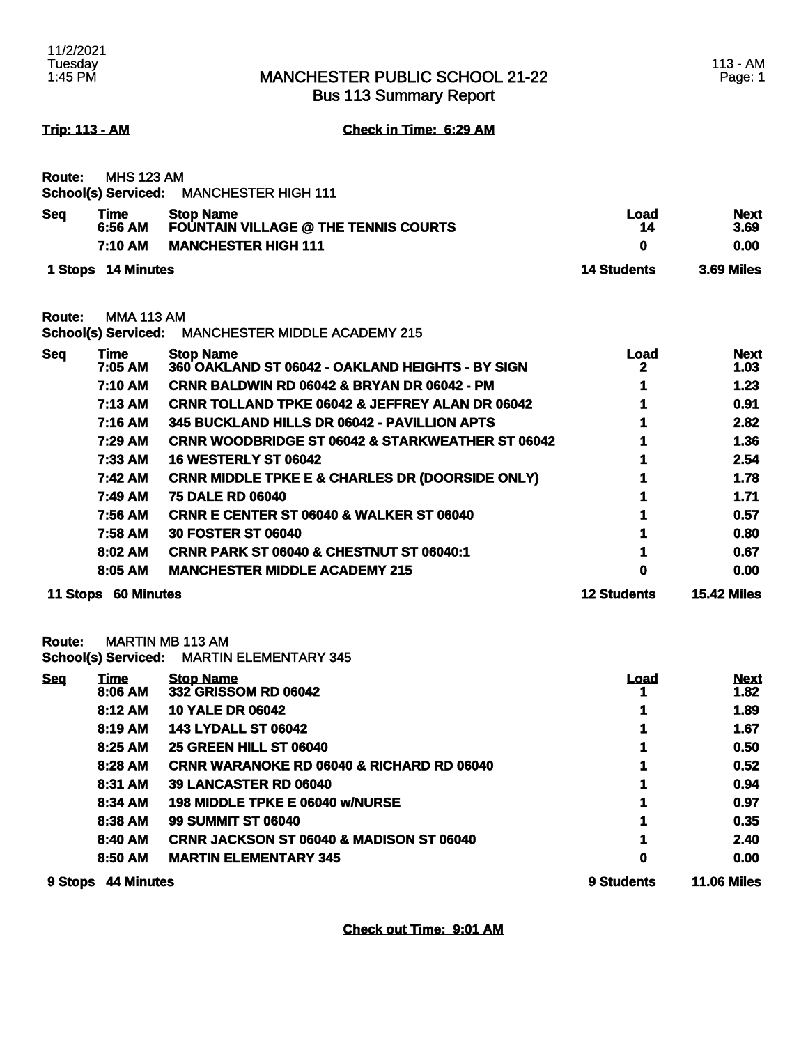# MANCHESTER PUBLIC SCHOOL 21-22
## Bus 113 Summary Report

11/2/2021
Tuesday
1:45 PM

113 - AM
Page: 1

**Trip: 113 - AM** **Check in Time: 6:29 AM**

**Route:** MHS 123 AM
**School(s) Serviced:** MANCHESTER HIGH 111

| Seq | Time | Stop Name | Load | Next |
|---|---|---|---|---|
| | 6:56 AM | FOUNTAIN VILLAGE @ THE TENNIS COURTS | 14 | 3.69 |
| | 7:10 AM | MANCHESTER HIGH 111 | 0 | 0.00 |
| **1 Stops** | **14 Minutes** | | **14 Students** | **3.69 Miles** |

**Route:** MMA 113 AM
**School(s) Serviced:** MANCHESTER MIDDLE ACADEMY 215

| Seq | Time | Stop Name | Load | Next |
|---|---|---|---|---|
| | 7:05 AM | 360 OAKLAND ST 06042 - OAKLAND HEIGHTS - BY SIGN | 2 | 1.03 |
| | 7:10 AM | CRNR BALDWIN RD 06042 & BRYAN DR 06042 - PM | 1 | 1.23 |
| | 7:13 AM | CRNR TOLLAND TPKE 06042 & JEFFREY ALAN DR 06042 | 1 | 0.91 |
| | 7:16 AM | 345 BUCKLAND HILLS DR 06042 - PAVILLION APTS | 1 | 2.82 |
| | 7:29 AM | CRNR WOODBRIDGE ST 06042 & STARKWEATHER ST 06042 | 1 | 1.36 |
| | 7:33 AM | 16 WESTERLY ST 06042 | 1 | 2.54 |
| | 7:42 AM | CRNR MIDDLE TPKE E & CHARLES DR (DOORSIDE ONLY) | 1 | 1.78 |
| | 7:49 AM | 75 DALE RD 06040 | 1 | 1.71 |
| | 7:56 AM | CRNR E CENTER ST 06040 & WALKER ST 06040 | 1 | 0.57 |
| | 7:58 AM | 30 FOSTER ST 06040 | 1 | 0.80 |
| | 8:02 AM | CRNR PARK ST 06040 & CHESTNUT ST 06040:1 | 1 | 0.67 |
| | 8:05 AM | MANCHESTER MIDDLE ACADEMY 215 | 0 | 0.00 |
| **11 Stops** | **60 Minutes** | | **12 Students** | **15.42 Miles** |

**Route:** MARTIN MB 113 AM
**School(s) Serviced:** MARTIN ELEMENTARY 345

| Seq | Time | Stop Name | Load | Next |
|---|---|---|---|---|
| | 8:06 AM | 332 GRISSOM RD 06042 | 1 | 1.82 |
| | 8:12 AM | 10 YALE DR 06042 | 1 | 1.89 |
| | 8:19 AM | 143 LYDALL ST 06042 | 1 | 1.67 |
| | 8:25 AM | 25 GREEN HILL ST 06040 | 1 | 0.50 |
| | 8:28 AM | CRNR WARANOKE RD 06040 & RICHARD RD 06040 | 1 | 0.52 |
| | 8:31 AM | 39 LANCASTER RD 06040 | 1 | 0.94 |
| | 8:34 AM | 198 MIDDLE TPKE E 06040 w/NURSE | 1 | 0.97 |
| | 8:38 AM | 99 SUMMIT ST 06040 | 1 | 0.35 |
| | 8:40 AM | CRNR JACKSON ST 06040 & MADISON ST 06040 | 1 | 2.40 |
| | 8:50 AM | MARTIN ELEMENTARY 345 | 0 | 0.00 |
| **9 Stops** | **44 Minutes** | | **9 Students** | **11.06 Miles** |

**Check out Time: 9:01 AM**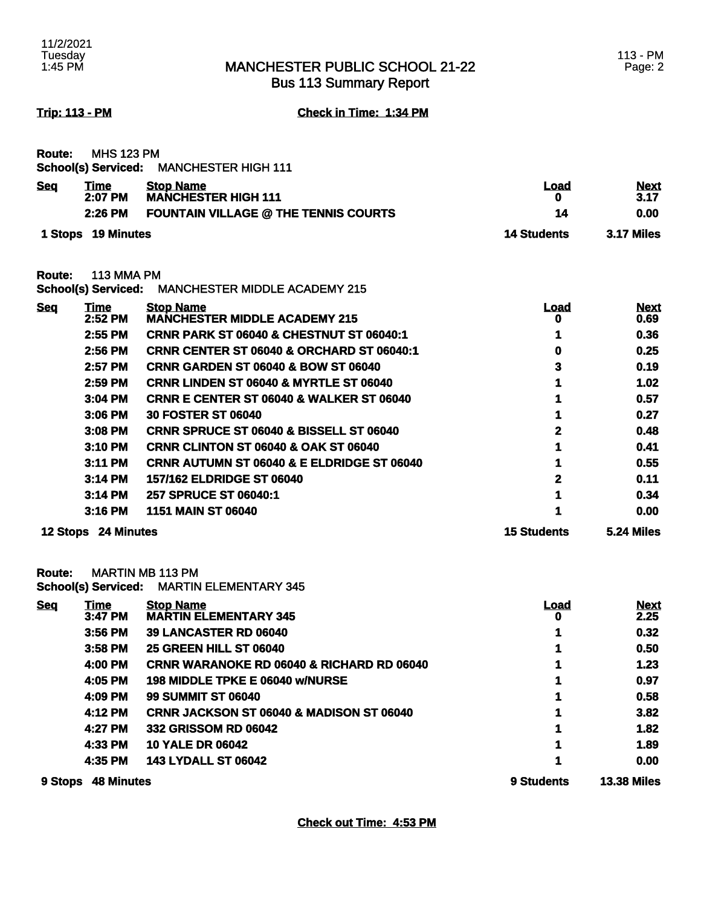# MANCHESTER PUBLIC SCHOOL 21-22
## Bus 113 Summary Report

11/2/2021
Tuesday
1:45 PM

113 - PM

**Trip: 113 - PM** **Check in Time: 1:34 PM**

**Route:** MHS 123 PM
**School(s) Serviced:** MANCHESTER HIGH 111

| Seq | Time | Stop Name | Load | Next |
|---|---|---|---|---|
| | 2:07 PM | MANCHESTER HIGH 111 | 0 | 3.17 |
| | 2:26 PM | FOUNTAIN VILLAGE @ THE TENNIS COURTS | 14 | 0.00 |
| **1 Stops** | **19 Minutes** | | **14 Students** | **3.17 Miles** |

**Route:** 113 MMA PM
**School(s) Serviced:** MANCHESTER MIDDLE ACADEMY 215

| Seq | Time | Stop Name | Load | Next |
|---|---|---|---|---|
| | 2:52 PM | MANCHESTER MIDDLE ACADEMY 215 | 0 | 0.69 |
| | 2:55 PM | CRNR PARK ST 06040 & CHESTNUT ST 06040:1 | 1 | 0.36 |
| | 2:56 PM | CRNR CENTER ST 06040 & ORCHARD ST 06040:1 | 0 | 0.25 |
| | 2:57 PM | CRNR GARDEN ST 06040 & BOW ST 06040 | 3 | 0.19 |
| | 2:59 PM | CRNR LINDEN ST 06040 & MYRTLE ST 06040 | 1 | 1.02 |
| | 3:04 PM | CRNR E CENTER ST 06040 & WALKER ST 06040 | 1 | 0.57 |
| | 3:06 PM | 30 FOSTER ST 06040 | 1 | 0.27 |
| | 3:08 PM | CRNR SPRUCE ST 06040 & BISSELL ST 06040 | 2 | 0.48 |
| | 3:10 PM | CRNR CLINTON ST 06040 & OAK ST 06040 | 1 | 0.41 |
| | 3:11 PM | CRNR AUTUMN ST 06040 & E ELDRIDGE ST 06040 | 1 | 0.55 |
| | 3:14 PM | 157/162 ELDRIDGE ST 06040 | 2 | 0.11 |
| | 3:14 PM | 257 SPRUCE ST 06040:1 | 1 | 0.34 |
| | 3:16 PM | 1151 MAIN ST 06040 | 1 | 0.00 |
| **12 Stops** | **24 Minutes** | | **15 Students** | **5.24 Miles** |

**Route:** MARTIN MB 113 PM
**School(s) Serviced:** MARTIN ELEMENTARY 345

| Seq | Time | Stop Name | Load | Next |
|---|---|---|---|---|
| | 3:47 PM | MARTIN ELEMENTARY 345 | 0 | 2.25 |
| | 3:56 PM | 39 LANCASTER RD 06040 | 1 | 0.32 |
| | 3:58 PM | 25 GREEN HILL ST 06040 | 1 | 0.50 |
| | 4:00 PM | CRNR WARANOKE RD 06040 & RICHARD RD 06040 | 1 | 1.23 |
| | 4:05 PM | 198 MIDDLE TPKE E 06040 w/NURSE | 1 | 0.97 |
| | 4:09 PM | 99 SUMMIT ST 06040 | 1 | 0.58 |
| | 4:12 PM | CRNR JACKSON ST 06040 & MADISON ST 06040 | 1 | 3.82 |
| | 4:27 PM | 332 GRISSOM RD 06042 | 1 | 1.82 |
| | 4:33 PM | 10 YALE DR 06042 | 1 | 1.89 |
| | 4:35 PM | 143 LYDALL ST 06042 | 1 | 0.00 |
| **9 Stops** | **48 Minutes** | | **9 Students** | **13.38 Miles** |

**Check out Time: 4:53 PM**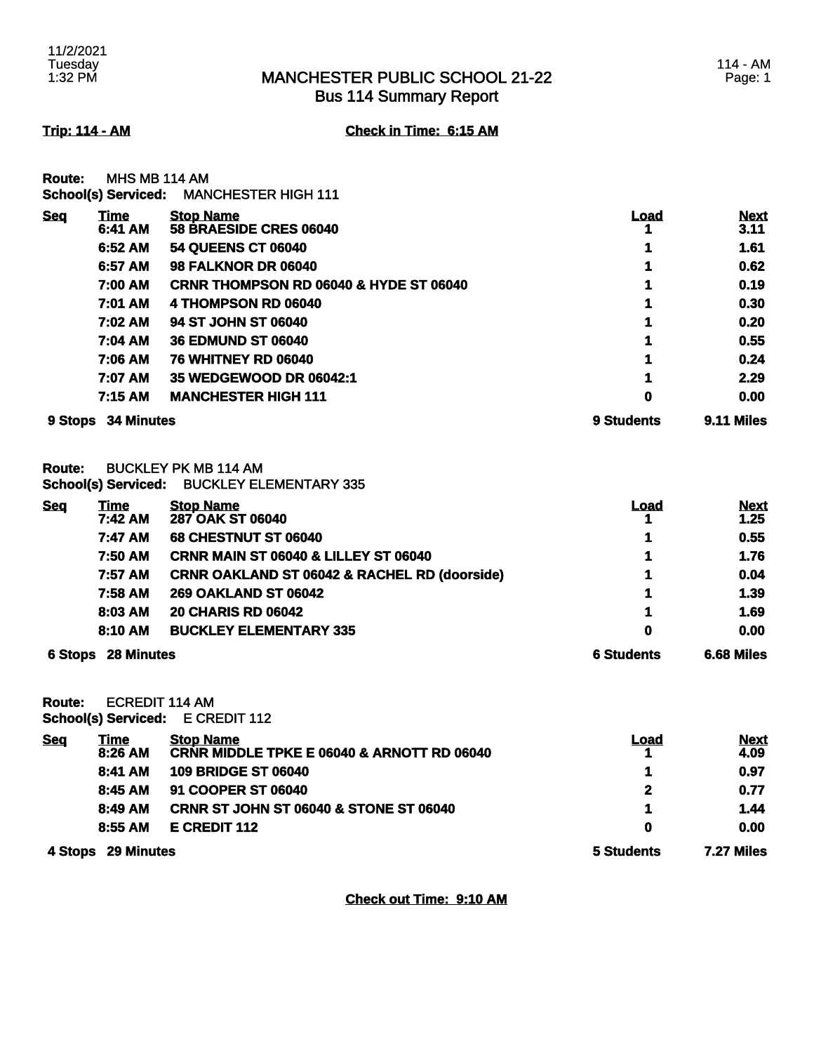11/2/2021
Tuesday
1:32 PM

# MANCHESTER PUBLIC SCHOOL 21-22
## Bus 114 Summary Report

114 - AM

**Trip: 114 - AM** **Check in Time: 6:15 AM**

**Route:** MHS MB 114 AM
**School(s) Serviced:** MANCHESTER HIGH 111

| Seq | Time | Stop Name | Load | Next |
|---|---|---|---|---|
| | 6:41 AM | 58 BRAESIDE CRES 06040 | 1 | 3.11 |
| | 6:52 AM | 54 QUEENS CT 06040 | 1 | 1.61 |
| | 6:57 AM | 98 FALKNOR DR 06040 | 1 | 0.62 |
| | 7:00 AM | CRNR THOMPSON RD 06040 & HYDE ST 06040 | 1 | 0.19 |
| | 7:01 AM | 4 THOMPSON RD 06040 | 1 | 0.30 |
| | 7:02 AM | 94 ST JOHN ST 06040 | 1 | 0.20 |
| | 7:04 AM | 36 EDMUND ST 06040 | 1 | 0.55 |
| | 7:06 AM | 76 WHITNEY RD 06040 | 1 | 0.24 |
| | 7:07 AM | 35 WEDGEWOOD DR 06042:1 | 1 | 2.29 |
| | 7:15 AM | MANCHESTER HIGH 111 | 0 | 0.00 |
| **9 Stops** | **34 Minutes** | | **9 Students** | **9.11 Miles** |

**Route:** BUCKLEY PK MB 114 AM
**School(s) Serviced:** BUCKLEY ELEMENTARY 335

| Seq | Time | Stop Name | Load | Next |
|---|---|---|---|---|
| | 7:42 AM | 287 OAK ST 06040 | 1 | 1.25 |
| | 7:47 AM | 68 CHESTNUT ST 06040 | 1 | 0.55 |
| | 7:50 AM | CRNR MAIN ST 06040 & LILLEY ST 06040 | 1 | 1.76 |
| | 7:57 AM | CRNR OAKLAND ST 06042 & RACHEL RD (doorside) | 1 | 0.04 |
| | 7:58 AM | 269 OAKLAND ST 06042 | 1 | 1.39 |
| | 8:03 AM | 20 CHARIS RD 06042 | 1 | 1.69 |
| | 8:10 AM | BUCKLEY ELEMENTARY 335 | 0 | 0.00 |
| **6 Stops** | **28 Minutes** | | **6 Students** | **6.68 Miles** |

**Route:** ECREDIT 114 AM
**School(s) Serviced:** E CREDIT 112

| Seq | Time | Stop Name | Load | Next |
|---|---|---|---|---|
| | 8:26 AM | CRNR MIDDLE TPKE E 06040 & ARNOTT RD 06040 | 1 | 4.09 |
| | 8:41 AM | 109 BRIDGE ST 06040 | 1 | 0.97 |
| | 8:45 AM | 91 COOPER ST 06040 | 2 | 0.77 |
| | 8:49 AM | CRNR ST JOHN ST 06040 & STONE ST 06040 | 1 | 1.44 |
| | 8:55 AM | E CREDIT 112 | 0 | 0.00 |
| **4 Stops** | **29 Minutes** | | **5 Students** | **7.27 Miles** |

**Check out Time: 9:10 AM**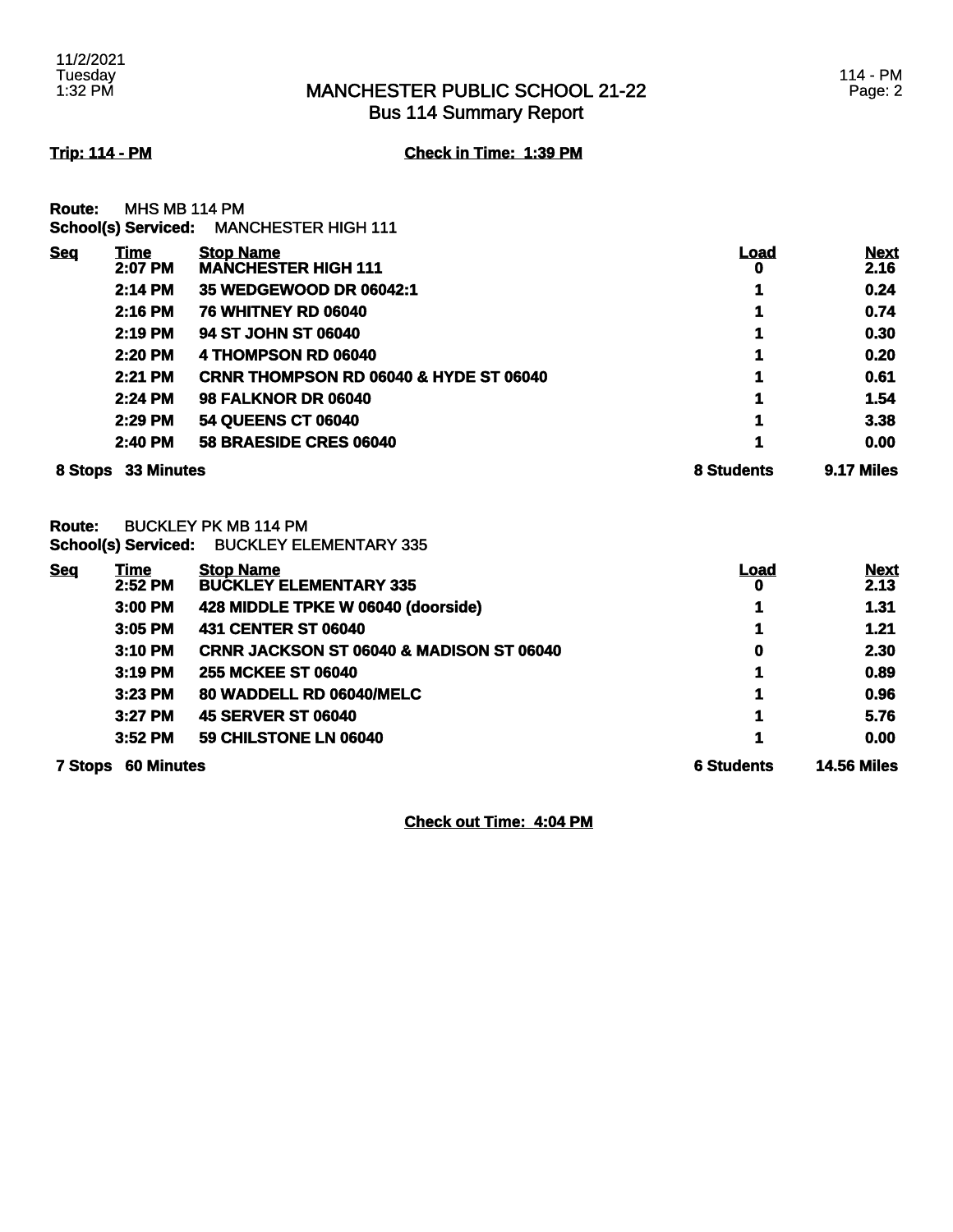# MANCHESTER PUBLIC SCHOOL 21-22
## Bus 114 Summary Report

**Trip: 114 - PM** **Check in Time: 1:39 PM**

**Route:** MHS MB 114 PM
**School(s) Serviced:** MANCHESTER HIGH 111

| Seq | Time | Stop Name | Load | Next |
|---|---|---|---|---|
| | 2:07 PM | MANCHESTER HIGH 111 | 0 | 2.16 |
| | 2:14 PM | 35 WEDGEWOOD DR 06042:1 | 1 | 0.24 |
| | 2:16 PM | 76 WHITNEY RD 06040 | 1 | 0.74 |
| | 2:19 PM | 94 ST JOHN ST 06040 | 1 | 0.30 |
| | 2:20 PM | 4 THOMPSON RD 06040 | 1 | 0.20 |
| | 2:21 PM | CRNR THOMPSON RD 06040 & HYDE ST 06040 | 1 | 0.61 |
| | 2:24 PM | 98 FALKNOR DR 06040 | 1 | 1.54 |
| | 2:29 PM | 54 QUEENS CT 06040 | 1 | 3.38 |
| | 2:40 PM | 58 BRAESIDE CRES 06040 | 1 | 0.00 |
| **8 Stops** | **33 Minutes** | | **8 Students** | **9.17 Miles** |

**Route:** BUCKLEY PK MB 114 PM
**School(s) Serviced:** BUCKLEY ELEMENTARY 335

| Seq | Time | Stop Name | Load | Next |
|---|---|---|---|---|
| | 2:52 PM | BUCKLEY ELEMENTARY 335 | 0 | 2.13 |
| | 3:00 PM | 428 MIDDLE TPKE W 06040 (doorside) | 1 | 1.31 |
| | 3:05 PM | 431 CENTER ST 06040 | 1 | 1.21 |
| | 3:10 PM | CRNR JACKSON ST 06040 & MADISON ST 06040 | 0 | 2.30 |
| | 3:19 PM | 255 MCKEE ST 06040 | 1 | 0.89 |
| | 3:23 PM | 80 WADDELL RD 06040/MELC | 1 | 0.96 |
| | 3:27 PM | 45 SERVER ST 06040 | 1 | 5.76 |
| | 3:52 PM | 59 CHILSTONE LN 06040 | 1 | 0.00 |
| **7 Stops** | **60 Minutes** | | **6 Students** | **14.56 Miles** |

**Check out Time: 4:04 PM**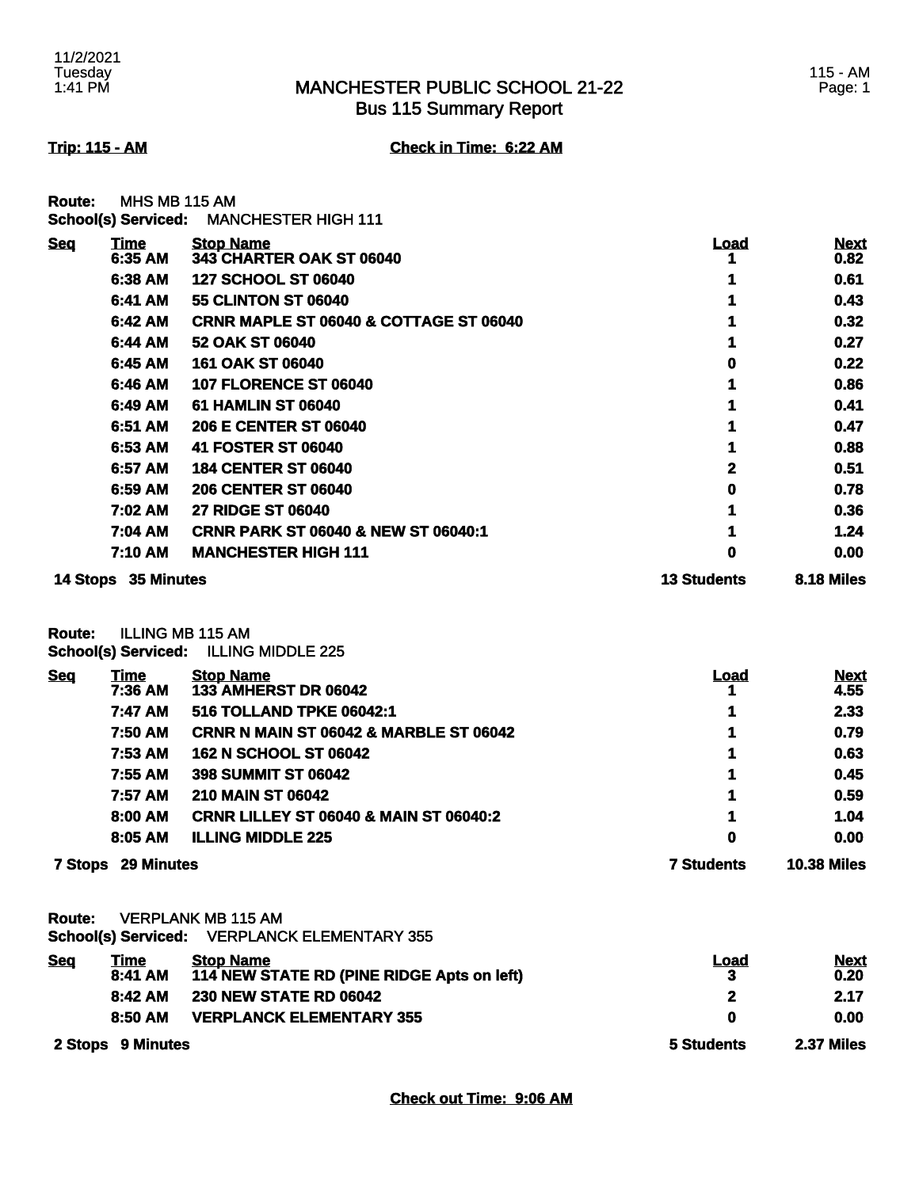# MANCHESTER PUBLIC SCHOOL 21-22
## Bus 115 Summary Report

**Trip: 115 - AM** **Check in Time: 6:22 AM**

**Route:** MHS MB 115 AM
**School(s) Serviced:** MANCHESTER HIGH 111

| Seq | Time | Stop Name | Load | Next |
|---|---|---|---|---|
| | 6:35 AM | 343 CHARTER OAK ST 06040 | 1 | 0.82 |
| | 6:38 AM | 127 SCHOOL ST 06040 | 1 | 0.61 |
| | 6:41 AM | 55 CLINTON ST 06040 | 1 | 0.43 |
| | 6:42 AM | CRNR MAPLE ST 06040 & COTTAGE ST 06040 | 1 | 0.32 |
| | 6:44 AM | 52 OAK ST 06040 | 1 | 0.27 |
| | 6:45 AM | 161 OAK ST 06040 | 0 | 0.22 |
| | 6:46 AM | 107 FLORENCE ST 06040 | 1 | 0.86 |
| | 6:49 AM | 61 HAMLIN ST 06040 | 1 | 0.41 |
| | 6:51 AM | 206 E CENTER ST 06040 | 1 | 0.47 |
| | 6:53 AM | 41 FOSTER ST 06040 | 1 | 0.88 |
| | 6:57 AM | 184 CENTER ST 06040 | 2 | 0.51 |
| | 6:59 AM | 206 CENTER ST 06040 | 0 | 0.78 |
| | 7:02 AM | 27 RIDGE ST 06040 | 1 | 0.36 |
| | 7:04 AM | CRNR PARK ST 06040 & NEW ST 06040:1 | 1 | 1.24 |
| | 7:10 AM | MANCHESTER HIGH 111 | 0 | 0.00 |
| **14 Stops** | **35 Minutes** | | **13 Students** | **8.18 Miles** |

**Route:** ILLING MB 115 AM
**School(s) Serviced:** ILLING MIDDLE 225

| Seq | Time | Stop Name | Load | Next |
|---|---|---|---|---|
| | 7:36 AM | 133 AMHERST DR 06042 | 1 | 4.55 |
| | 7:47 AM | 516 TOLLAND TPKE 06042:1 | 1 | 2.33 |
| | 7:50 AM | CRNR N MAIN ST 06042 & MARBLE ST 06042 | 1 | 0.79 |
| | 7:53 AM | 162 N SCHOOL ST 06042 | 1 | 0.63 |
| | 7:55 AM | 398 SUMMIT ST 06042 | 1 | 0.45 |
| | 7:57 AM | 210 MAIN ST 06042 | 1 | 0.59 |
| | 8:00 AM | CRNR LILLEY ST 06040 & MAIN ST 06040:2 | 1 | 1.04 |
| | 8:05 AM | ILLING MIDDLE 225 | 0 | 0.00 |
| **7 Stops** | **29 Minutes** | | **7 Students** | **10.38 Miles** |

**Route:** VERPLANK MB 115 AM
**School(s) Serviced:** VERPLANCK ELEMENTARY 355

| Seq | Time | Stop Name | Load | Next |
|---|---|---|---|---|
| | 8:41 AM | 114 NEW STATE RD (PINE RIDGE Apts on left) | 3 | 0.20 |
| | 8:42 AM | 230 NEW STATE RD 06042 | 2 | 2.17 |
| | 8:50 AM | VERPLANCK ELEMENTARY 355 | 0 | 0.00 |
| **2 Stops** | **9 Minutes** | | **5 Students** | **2.37 Miles** |

**Check out Time: 9:06 AM**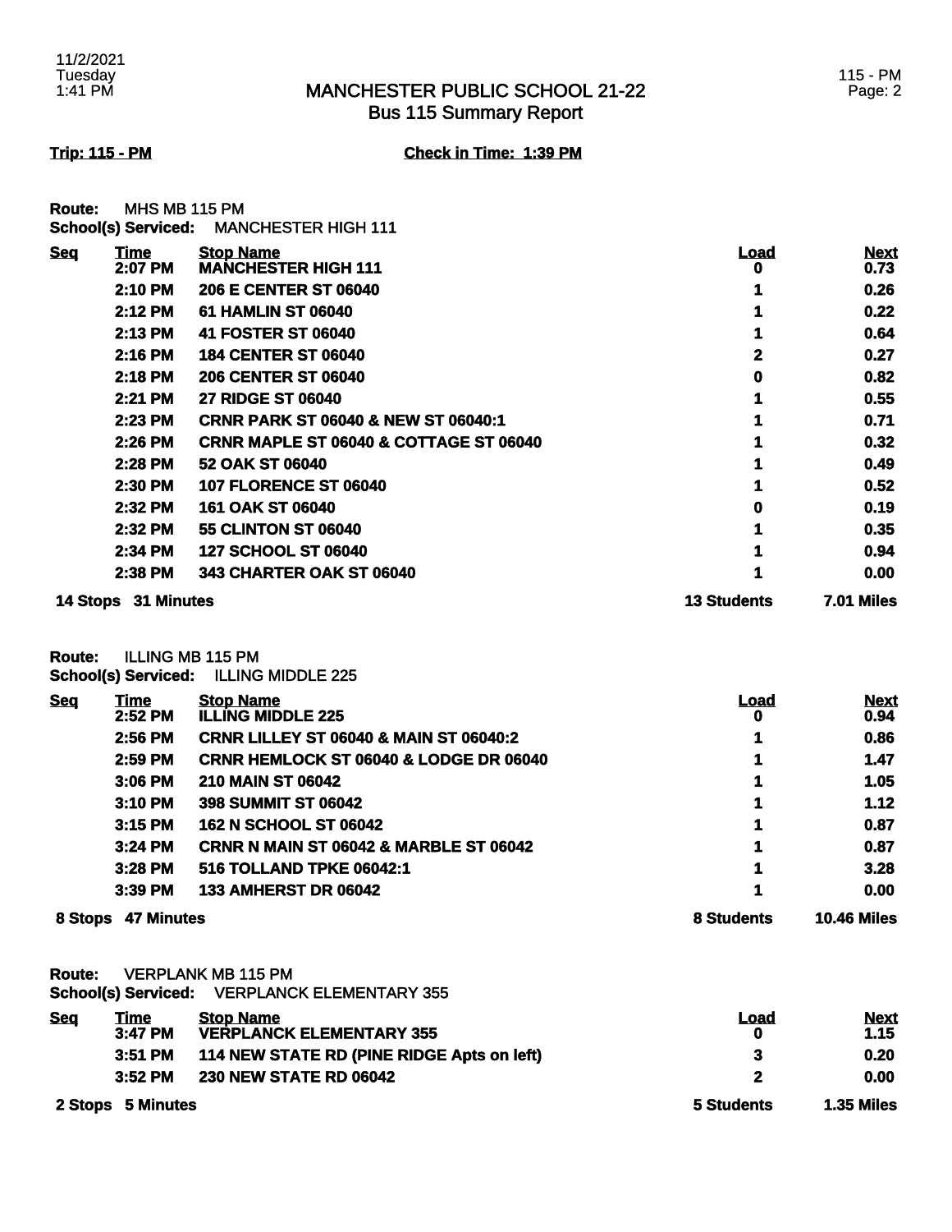# MANCHESTER PUBLIC SCHOOL 21-22
## Bus 115 Summary Report

**Trip: 115 - PM** **Check in Time: 1:39 PM**

**Route:** MHS MB 115 PM
**School(s) Serviced:** MANCHESTER HIGH 111

| Seq | Time | Stop Name | Load | Next |
|---|---|---|---|---|
| | 2:07 PM | MANCHESTER HIGH 111 | 0 | 0.73 |
| | 2:10 PM | 206 E CENTER ST 06040 | 1 | 0.26 |
| | 2:12 PM | 61 HAMLIN ST 06040 | 1 | 0.22 |
| | 2:13 PM | 41 FOSTER ST 06040 | 1 | 0.64 |
| | 2:16 PM | 184 CENTER ST 06040 | 2 | 0.27 |
| | 2:18 PM | 206 CENTER ST 06040 | 0 | 0.82 |
| | 2:21 PM | 27 RIDGE ST 06040 | 1 | 0.55 |
| | 2:23 PM | CRNR PARK ST 06040 & NEW ST 06040:1 | 1 | 0.71 |
| | 2:26 PM | CRNR MAPLE ST 06040 & COTTAGE ST 06040 | 1 | 0.32 |
| | 2:28 PM | 52 OAK ST 06040 | 1 | 0.49 |
| | 2:30 PM | 107 FLORENCE ST 06040 | 1 | 0.52 |
| | 2:32 PM | 161 OAK ST 06040 | 0 | 0.19 |
| | 2:32 PM | 55 CLINTON ST 06040 | 1 | 0.35 |
| | 2:34 PM | 127 SCHOOL ST 06040 | 1 | 0.94 |
| | 2:38 PM | 343 CHARTER OAK ST 06040 | 1 | 0.00 |
| **14 Stops** | **31 Minutes** | | **13 Students** | **7.01 Miles** |

**Route:** ILLING MB 115 PM
**School(s) Serviced:** ILLING MIDDLE 225

| Seq | Time | Stop Name | Load | Next |
|---|---|---|---|---|
| | 2:52 PM | ILLING MIDDLE 225 | 0 | 0.94 |
| | 2:56 PM | CRNR LILLEY ST 06040 & MAIN ST 06040:2 | 1 | 0.86 |
| | 2:59 PM | CRNR HEMLOCK ST 06040 & LODGE DR 06040 | 1 | 1.47 |
| | 3:06 PM | 210 MAIN ST 06042 | 1 | 1.05 |
| | 3:10 PM | 398 SUMMIT ST 06042 | 1 | 1.12 |
| | 3:15 PM | 162 N SCHOOL ST 06042 | 1 | 0.87 |
| | 3:24 PM | CRNR N MAIN ST 06042 & MARBLE ST 06042 | 1 | 0.87 |
| | 3:28 PM | 516 TOLLAND TPKE 06042:1 | 1 | 3.28 |
| | 3:39 PM | 133 AMHERST DR 06042 | 1 | 0.00 |
| **8 Stops** | **47 Minutes** | | **8 Students** | **10.46 Miles** |

**Route:** VERPLANK MB 115 PM
**School(s) Serviced:** VERPLANCK ELEMENTARY 355

| Seq | Time | Stop Name | Load | Next |
|---|---|---|---|---|
| | 3:47 PM | VERPLANCK ELEMENTARY 355 | 0 | 1.15 |
| | 3:51 PM | 114 NEW STATE RD (PINE RIDGE Apts on left) | 3 | 0.20 |
| | 3:52 PM | 230 NEW STATE RD 06042 | 2 | 0.00 |
| **2 Stops** | **5 Minutes** | | **5 Students** | **1.35 Miles** |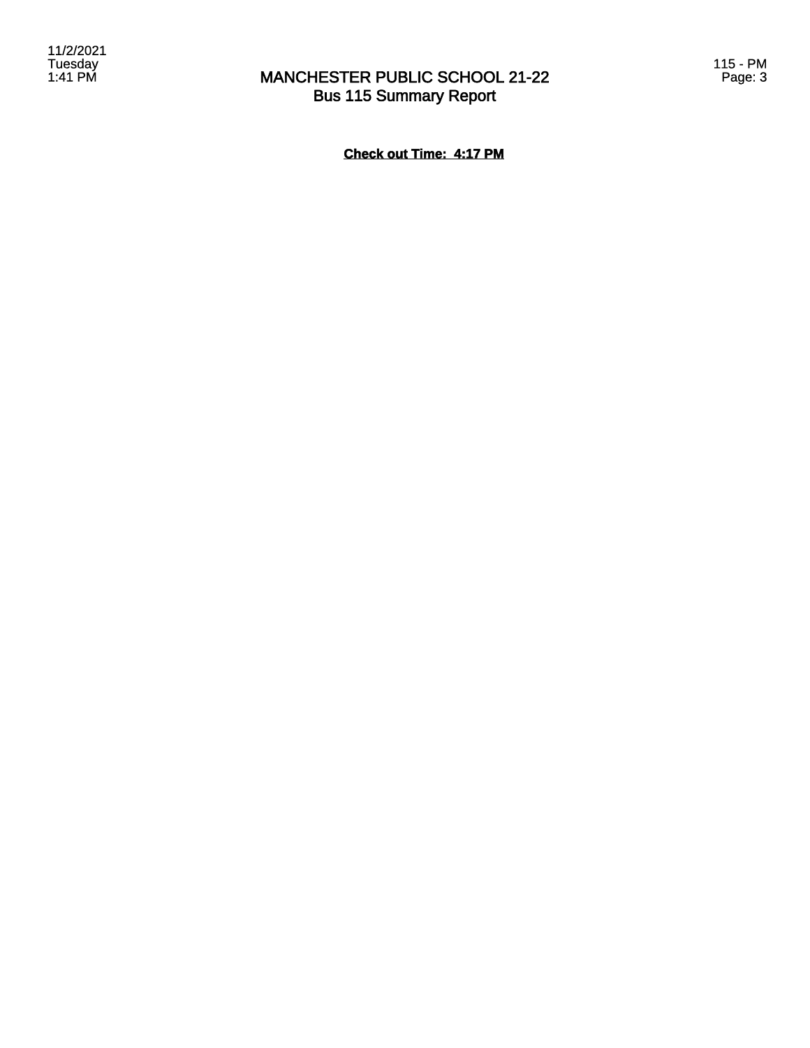**Check out Time: 4:17 PM**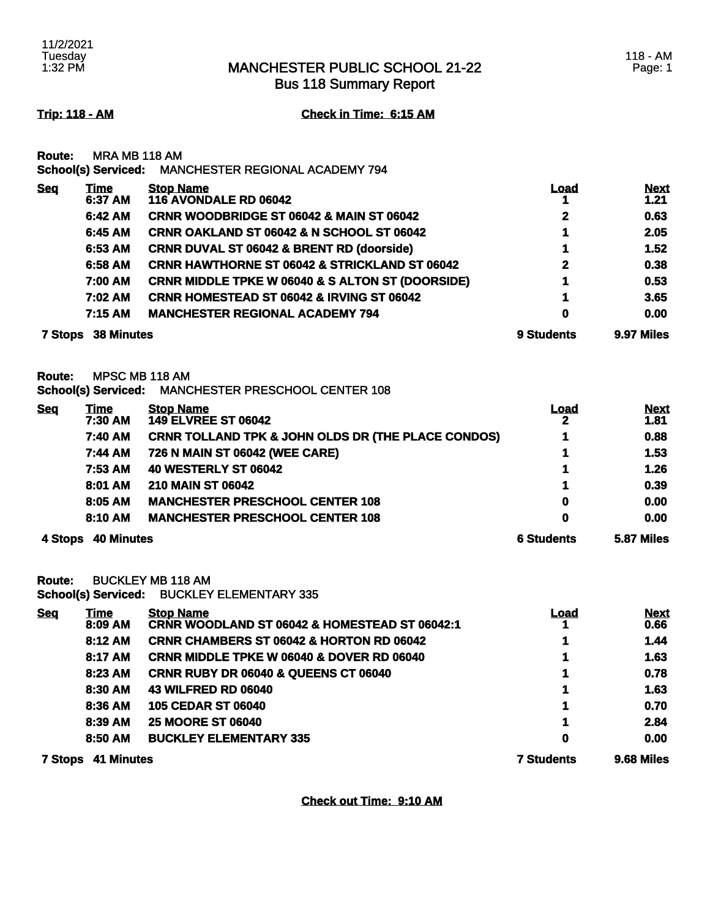11/2/2021
Tuesday
1:32 PM

# MANCHESTER PUBLIC SCHOOL 21-22
## Bus 118 Summary Report

118 - AM

**Trip: 118 - AM** **Check in Time: 6:15 AM**

**Route:** MRA MB 118 AM
**School(s) Serviced:** MANCHESTER REGIONAL ACADEMY 794

| Seq | Time | Stop Name | Load | Next |
|---|---|---|---|---|
| | 6:37 AM | 116 AVONDALE RD 06042 | 1 | 1.21 |
| | 6:42 AM | CRNR WOODBRIDGE ST 06042 & MAIN ST 06042 | 2 | 0.63 |
| | 6:45 AM | CRNR OAKLAND ST 06042 & N SCHOOL ST 06042 | 1 | 2.05 |
| | 6:53 AM | CRNR DUVAL ST 06042 & BRENT RD (doorside) | 1 | 1.52 |
| | 6:58 AM | CRNR HAWTHORNE ST 06042 & STRICKLAND ST 06042 | 2 | 0.38 |
| | 7:00 AM | CRNR MIDDLE TPKE W 06040 & S ALTON ST (DOORSIDE) | 1 | 0.53 |
| | 7:02 AM | CRNR HOMESTEAD ST 06042 & IRVING ST 06042 | 1 | 3.65 |
| | 7:15 AM | MANCHESTER REGIONAL ACADEMY 794 | 0 | 0.00 |
| **7 Stops** | **38 Minutes** | | **9 Students** | **9.97 Miles** |

**Route:** MPSC MB 118 AM
**School(s) Serviced:** MANCHESTER PRESCHOOL CENTER 108

| Seq | Time | Stop Name | Load | Next |
|---|---|---|---|---|
| | 7:30 AM | 149 ELVREE ST 06042 | 2 | 1.81 |
| | 7:40 AM | CRNR TOLLAND TPK & JOHN OLDS DR (THE PLACE CONDOS) | 1 | 0.88 |
| | 7:44 AM | 726 N MAIN ST 06042 (WEE CARE) | 1 | 1.53 |
| | 7:53 AM | 40 WESTERLY ST 06042 | 1 | 1.26 |
| | 8:01 AM | 210 MAIN ST 06042 | 1 | 0.39 |
| | 8:05 AM | MANCHESTER PRESCHOOL CENTER 108 | 0 | 0.00 |
| | 8:10 AM | MANCHESTER PRESCHOOL CENTER 108 | 0 | 0.00 |
| **4 Stops** | **40 Minutes** | | **6 Students** | **5.87 Miles** |

**Route:** BUCKLEY MB 118 AM
**School(s) Serviced:** BUCKLEY ELEMENTARY 335

| Seq | Time | Stop Name | Load | Next |
|---|---|---|---|---|
| | 8:09 AM | CRNR WOODLAND ST 06042 & HOMESTEAD ST 06042:1 | 1 | 0.66 |
| | 8:12 AM | CRNR CHAMBERS ST 06042 & HORTON RD 06042 | 1 | 1.44 |
| | 8:17 AM | CRNR MIDDLE TPKE W 06040 & DOVER RD 06040 | 1 | 1.63 |
| | 8:23 AM | CRNR RUBY DR 06040 & QUEENS CT 06040 | 1 | 0.78 |
| | 8:30 AM | 43 WILFRED RD 06040 | 1 | 1.63 |
| | 8:36 AM | 105 CEDAR ST 06040 | 1 | 0.70 |
| | 8:39 AM | 25 MOORE ST 06040 | 1 | 2.84 |
| | 8:50 AM | BUCKLEY ELEMENTARY 335 | 0 | 0.00 |
| **7 Stops** | **41 Minutes** | | **7 Students** | **9.68 Miles** |

**Check out Time: 9:10 AM**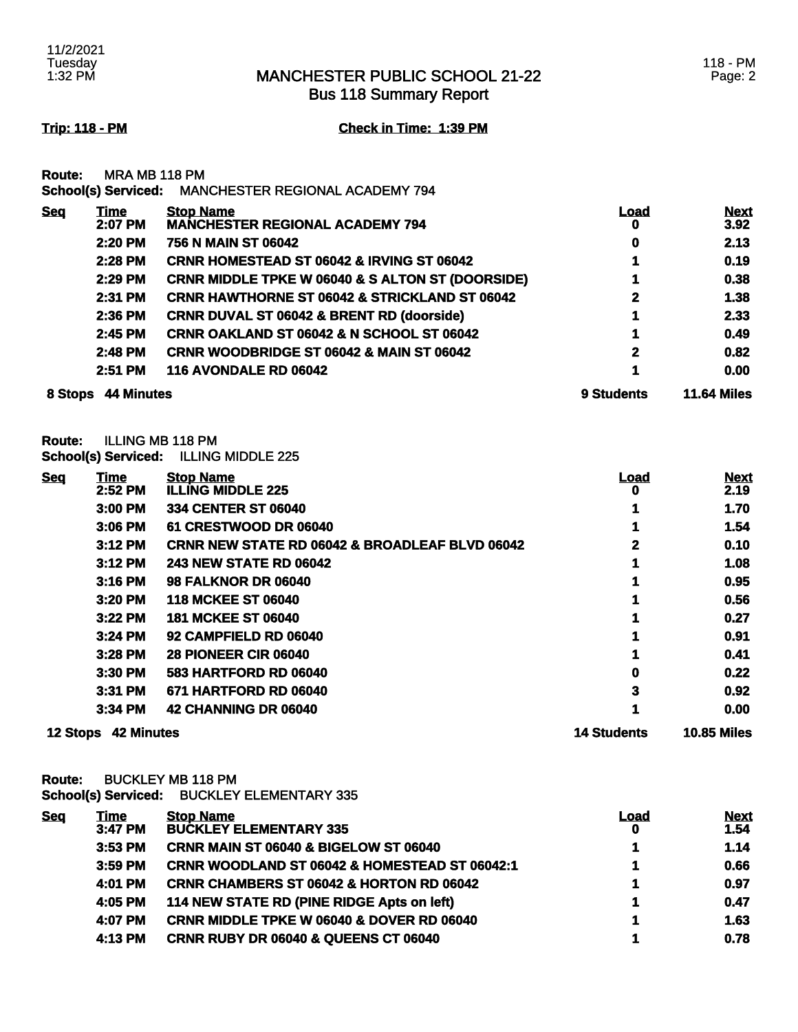# MANCHESTER PUBLIC SCHOOL 21-22
## Bus 118 Summary Report

**Trip: 118 - PM** **Check in Time: 1:39 PM**

**Route:** MRA MB 118 PM
**School(s) Serviced:** MANCHESTER REGIONAL ACADEMY 794

| Seq | Time | Stop Name | Load | Next |
|---|---|---|---|---|
| | 2:07 PM | MANCHESTER REGIONAL ACADEMY 794 | 0 | 3.92 |
| | 2:20 PM | 756 N MAIN ST 06042 | 0 | 2.13 |
| | 2:28 PM | CRNR HOMESTEAD ST 06042 & IRVING ST 06042 | 1 | 0.19 |
| | 2:29 PM | CRNR MIDDLE TPKE W 06040 & S ALTON ST (DOORSIDE) | 1 | 0.38 |
| | 2:31 PM | CRNR HAWTHORNE ST 06042 & STRICKLAND ST 06042 | 2 | 1.38 |
| | 2:36 PM | CRNR DUVAL ST 06042 & BRENT RD (doorside) | 1 | 2.33 |
| | 2:45 PM | CRNR OAKLAND ST 06042 & N SCHOOL ST 06042 | 1 | 0.49 |
| | 2:48 PM | CRNR WOODBRIDGE ST 06042 & MAIN ST 06042 | 2 | 0.82 |
| | 2:51 PM | 116 AVONDALE RD 06042 | 1 | 0.00 |
| **8 Stops** | **44 Minutes** | | **9 Students** | **11.64 Miles** |

**Route:** ILLING MB 118 PM
**School(s) Serviced:** ILLING MIDDLE 225

| Seq | Time | Stop Name | Load | Next |
|---|---|---|---|---|
| | 2:52 PM | ILLING MIDDLE 225 | 0 | 2.19 |
| | 3:00 PM | 334 CENTER ST 06040 | 1 | 1.70 |
| | 3:06 PM | 61 CRESTWOOD DR 06040 | 1 | 1.54 |
| | 3:12 PM | CRNR NEW STATE RD 06042 & BROADLEAF BLVD 06042 | 2 | 0.10 |
| | 3:12 PM | 243 NEW STATE RD 06042 | 1 | 1.08 |
| | 3:16 PM | 98 FALKNOR DR 06040 | 1 | 0.95 |
| | 3:20 PM | 118 MCKEE ST 06040 | 1 | 0.56 |
| | 3:22 PM | 181 MCKEE ST 06040 | 1 | 0.27 |
| | 3:24 PM | 92 CAMPFIELD RD 06040 | 1 | 0.91 |
| | 3:28 PM | 28 PIONEER CIR 06040 | 1 | 0.41 |
| | 3:30 PM | 583 HARTFORD RD 06040 | 0 | 0.22 |
| | 3:31 PM | 671 HARTFORD RD 06040 | 3 | 0.92 |
| | 3:34 PM | 42 CHANNING DR 06040 | 1 | 0.00 |
| **12 Stops** | **42 Minutes** | | **14 Students** | **10.85 Miles** |

**Route:** BUCKLEY MB 118 PM
**School(s) Serviced:** BUCKLEY ELEMENTARY 335

| Seq | Time | Stop Name | Load | Next |
|---|---|---|---|---|
| | 3:47 PM | BUCKLEY ELEMENTARY 335 | 0 | 1.54 |
| | 3:53 PM | CRNR MAIN ST 06040 & BIGELOW ST 06040 | 1 | 1.14 |
| | 3:59 PM | CRNR WOODLAND ST 06042 & HOMESTEAD ST 06042:1 | 1 | 0.66 |
| | 4:01 PM | CRNR CHAMBERS ST 06042 & HORTON RD 06042 | 1 | 0.97 |
| | 4:05 PM | 114 NEW STATE RD (PINE RIDGE Apts on left) | 1 | 0.47 |
| | 4:07 PM | CRNR MIDDLE TPKE W 06040 & DOVER RD 06040 | 1 | 1.63 |
| | 4:13 PM | CRNR RUBY DR 06040 & QUEENS CT 06040 | 1 | 0.78 |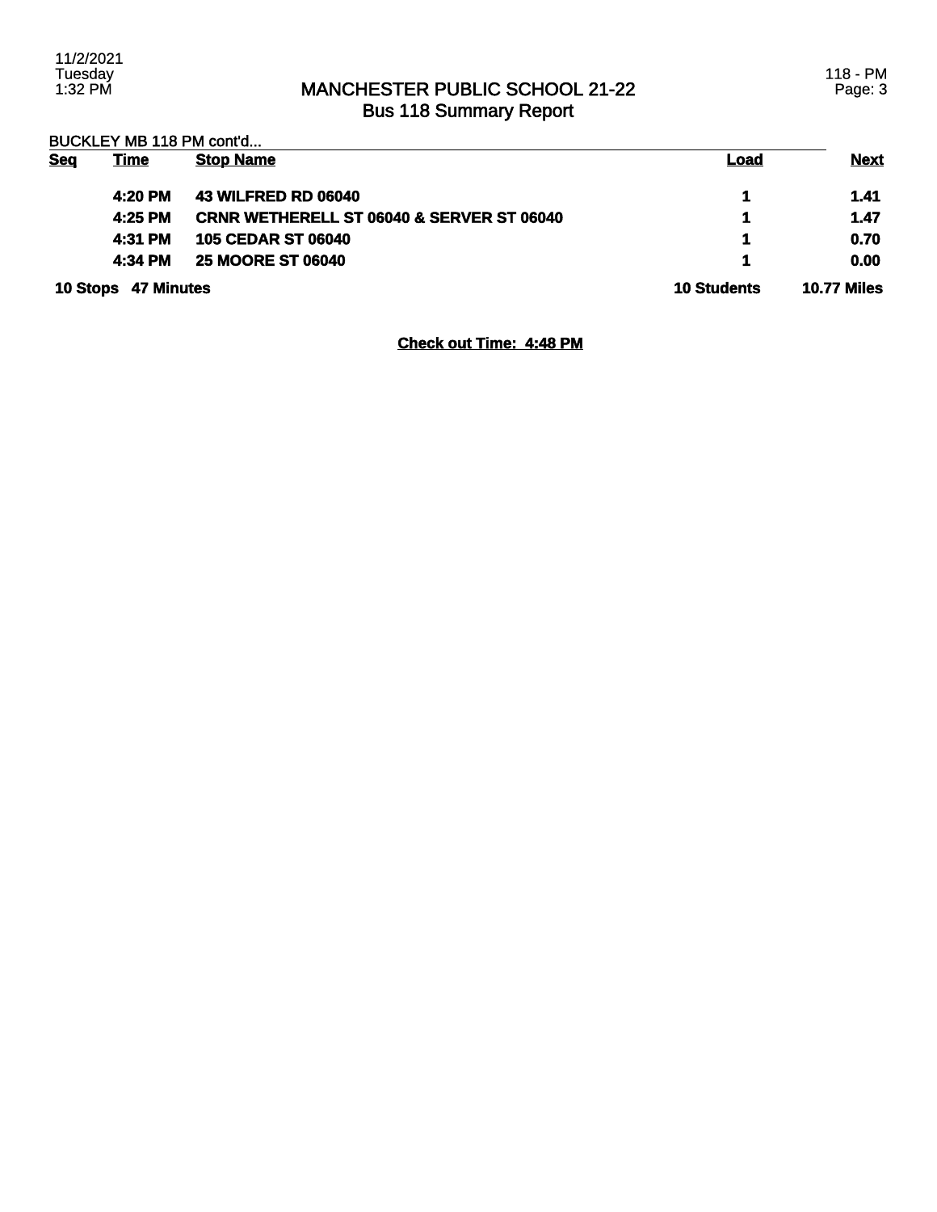# MANCHESTER PUBLIC SCHOOL 21-22
## Bus 118 Summary Report

BUCKLEY MB 118 PM cont'd...

| Seq | Time | Stop Name | Load | Next |
|---|---|---|---|---|
| | 4:20 PM | 43 WILFRED RD 06040 | 1 | 1.41 |
| | 4:25 PM | CRNR WETHERELL ST 06040 & SERVER ST 06040 | 1 | 1.47 |
| | 4:31 PM | 105 CEDAR ST 06040 | 1 | 0.70 |
| | 4:34 PM | 25 MOORE ST 06040 | 1 | 0.00 |
| **10 Stops** | **47 Minutes** | | **10 Students** | **10.77 Miles** |

**Check out Time: 4:48 PM**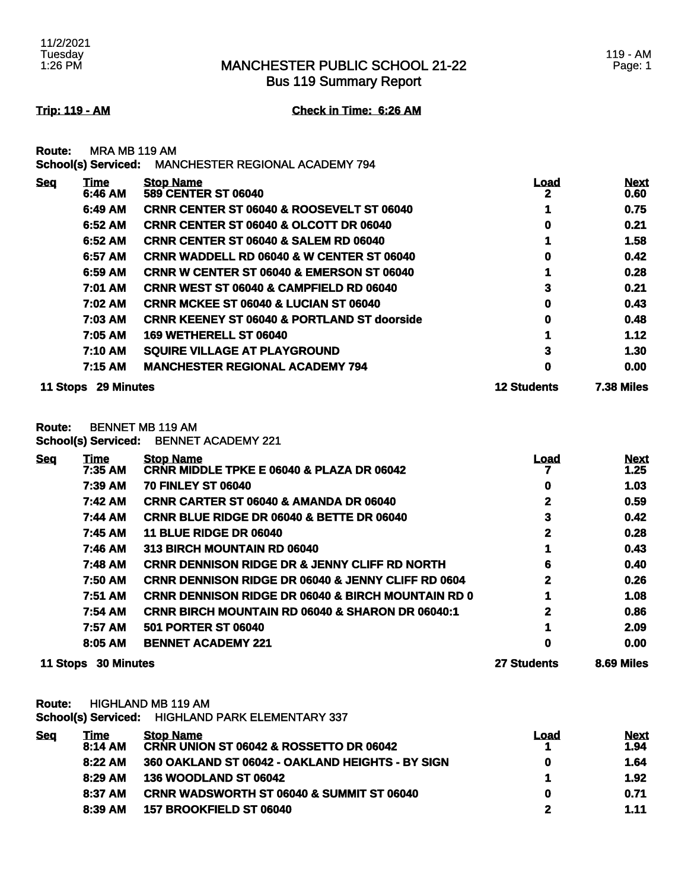# MANCHESTER PUBLIC SCHOOL 21-22
## Bus 119 Summary Report

**Trip: 119 - AM** **Check in Time: 6:26 AM**

**Route:** MRA MB 119 AM
**School(s) Serviced:** MANCHESTER REGIONAL ACADEMY 794

| Seq | Time | Stop Name | Load | Next |
|---|---|---|---|---|
| | 6:46 AM | 589 CENTER ST 06040 | 2 | 0.60 |
| | 6:49 AM | CRNR CENTER ST 06040 & ROOSEVELT ST 06040 | 1 | 0.75 |
| | 6:52 AM | CRNR CENTER ST 06040 & OLCOTT DR 06040 | 0 | 0.21 |
| | 6:52 AM | CRNR CENTER ST 06040 & SALEM RD 06040 | 1 | 1.58 |
| | 6:57 AM | CRNR WADDELL RD 06040 & W CENTER ST 06040 | 0 | 0.42 |
| | 6:59 AM | CRNR W CENTER ST 06040 & EMERSON ST 06040 | 1 | 0.28 |
| | 7:01 AM | CRNR WEST ST 06040 & CAMPFIELD RD 06040 | 3 | 0.21 |
| | 7:02 AM | CRNR MCKEE ST 06040 & LUCIAN ST 06040 | 0 | 0.43 |
| | 7:03 AM | CRNR KEENEY ST 06040 & PORTLAND ST doorside | 0 | 0.48 |
| | 7:05 AM | 169 WETHERELL ST 06040 | 1 | 1.12 |
| | 7:10 AM | SQUIRE VILLAGE AT PLAYGROUND | 3 | 1.30 |
| | 7:15 AM | MANCHESTER REGIONAL ACADEMY 794 | 0 | 0.00 |
| **11 Stops** | **29 Minutes** | | **12 Students** | **7.38 Miles** |

**Route:** BENNET MB 119 AM
**School(s) Serviced:** BENNET ACADEMY 221

| Seq | Time | Stop Name | Load | Next |
|---|---|---|---|---|
| | 7:35 AM | CRNR MIDDLE TPKE E 06040 & PLAZA DR 06042 | 7 | 1.25 |
| | 7:39 AM | 70 FINLEY ST 06040 | 0 | 1.03 |
| | 7:42 AM | CRNR CARTER ST 06040 & AMANDA DR 06040 | 2 | 0.59 |
| | 7:44 AM | CRNR BLUE RIDGE DR 06040 & BETTE DR 06040 | 3 | 0.42 |
| | 7:45 AM | 11 BLUE RIDGE DR 06040 | 2 | 0.28 |
| | 7:46 AM | 313 BIRCH MOUNTAIN RD 06040 | 1 | 0.43 |
| | 7:48 AM | CRNR DENNISON RIDGE DR & JENNY CLIFF RD NORTH | 6 | 0.40 |
| | 7:50 AM | CRNR DENNISON RIDGE DR 06040 & JENNY CLIFF RD 0604 | 2 | 0.26 |
| | 7:51 AM | CRNR DENNISON RIDGE DR 06040 & BIRCH MOUNTAIN RD 0 | 1 | 1.08 |
| | 7:54 AM | CRNR BIRCH MOUNTAIN RD 06040 & SHARON DR 06040:1 | 2 | 0.86 |
| | 7:57 AM | 501 PORTER ST 06040 | 1 | 2.09 |
| | 8:05 AM | BENNET ACADEMY 221 | 0 | 0.00 |
| **11 Stops** | **30 Minutes** | | **27 Students** | **8.69 Miles** |

**Route:** HIGHLAND MB 119 AM
**School(s) Serviced:** HIGHLAND PARK ELEMENTARY 337

| Seq | Time | Stop Name | Load | Next |
|---|---|---|---|---|
| | 8:14 AM | CRNR UNION ST 06042 & ROSSETTO DR 06042 | 1 | 1.94 |
| | 8:22 AM | 360 OAKLAND ST 06042 - OAKLAND HEIGHTS - BY SIGN | 0 | 1.64 |
| | 8:29 AM | 136 WOODLAND ST 06042 | 1 | 1.92 |
| | 8:37 AM | CRNR WADSWORTH ST 06040 & SUMMIT ST 06040 | 0 | 0.71 |
| | 8:39 AM | 157 BROOKFIELD ST 06040 | 2 | 1.11 |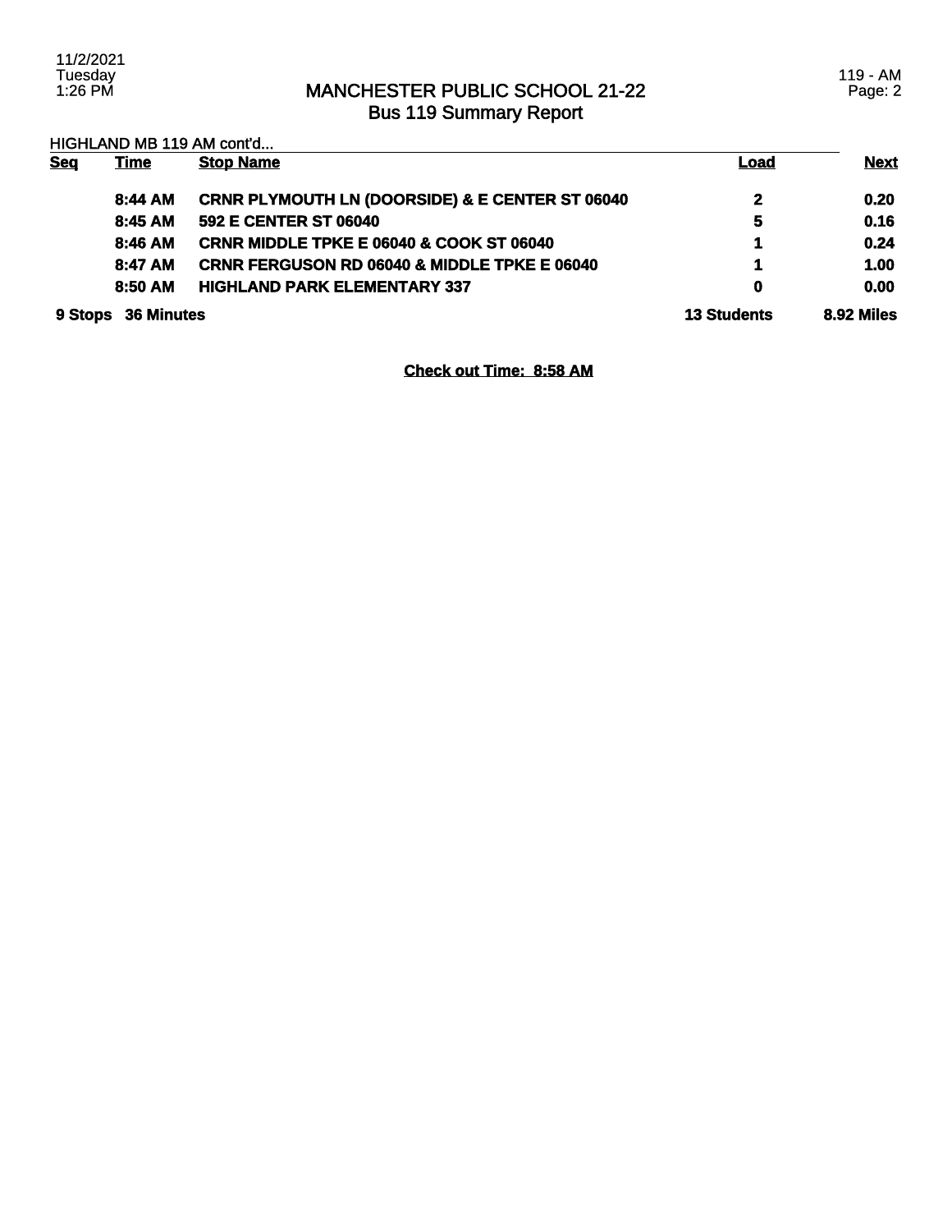# MANCHESTER PUBLIC SCHOOL 21-22
## Bus 119 Summary Report

HIGHLAND MB 119 AM cont'd...

| Seq | Time | Stop Name | Load | Next |
|---|---|---|---|---|
| | 8:44 AM | CRNR PLYMOUTH LN (DOORSIDE) & E CENTER ST 06040 | 2 | 0.20 |
| | 8:45 AM | 592 E CENTER ST 06040 | 5 | 0.16 |
| | 8:46 AM | CRNR MIDDLE TPKE E 06040 & COOK ST 06040 | 1 | 0.24 |
| | 8:47 AM | CRNR FERGUSON RD 06040 & MIDDLE TPKE E 06040 | 1 | 1.00 |
| | 8:50 AM | HIGHLAND PARK ELEMENTARY 337 | 0 | 0.00 |
| **9 Stops** | **36 Minutes** | | **13 Students** | **8.92 Miles** |

**Check out Time: 8:58 AM**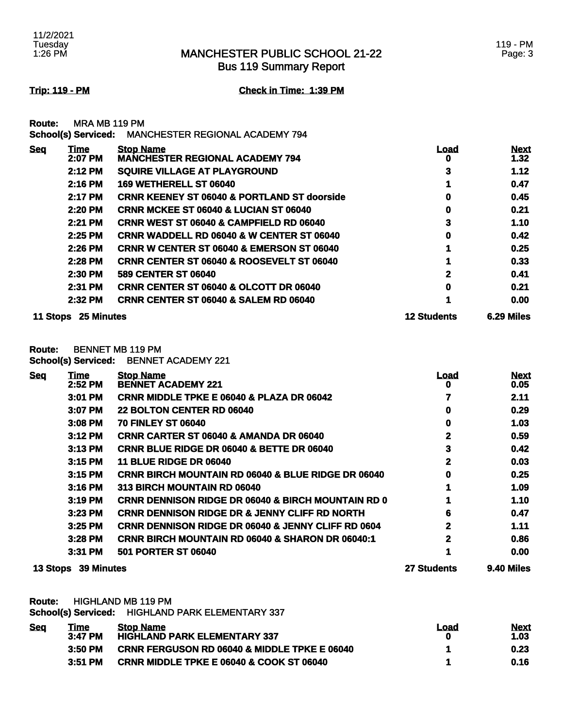# MANCHESTER PUBLIC SCHOOL 21-22
## Bus 119 Summary Report

**Trip: 119 - PM** **Check in Time: 1:39 PM**

**Route:** MRA MB 119 PM
**School(s) Serviced:** MANCHESTER REGIONAL ACADEMY 794

| Seq | Time | Stop Name | Load | Next |
|---|---|---|---|---|
| | 2:07 PM | MANCHESTER REGIONAL ACADEMY 794 | 0 | 1.32 |
| | 2:12 PM | SQUIRE VILLAGE AT PLAYGROUND | 3 | 1.12 |
| | 2:16 PM | 169 WETHERELL ST 06040 | 1 | 0.47 |
| | 2:17 PM | CRNR KEENEY ST 06040 & PORTLAND ST doorside | 0 | 0.45 |
| | 2:20 PM | CRNR MCKEE ST 06040 & LUCIAN ST 06040 | 0 | 0.21 |
| | 2:21 PM | CRNR WEST ST 06040 & CAMPFIELD RD 06040 | 3 | 1.10 |
| | 2:25 PM | CRNR WADDELL RD 06040 & W CENTER ST 06040 | 0 | 0.42 |
| | 2:26 PM | CRNR W CENTER ST 06040 & EMERSON ST 06040 | 1 | 0.25 |
| | 2:28 PM | CRNR CENTER ST 06040 & ROOSEVELT ST 06040 | 1 | 0.33 |
| | 2:30 PM | 589 CENTER ST 06040 | 2 | 0.41 |
| | 2:31 PM | CRNR CENTER ST 06040 & OLCOTT DR 06040 | 0 | 0.21 |
| | 2:32 PM | CRNR CENTER ST 06040 & SALEM RD 06040 | 1 | 0.00 |
| **11 Stops** | **25 Minutes** | | **12 Students** | **6.29 Miles** |

**Route:** BENNET MB 119 PM
**School(s) Serviced:** BENNET ACADEMY 221

| Seq | Time | Stop Name | Load | Next |
|---|---|---|---|---|
| | 2:52 PM | BENNET ACADEMY 221 | 0 | 0.05 |
| | 3:01 PM | CRNR MIDDLE TPKE E 06040 & PLAZA DR 06042 | 7 | 2.11 |
| | 3:07 PM | 22 BOLTON CENTER RD 06040 | 0 | 0.29 |
| | 3:08 PM | 70 FINLEY ST 06040 | 0 | 1.03 |
| | 3:12 PM | CRNR CARTER ST 06040 & AMANDA DR 06040 | 2 | 0.59 |
| | 3:13 PM | CRNR BLUE RIDGE DR 06040 & BETTE DR 06040 | 3 | 0.42 |
| | 3:15 PM | 11 BLUE RIDGE DR 06040 | 2 | 0.03 |
| | 3:15 PM | CRNR BIRCH MOUNTAIN RD 06040 & BLUE RIDGE DR 06040 | 0 | 0.25 |
| | 3:16 PM | 313 BIRCH MOUNTAIN RD 06040 | 1 | 1.09 |
| | 3:19 PM | CRNR DENNISON RIDGE DR 06040 & BIRCH MOUNTAIN RD 0 | 1 | 1.10 |
| | 3:23 PM | CRNR DENNISON RIDGE DR & JENNY CLIFF RD NORTH | 6 | 0.47 |
| | 3:25 PM | CRNR DENNISON RIDGE DR 06040 & JENNY CLIFF RD 0604 | 2 | 1.11 |
| | 3:28 PM | CRNR BIRCH MOUNTAIN RD 06040 & SHARON DR 06040:1 | 2 | 0.86 |
| | 3:31 PM | 501 PORTER ST 06040 | 1 | 0.00 |
| **13 Stops** | **39 Minutes** | | **27 Students** | **9.40 Miles** |

**Route:** HIGHLAND MB 119 PM
**School(s) Serviced:** HIGHLAND PARK ELEMENTARY 337

| Seq | Time | Stop Name | Load | Next |
|---|---|---|---|---|
| | 3:47 PM | HIGHLAND PARK ELEMENTARY 337 | 0 | 1.03 |
| | 3:50 PM | CRNR FERGUSON RD 06040 & MIDDLE TPKE E 06040 | 1 | 0.23 |
| | 3:51 PM | CRNR MIDDLE TPKE E 06040 & COOK ST 06040 | 1 | 0.16 |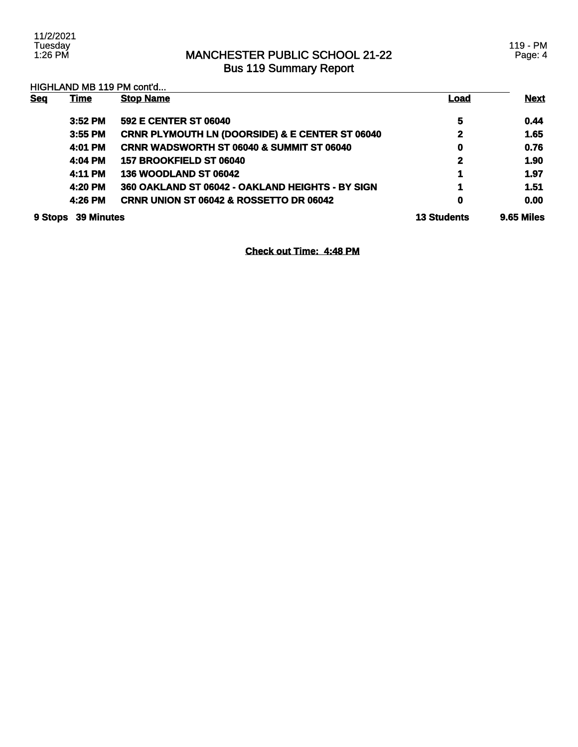# MANCHESTER PUBLIC SCHOOL 21-22
## Bus 119 Summary Report

HIGHLAND MB 119 PM cont'd...

| Seq | Time | Stop Name | Load | Next |
|---|---|---|---|---|
| | 3:52 PM | 592 E CENTER ST 06040 | 5 | 0.44 |
| | 3:55 PM | CRNR PLYMOUTH LN (DOORSIDE) & E CENTER ST 06040 | 2 | 1.65 |
| | 4:01 PM | CRNR WADSWORTH ST 06040 & SUMMIT ST 06040 | 0 | 0.76 |
| | 4:04 PM | 157 BROOKFIELD ST 06040 | 2 | 1.90 |
| | 4:11 PM | 136 WOODLAND ST 06042 | 1 | 1.97 |
| | 4:20 PM | 360 OAKLAND ST 06042 - OAKLAND HEIGHTS - BY SIGN | 1 | 1.51 |
| | 4:26 PM | CRNR UNION ST 06042 & ROSSETTO DR 06042 | 0 | 0.00 |
| **9 Stops** | **39 Minutes** | | **13 Students** | **9.65 Miles** |

**Check out Time: 4:48 PM**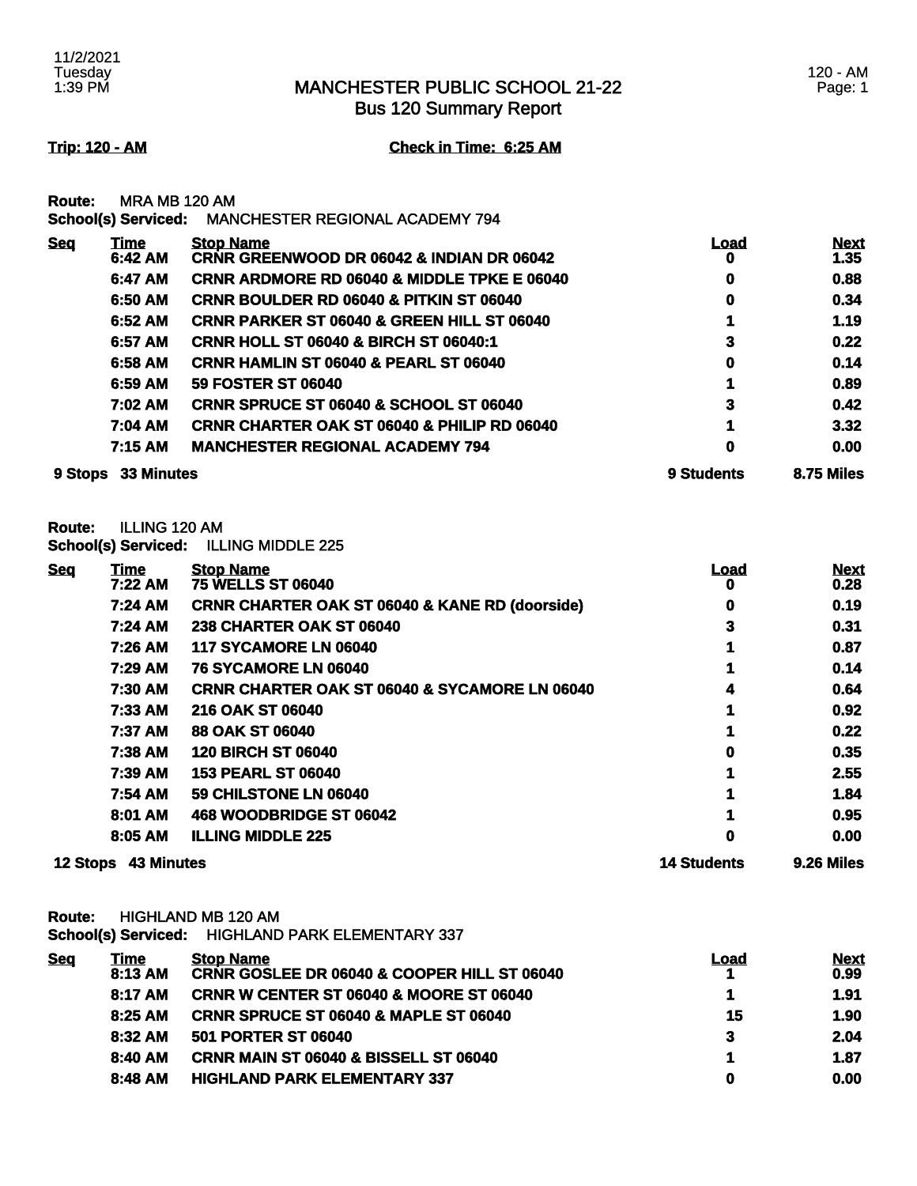# MANCHESTER PUBLIC SCHOOL 21-22
## Bus 120 Summary Report

11/2/2021
Tuesday
1:39 PM

120 - AM

**Trip: 120 - AM** **Check in Time: 6:25 AM**

**Route:** MRA MB 120 AM
**School(s) Serviced:** MANCHESTER REGIONAL ACADEMY 794

| Seq | Time | Stop Name | Load | Next |
|---|---|---|---|---|
| | 6:42 AM | CRNR GREENWOOD DR 06042 & INDIAN DR 06042 | 0 | 1.35 |
| | 6:47 AM | CRNR ARDMORE RD 06040 & MIDDLE TPKE E 06040 | 0 | 0.88 |
| | 6:50 AM | CRNR BOULDER RD 06040 & PITKIN ST 06040 | 0 | 0.34 |
| | 6:52 AM | CRNR PARKER ST 06040 & GREEN HILL ST 06040 | 1 | 1.19 |
| | 6:57 AM | CRNR HOLL ST 06040 & BIRCH ST 06040:1 | 3 | 0.22 |
| | 6:58 AM | CRNR HAMLIN ST 06040 & PEARL ST 06040 | 0 | 0.14 |
| | 6:59 AM | 59 FOSTER ST 06040 | 1 | 0.89 |
| | 7:02 AM | CRNR SPRUCE ST 06040 & SCHOOL ST 06040 | 3 | 0.42 |
| | 7:04 AM | CRNR CHARTER OAK ST 06040 & PHILIP RD 06040 | 1 | 3.32 |
| | 7:15 AM | MANCHESTER REGIONAL ACADEMY 794 | 0 | 0.00 |
| 9 Stops | 33 Minutes | | 9 Students | 8.75 Miles |

**Route:** ILLING 120 AM
**School(s) Serviced:** ILLING MIDDLE 225

| Seq | Time | Stop Name | Load | Next |
|---|---|---|---|---|
| | 7:22 AM | 75 WELLS ST 06040 | 0 | 0.28 |
| | 7:24 AM | CRNR CHARTER OAK ST 06040 & KANE RD (doorside) | 0 | 0.19 |
| | 7:24 AM | 238 CHARTER OAK ST 06040 | 3 | 0.31 |
| | 7:26 AM | 117 SYCAMORE LN 06040 | 1 | 0.87 |
| | 7:29 AM | 76 SYCAMORE LN 06040 | 1 | 0.14 |
| | 7:30 AM | CRNR CHARTER OAK ST 06040 & SYCAMORE LN 06040 | 4 | 0.64 |
| | 7:33 AM | 216 OAK ST 06040 | 1 | 0.92 |
| | 7:37 AM | 88 OAK ST 06040 | 1 | 0.22 |
| | 7:38 AM | 120 BIRCH ST 06040 | 0 | 0.35 |
| | 7:39 AM | 153 PEARL ST 06040 | 1 | 2.55 |
| | 7:54 AM | 59 CHILSTONE LN 06040 | 1 | 1.84 |
| | 8:01 AM | 468 WOODBRIDGE ST 06042 | 1 | 0.95 |
| | 8:05 AM | ILLING MIDDLE 225 | 0 | 0.00 |
| 12 Stops | 43 Minutes | | 14 Students | 9.26 Miles |

**Route:** HIGHLAND MB 120 AM
**School(s) Serviced:** HIGHLAND PARK ELEMENTARY 337

| Seq | Time | Stop Name | Load | Next |
|---|---|---|---|---|
| | 8:13 AM | CRNR GOSLEE DR 06040 & COOPER HILL ST 06040 | 1 | 0.99 |
| | 8:17 AM | CRNR W CENTER ST 06040 & MOORE ST 06040 | 1 | 1.91 |
| | 8:25 AM | CRNR SPRUCE ST 06040 & MAPLE ST 06040 | 15 | 1.90 |
| | 8:32 AM | 501 PORTER ST 06040 | 3 | 2.04 |
| | 8:40 AM | CRNR MAIN ST 06040 & BISSELL ST 06040 | 1 | 1.87 |
| | 8:48 AM | HIGHLAND PARK ELEMENTARY 337 | 0 | 0.00 |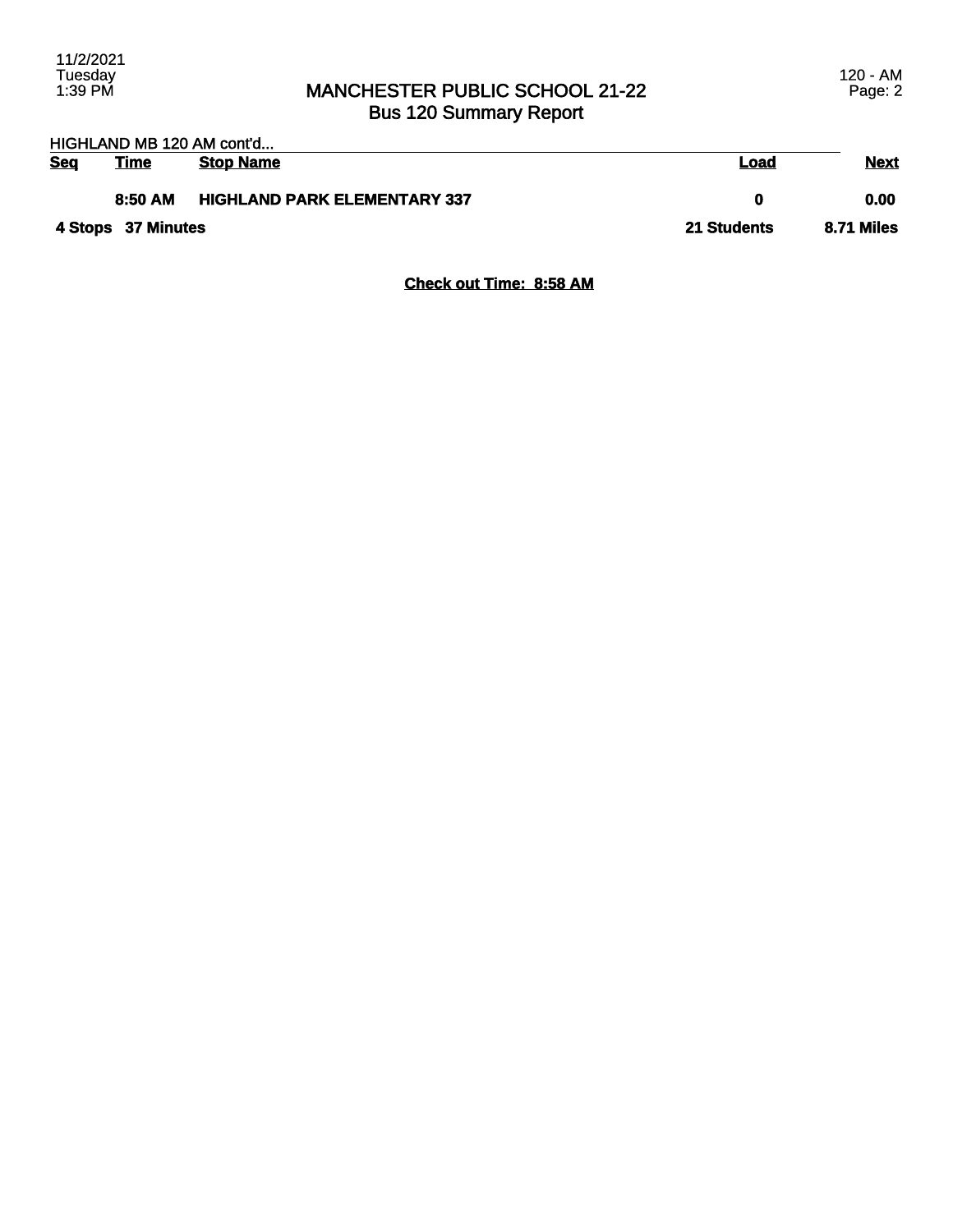# MANCHESTER PUBLIC SCHOOL 21-22
## Bus 120 Summary Report

HIGHLAND MB 120 AM cont'd...

| Seq | Time | Stop Name | Load | Next |
|---|---|---|---|---|
| | 8:50 AM | HIGHLAND PARK ELEMENTARY 337 | 0 | 0.00 |
| **4 Stops** | **37 Minutes** | | **21 Students** | **8.71 Miles** |

**Check out Time: 8:58 AM**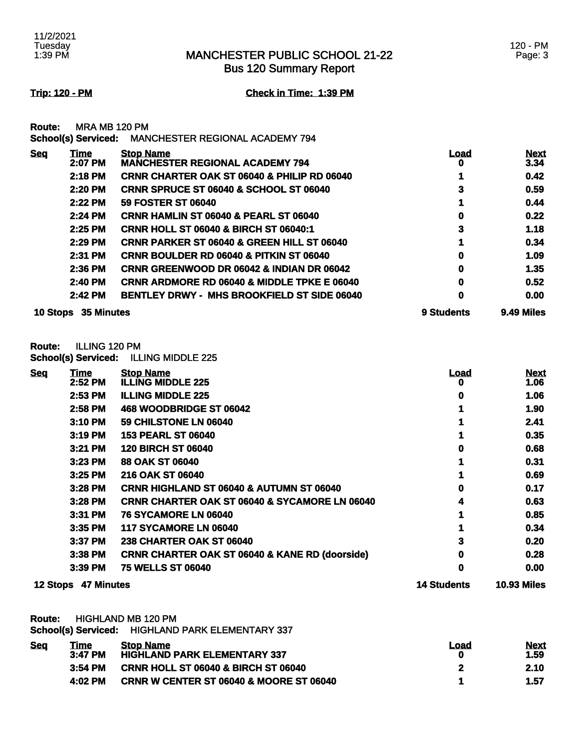## MANCHESTER PUBLIC SCHOOL 21-22
### Bus 120 Summary Report

**Trip: 120 - PM** **Check in Time: 1:39 PM**

**Route:** MRA MB 120 PM
**School(s) Serviced:** MANCHESTER REGIONAL ACADEMY 794

| Seq | Time | Stop Name | Load | Next |
|---|---|---|---|---|
| | 2:07 PM | MANCHESTER REGIONAL ACADEMY 794 | 0 | 3.34 |
| | 2:18 PM | CRNR CHARTER OAK ST 06040 & PHILIP RD 06040 | 1 | 0.42 |
| | 2:20 PM | CRNR SPRUCE ST 06040 & SCHOOL ST 06040 | 3 | 0.59 |
| | 2:22 PM | 59 FOSTER ST 06040 | 1 | 0.44 |
| | 2:24 PM | CRNR HAMLIN ST 06040 & PEARL ST 06040 | 0 | 0.22 |
| | 2:25 PM | CRNR HOLL ST 06040 & BIRCH ST 06040:1 | 3 | 1.18 |
| | 2:29 PM | CRNR PARKER ST 06040 & GREEN HILL ST 06040 | 1 | 0.34 |
| | 2:31 PM | CRNR BOULDER RD 06040 & PITKIN ST 06040 | 0 | 1.09 |
| | 2:36 PM | CRNR GREENWOOD DR 06042 & INDIAN DR 06042 | 0 | 1.35 |
| | 2:40 PM | CRNR ARDMORE RD 06040 & MIDDLE TPKE E 06040 | 0 | 0.52 |
| | 2:42 PM | BENTLEY DRWY - MHS BROOKFIELD ST SIDE 06040 | 0 | 0.00 |
| **10 Stops** | **35 Minutes** | | **9 Students** | **9.49 Miles** |

**Route:** ILLING 120 PM
**School(s) Serviced:** ILLING MIDDLE 225

| Seq | Time | Stop Name | Load | Next |
|---|---|---|---|---|
| | 2:52 PM | ILLING MIDDLE 225 | 0 | 1.06 |
| | 2:53 PM | ILLING MIDDLE 225 | 0 | 1.06 |
| | 2:58 PM | 468 WOODBRIDGE ST 06042 | 1 | 1.90 |
| | 3:10 PM | 59 CHILSTONE LN 06040 | 1 | 2.41 |
| | 3:19 PM | 153 PEARL ST 06040 | 1 | 0.35 |
| | 3:21 PM | 120 BIRCH ST 06040 | 0 | 0.68 |
| | 3:23 PM | 88 OAK ST 06040 | 1 | 0.31 |
| | 3:25 PM | 216 OAK ST 06040 | 1 | 0.69 |
| | 3:28 PM | CRNR HIGHLAND ST 06040 & AUTUMN ST 06040 | 0 | 0.17 |
| | 3:28 PM | CRNR CHARTER OAK ST 06040 & SYCAMORE LN 06040 | 4 | 0.63 |
| | 3:31 PM | 76 SYCAMORE LN 06040 | 1 | 0.85 |
| | 3:35 PM | 117 SYCAMORE LN 06040 | 1 | 0.34 |
| | 3:37 PM | 238 CHARTER OAK ST 06040 | 3 | 0.20 |
| | 3:38 PM | CRNR CHARTER OAK ST 06040 & KANE RD (doorside) | 0 | 0.28 |
| | 3:39 PM | 75 WELLS ST 06040 | 0 | 0.00 |
| **12 Stops** | **47 Minutes** | | **14 Students** | **10.93 Miles** |

**Route:** HIGHLAND MB 120 PM
**School(s) Serviced:** HIGHLAND PARK ELEMENTARY 337

| Seq | Time | Stop Name | Load | Next |
|---|---|---|---|---|
| | 3:47 PM | HIGHLAND PARK ELEMENTARY 337 | 0 | 1.59 |
| | 3:54 PM | CRNR HOLL ST 06040 & BIRCH ST 06040 | 2 | 2.10 |
| | 4:02 PM | CRNR W CENTER ST 06040 & MOORE ST 06040 | 1 | 1.57 |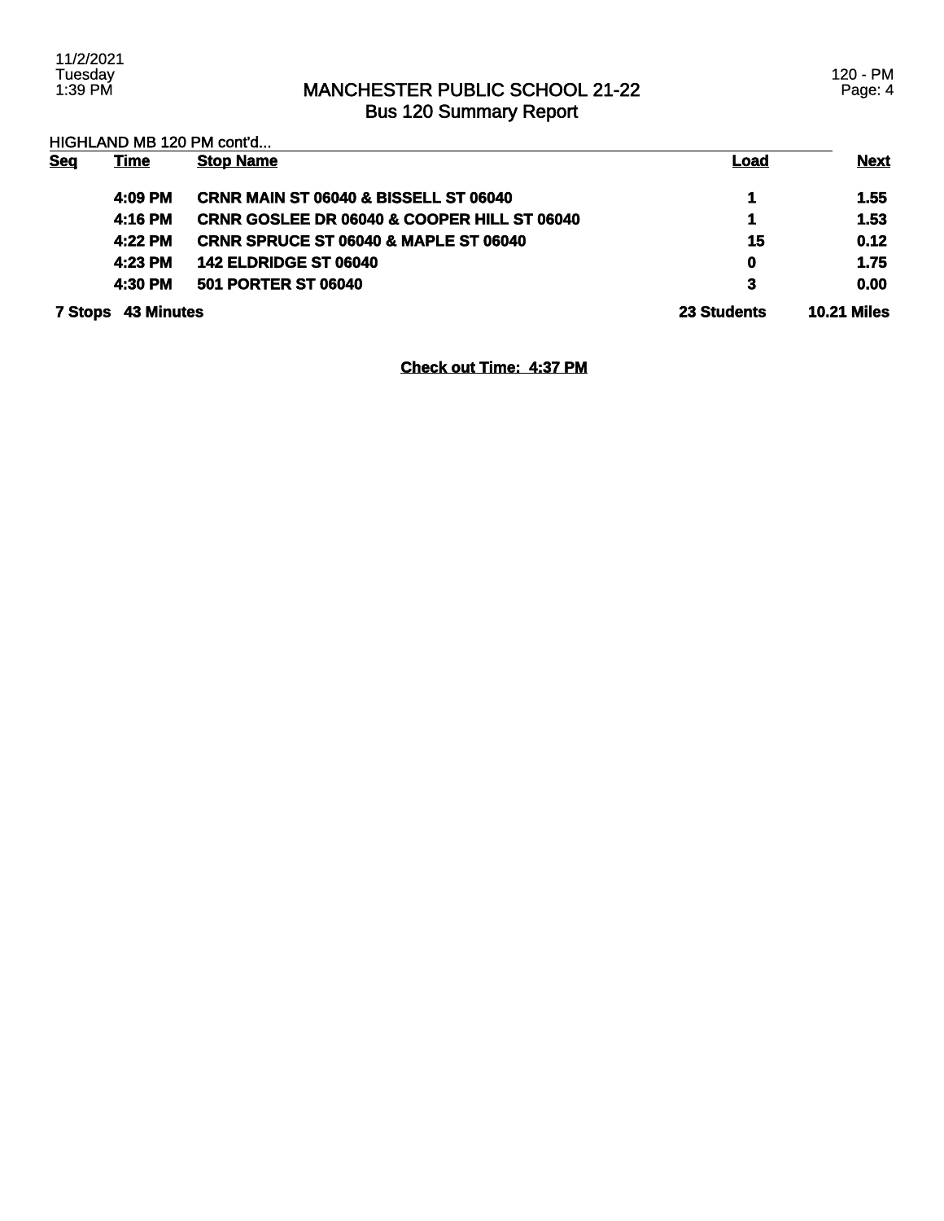# MANCHESTER PUBLIC SCHOOL 21-22
## Bus 120 Summary Report

HIGHLAND MB 120 PM cont'd...

| Seq | Time | Stop Name | Load | Next |
|---|---|---|---|---|
| | 4:09 PM | CRNR MAIN ST 06040 & BISSELL ST 06040 | 1 | 1.55 |
| | 4:16 PM | CRNR GOSLEE DR 06040 & COOPER HILL ST 06040 | 1 | 1.53 |
| | 4:22 PM | CRNR SPRUCE ST 06040 & MAPLE ST 06040 | 15 | 0.12 |
| | 4:23 PM | 142 ELDRIDGE ST 06040 | 0 | 1.75 |
| | 4:30 PM | 501 PORTER ST 06040 | 3 | 0.00 |
| **7 Stops** | **43 Minutes** | | **23 Students** | **10.21 Miles** |

**Check out Time: 4:37 PM**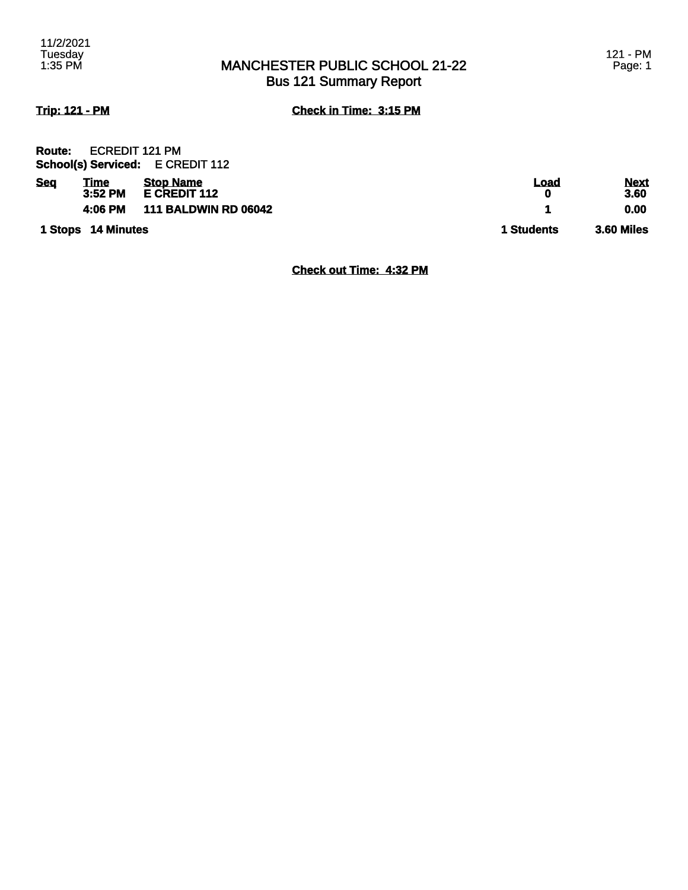# MANCHESTER PUBLIC SCHOOL 21-22
## Bus 121 Summary Report

**Trip: 121 - PM** **Check in Time: 3:15 PM**

**Route:** ECREDIT 121 PM
**School(s) Serviced:** E CREDIT 112

| Seq | Time | Stop Name | Load | Next |
|---|---|---|---|---|
| | 3:52 PM | E CREDIT 112 | 0 | 3.60 |
| | 4:06 PM | 111 BALDWIN RD 06042 | 1 | 0.00 |
| 1 Stops | 14 Minutes | | 1 Students | 3.60 Miles |

**Check out Time: 4:32 PM**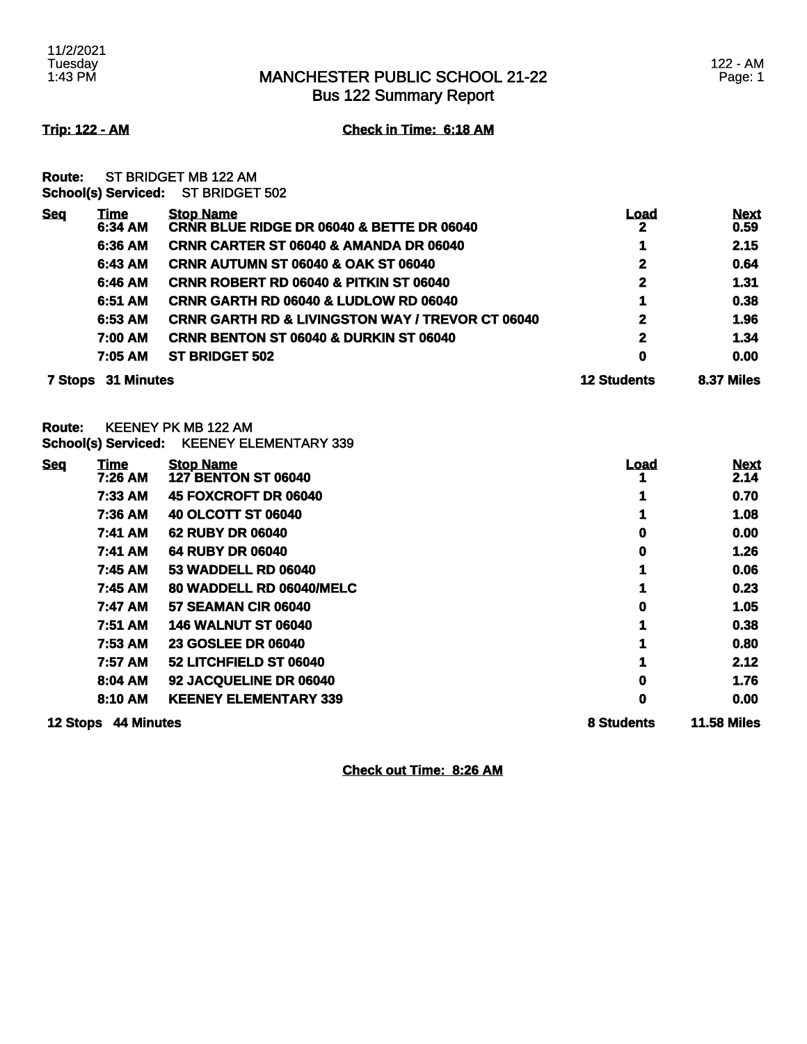# MANCHESTER PUBLIC SCHOOL 21-22
## Bus 122 Summary Report

11/2/2021
Tuesday
1:43 PM

122 - AM

**Trip: 122 - AM** **Check in Time: 6:18 AM**

**Route:** ST BRIDGET MB 122 AM
**School(s) Serviced:** ST BRIDGET 502

| Seq | Time | Stop Name | Load | Next |
|---|---|---|---|---|
| | 6:34 AM | CRNR BLUE RIDGE DR 06040 & BETTE DR 06040 | 2 | 0.59 |
| | 6:36 AM | CRNR CARTER ST 06040 & AMANDA DR 06040 | 1 | 2.15 |
| | 6:43 AM | CRNR AUTUMN ST 06040 & OAK ST 06040 | 2 | 0.64 |
| | 6:46 AM | CRNR ROBERT RD 06040 & PITKIN ST 06040 | 2 | 1.31 |
| | 6:51 AM | CRNR GARTH RD 06040 & LUDLOW RD 06040 | 1 | 0.38 |
| | 6:53 AM | CRNR GARTH RD & LIVINGSTON WAY / TREVOR CT 06040 | 2 | 1.96 |
| | 7:00 AM | CRNR BENTON ST 06040 & DURKIN ST 06040 | 2 | 1.34 |
| | 7:05 AM | ST BRIDGET 502 | 0 | 0.00 |
| **7 Stops** | **31 Minutes** | | **12 Students** | **8.37 Miles** |

**Route:** KEENEY PK MB 122 AM
**School(s) Serviced:** KEENEY ELEMENTARY 339

| Seq | Time | Stop Name | Load | Next |
|---|---|---|---|---|
| | 7:26 AM | 127 BENTON ST 06040 | 1 | 2.14 |
| | 7:33 AM | 45 FOXCROFT DR 06040 | 1 | 0.70 |
| | 7:36 AM | 40 OLCOTT ST 06040 | 1 | 1.08 |
| | 7:41 AM | 62 RUBY DR 06040 | 0 | 0.00 |
| | 7:41 AM | 64 RUBY DR 06040 | 0 | 1.26 |
| | 7:45 AM | 53 WADDELL RD 06040 | 1 | 0.06 |
| | 7:45 AM | 80 WADDELL RD 06040/MELC | 1 | 0.23 |
| | 7:47 AM | 57 SEAMAN CIR 06040 | 0 | 1.05 |
| | 7:51 AM | 146 WALNUT ST 06040 | 1 | 0.38 |
| | 7:53 AM | 23 GOSLEE DR 06040 | 1 | 0.80 |
| | 7:57 AM | 52 LITCHFIELD ST 06040 | 1 | 2.12 |
| | 8:04 AM | 92 JACQUELINE DR 06040 | 0 | 1.76 |
| | 8:10 AM | KEENEY ELEMENTARY 339 | 0 | 0.00 |
| **12 Stops** | **44 Minutes** | | **8 Students** | **11.58 Miles** |

**Check out Time: 8:26 AM**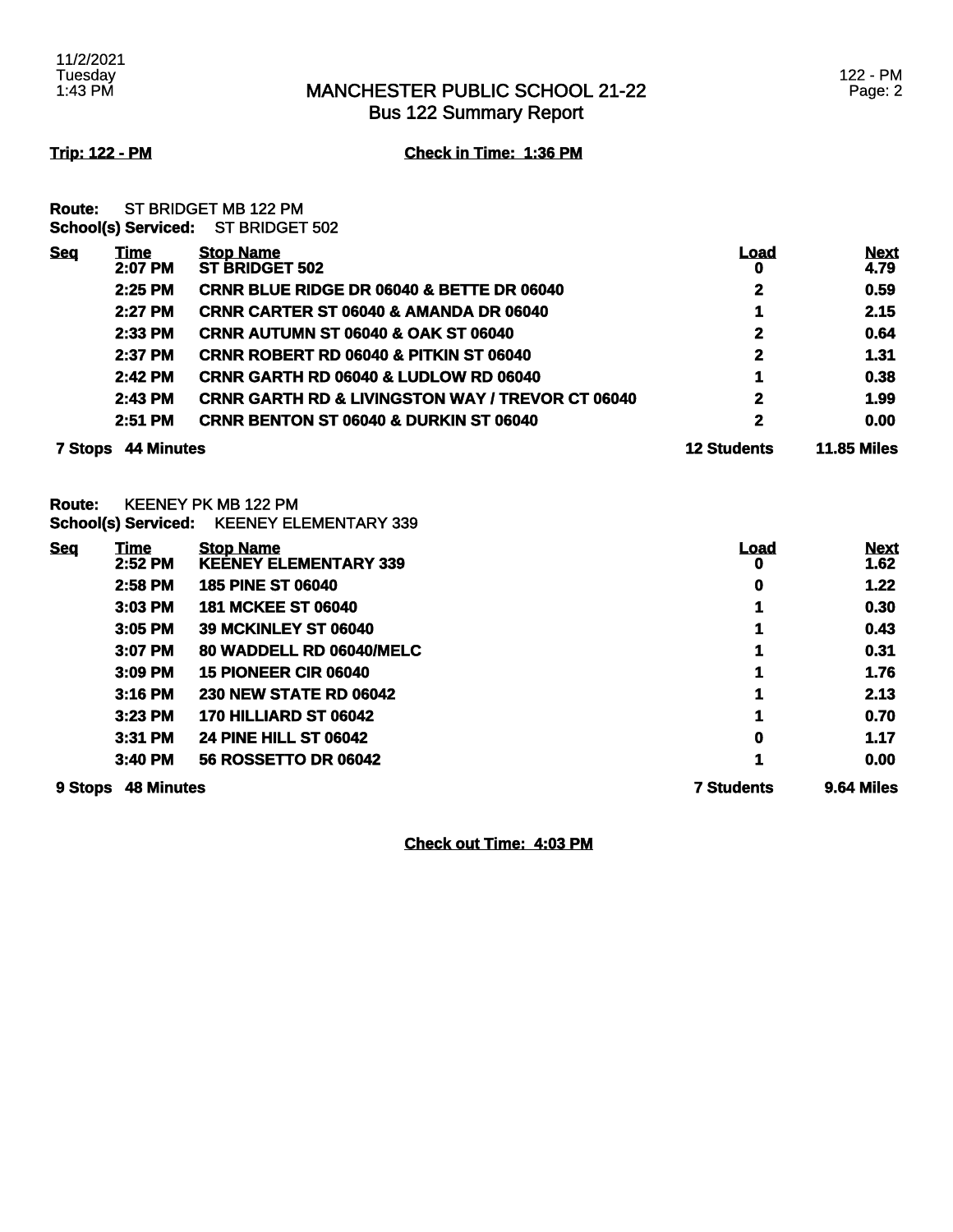# MANCHESTER PUBLIC SCHOOL 21-22
## Bus 122 Summary Report

**Trip: 122 - PM** **Check in Time: 1:36 PM**

**Route:** ST BRIDGET MB 122 PM
**School(s) Serviced:** ST BRIDGET 502

| Seq | Time | Stop Name | Load | Next |
|---|---|---|---|---|
| | 2:07 PM | ST BRIDGET 502 | 0 | 4.79 |
| | 2:25 PM | CRNR BLUE RIDGE DR 06040 & BETTE DR 06040 | 2 | 0.59 |
| | 2:27 PM | CRNR CARTER ST 06040 & AMANDA DR 06040 | 1 | 2.15 |
| | 2:33 PM | CRNR AUTUMN ST 06040 & OAK ST 06040 | 2 | 0.64 |
| | 2:37 PM | CRNR ROBERT RD 06040 & PITKIN ST 06040 | 2 | 1.31 |
| | 2:42 PM | CRNR GARTH RD 06040 & LUDLOW RD 06040 | 1 | 0.38 |
| | 2:43 PM | CRNR GARTH RD & LIVINGSTON WAY / TREVOR CT 06040 | 2 | 1.99 |
| | 2:51 PM | CRNR BENTON ST 06040 & DURKIN ST 06040 | 2 | 0.00 |
| **7 Stops** | **44 Minutes** | | **12 Students** | **11.85 Miles** |

**Route:** KEENEY PK MB 122 PM
**School(s) Serviced:** KEENEY ELEMENTARY 339

| Seq | Time | Stop Name | Load | Next |
|---|---|---|---|---|
| | 2:52 PM | KEENEY ELEMENTARY 339 | 0 | 1.62 |
| | 2:58 PM | 185 PINE ST 06040 | 0 | 1.22 |
| | 3:03 PM | 181 MCKEE ST 06040 | 1 | 0.30 |
| | 3:05 PM | 39 MCKINLEY ST 06040 | 1 | 0.43 |
| | 3:07 PM | 80 WADDELL RD 06040/MELC | 1 | 0.31 |
| | 3:09 PM | 15 PIONEER CIR 06040 | 1 | 1.76 |
| | 3:16 PM | 230 NEW STATE RD 06042 | 1 | 2.13 |
| | 3:23 PM | 170 HILLIARD ST 06042 | 1 | 0.70 |
| | 3:31 PM | 24 PINE HILL ST 06042 | 0 | 1.17 |
| | 3:40 PM | 56 ROSSETTO DR 06042 | 1 | 0.00 |
| **9 Stops** | **48 Minutes** | | **7 Students** | **9.64 Miles** |

**Check out Time: 4:03 PM**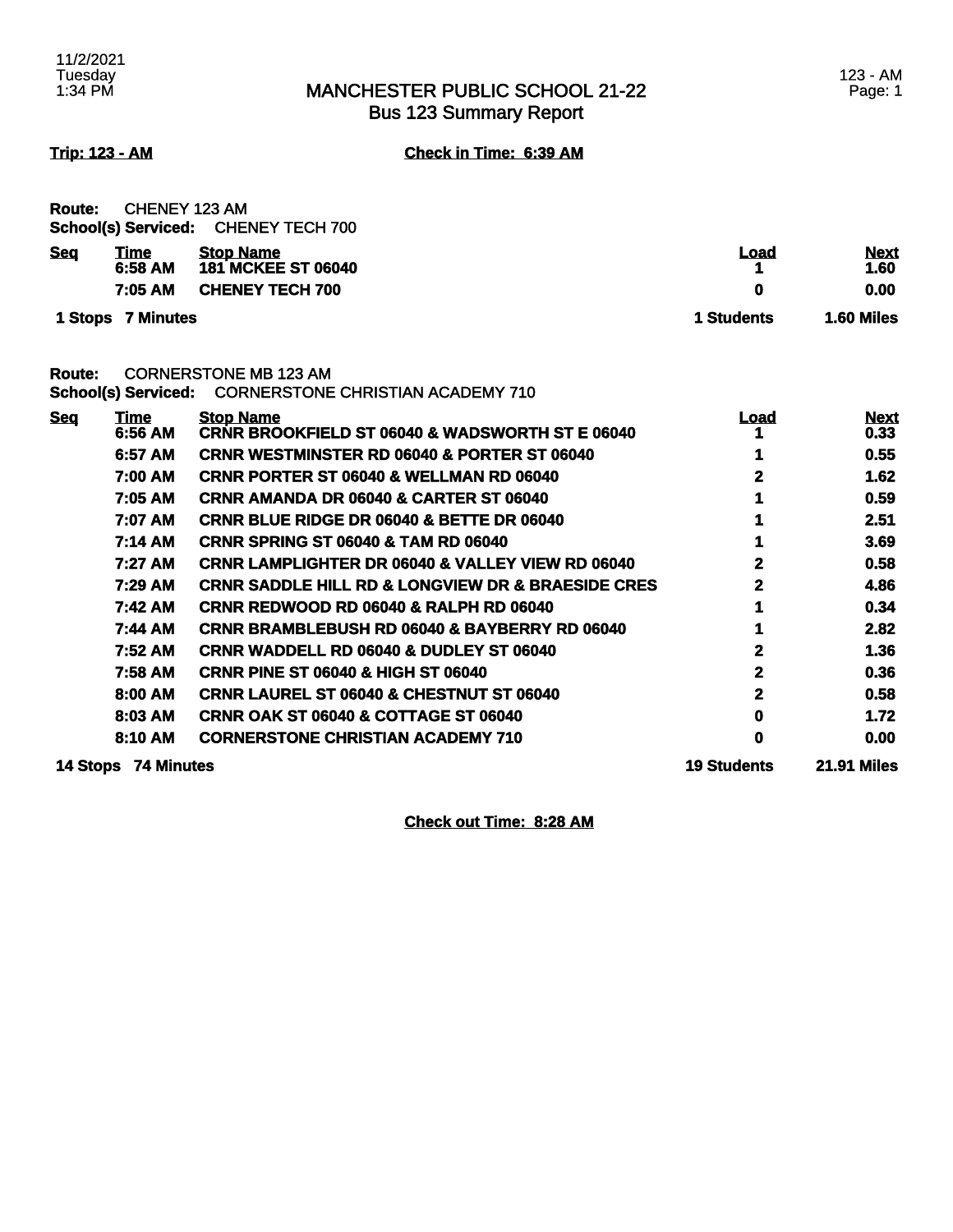# MANCHESTER PUBLIC SCHOOL 21-22
## Bus 123 Summary Report

**Trip: 123 - AM** **Check in Time: 6:39 AM**

**Route:** CHENEY 123 AM
**School(s) Serviced:** CHENEY TECH 700

| Seq | Time | Stop Name | Load | Next |
|---|---|---|---|---|
| | 6:58 AM | 181 MCKEE ST 06040 | 1 | 1.60 |
| | 7:05 AM | CHENEY TECH 700 | 0 | 0.00 |
| **1 Stops** | **7 Minutes** | | **1 Students** | **1.60 Miles** |

**Route:** CORNERSTONE MB 123 AM
**School(s) Serviced:** CORNERSTONE CHRISTIAN ACADEMY 710

| Seq | Time | Stop Name | Load | Next |
|---|---|---|---|---|
| | 6:56 AM | CRNR BROOKFIELD ST 06040 & WADSWORTH ST E 06040 | 1 | 0.33 |
| | 6:57 AM | CRNR WESTMINSTER RD 06040 & PORTER ST 06040 | 1 | 0.55 |
| | 7:00 AM | CRNR PORTER ST 06040 & WELLMAN RD 06040 | 2 | 1.62 |
| | 7:05 AM | CRNR AMANDA DR 06040 & CARTER ST 06040 | 1 | 0.59 |
| | 7:07 AM | CRNR BLUE RIDGE DR 06040 & BETTE DR 06040 | 1 | 2.51 |
| | 7:14 AM | CRNR SPRING ST 06040 & TAM RD 06040 | 1 | 3.69 |
| | 7:27 AM | CRNR LAMPLIGHTER DR 06040 & VALLEY VIEW RD 06040 | 2 | 0.58 |
| | 7:29 AM | CRNR SADDLE HILL RD & LONGVIEW DR & BRAESIDE CRES | 2 | 4.86 |
| | 7:42 AM | CRNR REDWOOD RD 06040 & RALPH RD 06040 | 1 | 0.34 |
| | 7:44 AM | CRNR BRAMBLEBUSH RD 06040 & BAYBERRY RD 06040 | 1 | 2.82 |
| | 7:52 AM | CRNR WADDELL RD 06040 & DUDLEY ST 06040 | 2 | 1.36 |
| | 7:58 AM | CRNR PINE ST 06040 & HIGH ST 06040 | 2 | 0.36 |
| | 8:00 AM | CRNR LAUREL ST 06040 & CHESTNUT ST 06040 | 2 | 0.58 |
| | 8:03 AM | CRNR OAK ST 06040 & COTTAGE ST 06040 | 0 | 1.72 |
| | 8:10 AM | CORNERSTONE CHRISTIAN ACADEMY 710 | 0 | 0.00 |
| **14 Stops** | **74 Minutes** | | **19 Students** | **21.91 Miles** |

**Check out Time: 8:28 AM**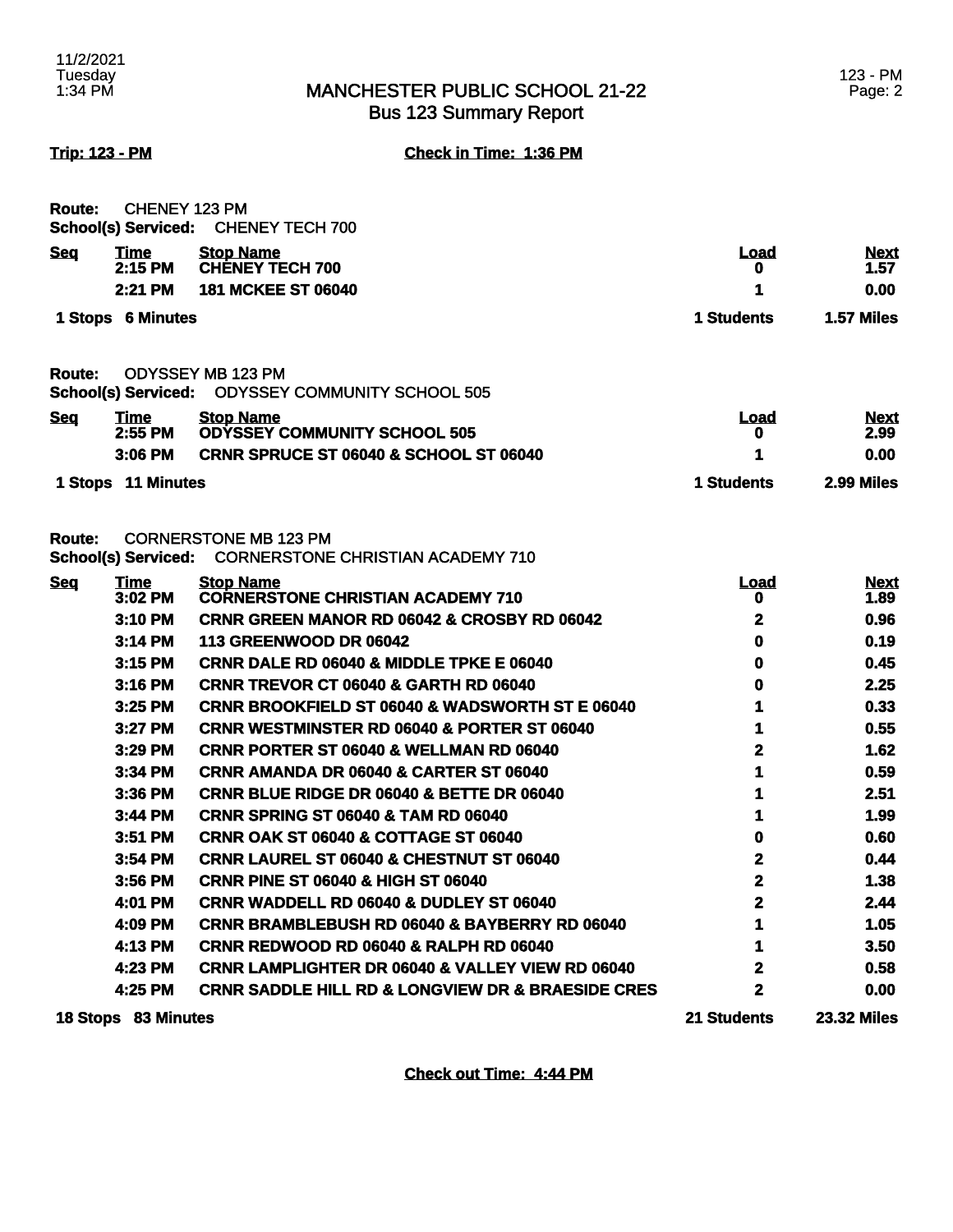# MANCHESTER PUBLIC SCHOOL 21-22
## Bus 123 Summary Report

**Trip: 123 - PM** **Check in Time: 1:36 PM**

**Route:** CHENEY 123 PM
**School(s) Serviced:** CHENEY TECH 700

| Seq | Time | Stop Name | Load | Next |
|---|---|---|---|---|
| | 2:15 PM | CHENEY TECH 700 | 0 | 1.57 |
| | 2:21 PM | 181 MCKEE ST 06040 | 1 | 0.00 |
| **1 Stops** | **6 Minutes** | | **1 Students** | **1.57 Miles** |

**Route:** ODYSSEY MB 123 PM
**School(s) Serviced:** ODYSSEY COMMUNITY SCHOOL 505

| Seq | Time | Stop Name | Load | Next |
|---|---|---|---|---|
| | 2:55 PM | ODYSSEY COMMUNITY SCHOOL 505 | 0 | 2.99 |
| | 3:06 PM | CRNR SPRUCE ST 06040 & SCHOOL ST 06040 | 1 | 0.00 |
| **1 Stops** | **11 Minutes** | | **1 Students** | **2.99 Miles** |

**Route:** CORNERSTONE MB 123 PM
**School(s) Serviced:** CORNERSTONE CHRISTIAN ACADEMY 710

| Seq | Time | Stop Name | Load | Next |
|---|---|---|---|---|
| | 3:02 PM | CORNERSTONE CHRISTIAN ACADEMY 710 | 0 | 1.89 |
| | 3:10 PM | CRNR GREEN MANOR RD 06042 & CROSBY RD 06042 | 2 | 0.96 |
| | 3:14 PM | 113 GREENWOOD DR 06042 | 0 | 0.19 |
| | 3:15 PM | CRNR DALE RD 06040 & MIDDLE TPKE E 06040 | 0 | 0.45 |
| | 3:16 PM | CRNR TREVOR CT 06040 & GARTH RD 06040 | 0 | 2.25 |
| | 3:25 PM | CRNR BROOKFIELD ST 06040 & WADSWORTH ST E 06040 | 1 | 0.33 |
| | 3:27 PM | CRNR WESTMINSTER RD 06040 & PORTER ST 06040 | 1 | 0.55 |
| | 3:29 PM | CRNR PORTER ST 06040 & WELLMAN RD 06040 | 2 | 1.62 |
| | 3:34 PM | CRNR AMANDA DR 06040 & CARTER ST 06040 | 1 | 0.59 |
| | 3:36 PM | CRNR BLUE RIDGE DR 06040 & BETTE DR 06040 | 1 | 2.51 |
| | 3:44 PM | CRNR SPRING ST 06040 & TAM RD 06040 | 1 | 1.99 |
| | 3:51 PM | CRNR OAK ST 06040 & COTTAGE ST 06040 | 0 | 0.60 |
| | 3:54 PM | CRNR LAUREL ST 06040 & CHESTNUT ST 06040 | 2 | 0.44 |
| | 3:56 PM | CRNR PINE ST 06040 & HIGH ST 06040 | 2 | 1.38 |
| | 4:01 PM | CRNR WADDELL RD 06040 & DUDLEY ST 06040 | 2 | 2.44 |
| | 4:09 PM | CRNR BRAMBLEBUSH RD 06040 & BAYBERRY RD 06040 | 1 | 1.05 |
| | 4:13 PM | CRNR REDWOOD RD 06040 & RALPH RD 06040 | 1 | 3.50 |
| | 4:23 PM | CRNR LAMPLIGHTER DR 06040 & VALLEY VIEW RD 06040 | 2 | 0.58 |
| | 4:25 PM | CRNR SADDLE HILL RD & LONGVIEW DR & BRAESIDE CRES | 2 | 0.00 |
| **18 Stops** | **83 Minutes** | | **21 Students** | **23.32 Miles** |

**Check out Time: 4:44 PM**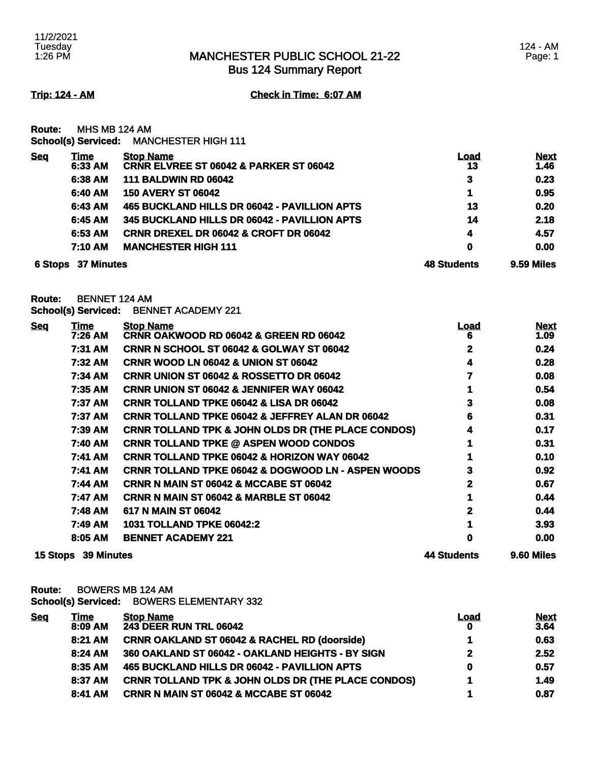# MANCHESTER PUBLIC SCHOOL 21-22
## Bus 124 Summary Report

11/2/2021
Tuesday
1:26 PM

124 - AM
Page: 1

**Trip: 124 - AM** **Check in Time: 6:07 AM**

**Route:** MHS MB 124 AM
**School(s) Serviced:** MANCHESTER HIGH 111

| Seq | Time | Stop Name | Load | Next |
|---|---|---|---|---|
| | 6:33 AM | CRNR ELVREE ST 06042 & PARKER ST 06042 | 13 | 1.46 |
| | 6:38 AM | 111 BALDWIN RD 06042 | 3 | 0.23 |
| | 6:40 AM | 150 AVERY ST 06042 | 1 | 0.95 |
| | 6:43 AM | 465 BUCKLAND HILLS DR 06042 - PAVILLION APTS | 13 | 0.20 |
| | 6:45 AM | 345 BUCKLAND HILLS DR 06042 - PAVILLION APTS | 14 | 2.18 |
| | 6:53 AM | CRNR DREXEL DR 06042 & CROFT DR 06042 | 4 | 4.57 |
| | 7:10 AM | MANCHESTER HIGH 111 | 0 | 0.00 |
| 6 Stops | 37 Minutes | | 48 Students | 9.59 Miles |

**Route:** BENNET 124 AM
**School(s) Serviced:** BENNET ACADEMY 221

| Seq | Time | Stop Name | Load | Next |
|---|---|---|---|---|
| | 7:26 AM | CRNR OAKWOOD RD 06042 & GREEN RD 06042 | 6 | 1.09 |
| | 7:31 AM | CRNR N SCHOOL ST 06042 & GOLWAY ST 06042 | 2 | 0.24 |
| | 7:32 AM | CRNR WOOD LN 06042 & UNION ST 06042 | 4 | 0.28 |
| | 7:34 AM | CRNR UNION ST 06042 & ROSSETTO DR 06042 | 7 | 0.08 |
| | 7:35 AM | CRNR UNION ST 06042 & JENNIFER WAY 06042 | 1 | 0.54 |
| | 7:37 AM | CRNR TOLLAND TPKE 06042 & LISA DR 06042 | 3 | 0.08 |
| | 7:37 AM | CRNR TOLLAND TPKE 06042 & JEFFREY ALAN DR 06042 | 6 | 0.31 |
| | 7:39 AM | CRNR TOLLAND TPK & JOHN OLDS DR (THE PLACE CONDOS) | 4 | 0.17 |
| | 7:40 AM | CRNR TOLLAND TPKE @ ASPEN WOOD CONDOS | 1 | 0.31 |
| | 7:41 AM | CRNR TOLLAND TPKE 06042 & HORIZON WAY 06042 | 1 | 0.10 |
| | 7:41 AM | CRNR TOLLAND TPKE 06042 & DOGWOOD LN - ASPEN WOODS | 3 | 0.92 |
| | 7:44 AM | CRNR N MAIN ST 06042 & MCCABE ST 06042 | 2 | 0.67 |
| | 7:47 AM | CRNR N MAIN ST 06042 & MARBLE ST 06042 | 1 | 0.44 |
| | 7:48 AM | 617 N MAIN ST 06042 | 2 | 0.44 |
| | 7:49 AM | 1031 TOLLAND TPKE 06042:2 | 1 | 3.93 |
| | 8:05 AM | BENNET ACADEMY 221 | 0 | 0.00 |
| 15 Stops | 39 Minutes | | 44 Students | 9.60 Miles |

**Route:** BOWERS MB 124 AM
**School(s) Serviced:** BOWERS ELEMENTARY 332

| Seq | Time | Stop Name | Load | Next |
|---|---|---|---|---|
| | 8:09 AM | 243 DEER RUN TRL 06042 | 0 | 3.64 |
| | 8:21 AM | CRNR OAKLAND ST 06042 & RACHEL RD (doorside) | 1 | 0.63 |
| | 8:24 AM | 360 OAKLAND ST 06042 - OAKLAND HEIGHTS - BY SIGN | 2 | 2.52 |
| | 8:35 AM | 465 BUCKLAND HILLS DR 06042 - PAVILLION APTS | 0 | 0.57 |
| | 8:37 AM | CRNR TOLLAND TPK & JOHN OLDS DR (THE PLACE CONDOS) | 1 | 1.49 |
| | 8:41 AM | CRNR N MAIN ST 06042 & MCCABE ST 06042 | 1 | 0.87 |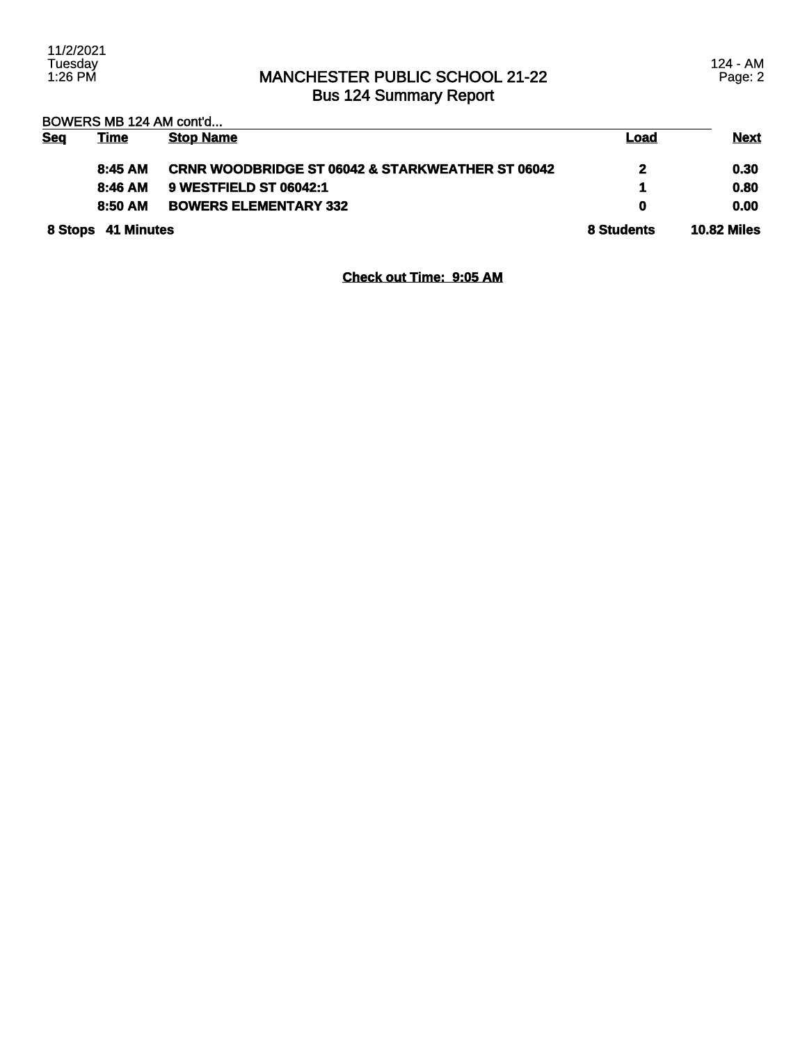# MANCHESTER PUBLIC SCHOOL 21-22
## Bus 124 Summary Report

BOWERS MB 124 AM cont'd...

| Seq | Time | Stop Name | Load | Next |
|---|---|---|---|---|
| | 8:45 AM | CRNR WOODBRIDGE ST 06042 & STARKWEATHER ST 06042 | 2 | 0.30 |
| | 8:46 AM | 9 WESTFIELD ST 06042:1 | 1 | 0.80 |
| | 8:50 AM | BOWERS ELEMENTARY 332 | 0 | 0.00 |
| 8 Stops | 41 Minutes | | 8 Students | 10.82 Miles |

**Check out Time: 9:05 AM**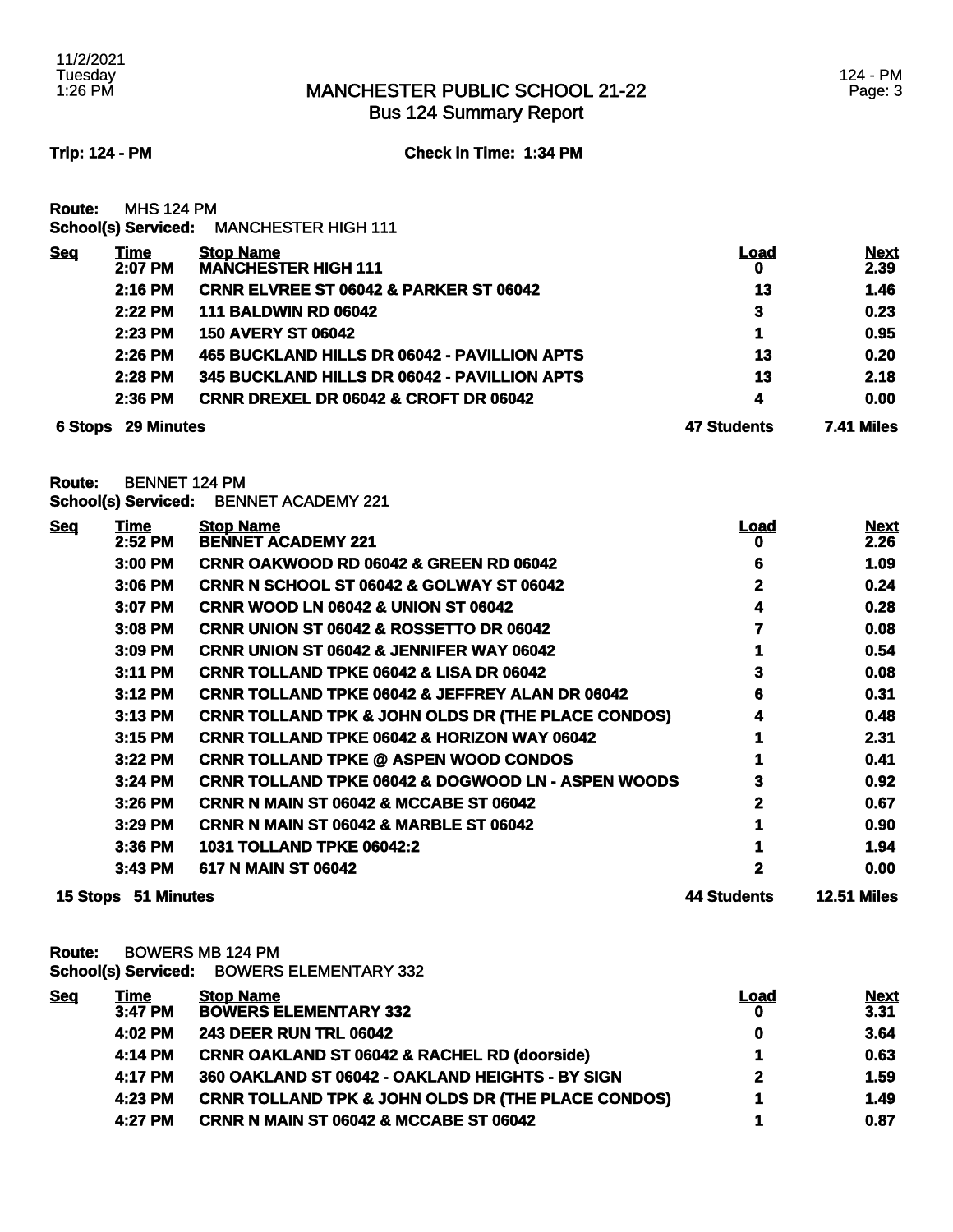# MANCHESTER PUBLIC SCHOOL 21-22
## Bus 124 Summary Report

**Trip: 124 - PM** **Check in Time: 1:34 PM**

**Route:** MHS 124 PM
**School(s) Serviced:** MANCHESTER HIGH 111

| Seq | Time | Stop Name | Load | Next |
|---|---|---|---|---|
| | 2:07 PM | MANCHESTER HIGH 111 | 0 | 2.39 |
| | 2:16 PM | CRNR ELVREE ST 06042 & PARKER ST 06042 | 13 | 1.46 |
| | 2:22 PM | 111 BALDWIN RD 06042 | 3 | 0.23 |
| | 2:23 PM | 150 AVERY ST 06042 | 1 | 0.95 |
| | 2:26 PM | 465 BUCKLAND HILLS DR 06042 - PAVILLION APTS | 13 | 0.20 |
| | 2:28 PM | 345 BUCKLAND HILLS DR 06042 - PAVILLION APTS | 13 | 2.18 |
| | 2:36 PM | CRNR DREXEL DR 06042 & CROFT DR 06042 | 4 | 0.00 |
| **6 Stops** | **29 Minutes** | | **47 Students** | **7.41 Miles** |

**Route:** BENNET 124 PM
**School(s) Serviced:** BENNET ACADEMY 221

| Seq | Time | Stop Name | Load | Next |
|---|---|---|---|---|
| | 2:52 PM | BENNET ACADEMY 221 | 0 | 2.26 |
| | 3:00 PM | CRNR OAKWOOD RD 06042 & GREEN RD 06042 | 6 | 1.09 |
| | 3:06 PM | CRNR N SCHOOL ST 06042 & GOLWAY ST 06042 | 2 | 0.24 |
| | 3:07 PM | CRNR WOOD LN 06042 & UNION ST 06042 | 4 | 0.28 |
| | 3:08 PM | CRNR UNION ST 06042 & ROSSETTO DR 06042 | 7 | 0.08 |
| | 3:09 PM | CRNR UNION ST 06042 & JENNIFER WAY 06042 | 1 | 0.54 |
| | 3:11 PM | CRNR TOLLAND TPKE 06042 & LISA DR 06042 | 3 | 0.08 |
| | 3:12 PM | CRNR TOLLAND TPKE 06042 & JEFFREY ALAN DR 06042 | 6 | 0.31 |
| | 3:13 PM | CRNR TOLLAND TPK & JOHN OLDS DR (THE PLACE CONDOS) | 4 | 0.48 |
| | 3:15 PM | CRNR TOLLAND TPKE 06042 & HORIZON WAY 06042 | 1 | 2.31 |
| | 3:22 PM | CRNR TOLLAND TPKE @ ASPEN WOOD CONDOS | 1 | 0.41 |
| | 3:24 PM | CRNR TOLLAND TPKE 06042 & DOGWOOD LN - ASPEN WOODS | 3 | 0.92 |
| | 3:26 PM | CRNR N MAIN ST 06042 & MCCABE ST 06042 | 2 | 0.67 |
| | 3:29 PM | CRNR N MAIN ST 06042 & MARBLE ST 06042 | 1 | 0.90 |
| | 3:36 PM | 1031 TOLLAND TPKE 06042:2 | 1 | 1.94 |
| | 3:43 PM | 617 N MAIN ST 06042 | 2 | 0.00 |
| **15 Stops** | **51 Minutes** | | **44 Students** | **12.51 Miles** |

**Route:** BOWERS MB 124 PM
**School(s) Serviced:** BOWERS ELEMENTARY 332

| Seq | Time | Stop Name | Load | Next |
|---|---|---|---|---|
| | 3:47 PM | BOWERS ELEMENTARY 332 | 0 | 3.31 |
| | 4:02 PM | 243 DEER RUN TRL 06042 | 0 | 3.64 |
| | 4:14 PM | CRNR OAKLAND ST 06042 & RACHEL RD (doorside) | 1 | 0.63 |
| | 4:17 PM | 360 OAKLAND ST 06042 - OAKLAND HEIGHTS - BY SIGN | 2 | 1.59 |
| | 4:23 PM | CRNR TOLLAND TPK & JOHN OLDS DR (THE PLACE CONDOS) | 1 | 1.49 |
| | 4:27 PM | CRNR N MAIN ST 06042 & MCCABE ST 06042 | 1 | 0.87 |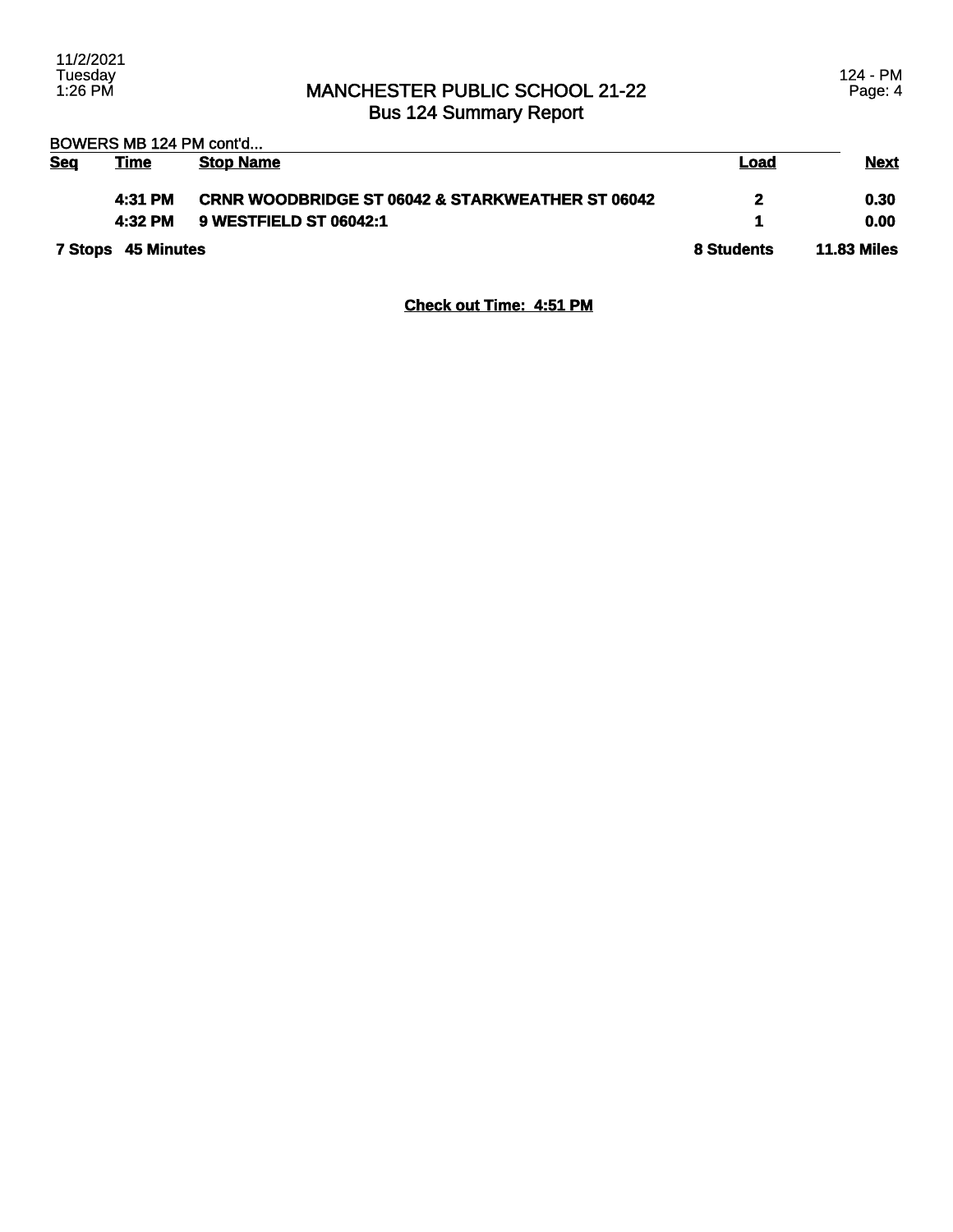# MANCHESTER PUBLIC SCHOOL 21-22
## Bus 124 Summary Report

BOWERS MB 124 PM cont'd...

| Seq | Time | Stop Name | Load | Next |
|---|---|---|---|---|
| | 4:31 PM | CRNR WOODBRIDGE ST 06042 & STARKWEATHER ST 06042 | 2 | 0.30 |
| | 4:32 PM | 9 WESTFIELD ST 06042:1 | 1 | 0.00 |
| 7 Stops | 45 Minutes | | 8 Students | 11.83 Miles |

**Check out Time: 4:51 PM**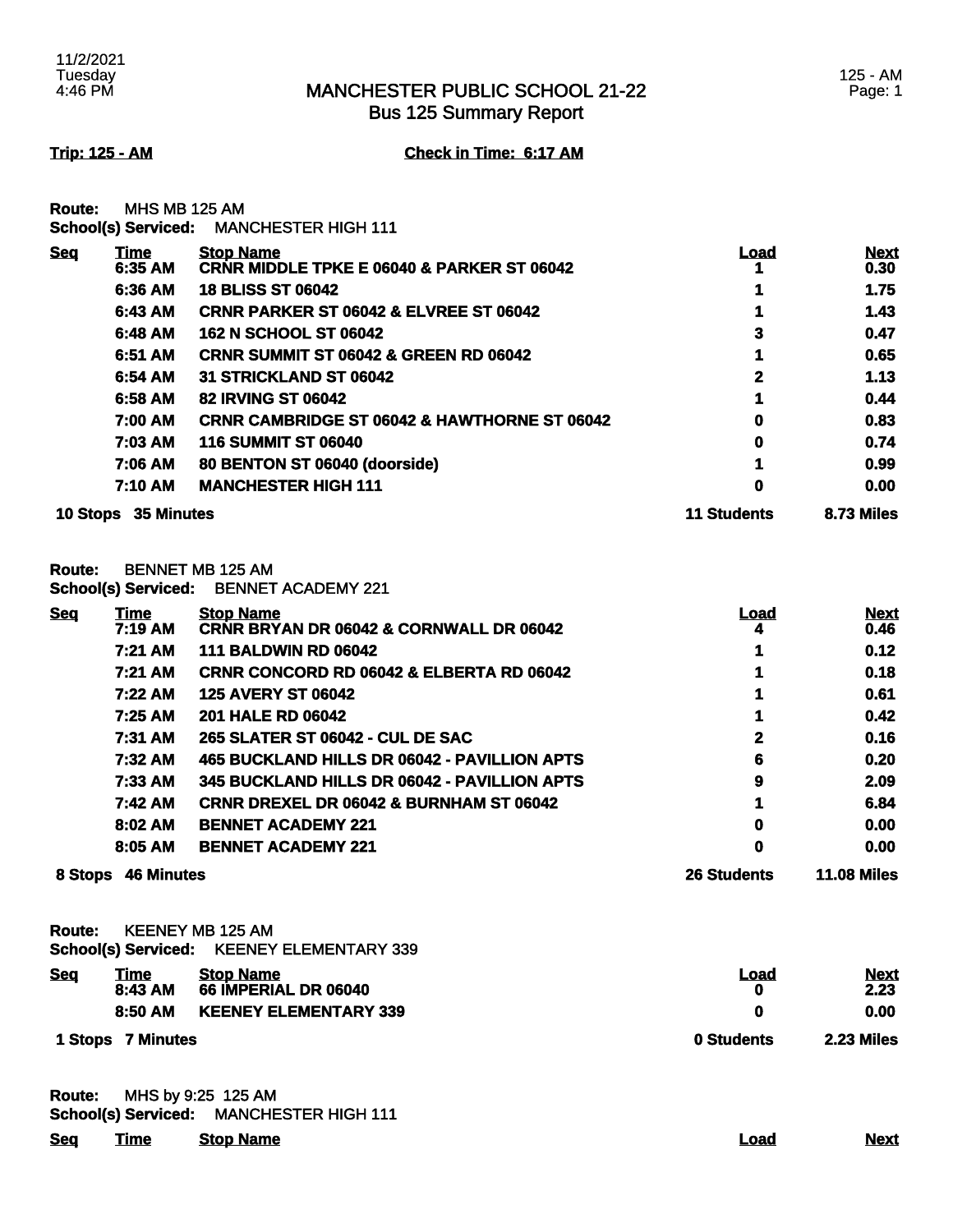# MANCHESTER PUBLIC SCHOOL 21-22
## Bus 125 Summary Report

**Trip: 125 - AM** **Check in Time: 6:17 AM**

**Route:** MHS MB 125 AM
**School(s) Serviced:** MANCHESTER HIGH 111

| Seq | Time | Stop Name | Load | Next |
|---|---|---|---|---|
| | 6:35 AM | CRNR MIDDLE TPKE E 06040 & PARKER ST 06042 | 1 | 0.30 |
| | 6:36 AM | 18 BLISS ST 06042 | 1 | 1.75 |
| | 6:43 AM | CRNR PARKER ST 06042 & ELVREE ST 06042 | 1 | 1.43 |
| | 6:48 AM | 162 N SCHOOL ST 06042 | 3 | 0.47 |
| | 6:51 AM | CRNR SUMMIT ST 06042 & GREEN RD 06042 | 1 | 0.65 |
| | 6:54 AM | 31 STRICKLAND ST 06042 | 2 | 1.13 |
| | 6:58 AM | 82 IRVING ST 06042 | 1 | 0.44 |
| | 7:00 AM | CRNR CAMBRIDGE ST 06042 & HAWTHORNE ST 06042 | 0 | 0.83 |
| | 7:03 AM | 116 SUMMIT ST 06040 | 0 | 0.74 |
| | 7:06 AM | 80 BENTON ST 06040 (doorside) | 1 | 0.99 |
| | 7:10 AM | MANCHESTER HIGH 111 | 0 | 0.00 |
| **10 Stops** | **35 Minutes** | | **11 Students** | **8.73 Miles** |

**Route:** BENNET MB 125 AM
**School(s) Serviced:** BENNET ACADEMY 221

| Seq | Time | Stop Name | Load | Next |
|---|---|---|---|---|
| | 7:19 AM | CRNR BRYAN DR 06042 & CORNWALL DR 06042 | 4 | 0.46 |
| | 7:21 AM | 111 BALDWIN RD 06042 | 1 | 0.12 |
| | 7:21 AM | CRNR CONCORD RD 06042 & ELBERTA RD 06042 | 1 | 0.18 |
| | 7:22 AM | 125 AVERY ST 06042 | 1 | 0.61 |
| | 7:25 AM | 201 HALE RD 06042 | 1 | 0.42 |
| | 7:31 AM | 265 SLATER ST 06042 - CUL DE SAC | 2 | 0.16 |
| | 7:32 AM | 465 BUCKLAND HILLS DR 06042 - PAVILLION APTS | 6 | 0.20 |
| | 7:33 AM | 345 BUCKLAND HILLS DR 06042 - PAVILLION APTS | 9 | 2.09 |
| | 7:42 AM | CRNR DREXEL DR 06042 & BURNHAM ST 06042 | 1 | 6.84 |
| | 8:02 AM | BENNET ACADEMY 221 | 0 | 0.00 |
| | 8:05 AM | BENNET ACADEMY 221 | 0 | 0.00 |
| **8 Stops** | **46 Minutes** | | **26 Students** | **11.08 Miles** |

**Route:** KEENEY MB 125 AM
**School(s) Serviced:** KEENEY ELEMENTARY 339

| Seq | Time | Stop Name | Load | Next |
|---|---|---|---|---|
| | 8:43 AM | 66 IMPERIAL DR 06040 | 0 | 2.23 |
| | 8:50 AM | KEENEY ELEMENTARY 339 | 0 | 0.00 |
| **1 Stops** | **7 Minutes** | | **0 Students** | **2.23 Miles** |

**Route:** MHS by 9:25 125 AM
**School(s) Serviced:** MANCHESTER HIGH 111

| Seq | Time | Stop Name | Load | Next |
|---|---|---|---|---|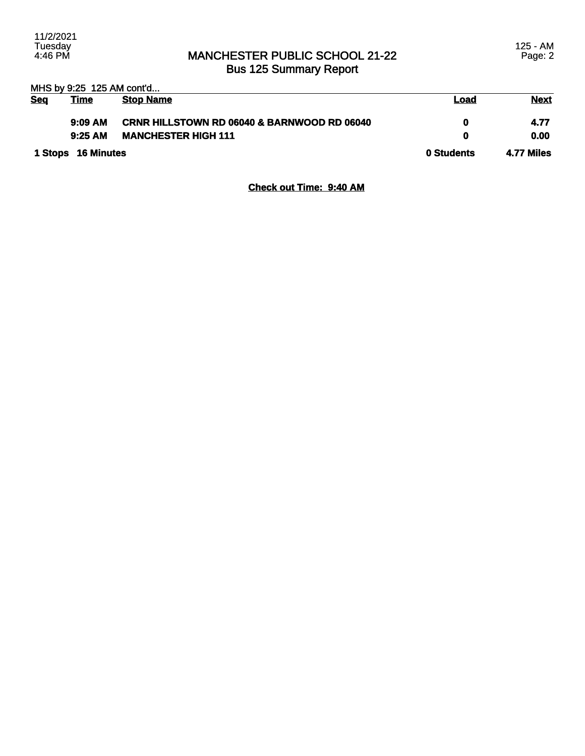# MANCHESTER PUBLIC SCHOOL 21-22
## Bus 125 Summary Report

MHS by 9:25 125 AM cont'd...

| Seq | Time | Stop Name | Load | Next |
|---|---|---|---|---|
| | 9:09 AM | CRNR HILLSTOWN RD 06040 & BARNWOOD RD 06040 | 0 | 4.77 |
| | 9:25 AM | MANCHESTER HIGH 111 | 0 | 0.00 |
| 1 Stops | 16 Minutes | | 0 Students | 4.77 Miles |

**Check out Time: 9:40 AM**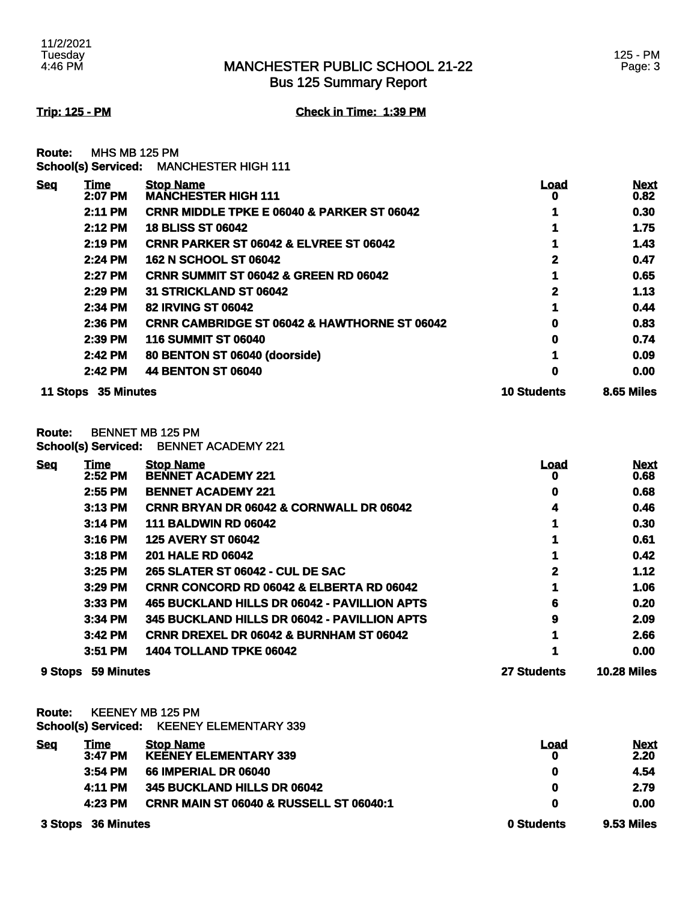# MANCHESTER PUBLIC SCHOOL 21-22
## Bus 125 Summary Report

**Trip: 125 - PM** **Check in Time: 1:39 PM**

**Route:** MHS MB 125 PM
**School(s) Serviced:** MANCHESTER HIGH 111

| Seq | Time | Stop Name | Load | Next |
|---|---|---|---|---|
| | 2:07 PM | MANCHESTER HIGH 111 | 0 | 0.82 |
| | 2:11 PM | CRNR MIDDLE TPKE E 06040 & PARKER ST 06042 | 1 | 0.30 |
| | 2:12 PM | 18 BLISS ST 06042 | 1 | 1.75 |
| | 2:19 PM | CRNR PARKER ST 06042 & ELVREE ST 06042 | 1 | 1.43 |
| | 2:24 PM | 162 N SCHOOL ST 06042 | 2 | 0.47 |
| | 2:27 PM | CRNR SUMMIT ST 06042 & GREEN RD 06042 | 1 | 0.65 |
| | 2:29 PM | 31 STRICKLAND ST 06042 | 2 | 1.13 |
| | 2:34 PM | 82 IRVING ST 06042 | 1 | 0.44 |
| | 2:36 PM | CRNR CAMBRIDGE ST 06042 & HAWTHORNE ST 06042 | 0 | 0.83 |
| | 2:39 PM | 116 SUMMIT ST 06040 | 0 | 0.74 |
| | 2:42 PM | 80 BENTON ST 06040 (doorside) | 1 | 0.09 |
| | 2:42 PM | 44 BENTON ST 06040 | 0 | 0.00 |
| **11 Stops** | **35 Minutes** | | **10 Students** | **8.65 Miles** |

**Route:** BENNET MB 125 PM
**School(s) Serviced:** BENNET ACADEMY 221

| Seq | Time | Stop Name | Load | Next |
|---|---|---|---|---|
| | 2:52 PM | BENNET ACADEMY 221 | 0 | 0.68 |
| | 2:55 PM | BENNET ACADEMY 221 | 0 | 0.68 |
| | 3:13 PM | CRNR BRYAN DR 06042 & CORNWALL DR 06042 | 4 | 0.46 |
| | 3:14 PM | 111 BALDWIN RD 06042 | 1 | 0.30 |
| | 3:16 PM | 125 AVERY ST 06042 | 1 | 0.61 |
| | 3:18 PM | 201 HALE RD 06042 | 1 | 0.42 |
| | 3:25 PM | 265 SLATER ST 06042 - CUL DE SAC | 2 | 1.12 |
| | 3:29 PM | CRNR CONCORD RD 06042 & ELBERTA RD 06042 | 1 | 1.06 |
| | 3:33 PM | 465 BUCKLAND HILLS DR 06042 - PAVILLION APTS | 6 | 0.20 |
| | 3:34 PM | 345 BUCKLAND HILLS DR 06042 - PAVILLION APTS | 9 | 2.09 |
| | 3:42 PM | CRNR DREXEL DR 06042 & BURNHAM ST 06042 | 1 | 2.66 |
| | 3:51 PM | 1404 TOLLAND TPKE 06042 | 1 | 0.00 |
| **9 Stops** | **59 Minutes** | | **27 Students** | **10.28 Miles** |

**Route:** KEENEY MB 125 PM
**School(s) Serviced:** KEENEY ELEMENTARY 339

| Seq | Time | Stop Name | Load | Next |
|---|---|---|---|---|
| | 3:47 PM | KEENEY ELEMENTARY 339 | 0 | 2.20 |
| | 3:54 PM | 66 IMPERIAL DR 06040 | 0 | 4.54 |
| | 4:11 PM | 345 BUCKLAND HILLS DR 06042 | 0 | 2.79 |
| | 4:23 PM | CRNR MAIN ST 06040 & RUSSELL ST 06040:1 | 0 | 0.00 |
| **3 Stops** | **36 Minutes** | | **0 Students** | **9.53 Miles** |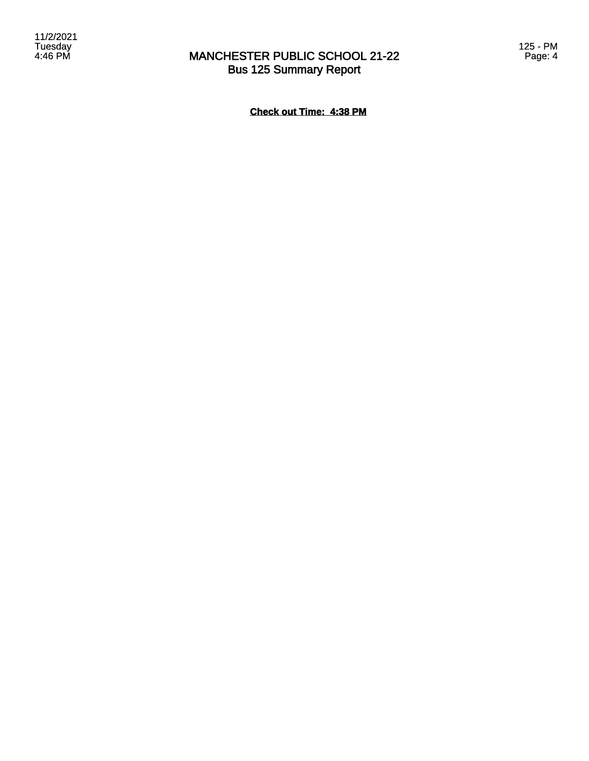# MANCHESTER PUBLIC SCHOOL 21-22
## Bus 125 Summary Report

**Check out Time: 4:38 PM**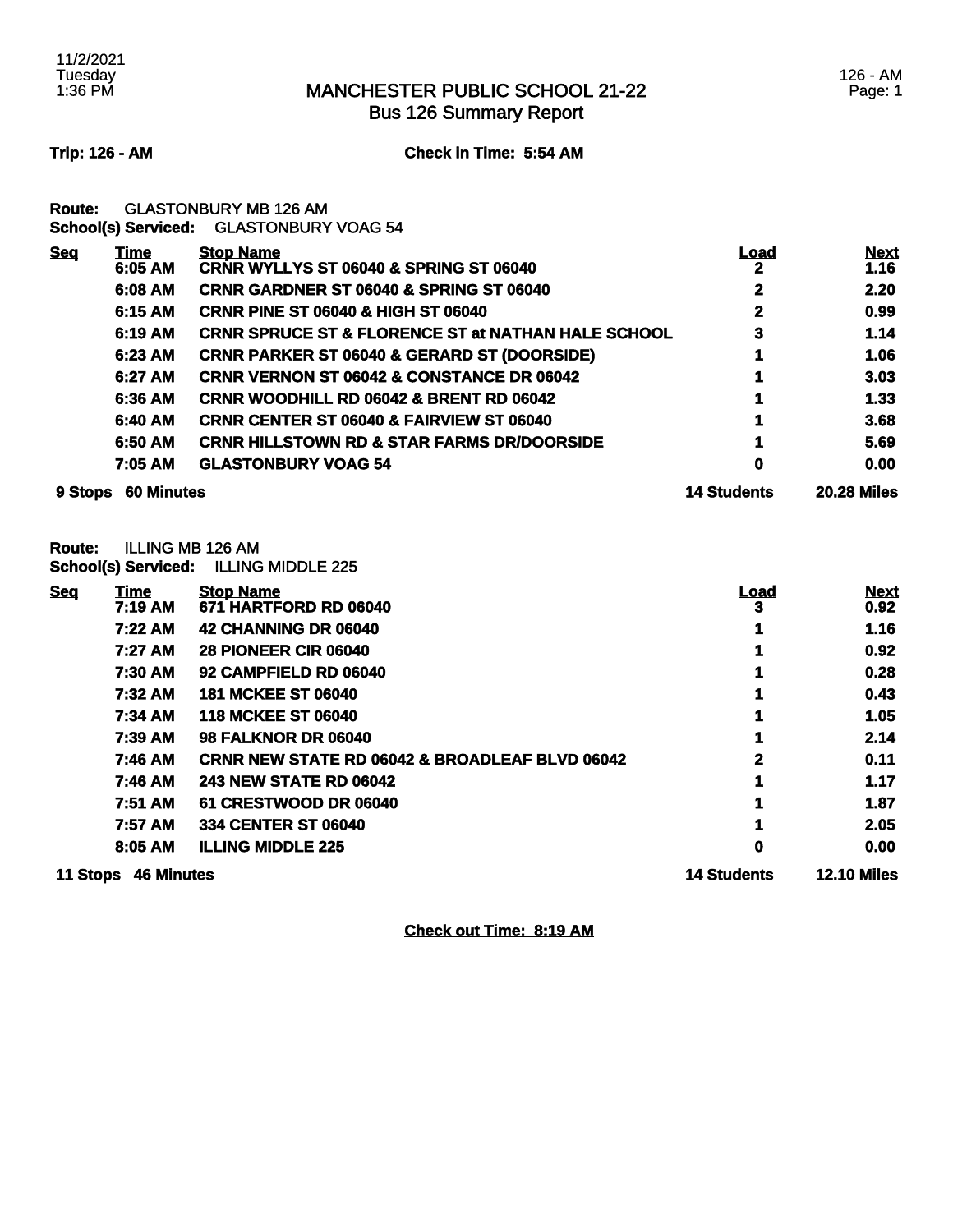# MANCHESTER PUBLIC SCHOOL 21-22
## Bus 126 Summary Report

11/2/2021
Tuesday
1:36 PM

126 - AM
Page: 1

**Trip: 126 - AM** **Check in Time: 5:54 AM**

**Route:** GLASTONBURY MB 126 AM
**School(s) Serviced:** GLASTONBURY VOAG 54

| Seq | Time | Stop Name | Load | Next |
|---|---|---|---|---|
| | 6:05 AM | CRNR WYLLYS ST 06040 & SPRING ST 06040 | 2 | 1.16 |
| | 6:08 AM | CRNR GARDNER ST 06040 & SPRING ST 06040 | 2 | 2.20 |
| | 6:15 AM | CRNR PINE ST 06040 & HIGH ST 06040 | 2 | 0.99 |
| | 6:19 AM | CRNR SPRUCE ST & FLORENCE ST at NATHAN HALE SCHOOL | 3 | 1.14 |
| | 6:23 AM | CRNR PARKER ST 06040 & GERARD ST (DOORSIDE) | 1 | 1.06 |
| | 6:27 AM | CRNR VERNON ST 06042 & CONSTANCE DR 06042 | 1 | 3.03 |
| | 6:36 AM | CRNR WOODHILL RD 06042 & BRENT RD 06042 | 1 | 1.33 |
| | 6:40 AM | CRNR CENTER ST 06040 & FAIRVIEW ST 06040 | 1 | 3.68 |
| | 6:50 AM | CRNR HILLSTOWN RD & STAR FARMS DR/DOORSIDE | 1 | 5.69 |
| | 7:05 AM | GLASTONBURY VOAG 54 | 0 | 0.00 |
| **9 Stops** | **60 Minutes** | | **14 Students** | **20.28 Miles** |

**Route:** ILLING MB 126 AM
**School(s) Serviced:** ILLING MIDDLE 225

| Seq | Time | Stop Name | Load | Next |
|---|---|---|---|---|
| | 7:19 AM | 671 HARTFORD RD 06040 | 3 | 0.92 |
| | 7:22 AM | 42 CHANNING DR 06040 | 1 | 1.16 |
| | 7:27 AM | 28 PIONEER CIR 06040 | 1 | 0.92 |
| | 7:30 AM | 92 CAMPFIELD RD 06040 | 1 | 0.28 |
| | 7:32 AM | 181 MCKEE ST 06040 | 1 | 0.43 |
| | 7:34 AM | 118 MCKEE ST 06040 | 1 | 1.05 |
| | 7:39 AM | 98 FALKNOR DR 06040 | 1 | 2.14 |
| | 7:46 AM | CRNR NEW STATE RD 06042 & BROADLEAF BLVD 06042 | 2 | 0.11 |
| | 7:46 AM | 243 NEW STATE RD 06042 | 1 | 1.17 |
| | 7:51 AM | 61 CRESTWOOD DR 06040 | 1 | 1.87 |
| | 7:57 AM | 334 CENTER ST 06040 | 1 | 2.05 |
| | 8:05 AM | ILLING MIDDLE 225 | 0 | 0.00 |
| **11 Stops** | **46 Minutes** | | **14 Students** | **12.10 Miles** |

**Check out Time: 8:19 AM**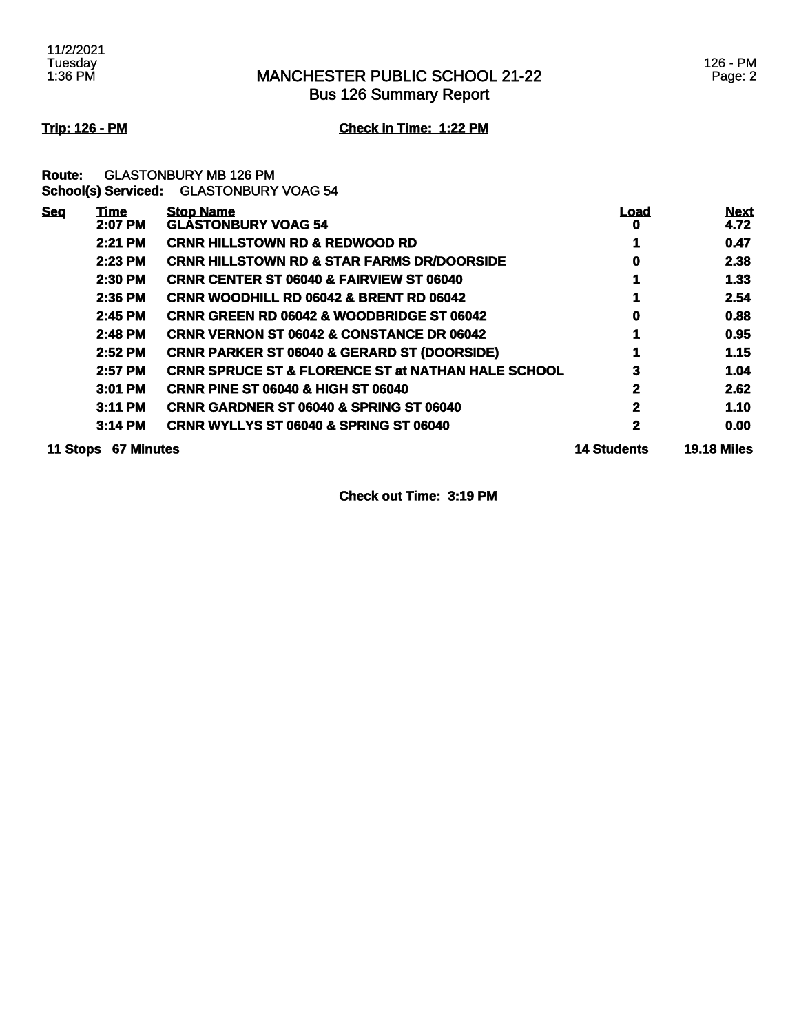# MANCHESTER PUBLIC SCHOOL 21-22
## Bus 126 Summary Report

**Trip: 126 - PM** **Check in Time: 1:22 PM**

**Route:** GLASTONBURY MB 126 PM
**School(s) Serviced:** GLASTONBURY VOAG 54

| Seq | Time | Stop Name | Load | Next |
|---|---|---|---|---|
| | 2:07 PM | GLASTONBURY VOAG 54 | 0 | 4.72 |
| | 2:21 PM | CRNR HILLSTOWN RD & REDWOOD RD | 1 | 0.47 |
| | 2:23 PM | CRNR HILLSTOWN RD & STAR FARMS DR/DOORSIDE | 0 | 2.38 |
| | 2:30 PM | CRNR CENTER ST 06040 & FAIRVIEW ST 06040 | 1 | 1.33 |
| | 2:36 PM | CRNR WOODHILL RD 06042 & BRENT RD 06042 | 1 | 2.54 |
| | 2:45 PM | CRNR GREEN RD 06042 & WOODBRIDGE ST 06042 | 0 | 0.88 |
| | 2:48 PM | CRNR VERNON ST 06042 & CONSTANCE DR 06042 | 1 | 0.95 |
| | 2:52 PM | CRNR PARKER ST 06040 & GERARD ST (DOORSIDE) | 1 | 1.15 |
| | 2:57 PM | CRNR SPRUCE ST & FLORENCE ST at NATHAN HALE SCHOOL | 3 | 1.04 |
| | 3:01 PM | CRNR PINE ST 06040 & HIGH ST 06040 | 2 | 2.62 |
| | 3:11 PM | CRNR GARDNER ST 06040 & SPRING ST 06040 | 2 | 1.10 |
| | 3:14 PM | CRNR WYLLYS ST 06040 & SPRING ST 06040 | 2 | 0.00 |
| **11 Stops** | **67 Minutes** | | **14 Students** | **19.18 Miles** |

**Check out Time: 3:19 PM**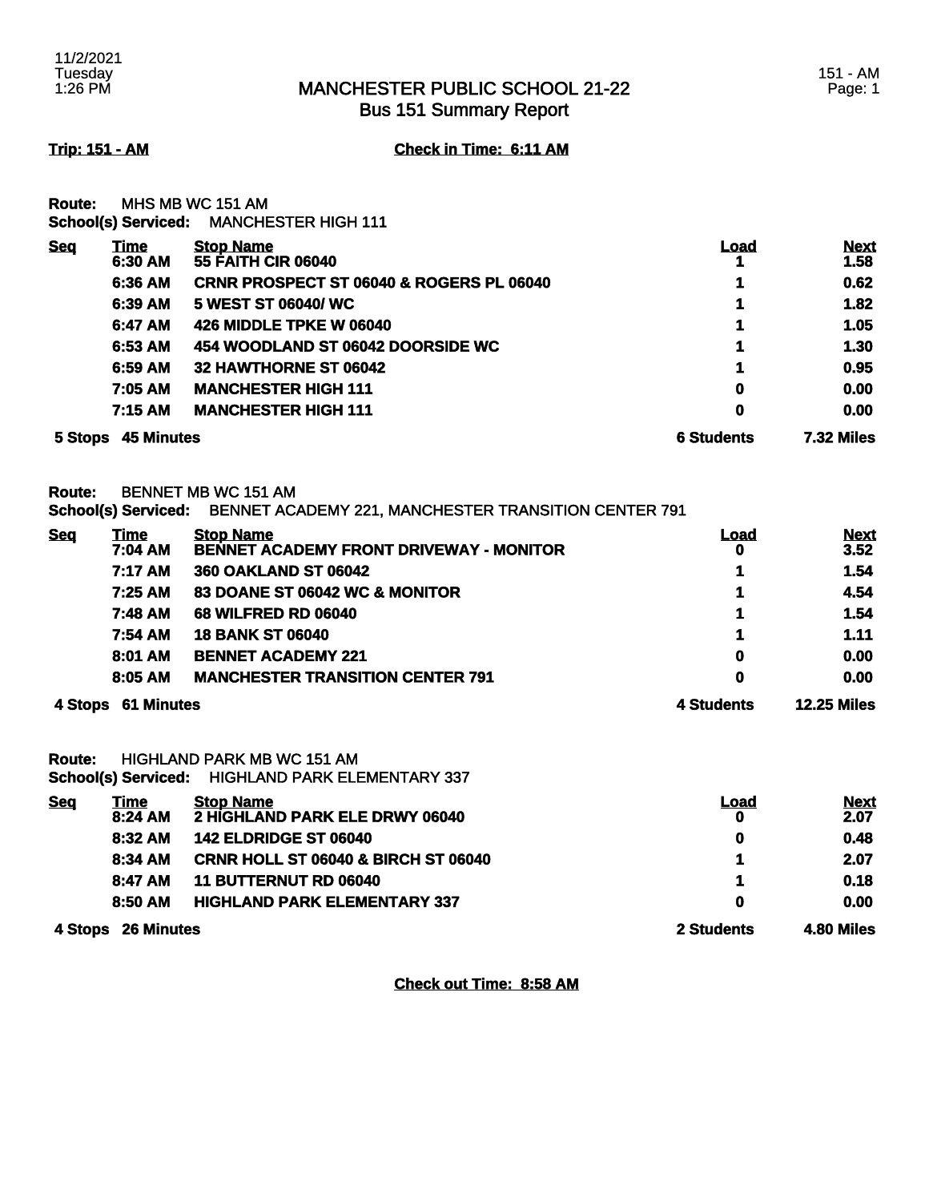# MANCHESTER PUBLIC SCHOOL 21-22
## Bus 151 Summary Report

**Trip: 151 - AM** **Check in Time: 6:11 AM**

**Route:** MHS MB WC 151 AM
**School(s) Serviced:** MANCHESTER HIGH 111

| Seq | Time | Stop Name | Load | Next |
|---|---|---|---|---|
| | 6:30 AM | 55 FAITH CIR 06040 | 1 | 1.58 |
| | 6:36 AM | CRNR PROSPECT ST 06040 & ROGERS PL 06040 | 1 | 0.62 |
| | 6:39 AM | 5 WEST ST 06040/ WC | 1 | 1.82 |
| | 6:47 AM | 426 MIDDLE TPKE W 06040 | 1 | 1.05 |
| | 6:53 AM | 454 WOODLAND ST 06042 DOORSIDE WC | 1 | 1.30 |
| | 6:59 AM | 32 HAWTHORNE ST 06042 | 1 | 0.95 |
| | 7:05 AM | MANCHESTER HIGH 111 | 0 | 0.00 |
| | 7:15 AM | MANCHESTER HIGH 111 | 0 | 0.00 |
| 5 Stops | 45 Minutes | | 6 Students | 7.32 Miles |

**Route:** BENNET MB WC 151 AM
**School(s) Serviced:** BENNET ACADEMY 221, MANCHESTER TRANSITION CENTER 791

| Seq | Time | Stop Name | Load | Next |
|---|---|---|---|---|
| | 7:04 AM | BENNET ACADEMY FRONT DRIVEWAY - MONITOR | 0 | 3.52 |
| | 7:17 AM | 360 OAKLAND ST 06042 | 1 | 1.54 |
| | 7:25 AM | 83 DOANE ST 06042 WC & MONITOR | 1 | 4.54 |
| | 7:48 AM | 68 WILFRED RD 06040 | 1 | 1.54 |
| | 7:54 AM | 18 BANK ST 06040 | 1 | 1.11 |
| | 8:01 AM | BENNET ACADEMY 221 | 0 | 0.00 |
| | 8:05 AM | MANCHESTER TRANSITION CENTER 791 | 0 | 0.00 |
| 4 Stops | 61 Minutes | | 4 Students | 12.25 Miles |

**Route:** HIGHLAND PARK MB WC 151 AM
**School(s) Serviced:** HIGHLAND PARK ELEMENTARY 337

| Seq | Time | Stop Name | Load | Next |
|---|---|---|---|---|
| | 8:24 AM | 2 HIGHLAND PARK ELE DRWY 06040 | 0 | 2.07 |
| | 8:32 AM | 142 ELDRIDGE ST 06040 | 0 | 0.48 |
| | 8:34 AM | CRNR HOLL ST 06040 & BIRCH ST 06040 | 1 | 2.07 |
| | 8:47 AM | 11 BUTTERNUT RD 06040 | 1 | 0.18 |
| | 8:50 AM | HIGHLAND PARK ELEMENTARY 337 | 0 | 0.00 |
| 4 Stops | 26 Minutes | | 2 Students | 4.80 Miles |

**Check out Time: 8:58 AM**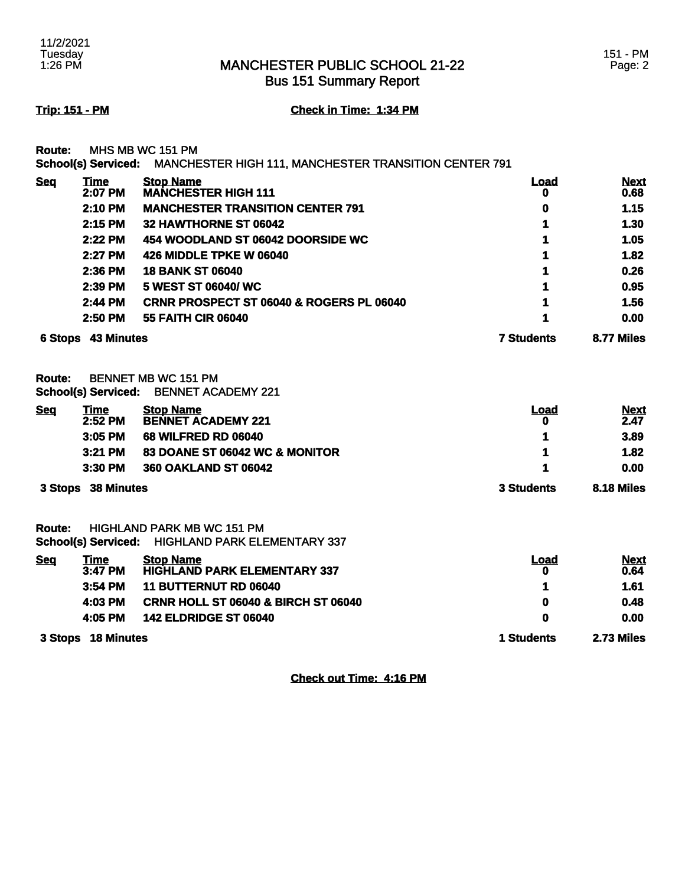# MANCHESTER PUBLIC SCHOOL 21-22
## Bus 151 Summary Report

**Trip: 151 - PM** **Check in Time: 1:34 PM**

**Route:** MHS MB WC 151 PM
**School(s) Serviced:** MANCHESTER HIGH 111, MANCHESTER TRANSITION CENTER 791

| Seq | Time | Stop Name | Load | Next |
|---|---|---|---|---|
| | 2:07 PM | MANCHESTER HIGH 111 | 0 | 0.68 |
| | 2:10 PM | MANCHESTER TRANSITION CENTER 791 | 0 | 1.15 |
| | 2:15 PM | 32 HAWTHORNE ST 06042 | 1 | 1.30 |
| | 2:22 PM | 454 WOODLAND ST 06042 DOORSIDE WC | 1 | 1.05 |
| | 2:27 PM | 426 MIDDLE TPKE W 06040 | 1 | 1.82 |
| | 2:36 PM | 18 BANK ST 06040 | 1 | 0.26 |
| | 2:39 PM | 5 WEST ST 06040/ WC | 1 | 0.95 |
| | 2:44 PM | CRNR PROSPECT ST 06040 & ROGERS PL 06040 | 1 | 1.56 |
| | 2:50 PM | 55 FAITH CIR 06040 | 1 | 0.00 |
| **6 Stops** | **43 Minutes** | | **7 Students** | **8.77 Miles** |

**Route:** BENNET MB WC 151 PM
**School(s) Serviced:** BENNET ACADEMY 221

| Seq | Time | Stop Name | Load | Next |
|---|---|---|---|---|
| | 2:52 PM | BENNET ACADEMY 221 | 0 | 2.47 |
| | 3:05 PM | 68 WILFRED RD 06040 | 1 | 3.89 |
| | 3:21 PM | 83 DOANE ST 06042 WC & MONITOR | 1 | 1.82 |
| | 3:30 PM | 360 OAKLAND ST 06042 | 1 | 0.00 |
| **3 Stops** | **38 Minutes** | | **3 Students** | **8.18 Miles** |

**Route:** HIGHLAND PARK MB WC 151 PM
**School(s) Serviced:** HIGHLAND PARK ELEMENTARY 337

| Seq | Time | Stop Name | Load | Next |
|---|---|---|---|---|
| | 3:47 PM | HIGHLAND PARK ELEMENTARY 337 | 0 | 0.64 |
| | 3:54 PM | 11 BUTTERNUT RD 06040 | 1 | 1.61 |
| | 4:03 PM | CRNR HOLL ST 06040 & BIRCH ST 06040 | 0 | 0.48 |
| | 4:05 PM | 142 ELDRIDGE ST 06040 | 0 | 0.00 |
| **3 Stops** | **18 Minutes** | | **1 Students** | **2.73 Miles** |

**Check out Time: 4:16 PM**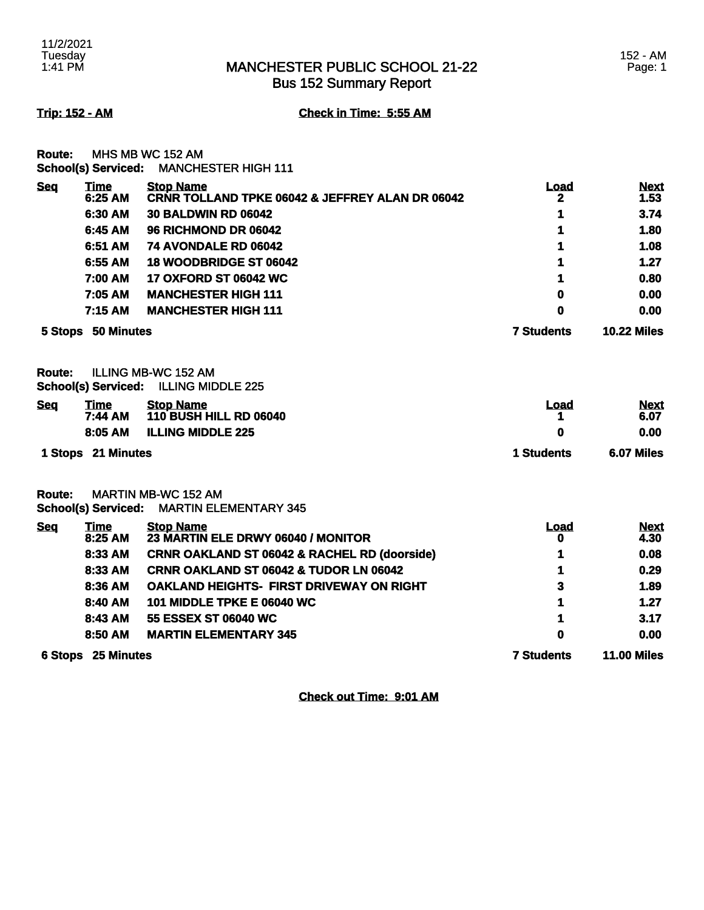11/2/2021
Tuesday
1:41 PM

# MANCHESTER PUBLIC SCHOOL 21-22
## Bus 152 Summary Report

152 - AM
Page: 1

**Trip: 152 - AM** **Check in Time: 5:55 AM**

**Route:** MHS MB WC 152 AM
**School(s) Serviced:** MANCHESTER HIGH 111

| Seq | Time | Stop Name | Load | Next |
|---|---|---|---|---|
| | 6:25 AM | CRNR TOLLAND TPKE 06042 & JEFFREY ALAN DR 06042 | 2 | 1.53 |
| | 6:30 AM | 30 BALDWIN RD 06042 | 1 | 3.74 |
| | 6:45 AM | 96 RICHMOND DR 06042 | 1 | 1.80 |
| | 6:51 AM | 74 AVONDALE RD 06042 | 1 | 1.08 |
| | 6:55 AM | 18 WOODBRIDGE ST 06042 | 1 | 1.27 |
| | 7:00 AM | 17 OXFORD ST 06042 WC | 1 | 0.80 |
| | 7:05 AM | MANCHESTER HIGH 111 | 0 | 0.00 |
| | 7:15 AM | MANCHESTER HIGH 111 | 0 | 0.00 |
| **5 Stops** | **50 Minutes** | | **7 Students** | **10.22 Miles** |

**Route:** ILLING MB-WC 152 AM
**School(s) Serviced:** ILLING MIDDLE 225

| Seq | Time | Stop Name | Load | Next |
|---|---|---|---|---|
| | 7:44 AM | 110 BUSH HILL RD 06040 | 1 | 6.07 |
| | 8:05 AM | ILLING MIDDLE 225 | 0 | 0.00 |
| **1 Stops** | **21 Minutes** | | **1 Students** | **6.07 Miles** |

**Route:** MARTIN MB-WC 152 AM
**School(s) Serviced:** MARTIN ELEMENTARY 345

| Seq | Time | Stop Name | Load | Next |
|---|---|---|---|---|
| | 8:25 AM | 23 MARTIN ELE DRWY 06040 / MONITOR | 0 | 4.30 |
| | 8:33 AM | CRNR OAKLAND ST 06042 & RACHEL RD (doorside) | 1 | 0.08 |
| | 8:33 AM | CRNR OAKLAND ST 06042 & TUDOR LN 06042 | 1 | 0.29 |
| | 8:36 AM | OAKLAND HEIGHTS- FIRST DRIVEWAY ON RIGHT | 3 | 1.89 |
| | 8:40 AM | 101 MIDDLE TPKE E 06040 WC | 1 | 1.27 |
| | 8:43 AM | 55 ESSEX ST 06040 WC | 1 | 3.17 |
| | 8:50 AM | MARTIN ELEMENTARY 345 | 0 | 0.00 |
| **6 Stops** | **25 Minutes** | | **7 Students** | **11.00 Miles** |

**Check out Time: 9:01 AM**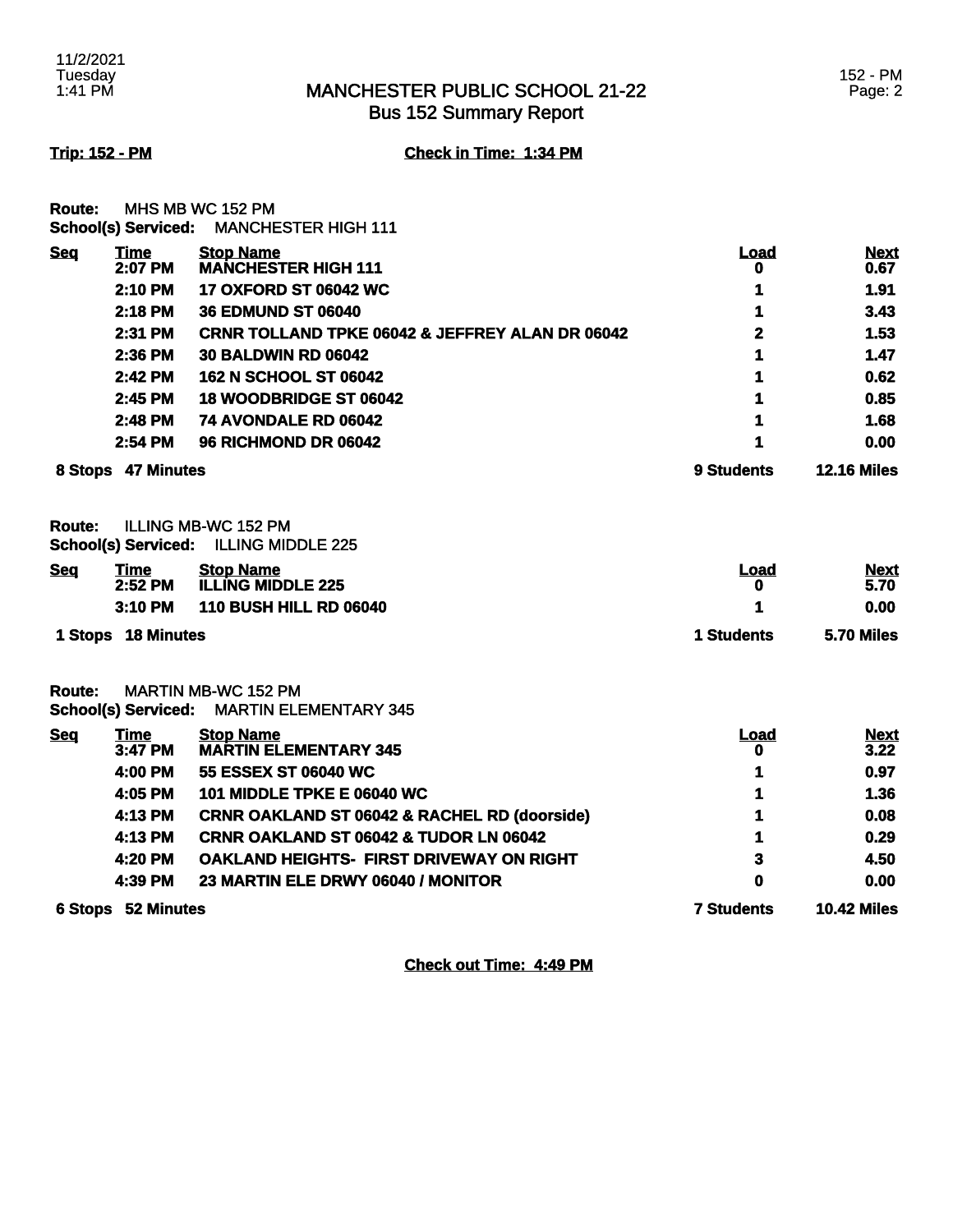# MANCHESTER PUBLIC SCHOOL 21-22
## Bus 152 Summary Report

**Trip: 152 - PM** **Check in Time: 1:34 PM**

**Route:** MHS MB WC 152 PM
**School(s) Serviced:** MANCHESTER HIGH 111

| Seq | Time | Stop Name | Load | Next |
|---|---|---|---|---|
| | 2:07 PM | MANCHESTER HIGH 111 | 0 | 0.67 |
| | 2:10 PM | 17 OXFORD ST 06042 WC | 1 | 1.91 |
| | 2:18 PM | 36 EDMUND ST 06040 | 1 | 3.43 |
| | 2:31 PM | CRNR TOLLAND TPKE 06042 & JEFFREY ALAN DR 06042 | 2 | 1.53 |
| | 2:36 PM | 30 BALDWIN RD 06042 | 1 | 1.47 |
| | 2:42 PM | 162 N SCHOOL ST 06042 | 1 | 0.62 |
| | 2:45 PM | 18 WOODBRIDGE ST 06042 | 1 | 0.85 |
| | 2:48 PM | 74 AVONDALE RD 06042 | 1 | 1.68 |
| | 2:54 PM | 96 RICHMOND DR 06042 | 1 | 0.00 |
| **8 Stops** | **47 Minutes** | | **9 Students** | **12.16 Miles** |

**Route:** ILLING MB-WC 152 PM
**School(s) Serviced:** ILLING MIDDLE 225

| Seq | Time | Stop Name | Load | Next |
|---|---|---|---|---|
| | 2:52 PM | ILLING MIDDLE 225 | 0 | 5.70 |
| | 3:10 PM | 110 BUSH HILL RD 06040 | 1 | 0.00 |
| **1 Stops** | **18 Minutes** | | **1 Students** | **5.70 Miles** |

**Route:** MARTIN MB-WC 152 PM
**School(s) Serviced:** MARTIN ELEMENTARY 345

| Seq | Time | Stop Name | Load | Next |
|---|---|---|---|---|
| | 3:47 PM | MARTIN ELEMENTARY 345 | 0 | 3.22 |
| | 4:00 PM | 55 ESSEX ST 06040 WC | 1 | 0.97 |
| | 4:05 PM | 101 MIDDLE TPKE E 06040 WC | 1 | 1.36 |
| | 4:13 PM | CRNR OAKLAND ST 06042 & RACHEL RD (doorside) | 1 | 0.08 |
| | 4:13 PM | CRNR OAKLAND ST 06042 & TUDOR LN 06042 | 1 | 0.29 |
| | 4:20 PM | OAKLAND HEIGHTS- FIRST DRIVEWAY ON RIGHT | 3 | 4.50 |
| | 4:39 PM | 23 MARTIN ELE DRWY 06040 / MONITOR | 0 | 0.00 |
| **6 Stops** | **52 Minutes** | | **7 Students** | **10.42 Miles** |

**Check out Time: 4:49 PM**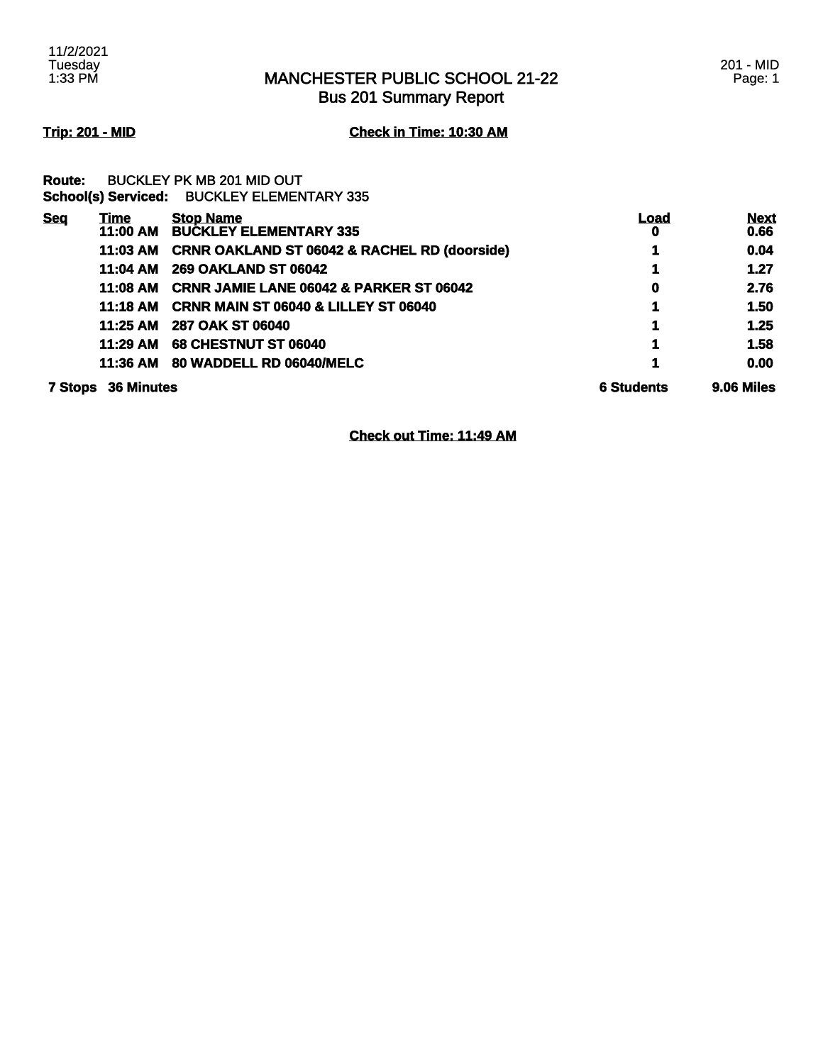# MANCHESTER PUBLIC SCHOOL 21-22
## Bus 201 Summary Report

**Trip: 201 - MID** **Check in Time: 10:30 AM**

**Route:** BUCKLEY PK MB 201 MID OUT
**School(s) Serviced:** BUCKLEY ELEMENTARY 335

| Seq | Time | Stop Name | Load | Next |
|---|---|---|---|---|
| | 11:00 AM | BUCKLEY ELEMENTARY 335 | 0 | 0.66 |
| | 11:03 AM | CRNR OAKLAND ST 06042 & RACHEL RD (doorside) | 1 | 0.04 |
| | 11:04 AM | 269 OAKLAND ST 06042 | 1 | 1.27 |
| | 11:08 AM | CRNR JAMIE LANE 06042 & PARKER ST 06042 | 0 | 2.76 |
| | 11:18 AM | CRNR MAIN ST 06040 & LILLEY ST 06040 | 1 | 1.50 |
| | 11:25 AM | 287 OAK ST 06040 | 1 | 1.25 |
| | 11:29 AM | 68 CHESTNUT ST 06040 | 1 | 1.58 |
| | 11:36 AM | 80 WADDELL RD 06040/MELC | 1 | 0.00 |
| **7 Stops** | **36 Minutes** | | **6 Students** | **9.06 Miles** |

**Check out Time: 11:49 AM**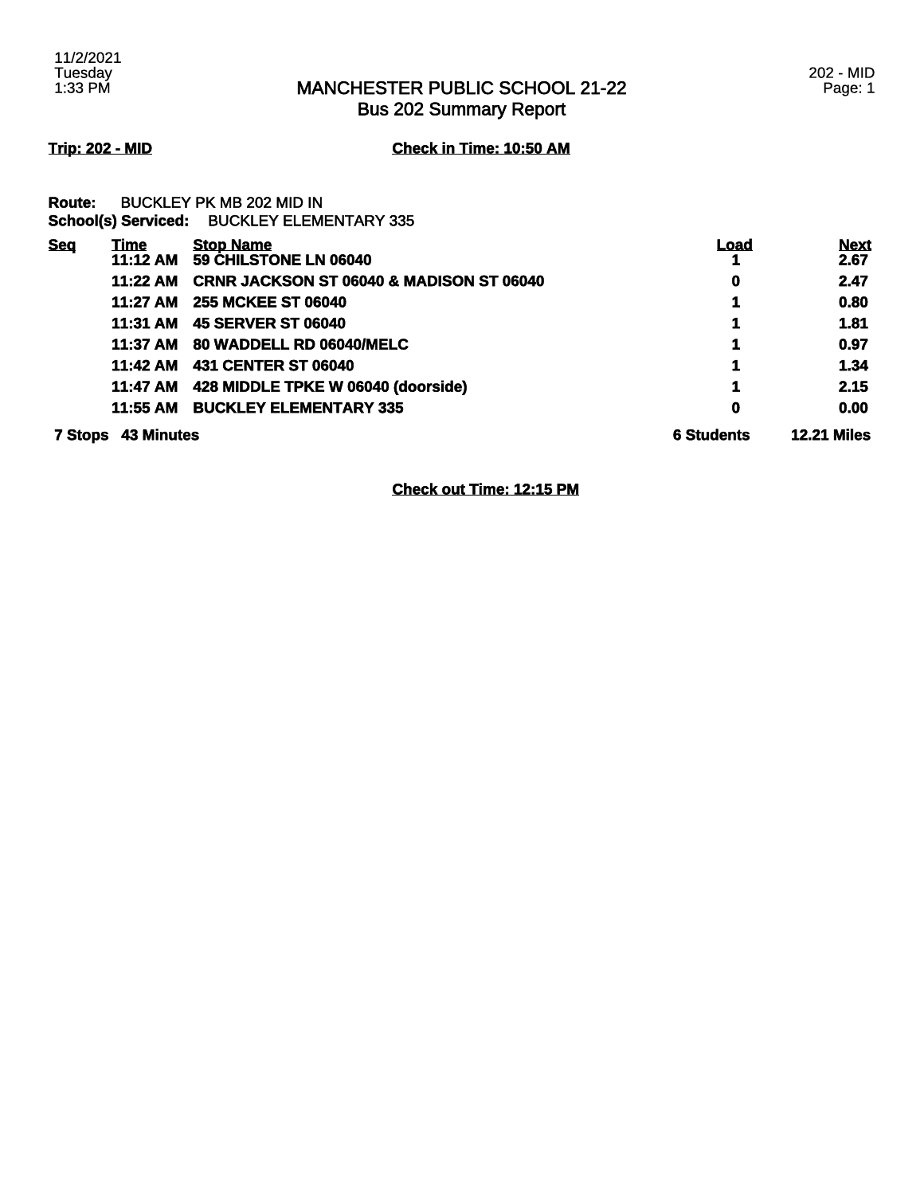# MANCHESTER PUBLIC SCHOOL 21-22
## Bus 202 Summary Report

**Trip: 202 - MID** **Check in Time: 10:50 AM**

**Route:** BUCKLEY PK MB 202 MID IN
**School(s) Serviced:** BUCKLEY ELEMENTARY 335

| Seq | Time | Stop Name | Load | Next |
|---|---|---|---|---|
| | 11:12 AM | 59 CHILSTONE LN 06040 | 1 | 2.67 |
| | 11:22 AM | CRNR JACKSON ST 06040 & MADISON ST 06040 | 0 | 2.47 |
| | 11:27 AM | 255 MCKEE ST 06040 | 1 | 0.80 |
| | 11:31 AM | 45 SERVER ST 06040 | 1 | 1.81 |
| | 11:37 AM | 80 WADDELL RD 06040/MELC | 1 | 0.97 |
| | 11:42 AM | 431 CENTER ST 06040 | 1 | 1.34 |
| | 11:47 AM | 428 MIDDLE TPKE W 06040 (doorside) | 1 | 2.15 |
| | 11:55 AM | BUCKLEY ELEMENTARY 335 | 0 | 0.00 |
| 7 Stops | 43 Minutes | | 6 Students | 12.21 Miles |

**Check out Time: 12:15 PM**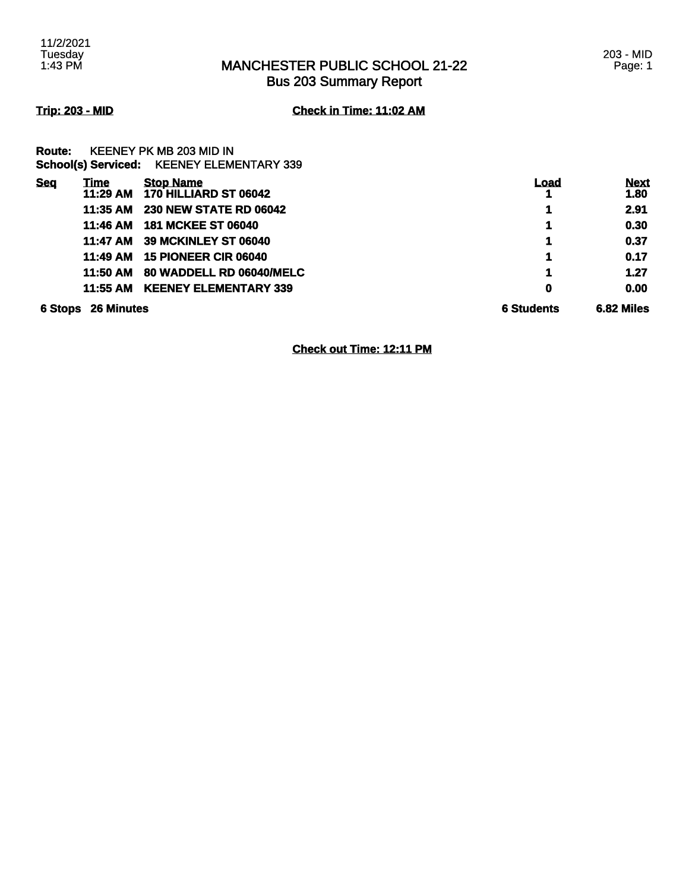# MANCHESTER PUBLIC SCHOOL 21-22
## Bus 203 Summary Report

**Trip: 203 - MID** **Check in Time: 11:02 AM**

**Route:** KEENEY PK MB 203 MID IN
**School(s) Serviced:** KEENEY ELEMENTARY 339

| Seq | Time | Stop Name | Load | Next |
|---|---|---|---|---|
| | 11:29 AM | 170 HILLIARD ST 06042 | 1 | 1.80 |
| | 11:35 AM | 230 NEW STATE RD 06042 | 1 | 2.91 |
| | 11:46 AM | 181 MCKEE ST 06040 | 1 | 0.30 |
| | 11:47 AM | 39 MCKINLEY ST 06040 | 1 | 0.37 |
| | 11:49 AM | 15 PIONEER CIR 06040 | 1 | 0.17 |
| | 11:50 AM | 80 WADDELL RD 06040/MELC | 1 | 1.27 |
| | 11:55 AM | KEENEY ELEMENTARY 339 | 0 | 0.00 |
| 6 Stops | 26 Minutes | | 6 Students | 6.82 Miles |

**Check out Time: 12:11 PM**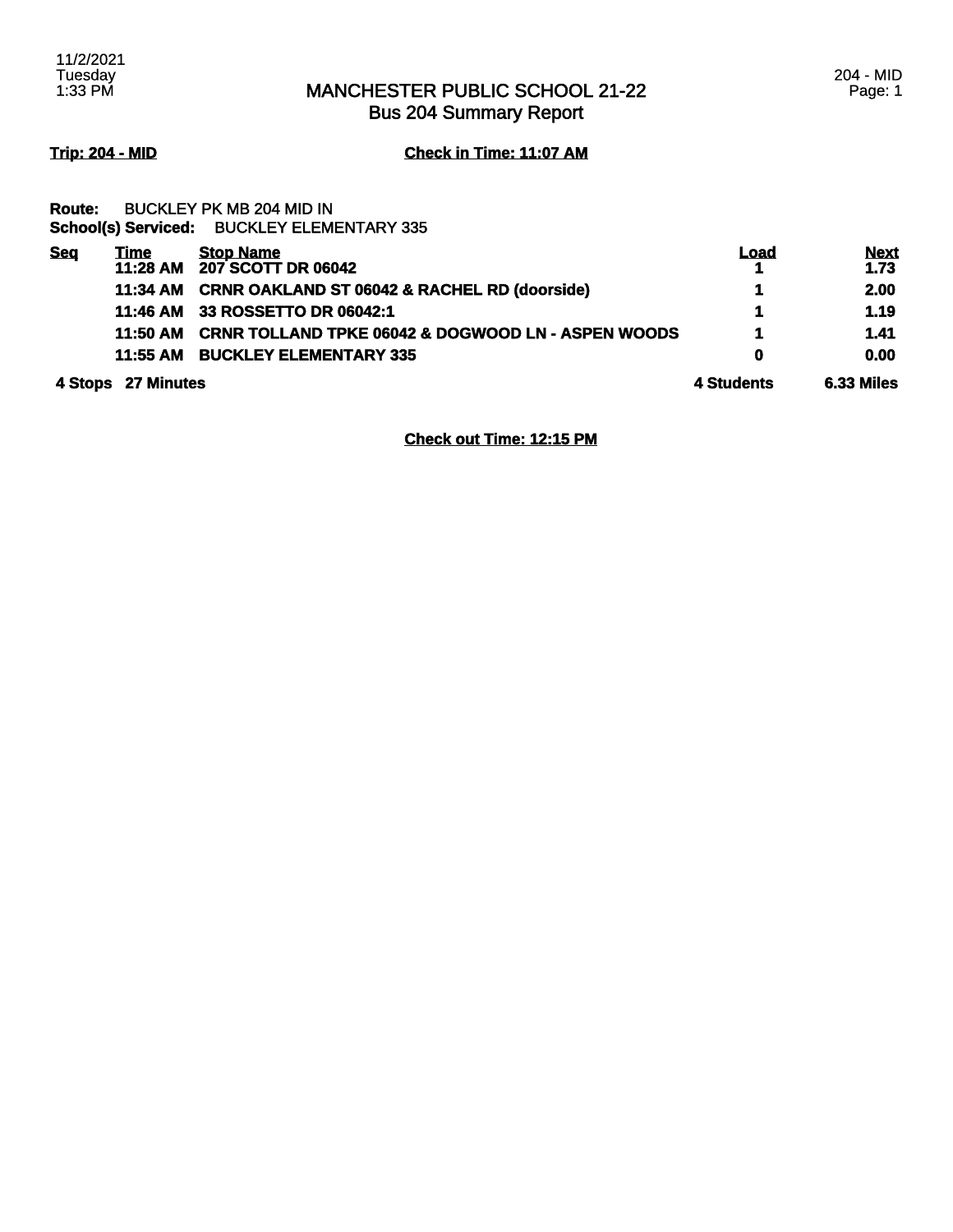# MANCHESTER PUBLIC SCHOOL 21-22
## Bus 204 Summary Report

**Trip: 204 - MID** **Check in Time: 11:07 AM**

**Route:** BUCKLEY PK MB 204 MID IN
**School(s) Serviced:** BUCKLEY ELEMENTARY 335

| Seq | Time | Stop Name | Load | Next |
|---|---|---|---|---|
| | 11:28 AM | 207 SCOTT DR 06042 | 1 | 1.73 |
| | 11:34 AM | CRNR OAKLAND ST 06042 & RACHEL RD (doorside) | 1 | 2.00 |
| | 11:46 AM | 33 ROSSETTO DR 06042:1 | 1 | 1.19 |
| | 11:50 AM | CRNR TOLLAND TPKE 06042 & DOGWOOD LN - ASPEN WOODS | 1 | 1.41 |
| | 11:55 AM | BUCKLEY ELEMENTARY 335 | 0 | 0.00 |
| 4 Stops | 27 Minutes | | 4 Students | 6.33 Miles |

**Check out Time: 12:15 PM**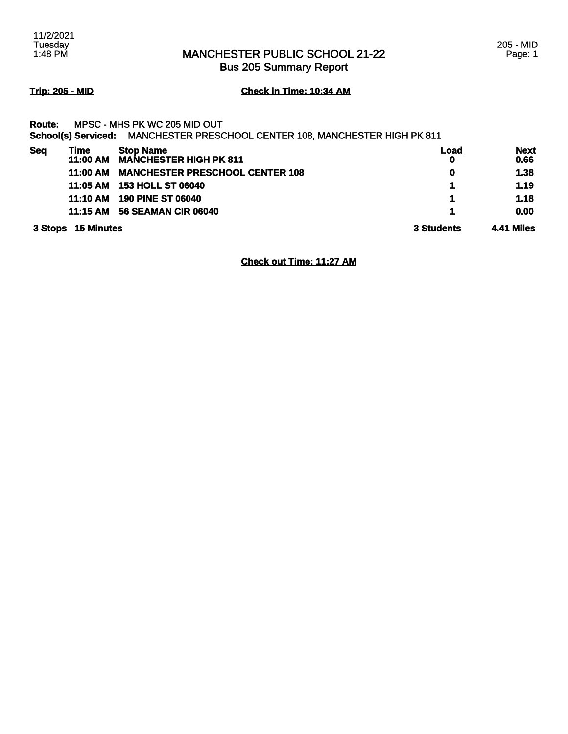# MANCHESTER PUBLIC SCHOOL 21-22
## Bus 205 Summary Report

11/2/2021
Tuesday
1:48 PM

205 - MID

**Trip: 205 - MID** **Check in Time: 10:34 AM**

**Route:** MPSC - MHS PK WC 205 MID OUT
**School(s) Serviced:** MANCHESTER PRESCHOOL CENTER 108, MANCHESTER HIGH PK 811

| Seq | Time | Stop Name | Load | Next |
|---|---|---|---|---|
| | 11:00 AM | MANCHESTER HIGH PK 811 | 0 | 0.66 |
| | 11:00 AM | MANCHESTER PRESCHOOL CENTER 108 | 0 | 1.38 |
| | 11:05 AM | 153 HOLL ST 06040 | 1 | 1.19 |
| | 11:10 AM | 190 PINE ST 06040 | 1 | 1.18 |
| | 11:15 AM | 56 SEAMAN CIR 06040 | 1 | 0.00 |
| 3 Stops | 15 Minutes | | 3 Students | 4.41 Miles |

**Check out Time: 11:27 AM**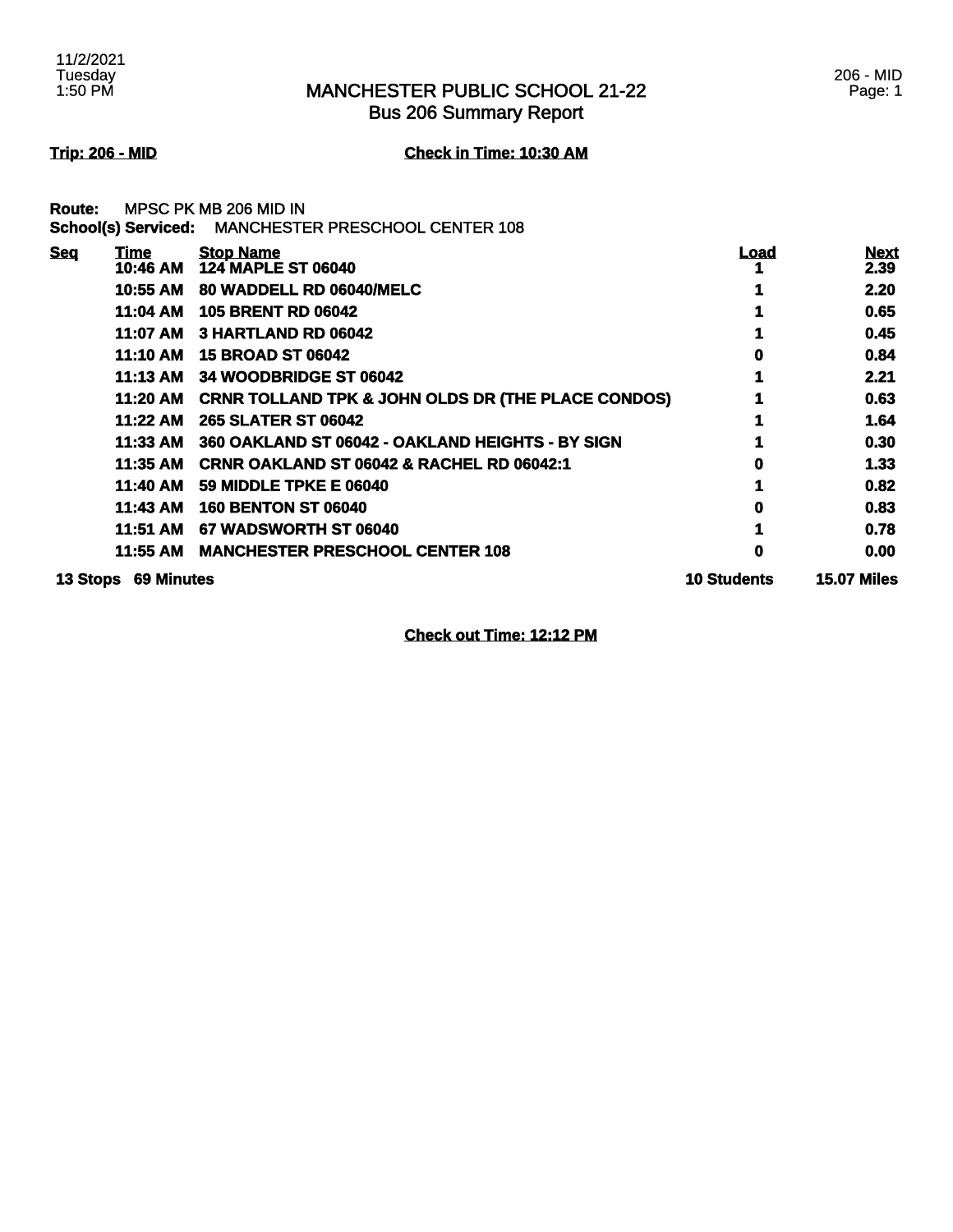# MANCHESTER PUBLIC SCHOOL 21-22
## Bus 206 Summary Report

11/2/2021
Tuesday
1:50 PM

206 - MID

**Trip: 206 - MID** **Check in Time: 10:30 AM**

**Route:** MPSC PK MB 206 MID IN
**School(s) Serviced:** MANCHESTER PRESCHOOL CENTER 108

| Seq | Time | Stop Name | Load | Next |
|---|---|---|---|---|
| | 10:46 AM | 124 MAPLE ST 06040 | 1 | 2.39 |
| | 10:55 AM | 80 WADDELL RD 06040/MELC | 1 | 2.20 |
| | 11:04 AM | 105 BRENT RD 06042 | 1 | 0.65 |
| | 11:07 AM | 3 HARTLAND RD 06042 | 1 | 0.45 |
| | 11:10 AM | 15 BROAD ST 06042 | 0 | 0.84 |
| | 11:13 AM | 34 WOODBRIDGE ST 06042 | 1 | 2.21 |
| | 11:20 AM | CRNR TOLLAND TPK & JOHN OLDS DR (THE PLACE CONDOS) | 1 | 0.63 |
| | 11:22 AM | 265 SLATER ST 06042 | 1 | 1.64 |
| | 11:33 AM | 360 OAKLAND ST 06042 - OAKLAND HEIGHTS - BY SIGN | 1 | 0.30 |
| | 11:35 AM | CRNR OAKLAND ST 06042 & RACHEL RD 06042:1 | 0 | 1.33 |
| | 11:40 AM | 59 MIDDLE TPKE E 06040 | 1 | 0.82 |
| | 11:43 AM | 160 BENTON ST 06040 | 0 | 0.83 |
| | 11:51 AM | 67 WADSWORTH ST 06040 | 1 | 0.78 |
| | 11:55 AM | MANCHESTER PRESCHOOL CENTER 108 | 0 | 0.00 |
| **13 Stops** | **69 Minutes** | | **10 Students** | **15.07 Miles** |

**Check out Time: 12:12 PM**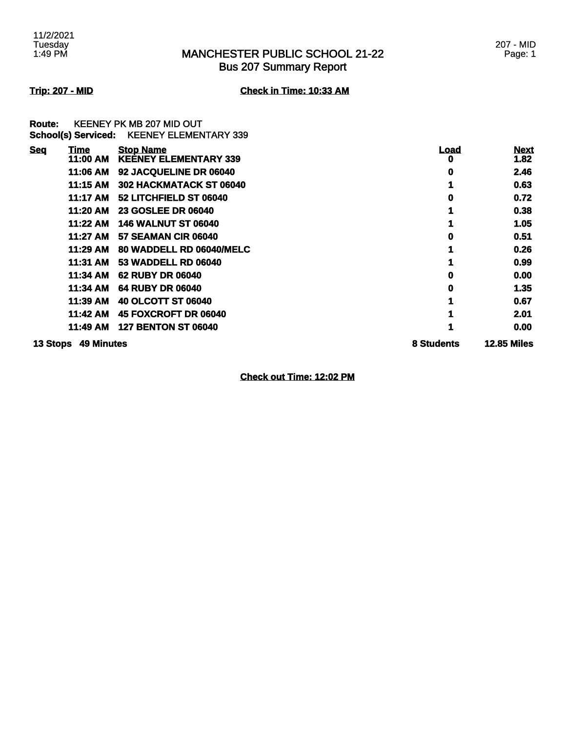# MANCHESTER PUBLIC SCHOOL 21-22
## Bus 207 Summary Report

11/2/2021
Tuesday
1:49 PM

207 - MID

**Trip: 207 - MID** **Check in Time: 10:33 AM**

**Route:** KEENEY PK MB 207 MID OUT
**School(s) Serviced:** KEENEY ELEMENTARY 339

| Seq | Time | Stop Name | Load | Next |
|---|---|---|---|---|
| | 11:00 AM | KEENEY ELEMENTARY 339 | 0 | 1.82 |
| | 11:06 AM | 92 JACQUELINE DR 06040 | 0 | 2.46 |
| | 11:15 AM | 302 HACKMATACK ST 06040 | 1 | 0.63 |
| | 11:17 AM | 52 LITCHFIELD ST 06040 | 0 | 0.72 |
| | 11:20 AM | 23 GOSLEE DR 06040 | 1 | 0.38 |
| | 11:22 AM | 146 WALNUT ST 06040 | 1 | 1.05 |
| | 11:27 AM | 57 SEAMAN CIR 06040 | 0 | 0.51 |
| | 11:29 AM | 80 WADDELL RD 06040/MELC | 1 | 0.26 |
| | 11:31 AM | 53 WADDELL RD 06040 | 1 | 0.99 |
| | 11:34 AM | 62 RUBY DR 06040 | 0 | 0.00 |
| | 11:34 AM | 64 RUBY DR 06040 | 0 | 1.35 |
| | 11:39 AM | 40 OLCOTT ST 06040 | 1 | 0.67 |
| | 11:42 AM | 45 FOXCROFT DR 06040 | 1 | 2.01 |
| | 11:49 AM | 127 BENTON ST 06040 | 1 | 0.00 |
| **13 Stops** | **49 Minutes** | | **8 Students** | **12.85 Miles** |

**Check out Time: 12:02 PM**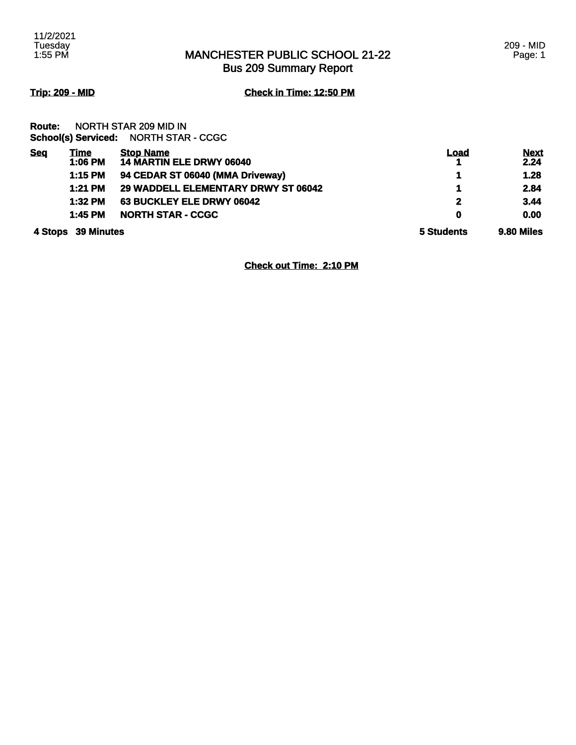# MANCHESTER PUBLIC SCHOOL 21-22
## Bus 209 Summary Report

**Trip: 209 - MID** **Check in Time: 12:50 PM**

**Route:** NORTH STAR 209 MID IN
**School(s) Serviced:** NORTH STAR - CCGC

| Seq | Time | Stop Name | Load | Next |
|---|---|---|---|---|
| | 1:06 PM | 14 MARTIN ELE DRWY 06040 | 1 | 2.24 |
| | 1:15 PM | 94 CEDAR ST 06040 (MMA Driveway) | 1 | 1.28 |
| | 1:21 PM | 29 WADDELL ELEMENTARY DRWY ST 06042 | 1 | 2.84 |
| | 1:32 PM | 63 BUCKLEY ELE DRWY 06042 | 2 | 3.44 |
| | 1:45 PM | NORTH STAR - CCGC | 0 | 0.00 |
| 4 Stops | 39 Minutes | | 5 Students | 9.80 Miles |

**Check out Time: 2:10 PM**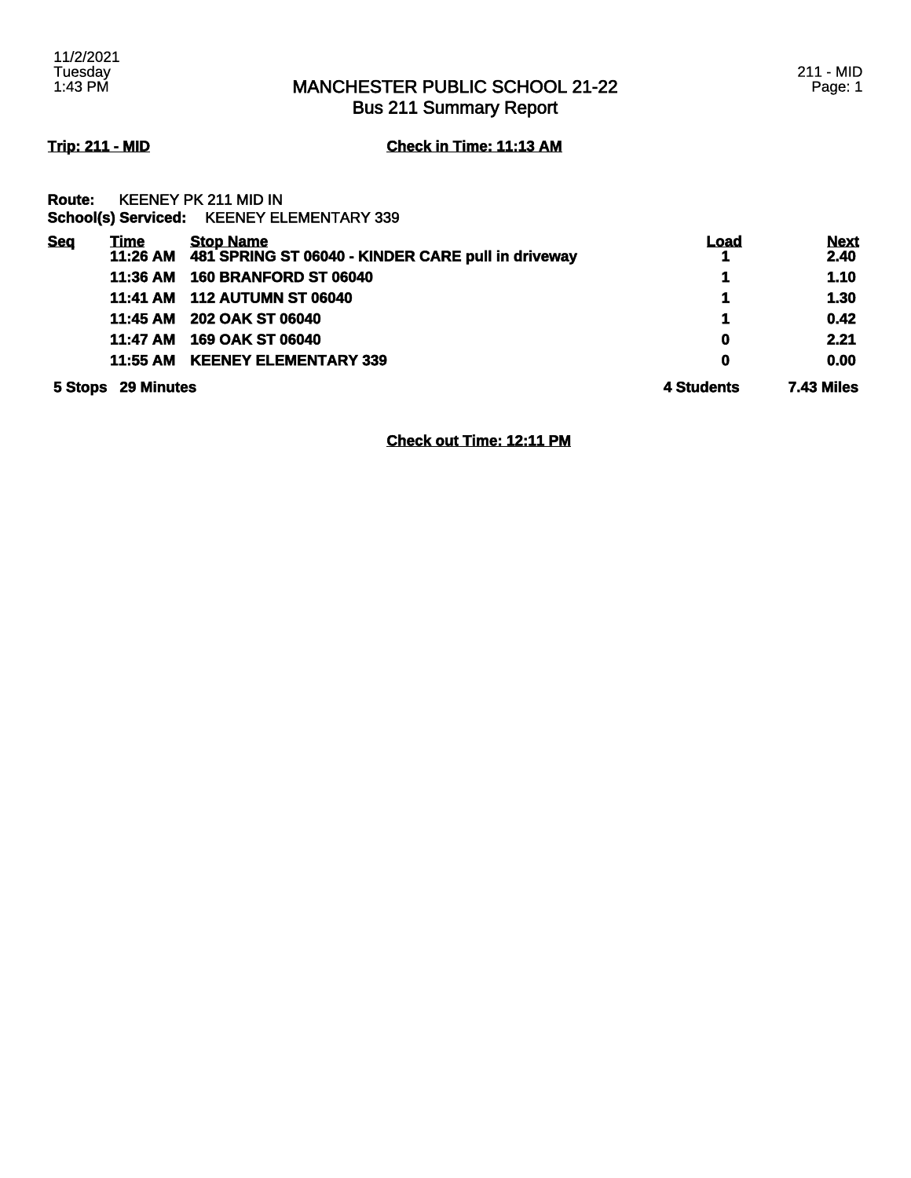# MANCHESTER PUBLIC SCHOOL 21-22
## Bus 211 Summary Report

**Trip: 211 - MID** **Check in Time: 11:13 AM**

**Route:** KEENEY PK 211 MID IN
**School(s) Serviced:** KEENEY ELEMENTARY 339

| Seq | Time | Stop Name | Load | Next |
|---|---|---|---|---|
| | 11:26 AM | 481 SPRING ST 06040 - KINDER CARE pull in driveway | 1 | 2.40 |
| | 11:36 AM | 160 BRANFORD ST 06040 | 1 | 1.10 |
| | 11:41 AM | 112 AUTUMN ST 06040 | 1 | 1.30 |
| | 11:45 AM | 202 OAK ST 06040 | 1 | 0.42 |
| | 11:47 AM | 169 OAK ST 06040 | 0 | 2.21 |
| | 11:55 AM | KEENEY ELEMENTARY 339 | 0 | 0.00 |
| 5 Stops | 29 Minutes | | 4 Students | 7.43 Miles |

**Check out Time: 12:11 PM**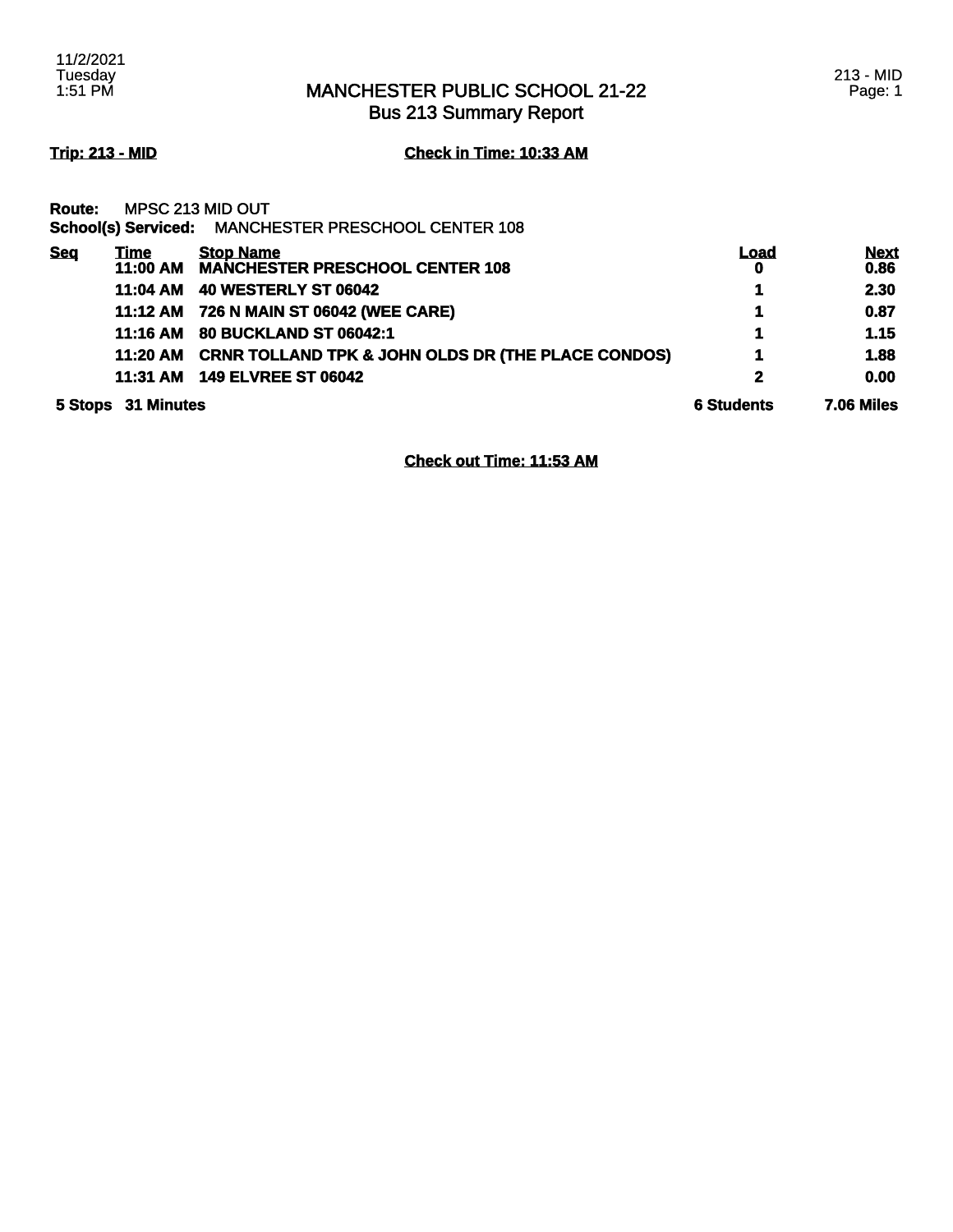# MANCHESTER PUBLIC SCHOOL 21-22
## Bus 213 Summary Report

**Trip: 213 - MID** **Check in Time: 10:33 AM**

**Route:** MPSC 213 MID OUT
**School(s) Serviced:** MANCHESTER PRESCHOOL CENTER 108

| Seq | Time | Stop Name | Load | Next |
|---|---|---|---|---|
| | 11:00 AM | MANCHESTER PRESCHOOL CENTER 108 | 0 | 0.86 |
| | 11:04 AM | 40 WESTERLY ST 06042 | 1 | 2.30 |
| | 11:12 AM | 726 N MAIN ST 06042 (WEE CARE) | 1 | 0.87 |
| | 11:16 AM | 80 BUCKLAND ST 06042:1 | 1 | 1.15 |
| | 11:20 AM | CRNR TOLLAND TPK & JOHN OLDS DR (THE PLACE CONDOS) | 1 | 1.88 |
| | 11:31 AM | 149 ELVREE ST 06042 | 2 | 0.00 |
| 5 Stops | 31 Minutes | | 6 Students | 7.06 Miles |

**Check out Time: 11:53 AM**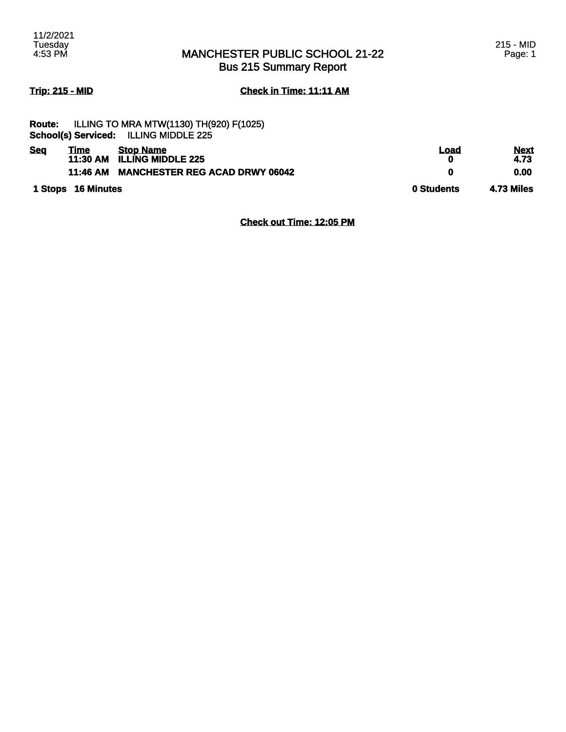# MANCHESTER PUBLIC SCHOOL 21-22
## Bus 215 Summary Report

**Trip: 215 - MID** **Check in Time: 11:11 AM**

**Route:** ILLING TO MRA MTW(1130) TH(920) F(1025)
**School(s) Serviced:** ILLING MIDDLE 225

| Seq | Time | Stop Name | Load | Next |
|---|---|---|---|---|
| | 11:30 AM | ILLING MIDDLE 225 | 0 | 4.73 |
| | 11:46 AM | MANCHESTER REG ACAD DRWY 06042 | 0 | 0.00 |
| 1 Stops | 16 Minutes | | 0 Students | 4.73 Miles |

**Check out Time: 12:05 PM**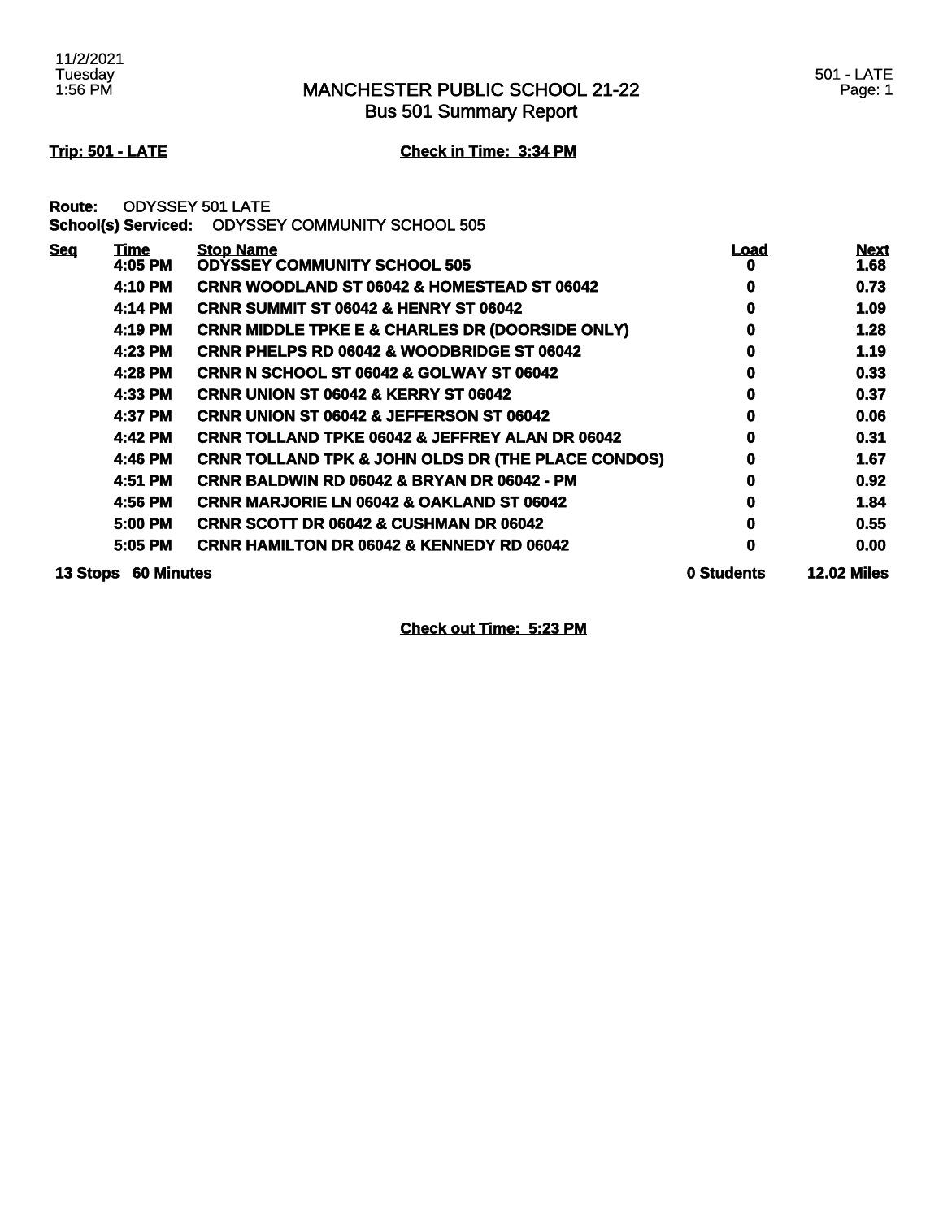# MANCHESTER PUBLIC SCHOOL 21-22
## Bus 501 Summary Report

**Trip: 501 - LATE** **Check in Time: 3:34 PM**

**Route:** ODYSSEY 501 LATE
**School(s) Serviced:** ODYSSEY COMMUNITY SCHOOL 505

| Seq | Time | Stop Name | Load | Next |
|---|---|---|---|---|
| | 4:05 PM | ODYSSEY COMMUNITY SCHOOL 505 | 0 | 1.68 |
| | 4:10 PM | CRNR WOODLAND ST 06042 & HOMESTEAD ST 06042 | 0 | 0.73 |
| | 4:14 PM | CRNR SUMMIT ST 06042 & HENRY ST 06042 | 0 | 1.09 |
| | 4:19 PM | CRNR MIDDLE TPKE E & CHARLES DR (DOORSIDE ONLY) | 0 | 1.28 |
| | 4:23 PM | CRNR PHELPS RD 06042 & WOODBRIDGE ST 06042 | 0 | 1.19 |
| | 4:28 PM | CRNR N SCHOOL ST 06042 & GOLWAY ST 06042 | 0 | 0.33 |
| | 4:33 PM | CRNR UNION ST 06042 & KERRY ST 06042 | 0 | 0.37 |
| | 4:37 PM | CRNR UNION ST 06042 & JEFFERSON ST 06042 | 0 | 0.06 |
| | 4:42 PM | CRNR TOLLAND TPKE 06042 & JEFFREY ALAN DR 06042 | 0 | 0.31 |
| | 4:46 PM | CRNR TOLLAND TPK & JOHN OLDS DR (THE PLACE CONDOS) | 0 | 1.67 |
| | 4:51 PM | CRNR BALDWIN RD 06042 & BRYAN DR 06042 - PM | 0 | 0.92 |
| | 4:56 PM | CRNR MARJORIE LN 06042 & OAKLAND ST 06042 | 0 | 1.84 |
| | 5:00 PM | CRNR SCOTT DR 06042 & CUSHMAN DR 06042 | 0 | 0.55 |
| | 5:05 PM | CRNR HAMILTON DR 06042 & KENNEDY RD 06042 | 0 | 0.00 |
| **13 Stops** | **60 Minutes** | | **0 Students** | **12.02 Miles** |

**Check out Time: 5:23 PM**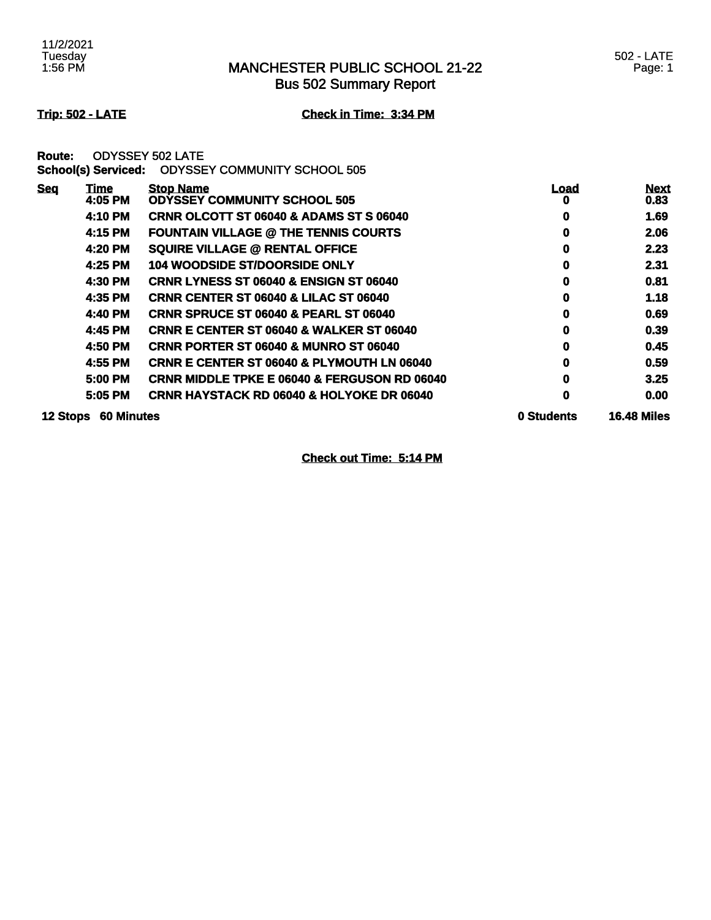# MANCHESTER PUBLIC SCHOOL 21-22
## Bus 502 Summary Report

**Trip: 502 - LATE** **Check in Time: 3:34 PM**

**Route:** ODYSSEY 502 LATE
**School(s) Serviced:** ODYSSEY COMMUNITY SCHOOL 505

| Seq | Time | Stop Name | Load | Next |
|---|---|---|---|---|
| | 4:05 PM | ODYSSEY COMMUNITY SCHOOL 505 | 0 | 0.83 |
| | 4:10 PM | CRNR OLCOTT ST 06040 & ADAMS ST S 06040 | 0 | 1.69 |
| | 4:15 PM | FOUNTAIN VILLAGE @ THE TENNIS COURTS | 0 | 2.06 |
| | 4:20 PM | SQUIRE VILLAGE @ RENTAL OFFICE | 0 | 2.23 |
| | 4:25 PM | 104 WOODSIDE ST/DOORSIDE ONLY | 0 | 2.31 |
| | 4:30 PM | CRNR LYNESS ST 06040 & ENSIGN ST 06040 | 0 | 0.81 |
| | 4:35 PM | CRNR CENTER ST 06040 & LILAC ST 06040 | 0 | 1.18 |
| | 4:40 PM | CRNR SPRUCE ST 06040 & PEARL ST 06040 | 0 | 0.69 |
| | 4:45 PM | CRNR E CENTER ST 06040 & WALKER ST 06040 | 0 | 0.39 |
| | 4:50 PM | CRNR PORTER ST 06040 & MUNRO ST 06040 | 0 | 0.45 |
| | 4:55 PM | CRNR E CENTER ST 06040 & PLYMOUTH LN 06040 | 0 | 0.59 |
| | 5:00 PM | CRNR MIDDLE TPKE E 06040 & FERGUSON RD 06040 | 0 | 3.25 |
| | 5:05 PM | CRNR HAYSTACK RD 06040 & HOLYOKE DR 06040 | 0 | 0.00 |
| 12 Stops | 60 Minutes | | 0 Students | 16.48 Miles |

**Check out Time: 5:14 PM**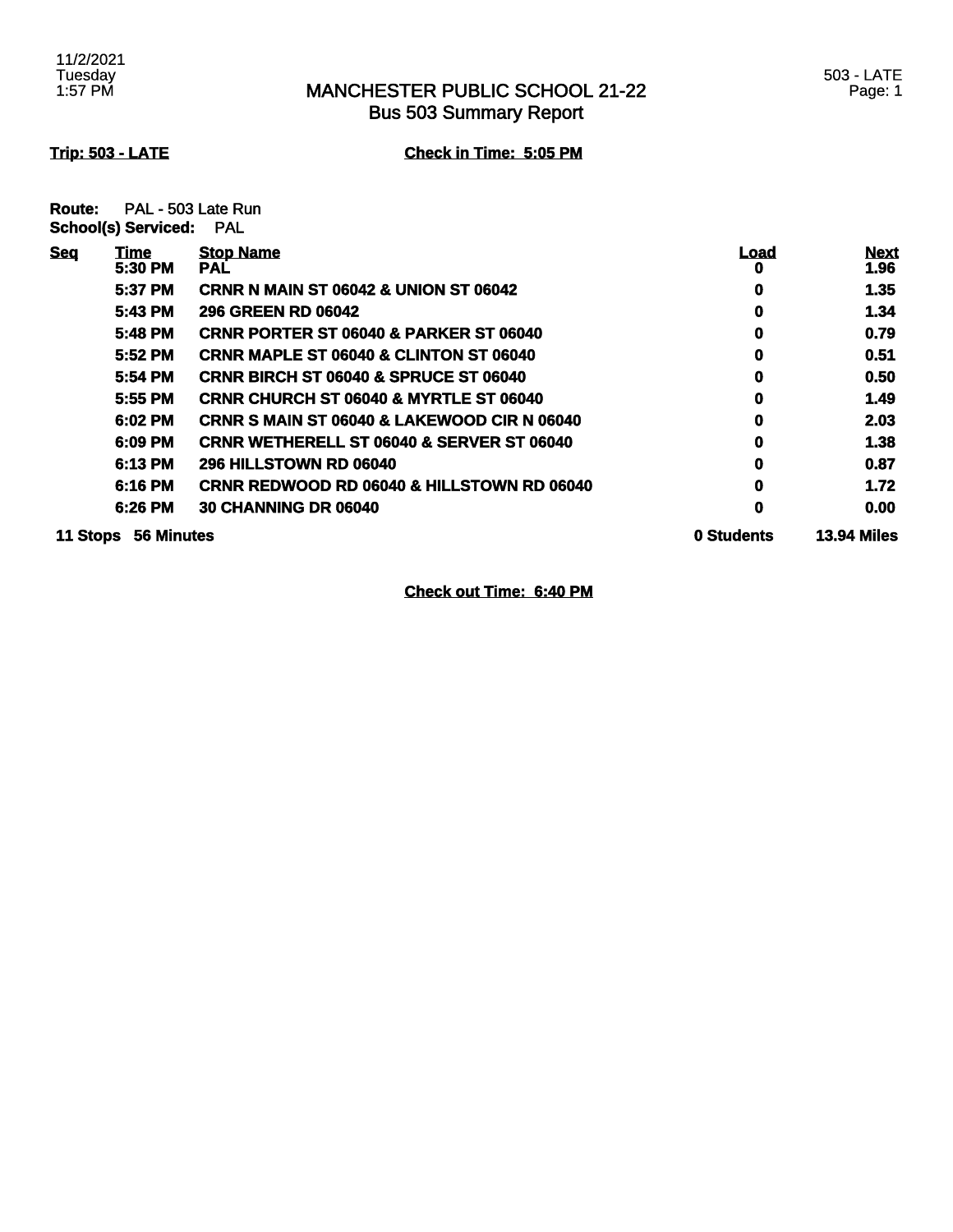# MANCHESTER PUBLIC SCHOOL 21-22
## Bus 503 Summary Report

**Trip: 503 - LATE** **Check in Time: 5:05 PM**

**Route:** PAL - 503 Late Run
**School(s) Serviced:** PAL

| Seq | Time | Stop Name | Load | Next |
|---|---|---|---|---|
| | 5:30 PM | PAL | 0 | 1.96 |
| | 5:37 PM | CRNR N MAIN ST 06042 & UNION ST 06042 | 0 | 1.35 |
| | 5:43 PM | 296 GREEN RD 06042 | 0 | 1.34 |
| | 5:48 PM | CRNR PORTER ST 06040 & PARKER ST 06040 | 0 | 0.79 |
| | 5:52 PM | CRNR MAPLE ST 06040 & CLINTON ST 06040 | 0 | 0.51 |
| | 5:54 PM | CRNR BIRCH ST 06040 & SPRUCE ST 06040 | 0 | 0.50 |
| | 5:55 PM | CRNR CHURCH ST 06040 & MYRTLE ST 06040 | 0 | 1.49 |
| | 6:02 PM | CRNR S MAIN ST 06040 & LAKEWOOD CIR N 06040 | 0 | 2.03 |
| | 6:09 PM | CRNR WETHERELL ST 06040 & SERVER ST 06040 | 0 | 1.38 |
| | 6:13 PM | 296 HILLSTOWN RD 06040 | 0 | 0.87 |
| | 6:16 PM | CRNR REDWOOD RD 06040 & HILLSTOWN RD 06040 | 0 | 1.72 |
| | 6:26 PM | 30 CHANNING DR 06040 | 0 | 0.00 |
| **11 Stops** | **56 Minutes** | | **0 Students** | **13.94 Miles** |

**Check out Time: 6:40 PM**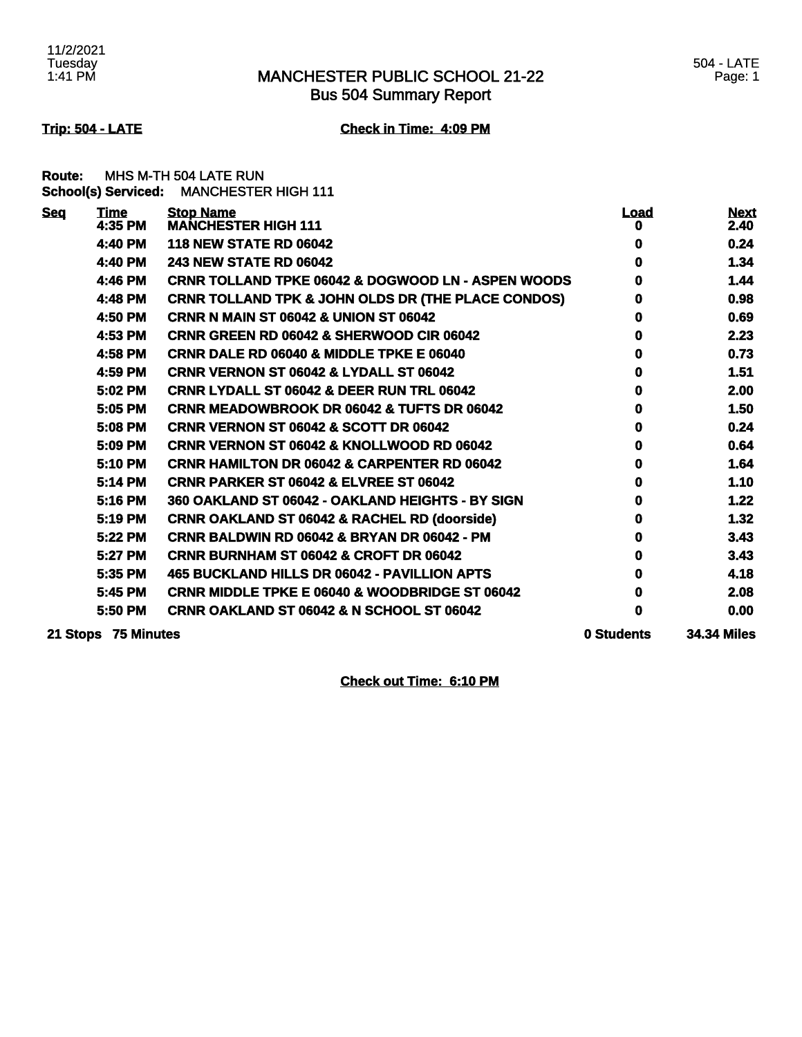11/2/2021
Tuesday
1:41 PM

# MANCHESTER PUBLIC SCHOOL 21-22
## Bus 504 Summary Report

504 - LATE
Page: 1

**Trip: 504 - LATE** **Check in Time: 4:09 PM**

**Route:** MHS M-TH 504 LATE RUN
**School(s) Serviced:** MANCHESTER HIGH 111

| Seq | Time | Stop Name | Load | Next |
|---|---|---|---|---|
| | 4:35 PM | MANCHESTER HIGH 111 | 0 | 2.40 |
| | 4:40 PM | 118 NEW STATE RD 06042 | 0 | 0.24 |
| | 4:40 PM | 243 NEW STATE RD 06042 | 0 | 1.34 |
| | 4:46 PM | CRNR TOLLAND TPKE 06042 & DOGWOOD LN - ASPEN WOODS | 0 | 1.44 |
| | 4:48 PM | CRNR TOLLAND TPK & JOHN OLDS DR (THE PLACE CONDOS) | 0 | 0.98 |
| | 4:50 PM | CRNR N MAIN ST 06042 & UNION ST 06042 | 0 | 0.69 |
| | 4:53 PM | CRNR GREEN RD 06042 & SHERWOOD CIR 06042 | 0 | 2.23 |
| | 4:58 PM | CRNR DALE RD 06040 & MIDDLE TPKE E 06040 | 0 | 0.73 |
| | 4:59 PM | CRNR VERNON ST 06042 & LYDALL ST 06042 | 0 | 1.51 |
| | 5:02 PM | CRNR LYDALL ST 06042 & DEER RUN TRL 06042 | 0 | 2.00 |
| | 5:05 PM | CRNR MEADOWBROOK DR 06042 & TUFTS DR 06042 | 0 | 1.50 |
| | 5:08 PM | CRNR VERNON ST 06042 & SCOTT DR 06042 | 0 | 0.24 |
| | 5:09 PM | CRNR VERNON ST 06042 & KNOLLWOOD RD 06042 | 0 | 0.64 |
| | 5:10 PM | CRNR HAMILTON DR 06042 & CARPENTER RD 06042 | 0 | 1.64 |
| | 5:14 PM | CRNR PARKER ST 06042 & ELVREE ST 06042 | 0 | 1.10 |
| | 5:16 PM | 360 OAKLAND ST 06042 - OAKLAND HEIGHTS - BY SIGN | 0 | 1.22 |
| | 5:19 PM | CRNR OAKLAND ST 06042 & RACHEL RD (doorside) | 0 | 1.32 |
| | 5:22 PM | CRNR BALDWIN RD 06042 & BRYAN DR 06042 - PM | 0 | 3.43 |
| | 5:27 PM | CRNR BURNHAM ST 06042 & CROFT DR 06042 | 0 | 3.43 |
| | 5:35 PM | 465 BUCKLAND HILLS DR 06042 - PAVILLION APTS | 0 | 4.18 |
| | 5:45 PM | CRNR MIDDLE TPKE E 06040 & WOODBRIDGE ST 06042 | 0 | 2.08 |
| | 5:50 PM | CRNR OAKLAND ST 06042 & N SCHOOL ST 06042 | 0 | 0.00 |
| **21 Stops** | **75 Minutes** | | **0 Students** | **34.34 Miles** |

**Check out Time: 6:10 PM**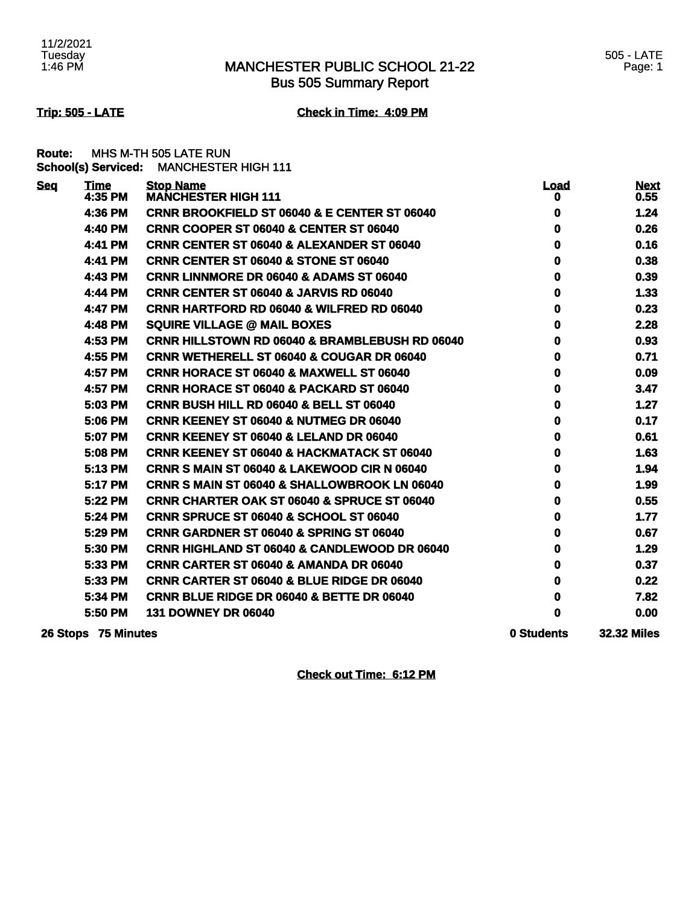# MANCHESTER PUBLIC SCHOOL 21-22
## Bus 505 Summary Report

11/2/2021
Tuesday
1:46 PM

505 - LATE

**Trip: 505 - LATE** **Check in Time: 4:09 PM**

**Route:** MHS M-TH 505 LATE RUN
**School(s) Serviced:** MANCHESTER HIGH 111

| Seq | Time | Stop Name | Load | Next |
|---|---|---|---|---|
| | 4:35 PM | MANCHESTER HIGH 111 | 0 | 0.55 |
| | 4:36 PM | CRNR BROOKFIELD ST 06040 & E CENTER ST 06040 | 0 | 1.24 |
| | 4:40 PM | CRNR COOPER ST 06040 & CENTER ST 06040 | 0 | 0.26 |
| | 4:41 PM | CRNR CENTER ST 06040 & ALEXANDER ST 06040 | 0 | 0.16 |
| | 4:41 PM | CRNR CENTER ST 06040 & STONE ST 06040 | 0 | 0.38 |
| | 4:43 PM | CRNR LINNMORE DR 06040 & ADAMS ST 06040 | 0 | 0.39 |
| | 4:44 PM | CRNR CENTER ST 06040 & JARVIS RD 06040 | 0 | 1.33 |
| | 4:47 PM | CRNR HARTFORD RD 06040 & WILFRED RD 06040 | 0 | 0.23 |
| | 4:48 PM | SQUIRE VILLAGE @ MAIL BOXES | 0 | 2.28 |
| | 4:53 PM | CRNR HILLSTOWN RD 06040 & BRAMBLEBUSH RD 06040 | 0 | 0.93 |
| | 4:55 PM | CRNR WETHERELL ST 06040 & COUGAR DR 06040 | 0 | 0.71 |
| | 4:57 PM | CRNR HORACE ST 06040 & MAXWELL ST 06040 | 0 | 0.09 |
| | 4:57 PM | CRNR HORACE ST 06040 & PACKARD ST 06040 | 0 | 3.47 |
| | 5:03 PM | CRNR BUSH HILL RD 06040 & BELL ST 06040 | 0 | 1.27 |
| | 5:06 PM | CRNR KEENEY ST 06040 & NUTMEG DR 06040 | 0 | 0.17 |
| | 5:07 PM | CRNR KEENEY ST 06040 & LELAND DR 06040 | 0 | 0.61 |
| | 5:08 PM | CRNR KEENEY ST 06040 & HACKMATACK ST 06040 | 0 | 1.63 |
| | 5:13 PM | CRNR S MAIN ST 06040 & LAKEWOOD CIR N 06040 | 0 | 1.94 |
| | 5:17 PM | CRNR S MAIN ST 06040 & SHALLOWBROOK LN 06040 | 0 | 1.99 |
| | 5:22 PM | CRNR CHARTER OAK ST 06040 & SPRUCE ST 06040 | 0 | 0.55 |
| | 5:24 PM | CRNR SPRUCE ST 06040 & SCHOOL ST 06040 | 0 | 1.77 |
| | 5:29 PM | CRNR GARDNER ST 06040 & SPRING ST 06040 | 0 | 0.67 |
| | 5:30 PM | CRNR HIGHLAND ST 06040 & CANDLEWOOD DR 06040 | 0 | 1.29 |
| | 5:33 PM | CRNR CARTER ST 06040 & AMANDA DR 06040 | 0 | 0.37 |
| | 5:33 PM | CRNR CARTER ST 06040 & BLUE RIDGE DR 06040 | 0 | 0.22 |
| | 5:34 PM | CRNR BLUE RIDGE DR 06040 & BETTE DR 06040 | 0 | 7.82 |
| | 5:50 PM | 131 DOWNEY DR 06040 | 0 | 0.00 |
| **26 Stops** | **75 Minutes** | | **0 Students** | **32.32 Miles** |

**Check out Time: 6:12 PM**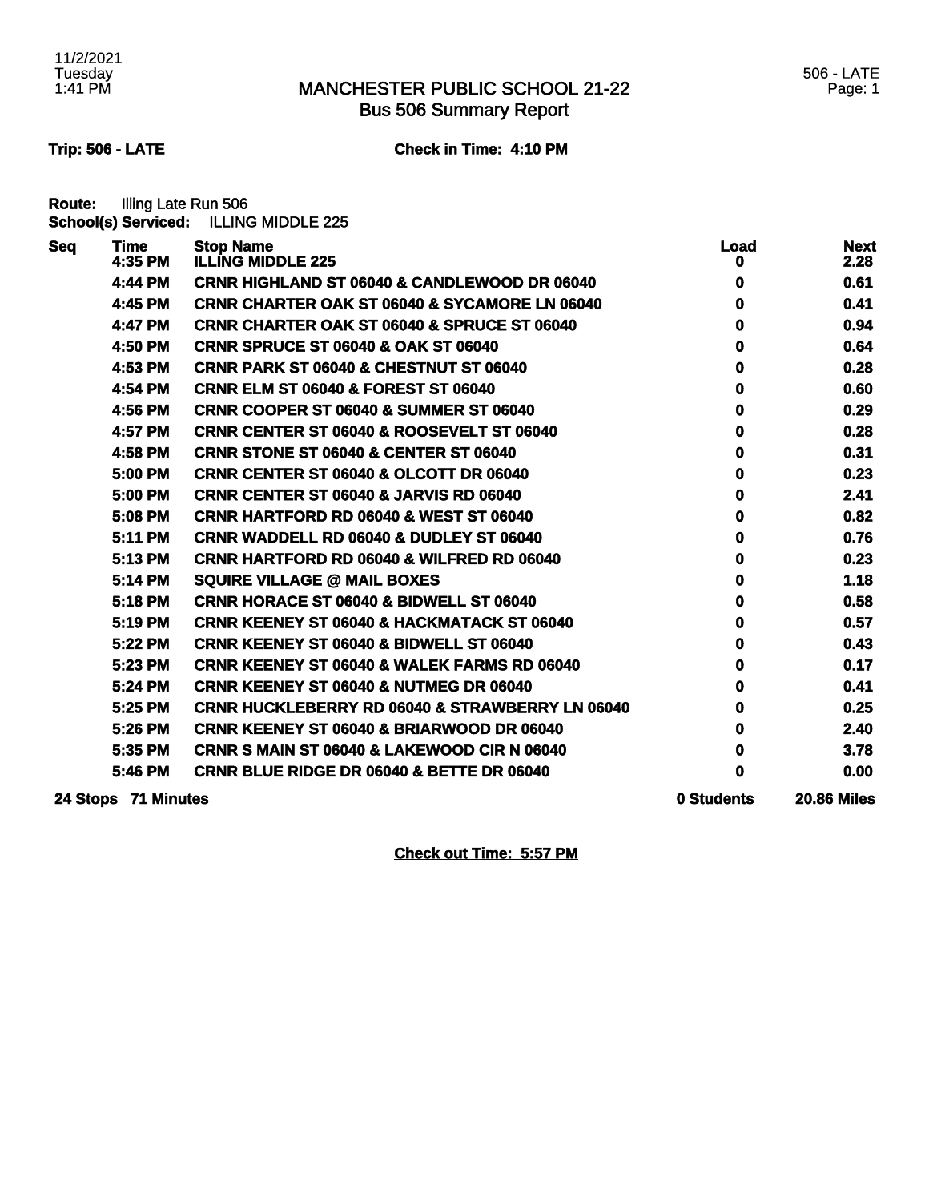# MANCHESTER PUBLIC SCHOOL 21-22
## Bus 506 Summary Report

11/2/2021
Tuesday
1:41 PM

506 - LATE

**Trip: 506 - LATE** **Check in Time: 4:10 PM**

**Route:** Illing Late Run 506
**School(s) Serviced:** ILLING MIDDLE 225

| Seq | Time | Stop Name | Load | Next |
|---|---|---|---|---|
| | 4:35 PM | ILLING MIDDLE 225 | 0 | 2.28 |
| | 4:44 PM | CRNR HIGHLAND ST 06040 & CANDLEWOOD DR 06040 | 0 | 0.61 |
| | 4:45 PM | CRNR CHARTER OAK ST 06040 & SYCAMORE LN 06040 | 0 | 0.41 |
| | 4:47 PM | CRNR CHARTER OAK ST 06040 & SPRUCE ST 06040 | 0 | 0.94 |
| | 4:50 PM | CRNR SPRUCE ST 06040 & OAK ST 06040 | 0 | 0.64 |
| | 4:53 PM | CRNR PARK ST 06040 & CHESTNUT ST 06040 | 0 | 0.28 |
| | 4:54 PM | CRNR ELM ST 06040 & FOREST ST 06040 | 0 | 0.60 |
| | 4:56 PM | CRNR COOPER ST 06040 & SUMMER ST 06040 | 0 | 0.29 |
| | 4:57 PM | CRNR CENTER ST 06040 & ROOSEVELT ST 06040 | 0 | 0.28 |
| | 4:58 PM | CRNR STONE ST 06040 & CENTER ST 06040 | 0 | 0.31 |
| | 5:00 PM | CRNR CENTER ST 06040 & OLCOTT DR 06040 | 0 | 0.23 |
| | 5:00 PM | CRNR CENTER ST 06040 & JARVIS RD 06040 | 0 | 2.41 |
| | 5:08 PM | CRNR HARTFORD RD 06040 & WEST ST 06040 | 0 | 0.82 |
| | 5:11 PM | CRNR WADDELL RD 06040 & DUDLEY ST 06040 | 0 | 0.76 |
| | 5:13 PM | CRNR HARTFORD RD 06040 & WILFRED RD 06040 | 0 | 0.23 |
| | 5:14 PM | SQUIRE VILLAGE @ MAIL BOXES | 0 | 1.18 |
| | 5:18 PM | CRNR HORACE ST 06040 & BIDWELL ST 06040 | 0 | 0.58 |
| | 5:19 PM | CRNR KEENEY ST 06040 & HACKMATACK ST 06040 | 0 | 0.57 |
| | 5:22 PM | CRNR KEENEY ST 06040 & BIDWELL ST 06040 | 0 | 0.43 |
| | 5:23 PM | CRNR KEENEY ST 06040 & WALEK FARMS RD 06040 | 0 | 0.17 |
| | 5:24 PM | CRNR KEENEY ST 06040 & NUTMEG DR 06040 | 0 | 0.41 |
| | 5:25 PM | CRNR HUCKLEBERRY RD 06040 & STRAWBERRY LN 06040 | 0 | 0.25 |
| | 5:26 PM | CRNR KEENEY ST 06040 & BRIARWOOD DR 06040 | 0 | 2.40 |
| | 5:35 PM | CRNR S MAIN ST 06040 & LAKEWOOD CIR N 06040 | 0 | 3.78 |
| | 5:46 PM | CRNR BLUE RIDGE DR 06040 & BETTE DR 06040 | 0 | 0.00 |
| **24 Stops** | **71 Minutes** | | **0 Students** | **20.86 Miles** |

**Check out Time: 5:57 PM**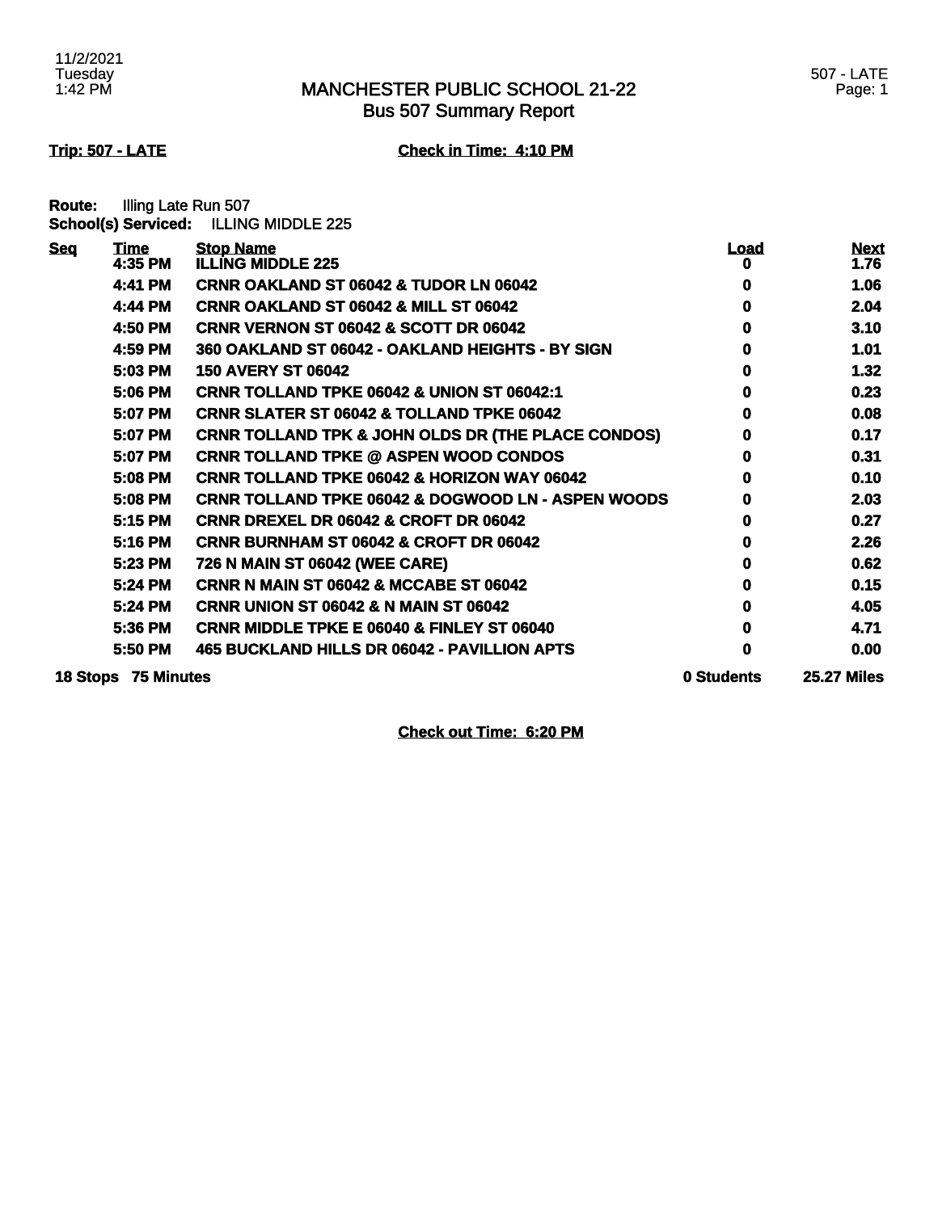# MANCHESTER PUBLIC SCHOOL 21-22
## Bus 507 Summary Report

11/2/2021
Tuesday
1:42 PM

507 - LATE

**Trip: 507 - LATE** **Check in Time: 4:10 PM**

**Route:** Illing Late Run 507
**School(s) Serviced:** ILLING MIDDLE 225

| Seq | Time | Stop Name | Load | Next |
|---|---|---|---|---|
| | 4:35 PM | ILLING MIDDLE 225 | 0 | 1.76 |
| | 4:41 PM | CRNR OAKLAND ST 06042 & TUDOR LN 06042 | 0 | 1.06 |
| | 4:44 PM | CRNR OAKLAND ST 06042 & MILL ST 06042 | 0 | 2.04 |
| | 4:50 PM | CRNR VERNON ST 06042 & SCOTT DR 06042 | 0 | 3.10 |
| | 4:59 PM | 360 OAKLAND ST 06042 - OAKLAND HEIGHTS - BY SIGN | 0 | 1.01 |
| | 5:03 PM | 150 AVERY ST 06042 | 0 | 1.32 |
| | 5:06 PM | CRNR TOLLAND TPKE 06042 & UNION ST 06042:1 | 0 | 0.23 |
| | 5:07 PM | CRNR SLATER ST 06042 & TOLLAND TPKE 06042 | 0 | 0.08 |
| | 5:07 PM | CRNR TOLLAND TPK & JOHN OLDS DR (THE PLACE CONDOS) | 0 | 0.17 |
| | 5:07 PM | CRNR TOLLAND TPKE @ ASPEN WOOD CONDOS | 0 | 0.31 |
| | 5:08 PM | CRNR TOLLAND TPKE 06042 & HORIZON WAY 06042 | 0 | 0.10 |
| | 5:08 PM | CRNR TOLLAND TPKE 06042 & DOGWOOD LN - ASPEN WOODS | 0 | 2.03 |
| | 5:15 PM | CRNR DREXEL DR 06042 & CROFT DR 06042 | 0 | 0.27 |
| | 5:16 PM | CRNR BURNHAM ST 06042 & CROFT DR 06042 | 0 | 2.26 |
| | 5:23 PM | 726 N MAIN ST 06042 (WEE CARE) | 0 | 0.62 |
| | 5:24 PM | CRNR N MAIN ST 06042 & MCCABE ST 06042 | 0 | 0.15 |
| | 5:24 PM | CRNR UNION ST 06042 & N MAIN ST 06042 | 0 | 4.05 |
| | 5:36 PM | CRNR MIDDLE TPKE E 06040 & FINLEY ST 06040 | 0 | 4.71 |
| | 5:50 PM | 465 BUCKLAND HILLS DR 06042 - PAVILLION APTS | 0 | 0.00 |
| **18 Stops** | **75 Minutes** | | **0 Students** | **25.27 Miles** |

**Check out Time: 6:20 PM**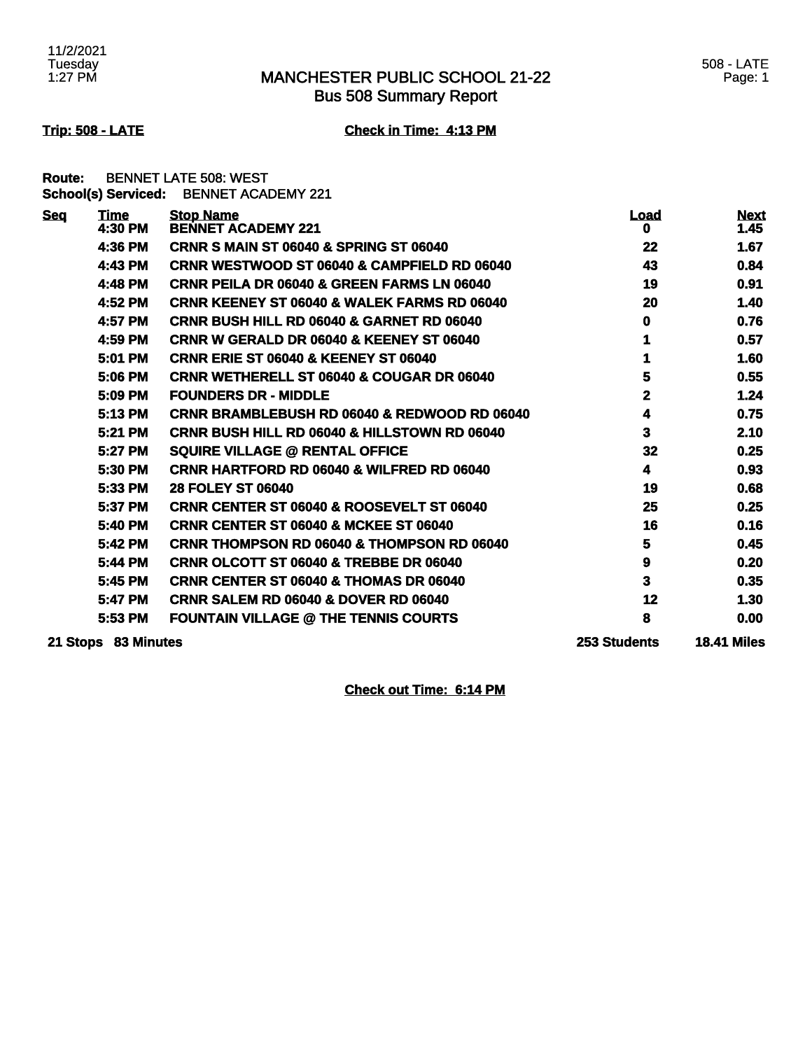# MANCHESTER PUBLIC SCHOOL 21-22
## Bus 508 Summary Report

**Trip: 508 - LATE** | **Check in Time: 4:13 PM**

**Route:** BENNET LATE 508: WEST
**School(s) Serviced:** BENNET ACADEMY 221

| Seq | Time | Stop Name | Load | Next |
|---|---|---|---|---|
| | 4:30 PM | BENNET ACADEMY 221 | 0 | 1.45 |
| | 4:36 PM | CRNR S MAIN ST 06040 & SPRING ST 06040 | 22 | 1.67 |
| | 4:43 PM | CRNR WESTWOOD ST 06040 & CAMPFIELD RD 06040 | 43 | 0.84 |
| | 4:48 PM | CRNR PEILA DR 06040 & GREEN FARMS LN 06040 | 19 | 0.91 |
| | 4:52 PM | CRNR KEENEY ST 06040 & WALEK FARMS RD 06040 | 20 | 1.40 |
| | 4:57 PM | CRNR BUSH HILL RD 06040 & GARNET RD 06040 | 0 | 0.76 |
| | 4:59 PM | CRNR W GERALD DR 06040 & KEENEY ST 06040 | 1 | 0.57 |
| | 5:01 PM | CRNR ERIE ST 06040 & KEENEY ST 06040 | 1 | 1.60 |
| | 5:06 PM | CRNR WETHERELL ST 06040 & COUGAR DR 06040 | 5 | 0.55 |
| | 5:09 PM | FOUNDERS DR - MIDDLE | 2 | 1.24 |
| | 5:13 PM | CRNR BRAMBLEBUSH RD 06040 & REDWOOD RD 06040 | 4 | 0.75 |
| | 5:21 PM | CRNR BUSH HILL RD 06040 & HILLSTOWN RD 06040 | 3 | 2.10 |
| | 5:27 PM | SQUIRE VILLAGE @ RENTAL OFFICE | 32 | 0.25 |
| | 5:30 PM | CRNR HARTFORD RD 06040 & WILFRED RD 06040 | 4 | 0.93 |
| | 5:33 PM | 28 FOLEY ST 06040 | 19 | 0.68 |
| | 5:37 PM | CRNR CENTER ST 06040 & ROOSEVELT ST 06040 | 25 | 0.25 |
| | 5:40 PM | CRNR CENTER ST 06040 & MCKEE ST 06040 | 16 | 0.16 |
| | 5:42 PM | CRNR THOMPSON RD 06040 & THOMPSON RD 06040 | 5 | 0.45 |
| | 5:44 PM | CRNR OLCOTT ST 06040 & TREBBE DR 06040 | 9 | 0.20 |
| | 5:45 PM | CRNR CENTER ST 06040 & THOMAS DR 06040 | 3 | 0.35 |
| | 5:47 PM | CRNR SALEM RD 06040 & DOVER RD 06040 | 12 | 1.30 |
| | 5:53 PM | FOUNTAIN VILLAGE @ THE TENNIS COURTS | 8 | 0.00 |
| **21 Stops** | **83 Minutes** | | **253 Students** | **18.41 Miles** |

**Check out Time: 6:14 PM**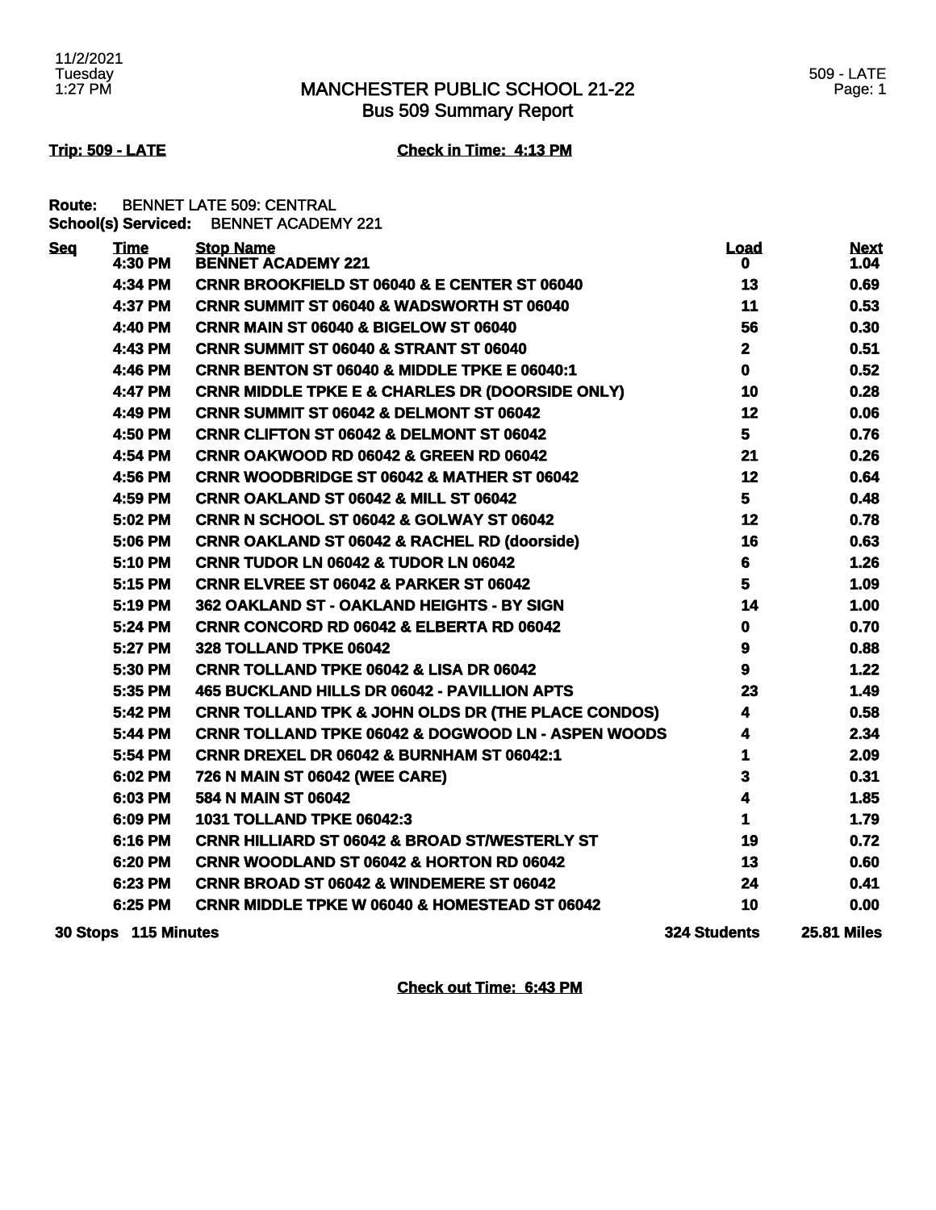# MANCHESTER PUBLIC SCHOOL 21-22
## Bus 509 Summary Report

**Trip: 509 - LATE** **Check in Time: 4:13 PM**

**Route:** BENNET LATE 509: CENTRAL
**School(s) Serviced:** BENNET ACADEMY 221

| Seq | Time | Stop Name | Load | Next |
|---|---|---|---|---|
| | 4:30 PM | BENNET ACADEMY 221 | 0 | 1.04 |
| | 4:34 PM | CRNR BROOKFIELD ST 06040 & E CENTER ST 06040 | 13 | 0.69 |
| | 4:37 PM | CRNR SUMMIT ST 06040 & WADSWORTH ST 06040 | 11 | 0.53 |
| | 4:40 PM | CRNR MAIN ST 06040 & BIGELOW ST 06040 | 56 | 0.30 |
| | 4:43 PM | CRNR SUMMIT ST 06040 & STRANT ST 06040 | 2 | 0.51 |
| | 4:46 PM | CRNR BENTON ST 06040 & MIDDLE TPKE E 06040:1 | 0 | 0.52 |
| | 4:47 PM | CRNR MIDDLE TPKE E & CHARLES DR (DOORSIDE ONLY) | 10 | 0.28 |
| | 4:49 PM | CRNR SUMMIT ST 06042 & DELMONT ST 06042 | 12 | 0.06 |
| | 4:50 PM | CRNR CLIFTON ST 06042 & DELMONT ST 06042 | 5 | 0.76 |
| | 4:54 PM | CRNR OAKWOOD RD 06042 & GREEN RD 06042 | 21 | 0.26 |
| | 4:56 PM | CRNR WOODBRIDGE ST 06042 & MATHER ST 06042 | 12 | 0.64 |
| | 4:59 PM | CRNR OAKLAND ST 06042 & MILL ST 06042 | 5 | 0.48 |
| | 5:02 PM | CRNR N SCHOOL ST 06042 & GOLWAY ST 06042 | 12 | 0.78 |
| | 5:06 PM | CRNR OAKLAND ST 06042 & RACHEL RD (doorside) | 16 | 0.63 |
| | 5:10 PM | CRNR TUDOR LN 06042 & TUDOR LN 06042 | 6 | 1.26 |
| | 5:15 PM | CRNR ELVREE ST 06042 & PARKER ST 06042 | 5 | 1.09 |
| | 5:19 PM | 362 OAKLAND ST - OAKLAND HEIGHTS - BY SIGN | 14 | 1.00 |
| | 5:24 PM | CRNR CONCORD RD 06042 & ELBERTA RD 06042 | 0 | 0.70 |
| | 5:27 PM | 328 TOLLAND TPKE 06042 | 9 | 0.88 |
| | 5:30 PM | CRNR TOLLAND TPKE 06042 & LISA DR 06042 | 9 | 1.22 |
| | 5:35 PM | 465 BUCKLAND HILLS DR 06042 - PAVILLION APTS | 23 | 1.49 |
| | 5:42 PM | CRNR TOLLAND TPK & JOHN OLDS DR (THE PLACE CONDOS) | 4 | 0.58 |
| | 5:44 PM | CRNR TOLLAND TPKE 06042 & DOGWOOD LN - ASPEN WOODS | 4 | 2.34 |
| | 5:54 PM | CRNR DREXEL DR 06042 & BURNHAM ST 06042:1 | 1 | 2.09 |
| | 6:02 PM | 726 N MAIN ST 06042 (WEE CARE) | 3 | 0.31 |
| | 6:03 PM | 584 N MAIN ST 06042 | 4 | 1.85 |
| | 6:09 PM | 1031 TOLLAND TPKE 06042:3 | 1 | 1.79 |
| | 6:16 PM | CRNR HILLIARD ST 06042 & BROAD ST/WESTERLY ST | 19 | 0.72 |
| | 6:20 PM | CRNR WOODLAND ST 06042 & HORTON RD 06042 | 13 | 0.60 |
| | 6:23 PM | CRNR BROAD ST 06042 & WINDEMERE ST 06042 | 24 | 0.41 |
| | 6:25 PM | CRNR MIDDLE TPKE W 06040 & HOMESTEAD ST 06042 | 10 | 0.00 |
| **30 Stops** | **115 Minutes** | | **324 Students** | **25.81 Miles** |

**Check out Time: 6:43 PM**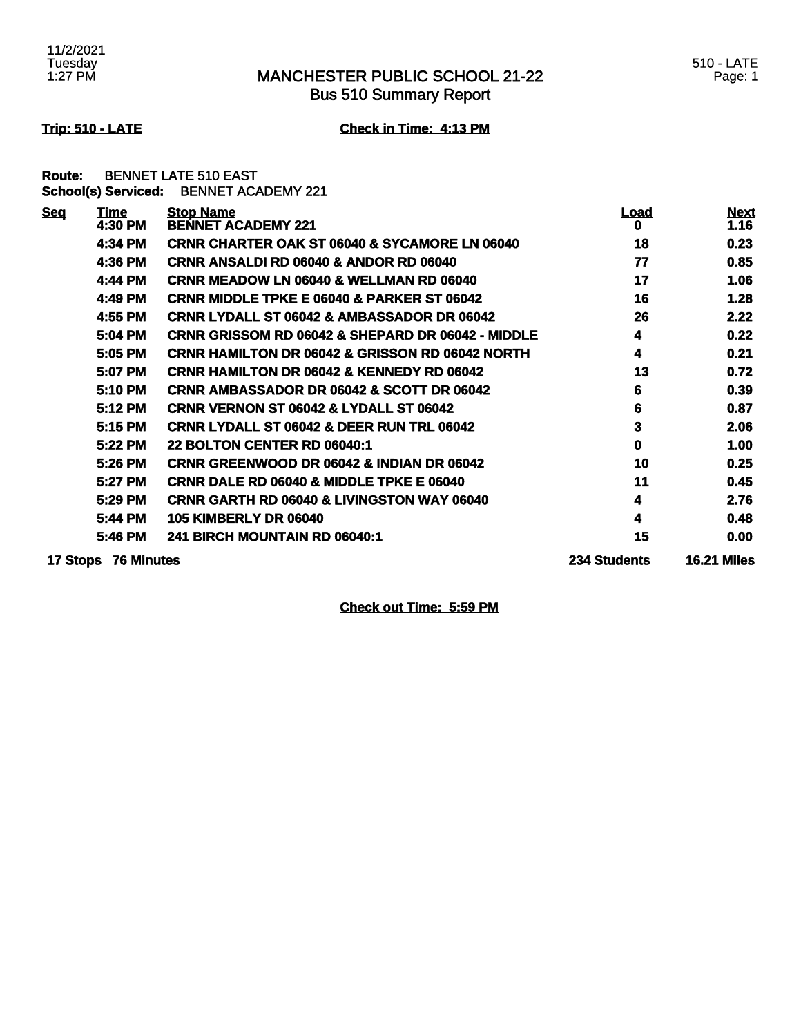## MANCHESTER PUBLIC SCHOOL 21-22
### Bus 510 Summary Report

**Trip: 510 - LATE** | **Check in Time: 4:13 PM**

**Route:** BENNET LATE 510 EAST
**School(s) Serviced:** BENNET ACADEMY 221

| Seq | Time | Stop Name | Load | Next |
|---|---|---|---|---|
| | 4:30 PM | BENNET ACADEMY 221 | 0 | 1.16 |
| | 4:34 PM | CRNR CHARTER OAK ST 06040 & SYCAMORE LN 06040 | 18 | 0.23 |
| | 4:36 PM | CRNR ANSALDI RD 06040 & ANDOR RD 06040 | 77 | 0.85 |
| | 4:44 PM | CRNR MEADOW LN 06040 & WELLMAN RD 06040 | 17 | 1.06 |
| | 4:49 PM | CRNR MIDDLE TPKE E 06040 & PARKER ST 06042 | 16 | 1.28 |
| | 4:55 PM | CRNR LYDALL ST 06042 & AMBASSADOR DR 06042 | 26 | 2.22 |
| | 5:04 PM | CRNR GRISSOM RD 06042 & SHEPARD DR 06042 - MIDDLE | 4 | 0.22 |
| | 5:05 PM | CRNR HAMILTON DR 06042 & GRISSON RD 06042 NORTH | 4 | 0.21 |
| | 5:07 PM | CRNR HAMILTON DR 06042 & KENNEDY RD 06042 | 13 | 0.72 |
| | 5:10 PM | CRNR AMBASSADOR DR 06042 & SCOTT DR 06042 | 6 | 0.39 |
| | 5:12 PM | CRNR VERNON ST 06042 & LYDALL ST 06042 | 6 | 0.87 |
| | 5:15 PM | CRNR LYDALL ST 06042 & DEER RUN TRL 06042 | 3 | 2.06 |
| | 5:22 PM | 22 BOLTON CENTER RD 06040:1 | 0 | 1.00 |
| | 5:26 PM | CRNR GREENWOOD DR 06042 & INDIAN DR 06042 | 10 | 0.25 |
| | 5:27 PM | CRNR DALE RD 06040 & MIDDLE TPKE E 06040 | 11 | 0.45 |
| | 5:29 PM | CRNR GARTH RD 06040 & LIVINGSTON WAY 06040 | 4 | 2.76 |
| | 5:44 PM | 105 KIMBERLY DR 06040 | 4 | 0.48 |
| | 5:46 PM | 241 BIRCH MOUNTAIN RD 06040:1 | 15 | 0.00 |
| **17 Stops** | **76 Minutes** | | **234 Students** | **16.21 Miles** |

**Check out Time: 5:59 PM**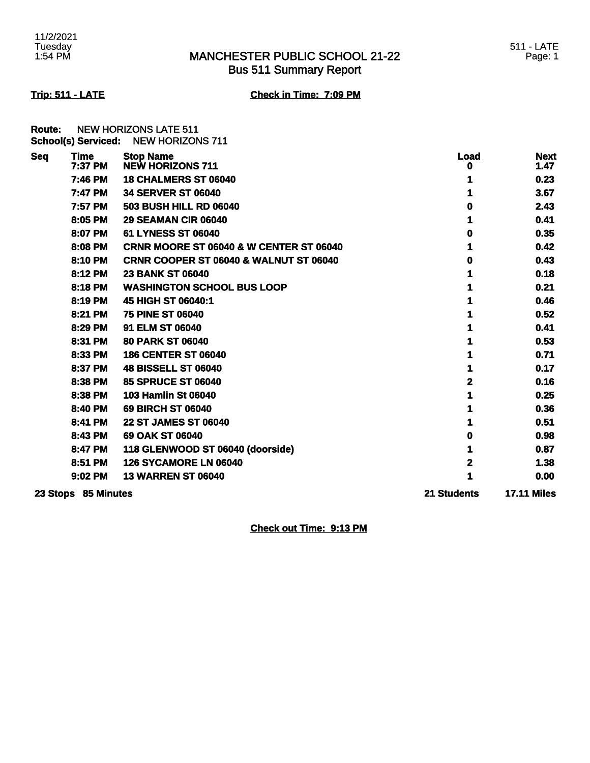# MANCHESTER PUBLIC SCHOOL 21-22
## Bus 511 Summary Report

11/2/2021
Tuesday
1:54 PM

511 - LATE

**Trip: 511 - LATE** **Check in Time: 7:09 PM**

**Route:** NEW HORIZONS LATE 511
**School(s) Serviced:** NEW HORIZONS 711

| Seq | Time | Stop Name | Load | Next |
|---|---|---|---|---|
| | 7:37 PM | NEW HORIZONS 711 | 0 | 1.47 |
| | 7:46 PM | 18 CHALMERS ST 06040 | 1 | 0.23 |
| | 7:47 PM | 34 SERVER ST 06040 | 1 | 3.67 |
| | 7:57 PM | 503 BUSH HILL RD 06040 | 0 | 2.43 |
| | 8:05 PM | 29 SEAMAN CIR 06040 | 1 | 0.41 |
| | 8:07 PM | 61 LYNESS ST 06040 | 0 | 0.35 |
| | 8:08 PM | CRNR MOORE ST 06040 & W CENTER ST 06040 | 1 | 0.42 |
| | 8:10 PM | CRNR COOPER ST 06040 & WALNUT ST 06040 | 0 | 0.43 |
| | 8:12 PM | 23 BANK ST 06040 | 1 | 0.18 |
| | 8:18 PM | WASHINGTON SCHOOL BUS LOOP | 1 | 0.21 |
| | 8:19 PM | 45 HIGH ST 06040:1 | 1 | 0.46 |
| | 8:21 PM | 75 PINE ST 06040 | 1 | 0.52 |
| | 8:29 PM | 91 ELM ST 06040 | 1 | 0.41 |
| | 8:31 PM | 80 PARK ST 06040 | 1 | 0.53 |
| | 8:33 PM | 186 CENTER ST 06040 | 1 | 0.71 |
| | 8:37 PM | 48 BISSELL ST 06040 | 1 | 0.17 |
| | 8:38 PM | 85 SPRUCE ST 06040 | 2 | 0.16 |
| | 8:38 PM | 103 Hamlin St 06040 | 1 | 0.25 |
| | 8:40 PM | 69 BIRCH ST 06040 | 1 | 0.36 |
| | 8:41 PM | 22 ST JAMES ST 06040 | 1 | 0.51 |
| | 8:43 PM | 69 OAK ST 06040 | 0 | 0.98 |
| | 8:47 PM | 118 GLENWOOD ST 06040 (doorside) | 1 | 0.87 |
| | 8:51 PM | 126 SYCAMORE LN 06040 | 2 | 1.38 |
| | 9:02 PM | 13 WARREN ST 06040 | 1 | 0.00 |
| 23 Stops | 85 Minutes | | 21 Students | 17.11 Miles |

**Check out Time: 9:13 PM**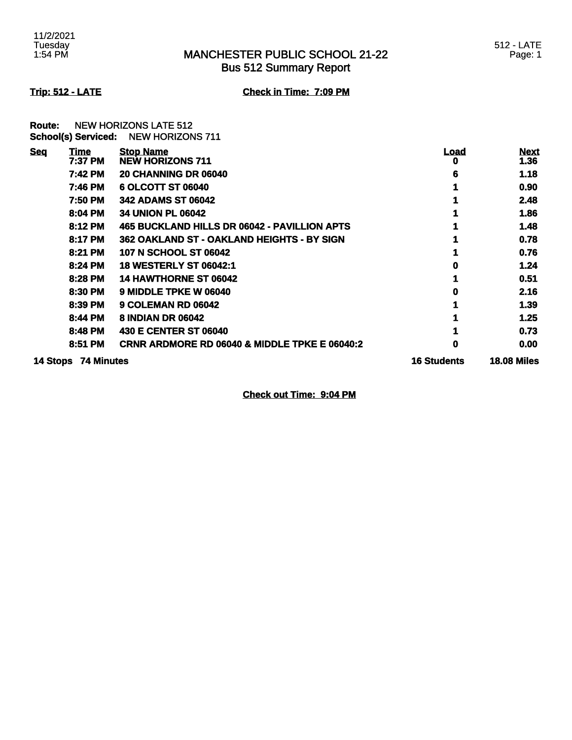# MANCHESTER PUBLIC SCHOOL 21-22
## Bus 512 Summary Report

11/2/2021
Tuesday
1:54 PM

512 - LATE

**Trip: 512 - LATE** **Check in Time: 7:09 PM**

**Route:** NEW HORIZONS LATE 512
**School(s) Serviced:** NEW HORIZONS 711

| Seq | Time | Stop Name | Load | Next |
|---|---|---|---|---|
| | 7:37 PM | NEW HORIZONS 711 | 0 | 1.36 |
| | 7:42 PM | 20 CHANNING DR 06040 | 6 | 1.18 |
| | 7:46 PM | 6 OLCOTT ST 06040 | 1 | 0.90 |
| | 7:50 PM | 342 ADAMS ST 06042 | 1 | 2.48 |
| | 8:04 PM | 34 UNION PL 06042 | 1 | 1.86 |
| | 8:12 PM | 465 BUCKLAND HILLS DR 06042 - PAVILLION APTS | 1 | 1.48 |
| | 8:17 PM | 362 OAKLAND ST - OAKLAND HEIGHTS - BY SIGN | 1 | 0.78 |
| | 8:21 PM | 107 N SCHOOL ST 06042 | 1 | 0.76 |
| | 8:24 PM | 18 WESTERLY ST 06042:1 | 0 | 1.24 |
| | 8:28 PM | 14 HAWTHORNE ST 06042 | 1 | 0.51 |
| | 8:30 PM | 9 MIDDLE TPKE W 06040 | 0 | 2.16 |
| | 8:39 PM | 9 COLEMAN RD 06042 | 1 | 1.39 |
| | 8:44 PM | 8 INDIAN DR 06042 | 1 | 1.25 |
| | 8:48 PM | 430 E CENTER ST 06040 | 1 | 0.73 |
| | 8:51 PM | CRNR ARDMORE RD 06040 & MIDDLE TPKE E 06040:2 | 0 | 0.00 |
| 14 Stops | 74 Minutes | | 16 Students | 18.08 Miles |

**Check out Time: 9:04 PM**